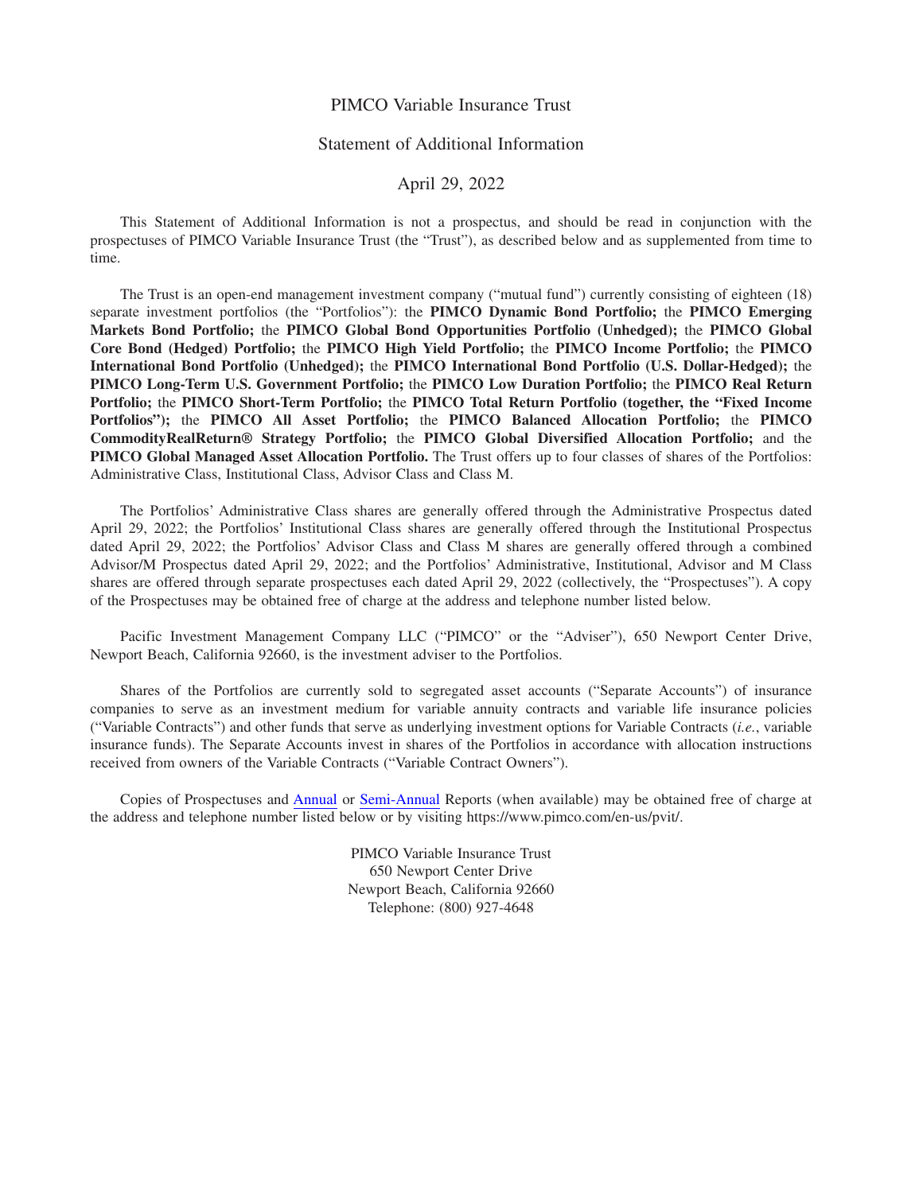# PIMCO Variable Insurance Trust

## Statement of Additional Information

### April 29, 2022

This Statement of Additional Information is not a prospectus, and should be read in conjunction with the prospectuses of PIMCO Variable Insurance Trust (the "Trust"), as described below and as supplemented from time to time.

The Trust is an open-end management investment company ("mutual fund") currently consisting of eighteen (18) separate investment portfolios (the "Portfolios"): the **PIMCO Dynamic Bond Portfolio;** the **PIMCO Emerging Markets Bond Portfolio;** the **PIMCO Global Bond Opportunities Portfolio (Unhedged);** the **PIMCO Global Core Bond (Hedged) Portfolio;** the **PIMCO High Yield Portfolio;** the **PIMCO Income Portfolio;** the **PIMCO International Bond Portfolio (Unhedged);** the **PIMCO International Bond Portfolio (U.S. Dollar-Hedged);** the **PIMCO Long-Term U.S. Government Portfolio;** the **PIMCO Low Duration Portfolio;** the **PIMCO Real Return Portfolio;** the **PIMCO Short-Term Portfolio;** the **PIMCO Total Return Portfolio (together, the "Fixed Income Portfolios");** the **PIMCO All Asset Portfolio;** the **PIMCO Balanced Allocation Portfolio;** the **PIMCO CommodityRealReturn® Strategy Portfolio;** the **PIMCO Global Diversified Allocation Portfolio;** and the **PIMCO Global Managed Asset Allocation Portfolio.** The Trust offers up to four classes of shares of the Portfolios: Administrative Class, Institutional Class, Advisor Class and Class M.

The Portfolios' Administrative Class shares are generally offered through the Administrative Prospectus dated April 29, 2022; the Portfolios' Institutional Class shares are generally offered through the Institutional Prospectus dated April 29, 2022; the Portfolios' Advisor Class and Class M shares are generally offered through a combined Advisor/M Prospectus dated April 29, 2022; and the Portfolios' Administrative, Institutional, Advisor and M Class shares are offered through separate prospectuses each dated April 29, 2022 (collectively, the "Prospectuses"). A copy of the Prospectuses may be obtained free of charge at the address and telephone number listed below.

Pacific Investment Management Company LLC ("PIMCO" or the "Adviser"), 650 Newport Center Drive, Newport Beach, California 92660, is the investment adviser to the Portfolios.

Shares of the Portfolios are currently sold to segregated asset accounts ("Separate Accounts") of insurance companies to serve as an investment medium for variable annuity contracts and variable life insurance policies ("Variable Contracts") and other funds that serve as underlying investment options for Variable Contracts (*i.e.*, variable insurance funds). The Separate Accounts invest in shares of the Portfolios in accordance with allocation instructions received from owners of the Variable Contracts ("Variable Contract Owners").

Copies of Prospectuses and Annual or Semi-Annual Reports (when available) may be obtained free of charge at the address and telephone number listed below or by visiting https://www.pimco.com/en-us/pvit/.

PIMCO Variable Insurance Trust
650 Newport Center Drive
Newport Beach, California 92660
Telephone: (800) 927-4648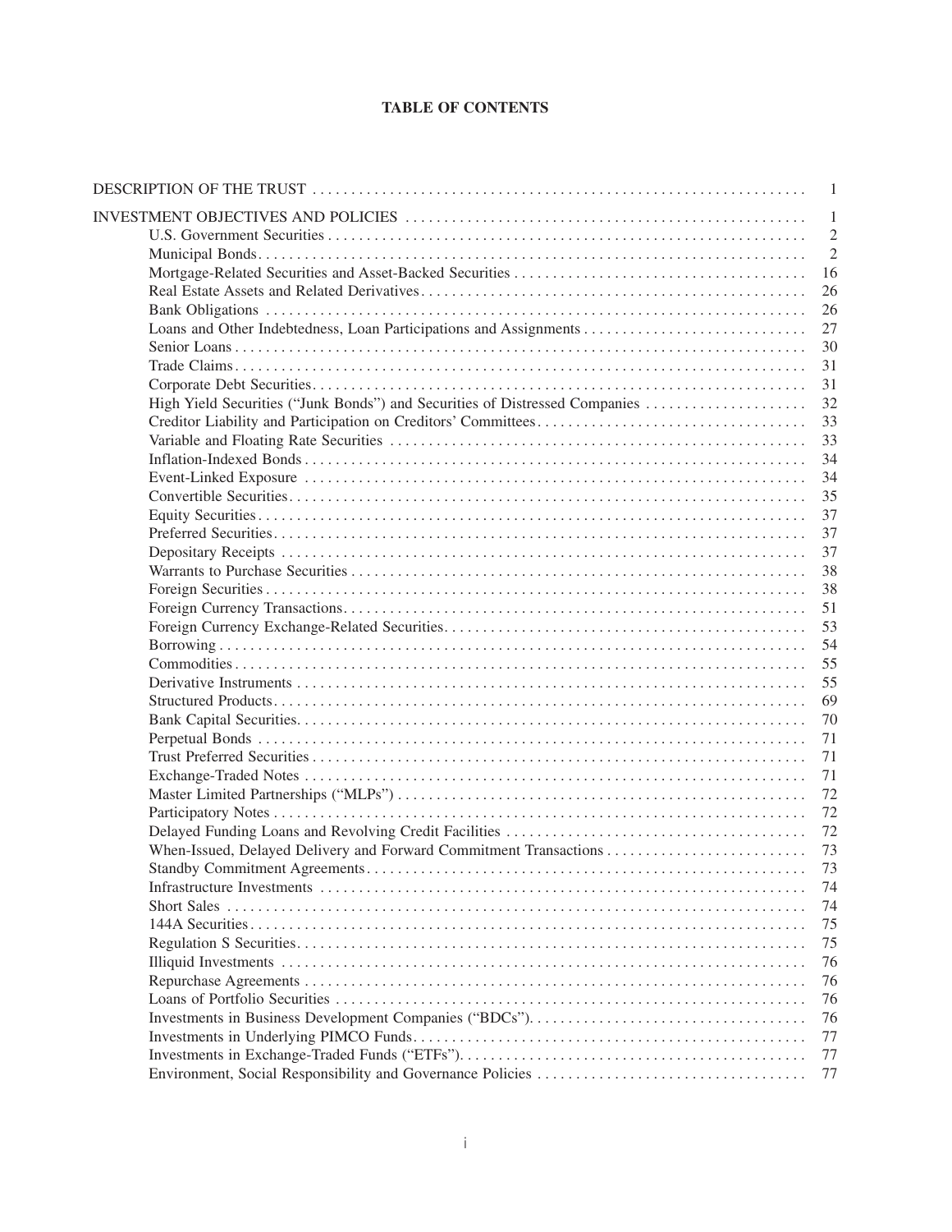# TABLE OF CONTENTS

| | |
|---|---|
| DESCRIPTION OF THE TRUST | 1 |
| INVESTMENT OBJECTIVES AND POLICIES | 1 |
| U.S. Government Securities | 2 |
| Municipal Bonds | 2 |
| Mortgage-Related Securities and Asset-Backed Securities | 16 |
| Real Estate Assets and Related Derivatives | 26 |
| Bank Obligations | 26 |
| Loans and Other Indebtedness, Loan Participations and Assignments | 27 |
| Senior Loans | 30 |
| Trade Claims | 31 |
| Corporate Debt Securities | 31 |
| High Yield Securities ("Junk Bonds") and Securities of Distressed Companies | 32 |
| Creditor Liability and Participation on Creditors' Committees | 33 |
| Variable and Floating Rate Securities | 33 |
| Inflation-Indexed Bonds | 34 |
| Event-Linked Exposure | 34 |
| Convertible Securities | 35 |
| Equity Securities | 37 |
| Preferred Securities | 37 |
| Depositary Receipts | 37 |
| Warrants to Purchase Securities | 38 |
| Foreign Securities | 38 |
| Foreign Currency Transactions | 51 |
| Foreign Currency Exchange-Related Securities | 53 |
| Borrowing | 54 |
| Commodities | 55 |
| Derivative Instruments | 55 |
| Structured Products | 69 |
| Bank Capital Securities | 70 |
| Perpetual Bonds | 71 |
| Trust Preferred Securities | 71 |
| Exchange-Traded Notes | 71 |
| Master Limited Partnerships ("MLPs") | 72 |
| Participatory Notes | 72 |
| Delayed Funding Loans and Revolving Credit Facilities | 72 |
| When-Issued, Delayed Delivery and Forward Commitment Transactions | 73 |
| Standby Commitment Agreements | 73 |
| Infrastructure Investments | 74 |
| Short Sales | 74 |
| 144A Securities | 75 |
| Regulation S Securities | 75 |
| Illiquid Investments | 76 |
| Repurchase Agreements | 76 |
| Loans of Portfolio Securities | 76 |
| Investments in Business Development Companies ("BDCs") | 76 |
| Investments in Underlying PIMCO Funds | 77 |
| Investments in Exchange-Traded Funds ("ETFs") | 77 |
| Environment, Social Responsibility and Governance Policies | 77 |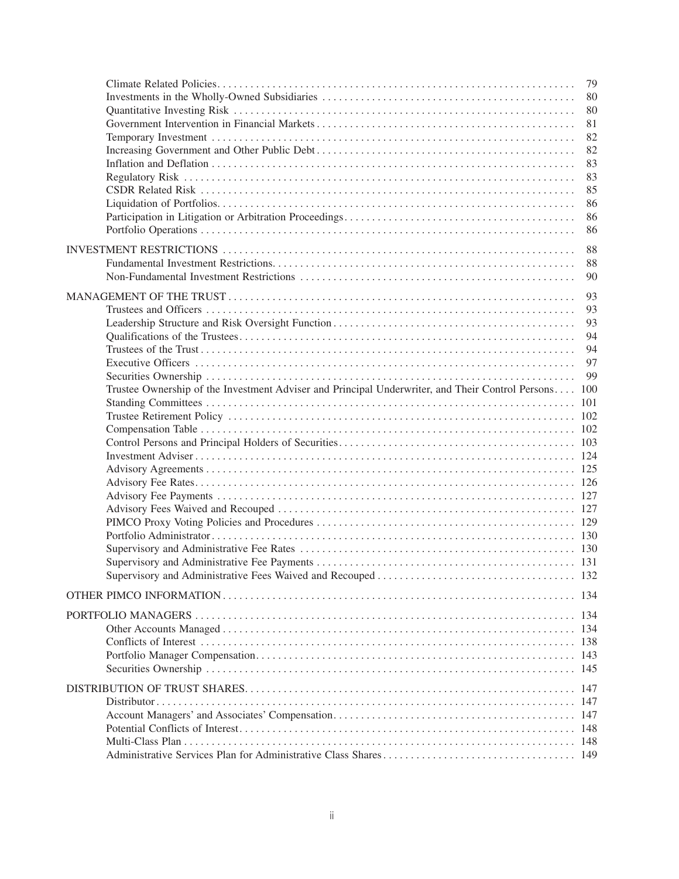| | |
|---|---|
| Climate Related Policies | 79 |
| Investments in the Wholly-Owned Subsidiaries | 80 |
| Quantitative Investing Risk | 80 |
| Government Intervention in Financial Markets | 81 |
| Temporary Investment | 82 |
| Increasing Government and Other Public Debt | 82 |
| Inflation and Deflation | 83 |
| Regulatory Risk | 83 |
| CSDR Related Risk | 85 |
| Liquidation of Portfolios | 86 |
| Participation in Litigation or Arbitration Proceedings | 86 |
| Portfolio Operations | 86 |
| INVESTMENT RESTRICTIONS | 88 |
| Fundamental Investment Restrictions | 88 |
| Non-Fundamental Investment Restrictions | 90 |
| MANAGEMENT OF THE TRUST | 93 |
| Trustees and Officers | 93 |
| Leadership Structure and Risk Oversight Function | 93 |
| Qualifications of the Trustees | 94 |
| Trustees of the Trust | 94 |
| Executive Officers | 97 |
| Securities Ownership | 99 |
| Trustee Ownership of the Investment Adviser and Principal Underwriter, and Their Control Persons | 100 |
| Standing Committees | 101 |
| Trustee Retirement Policy | 102 |
| Compensation Table | 102 |
| Control Persons and Principal Holders of Securities | 103 |
| Investment Adviser | 124 |
| Advisory Agreements | 125 |
| Advisory Fee Rates | 126 |
| Advisory Fee Payments | 127 |
| Advisory Fees Waived and Recouped | 127 |
| PIMCO Proxy Voting Policies and Procedures | 129 |
| Portfolio Administrator | 130 |
| Supervisory and Administrative Fee Rates | 130 |
| Supervisory and Administrative Fee Payments | 131 |
| Supervisory and Administrative Fees Waived and Recouped | 132 |
| OTHER PIMCO INFORMATION | 134 |
| PORTFOLIO MANAGERS | 134 |
| Other Accounts Managed | 134 |
| Conflicts of Interest | 138 |
| Portfolio Manager Compensation | 143 |
| Securities Ownership | 145 |
| DISTRIBUTION OF TRUST SHARES | 147 |
| Distributor | 147 |
| Account Managers' and Associates' Compensation | 147 |
| Potential Conflicts of Interest | 148 |
| Multi-Class Plan | 148 |
| Administrative Services Plan for Administrative Class Shares | 149 |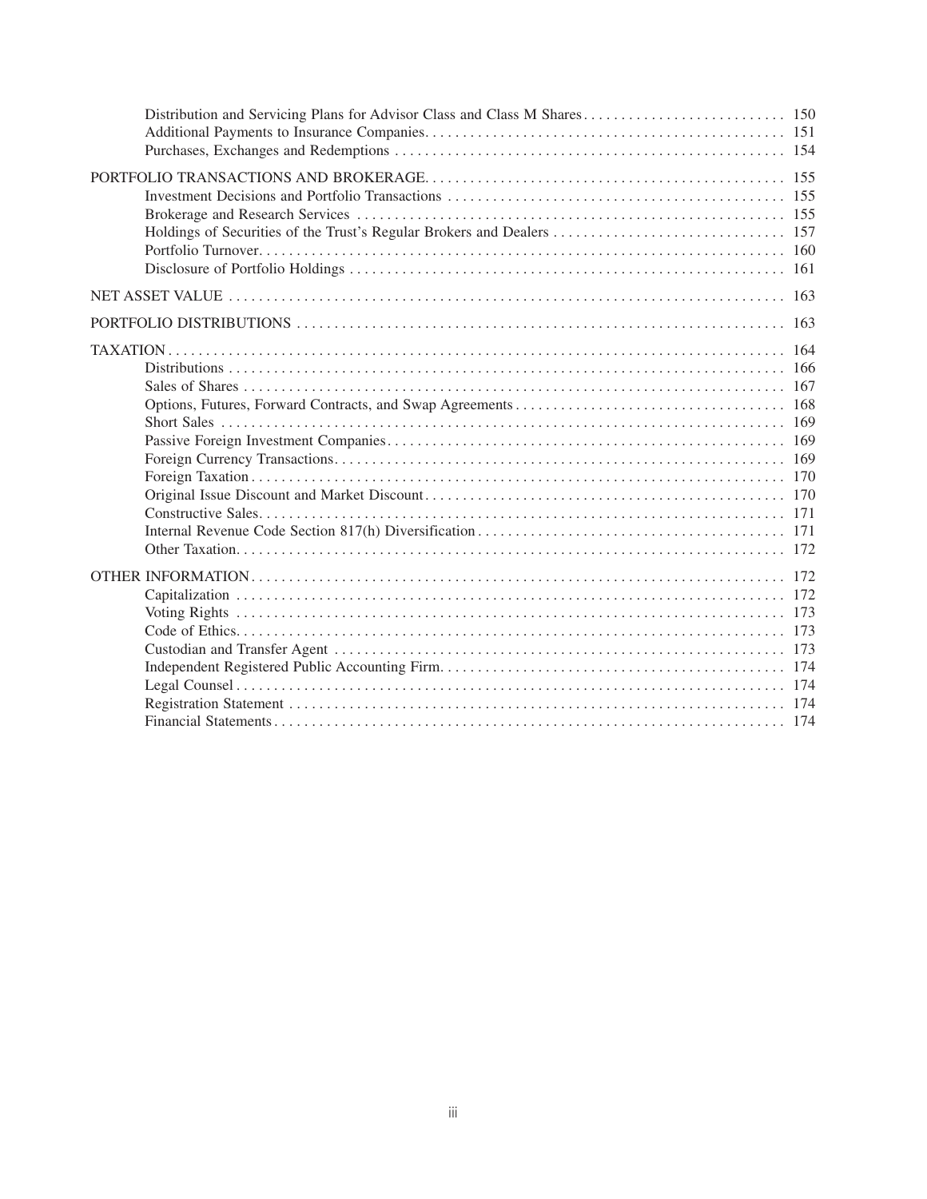Distribution and Servicing Plans for Advisor Class and Class M Shares . . . . . . . . . . 150
Additional Payments to Insurance Companies . . . . . . . . . . 151
Purchases, Exchanges and Redemptions . . . . . . . . . . 154

PORTFOLIO TRANSACTIONS AND BROKERAGE . . . . . . . . . . 155
Investment Decisions and Portfolio Transactions . . . . . . . . . . 155
Brokerage and Research Services . . . . . . . . . . 155
Holdings of Securities of the Trust's Regular Brokers and Dealers . . . . . . . . . . 157
Portfolio Turnover . . . . . . . . . . 160
Disclosure of Portfolio Holdings . . . . . . . . . . 161

NET ASSET VALUE . . . . . . . . . . 163

PORTFOLIO DISTRIBUTIONS . . . . . . . . . . 163

TAXATION . . . . . . . . . . 164
Distributions . . . . . . . . . . 166
Sales of Shares . . . . . . . . . . 167
Options, Futures, Forward Contracts, and Swap Agreements . . . . . . . . . . 168
Short Sales . . . . . . . . . . 169
Passive Foreign Investment Companies . . . . . . . . . . 169
Foreign Currency Transactions . . . . . . . . . . 169
Foreign Taxation . . . . . . . . . . 170
Original Issue Discount and Market Discount . . . . . . . . . . 170
Constructive Sales . . . . . . . . . . 171
Internal Revenue Code Section 817(h) Diversification . . . . . . . . . . 171
Other Taxation . . . . . . . . . . 172

OTHER INFORMATION . . . . . . . . . . 172
Capitalization . . . . . . . . . . 172
Voting Rights . . . . . . . . . . 173
Code of Ethics . . . . . . . . . . 173
Custodian and Transfer Agent . . . . . . . . . . 173
Independent Registered Public Accounting Firm . . . . . . . . . . 174
Legal Counsel . . . . . . . . . . 174
Registration Statement . . . . . . . . . . 174
Financial Statements . . . . . . . . . . 174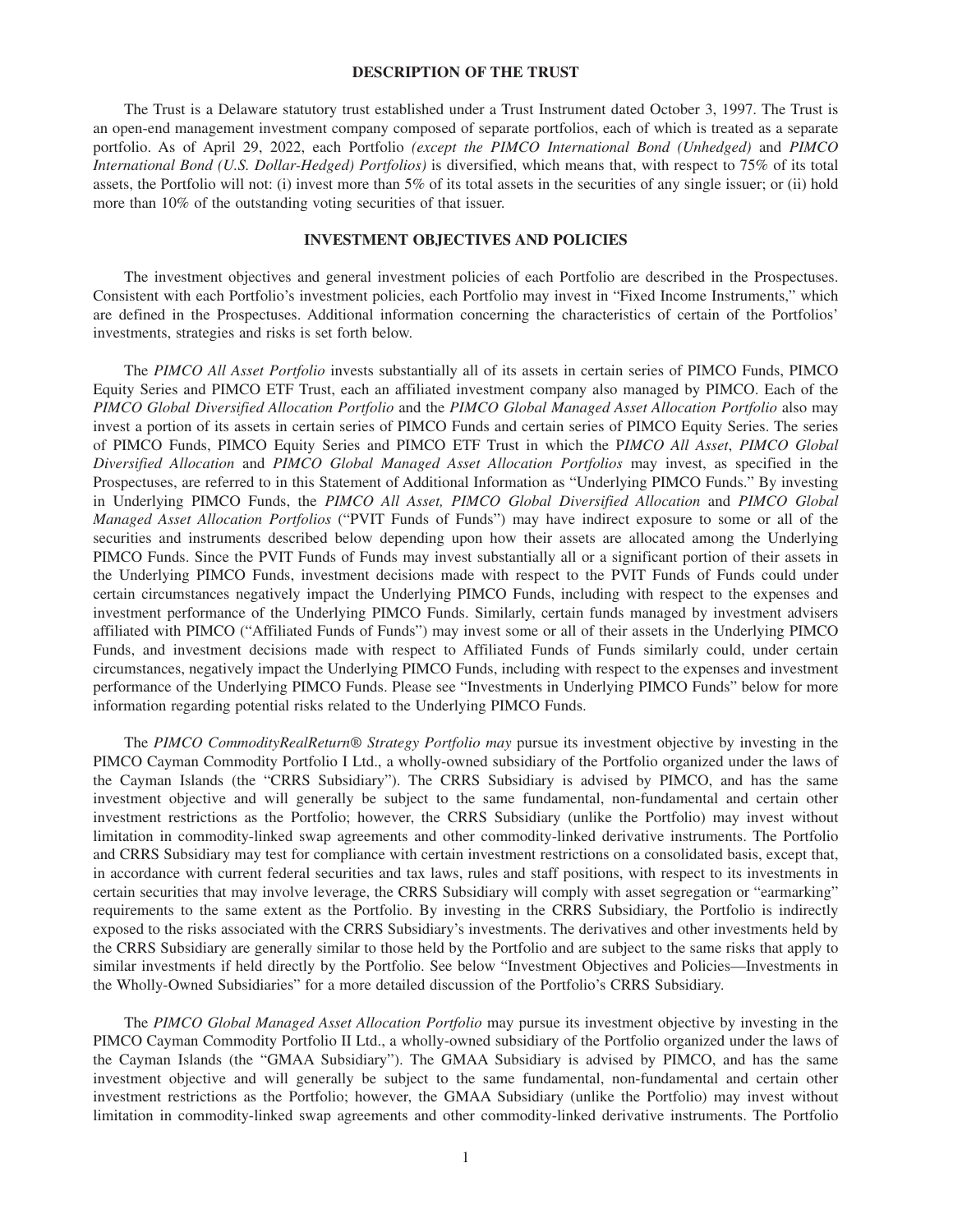## DESCRIPTION OF THE TRUST

The Trust is a Delaware statutory trust established under a Trust Instrument dated October 3, 1997. The Trust is an open-end management investment company composed of separate portfolios, each of which is treated as a separate portfolio. As of April 29, 2022, each Portfolio *(except the PIMCO International Bond (Unhedged)* and *PIMCO International Bond (U.S. Dollar-Hedged) Portfolios)* is diversified, which means that, with respect to 75% of its total assets, the Portfolio will not: (i) invest more than 5% of its total assets in the securities of any single issuer; or (ii) hold more than 10% of the outstanding voting securities of that issuer.

## INVESTMENT OBJECTIVES AND POLICIES

The investment objectives and general investment policies of each Portfolio are described in the Prospectuses. Consistent with each Portfolio's investment policies, each Portfolio may invest in "Fixed Income Instruments," which are defined in the Prospectuses. Additional information concerning the characteristics of certain of the Portfolios' investments, strategies and risks is set forth below.

The *PIMCO All Asset Portfolio* invests substantially all of its assets in certain series of PIMCO Funds, PIMCO Equity Series and PIMCO ETF Trust, each an affiliated investment company also managed by PIMCO. Each of the *PIMCO Global Diversified Allocation Portfolio* and the *PIMCO Global Managed Asset Allocation Portfolio* also may invest a portion of its assets in certain series of PIMCO Funds and certain series of PIMCO Equity Series. The series of PIMCO Funds, PIMCO Equity Series and PIMCO ETF Trust in which the P*IMCO All Asset*, *PIMCO Global Diversified Allocation* and *PIMCO Global Managed Asset Allocation Portfolios* may invest, as specified in the Prospectuses, are referred to in this Statement of Additional Information as "Underlying PIMCO Funds." By investing in Underlying PIMCO Funds, the *PIMCO All Asset, PIMCO Global Diversified Allocation* and *PIMCO Global Managed Asset Allocation Portfolios* ("PVIT Funds of Funds") may have indirect exposure to some or all of the securities and instruments described below depending upon how their assets are allocated among the Underlying PIMCO Funds. Since the PVIT Funds of Funds may invest substantially all or a significant portion of their assets in the Underlying PIMCO Funds, investment decisions made with respect to the PVIT Funds of Funds could under certain circumstances negatively impact the Underlying PIMCO Funds, including with respect to the expenses and investment performance of the Underlying PIMCO Funds. Similarly, certain funds managed by investment advisers affiliated with PIMCO ("Affiliated Funds of Funds") may invest some or all of their assets in the Underlying PIMCO Funds, and investment decisions made with respect to Affiliated Funds of Funds similarly could, under certain circumstances, negatively impact the Underlying PIMCO Funds, including with respect to the expenses and investment performance of the Underlying PIMCO Funds. Please see "Investments in Underlying PIMCO Funds" below for more information regarding potential risks related to the Underlying PIMCO Funds.

The *PIMCO CommodityRealReturn® Strategy Portfolio may* pursue its investment objective by investing in the PIMCO Cayman Commodity Portfolio I Ltd., a wholly-owned subsidiary of the Portfolio organized under the laws of the Cayman Islands (the "CRRS Subsidiary"). The CRRS Subsidiary is advised by PIMCO, and has the same investment objective and will generally be subject to the same fundamental, non-fundamental and certain other investment restrictions as the Portfolio; however, the CRRS Subsidiary (unlike the Portfolio) may invest without limitation in commodity-linked swap agreements and other commodity-linked derivative instruments. The Portfolio and CRRS Subsidiary may test for compliance with certain investment restrictions on a consolidated basis, except that, in accordance with current federal securities and tax laws, rules and staff positions, with respect to its investments in certain securities that may involve leverage, the CRRS Subsidiary will comply with asset segregation or "earmarking" requirements to the same extent as the Portfolio. By investing in the CRRS Subsidiary, the Portfolio is indirectly exposed to the risks associated with the CRRS Subsidiary's investments. The derivatives and other investments held by the CRRS Subsidiary are generally similar to those held by the Portfolio and are subject to the same risks that apply to similar investments if held directly by the Portfolio. See below "Investment Objectives and Policies—Investments in the Wholly-Owned Subsidiaries" for a more detailed discussion of the Portfolio's CRRS Subsidiary.

The *PIMCO Global Managed Asset Allocation Portfolio* may pursue its investment objective by investing in the PIMCO Cayman Commodity Portfolio II Ltd., a wholly-owned subsidiary of the Portfolio organized under the laws of the Cayman Islands (the "GMAA Subsidiary"). The GMAA Subsidiary is advised by PIMCO, and has the same investment objective and will generally be subject to the same fundamental, non-fundamental and certain other investment restrictions as the Portfolio; however, the GMAA Subsidiary (unlike the Portfolio) may invest without limitation in commodity-linked swap agreements and other commodity-linked derivative instruments. The Portfolio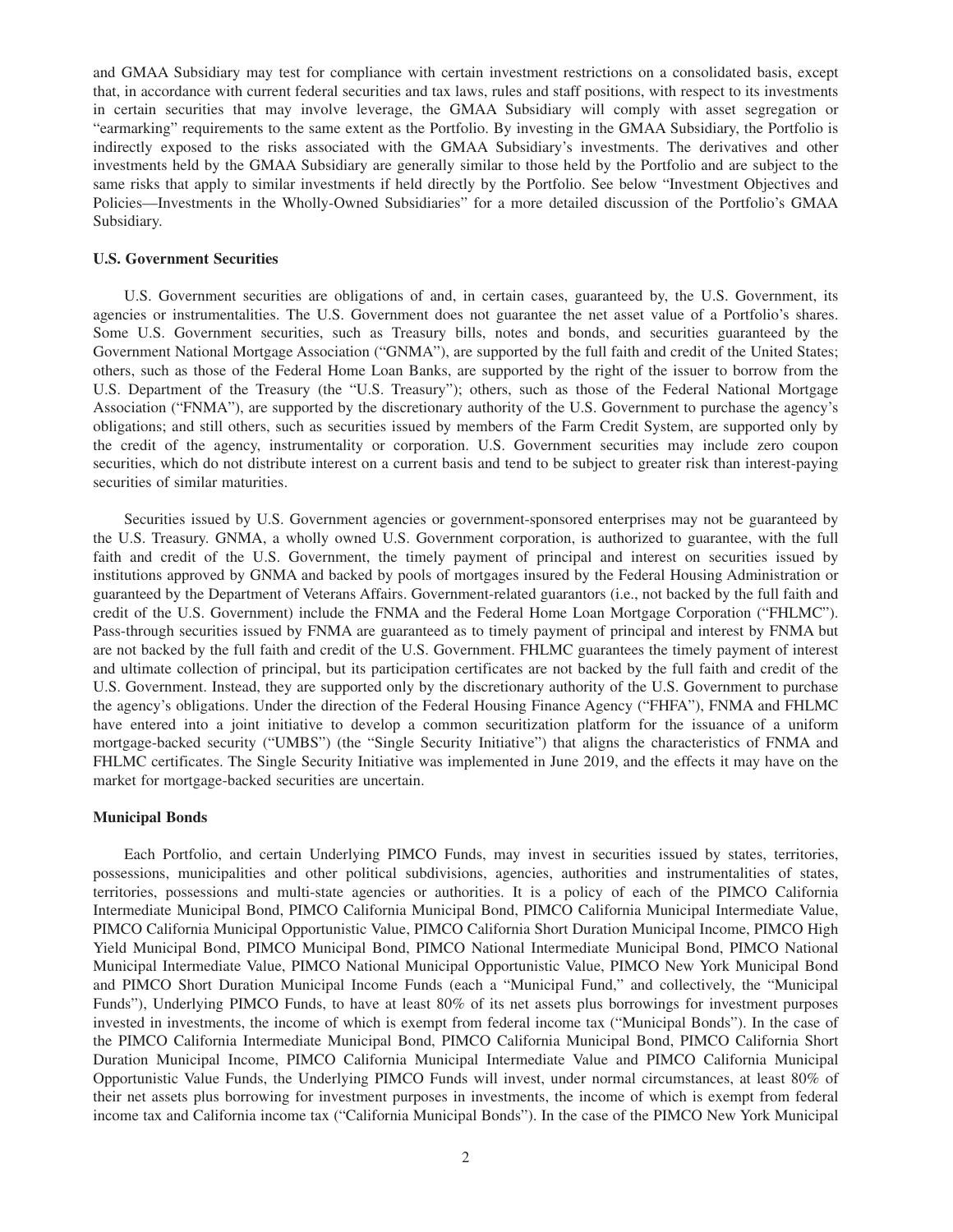and GMAA Subsidiary may test for compliance with certain investment restrictions on a consolidated basis, except that, in accordance with current federal securities and tax laws, rules and staff positions, with respect to its investments in certain securities that may involve leverage, the GMAA Subsidiary will comply with asset segregation or "earmarking" requirements to the same extent as the Portfolio. By investing in the GMAA Subsidiary, the Portfolio is indirectly exposed to the risks associated with the GMAA Subsidiary's investments. The derivatives and other investments held by the GMAA Subsidiary are generally similar to those held by the Portfolio and are subject to the same risks that apply to similar investments if held directly by the Portfolio. See below "Investment Objectives and Policies—Investments in the Wholly-Owned Subsidiaries" for a more detailed discussion of the Portfolio's GMAA Subsidiary.

**U.S. Government Securities**

U.S. Government securities are obligations of and, in certain cases, guaranteed by, the U.S. Government, its agencies or instrumentalities. The U.S. Government does not guarantee the net asset value of a Portfolio's shares. Some U.S. Government securities, such as Treasury bills, notes and bonds, and securities guaranteed by the Government National Mortgage Association ("GNMA"), are supported by the full faith and credit of the United States; others, such as those of the Federal Home Loan Banks, are supported by the right of the issuer to borrow from the U.S. Department of the Treasury (the "U.S. Treasury"); others, such as those of the Federal National Mortgage Association ("FNMA"), are supported by the discretionary authority of the U.S. Government to purchase the agency's obligations; and still others, such as securities issued by members of the Farm Credit System, are supported only by the credit of the agency, instrumentality or corporation. U.S. Government securities may include zero coupon securities, which do not distribute interest on a current basis and tend to be subject to greater risk than interest-paying securities of similar maturities.

Securities issued by U.S. Government agencies or government-sponsored enterprises may not be guaranteed by the U.S. Treasury. GNMA, a wholly owned U.S. Government corporation, is authorized to guarantee, with the full faith and credit of the U.S. Government, the timely payment of principal and interest on securities issued by institutions approved by GNMA and backed by pools of mortgages insured by the Federal Housing Administration or guaranteed by the Department of Veterans Affairs. Government-related guarantors (i.e., not backed by the full faith and credit of the U.S. Government) include the FNMA and the Federal Home Loan Mortgage Corporation ("FHLMC"). Pass-through securities issued by FNMA are guaranteed as to timely payment of principal and interest by FNMA but are not backed by the full faith and credit of the U.S. Government. FHLMC guarantees the timely payment of interest and ultimate collection of principal, but its participation certificates are not backed by the full faith and credit of the U.S. Government. Instead, they are supported only by the discretionary authority of the U.S. Government to purchase the agency's obligations. Under the direction of the Federal Housing Finance Agency ("FHFA"), FNMA and FHLMC have entered into a joint initiative to develop a common securitization platform for the issuance of a uniform mortgage-backed security ("UMBS") (the "Single Security Initiative") that aligns the characteristics of FNMA and FHLMC certificates. The Single Security Initiative was implemented in June 2019, and the effects it may have on the market for mortgage-backed securities are uncertain.

**Municipal Bonds**

Each Portfolio, and certain Underlying PIMCO Funds, may invest in securities issued by states, territories, possessions, municipalities and other political subdivisions, agencies, authorities and instrumentalities of states, territories, possessions and multi-state agencies or authorities. It is a policy of each of the PIMCO California Intermediate Municipal Bond, PIMCO California Municipal Bond, PIMCO California Municipal Intermediate Value, PIMCO California Municipal Opportunistic Value, PIMCO California Short Duration Municipal Income, PIMCO High Yield Municipal Bond, PIMCO Municipal Bond, PIMCO National Intermediate Municipal Bond, PIMCO National Municipal Intermediate Value, PIMCO National Municipal Opportunistic Value, PIMCO New York Municipal Bond and PIMCO Short Duration Municipal Income Funds (each a "Municipal Fund," and collectively, the "Municipal Funds"), Underlying PIMCO Funds, to have at least 80% of its net assets plus borrowings for investment purposes invested in investments, the income of which is exempt from federal income tax ("Municipal Bonds"). In the case of the PIMCO California Intermediate Municipal Bond, PIMCO California Municipal Bond, PIMCO California Short Duration Municipal Income, PIMCO California Municipal Intermediate Value and PIMCO California Municipal Opportunistic Value Funds, the Underlying PIMCO Funds will invest, under normal circumstances, at least 80% of their net assets plus borrowing for investment purposes in investments, the income of which is exempt from federal income tax and California income tax ("California Municipal Bonds"). In the case of the PIMCO New York Municipal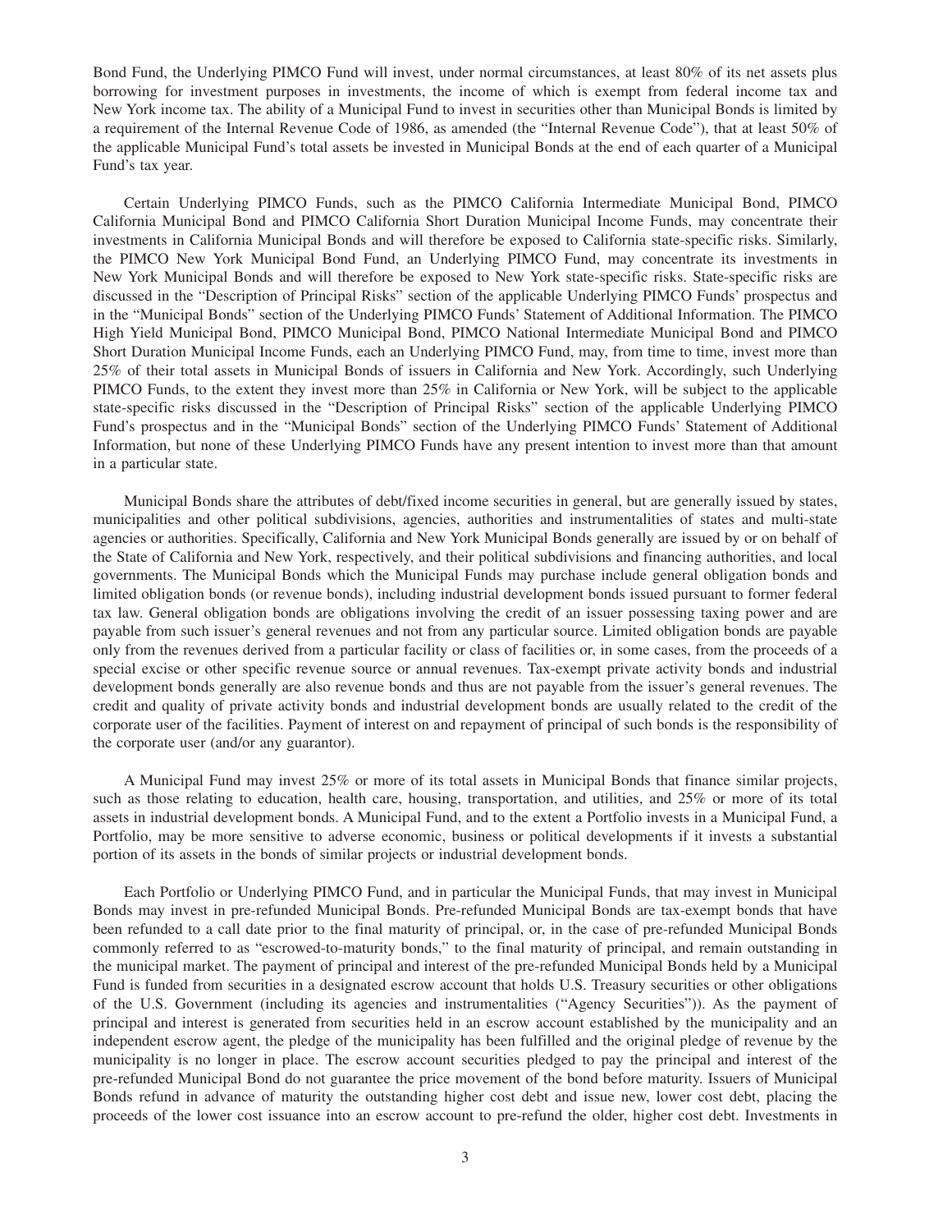Bond Fund, the Underlying PIMCO Fund will invest, under normal circumstances, at least 80% of its net assets plus borrowing for investment purposes in investments, the income of which is exempt from federal income tax and New York income tax. The ability of a Municipal Fund to invest in securities other than Municipal Bonds is limited by a requirement of the Internal Revenue Code of 1986, as amended (the "Internal Revenue Code"), that at least 50% of the applicable Municipal Fund's total assets be invested in Municipal Bonds at the end of each quarter of a Municipal Fund's tax year.

Certain Underlying PIMCO Funds, such as the PIMCO California Intermediate Municipal Bond, PIMCO California Municipal Bond and PIMCO California Short Duration Municipal Income Funds, may concentrate their investments in California Municipal Bonds and will therefore be exposed to California state-specific risks. Similarly, the PIMCO New York Municipal Bond Fund, an Underlying PIMCO Fund, may concentrate its investments in New York Municipal Bonds and will therefore be exposed to New York state-specific risks. State-specific risks are discussed in the "Description of Principal Risks" section of the applicable Underlying PIMCO Funds' prospectus and in the "Municipal Bonds" section of the Underlying PIMCO Funds' Statement of Additional Information. The PIMCO High Yield Municipal Bond, PIMCO Municipal Bond, PIMCO National Intermediate Municipal Bond and PIMCO Short Duration Municipal Income Funds, each an Underlying PIMCO Fund, may, from time to time, invest more than 25% of their total assets in Municipal Bonds of issuers in California and New York. Accordingly, such Underlying PIMCO Funds, to the extent they invest more than 25% in California or New York, will be subject to the applicable state-specific risks discussed in the "Description of Principal Risks" section of the applicable Underlying PIMCO Fund's prospectus and in the "Municipal Bonds" section of the Underlying PIMCO Funds' Statement of Additional Information, but none of these Underlying PIMCO Funds have any present intention to invest more than that amount in a particular state.

Municipal Bonds share the attributes of debt/fixed income securities in general, but are generally issued by states, municipalities and other political subdivisions, agencies, authorities and instrumentalities of states and multi-state agencies or authorities. Specifically, California and New York Municipal Bonds generally are issued by or on behalf of the State of California and New York, respectively, and their political subdivisions and financing authorities, and local governments. The Municipal Bonds which the Municipal Funds may purchase include general obligation bonds and limited obligation bonds (or revenue bonds), including industrial development bonds issued pursuant to former federal tax law. General obligation bonds are obligations involving the credit of an issuer possessing taxing power and are payable from such issuer's general revenues and not from any particular source. Limited obligation bonds are payable only from the revenues derived from a particular facility or class of facilities or, in some cases, from the proceeds of a special excise or other specific revenue source or annual revenues. Tax-exempt private activity bonds and industrial development bonds generally are also revenue bonds and thus are not payable from the issuer's general revenues. The credit and quality of private activity bonds and industrial development bonds are usually related to the credit of the corporate user of the facilities. Payment of interest on and repayment of principal of such bonds is the responsibility of the corporate user (and/or any guarantor).

A Municipal Fund may invest 25% or more of its total assets in Municipal Bonds that finance similar projects, such as those relating to education, health care, housing, transportation, and utilities, and 25% or more of its total assets in industrial development bonds. A Municipal Fund, and to the extent a Portfolio invests in a Municipal Fund, a Portfolio, may be more sensitive to adverse economic, business or political developments if it invests a substantial portion of its assets in the bonds of similar projects or industrial development bonds.

Each Portfolio or Underlying PIMCO Fund, and in particular the Municipal Funds, that may invest in Municipal Bonds may invest in pre-refunded Municipal Bonds. Pre-refunded Municipal Bonds are tax-exempt bonds that have been refunded to a call date prior to the final maturity of principal, or, in the case of pre-refunded Municipal Bonds commonly referred to as "escrowed-to-maturity bonds," to the final maturity of principal, and remain outstanding in the municipal market. The payment of principal and interest of the pre-refunded Municipal Bonds held by a Municipal Fund is funded from securities in a designated escrow account that holds U.S. Treasury securities or other obligations of the U.S. Government (including its agencies and instrumentalities ("Agency Securities")). As the payment of principal and interest is generated from securities held in an escrow account established by the municipality and an independent escrow agent, the pledge of the municipality has been fulfilled and the original pledge of revenue by the municipality is no longer in place. The escrow account securities pledged to pay the principal and interest of the pre-refunded Municipal Bond do not guarantee the price movement of the bond before maturity. Issuers of Municipal Bonds refund in advance of maturity the outstanding higher cost debt and issue new, lower cost debt, placing the proceeds of the lower cost issuance into an escrow account to pre-refund the older, higher cost debt. Investments in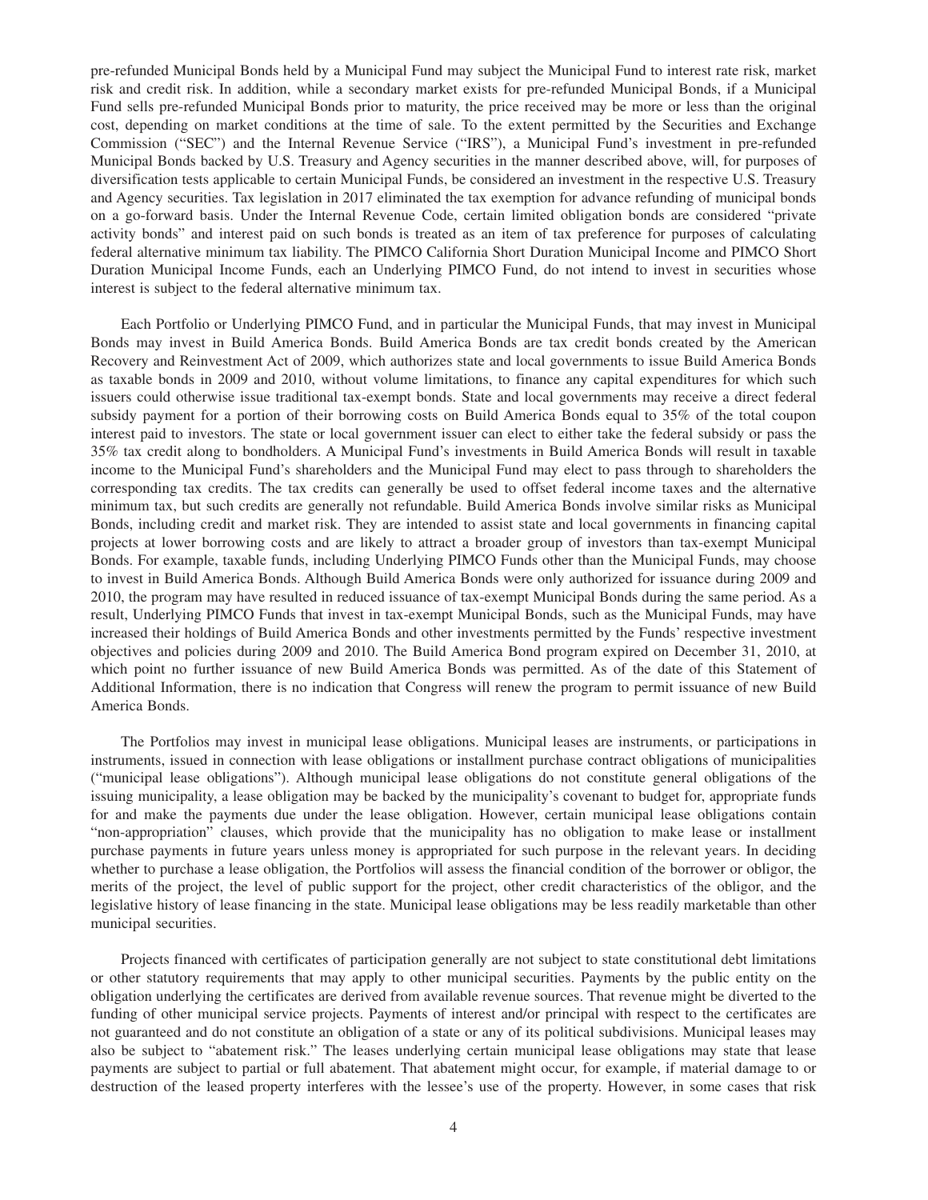pre-refunded Municipal Bonds held by a Municipal Fund may subject the Municipal Fund to interest rate risk, market risk and credit risk. In addition, while a secondary market exists for pre-refunded Municipal Bonds, if a Municipal Fund sells pre-refunded Municipal Bonds prior to maturity, the price received may be more or less than the original cost, depending on market conditions at the time of sale. To the extent permitted by the Securities and Exchange Commission ("SEC") and the Internal Revenue Service ("IRS"), a Municipal Fund's investment in pre-refunded Municipal Bonds backed by U.S. Treasury and Agency securities in the manner described above, will, for purposes of diversification tests applicable to certain Municipal Funds, be considered an investment in the respective U.S. Treasury and Agency securities. Tax legislation in 2017 eliminated the tax exemption for advance refunding of municipal bonds on a go-forward basis. Under the Internal Revenue Code, certain limited obligation bonds are considered "private activity bonds" and interest paid on such bonds is treated as an item of tax preference for purposes of calculating federal alternative minimum tax liability. The PIMCO California Short Duration Municipal Income and PIMCO Short Duration Municipal Income Funds, each an Underlying PIMCO Fund, do not intend to invest in securities whose interest is subject to the federal alternative minimum tax.

Each Portfolio or Underlying PIMCO Fund, and in particular the Municipal Funds, that may invest in Municipal Bonds may invest in Build America Bonds. Build America Bonds are tax credit bonds created by the American Recovery and Reinvestment Act of 2009, which authorizes state and local governments to issue Build America Bonds as taxable bonds in 2009 and 2010, without volume limitations, to finance any capital expenditures for which such issuers could otherwise issue traditional tax-exempt bonds. State and local governments may receive a direct federal subsidy payment for a portion of their borrowing costs on Build America Bonds equal to 35% of the total coupon interest paid to investors. The state or local government issuer can elect to either take the federal subsidy or pass the 35% tax credit along to bondholders. A Municipal Fund's investments in Build America Bonds will result in taxable income to the Municipal Fund's shareholders and the Municipal Fund may elect to pass through to shareholders the corresponding tax credits. The tax credits can generally be used to offset federal income taxes and the alternative minimum tax, but such credits are generally not refundable. Build America Bonds involve similar risks as Municipal Bonds, including credit and market risk. They are intended to assist state and local governments in financing capital projects at lower borrowing costs and are likely to attract a broader group of investors than tax-exempt Municipal Bonds. For example, taxable funds, including Underlying PIMCO Funds other than the Municipal Funds, may choose to invest in Build America Bonds. Although Build America Bonds were only authorized for issuance during 2009 and 2010, the program may have resulted in reduced issuance of tax-exempt Municipal Bonds during the same period. As a result, Underlying PIMCO Funds that invest in tax-exempt Municipal Bonds, such as the Municipal Funds, may have increased their holdings of Build America Bonds and other investments permitted by the Funds' respective investment objectives and policies during 2009 and 2010. The Build America Bond program expired on December 31, 2010, at which point no further issuance of new Build America Bonds was permitted. As of the date of this Statement of Additional Information, there is no indication that Congress will renew the program to permit issuance of new Build America Bonds.

The Portfolios may invest in municipal lease obligations. Municipal leases are instruments, or participations in instruments, issued in connection with lease obligations or installment purchase contract obligations of municipalities ("municipal lease obligations"). Although municipal lease obligations do not constitute general obligations of the issuing municipality, a lease obligation may be backed by the municipality's covenant to budget for, appropriate funds for and make the payments due under the lease obligation. However, certain municipal lease obligations contain "non-appropriation" clauses, which provide that the municipality has no obligation to make lease or installment purchase payments in future years unless money is appropriated for such purpose in the relevant years. In deciding whether to purchase a lease obligation, the Portfolios will assess the financial condition of the borrower or obligor, the merits of the project, the level of public support for the project, other credit characteristics of the obligor, and the legislative history of lease financing in the state. Municipal lease obligations may be less readily marketable than other municipal securities.

Projects financed with certificates of participation generally are not subject to state constitutional debt limitations or other statutory requirements that may apply to other municipal securities. Payments by the public entity on the obligation underlying the certificates are derived from available revenue sources. That revenue might be diverted to the funding of other municipal service projects. Payments of interest and/or principal with respect to the certificates are not guaranteed and do not constitute an obligation of a state or any of its political subdivisions. Municipal leases may also be subject to "abatement risk." The leases underlying certain municipal lease obligations may state that lease payments are subject to partial or full abatement. That abatement might occur, for example, if material damage to or destruction of the leased property interferes with the lessee's use of the property. However, in some cases that risk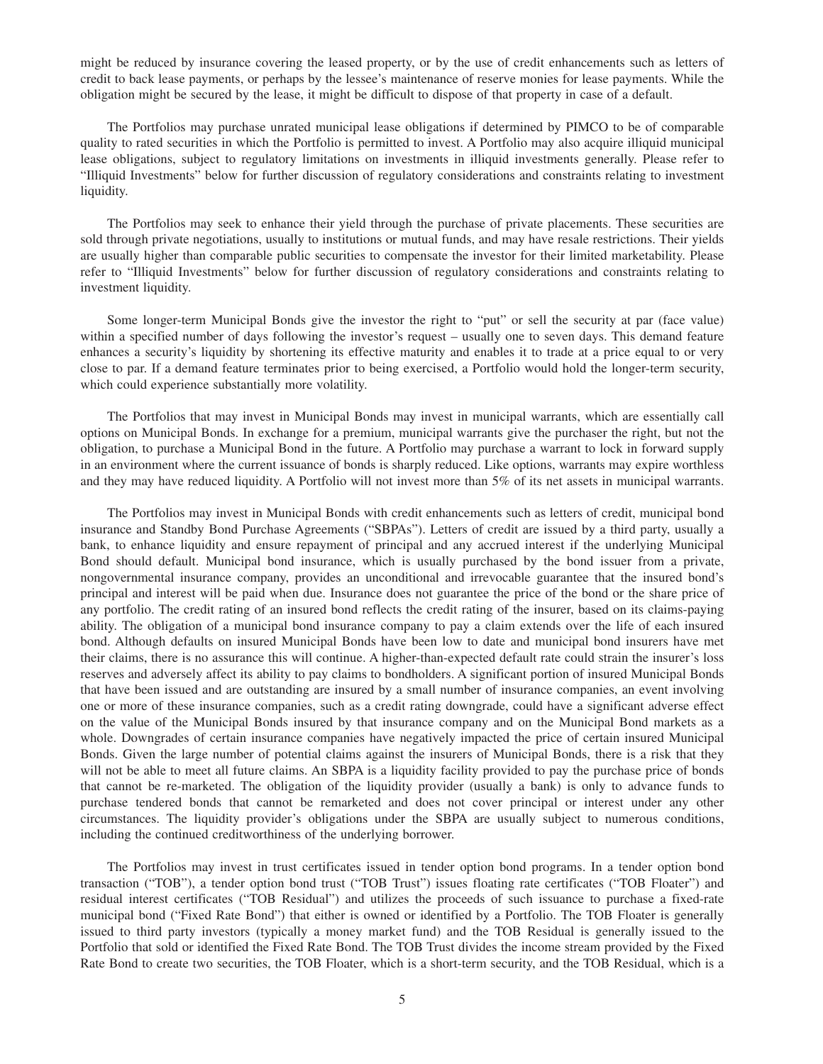might be reduced by insurance covering the leased property, or by the use of credit enhancements such as letters of credit to back lease payments, or perhaps by the lessee's maintenance of reserve monies for lease payments. While the obligation might be secured by the lease, it might be difficult to dispose of that property in case of a default.

The Portfolios may purchase unrated municipal lease obligations if determined by PIMCO to be of comparable quality to rated securities in which the Portfolio is permitted to invest. A Portfolio may also acquire illiquid municipal lease obligations, subject to regulatory limitations on investments in illiquid investments generally. Please refer to "Illiquid Investments" below for further discussion of regulatory considerations and constraints relating to investment liquidity.

The Portfolios may seek to enhance their yield through the purchase of private placements. These securities are sold through private negotiations, usually to institutions or mutual funds, and may have resale restrictions. Their yields are usually higher than comparable public securities to compensate the investor for their limited marketability. Please refer to "Illiquid Investments" below for further discussion of regulatory considerations and constraints relating to investment liquidity.

Some longer-term Municipal Bonds give the investor the right to "put" or sell the security at par (face value) within a specified number of days following the investor's request – usually one to seven days. This demand feature enhances a security's liquidity by shortening its effective maturity and enables it to trade at a price equal to or very close to par. If a demand feature terminates prior to being exercised, a Portfolio would hold the longer-term security, which could experience substantially more volatility.

The Portfolios that may invest in Municipal Bonds may invest in municipal warrants, which are essentially call options on Municipal Bonds. In exchange for a premium, municipal warrants give the purchaser the right, but not the obligation, to purchase a Municipal Bond in the future. A Portfolio may purchase a warrant to lock in forward supply in an environment where the current issuance of bonds is sharply reduced. Like options, warrants may expire worthless and they may have reduced liquidity. A Portfolio will not invest more than 5% of its net assets in municipal warrants.

The Portfolios may invest in Municipal Bonds with credit enhancements such as letters of credit, municipal bond insurance and Standby Bond Purchase Agreements ("SBPAs"). Letters of credit are issued by a third party, usually a bank, to enhance liquidity and ensure repayment of principal and any accrued interest if the underlying Municipal Bond should default. Municipal bond insurance, which is usually purchased by the bond issuer from a private, nongovernmental insurance company, provides an unconditional and irrevocable guarantee that the insured bond's principal and interest will be paid when due. Insurance does not guarantee the price of the bond or the share price of any portfolio. The credit rating of an insured bond reflects the credit rating of the insurer, based on its claims-paying ability. The obligation of a municipal bond insurance company to pay a claim extends over the life of each insured bond. Although defaults on insured Municipal Bonds have been low to date and municipal bond insurers have met their claims, there is no assurance this will continue. A higher-than-expected default rate could strain the insurer's loss reserves and adversely affect its ability to pay claims to bondholders. A significant portion of insured Municipal Bonds that have been issued and are outstanding are insured by a small number of insurance companies, an event involving one or more of these insurance companies, such as a credit rating downgrade, could have a significant adverse effect on the value of the Municipal Bonds insured by that insurance company and on the Municipal Bond markets as a whole. Downgrades of certain insurance companies have negatively impacted the price of certain insured Municipal Bonds. Given the large number of potential claims against the insurers of Municipal Bonds, there is a risk that they will not be able to meet all future claims. An SBPA is a liquidity facility provided to pay the purchase price of bonds that cannot be re-marketed. The obligation of the liquidity provider (usually a bank) is only to advance funds to purchase tendered bonds that cannot be remarketed and does not cover principal or interest under any other circumstances. The liquidity provider's obligations under the SBPA are usually subject to numerous conditions, including the continued creditworthiness of the underlying borrower.

The Portfolios may invest in trust certificates issued in tender option bond programs. In a tender option bond transaction ("TOB"), a tender option bond trust ("TOB Trust") issues floating rate certificates ("TOB Floater") and residual interest certificates ("TOB Residual") and utilizes the proceeds of such issuance to purchase a fixed-rate municipal bond ("Fixed Rate Bond") that either is owned or identified by a Portfolio. The TOB Floater is generally issued to third party investors (typically a money market fund) and the TOB Residual is generally issued to the Portfolio that sold or identified the Fixed Rate Bond. The TOB Trust divides the income stream provided by the Fixed Rate Bond to create two securities, the TOB Floater, which is a short-term security, and the TOB Residual, which is a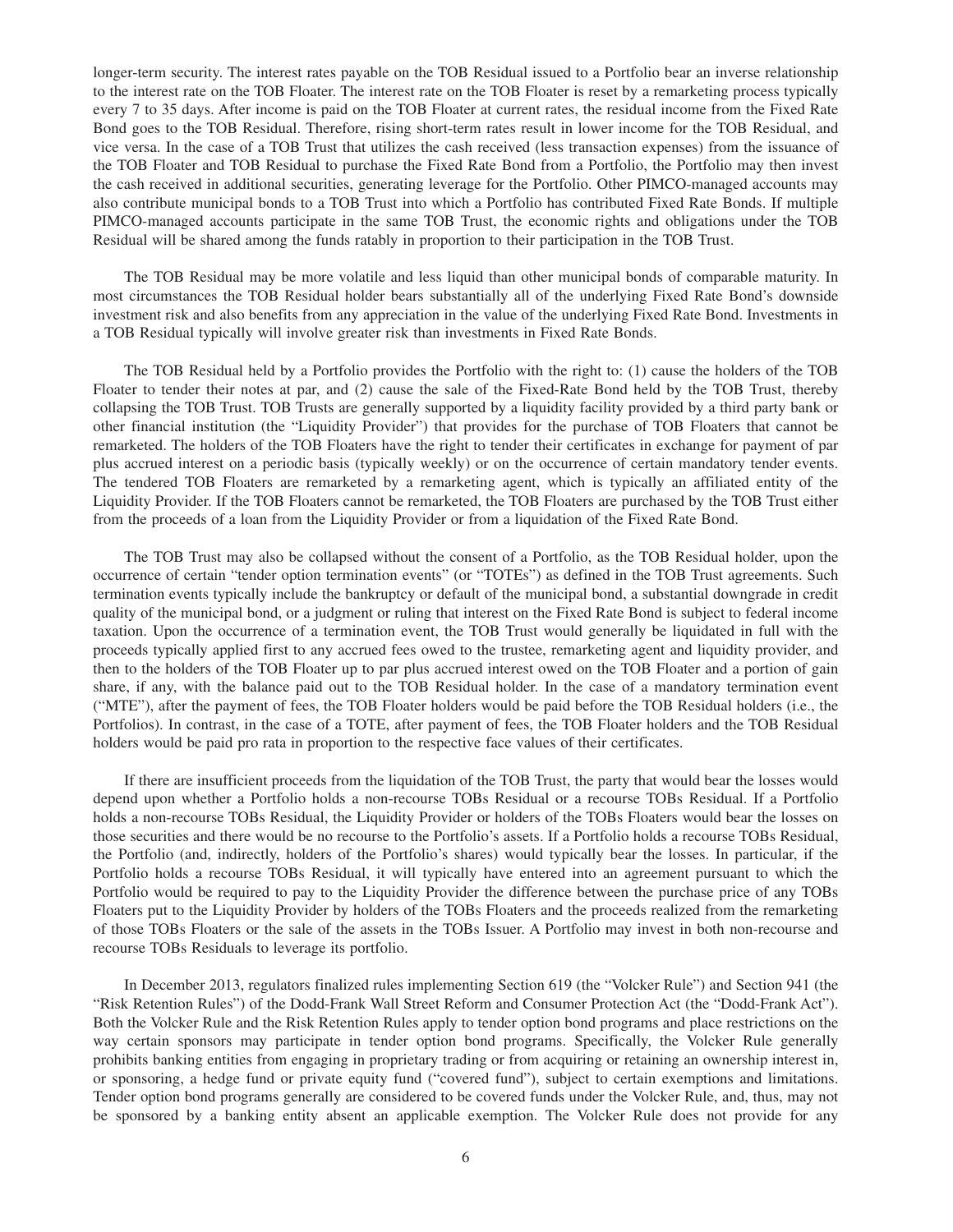longer-term security. The interest rates payable on the TOB Residual issued to a Portfolio bear an inverse relationship to the interest rate on the TOB Floater. The interest rate on the TOB Floater is reset by a remarketing process typically every 7 to 35 days. After income is paid on the TOB Floater at current rates, the residual income from the Fixed Rate Bond goes to the TOB Residual. Therefore, rising short-term rates result in lower income for the TOB Residual, and vice versa. In the case of a TOB Trust that utilizes the cash received (less transaction expenses) from the issuance of the TOB Floater and TOB Residual to purchase the Fixed Rate Bond from a Portfolio, the Portfolio may then invest the cash received in additional securities, generating leverage for the Portfolio. Other PIMCO-managed accounts may also contribute municipal bonds to a TOB Trust into which a Portfolio has contributed Fixed Rate Bonds. If multiple PIMCO-managed accounts participate in the same TOB Trust, the economic rights and obligations under the TOB Residual will be shared among the funds ratably in proportion to their participation in the TOB Trust.

The TOB Residual may be more volatile and less liquid than other municipal bonds of comparable maturity. In most circumstances the TOB Residual holder bears substantially all of the underlying Fixed Rate Bond's downside investment risk and also benefits from any appreciation in the value of the underlying Fixed Rate Bond. Investments in a TOB Residual typically will involve greater risk than investments in Fixed Rate Bonds.

The TOB Residual held by a Portfolio provides the Portfolio with the right to: (1) cause the holders of the TOB Floater to tender their notes at par, and (2) cause the sale of the Fixed-Rate Bond held by the TOB Trust, thereby collapsing the TOB Trust. TOB Trusts are generally supported by a liquidity facility provided by a third party bank or other financial institution (the "Liquidity Provider") that provides for the purchase of TOB Floaters that cannot be remarketed. The holders of the TOB Floaters have the right to tender their certificates in exchange for payment of par plus accrued interest on a periodic basis (typically weekly) or on the occurrence of certain mandatory tender events. The tendered TOB Floaters are remarketed by a remarketing agent, which is typically an affiliated entity of the Liquidity Provider. If the TOB Floaters cannot be remarketed, the TOB Floaters are purchased by the TOB Trust either from the proceeds of a loan from the Liquidity Provider or from a liquidation of the Fixed Rate Bond.

The TOB Trust may also be collapsed without the consent of a Portfolio, as the TOB Residual holder, upon the occurrence of certain "tender option termination events" (or "TOTEs") as defined in the TOB Trust agreements. Such termination events typically include the bankruptcy or default of the municipal bond, a substantial downgrade in credit quality of the municipal bond, or a judgment or ruling that interest on the Fixed Rate Bond is subject to federal income taxation. Upon the occurrence of a termination event, the TOB Trust would generally be liquidated in full with the proceeds typically applied first to any accrued fees owed to the trustee, remarketing agent and liquidity provider, and then to the holders of the TOB Floater up to par plus accrued interest owed on the TOB Floater and a portion of gain share, if any, with the balance paid out to the TOB Residual holder. In the case of a mandatory termination event ("MTE"), after the payment of fees, the TOB Floater holders would be paid before the TOB Residual holders (i.e., the Portfolios). In contrast, in the case of a TOTE, after payment of fees, the TOB Floater holders and the TOB Residual holders would be paid pro rata in proportion to the respective face values of their certificates.

If there are insufficient proceeds from the liquidation of the TOB Trust, the party that would bear the losses would depend upon whether a Portfolio holds a non-recourse TOBs Residual or a recourse TOBs Residual. If a Portfolio holds a non-recourse TOBs Residual, the Liquidity Provider or holders of the TOBs Floaters would bear the losses on those securities and there would be no recourse to the Portfolio's assets. If a Portfolio holds a recourse TOBs Residual, the Portfolio (and, indirectly, holders of the Portfolio's shares) would typically bear the losses. In particular, if the Portfolio holds a recourse TOBs Residual, it will typically have entered into an agreement pursuant to which the Portfolio would be required to pay to the Liquidity Provider the difference between the purchase price of any TOBs Floaters put to the Liquidity Provider by holders of the TOBs Floaters and the proceeds realized from the remarketing of those TOBs Floaters or the sale of the assets in the TOBs Issuer. A Portfolio may invest in both non-recourse and recourse TOBs Residuals to leverage its portfolio.

In December 2013, regulators finalized rules implementing Section 619 (the "Volcker Rule") and Section 941 (the "Risk Retention Rules") of the Dodd-Frank Wall Street Reform and Consumer Protection Act (the "Dodd-Frank Act"). Both the Volcker Rule and the Risk Retention Rules apply to tender option bond programs and place restrictions on the way certain sponsors may participate in tender option bond programs. Specifically, the Volcker Rule generally prohibits banking entities from engaging in proprietary trading or from acquiring or retaining an ownership interest in, or sponsoring, a hedge fund or private equity fund ("covered fund"), subject to certain exemptions and limitations. Tender option bond programs generally are considered to be covered funds under the Volcker Rule, and, thus, may not be sponsored by a banking entity absent an applicable exemption. The Volcker Rule does not provide for any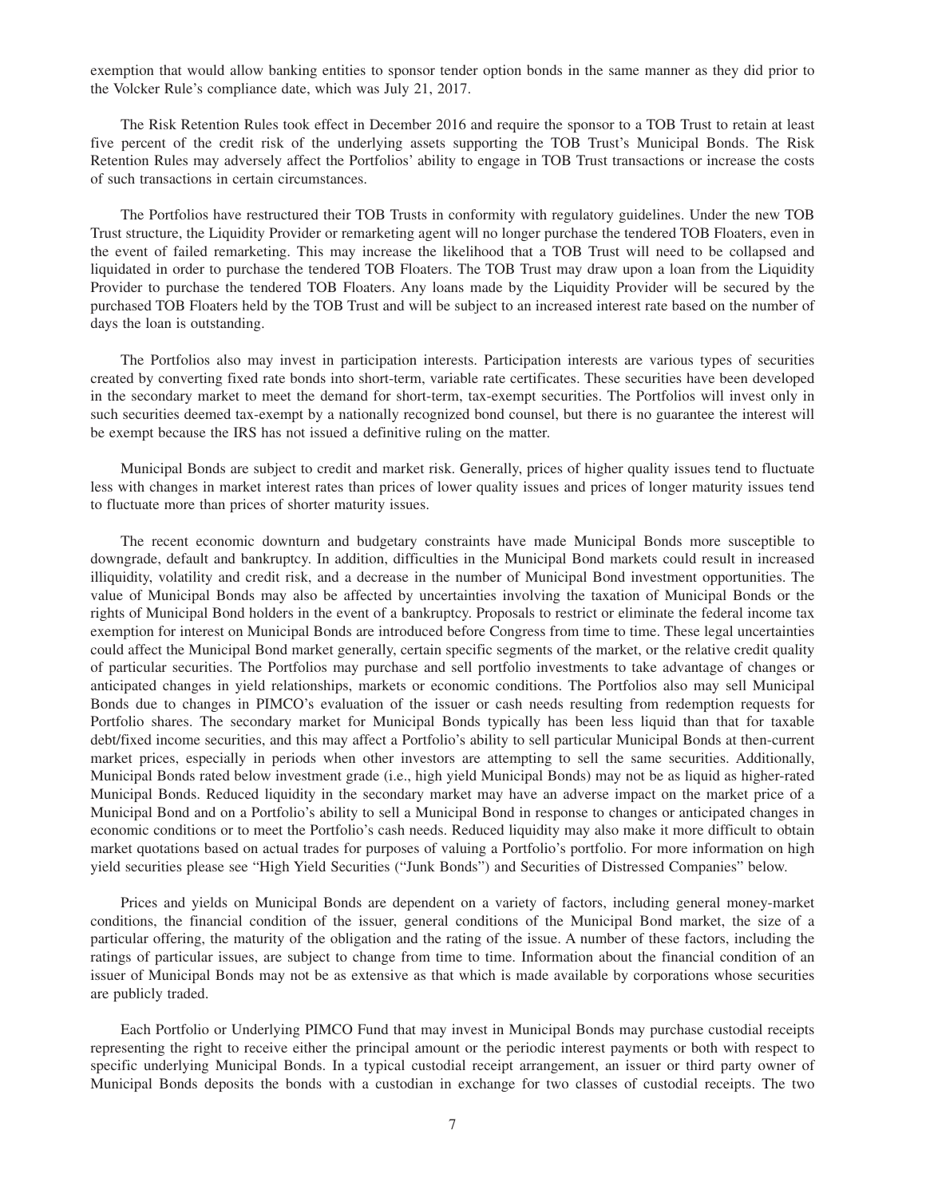exemption that would allow banking entities to sponsor tender option bonds in the same manner as they did prior to the Volcker Rule's compliance date, which was July 21, 2017.

The Risk Retention Rules took effect in December 2016 and require the sponsor to a TOB Trust to retain at least five percent of the credit risk of the underlying assets supporting the TOB Trust's Municipal Bonds. The Risk Retention Rules may adversely affect the Portfolios' ability to engage in TOB Trust transactions or increase the costs of such transactions in certain circumstances.

The Portfolios have restructured their TOB Trusts in conformity with regulatory guidelines. Under the new TOB Trust structure, the Liquidity Provider or remarketing agent will no longer purchase the tendered TOB Floaters, even in the event of failed remarketing. This may increase the likelihood that a TOB Trust will need to be collapsed and liquidated in order to purchase the tendered TOB Floaters. The TOB Trust may draw upon a loan from the Liquidity Provider to purchase the tendered TOB Floaters. Any loans made by the Liquidity Provider will be secured by the purchased TOB Floaters held by the TOB Trust and will be subject to an increased interest rate based on the number of days the loan is outstanding.

The Portfolios also may invest in participation interests. Participation interests are various types of securities created by converting fixed rate bonds into short-term, variable rate certificates. These securities have been developed in the secondary market to meet the demand for short-term, tax-exempt securities. The Portfolios will invest only in such securities deemed tax-exempt by a nationally recognized bond counsel, but there is no guarantee the interest will be exempt because the IRS has not issued a definitive ruling on the matter.

Municipal Bonds are subject to credit and market risk. Generally, prices of higher quality issues tend to fluctuate less with changes in market interest rates than prices of lower quality issues and prices of longer maturity issues tend to fluctuate more than prices of shorter maturity issues.

The recent economic downturn and budgetary constraints have made Municipal Bonds more susceptible to downgrade, default and bankruptcy. In addition, difficulties in the Municipal Bond markets could result in increased illiquidity, volatility and credit risk, and a decrease in the number of Municipal Bond investment opportunities. The value of Municipal Bonds may also be affected by uncertainties involving the taxation of Municipal Bonds or the rights of Municipal Bond holders in the event of a bankruptcy. Proposals to restrict or eliminate the federal income tax exemption for interest on Municipal Bonds are introduced before Congress from time to time. These legal uncertainties could affect the Municipal Bond market generally, certain specific segments of the market, or the relative credit quality of particular securities. The Portfolios may purchase and sell portfolio investments to take advantage of changes or anticipated changes in yield relationships, markets or economic conditions. The Portfolios also may sell Municipal Bonds due to changes in PIMCO's evaluation of the issuer or cash needs resulting from redemption requests for Portfolio shares. The secondary market for Municipal Bonds typically has been less liquid than that for taxable debt/fixed income securities, and this may affect a Portfolio's ability to sell particular Municipal Bonds at then-current market prices, especially in periods when other investors are attempting to sell the same securities. Additionally, Municipal Bonds rated below investment grade (i.e., high yield Municipal Bonds) may not be as liquid as higher-rated Municipal Bonds. Reduced liquidity in the secondary market may have an adverse impact on the market price of a Municipal Bond and on a Portfolio's ability to sell a Municipal Bond in response to changes or anticipated changes in economic conditions or to meet the Portfolio's cash needs. Reduced liquidity may also make it more difficult to obtain market quotations based on actual trades for purposes of valuing a Portfolio's portfolio. For more information on high yield securities please see "High Yield Securities ("Junk Bonds") and Securities of Distressed Companies" below.

Prices and yields on Municipal Bonds are dependent on a variety of factors, including general money-market conditions, the financial condition of the issuer, general conditions of the Municipal Bond market, the size of a particular offering, the maturity of the obligation and the rating of the issue. A number of these factors, including the ratings of particular issues, are subject to change from time to time. Information about the financial condition of an issuer of Municipal Bonds may not be as extensive as that which is made available by corporations whose securities are publicly traded.

Each Portfolio or Underlying PIMCO Fund that may invest in Municipal Bonds may purchase custodial receipts representing the right to receive either the principal amount or the periodic interest payments or both with respect to specific underlying Municipal Bonds. In a typical custodial receipt arrangement, an issuer or third party owner of Municipal Bonds deposits the bonds with a custodian in exchange for two classes of custodial receipts. The two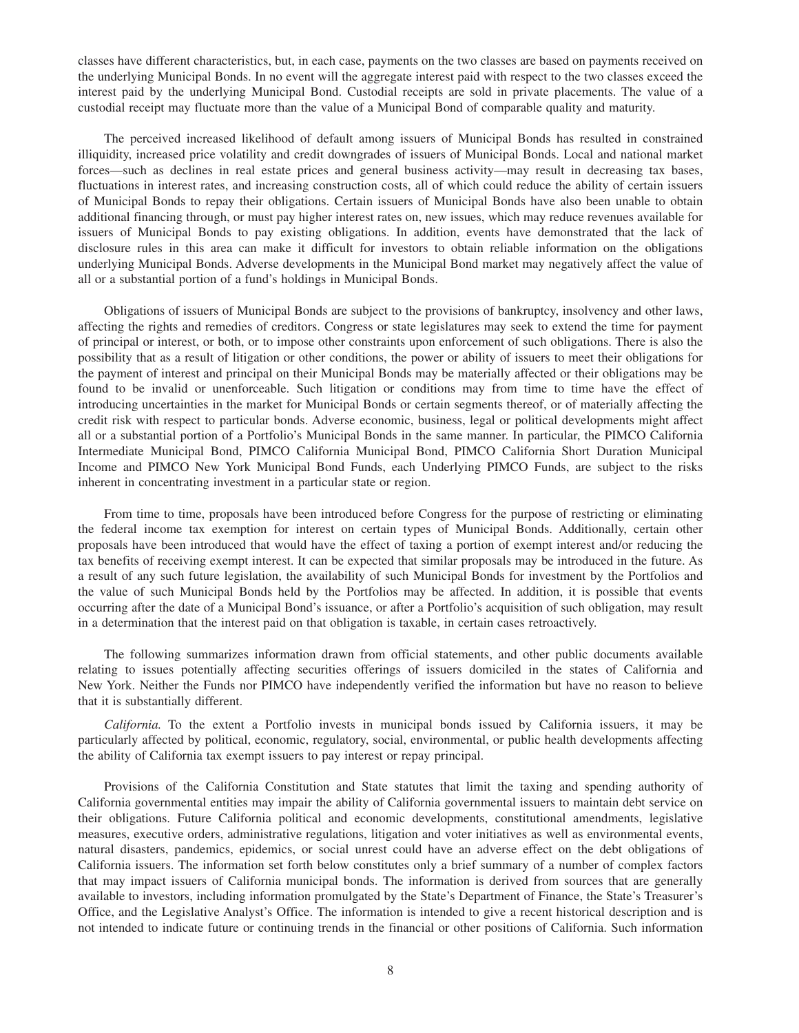classes have different characteristics, but, in each case, payments on the two classes are based on payments received on the underlying Municipal Bonds. In no event will the aggregate interest paid with respect to the two classes exceed the interest paid by the underlying Municipal Bond. Custodial receipts are sold in private placements. The value of a custodial receipt may fluctuate more than the value of a Municipal Bond of comparable quality and maturity.

The perceived increased likelihood of default among issuers of Municipal Bonds has resulted in constrained illiquidity, increased price volatility and credit downgrades of issuers of Municipal Bonds. Local and national market forces—such as declines in real estate prices and general business activity—may result in decreasing tax bases, fluctuations in interest rates, and increasing construction costs, all of which could reduce the ability of certain issuers of Municipal Bonds to repay their obligations. Certain issuers of Municipal Bonds have also been unable to obtain additional financing through, or must pay higher interest rates on, new issues, which may reduce revenues available for issuers of Municipal Bonds to pay existing obligations. In addition, events have demonstrated that the lack of disclosure rules in this area can make it difficult for investors to obtain reliable information on the obligations underlying Municipal Bonds. Adverse developments in the Municipal Bond market may negatively affect the value of all or a substantial portion of a fund's holdings in Municipal Bonds.

Obligations of issuers of Municipal Bonds are subject to the provisions of bankruptcy, insolvency and other laws, affecting the rights and remedies of creditors. Congress or state legislatures may seek to extend the time for payment of principal or interest, or both, or to impose other constraints upon enforcement of such obligations. There is also the possibility that as a result of litigation or other conditions, the power or ability of issuers to meet their obligations for the payment of interest and principal on their Municipal Bonds may be materially affected or their obligations may be found to be invalid or unenforceable. Such litigation or conditions may from time to time have the effect of introducing uncertainties in the market for Municipal Bonds or certain segments thereof, or of materially affecting the credit risk with respect to particular bonds. Adverse economic, business, legal or political developments might affect all or a substantial portion of a Portfolio's Municipal Bonds in the same manner. In particular, the PIMCO California Intermediate Municipal Bond, PIMCO California Municipal Bond, PIMCO California Short Duration Municipal Income and PIMCO New York Municipal Bond Funds, each Underlying PIMCO Funds, are subject to the risks inherent in concentrating investment in a particular state or region.

From time to time, proposals have been introduced before Congress for the purpose of restricting or eliminating the federal income tax exemption for interest on certain types of Municipal Bonds. Additionally, certain other proposals have been introduced that would have the effect of taxing a portion of exempt interest and/or reducing the tax benefits of receiving exempt interest. It can be expected that similar proposals may be introduced in the future. As a result of any such future legislation, the availability of such Municipal Bonds for investment by the Portfolios and the value of such Municipal Bonds held by the Portfolios may be affected. In addition, it is possible that events occurring after the date of a Municipal Bond's issuance, or after a Portfolio's acquisition of such obligation, may result in a determination that the interest paid on that obligation is taxable, in certain cases retroactively.

The following summarizes information drawn from official statements, and other public documents available relating to issues potentially affecting securities offerings of issuers domiciled in the states of California and New York. Neither the Funds nor PIMCO have independently verified the information but have no reason to believe that it is substantially different.

*California.* To the extent a Portfolio invests in municipal bonds issued by California issuers, it may be particularly affected by political, economic, regulatory, social, environmental, or public health developments affecting the ability of California tax exempt issuers to pay interest or repay principal.

Provisions of the California Constitution and State statutes that limit the taxing and spending authority of California governmental entities may impair the ability of California governmental issuers to maintain debt service on their obligations. Future California political and economic developments, constitutional amendments, legislative measures, executive orders, administrative regulations, litigation and voter initiatives as well as environmental events, natural disasters, pandemics, epidemics, or social unrest could have an adverse effect on the debt obligations of California issuers. The information set forth below constitutes only a brief summary of a number of complex factors that may impact issuers of California municipal bonds. The information is derived from sources that are generally available to investors, including information promulgated by the State's Department of Finance, the State's Treasurer's Office, and the Legislative Analyst's Office. The information is intended to give a recent historical description and is not intended to indicate future or continuing trends in the financial or other positions of California. Such information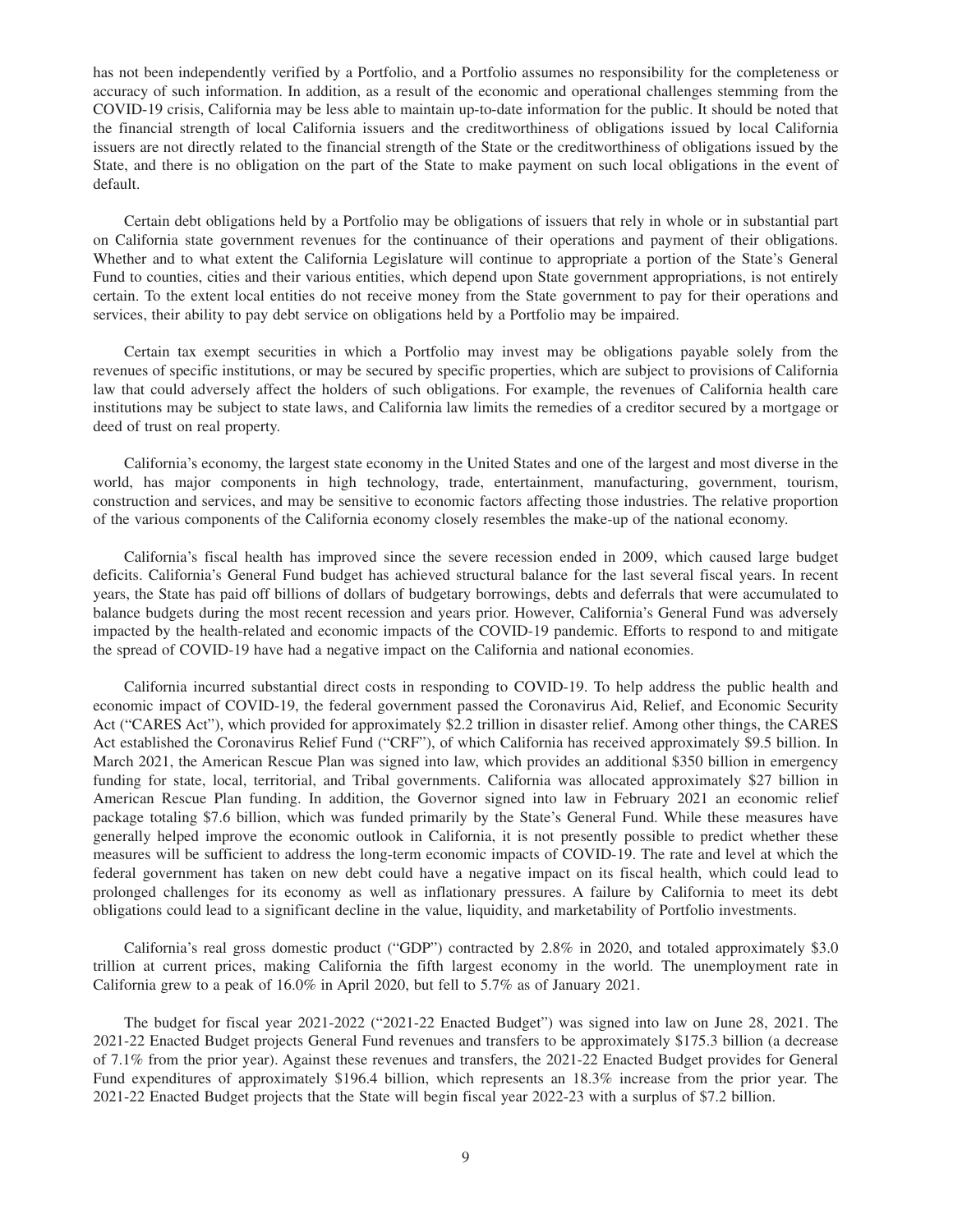has not been independently verified by a Portfolio, and a Portfolio assumes no responsibility for the completeness or accuracy of such information. In addition, as a result of the economic and operational challenges stemming from the COVID-19 crisis, California may be less able to maintain up-to-date information for the public. It should be noted that the financial strength of local California issuers and the creditworthiness of obligations issued by local California issuers are not directly related to the financial strength of the State or the creditworthiness of obligations issued by the State, and there is no obligation on the part of the State to make payment on such local obligations in the event of default.

Certain debt obligations held by a Portfolio may be obligations of issuers that rely in whole or in substantial part on California state government revenues for the continuance of their operations and payment of their obligations. Whether and to what extent the California Legislature will continue to appropriate a portion of the State's General Fund to counties, cities and their various entities, which depend upon State government appropriations, is not entirely certain. To the extent local entities do not receive money from the State government to pay for their operations and services, their ability to pay debt service on obligations held by a Portfolio may be impaired.

Certain tax exempt securities in which a Portfolio may invest may be obligations payable solely from the revenues of specific institutions, or may be secured by specific properties, which are subject to provisions of California law that could adversely affect the holders of such obligations. For example, the revenues of California health care institutions may be subject to state laws, and California law limits the remedies of a creditor secured by a mortgage or deed of trust on real property.

California's economy, the largest state economy in the United States and one of the largest and most diverse in the world, has major components in high technology, trade, entertainment, manufacturing, government, tourism, construction and services, and may be sensitive to economic factors affecting those industries. The relative proportion of the various components of the California economy closely resembles the make-up of the national economy.

California's fiscal health has improved since the severe recession ended in 2009, which caused large budget deficits. California's General Fund budget has achieved structural balance for the last several fiscal years. In recent years, the State has paid off billions of dollars of budgetary borrowings, debts and deferrals that were accumulated to balance budgets during the most recent recession and years prior. However, California's General Fund was adversely impacted by the health-related and economic impacts of the COVID-19 pandemic. Efforts to respond to and mitigate the spread of COVID-19 have had a negative impact on the California and national economies.

California incurred substantial direct costs in responding to COVID-19. To help address the public health and economic impact of COVID-19, the federal government passed the Coronavirus Aid, Relief, and Economic Security Act ("CARES Act"), which provided for approximately $2.2 trillion in disaster relief. Among other things, the CARES Act established the Coronavirus Relief Fund ("CRF"), of which California has received approximately $9.5 billion. In March 2021, the American Rescue Plan was signed into law, which provides an additional $350 billion in emergency funding for state, local, territorial, and Tribal governments. California was allocated approximately $27 billion in American Rescue Plan funding. In addition, the Governor signed into law in February 2021 an economic relief package totaling $7.6 billion, which was funded primarily by the State's General Fund. While these measures have generally helped improve the economic outlook in California, it is not presently possible to predict whether these measures will be sufficient to address the long-term economic impacts of COVID-19. The rate and level at which the federal government has taken on new debt could have a negative impact on its fiscal health, which could lead to prolonged challenges for its economy as well as inflationary pressures. A failure by California to meet its debt obligations could lead to a significant decline in the value, liquidity, and marketability of Portfolio investments.

California's real gross domestic product ("GDP") contracted by 2.8% in 2020, and totaled approximately $3.0 trillion at current prices, making California the fifth largest economy in the world. The unemployment rate in California grew to a peak of 16.0% in April 2020, but fell to 5.7% as of January 2021.

The budget for fiscal year 2021-2022 ("2021-22 Enacted Budget") was signed into law on June 28, 2021. The 2021-22 Enacted Budget projects General Fund revenues and transfers to be approximately $175.3 billion (a decrease of 7.1% from the prior year). Against these revenues and transfers, the 2021-22 Enacted Budget provides for General Fund expenditures of approximately $196.4 billion, which represents an 18.3% increase from the prior year. The 2021-22 Enacted Budget projects that the State will begin fiscal year 2022-23 with a surplus of $7.2 billion.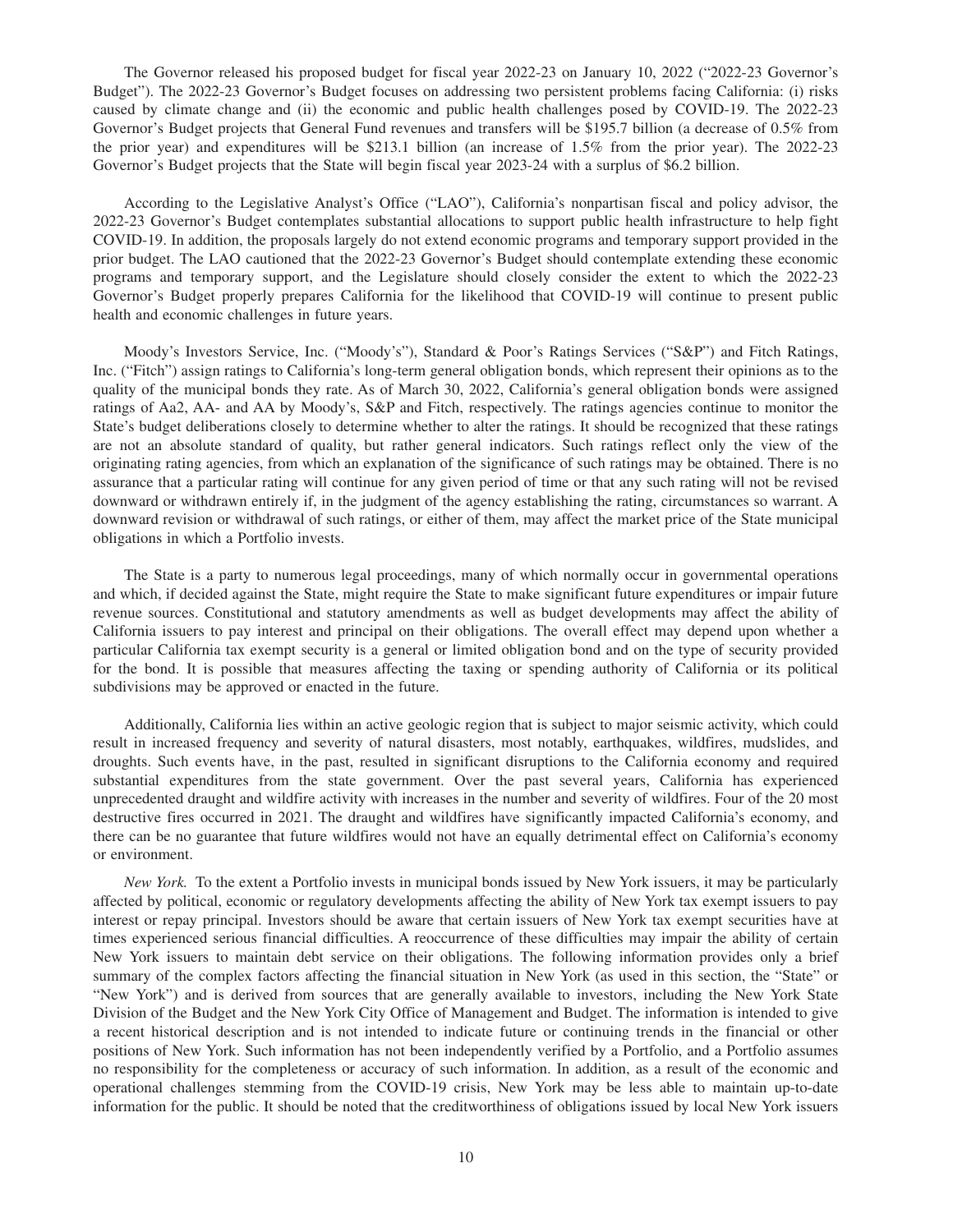The Governor released his proposed budget for fiscal year 2022-23 on January 10, 2022 ("2022-23 Governor's Budget"). The 2022-23 Governor's Budget focuses on addressing two persistent problems facing California: (i) risks caused by climate change and (ii) the economic and public health challenges posed by COVID-19. The 2022-23 Governor's Budget projects that General Fund revenues and transfers will be $195.7 billion (a decrease of 0.5% from the prior year) and expenditures will be $213.1 billion (an increase of 1.5% from the prior year). The 2022-23 Governor's Budget projects that the State will begin fiscal year 2023-24 with a surplus of $6.2 billion.

According to the Legislative Analyst's Office ("LAO"), California's nonpartisan fiscal and policy advisor, the 2022-23 Governor's Budget contemplates substantial allocations to support public health infrastructure to help fight COVID-19. In addition, the proposals largely do not extend economic programs and temporary support provided in the prior budget. The LAO cautioned that the 2022-23 Governor's Budget should contemplate extending these economic programs and temporary support, and the Legislature should closely consider the extent to which the 2022-23 Governor's Budget properly prepares California for the likelihood that COVID-19 will continue to present public health and economic challenges in future years.

Moody's Investors Service, Inc. ("Moody's"), Standard & Poor's Ratings Services ("S&P") and Fitch Ratings, Inc. ("Fitch") assign ratings to California's long-term general obligation bonds, which represent their opinions as to the quality of the municipal bonds they rate. As of March 30, 2022, California's general obligation bonds were assigned ratings of Aa2, AA- and AA by Moody's, S&P and Fitch, respectively. The ratings agencies continue to monitor the State's budget deliberations closely to determine whether to alter the ratings. It should be recognized that these ratings are not an absolute standard of quality, but rather general indicators. Such ratings reflect only the view of the originating rating agencies, from which an explanation of the significance of such ratings may be obtained. There is no assurance that a particular rating will continue for any given period of time or that any such rating will not be revised downward or withdrawn entirely if, in the judgment of the agency establishing the rating, circumstances so warrant. A downward revision or withdrawal of such ratings, or either of them, may affect the market price of the State municipal obligations in which a Portfolio invests.

The State is a party to numerous legal proceedings, many of which normally occur in governmental operations and which, if decided against the State, might require the State to make significant future expenditures or impair future revenue sources. Constitutional and statutory amendments as well as budget developments may affect the ability of California issuers to pay interest and principal on their obligations. The overall effect may depend upon whether a particular California tax exempt security is a general or limited obligation bond and on the type of security provided for the bond. It is possible that measures affecting the taxing or spending authority of California or its political subdivisions may be approved or enacted in the future.

Additionally, California lies within an active geologic region that is subject to major seismic activity, which could result in increased frequency and severity of natural disasters, most notably, earthquakes, wildfires, mudslides, and droughts. Such events have, in the past, resulted in significant disruptions to the California economy and required substantial expenditures from the state government. Over the past several years, California has experienced unprecedented draught and wildfire activity with increases in the number and severity of wildfires. Four of the 20 most destructive fires occurred in 2021. The draught and wildfires have significantly impacted California's economy, and there can be no guarantee that future wildfires would not have an equally detrimental effect on California's economy or environment.

*New York.* To the extent a Portfolio invests in municipal bonds issued by New York issuers, it may be particularly affected by political, economic or regulatory developments affecting the ability of New York tax exempt issuers to pay interest or repay principal. Investors should be aware that certain issuers of New York tax exempt securities have at times experienced serious financial difficulties. A reoccurrence of these difficulties may impair the ability of certain New York issuers to maintain debt service on their obligations. The following information provides only a brief summary of the complex factors affecting the financial situation in New York (as used in this section, the "State" or "New York") and is derived from sources that are generally available to investors, including the New York State Division of the Budget and the New York City Office of Management and Budget. The information is intended to give a recent historical description and is not intended to indicate future or continuing trends in the financial or other positions of New York. Such information has not been independently verified by a Portfolio, and a Portfolio assumes no responsibility for the completeness or accuracy of such information. In addition, as a result of the economic and operational challenges stemming from the COVID-19 crisis, New York may be less able to maintain up-to-date information for the public. It should be noted that the creditworthiness of obligations issued by local New York issuers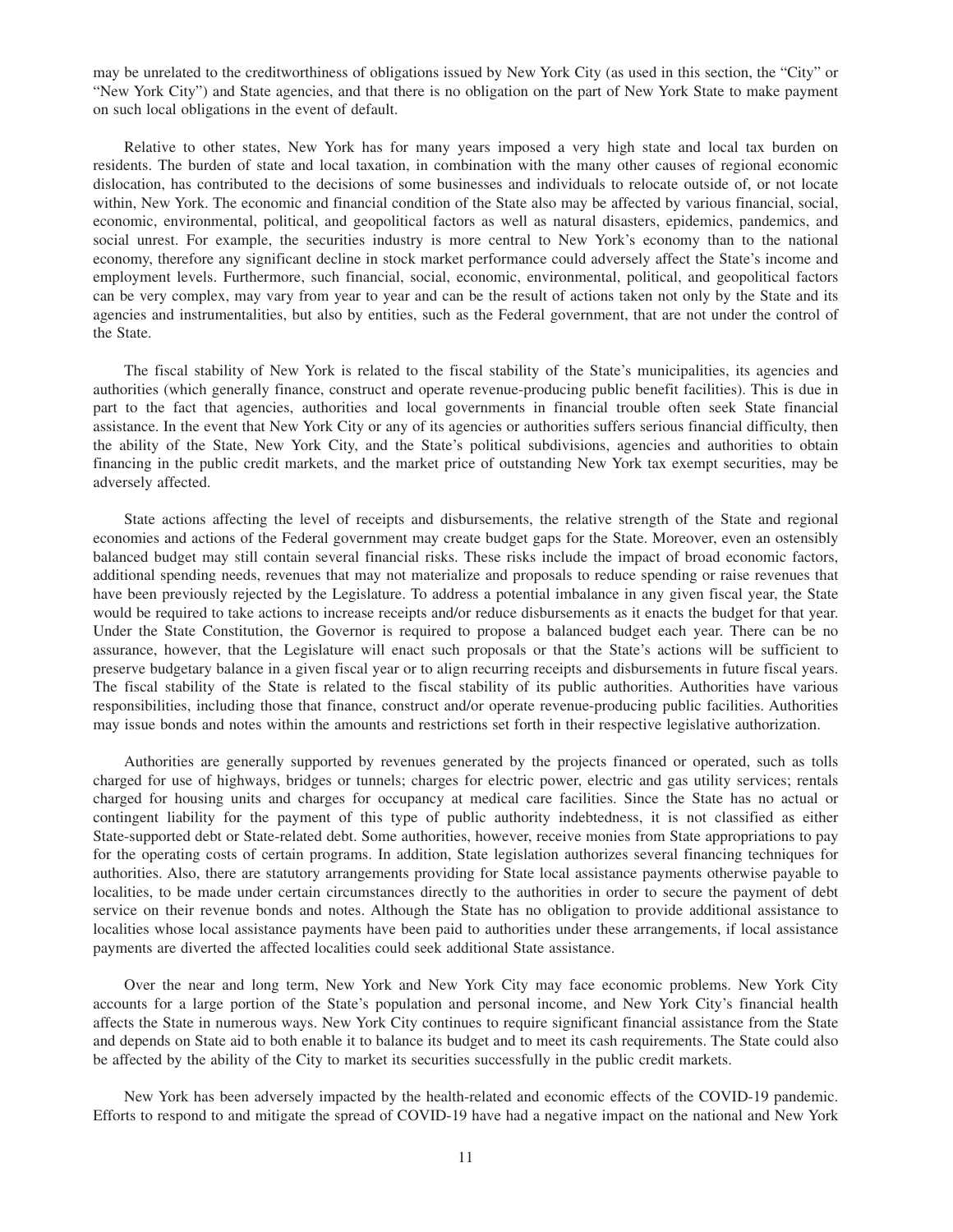may be unrelated to the creditworthiness of obligations issued by New York City (as used in this section, the "City" or "New York City") and State agencies, and that there is no obligation on the part of New York State to make payment on such local obligations in the event of default.

Relative to other states, New York has for many years imposed a very high state and local tax burden on residents. The burden of state and local taxation, in combination with the many other causes of regional economic dislocation, has contributed to the decisions of some businesses and individuals to relocate outside of, or not locate within, New York. The economic and financial condition of the State also may be affected by various financial, social, economic, environmental, political, and geopolitical factors as well as natural disasters, epidemics, pandemics, and social unrest. For example, the securities industry is more central to New York's economy than to the national economy, therefore any significant decline in stock market performance could adversely affect the State's income and employment levels. Furthermore, such financial, social, economic, environmental, political, and geopolitical factors can be very complex, may vary from year to year and can be the result of actions taken not only by the State and its agencies and instrumentalities, but also by entities, such as the Federal government, that are not under the control of the State.

The fiscal stability of New York is related to the fiscal stability of the State's municipalities, its agencies and authorities (which generally finance, construct and operate revenue-producing public benefit facilities). This is due in part to the fact that agencies, authorities and local governments in financial trouble often seek State financial assistance. In the event that New York City or any of its agencies or authorities suffers serious financial difficulty, then the ability of the State, New York City, and the State's political subdivisions, agencies and authorities to obtain financing in the public credit markets, and the market price of outstanding New York tax exempt securities, may be adversely affected.

State actions affecting the level of receipts and disbursements, the relative strength of the State and regional economies and actions of the Federal government may create budget gaps for the State. Moreover, even an ostensibly balanced budget may still contain several financial risks. These risks include the impact of broad economic factors, additional spending needs, revenues that may not materialize and proposals to reduce spending or raise revenues that have been previously rejected by the Legislature. To address a potential imbalance in any given fiscal year, the State would be required to take actions to increase receipts and/or reduce disbursements as it enacts the budget for that year. Under the State Constitution, the Governor is required to propose a balanced budget each year. There can be no assurance, however, that the Legislature will enact such proposals or that the State's actions will be sufficient to preserve budgetary balance in a given fiscal year or to align recurring receipts and disbursements in future fiscal years. The fiscal stability of the State is related to the fiscal stability of its public authorities. Authorities have various responsibilities, including those that finance, construct and/or operate revenue-producing public facilities. Authorities may issue bonds and notes within the amounts and restrictions set forth in their respective legislative authorization.

Authorities are generally supported by revenues generated by the projects financed or operated, such as tolls charged for use of highways, bridges or tunnels; charges for electric power, electric and gas utility services; rentals charged for housing units and charges for occupancy at medical care facilities. Since the State has no actual or contingent liability for the payment of this type of public authority indebtedness, it is not classified as either State-supported debt or State-related debt. Some authorities, however, receive monies from State appropriations to pay for the operating costs of certain programs. In addition, State legislation authorizes several financing techniques for authorities. Also, there are statutory arrangements providing for State local assistance payments otherwise payable to localities, to be made under certain circumstances directly to the authorities in order to secure the payment of debt service on their revenue bonds and notes. Although the State has no obligation to provide additional assistance to localities whose local assistance payments have been paid to authorities under these arrangements, if local assistance payments are diverted the affected localities could seek additional State assistance.

Over the near and long term, New York and New York City may face economic problems. New York City accounts for a large portion of the State's population and personal income, and New York City's financial health affects the State in numerous ways. New York City continues to require significant financial assistance from the State and depends on State aid to both enable it to balance its budget and to meet its cash requirements. The State could also be affected by the ability of the City to market its securities successfully in the public credit markets.

New York has been adversely impacted by the health-related and economic effects of the COVID-19 pandemic. Efforts to respond to and mitigate the spread of COVID-19 have had a negative impact on the national and New York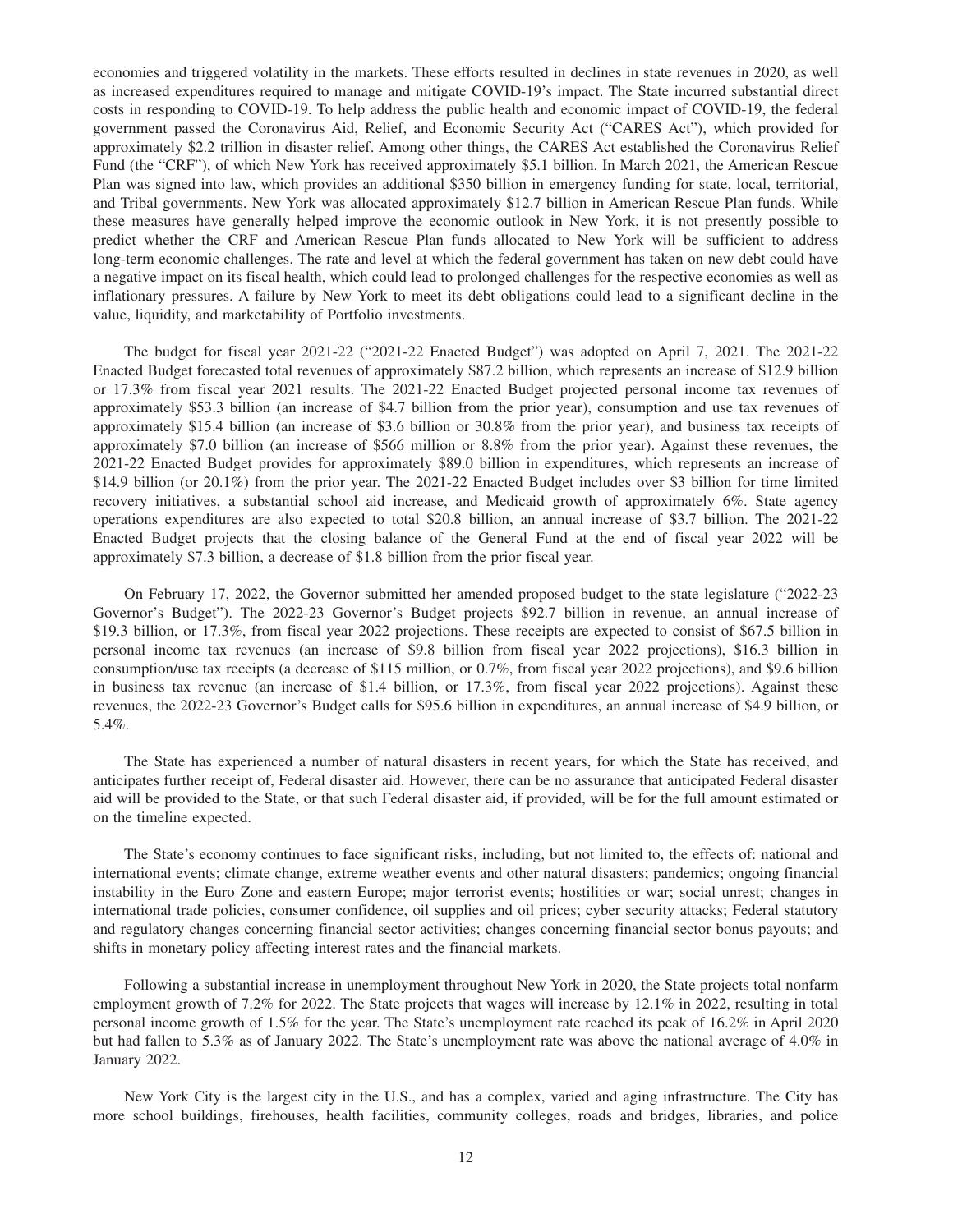economies and triggered volatility in the markets. These efforts resulted in declines in state revenues in 2020, as well as increased expenditures required to manage and mitigate COVID-19's impact. The State incurred substantial direct costs in responding to COVID-19. To help address the public health and economic impact of COVID-19, the federal government passed the Coronavirus Aid, Relief, and Economic Security Act ("CARES Act"), which provided for approximately $2.2 trillion in disaster relief. Among other things, the CARES Act established the Coronavirus Relief Fund (the "CRF"), of which New York has received approximately $5.1 billion. In March 2021, the American Rescue Plan was signed into law, which provides an additional $350 billion in emergency funding for state, local, territorial, and Tribal governments. New York was allocated approximately $12.7 billion in American Rescue Plan funds. While these measures have generally helped improve the economic outlook in New York, it is not presently possible to predict whether the CRF and American Rescue Plan funds allocated to New York will be sufficient to address long-term economic challenges. The rate and level at which the federal government has taken on new debt could have a negative impact on its fiscal health, which could lead to prolonged challenges for the respective economies as well as inflationary pressures. A failure by New York to meet its debt obligations could lead to a significant decline in the value, liquidity, and marketability of Portfolio investments.

The budget for fiscal year 2021-22 ("2021-22 Enacted Budget") was adopted on April 7, 2021. The 2021-22 Enacted Budget forecasted total revenues of approximately $87.2 billion, which represents an increase of $12.9 billion or 17.3% from fiscal year 2021 results. The 2021-22 Enacted Budget projected personal income tax revenues of approximately $53.3 billion (an increase of $4.7 billion from the prior year), consumption and use tax revenues of approximately $15.4 billion (an increase of $3.6 billion or 30.8% from the prior year), and business tax receipts of approximately $7.0 billion (an increase of $566 million or 8.8% from the prior year). Against these revenues, the 2021-22 Enacted Budget provides for approximately $89.0 billion in expenditures, which represents an increase of $14.9 billion (or 20.1%) from the prior year. The 2021-22 Enacted Budget includes over $3 billion for time limited recovery initiatives, a substantial school aid increase, and Medicaid growth of approximately 6%. State agency operations expenditures are also expected to total $20.8 billion, an annual increase of $3.7 billion. The 2021-22 Enacted Budget projects that the closing balance of the General Fund at the end of fiscal year 2022 will be approximately $7.3 billion, a decrease of $1.8 billion from the prior fiscal year.

On February 17, 2022, the Governor submitted her amended proposed budget to the state legislature ("2022-23 Governor's Budget"). The 2022-23 Governor's Budget projects $92.7 billion in revenue, an annual increase of $19.3 billion, or 17.3%, from fiscal year 2022 projections. These receipts are expected to consist of $67.5 billion in personal income tax revenues (an increase of $9.8 billion from fiscal year 2022 projections), $16.3 billion in consumption/use tax receipts (a decrease of $115 million, or 0.7%, from fiscal year 2022 projections), and $9.6 billion in business tax revenue (an increase of $1.4 billion, or 17.3%, from fiscal year 2022 projections). Against these revenues, the 2022-23 Governor's Budget calls for $95.6 billion in expenditures, an annual increase of $4.9 billion, or 5.4%.

The State has experienced a number of natural disasters in recent years, for which the State has received, and anticipates further receipt of, Federal disaster aid. However, there can be no assurance that anticipated Federal disaster aid will be provided to the State, or that such Federal disaster aid, if provided, will be for the full amount estimated or on the timeline expected.

The State's economy continues to face significant risks, including, but not limited to, the effects of: national and international events; climate change, extreme weather events and other natural disasters; pandemics; ongoing financial instability in the Euro Zone and eastern Europe; major terrorist events; hostilities or war; social unrest; changes in international trade policies, consumer confidence, oil supplies and oil prices; cyber security attacks; Federal statutory and regulatory changes concerning financial sector activities; changes concerning financial sector bonus payouts; and shifts in monetary policy affecting interest rates and the financial markets.

Following a substantial increase in unemployment throughout New York in 2020, the State projects total nonfarm employment growth of 7.2% for 2022. The State projects that wages will increase by 12.1% in 2022, resulting in total personal income growth of 1.5% for the year. The State's unemployment rate reached its peak of 16.2% in April 2020 but had fallen to 5.3% as of January 2022. The State's unemployment rate was above the national average of 4.0% in January 2022.

New York City is the largest city in the U.S., and has a complex, varied and aging infrastructure. The City has more school buildings, firehouses, health facilities, community colleges, roads and bridges, libraries, and police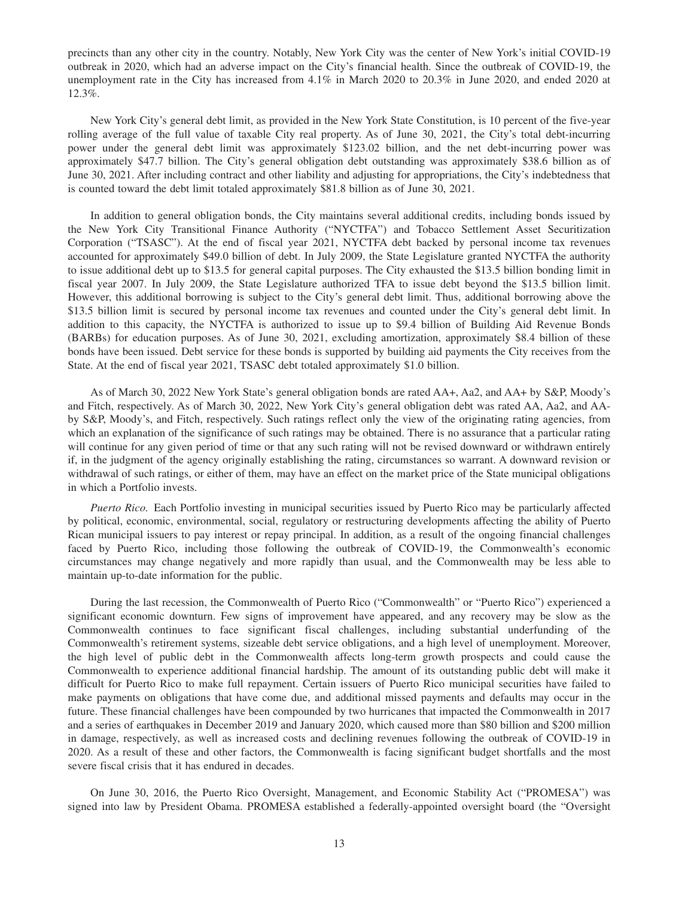precincts than any other city in the country. Notably, New York City was the center of New York's initial COVID-19 outbreak in 2020, which had an adverse impact on the City's financial health. Since the outbreak of COVID-19, the unemployment rate in the City has increased from 4.1% in March 2020 to 20.3% in June 2020, and ended 2020 at 12.3%.

New York City's general debt limit, as provided in the New York State Constitution, is 10 percent of the five-year rolling average of the full value of taxable City real property. As of June 30, 2021, the City's total debt-incurring power under the general debt limit was approximately $123.02 billion, and the net debt-incurring power was approximately $47.7 billion. The City's general obligation debt outstanding was approximately $38.6 billion as of June 30, 2021. After including contract and other liability and adjusting for appropriations, the City's indebtedness that is counted toward the debt limit totaled approximately $81.8 billion as of June 30, 2021.

In addition to general obligation bonds, the City maintains several additional credits, including bonds issued by the New York City Transitional Finance Authority ("NYCTFA") and Tobacco Settlement Asset Securitization Corporation ("TSASC"). At the end of fiscal year 2021, NYCTFA debt backed by personal income tax revenues accounted for approximately $49.0 billion of debt. In July 2009, the State Legislature granted NYCTFA the authority to issue additional debt up to $13.5 for general capital purposes. The City exhausted the $13.5 billion bonding limit in fiscal year 2007. In July 2009, the State Legislature authorized TFA to issue debt beyond the $13.5 billion limit. However, this additional borrowing is subject to the City's general debt limit. Thus, additional borrowing above the $13.5 billion limit is secured by personal income tax revenues and counted under the City's general debt limit. In addition to this capacity, the NYCTFA is authorized to issue up to $9.4 billion of Building Aid Revenue Bonds (BARBs) for education purposes. As of June 30, 2021, excluding amortization, approximately $8.4 billion of these bonds have been issued. Debt service for these bonds is supported by building aid payments the City receives from the State. At the end of fiscal year 2021, TSASC debt totaled approximately $1.0 billion.

As of March 30, 2022 New York State's general obligation bonds are rated AA+, Aa2, and AA+ by S&P, Moody's and Fitch, respectively. As of March 30, 2022, New York City's general obligation debt was rated AA, Aa2, and AA- by S&P, Moody's, and Fitch, respectively. Such ratings reflect only the view of the originating rating agencies, from which an explanation of the significance of such ratings may be obtained. There is no assurance that a particular rating will continue for any given period of time or that any such rating will not be revised downward or withdrawn entirely if, in the judgment of the agency originally establishing the rating, circumstances so warrant. A downward revision or withdrawal of such ratings, or either of them, may have an effect on the market price of the State municipal obligations in which a Portfolio invests.

*Puerto Rico.* Each Portfolio investing in municipal securities issued by Puerto Rico may be particularly affected by political, economic, environmental, social, regulatory or restructuring developments affecting the ability of Puerto Rican municipal issuers to pay interest or repay principal. In addition, as a result of the ongoing financial challenges faced by Puerto Rico, including those following the outbreak of COVID-19, the Commonwealth's economic circumstances may change negatively and more rapidly than usual, and the Commonwealth may be less able to maintain up-to-date information for the public.

During the last recession, the Commonwealth of Puerto Rico ("Commonwealth" or "Puerto Rico") experienced a significant economic downturn. Few signs of improvement have appeared, and any recovery may be slow as the Commonwealth continues to face significant fiscal challenges, including substantial underfunding of the Commonwealth's retirement systems, sizeable debt service obligations, and a high level of unemployment. Moreover, the high level of public debt in the Commonwealth affects long-term growth prospects and could cause the Commonwealth to experience additional financial hardship. The amount of its outstanding public debt will make it difficult for Puerto Rico to make full repayment. Certain issuers of Puerto Rico municipal securities have failed to make payments on obligations that have come due, and additional missed payments and defaults may occur in the future. These financial challenges have been compounded by two hurricanes that impacted the Commonwealth in 2017 and a series of earthquakes in December 2019 and January 2020, which caused more than $80 billion and $200 million in damage, respectively, as well as increased costs and declining revenues following the outbreak of COVID-19 in 2020. As a result of these and other factors, the Commonwealth is facing significant budget shortfalls and the most severe fiscal crisis that it has endured in decades.

On June 30, 2016, the Puerto Rico Oversight, Management, and Economic Stability Act ("PROMESA") was signed into law by President Obama. PROMESA established a federally-appointed oversight board (the "Oversight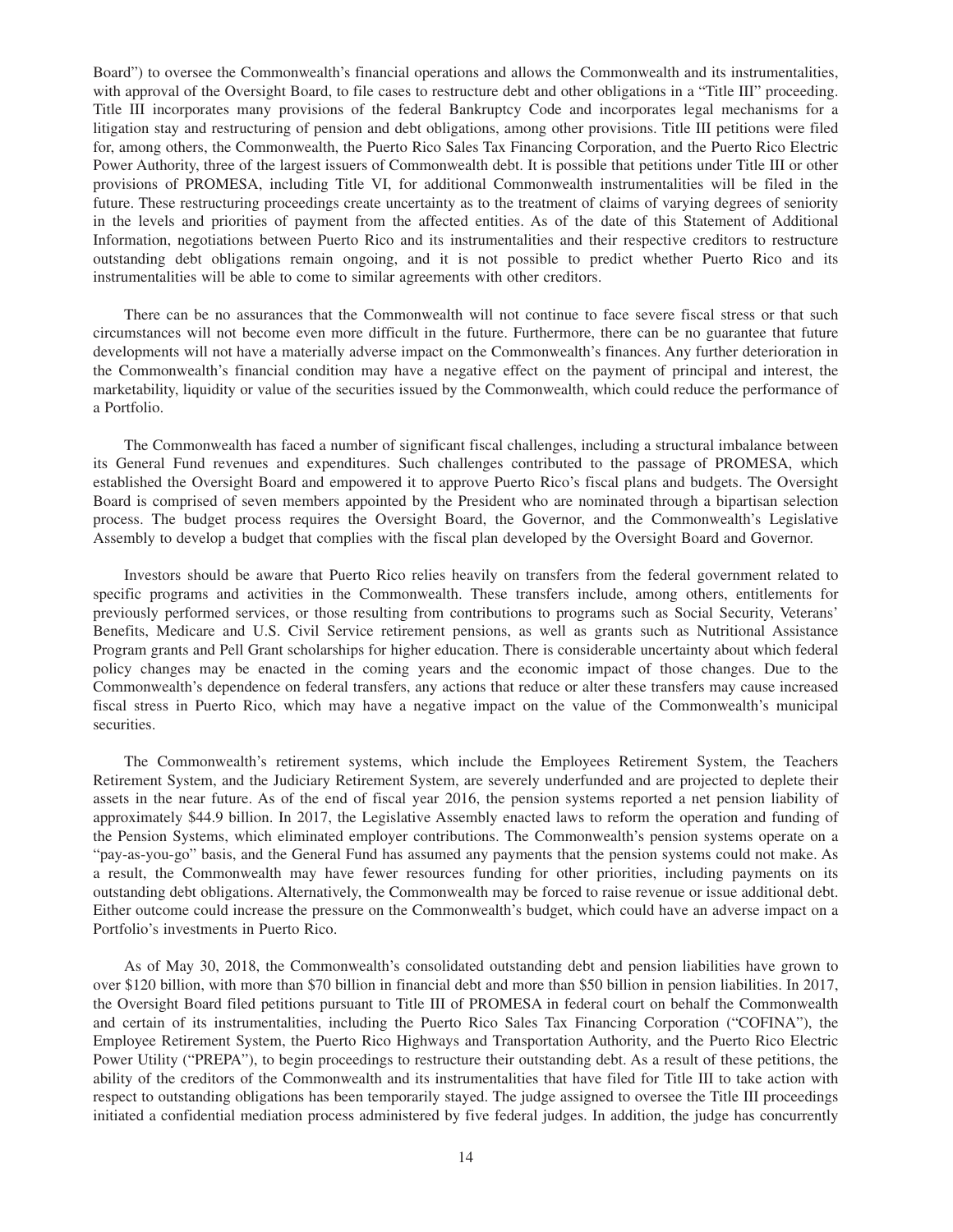Board") to oversee the Commonwealth's financial operations and allows the Commonwealth and its instrumentalities, with approval of the Oversight Board, to file cases to restructure debt and other obligations in a "Title III" proceeding. Title III incorporates many provisions of the federal Bankruptcy Code and incorporates legal mechanisms for a litigation stay and restructuring of pension and debt obligations, among other provisions. Title III petitions were filed for, among others, the Commonwealth, the Puerto Rico Sales Tax Financing Corporation, and the Puerto Rico Electric Power Authority, three of the largest issuers of Commonwealth debt. It is possible that petitions under Title III or other provisions of PROMESA, including Title VI, for additional Commonwealth instrumentalities will be filed in the future. These restructuring proceedings create uncertainty as to the treatment of claims of varying degrees of seniority in the levels and priorities of payment from the affected entities. As of the date of this Statement of Additional Information, negotiations between Puerto Rico and its instrumentalities and their respective creditors to restructure outstanding debt obligations remain ongoing, and it is not possible to predict whether Puerto Rico and its instrumentalities will be able to come to similar agreements with other creditors.

There can be no assurances that the Commonwealth will not continue to face severe fiscal stress or that such circumstances will not become even more difficult in the future. Furthermore, there can be no guarantee that future developments will not have a materially adverse impact on the Commonwealth's finances. Any further deterioration in the Commonwealth's financial condition may have a negative effect on the payment of principal and interest, the marketability, liquidity or value of the securities issued by the Commonwealth, which could reduce the performance of a Portfolio.

The Commonwealth has faced a number of significant fiscal challenges, including a structural imbalance between its General Fund revenues and expenditures. Such challenges contributed to the passage of PROMESA, which established the Oversight Board and empowered it to approve Puerto Rico's fiscal plans and budgets. The Oversight Board is comprised of seven members appointed by the President who are nominated through a bipartisan selection process. The budget process requires the Oversight Board, the Governor, and the Commonwealth's Legislative Assembly to develop a budget that complies with the fiscal plan developed by the Oversight Board and Governor.

Investors should be aware that Puerto Rico relies heavily on transfers from the federal government related to specific programs and activities in the Commonwealth. These transfers include, among others, entitlements for previously performed services, or those resulting from contributions to programs such as Social Security, Veterans' Benefits, Medicare and U.S. Civil Service retirement pensions, as well as grants such as Nutritional Assistance Program grants and Pell Grant scholarships for higher education. There is considerable uncertainty about which federal policy changes may be enacted in the coming years and the economic impact of those changes. Due to the Commonwealth's dependence on federal transfers, any actions that reduce or alter these transfers may cause increased fiscal stress in Puerto Rico, which may have a negative impact on the value of the Commonwealth's municipal securities.

The Commonwealth's retirement systems, which include the Employees Retirement System, the Teachers Retirement System, and the Judiciary Retirement System, are severely underfunded and are projected to deplete their assets in the near future. As of the end of fiscal year 2016, the pension systems reported a net pension liability of approximately $44.9 billion. In 2017, the Legislative Assembly enacted laws to reform the operation and funding of the Pension Systems, which eliminated employer contributions. The Commonwealth's pension systems operate on a "pay-as-you-go" basis, and the General Fund has assumed any payments that the pension systems could not make. As a result, the Commonwealth may have fewer resources funding for other priorities, including payments on its outstanding debt obligations. Alternatively, the Commonwealth may be forced to raise revenue or issue additional debt. Either outcome could increase the pressure on the Commonwealth's budget, which could have an adverse impact on a Portfolio's investments in Puerto Rico.

As of May 30, 2018, the Commonwealth's consolidated outstanding debt and pension liabilities have grown to over $120 billion, with more than $70 billion in financial debt and more than $50 billion in pension liabilities. In 2017, the Oversight Board filed petitions pursuant to Title III of PROMESA in federal court on behalf the Commonwealth and certain of its instrumentalities, including the Puerto Rico Sales Tax Financing Corporation ("COFINA"), the Employee Retirement System, the Puerto Rico Highways and Transportation Authority, and the Puerto Rico Electric Power Utility ("PREPA"), to begin proceedings to restructure their outstanding debt. As a result of these petitions, the ability of the creditors of the Commonwealth and its instrumentalities that have filed for Title III to take action with respect to outstanding obligations has been temporarily stayed. The judge assigned to oversee the Title III proceedings initiated a confidential mediation process administered by five federal judges. In addition, the judge has concurrently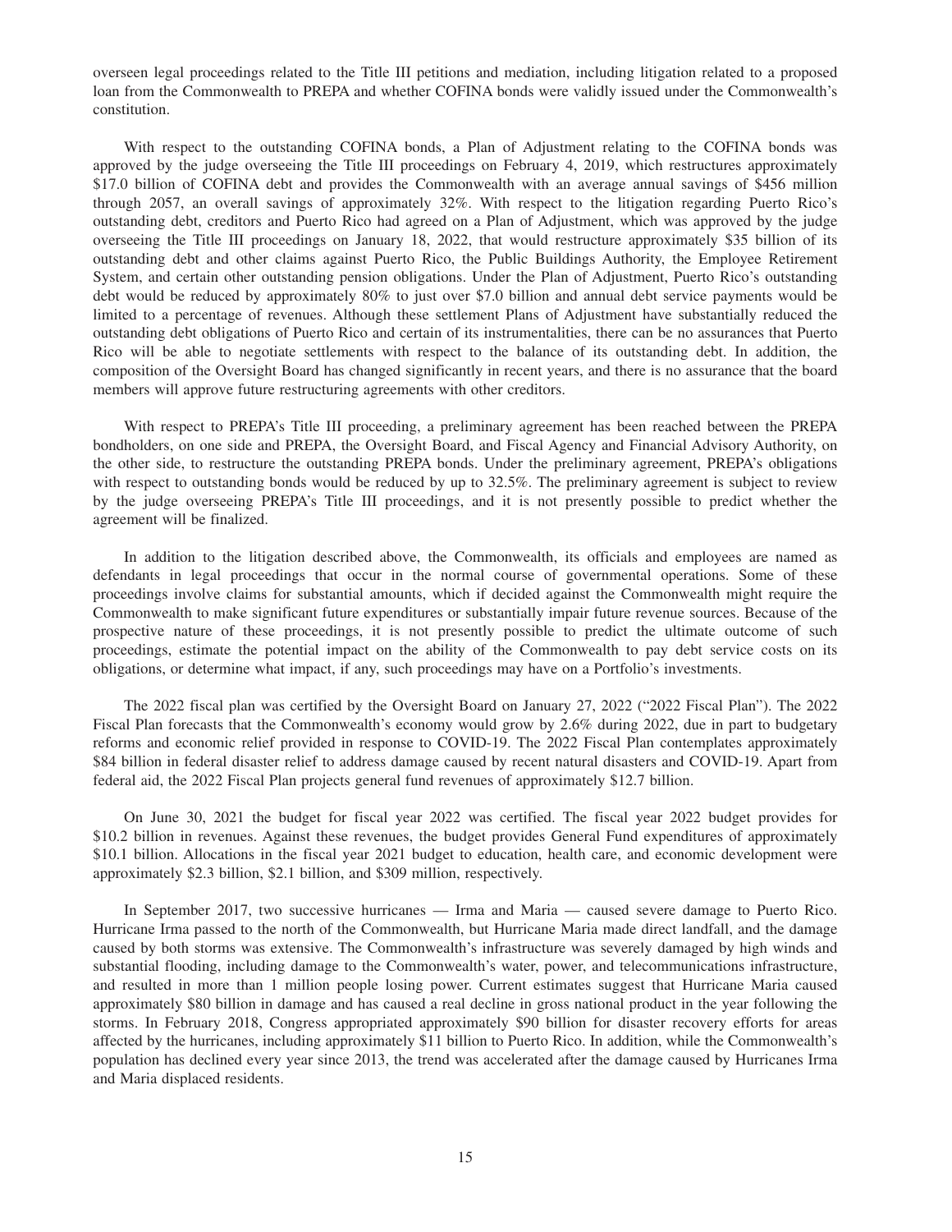overseen legal proceedings related to the Title III petitions and mediation, including litigation related to a proposed loan from the Commonwealth to PREPA and whether COFINA bonds were validly issued under the Commonwealth's constitution.

With respect to the outstanding COFINA bonds, a Plan of Adjustment relating to the COFINA bonds was approved by the judge overseeing the Title III proceedings on February 4, 2019, which restructures approximately $17.0 billion of COFINA debt and provides the Commonwealth with an average annual savings of $456 million through 2057, an overall savings of approximately 32%. With respect to the litigation regarding Puerto Rico's outstanding debt, creditors and Puerto Rico had agreed on a Plan of Adjustment, which was approved by the judge overseeing the Title III proceedings on January 18, 2022, that would restructure approximately $35 billion of its outstanding debt and other claims against Puerto Rico, the Public Buildings Authority, the Employee Retirement System, and certain other outstanding pension obligations. Under the Plan of Adjustment, Puerto Rico's outstanding debt would be reduced by approximately 80% to just over $7.0 billion and annual debt service payments would be limited to a percentage of revenues. Although these settlement Plans of Adjustment have substantially reduced the outstanding debt obligations of Puerto Rico and certain of its instrumentalities, there can be no assurances that Puerto Rico will be able to negotiate settlements with respect to the balance of its outstanding debt. In addition, the composition of the Oversight Board has changed significantly in recent years, and there is no assurance that the board members will approve future restructuring agreements with other creditors.

With respect to PREPA's Title III proceeding, a preliminary agreement has been reached between the PREPA bondholders, on one side and PREPA, the Oversight Board, and Fiscal Agency and Financial Advisory Authority, on the other side, to restructure the outstanding PREPA bonds. Under the preliminary agreement, PREPA's obligations with respect to outstanding bonds would be reduced by up to 32.5%. The preliminary agreement is subject to review by the judge overseeing PREPA's Title III proceedings, and it is not presently possible to predict whether the agreement will be finalized.

In addition to the litigation described above, the Commonwealth, its officials and employees are named as defendants in legal proceedings that occur in the normal course of governmental operations. Some of these proceedings involve claims for substantial amounts, which if decided against the Commonwealth might require the Commonwealth to make significant future expenditures or substantially impair future revenue sources. Because of the prospective nature of these proceedings, it is not presently possible to predict the ultimate outcome of such proceedings, estimate the potential impact on the ability of the Commonwealth to pay debt service costs on its obligations, or determine what impact, if any, such proceedings may have on a Portfolio's investments.

The 2022 fiscal plan was certified by the Oversight Board on January 27, 2022 ("2022 Fiscal Plan"). The 2022 Fiscal Plan forecasts that the Commonwealth's economy would grow by 2.6% during 2022, due in part to budgetary reforms and economic relief provided in response to COVID-19. The 2022 Fiscal Plan contemplates approximately $84 billion in federal disaster relief to address damage caused by recent natural disasters and COVID-19. Apart from federal aid, the 2022 Fiscal Plan projects general fund revenues of approximately $12.7 billion.

On June 30, 2021 the budget for fiscal year 2022 was certified. The fiscal year 2022 budget provides for $10.2 billion in revenues. Against these revenues, the budget provides General Fund expenditures of approximately $10.1 billion. Allocations in the fiscal year 2021 budget to education, health care, and economic development were approximately $2.3 billion, $2.1 billion, and $309 million, respectively.

In September 2017, two successive hurricanes — Irma and Maria — caused severe damage to Puerto Rico. Hurricane Irma passed to the north of the Commonwealth, but Hurricane Maria made direct landfall, and the damage caused by both storms was extensive. The Commonwealth's infrastructure was severely damaged by high winds and substantial flooding, including damage to the Commonwealth's water, power, and telecommunications infrastructure, and resulted in more than 1 million people losing power. Current estimates suggest that Hurricane Maria caused approximately $80 billion in damage and has caused a real decline in gross national product in the year following the storms. In February 2018, Congress appropriated approximately $90 billion for disaster recovery efforts for areas affected by the hurricanes, including approximately $11 billion to Puerto Rico. In addition, while the Commonwealth's population has declined every year since 2013, the trend was accelerated after the damage caused by Hurricanes Irma and Maria displaced residents.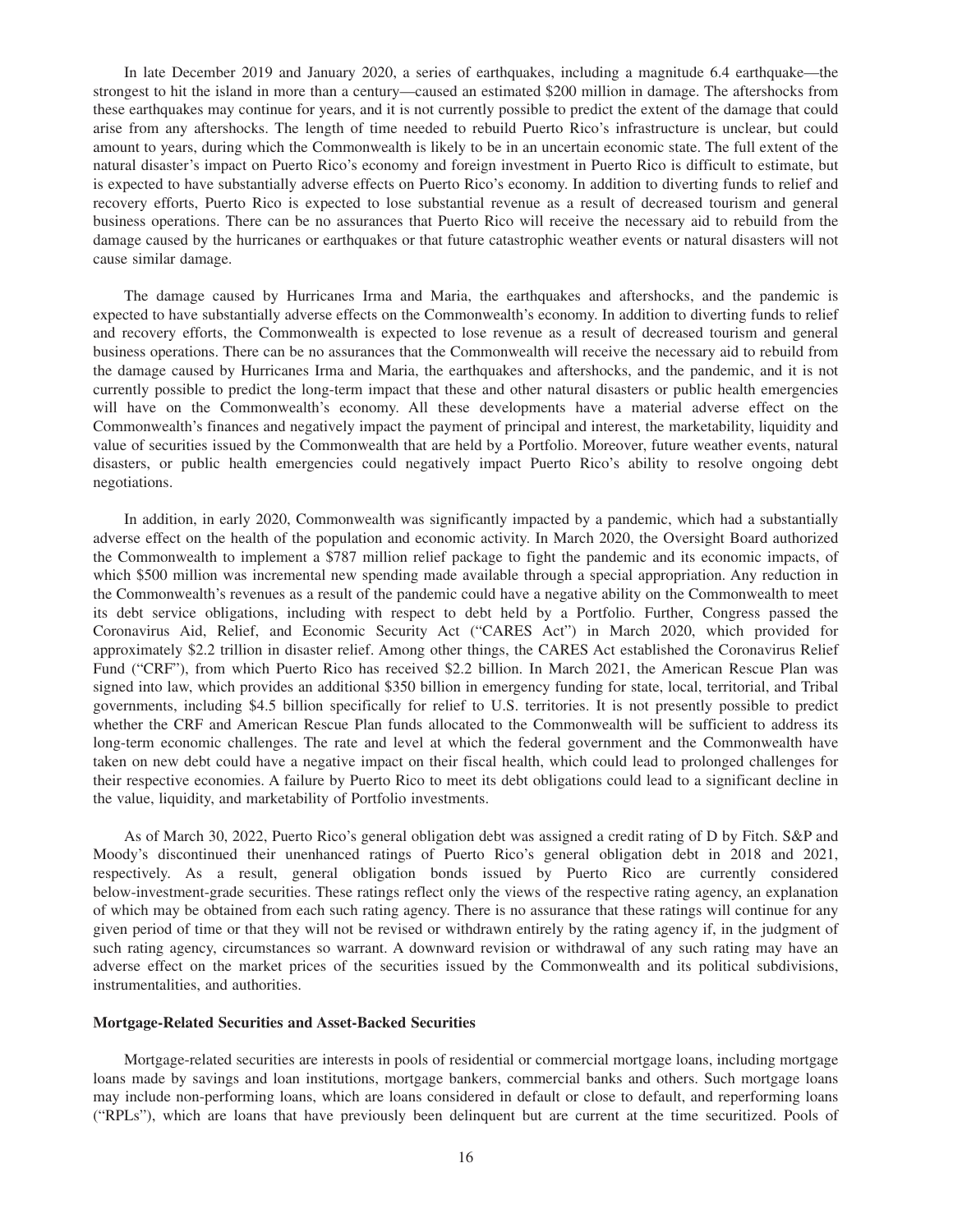In late December 2019 and January 2020, a series of earthquakes, including a magnitude 6.4 earthquake—the strongest to hit the island in more than a century—caused an estimated $200 million in damage. The aftershocks from these earthquakes may continue for years, and it is not currently possible to predict the extent of the damage that could arise from any aftershocks. The length of time needed to rebuild Puerto Rico's infrastructure is unclear, but could amount to years, during which the Commonwealth is likely to be in an uncertain economic state. The full extent of the natural disaster's impact on Puerto Rico's economy and foreign investment in Puerto Rico is difficult to estimate, but is expected to have substantially adverse effects on Puerto Rico's economy. In addition to diverting funds to relief and recovery efforts, Puerto Rico is expected to lose substantial revenue as a result of decreased tourism and general business operations. There can be no assurances that Puerto Rico will receive the necessary aid to rebuild from the damage caused by the hurricanes or earthquakes or that future catastrophic weather events or natural disasters will not cause similar damage.

The damage caused by Hurricanes Irma and Maria, the earthquakes and aftershocks, and the pandemic is expected to have substantially adverse effects on the Commonwealth's economy. In addition to diverting funds to relief and recovery efforts, the Commonwealth is expected to lose revenue as a result of decreased tourism and general business operations. There can be no assurances that the Commonwealth will receive the necessary aid to rebuild from the damage caused by Hurricanes Irma and Maria, the earthquakes and aftershocks, and the pandemic, and it is not currently possible to predict the long-term impact that these and other natural disasters or public health emergencies will have on the Commonwealth's economy. All these developments have a material adverse effect on the Commonwealth's finances and negatively impact the payment of principal and interest, the marketability, liquidity and value of securities issued by the Commonwealth that are held by a Portfolio. Moreover, future weather events, natural disasters, or public health emergencies could negatively impact Puerto Rico's ability to resolve ongoing debt negotiations.

In addition, in early 2020, Commonwealth was significantly impacted by a pandemic, which had a substantially adverse effect on the health of the population and economic activity. In March 2020, the Oversight Board authorized the Commonwealth to implement a $787 million relief package to fight the pandemic and its economic impacts, of which $500 million was incremental new spending made available through a special appropriation. Any reduction in the Commonwealth's revenues as a result of the pandemic could have a negative ability on the Commonwealth to meet its debt service obligations, including with respect to debt held by a Portfolio. Further, Congress passed the Coronavirus Aid, Relief, and Economic Security Act ("CARES Act") in March 2020, which provided for approximately $2.2 trillion in disaster relief. Among other things, the CARES Act established the Coronavirus Relief Fund ("CRF"), from which Puerto Rico has received $2.2 billion. In March 2021, the American Rescue Plan was signed into law, which provides an additional $350 billion in emergency funding for state, local, territorial, and Tribal governments, including $4.5 billion specifically for relief to U.S. territories. It is not presently possible to predict whether the CRF and American Rescue Plan funds allocated to the Commonwealth will be sufficient to address its long-term economic challenges. The rate and level at which the federal government and the Commonwealth have taken on new debt could have a negative impact on their fiscal health, which could lead to prolonged challenges for their respective economies. A failure by Puerto Rico to meet its debt obligations could lead to a significant decline in the value, liquidity, and marketability of Portfolio investments.

As of March 30, 2022, Puerto Rico's general obligation debt was assigned a credit rating of D by Fitch. S&P and Moody's discontinued their unenhanced ratings of Puerto Rico's general obligation debt in 2018 and 2021, respectively. As a result, general obligation bonds issued by Puerto Rico are currently considered below-investment-grade securities. These ratings reflect only the views of the respective rating agency, an explanation of which may be obtained from each such rating agency. There is no assurance that these ratings will continue for any given period of time or that they will not be revised or withdrawn entirely by the rating agency if, in the judgment of such rating agency, circumstances so warrant. A downward revision or withdrawal of any such rating may have an adverse effect on the market prices of the securities issued by the Commonwealth and its political subdivisions, instrumentalities, and authorities.

**Mortgage-Related Securities and Asset-Backed Securities**

Mortgage-related securities are interests in pools of residential or commercial mortgage loans, including mortgage loans made by savings and loan institutions, mortgage bankers, commercial banks and others. Such mortgage loans may include non-performing loans, which are loans considered in default or close to default, and reperforming loans ("RPLs"), which are loans that have previously been delinquent but are current at the time securitized. Pools of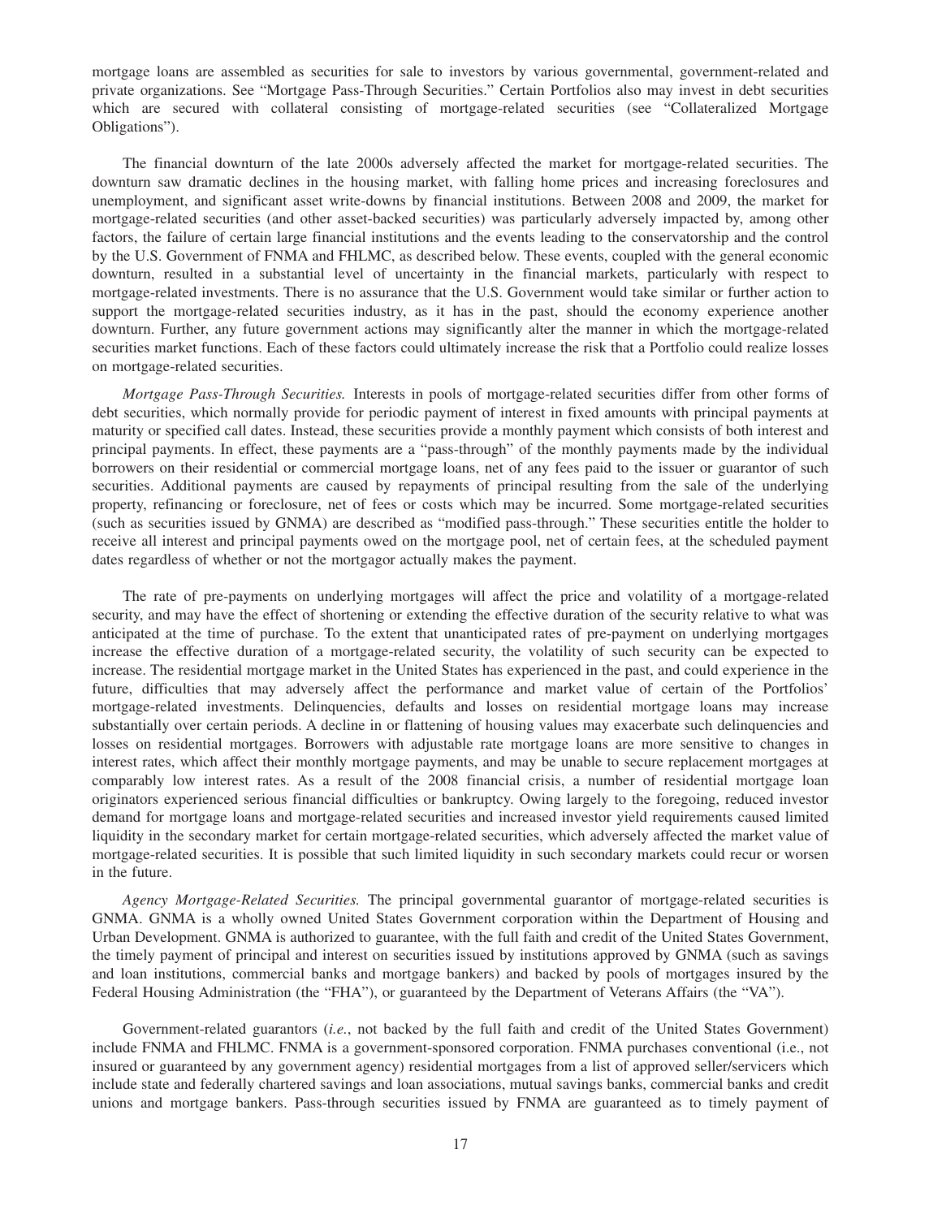mortgage loans are assembled as securities for sale to investors by various governmental, government-related and private organizations. See "Mortgage Pass-Through Securities." Certain Portfolios also may invest in debt securities which are secured with collateral consisting of mortgage-related securities (see "Collateralized Mortgage Obligations").

The financial downturn of the late 2000s adversely affected the market for mortgage-related securities. The downturn saw dramatic declines in the housing market, with falling home prices and increasing foreclosures and unemployment, and significant asset write-downs by financial institutions. Between 2008 and 2009, the market for mortgage-related securities (and other asset-backed securities) was particularly adversely impacted by, among other factors, the failure of certain large financial institutions and the events leading to the conservatorship and the control by the U.S. Government of FNMA and FHLMC, as described below. These events, coupled with the general economic downturn, resulted in a substantial level of uncertainty in the financial markets, particularly with respect to mortgage-related investments. There is no assurance that the U.S. Government would take similar or further action to support the mortgage-related securities industry, as it has in the past, should the economy experience another downturn. Further, any future government actions may significantly alter the manner in which the mortgage-related securities market functions. Each of these factors could ultimately increase the risk that a Portfolio could realize losses on mortgage-related securities.

*Mortgage Pass-Through Securities.* Interests in pools of mortgage-related securities differ from other forms of debt securities, which normally provide for periodic payment of interest in fixed amounts with principal payments at maturity or specified call dates. Instead, these securities provide a monthly payment which consists of both interest and principal payments. In effect, these payments are a "pass-through" of the monthly payments made by the individual borrowers on their residential or commercial mortgage loans, net of any fees paid to the issuer or guarantor of such securities. Additional payments are caused by repayments of principal resulting from the sale of the underlying property, refinancing or foreclosure, net of fees or costs which may be incurred. Some mortgage-related securities (such as securities issued by GNMA) are described as "modified pass-through." These securities entitle the holder to receive all interest and principal payments owed on the mortgage pool, net of certain fees, at the scheduled payment dates regardless of whether or not the mortgagor actually makes the payment.

The rate of pre-payments on underlying mortgages will affect the price and volatility of a mortgage-related security, and may have the effect of shortening or extending the effective duration of the security relative to what was anticipated at the time of purchase. To the extent that unanticipated rates of pre-payment on underlying mortgages increase the effective duration of a mortgage-related security, the volatility of such security can be expected to increase. The residential mortgage market in the United States has experienced in the past, and could experience in the future, difficulties that may adversely affect the performance and market value of certain of the Portfolios' mortgage-related investments. Delinquencies, defaults and losses on residential mortgage loans may increase substantially over certain periods. A decline in or flattening of housing values may exacerbate such delinquencies and losses on residential mortgages. Borrowers with adjustable rate mortgage loans are more sensitive to changes in interest rates, which affect their monthly mortgage payments, and may be unable to secure replacement mortgages at comparably low interest rates. As a result of the 2008 financial crisis, a number of residential mortgage loan originators experienced serious financial difficulties or bankruptcy. Owing largely to the foregoing, reduced investor demand for mortgage loans and mortgage-related securities and increased investor yield requirements caused limited liquidity in the secondary market for certain mortgage-related securities, which adversely affected the market value of mortgage-related securities. It is possible that such limited liquidity in such secondary markets could recur or worsen in the future.

*Agency Mortgage-Related Securities.* The principal governmental guarantor of mortgage-related securities is GNMA. GNMA is a wholly owned United States Government corporation within the Department of Housing and Urban Development. GNMA is authorized to guarantee, with the full faith and credit of the United States Government, the timely payment of principal and interest on securities issued by institutions approved by GNMA (such as savings and loan institutions, commercial banks and mortgage bankers) and backed by pools of mortgages insured by the Federal Housing Administration (the "FHA"), or guaranteed by the Department of Veterans Affairs (the "VA").

Government-related guarantors (*i.e.*, not backed by the full faith and credit of the United States Government) include FNMA and FHLMC. FNMA is a government-sponsored corporation. FNMA purchases conventional (i.e., not insured or guaranteed by any government agency) residential mortgages from a list of approved seller/servicers which include state and federally chartered savings and loan associations, mutual savings banks, commercial banks and credit unions and mortgage bankers. Pass-through securities issued by FNMA are guaranteed as to timely payment of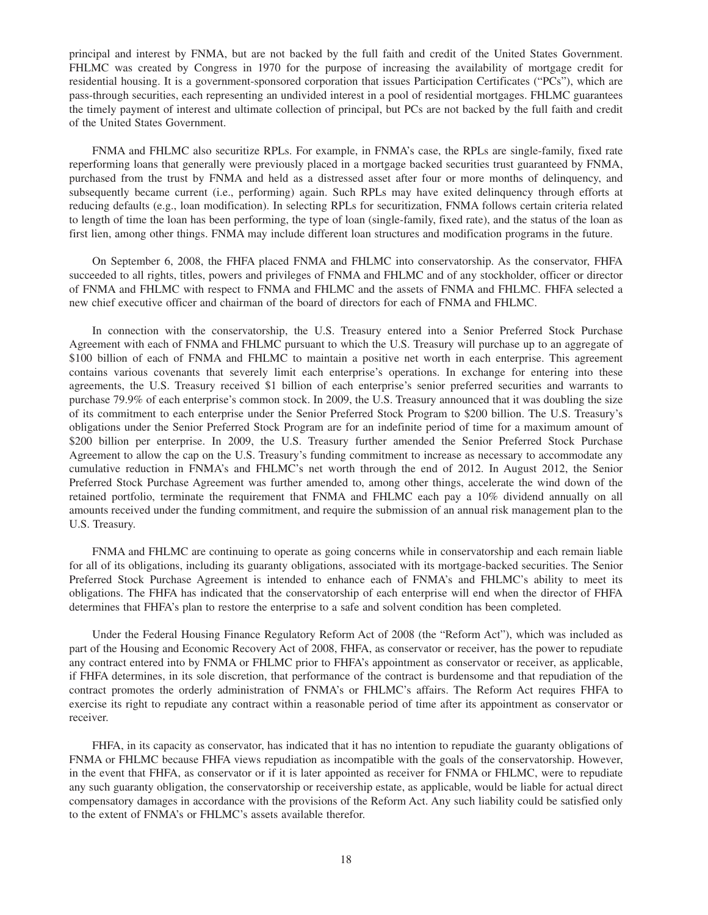principal and interest by FNMA, but are not backed by the full faith and credit of the United States Government. FHLMC was created by Congress in 1970 for the purpose of increasing the availability of mortgage credit for residential housing. It is a government-sponsored corporation that issues Participation Certificates ("PCs"), which are pass-through securities, each representing an undivided interest in a pool of residential mortgages. FHLMC guarantees the timely payment of interest and ultimate collection of principal, but PCs are not backed by the full faith and credit of the United States Government.

FNMA and FHLMC also securitize RPLs. For example, in FNMA's case, the RPLs are single-family, fixed rate reperforming loans that generally were previously placed in a mortgage backed securities trust guaranteed by FNMA, purchased from the trust by FNMA and held as a distressed asset after four or more months of delinquency, and subsequently became current (i.e., performing) again. Such RPLs may have exited delinquency through efforts at reducing defaults (e.g., loan modification). In selecting RPLs for securitization, FNMA follows certain criteria related to length of time the loan has been performing, the type of loan (single-family, fixed rate), and the status of the loan as first lien, among other things. FNMA may include different loan structures and modification programs in the future.

On September 6, 2008, the FHFA placed FNMA and FHLMC into conservatorship. As the conservator, FHFA succeeded to all rights, titles, powers and privileges of FNMA and FHLMC and of any stockholder, officer or director of FNMA and FHLMC with respect to FNMA and FHLMC and the assets of FNMA and FHLMC. FHFA selected a new chief executive officer and chairman of the board of directors for each of FNMA and FHLMC.

In connection with the conservatorship, the U.S. Treasury entered into a Senior Preferred Stock Purchase Agreement with each of FNMA and FHLMC pursuant to which the U.S. Treasury will purchase up to an aggregate of \$100 billion of each of FNMA and FHLMC to maintain a positive net worth in each enterprise. This agreement contains various covenants that severely limit each enterprise's operations. In exchange for entering into these agreements, the U.S. Treasury received \$1 billion of each enterprise's senior preferred securities and warrants to purchase 79.9% of each enterprise's common stock. In 2009, the U.S. Treasury announced that it was doubling the size of its commitment to each enterprise under the Senior Preferred Stock Program to \$200 billion. The U.S. Treasury's obligations under the Senior Preferred Stock Program are for an indefinite period of time for a maximum amount of \$200 billion per enterprise. In 2009, the U.S. Treasury further amended the Senior Preferred Stock Purchase Agreement to allow the cap on the U.S. Treasury's funding commitment to increase as necessary to accommodate any cumulative reduction in FNMA's and FHLMC's net worth through the end of 2012. In August 2012, the Senior Preferred Stock Purchase Agreement was further amended to, among other things, accelerate the wind down of the retained portfolio, terminate the requirement that FNMA and FHLMC each pay a 10% dividend annually on all amounts received under the funding commitment, and require the submission of an annual risk management plan to the U.S. Treasury.

FNMA and FHLMC are continuing to operate as going concerns while in conservatorship and each remain liable for all of its obligations, including its guaranty obligations, associated with its mortgage-backed securities. The Senior Preferred Stock Purchase Agreement is intended to enhance each of FNMA's and FHLMC's ability to meet its obligations. The FHFA has indicated that the conservatorship of each enterprise will end when the director of FHFA determines that FHFA's plan to restore the enterprise to a safe and solvent condition has been completed.

Under the Federal Housing Finance Regulatory Reform Act of 2008 (the "Reform Act"), which was included as part of the Housing and Economic Recovery Act of 2008, FHFA, as conservator or receiver, has the power to repudiate any contract entered into by FNMA or FHLMC prior to FHFA's appointment as conservator or receiver, as applicable, if FHFA determines, in its sole discretion, that performance of the contract is burdensome and that repudiation of the contract promotes the orderly administration of FNMA's or FHLMC's affairs. The Reform Act requires FHFA to exercise its right to repudiate any contract within a reasonable period of time after its appointment as conservator or receiver.

FHFA, in its capacity as conservator, has indicated that it has no intention to repudiate the guaranty obligations of FNMA or FHLMC because FHFA views repudiation as incompatible with the goals of the conservatorship. However, in the event that FHFA, as conservator or if it is later appointed as receiver for FNMA or FHLMC, were to repudiate any such guaranty obligation, the conservatorship or receivership estate, as applicable, would be liable for actual direct compensatory damages in accordance with the provisions of the Reform Act. Any such liability could be satisfied only to the extent of FNMA's or FHLMC's assets available therefor.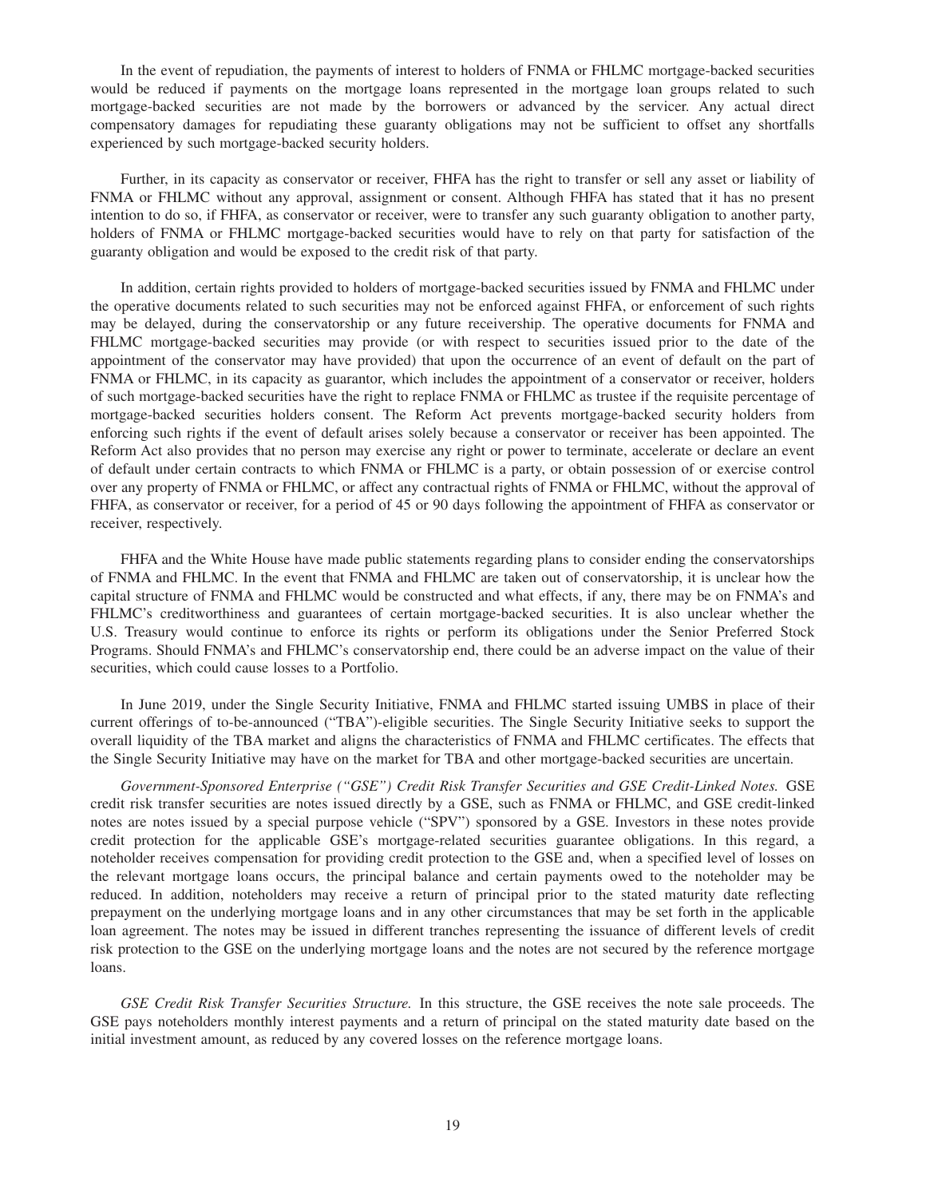In the event of repudiation, the payments of interest to holders of FNMA or FHLMC mortgage-backed securities would be reduced if payments on the mortgage loans represented in the mortgage loan groups related to such mortgage-backed securities are not made by the borrowers or advanced by the servicer. Any actual direct compensatory damages for repudiating these guaranty obligations may not be sufficient to offset any shortfalls experienced by such mortgage-backed security holders.

Further, in its capacity as conservator or receiver, FHFA has the right to transfer or sell any asset or liability of FNMA or FHLMC without any approval, assignment or consent. Although FHFA has stated that it has no present intention to do so, if FHFA, as conservator or receiver, were to transfer any such guaranty obligation to another party, holders of FNMA or FHLMC mortgage-backed securities would have to rely on that party for satisfaction of the guaranty obligation and would be exposed to the credit risk of that party.

In addition, certain rights provided to holders of mortgage-backed securities issued by FNMA and FHLMC under the operative documents related to such securities may not be enforced against FHFA, or enforcement of such rights may be delayed, during the conservatorship or any future receivership. The operative documents for FNMA and FHLMC mortgage-backed securities may provide (or with respect to securities issued prior to the date of the appointment of the conservator may have provided) that upon the occurrence of an event of default on the part of FNMA or FHLMC, in its capacity as guarantor, which includes the appointment of a conservator or receiver, holders of such mortgage-backed securities have the right to replace FNMA or FHLMC as trustee if the requisite percentage of mortgage-backed securities holders consent. The Reform Act prevents mortgage-backed security holders from enforcing such rights if the event of default arises solely because a conservator or receiver has been appointed. The Reform Act also provides that no person may exercise any right or power to terminate, accelerate or declare an event of default under certain contracts to which FNMA or FHLMC is a party, or obtain possession of or exercise control over any property of FNMA or FHLMC, or affect any contractual rights of FNMA or FHLMC, without the approval of FHFA, as conservator or receiver, for a period of 45 or 90 days following the appointment of FHFA as conservator or receiver, respectively.

FHFA and the White House have made public statements regarding plans to consider ending the conservatorships of FNMA and FHLMC. In the event that FNMA and FHLMC are taken out of conservatorship, it is unclear how the capital structure of FNMA and FHLMC would be constructed and what effects, if any, there may be on FNMA's and FHLMC's creditworthiness and guarantees of certain mortgage-backed securities. It is also unclear whether the U.S. Treasury would continue to enforce its rights or perform its obligations under the Senior Preferred Stock Programs. Should FNMA's and FHLMC's conservatorship end, there could be an adverse impact on the value of their securities, which could cause losses to a Portfolio.

In June 2019, under the Single Security Initiative, FNMA and FHLMC started issuing UMBS in place of their current offerings of to-be-announced ("TBA")-eligible securities. The Single Security Initiative seeks to support the overall liquidity of the TBA market and aligns the characteristics of FNMA and FHLMC certificates. The effects that the Single Security Initiative may have on the market for TBA and other mortgage-backed securities are uncertain.

*Government-Sponsored Enterprise ("GSE") Credit Risk Transfer Securities and GSE Credit-Linked Notes.* GSE credit risk transfer securities are notes issued directly by a GSE, such as FNMA or FHLMC, and GSE credit-linked notes are notes issued by a special purpose vehicle ("SPV") sponsored by a GSE. Investors in these notes provide credit protection for the applicable GSE's mortgage-related securities guarantee obligations. In this regard, a noteholder receives compensation for providing credit protection to the GSE and, when a specified level of losses on the relevant mortgage loans occurs, the principal balance and certain payments owed to the noteholder may be reduced. In addition, noteholders may receive a return of principal prior to the stated maturity date reflecting prepayment on the underlying mortgage loans and in any other circumstances that may be set forth in the applicable loan agreement. The notes may be issued in different tranches representing the issuance of different levels of credit risk protection to the GSE on the underlying mortgage loans and the notes are not secured by the reference mortgage loans.

*GSE Credit Risk Transfer Securities Structure.* In this structure, the GSE receives the note sale proceeds. The GSE pays noteholders monthly interest payments and a return of principal on the stated maturity date based on the initial investment amount, as reduced by any covered losses on the reference mortgage loans.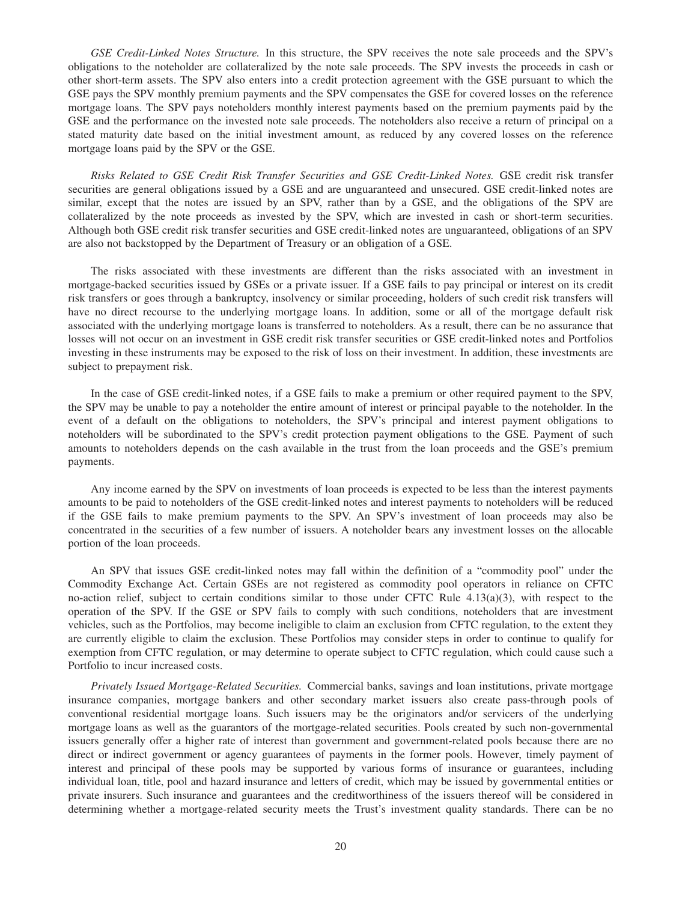*GSE Credit-Linked Notes Structure.* In this structure, the SPV receives the note sale proceeds and the SPV's obligations to the noteholder are collateralized by the note sale proceeds. The SPV invests the proceeds in cash or other short-term assets. The SPV also enters into a credit protection agreement with the GSE pursuant to which the GSE pays the SPV monthly premium payments and the SPV compensates the GSE for covered losses on the reference mortgage loans. The SPV pays noteholders monthly interest payments based on the premium payments paid by the GSE and the performance on the invested note sale proceeds. The noteholders also receive a return of principal on a stated maturity date based on the initial investment amount, as reduced by any covered losses on the reference mortgage loans paid by the SPV or the GSE.

*Risks Related to GSE Credit Risk Transfer Securities and GSE Credit-Linked Notes.* GSE credit risk transfer securities are general obligations issued by a GSE and are unguaranteed and unsecured. GSE credit-linked notes are similar, except that the notes are issued by an SPV, rather than by a GSE, and the obligations of the SPV are collateralized by the note proceeds as invested by the SPV, which are invested in cash or short-term securities. Although both GSE credit risk transfer securities and GSE credit-linked notes are unguaranteed, obligations of an SPV are also not backstopped by the Department of Treasury or an obligation of a GSE.

The risks associated with these investments are different than the risks associated with an investment in mortgage-backed securities issued by GSEs or a private issuer. If a GSE fails to pay principal or interest on its credit risk transfers or goes through a bankruptcy, insolvency or similar proceeding, holders of such credit risk transfers will have no direct recourse to the underlying mortgage loans. In addition, some or all of the mortgage default risk associated with the underlying mortgage loans is transferred to noteholders. As a result, there can be no assurance that losses will not occur on an investment in GSE credit risk transfer securities or GSE credit-linked notes and Portfolios investing in these instruments may be exposed to the risk of loss on their investment. In addition, these investments are subject to prepayment risk.

In the case of GSE credit-linked notes, if a GSE fails to make a premium or other required payment to the SPV, the SPV may be unable to pay a noteholder the entire amount of interest or principal payable to the noteholder. In the event of a default on the obligations to noteholders, the SPV's principal and interest payment obligations to noteholders will be subordinated to the SPV's credit protection payment obligations to the GSE. Payment of such amounts to noteholders depends on the cash available in the trust from the loan proceeds and the GSE's premium payments.

Any income earned by the SPV on investments of loan proceeds is expected to be less than the interest payments amounts to be paid to noteholders of the GSE credit-linked notes and interest payments to noteholders will be reduced if the GSE fails to make premium payments to the SPV. An SPV's investment of loan proceeds may also be concentrated in the securities of a few number of issuers. A noteholder bears any investment losses on the allocable portion of the loan proceeds.

An SPV that issues GSE credit-linked notes may fall within the definition of a "commodity pool" under the Commodity Exchange Act. Certain GSEs are not registered as commodity pool operators in reliance on CFTC no-action relief, subject to certain conditions similar to those under CFTC Rule 4.13(a)(3), with respect to the operation of the SPV. If the GSE or SPV fails to comply with such conditions, noteholders that are investment vehicles, such as the Portfolios, may become ineligible to claim an exclusion from CFTC regulation, to the extent they are currently eligible to claim the exclusion. These Portfolios may consider steps in order to continue to qualify for exemption from CFTC regulation, or may determine to operate subject to CFTC regulation, which could cause such a Portfolio to incur increased costs.

*Privately Issued Mortgage-Related Securities.* Commercial banks, savings and loan institutions, private mortgage insurance companies, mortgage bankers and other secondary market issuers also create pass-through pools of conventional residential mortgage loans. Such issuers may be the originators and/or servicers of the underlying mortgage loans as well as the guarantors of the mortgage-related securities. Pools created by such non-governmental issuers generally offer a higher rate of interest than government and government-related pools because there are no direct or indirect government or agency guarantees of payments in the former pools. However, timely payment of interest and principal of these pools may be supported by various forms of insurance or guarantees, including individual loan, title, pool and hazard insurance and letters of credit, which may be issued by governmental entities or private insurers. Such insurance and guarantees and the creditworthiness of the issuers thereof will be considered in determining whether a mortgage-related security meets the Trust's investment quality standards. There can be no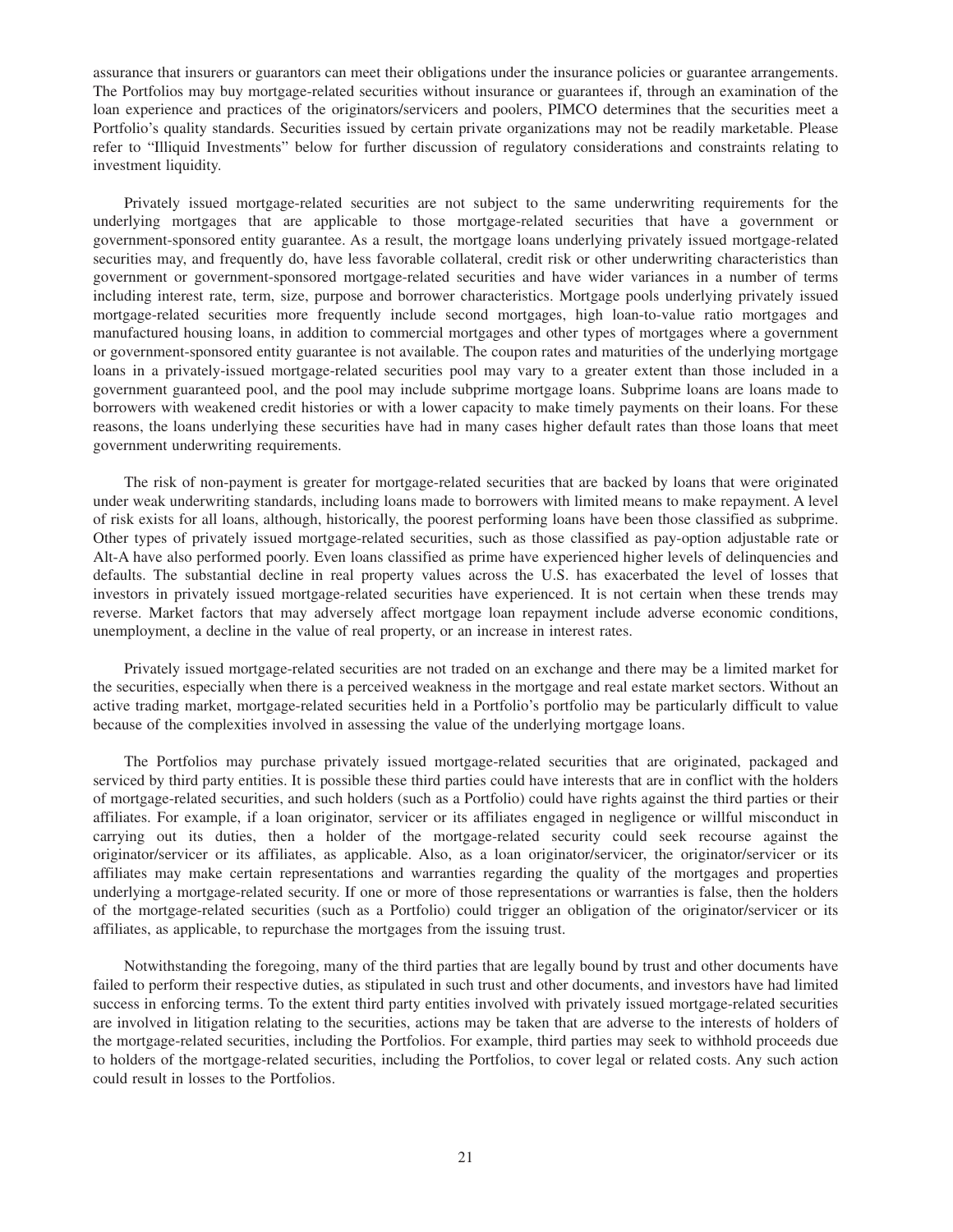assurance that insurers or guarantors can meet their obligations under the insurance policies or guarantee arrangements. The Portfolios may buy mortgage-related securities without insurance or guarantees if, through an examination of the loan experience and practices of the originators/servicers and poolers, PIMCO determines that the securities meet a Portfolio's quality standards. Securities issued by certain private organizations may not be readily marketable. Please refer to "Illiquid Investments" below for further discussion of regulatory considerations and constraints relating to investment liquidity.

Privately issued mortgage-related securities are not subject to the same underwriting requirements for the underlying mortgages that are applicable to those mortgage-related securities that have a government or government-sponsored entity guarantee. As a result, the mortgage loans underlying privately issued mortgage-related securities may, and frequently do, have less favorable collateral, credit risk or other underwriting characteristics than government or government-sponsored mortgage-related securities and have wider variances in a number of terms including interest rate, term, size, purpose and borrower characteristics. Mortgage pools underlying privately issued mortgage-related securities more frequently include second mortgages, high loan-to-value ratio mortgages and manufactured housing loans, in addition to commercial mortgages and other types of mortgages where a government or government-sponsored entity guarantee is not available. The coupon rates and maturities of the underlying mortgage loans in a privately-issued mortgage-related securities pool may vary to a greater extent than those included in a government guaranteed pool, and the pool may include subprime mortgage loans. Subprime loans are loans made to borrowers with weakened credit histories or with a lower capacity to make timely payments on their loans. For these reasons, the loans underlying these securities have had in many cases higher default rates than those loans that meet government underwriting requirements.

The risk of non-payment is greater for mortgage-related securities that are backed by loans that were originated under weak underwriting standards, including loans made to borrowers with limited means to make repayment. A level of risk exists for all loans, although, historically, the poorest performing loans have been those classified as subprime. Other types of privately issued mortgage-related securities, such as those classified as pay-option adjustable rate or Alt-A have also performed poorly. Even loans classified as prime have experienced higher levels of delinquencies and defaults. The substantial decline in real property values across the U.S. has exacerbated the level of losses that investors in privately issued mortgage-related securities have experienced. It is not certain when these trends may reverse. Market factors that may adversely affect mortgage loan repayment include adverse economic conditions, unemployment, a decline in the value of real property, or an increase in interest rates.

Privately issued mortgage-related securities are not traded on an exchange and there may be a limited market for the securities, especially when there is a perceived weakness in the mortgage and real estate market sectors. Without an active trading market, mortgage-related securities held in a Portfolio's portfolio may be particularly difficult to value because of the complexities involved in assessing the value of the underlying mortgage loans.

The Portfolios may purchase privately issued mortgage-related securities that are originated, packaged and serviced by third party entities. It is possible these third parties could have interests that are in conflict with the holders of mortgage-related securities, and such holders (such as a Portfolio) could have rights against the third parties or their affiliates. For example, if a loan originator, servicer or its affiliates engaged in negligence or willful misconduct in carrying out its duties, then a holder of the mortgage-related security could seek recourse against the originator/servicer or its affiliates, as applicable. Also, as a loan originator/servicer, the originator/servicer or its affiliates may make certain representations and warranties regarding the quality of the mortgages and properties underlying a mortgage-related security. If one or more of those representations or warranties is false, then the holders of the mortgage-related securities (such as a Portfolio) could trigger an obligation of the originator/servicer or its affiliates, as applicable, to repurchase the mortgages from the issuing trust.

Notwithstanding the foregoing, many of the third parties that are legally bound by trust and other documents have failed to perform their respective duties, as stipulated in such trust and other documents, and investors have had limited success in enforcing terms. To the extent third party entities involved with privately issued mortgage-related securities are involved in litigation relating to the securities, actions may be taken that are adverse to the interests of holders of the mortgage-related securities, including the Portfolios. For example, third parties may seek to withhold proceeds due to holders of the mortgage-related securities, including the Portfolios, to cover legal or related costs. Any such action could result in losses to the Portfolios.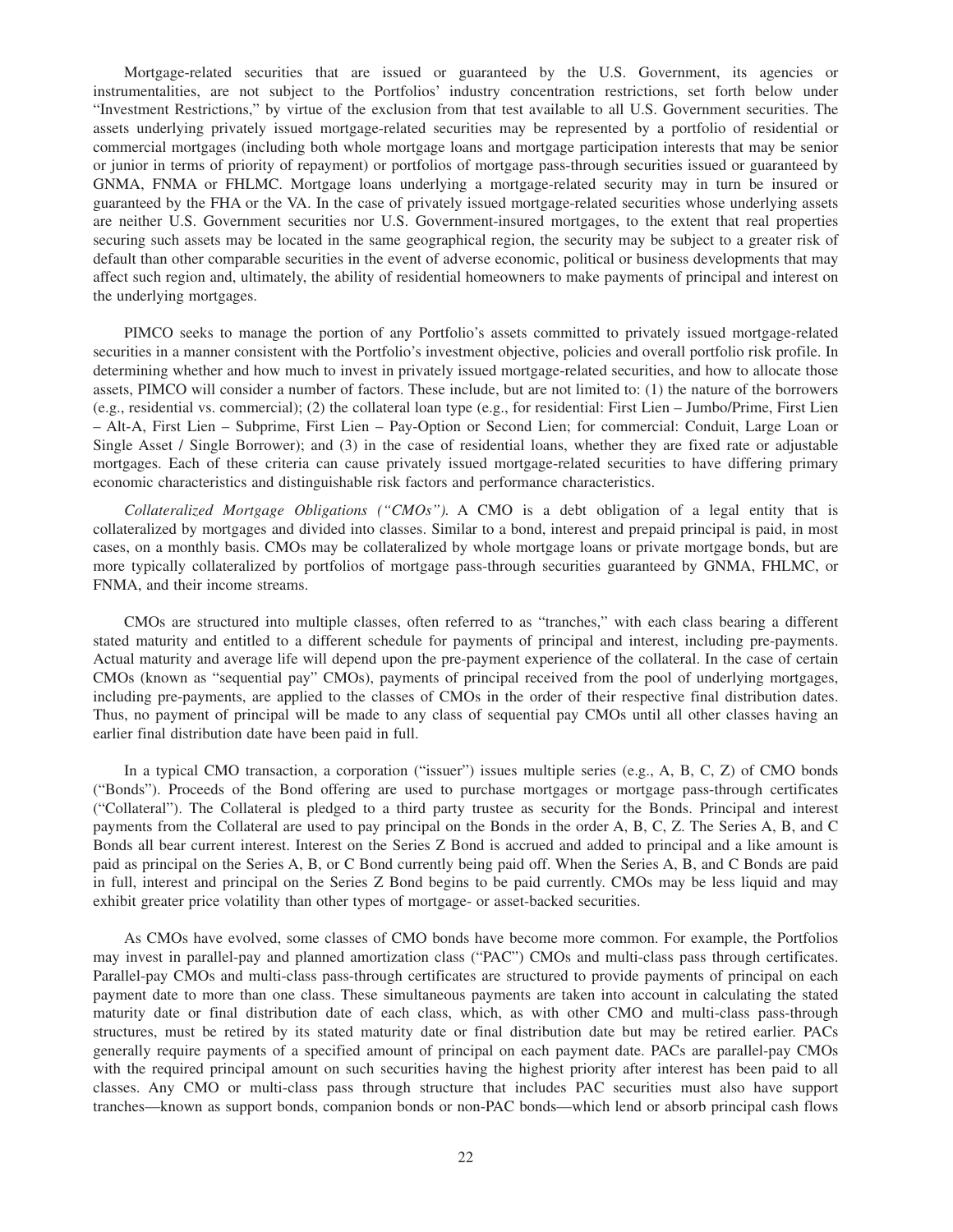Mortgage-related securities that are issued or guaranteed by the U.S. Government, its agencies or instrumentalities, are not subject to the Portfolios' industry concentration restrictions, set forth below under "Investment Restrictions," by virtue of the exclusion from that test available to all U.S. Government securities. The assets underlying privately issued mortgage-related securities may be represented by a portfolio of residential or commercial mortgages (including both whole mortgage loans and mortgage participation interests that may be senior or junior in terms of priority of repayment) or portfolios of mortgage pass-through securities issued or guaranteed by GNMA, FNMA or FHLMC. Mortgage loans underlying a mortgage-related security may in turn be insured or guaranteed by the FHA or the VA. In the case of privately issued mortgage-related securities whose underlying assets are neither U.S. Government securities nor U.S. Government-insured mortgages, to the extent that real properties securing such assets may be located in the same geographical region, the security may be subject to a greater risk of default than other comparable securities in the event of adverse economic, political or business developments that may affect such region and, ultimately, the ability of residential homeowners to make payments of principal and interest on the underlying mortgages.

PIMCO seeks to manage the portion of any Portfolio's assets committed to privately issued mortgage-related securities in a manner consistent with the Portfolio's investment objective, policies and overall portfolio risk profile. In determining whether and how much to invest in privately issued mortgage-related securities, and how to allocate those assets, PIMCO will consider a number of factors. These include, but are not limited to: (1) the nature of the borrowers (e.g., residential vs. commercial); (2) the collateral loan type (e.g., for residential: First Lien – Jumbo/Prime, First Lien – Alt-A, First Lien – Subprime, First Lien – Pay-Option or Second Lien; for commercial: Conduit, Large Loan or Single Asset / Single Borrower); and (3) in the case of residential loans, whether they are fixed rate or adjustable mortgages. Each of these criteria can cause privately issued mortgage-related securities to have differing primary economic characteristics and distinguishable risk factors and performance characteristics.

*Collateralized Mortgage Obligations ("CMOs").* A CMO is a debt obligation of a legal entity that is collateralized by mortgages and divided into classes. Similar to a bond, interest and prepaid principal is paid, in most cases, on a monthly basis. CMOs may be collateralized by whole mortgage loans or private mortgage bonds, but are more typically collateralized by portfolios of mortgage pass-through securities guaranteed by GNMA, FHLMC, or FNMA, and their income streams.

CMOs are structured into multiple classes, often referred to as "tranches," with each class bearing a different stated maturity and entitled to a different schedule for payments of principal and interest, including pre-payments. Actual maturity and average life will depend upon the pre-payment experience of the collateral. In the case of certain CMOs (known as "sequential pay" CMOs), payments of principal received from the pool of underlying mortgages, including pre-payments, are applied to the classes of CMOs in the order of their respective final distribution dates. Thus, no payment of principal will be made to any class of sequential pay CMOs until all other classes having an earlier final distribution date have been paid in full.

In a typical CMO transaction, a corporation ("issuer") issues multiple series (e.g., A, B, C, Z) of CMO bonds ("Bonds"). Proceeds of the Bond offering are used to purchase mortgages or mortgage pass-through certificates ("Collateral"). The Collateral is pledged to a third party trustee as security for the Bonds. Principal and interest payments from the Collateral are used to pay principal on the Bonds in the order A, B, C, Z. The Series A, B, and C Bonds all bear current interest. Interest on the Series Z Bond is accrued and added to principal and a like amount is paid as principal on the Series A, B, or C Bond currently being paid off. When the Series A, B, and C Bonds are paid in full, interest and principal on the Series Z Bond begins to be paid currently. CMOs may be less liquid and may exhibit greater price volatility than other types of mortgage- or asset-backed securities.

As CMOs have evolved, some classes of CMO bonds have become more common. For example, the Portfolios may invest in parallel-pay and planned amortization class ("PAC") CMOs and multi-class pass through certificates. Parallel-pay CMOs and multi-class pass-through certificates are structured to provide payments of principal on each payment date to more than one class. These simultaneous payments are taken into account in calculating the stated maturity date or final distribution date of each class, which, as with other CMO and multi-class pass-through structures, must be retired by its stated maturity date or final distribution date but may be retired earlier. PACs generally require payments of a specified amount of principal on each payment date. PACs are parallel-pay CMOs with the required principal amount on such securities having the highest priority after interest has been paid to all classes. Any CMO or multi-class pass through structure that includes PAC securities must also have support tranches—known as support bonds, companion bonds or non-PAC bonds—which lend or absorb principal cash flows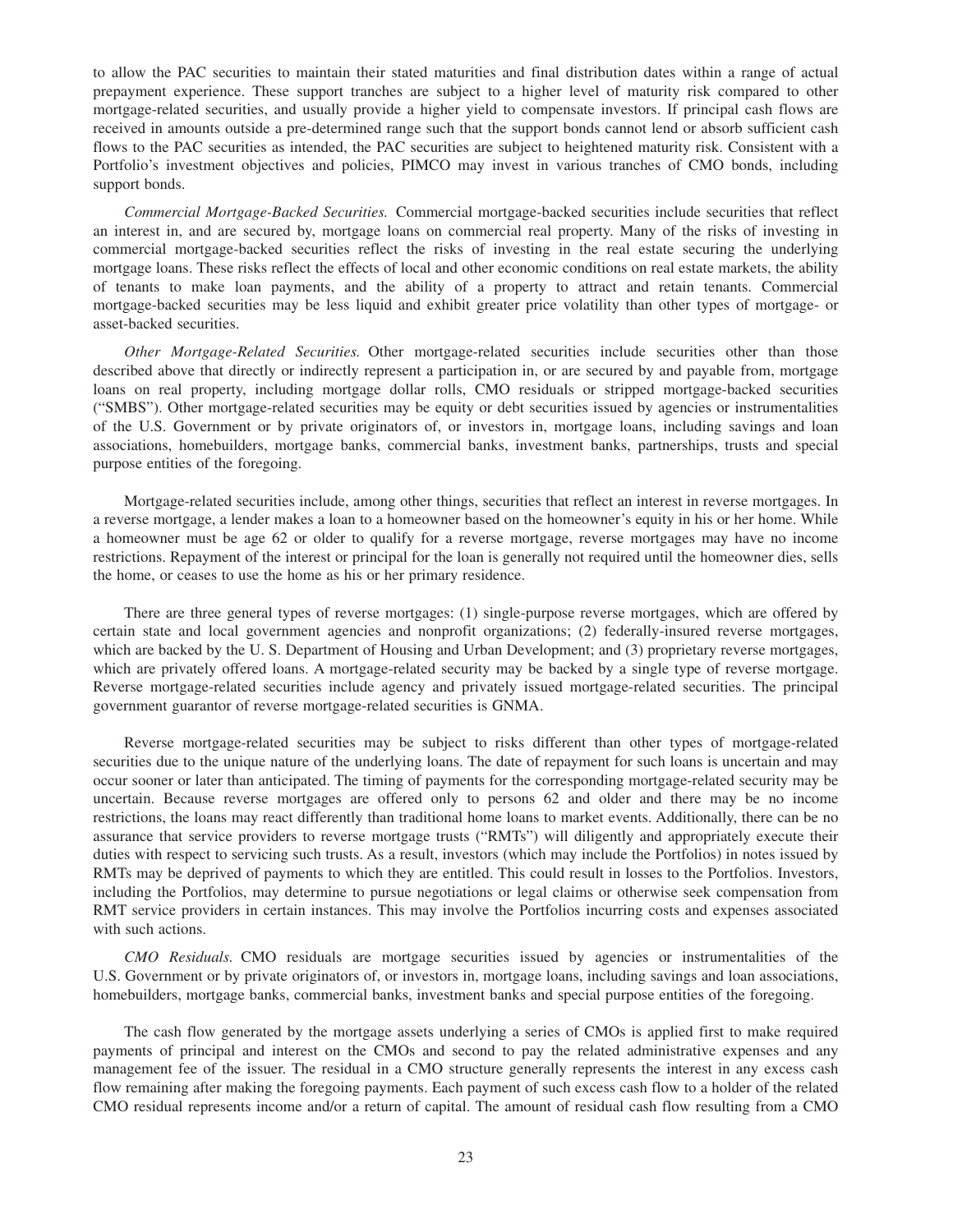to allow the PAC securities to maintain their stated maturities and final distribution dates within a range of actual prepayment experience. These support tranches are subject to a higher level of maturity risk compared to other mortgage-related securities, and usually provide a higher yield to compensate investors. If principal cash flows are received in amounts outside a pre-determined range such that the support bonds cannot lend or absorb sufficient cash flows to the PAC securities as intended, the PAC securities are subject to heightened maturity risk. Consistent with a Portfolio's investment objectives and policies, PIMCO may invest in various tranches of CMO bonds, including support bonds.

*Commercial Mortgage-Backed Securities.* Commercial mortgage-backed securities include securities that reflect an interest in, and are secured by, mortgage loans on commercial real property. Many of the risks of investing in commercial mortgage-backed securities reflect the risks of investing in the real estate securing the underlying mortgage loans. These risks reflect the effects of local and other economic conditions on real estate markets, the ability of tenants to make loan payments, and the ability of a property to attract and retain tenants. Commercial mortgage-backed securities may be less liquid and exhibit greater price volatility than other types of mortgage- or asset-backed securities.

*Other Mortgage-Related Securities.* Other mortgage-related securities include securities other than those described above that directly or indirectly represent a participation in, or are secured by and payable from, mortgage loans on real property, including mortgage dollar rolls, CMO residuals or stripped mortgage-backed securities ("SMBS"). Other mortgage-related securities may be equity or debt securities issued by agencies or instrumentalities of the U.S. Government or by private originators of, or investors in, mortgage loans, including savings and loan associations, homebuilders, mortgage banks, commercial banks, investment banks, partnerships, trusts and special purpose entities of the foregoing.

Mortgage-related securities include, among other things, securities that reflect an interest in reverse mortgages. In a reverse mortgage, a lender makes a loan to a homeowner based on the homeowner's equity in his or her home. While a homeowner must be age 62 or older to qualify for a reverse mortgage, reverse mortgages may have no income restrictions. Repayment of the interest or principal for the loan is generally not required until the homeowner dies, sells the home, or ceases to use the home as his or her primary residence.

There are three general types of reverse mortgages: (1) single-purpose reverse mortgages, which are offered by certain state and local government agencies and nonprofit organizations; (2) federally-insured reverse mortgages, which are backed by the U. S. Department of Housing and Urban Development; and (3) proprietary reverse mortgages, which are privately offered loans. A mortgage-related security may be backed by a single type of reverse mortgage. Reverse mortgage-related securities include agency and privately issued mortgage-related securities. The principal government guarantor of reverse mortgage-related securities is GNMA.

Reverse mortgage-related securities may be subject to risks different than other types of mortgage-related securities due to the unique nature of the underlying loans. The date of repayment for such loans is uncertain and may occur sooner or later than anticipated. The timing of payments for the corresponding mortgage-related security may be uncertain. Because reverse mortgages are offered only to persons 62 and older and there may be no income restrictions, the loans may react differently than traditional home loans to market events. Additionally, there can be no assurance that service providers to reverse mortgage trusts ("RMTs") will diligently and appropriately execute their duties with respect to servicing such trusts. As a result, investors (which may include the Portfolios) in notes issued by RMTs may be deprived of payments to which they are entitled. This could result in losses to the Portfolios. Investors, including the Portfolios, may determine to pursue negotiations or legal claims or otherwise seek compensation from RMT service providers in certain instances. This may involve the Portfolios incurring costs and expenses associated with such actions.

*CMO Residuals.* CMO residuals are mortgage securities issued by agencies or instrumentalities of the U.S. Government or by private originators of, or investors in, mortgage loans, including savings and loan associations, homebuilders, mortgage banks, commercial banks, investment banks and special purpose entities of the foregoing.

The cash flow generated by the mortgage assets underlying a series of CMOs is applied first to make required payments of principal and interest on the CMOs and second to pay the related administrative expenses and any management fee of the issuer. The residual in a CMO structure generally represents the interest in any excess cash flow remaining after making the foregoing payments. Each payment of such excess cash flow to a holder of the related CMO residual represents income and/or a return of capital. The amount of residual cash flow resulting from a CMO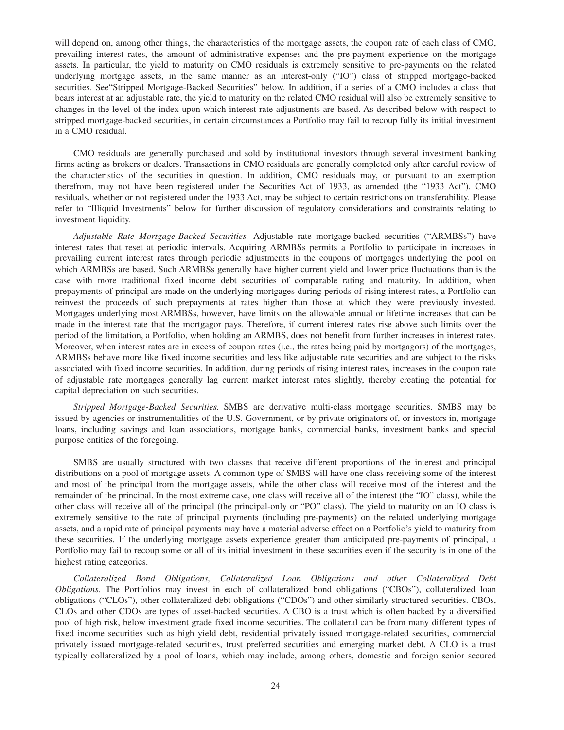will depend on, among other things, the characteristics of the mortgage assets, the coupon rate of each class of CMO, prevailing interest rates, the amount of administrative expenses and the pre-payment experience on the mortgage assets. In particular, the yield to maturity on CMO residuals is extremely sensitive to pre-payments on the related underlying mortgage assets, in the same manner as an interest-only ("IO") class of stripped mortgage-backed securities. See"Stripped Mortgage-Backed Securities" below. In addition, if a series of a CMO includes a class that bears interest at an adjustable rate, the yield to maturity on the related CMO residual will also be extremely sensitive to changes in the level of the index upon which interest rate adjustments are based. As described below with respect to stripped mortgage-backed securities, in certain circumstances a Portfolio may fail to recoup fully its initial investment in a CMO residual.

CMO residuals are generally purchased and sold by institutional investors through several investment banking firms acting as brokers or dealers. Transactions in CMO residuals are generally completed only after careful review of the characteristics of the securities in question. In addition, CMO residuals may, or pursuant to an exemption therefrom, may not have been registered under the Securities Act of 1933, as amended (the "1933 Act"). CMO residuals, whether or not registered under the 1933 Act, may be subject to certain restrictions on transferability. Please refer to "Illiquid Investments" below for further discussion of regulatory considerations and constraints relating to investment liquidity.

*Adjustable Rate Mortgage-Backed Securities.* Adjustable rate mortgage-backed securities ("ARMBSs") have interest rates that reset at periodic intervals. Acquiring ARMBSs permits a Portfolio to participate in increases in prevailing current interest rates through periodic adjustments in the coupons of mortgages underlying the pool on which ARMBSs are based. Such ARMBSs generally have higher current yield and lower price fluctuations than is the case with more traditional fixed income debt securities of comparable rating and maturity. In addition, when prepayments of principal are made on the underlying mortgages during periods of rising interest rates, a Portfolio can reinvest the proceeds of such prepayments at rates higher than those at which they were previously invested. Mortgages underlying most ARMBSs, however, have limits on the allowable annual or lifetime increases that can be made in the interest rate that the mortgagor pays. Therefore, if current interest rates rise above such limits over the period of the limitation, a Portfolio, when holding an ARMBS, does not benefit from further increases in interest rates. Moreover, when interest rates are in excess of coupon rates (i.e., the rates being paid by mortgagors) of the mortgages, ARMBSs behave more like fixed income securities and less like adjustable rate securities and are subject to the risks associated with fixed income securities. In addition, during periods of rising interest rates, increases in the coupon rate of adjustable rate mortgages generally lag current market interest rates slightly, thereby creating the potential for capital depreciation on such securities.

*Stripped Mortgage-Backed Securities.* SMBS are derivative multi-class mortgage securities. SMBS may be issued by agencies or instrumentalities of the U.S. Government, or by private originators of, or investors in, mortgage loans, including savings and loan associations, mortgage banks, commercial banks, investment banks and special purpose entities of the foregoing.

SMBS are usually structured with two classes that receive different proportions of the interest and principal distributions on a pool of mortgage assets. A common type of SMBS will have one class receiving some of the interest and most of the principal from the mortgage assets, while the other class will receive most of the interest and the remainder of the principal. In the most extreme case, one class will receive all of the interest (the "IO" class), while the other class will receive all of the principal (the principal-only or "PO" class). The yield to maturity on an IO class is extremely sensitive to the rate of principal payments (including pre-payments) on the related underlying mortgage assets, and a rapid rate of principal payments may have a material adverse effect on a Portfolio's yield to maturity from these securities. If the underlying mortgage assets experience greater than anticipated pre-payments of principal, a Portfolio may fail to recoup some or all of its initial investment in these securities even if the security is in one of the highest rating categories.

*Collateralized Bond Obligations, Collateralized Loan Obligations and other Collateralized Debt Obligations.* The Portfolios may invest in each of collateralized bond obligations ("CBOs"), collateralized loan obligations ("CLOs"), other collateralized debt obligations ("CDOs") and other similarly structured securities. CBOs, CLOs and other CDOs are types of asset-backed securities. A CBO is a trust which is often backed by a diversified pool of high risk, below investment grade fixed income securities. The collateral can be from many different types of fixed income securities such as high yield debt, residential privately issued mortgage-related securities, commercial privately issued mortgage-related securities, trust preferred securities and emerging market debt. A CLO is a trust typically collateralized by a pool of loans, which may include, among others, domestic and foreign senior secured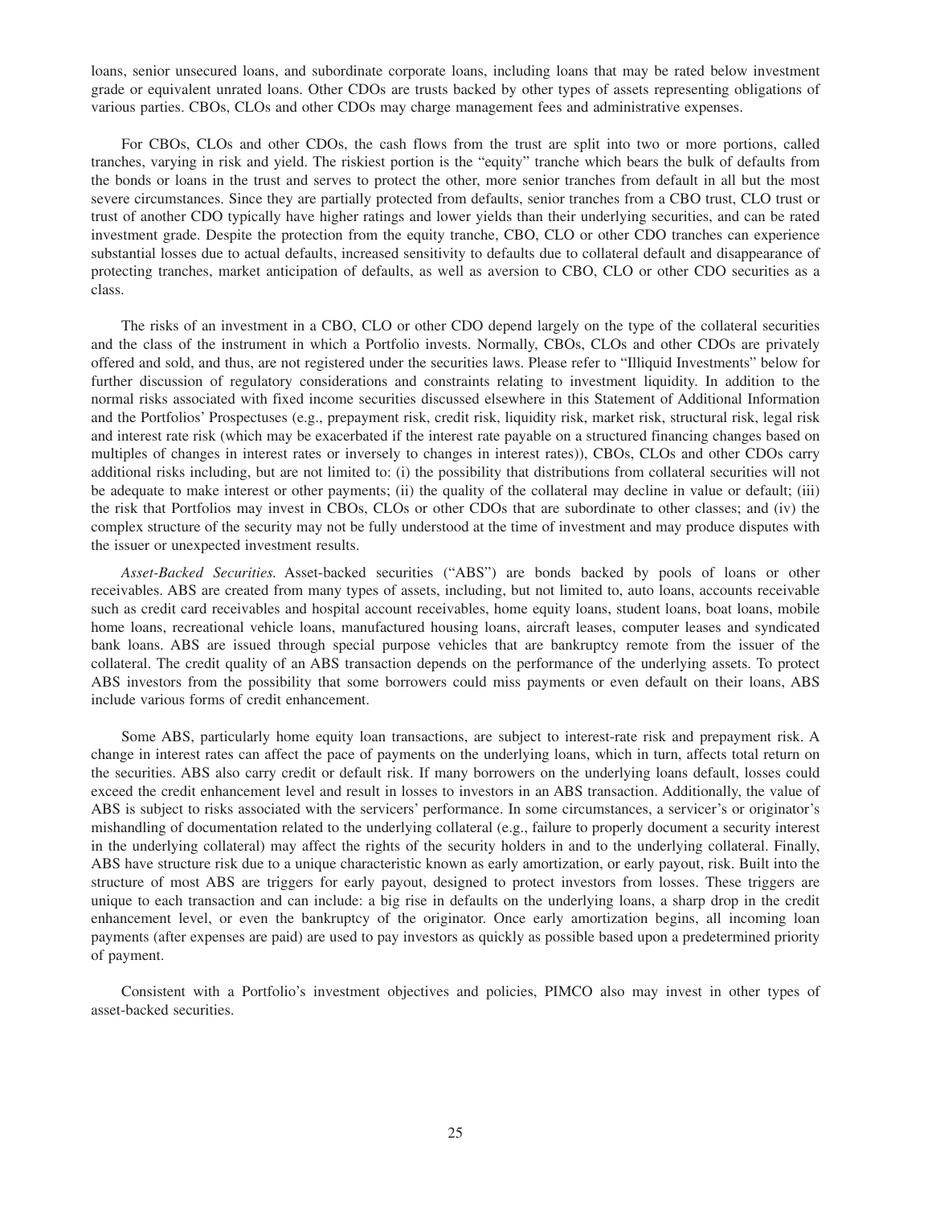loans, senior unsecured loans, and subordinate corporate loans, including loans that may be rated below investment grade or equivalent unrated loans. Other CDOs are trusts backed by other types of assets representing obligations of various parties. CBOs, CLOs and other CDOs may charge management fees and administrative expenses.

For CBOs, CLOs and other CDOs, the cash flows from the trust are split into two or more portions, called tranches, varying in risk and yield. The riskiest portion is the "equity" tranche which bears the bulk of defaults from the bonds or loans in the trust and serves to protect the other, more senior tranches from default in all but the most severe circumstances. Since they are partially protected from defaults, senior tranches from a CBO trust, CLO trust or trust of another CDO typically have higher ratings and lower yields than their underlying securities, and can be rated investment grade. Despite the protection from the equity tranche, CBO, CLO or other CDO tranches can experience substantial losses due to actual defaults, increased sensitivity to defaults due to collateral default and disappearance of protecting tranches, market anticipation of defaults, as well as aversion to CBO, CLO or other CDO securities as a class.

The risks of an investment in a CBO, CLO or other CDO depend largely on the type of the collateral securities and the class of the instrument in which a Portfolio invests. Normally, CBOs, CLOs and other CDOs are privately offered and sold, and thus, are not registered under the securities laws. Please refer to "Illiquid Investments" below for further discussion of regulatory considerations and constraints relating to investment liquidity. In addition to the normal risks associated with fixed income securities discussed elsewhere in this Statement of Additional Information and the Portfolios' Prospectuses (e.g., prepayment risk, credit risk, liquidity risk, market risk, structural risk, legal risk and interest rate risk (which may be exacerbated if the interest rate payable on a structured financing changes based on multiples of changes in interest rates or inversely to changes in interest rates)), CBOs, CLOs and other CDOs carry additional risks including, but are not limited to: (i) the possibility that distributions from collateral securities will not be adequate to make interest or other payments; (ii) the quality of the collateral may decline in value or default; (iii) the risk that Portfolios may invest in CBOs, CLOs or other CDOs that are subordinate to other classes; and (iv) the complex structure of the security may not be fully understood at the time of investment and may produce disputes with the issuer or unexpected investment results.

*Asset-Backed Securities.* Asset-backed securities ("ABS") are bonds backed by pools of loans or other receivables. ABS are created from many types of assets, including, but not limited to, auto loans, accounts receivable such as credit card receivables and hospital account receivables, home equity loans, student loans, boat loans, mobile home loans, recreational vehicle loans, manufactured housing loans, aircraft leases, computer leases and syndicated bank loans. ABS are issued through special purpose vehicles that are bankruptcy remote from the issuer of the collateral. The credit quality of an ABS transaction depends on the performance of the underlying assets. To protect ABS investors from the possibility that some borrowers could miss payments or even default on their loans, ABS include various forms of credit enhancement.

Some ABS, particularly home equity loan transactions, are subject to interest-rate risk and prepayment risk. A change in interest rates can affect the pace of payments on the underlying loans, which in turn, affects total return on the securities. ABS also carry credit or default risk. If many borrowers on the underlying loans default, losses could exceed the credit enhancement level and result in losses to investors in an ABS transaction. Additionally, the value of ABS is subject to risks associated with the servicers' performance. In some circumstances, a servicer's or originator's mishandling of documentation related to the underlying collateral (e.g., failure to properly document a security interest in the underlying collateral) may affect the rights of the security holders in and to the underlying collateral. Finally, ABS have structure risk due to a unique characteristic known as early amortization, or early payout, risk. Built into the structure of most ABS are triggers for early payout, designed to protect investors from losses. These triggers are unique to each transaction and can include: a big rise in defaults on the underlying loans, a sharp drop in the credit enhancement level, or even the bankruptcy of the originator. Once early amortization begins, all incoming loan payments (after expenses are paid) are used to pay investors as quickly as possible based upon a predetermined priority of payment.

Consistent with a Portfolio's investment objectives and policies, PIMCO also may invest in other types of asset-backed securities.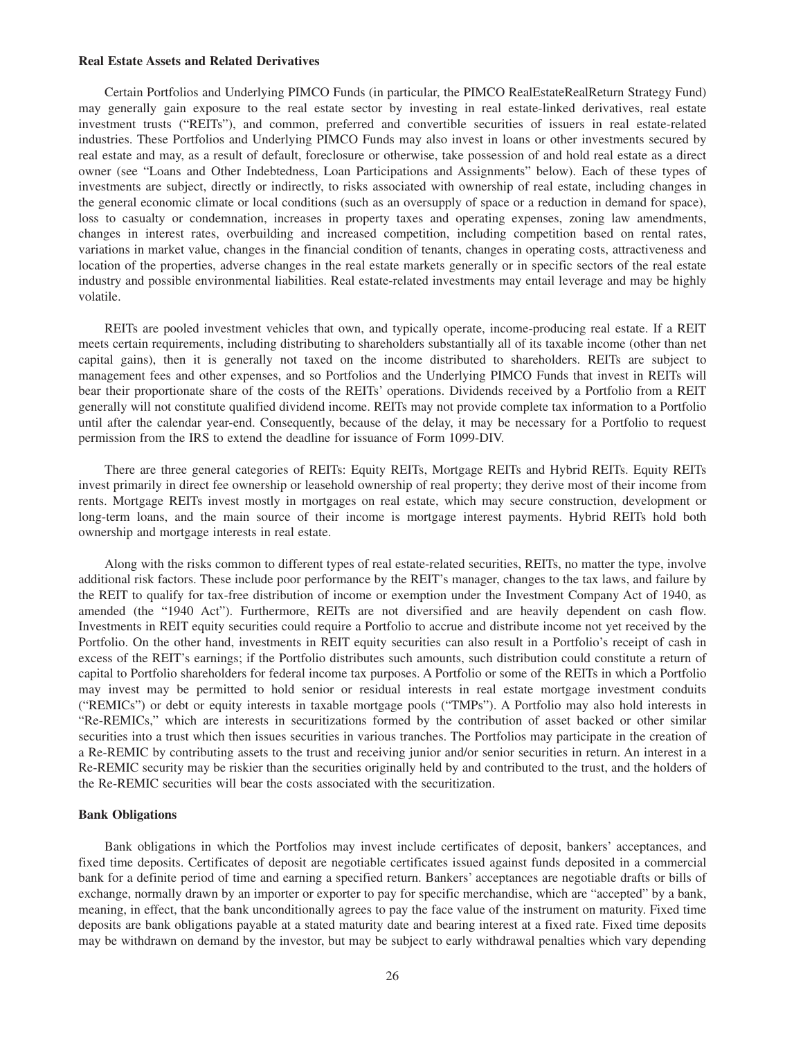**Real Estate Assets and Related Derivatives**

Certain Portfolios and Underlying PIMCO Funds (in particular, the PIMCO RealEstateRealReturn Strategy Fund) may generally gain exposure to the real estate sector by investing in real estate-linked derivatives, real estate investment trusts ("REITs"), and common, preferred and convertible securities of issuers in real estate-related industries. These Portfolios and Underlying PIMCO Funds may also invest in loans or other investments secured by real estate and may, as a result of default, foreclosure or otherwise, take possession of and hold real estate as a direct owner (see "Loans and Other Indebtedness, Loan Participations and Assignments" below). Each of these types of investments are subject, directly or indirectly, to risks associated with ownership of real estate, including changes in the general economic climate or local conditions (such as an oversupply of space or a reduction in demand for space), loss to casualty or condemnation, increases in property taxes and operating expenses, zoning law amendments, changes in interest rates, overbuilding and increased competition, including competition based on rental rates, variations in market value, changes in the financial condition of tenants, changes in operating costs, attractiveness and location of the properties, adverse changes in the real estate markets generally or in specific sectors of the real estate industry and possible environmental liabilities. Real estate-related investments may entail leverage and may be highly volatile.

REITs are pooled investment vehicles that own, and typically operate, income-producing real estate. If a REIT meets certain requirements, including distributing to shareholders substantially all of its taxable income (other than net capital gains), then it is generally not taxed on the income distributed to shareholders. REITs are subject to management fees and other expenses, and so Portfolios and the Underlying PIMCO Funds that invest in REITs will bear their proportionate share of the costs of the REITs' operations. Dividends received by a Portfolio from a REIT generally will not constitute qualified dividend income. REITs may not provide complete tax information to a Portfolio until after the calendar year-end. Consequently, because of the delay, it may be necessary for a Portfolio to request permission from the IRS to extend the deadline for issuance of Form 1099-DIV.

There are three general categories of REITs: Equity REITs, Mortgage REITs and Hybrid REITs. Equity REITs invest primarily in direct fee ownership or leasehold ownership of real property; they derive most of their income from rents. Mortgage REITs invest mostly in mortgages on real estate, which may secure construction, development or long-term loans, and the main source of their income is mortgage interest payments. Hybrid REITs hold both ownership and mortgage interests in real estate.

Along with the risks common to different types of real estate-related securities, REITs, no matter the type, involve additional risk factors. These include poor performance by the REIT's manager, changes to the tax laws, and failure by the REIT to qualify for tax-free distribution of income or exemption under the Investment Company Act of 1940, as amended (the "1940 Act"). Furthermore, REITs are not diversified and are heavily dependent on cash flow. Investments in REIT equity securities could require a Portfolio to accrue and distribute income not yet received by the Portfolio. On the other hand, investments in REIT equity securities can also result in a Portfolio's receipt of cash in excess of the REIT's earnings; if the Portfolio distributes such amounts, such distribution could constitute a return of capital to Portfolio shareholders for federal income tax purposes. A Portfolio or some of the REITs in which a Portfolio may invest may be permitted to hold senior or residual interests in real estate mortgage investment conduits ("REMICs") or debt or equity interests in taxable mortgage pools ("TMPs"). A Portfolio may also hold interests in "Re-REMICs," which are interests in securitizations formed by the contribution of asset backed or other similar securities into a trust which then issues securities in various tranches. The Portfolios may participate in the creation of a Re-REMIC by contributing assets to the trust and receiving junior and/or senior securities in return. An interest in a Re-REMIC security may be riskier than the securities originally held by and contributed to the trust, and the holders of the Re-REMIC securities will bear the costs associated with the securitization.

**Bank Obligations**

Bank obligations in which the Portfolios may invest include certificates of deposit, bankers' acceptances, and fixed time deposits. Certificates of deposit are negotiable certificates issued against funds deposited in a commercial bank for a definite period of time and earning a specified return. Bankers' acceptances are negotiable drafts or bills of exchange, normally drawn by an importer or exporter to pay for specific merchandise, which are "accepted" by a bank, meaning, in effect, that the bank unconditionally agrees to pay the face value of the instrument on maturity. Fixed time deposits are bank obligations payable at a stated maturity date and bearing interest at a fixed rate. Fixed time deposits may be withdrawn on demand by the investor, but may be subject to early withdrawal penalties which vary depending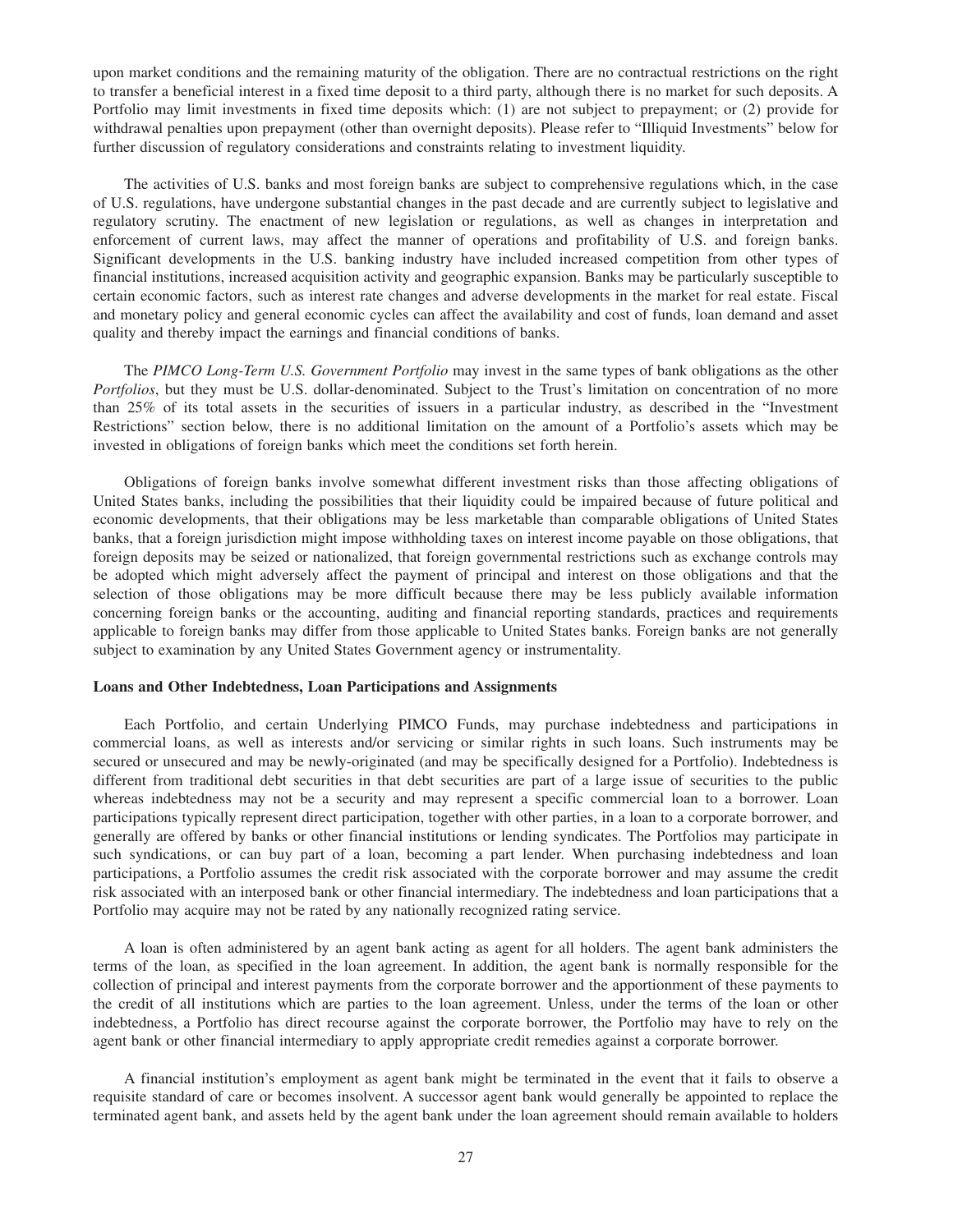upon market conditions and the remaining maturity of the obligation. There are no contractual restrictions on the right to transfer a beneficial interest in a fixed time deposit to a third party, although there is no market for such deposits. A Portfolio may limit investments in fixed time deposits which: (1) are not subject to prepayment; or (2) provide for withdrawal penalties upon prepayment (other than overnight deposits). Please refer to "Illiquid Investments" below for further discussion of regulatory considerations and constraints relating to investment liquidity.

The activities of U.S. banks and most foreign banks are subject to comprehensive regulations which, in the case of U.S. regulations, have undergone substantial changes in the past decade and are currently subject to legislative and regulatory scrutiny. The enactment of new legislation or regulations, as well as changes in interpretation and enforcement of current laws, may affect the manner of operations and profitability of U.S. and foreign banks. Significant developments in the U.S. banking industry have included increased competition from other types of financial institutions, increased acquisition activity and geographic expansion. Banks may be particularly susceptible to certain economic factors, such as interest rate changes and adverse developments in the market for real estate. Fiscal and monetary policy and general economic cycles can affect the availability and cost of funds, loan demand and asset quality and thereby impact the earnings and financial conditions of banks.

The *PIMCO Long-Term U.S. Government Portfolio* may invest in the same types of bank obligations as the other *Portfolios*, but they must be U.S. dollar-denominated. Subject to the Trust's limitation on concentration of no more than 25% of its total assets in the securities of issuers in a particular industry, as described in the "Investment Restrictions" section below, there is no additional limitation on the amount of a Portfolio's assets which may be invested in obligations of foreign banks which meet the conditions set forth herein.

Obligations of foreign banks involve somewhat different investment risks than those affecting obligations of United States banks, including the possibilities that their liquidity could be impaired because of future political and economic developments, that their obligations may be less marketable than comparable obligations of United States banks, that a foreign jurisdiction might impose withholding taxes on interest income payable on those obligations, that foreign deposits may be seized or nationalized, that foreign governmental restrictions such as exchange controls may be adopted which might adversely affect the payment of principal and interest on those obligations and that the selection of those obligations may be more difficult because there may be less publicly available information concerning foreign banks or the accounting, auditing and financial reporting standards, practices and requirements applicable to foreign banks may differ from those applicable to United States banks. Foreign banks are not generally subject to examination by any United States Government agency or instrumentality.

**Loans and Other Indebtedness, Loan Participations and Assignments**

Each Portfolio, and certain Underlying PIMCO Funds, may purchase indebtedness and participations in commercial loans, as well as interests and/or servicing or similar rights in such loans. Such instruments may be secured or unsecured and may be newly-originated (and may be specifically designed for a Portfolio). Indebtedness is different from traditional debt securities in that debt securities are part of a large issue of securities to the public whereas indebtedness may not be a security and may represent a specific commercial loan to a borrower. Loan participations typically represent direct participation, together with other parties, in a loan to a corporate borrower, and generally are offered by banks or other financial institutions or lending syndicates. The Portfolios may participate in such syndications, or can buy part of a loan, becoming a part lender. When purchasing indebtedness and loan participations, a Portfolio assumes the credit risk associated with the corporate borrower and may assume the credit risk associated with an interposed bank or other financial intermediary. The indebtedness and loan participations that a Portfolio may acquire may not be rated by any nationally recognized rating service.

A loan is often administered by an agent bank acting as agent for all holders. The agent bank administers the terms of the loan, as specified in the loan agreement. In addition, the agent bank is normally responsible for the collection of principal and interest payments from the corporate borrower and the apportionment of these payments to the credit of all institutions which are parties to the loan agreement. Unless, under the terms of the loan or other indebtedness, a Portfolio has direct recourse against the corporate borrower, the Portfolio may have to rely on the agent bank or other financial intermediary to apply appropriate credit remedies against a corporate borrower.

A financial institution's employment as agent bank might be terminated in the event that it fails to observe a requisite standard of care or becomes insolvent. A successor agent bank would generally be appointed to replace the terminated agent bank, and assets held by the agent bank under the loan agreement should remain available to holders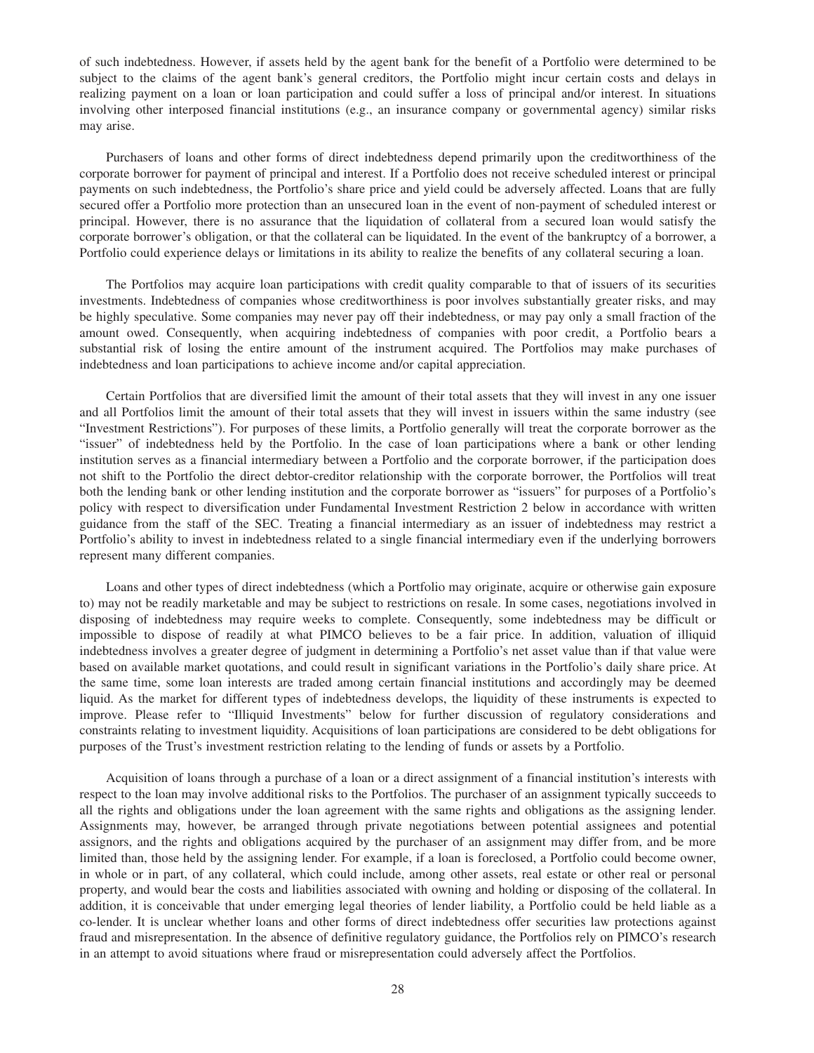of such indebtedness. However, if assets held by the agent bank for the benefit of a Portfolio were determined to be subject to the claims of the agent bank's general creditors, the Portfolio might incur certain costs and delays in realizing payment on a loan or loan participation and could suffer a loss of principal and/or interest. In situations involving other interposed financial institutions (e.g., an insurance company or governmental agency) similar risks may arise.

Purchasers of loans and other forms of direct indebtedness depend primarily upon the creditworthiness of the corporate borrower for payment of principal and interest. If a Portfolio does not receive scheduled interest or principal payments on such indebtedness, the Portfolio's share price and yield could be adversely affected. Loans that are fully secured offer a Portfolio more protection than an unsecured loan in the event of non-payment of scheduled interest or principal. However, there is no assurance that the liquidation of collateral from a secured loan would satisfy the corporate borrower's obligation, or that the collateral can be liquidated. In the event of the bankruptcy of a borrower, a Portfolio could experience delays or limitations in its ability to realize the benefits of any collateral securing a loan.

The Portfolios may acquire loan participations with credit quality comparable to that of issuers of its securities investments. Indebtedness of companies whose creditworthiness is poor involves substantially greater risks, and may be highly speculative. Some companies may never pay off their indebtedness, or may pay only a small fraction of the amount owed. Consequently, when acquiring indebtedness of companies with poor credit, a Portfolio bears a substantial risk of losing the entire amount of the instrument acquired. The Portfolios may make purchases of indebtedness and loan participations to achieve income and/or capital appreciation.

Certain Portfolios that are diversified limit the amount of their total assets that they will invest in any one issuer and all Portfolios limit the amount of their total assets that they will invest in issuers within the same industry (see "Investment Restrictions"). For purposes of these limits, a Portfolio generally will treat the corporate borrower as the "issuer" of indebtedness held by the Portfolio. In the case of loan participations where a bank or other lending institution serves as a financial intermediary between a Portfolio and the corporate borrower, if the participation does not shift to the Portfolio the direct debtor-creditor relationship with the corporate borrower, the Portfolios will treat both the lending bank or other lending institution and the corporate borrower as "issuers" for purposes of a Portfolio's policy with respect to diversification under Fundamental Investment Restriction 2 below in accordance with written guidance from the staff of the SEC. Treating a financial intermediary as an issuer of indebtedness may restrict a Portfolio's ability to invest in indebtedness related to a single financial intermediary even if the underlying borrowers represent many different companies.

Loans and other types of direct indebtedness (which a Portfolio may originate, acquire or otherwise gain exposure to) may not be readily marketable and may be subject to restrictions on resale. In some cases, negotiations involved in disposing of indebtedness may require weeks to complete. Consequently, some indebtedness may be difficult or impossible to dispose of readily at what PIMCO believes to be a fair price. In addition, valuation of illiquid indebtedness involves a greater degree of judgment in determining a Portfolio's net asset value than if that value were based on available market quotations, and could result in significant variations in the Portfolio's daily share price. At the same time, some loan interests are traded among certain financial institutions and accordingly may be deemed liquid. As the market for different types of indebtedness develops, the liquidity of these instruments is expected to improve. Please refer to "Illiquid Investments" below for further discussion of regulatory considerations and constraints relating to investment liquidity. Acquisitions of loan participations are considered to be debt obligations for purposes of the Trust's investment restriction relating to the lending of funds or assets by a Portfolio.

Acquisition of loans through a purchase of a loan or a direct assignment of a financial institution's interests with respect to the loan may involve additional risks to the Portfolios. The purchaser of an assignment typically succeeds to all the rights and obligations under the loan agreement with the same rights and obligations as the assigning lender. Assignments may, however, be arranged through private negotiations between potential assignees and potential assignors, and the rights and obligations acquired by the purchaser of an assignment may differ from, and be more limited than, those held by the assigning lender. For example, if a loan is foreclosed, a Portfolio could become owner, in whole or in part, of any collateral, which could include, among other assets, real estate or other real or personal property, and would bear the costs and liabilities associated with owning and holding or disposing of the collateral. In addition, it is conceivable that under emerging legal theories of lender liability, a Portfolio could be held liable as a co-lender. It is unclear whether loans and other forms of direct indebtedness offer securities law protections against fraud and misrepresentation. In the absence of definitive regulatory guidance, the Portfolios rely on PIMCO's research in an attempt to avoid situations where fraud or misrepresentation could adversely affect the Portfolios.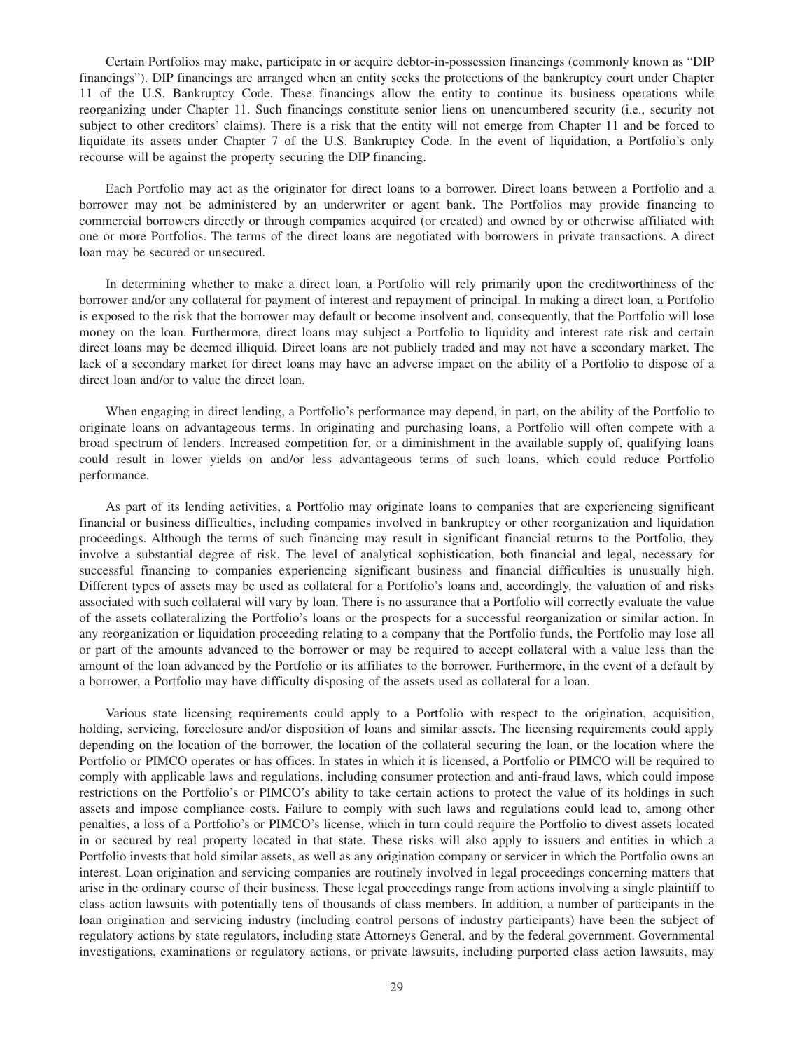Certain Portfolios may make, participate in or acquire debtor-in-possession financings (commonly known as "DIP financings"). DIP financings are arranged when an entity seeks the protections of the bankruptcy court under Chapter 11 of the U.S. Bankruptcy Code. These financings allow the entity to continue its business operations while reorganizing under Chapter 11. Such financings constitute senior liens on unencumbered security (i.e., security not subject to other creditors' claims). There is a risk that the entity will not emerge from Chapter 11 and be forced to liquidate its assets under Chapter 7 of the U.S. Bankruptcy Code. In the event of liquidation, a Portfolio's only recourse will be against the property securing the DIP financing.

Each Portfolio may act as the originator for direct loans to a borrower. Direct loans between a Portfolio and a borrower may not be administered by an underwriter or agent bank. The Portfolios may provide financing to commercial borrowers directly or through companies acquired (or created) and owned by or otherwise affiliated with one or more Portfolios. The terms of the direct loans are negotiated with borrowers in private transactions. A direct loan may be secured or unsecured.

In determining whether to make a direct loan, a Portfolio will rely primarily upon the creditworthiness of the borrower and/or any collateral for payment of interest and repayment of principal. In making a direct loan, a Portfolio is exposed to the risk that the borrower may default or become insolvent and, consequently, that the Portfolio will lose money on the loan. Furthermore, direct loans may subject a Portfolio to liquidity and interest rate risk and certain direct loans may be deemed illiquid. Direct loans are not publicly traded and may not have a secondary market. The lack of a secondary market for direct loans may have an adverse impact on the ability of a Portfolio to dispose of a direct loan and/or to value the direct loan.

When engaging in direct lending, a Portfolio's performance may depend, in part, on the ability of the Portfolio to originate loans on advantageous terms. In originating and purchasing loans, a Portfolio will often compete with a broad spectrum of lenders. Increased competition for, or a diminishment in the available supply of, qualifying loans could result in lower yields on and/or less advantageous terms of such loans, which could reduce Portfolio performance.

As part of its lending activities, a Portfolio may originate loans to companies that are experiencing significant financial or business difficulties, including companies involved in bankruptcy or other reorganization and liquidation proceedings. Although the terms of such financing may result in significant financial returns to the Portfolio, they involve a substantial degree of risk. The level of analytical sophistication, both financial and legal, necessary for successful financing to companies experiencing significant business and financial difficulties is unusually high. Different types of assets may be used as collateral for a Portfolio's loans and, accordingly, the valuation of and risks associated with such collateral will vary by loan. There is no assurance that a Portfolio will correctly evaluate the value of the assets collateralizing the Portfolio's loans or the prospects for a successful reorganization or similar action. In any reorganization or liquidation proceeding relating to a company that the Portfolio funds, the Portfolio may lose all or part of the amounts advanced to the borrower or may be required to accept collateral with a value less than the amount of the loan advanced by the Portfolio or its affiliates to the borrower. Furthermore, in the event of a default by a borrower, a Portfolio may have difficulty disposing of the assets used as collateral for a loan.

Various state licensing requirements could apply to a Portfolio with respect to the origination, acquisition, holding, servicing, foreclosure and/or disposition of loans and similar assets. The licensing requirements could apply depending on the location of the borrower, the location of the collateral securing the loan, or the location where the Portfolio or PIMCO operates or has offices. In states in which it is licensed, a Portfolio or PIMCO will be required to comply with applicable laws and regulations, including consumer protection and anti-fraud laws, which could impose restrictions on the Portfolio's or PIMCO's ability to take certain actions to protect the value of its holdings in such assets and impose compliance costs. Failure to comply with such laws and regulations could lead to, among other penalties, a loss of a Portfolio's or PIMCO's license, which in turn could require the Portfolio to divest assets located in or secured by real property located in that state. These risks will also apply to issuers and entities in which a Portfolio invests that hold similar assets, as well as any origination company or servicer in which the Portfolio owns an interest. Loan origination and servicing companies are routinely involved in legal proceedings concerning matters that arise in the ordinary course of their business. These legal proceedings range from actions involving a single plaintiff to class action lawsuits with potentially tens of thousands of class members. In addition, a number of participants in the loan origination and servicing industry (including control persons of industry participants) have been the subject of regulatory actions by state regulators, including state Attorneys General, and by the federal government. Governmental investigations, examinations or regulatory actions, or private lawsuits, including purported class action lawsuits, may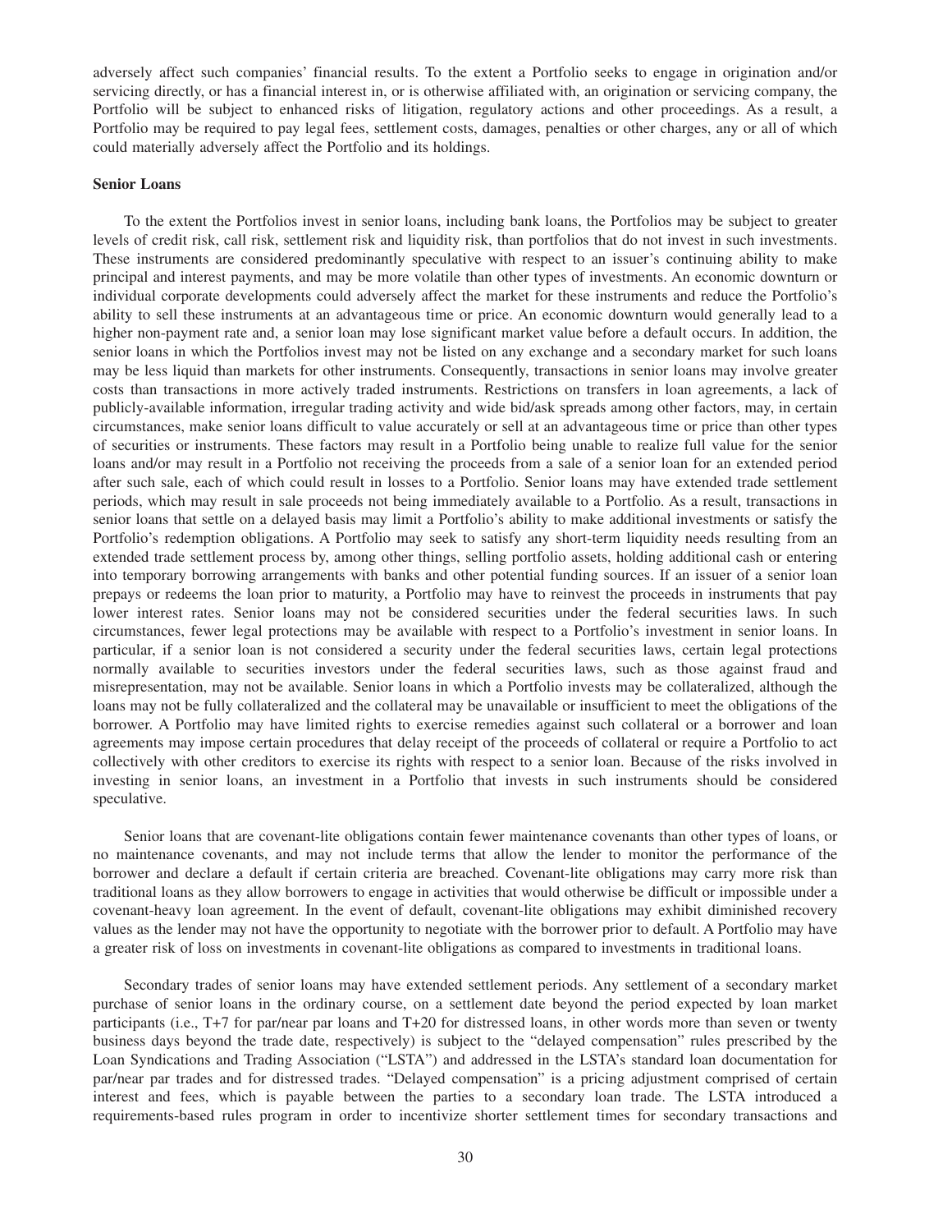adversely affect such companies' financial results. To the extent a Portfolio seeks to engage in origination and/or servicing directly, or has a financial interest in, or is otherwise affiliated with, an origination or servicing company, the Portfolio will be subject to enhanced risks of litigation, regulatory actions and other proceedings. As a result, a Portfolio may be required to pay legal fees, settlement costs, damages, penalties or other charges, any or all of which could materially adversely affect the Portfolio and its holdings.

**Senior Loans**

To the extent the Portfolios invest in senior loans, including bank loans, the Portfolios may be subject to greater levels of credit risk, call risk, settlement risk and liquidity risk, than portfolios that do not invest in such investments. These instruments are considered predominantly speculative with respect to an issuer's continuing ability to make principal and interest payments, and may be more volatile than other types of investments. An economic downturn or individual corporate developments could adversely affect the market for these instruments and reduce the Portfolio's ability to sell these instruments at an advantageous time or price. An economic downturn would generally lead to a higher non-payment rate and, a senior loan may lose significant market value before a default occurs. In addition, the senior loans in which the Portfolios invest may not be listed on any exchange and a secondary market for such loans may be less liquid than markets for other instruments. Consequently, transactions in senior loans may involve greater costs than transactions in more actively traded instruments. Restrictions on transfers in loan agreements, a lack of publicly-available information, irregular trading activity and wide bid/ask spreads among other factors, may, in certain circumstances, make senior loans difficult to value accurately or sell at an advantageous time or price than other types of securities or instruments. These factors may result in a Portfolio being unable to realize full value for the senior loans and/or may result in a Portfolio not receiving the proceeds from a sale of a senior loan for an extended period after such sale, each of which could result in losses to a Portfolio. Senior loans may have extended trade settlement periods, which may result in sale proceeds not being immediately available to a Portfolio. As a result, transactions in senior loans that settle on a delayed basis may limit a Portfolio's ability to make additional investments or satisfy the Portfolio's redemption obligations. A Portfolio may seek to satisfy any short-term liquidity needs resulting from an extended trade settlement process by, among other things, selling portfolio assets, holding additional cash or entering into temporary borrowing arrangements with banks and other potential funding sources. If an issuer of a senior loan prepays or redeems the loan prior to maturity, a Portfolio may have to reinvest the proceeds in instruments that pay lower interest rates. Senior loans may not be considered securities under the federal securities laws. In such circumstances, fewer legal protections may be available with respect to a Portfolio's investment in senior loans. In particular, if a senior loan is not considered a security under the federal securities laws, certain legal protections normally available to securities investors under the federal securities laws, such as those against fraud and misrepresentation, may not be available. Senior loans in which a Portfolio invests may be collateralized, although the loans may not be fully collateralized and the collateral may be unavailable or insufficient to meet the obligations of the borrower. A Portfolio may have limited rights to exercise remedies against such collateral or a borrower and loan agreements may impose certain procedures that delay receipt of the proceeds of collateral or require a Portfolio to act collectively with other creditors to exercise its rights with respect to a senior loan. Because of the risks involved in investing in senior loans, an investment in a Portfolio that invests in such instruments should be considered speculative.

Senior loans that are covenant-lite obligations contain fewer maintenance covenants than other types of loans, or no maintenance covenants, and may not include terms that allow the lender to monitor the performance of the borrower and declare a default if certain criteria are breached. Covenant-lite obligations may carry more risk than traditional loans as they allow borrowers to engage in activities that would otherwise be difficult or impossible under a covenant-heavy loan agreement. In the event of default, covenant-lite obligations may exhibit diminished recovery values as the lender may not have the opportunity to negotiate with the borrower prior to default. A Portfolio may have a greater risk of loss on investments in covenant-lite obligations as compared to investments in traditional loans.

Secondary trades of senior loans may have extended settlement periods. Any settlement of a secondary market purchase of senior loans in the ordinary course, on a settlement date beyond the period expected by loan market participants (i.e., T+7 for par/near par loans and T+20 for distressed loans, in other words more than seven or twenty business days beyond the trade date, respectively) is subject to the "delayed compensation" rules prescribed by the Loan Syndications and Trading Association ("LSTA") and addressed in the LSTA's standard loan documentation for par/near par trades and for distressed trades. "Delayed compensation" is a pricing adjustment comprised of certain interest and fees, which is payable between the parties to a secondary loan trade. The LSTA introduced a requirements-based rules program in order to incentivize shorter settlement times for secondary transactions and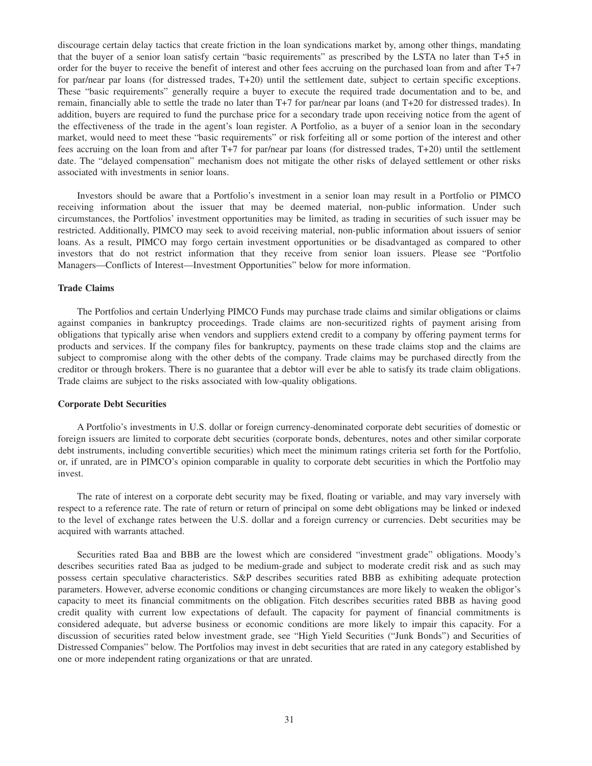discourage certain delay tactics that create friction in the loan syndications market by, among other things, mandating that the buyer of a senior loan satisfy certain "basic requirements" as prescribed by the LSTA no later than T+5 in order for the buyer to receive the benefit of interest and other fees accruing on the purchased loan from and after T+7 for par/near par loans (for distressed trades, T+20) until the settlement date, subject to certain specific exceptions. These "basic requirements" generally require a buyer to execute the required trade documentation and to be, and remain, financially able to settle the trade no later than T+7 for par/near par loans (and T+20 for distressed trades). In addition, buyers are required to fund the purchase price for a secondary trade upon receiving notice from the agent of the effectiveness of the trade in the agent's loan register. A Portfolio, as a buyer of a senior loan in the secondary market, would need to meet these "basic requirements" or risk forfeiting all or some portion of the interest and other fees accruing on the loan from and after T+7 for par/near par loans (for distressed trades, T+20) until the settlement date. The "delayed compensation" mechanism does not mitigate the other risks of delayed settlement or other risks associated with investments in senior loans.

Investors should be aware that a Portfolio's investment in a senior loan may result in a Portfolio or PIMCO receiving information about the issuer that may be deemed material, non-public information. Under such circumstances, the Portfolios' investment opportunities may be limited, as trading in securities of such issuer may be restricted. Additionally, PIMCO may seek to avoid receiving material, non-public information about issuers of senior loans. As a result, PIMCO may forgo certain investment opportunities or be disadvantaged as compared to other investors that do not restrict information that they receive from senior loan issuers. Please see "Portfolio Managers—Conflicts of Interest—Investment Opportunities" below for more information.

### Trade Claims

The Portfolios and certain Underlying PIMCO Funds may purchase trade claims and similar obligations or claims against companies in bankruptcy proceedings. Trade claims are non-securitized rights of payment arising from obligations that typically arise when vendors and suppliers extend credit to a company by offering payment terms for products and services. If the company files for bankruptcy, payments on these trade claims stop and the claims are subject to compromise along with the other debts of the company. Trade claims may be purchased directly from the creditor or through brokers. There is no guarantee that a debtor will ever be able to satisfy its trade claim obligations. Trade claims are subject to the risks associated with low-quality obligations.

### Corporate Debt Securities

A Portfolio's investments in U.S. dollar or foreign currency-denominated corporate debt securities of domestic or foreign issuers are limited to corporate debt securities (corporate bonds, debentures, notes and other similar corporate debt instruments, including convertible securities) which meet the minimum ratings criteria set forth for the Portfolio, or, if unrated, are in PIMCO's opinion comparable in quality to corporate debt securities in which the Portfolio may invest.

The rate of interest on a corporate debt security may be fixed, floating or variable, and may vary inversely with respect to a reference rate. The rate of return or return of principal on some debt obligations may be linked or indexed to the level of exchange rates between the U.S. dollar and a foreign currency or currencies. Debt securities may be acquired with warrants attached.

Securities rated Baa and BBB are the lowest which are considered "investment grade" obligations. Moody's describes securities rated Baa as judged to be medium-grade and subject to moderate credit risk and as such may possess certain speculative characteristics. S&P describes securities rated BBB as exhibiting adequate protection parameters. However, adverse economic conditions or changing circumstances are more likely to weaken the obligor's capacity to meet its financial commitments on the obligation. Fitch describes securities rated BBB as having good credit quality with current low expectations of default. The capacity for payment of financial commitments is considered adequate, but adverse business or economic conditions are more likely to impair this capacity. For a discussion of securities rated below investment grade, see "High Yield Securities ("Junk Bonds") and Securities of Distressed Companies" below. The Portfolios may invest in debt securities that are rated in any category established by one or more independent rating organizations or that are unrated.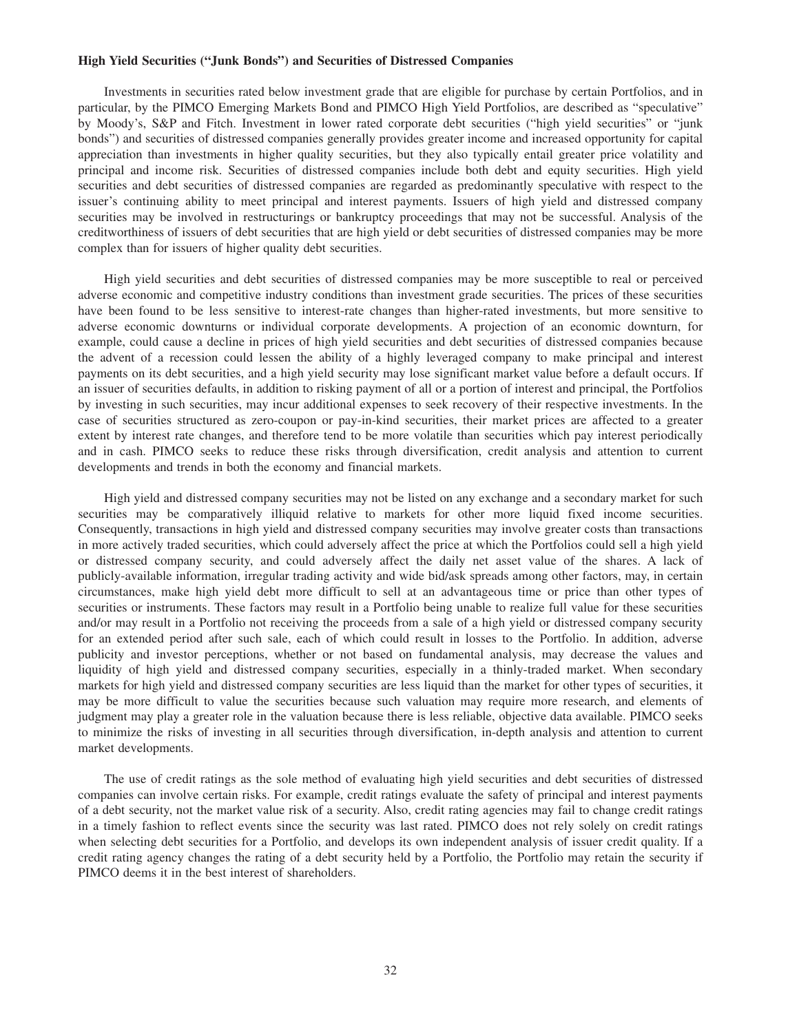**High Yield Securities ("Junk Bonds") and Securities of Distressed Companies**

Investments in securities rated below investment grade that are eligible for purchase by certain Portfolios, and in particular, by the PIMCO Emerging Markets Bond and PIMCO High Yield Portfolios, are described as "speculative" by Moody's, S&P and Fitch. Investment in lower rated corporate debt securities ("high yield securities" or "junk bonds") and securities of distressed companies generally provides greater income and increased opportunity for capital appreciation than investments in higher quality securities, but they also typically entail greater price volatility and principal and income risk. Securities of distressed companies include both debt and equity securities. High yield securities and debt securities of distressed companies are regarded as predominantly speculative with respect to the issuer's continuing ability to meet principal and interest payments. Issuers of high yield and distressed company securities may be involved in restructurings or bankruptcy proceedings that may not be successful. Analysis of the creditworthiness of issuers of debt securities that are high yield or debt securities of distressed companies may be more complex than for issuers of higher quality debt securities.

High yield securities and debt securities of distressed companies may be more susceptible to real or perceived adverse economic and competitive industry conditions than investment grade securities. The prices of these securities have been found to be less sensitive to interest-rate changes than higher-rated investments, but more sensitive to adverse economic downturns or individual corporate developments. A projection of an economic downturn, for example, could cause a decline in prices of high yield securities and debt securities of distressed companies because the advent of a recession could lessen the ability of a highly leveraged company to make principal and interest payments on its debt securities, and a high yield security may lose significant market value before a default occurs. If an issuer of securities defaults, in addition to risking payment of all or a portion of interest and principal, the Portfolios by investing in such securities, may incur additional expenses to seek recovery of their respective investments. In the case of securities structured as zero-coupon or pay-in-kind securities, their market prices are affected to a greater extent by interest rate changes, and therefore tend to be more volatile than securities which pay interest periodically and in cash. PIMCO seeks to reduce these risks through diversification, credit analysis and attention to current developments and trends in both the economy and financial markets.

High yield and distressed company securities may not be listed on any exchange and a secondary market for such securities may be comparatively illiquid relative to markets for other more liquid fixed income securities. Consequently, transactions in high yield and distressed company securities may involve greater costs than transactions in more actively traded securities, which could adversely affect the price at which the Portfolios could sell a high yield or distressed company security, and could adversely affect the daily net asset value of the shares. A lack of publicly-available information, irregular trading activity and wide bid/ask spreads among other factors, may, in certain circumstances, make high yield debt more difficult to sell at an advantageous time or price than other types of securities or instruments. These factors may result in a Portfolio being unable to realize full value for these securities and/or may result in a Portfolio not receiving the proceeds from a sale of a high yield or distressed company security for an extended period after such sale, each of which could result in losses to the Portfolio. In addition, adverse publicity and investor perceptions, whether or not based on fundamental analysis, may decrease the values and liquidity of high yield and distressed company securities, especially in a thinly-traded market. When secondary markets for high yield and distressed company securities are less liquid than the market for other types of securities, it may be more difficult to value the securities because such valuation may require more research, and elements of judgment may play a greater role in the valuation because there is less reliable, objective data available. PIMCO seeks to minimize the risks of investing in all securities through diversification, in-depth analysis and attention to current market developments.

The use of credit ratings as the sole method of evaluating high yield securities and debt securities of distressed companies can involve certain risks. For example, credit ratings evaluate the safety of principal and interest payments of a debt security, not the market value risk of a security. Also, credit rating agencies may fail to change credit ratings in a timely fashion to reflect events since the security was last rated. PIMCO does not rely solely on credit ratings when selecting debt securities for a Portfolio, and develops its own independent analysis of issuer credit quality. If a credit rating agency changes the rating of a debt security held by a Portfolio, the Portfolio may retain the security if PIMCO deems it in the best interest of shareholders.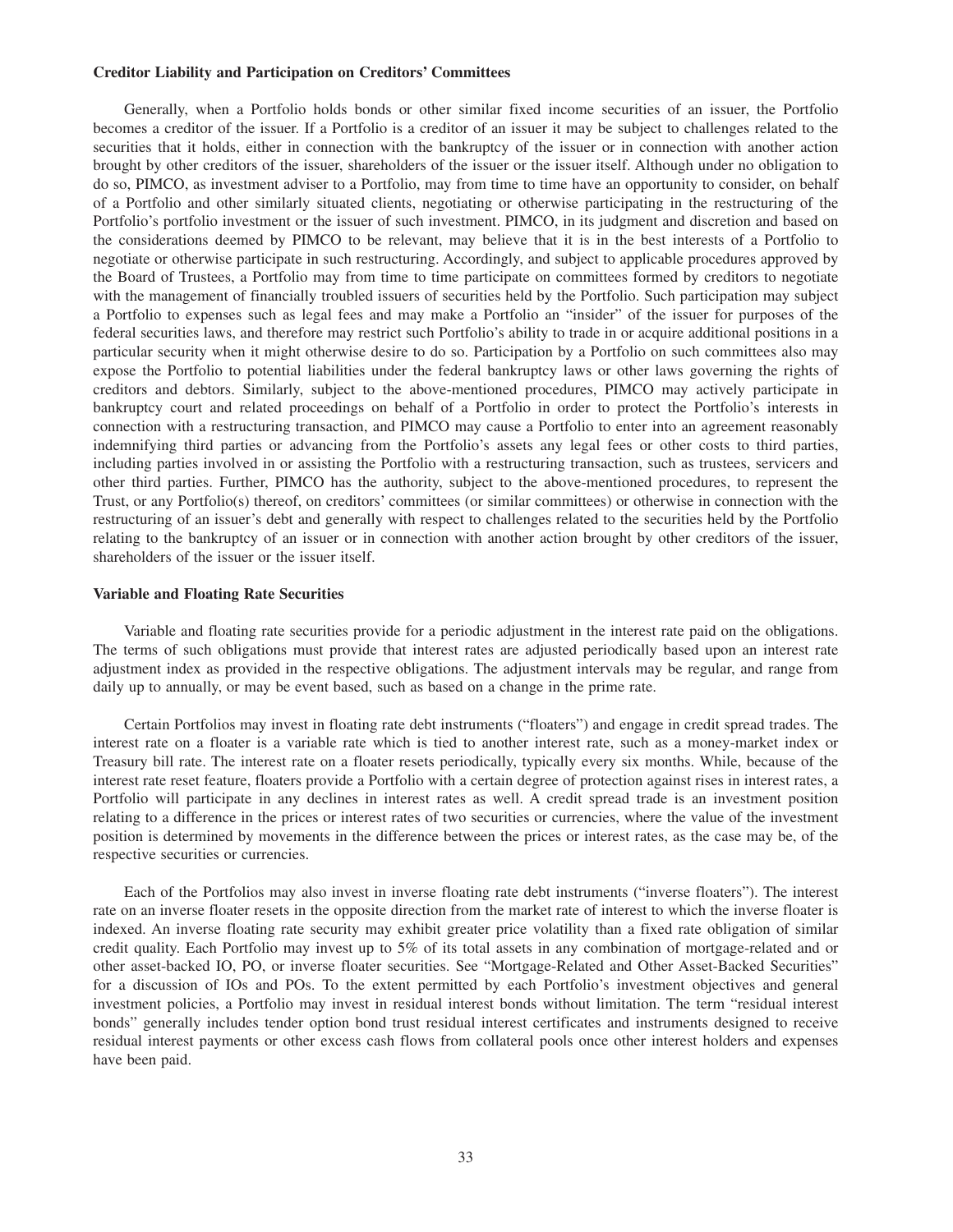**Creditor Liability and Participation on Creditors' Committees**

Generally, when a Portfolio holds bonds or other similar fixed income securities of an issuer, the Portfolio becomes a creditor of the issuer. If a Portfolio is a creditor of an issuer it may be subject to challenges related to the securities that it holds, either in connection with the bankruptcy of the issuer or in connection with another action brought by other creditors of the issuer, shareholders of the issuer or the issuer itself. Although under no obligation to do so, PIMCO, as investment adviser to a Portfolio, may from time to time have an opportunity to consider, on behalf of a Portfolio and other similarly situated clients, negotiating or otherwise participating in the restructuring of the Portfolio's portfolio investment or the issuer of such investment. PIMCO, in its judgment and discretion and based on the considerations deemed by PIMCO to be relevant, may believe that it is in the best interests of a Portfolio to negotiate or otherwise participate in such restructuring. Accordingly, and subject to applicable procedures approved by the Board of Trustees, a Portfolio may from time to time participate on committees formed by creditors to negotiate with the management of financially troubled issuers of securities held by the Portfolio. Such participation may subject a Portfolio to expenses such as legal fees and may make a Portfolio an "insider" of the issuer for purposes of the federal securities laws, and therefore may restrict such Portfolio's ability to trade in or acquire additional positions in a particular security when it might otherwise desire to do so. Participation by a Portfolio on such committees also may expose the Portfolio to potential liabilities under the federal bankruptcy laws or other laws governing the rights of creditors and debtors. Similarly, subject to the above-mentioned procedures, PIMCO may actively participate in bankruptcy court and related proceedings on behalf of a Portfolio in order to protect the Portfolio's interests in connection with a restructuring transaction, and PIMCO may cause a Portfolio to enter into an agreement reasonably indemnifying third parties or advancing from the Portfolio's assets any legal fees or other costs to third parties, including parties involved in or assisting the Portfolio with a restructuring transaction, such as trustees, servicers and other third parties. Further, PIMCO has the authority, subject to the above-mentioned procedures, to represent the Trust, or any Portfolio(s) thereof, on creditors' committees (or similar committees) or otherwise in connection with the restructuring of an issuer's debt and generally with respect to challenges related to the securities held by the Portfolio relating to the bankruptcy of an issuer or in connection with another action brought by other creditors of the issuer, shareholders of the issuer or the issuer itself.

**Variable and Floating Rate Securities**

Variable and floating rate securities provide for a periodic adjustment in the interest rate paid on the obligations. The terms of such obligations must provide that interest rates are adjusted periodically based upon an interest rate adjustment index as provided in the respective obligations. The adjustment intervals may be regular, and range from daily up to annually, or may be event based, such as based on a change in the prime rate.

Certain Portfolios may invest in floating rate debt instruments ("floaters") and engage in credit spread trades. The interest rate on a floater is a variable rate which is tied to another interest rate, such as a money-market index or Treasury bill rate. The interest rate on a floater resets periodically, typically every six months. While, because of the interest rate reset feature, floaters provide a Portfolio with a certain degree of protection against rises in interest rates, a Portfolio will participate in any declines in interest rates as well. A credit spread trade is an investment position relating to a difference in the prices or interest rates of two securities or currencies, where the value of the investment position is determined by movements in the difference between the prices or interest rates, as the case may be, of the respective securities or currencies.

Each of the Portfolios may also invest in inverse floating rate debt instruments ("inverse floaters"). The interest rate on an inverse floater resets in the opposite direction from the market rate of interest to which the inverse floater is indexed. An inverse floating rate security may exhibit greater price volatility than a fixed rate obligation of similar credit quality. Each Portfolio may invest up to 5% of its total assets in any combination of mortgage-related and or other asset-backed IO, PO, or inverse floater securities. See "Mortgage-Related and Other Asset-Backed Securities" for a discussion of IOs and POs. To the extent permitted by each Portfolio's investment objectives and general investment policies, a Portfolio may invest in residual interest bonds without limitation. The term "residual interest bonds" generally includes tender option bond trust residual interest certificates and instruments designed to receive residual interest payments or other excess cash flows from collateral pools once other interest holders and expenses have been paid.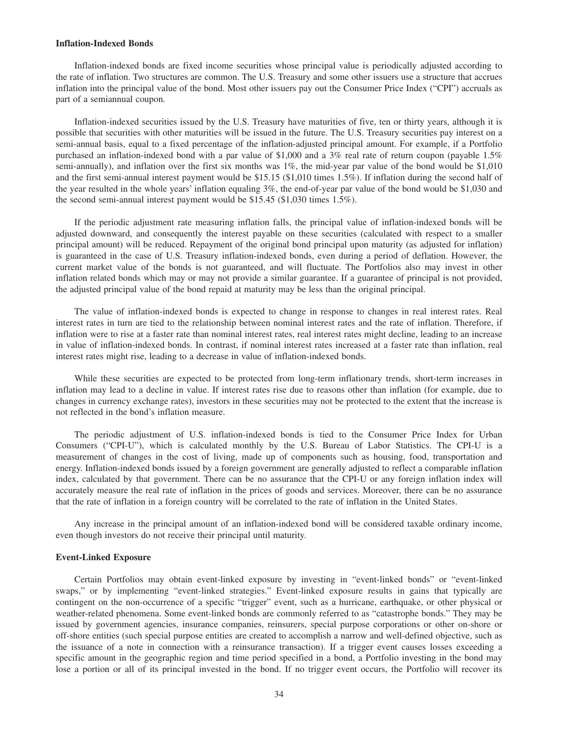### Inflation-Indexed Bonds

Inflation-indexed bonds are fixed income securities whose principal value is periodically adjusted according to the rate of inflation. Two structures are common. The U.S. Treasury and some other issuers use a structure that accrues inflation into the principal value of the bond. Most other issuers pay out the Consumer Price Index ("CPI") accruals as part of a semiannual coupon.

Inflation-indexed securities issued by the U.S. Treasury have maturities of five, ten or thirty years, although it is possible that securities with other maturities will be issued in the future. The U.S. Treasury securities pay interest on a semi-annual basis, equal to a fixed percentage of the inflation-adjusted principal amount. For example, if a Portfolio purchased an inflation-indexed bond with a par value of $1,000 and a 3% real rate of return coupon (payable 1.5% semi-annually), and inflation over the first six months was 1%, the mid-year par value of the bond would be $1,010 and the first semi-annual interest payment would be $15.15 ($1,010 times 1.5%). If inflation during the second half of the year resulted in the whole years' inflation equaling 3%, the end-of-year par value of the bond would be $1,030 and the second semi-annual interest payment would be $15.45 ($1,030 times 1.5%).

If the periodic adjustment rate measuring inflation falls, the principal value of inflation-indexed bonds will be adjusted downward, and consequently the interest payable on these securities (calculated with respect to a smaller principal amount) will be reduced. Repayment of the original bond principal upon maturity (as adjusted for inflation) is guaranteed in the case of U.S. Treasury inflation-indexed bonds, even during a period of deflation. However, the current market value of the bonds is not guaranteed, and will fluctuate. The Portfolios also may invest in other inflation related bonds which may or may not provide a similar guarantee. If a guarantee of principal is not provided, the adjusted principal value of the bond repaid at maturity may be less than the original principal.

The value of inflation-indexed bonds is expected to change in response to changes in real interest rates. Real interest rates in turn are tied to the relationship between nominal interest rates and the rate of inflation. Therefore, if inflation were to rise at a faster rate than nominal interest rates, real interest rates might decline, leading to an increase in value of inflation-indexed bonds. In contrast, if nominal interest rates increased at a faster rate than inflation, real interest rates might rise, leading to a decrease in value of inflation-indexed bonds.

While these securities are expected to be protected from long-term inflationary trends, short-term increases in inflation may lead to a decline in value. If interest rates rise due to reasons other than inflation (for example, due to changes in currency exchange rates), investors in these securities may not be protected to the extent that the increase is not reflected in the bond's inflation measure.

The periodic adjustment of U.S. inflation-indexed bonds is tied to the Consumer Price Index for Urban Consumers ("CPI-U"), which is calculated monthly by the U.S. Bureau of Labor Statistics. The CPI-U is a measurement of changes in the cost of living, made up of components such as housing, food, transportation and energy. Inflation-indexed bonds issued by a foreign government are generally adjusted to reflect a comparable inflation index, calculated by that government. There can be no assurance that the CPI-U or any foreign inflation index will accurately measure the real rate of inflation in the prices of goods and services. Moreover, there can be no assurance that the rate of inflation in a foreign country will be correlated to the rate of inflation in the United States.

Any increase in the principal amount of an inflation-indexed bond will be considered taxable ordinary income, even though investors do not receive their principal until maturity.

### Event-Linked Exposure

Certain Portfolios may obtain event-linked exposure by investing in "event-linked bonds" or "event-linked swaps," or by implementing "event-linked strategies." Event-linked exposure results in gains that typically are contingent on the non-occurrence of a specific "trigger" event, such as a hurricane, earthquake, or other physical or weather-related phenomena. Some event-linked bonds are commonly referred to as "catastrophe bonds." They may be issued by government agencies, insurance companies, reinsurers, special purpose corporations or other on-shore or off-shore entities (such special purpose entities are created to accomplish a narrow and well-defined objective, such as the issuance of a note in connection with a reinsurance transaction). If a trigger event causes losses exceeding a specific amount in the geographic region and time period specified in a bond, a Portfolio investing in the bond may lose a portion or all of its principal invested in the bond. If no trigger event occurs, the Portfolio will recover its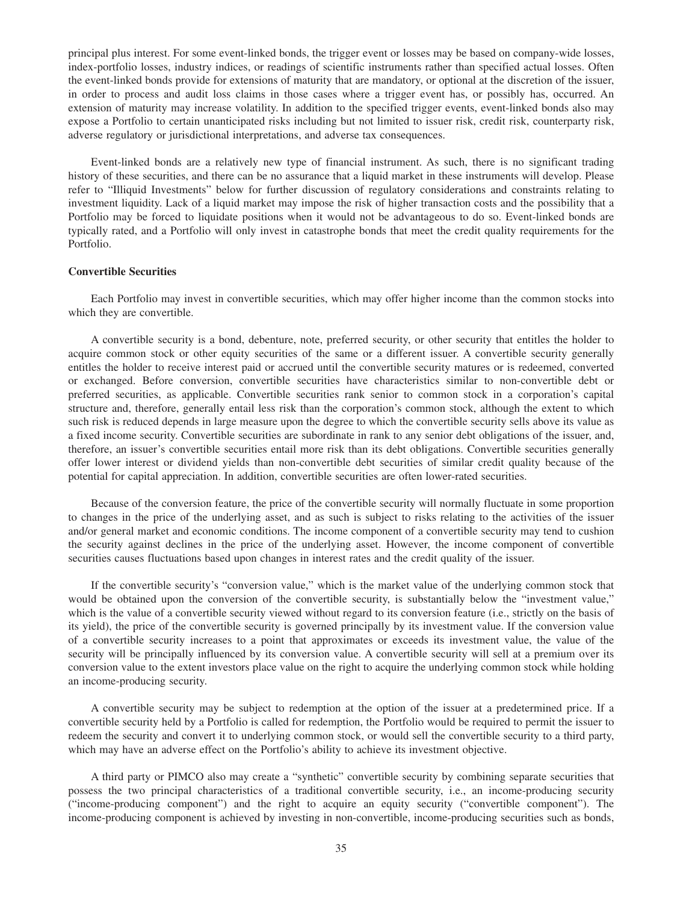principal plus interest. For some event-linked bonds, the trigger event or losses may be based on company-wide losses, index-portfolio losses, industry indices, or readings of scientific instruments rather than specified actual losses. Often the event-linked bonds provide for extensions of maturity that are mandatory, or optional at the discretion of the issuer, in order to process and audit loss claims in those cases where a trigger event has, or possibly has, occurred. An extension of maturity may increase volatility. In addition to the specified trigger events, event-linked bonds also may expose a Portfolio to certain unanticipated risks including but not limited to issuer risk, credit risk, counterparty risk, adverse regulatory or jurisdictional interpretations, and adverse tax consequences.

Event-linked bonds are a relatively new type of financial instrument. As such, there is no significant trading history of these securities, and there can be no assurance that a liquid market in these instruments will develop. Please refer to "Illiquid Investments" below for further discussion of regulatory considerations and constraints relating to investment liquidity. Lack of a liquid market may impose the risk of higher transaction costs and the possibility that a Portfolio may be forced to liquidate positions when it would not be advantageous to do so. Event-linked bonds are typically rated, and a Portfolio will only invest in catastrophe bonds that meet the credit quality requirements for the Portfolio.

**Convertible Securities**

Each Portfolio may invest in convertible securities, which may offer higher income than the common stocks into which they are convertible.

A convertible security is a bond, debenture, note, preferred security, or other security that entitles the holder to acquire common stock or other equity securities of the same or a different issuer. A convertible security generally entitles the holder to receive interest paid or accrued until the convertible security matures or is redeemed, converted or exchanged. Before conversion, convertible securities have characteristics similar to non-convertible debt or preferred securities, as applicable. Convertible securities rank senior to common stock in a corporation's capital structure and, therefore, generally entail less risk than the corporation's common stock, although the extent to which such risk is reduced depends in large measure upon the degree to which the convertible security sells above its value as a fixed income security. Convertible securities are subordinate in rank to any senior debt obligations of the issuer, and, therefore, an issuer's convertible securities entail more risk than its debt obligations. Convertible securities generally offer lower interest or dividend yields than non-convertible debt securities of similar credit quality because of the potential for capital appreciation. In addition, convertible securities are often lower-rated securities.

Because of the conversion feature, the price of the convertible security will normally fluctuate in some proportion to changes in the price of the underlying asset, and as such is subject to risks relating to the activities of the issuer and/or general market and economic conditions. The income component of a convertible security may tend to cushion the security against declines in the price of the underlying asset. However, the income component of convertible securities causes fluctuations based upon changes in interest rates and the credit quality of the issuer.

If the convertible security's "conversion value," which is the market value of the underlying common stock that would be obtained upon the conversion of the convertible security, is substantially below the "investment value," which is the value of a convertible security viewed without regard to its conversion feature (i.e., strictly on the basis of its yield), the price of the convertible security is governed principally by its investment value. If the conversion value of a convertible security increases to a point that approximates or exceeds its investment value, the value of the security will be principally influenced by its conversion value. A convertible security will sell at a premium over its conversion value to the extent investors place value on the right to acquire the underlying common stock while holding an income-producing security.

A convertible security may be subject to redemption at the option of the issuer at a predetermined price. If a convertible security held by a Portfolio is called for redemption, the Portfolio would be required to permit the issuer to redeem the security and convert it to underlying common stock, or would sell the convertible security to a third party, which may have an adverse effect on the Portfolio's ability to achieve its investment objective.

A third party or PIMCO also may create a "synthetic" convertible security by combining separate securities that possess the two principal characteristics of a traditional convertible security, i.e., an income-producing security ("income-producing component") and the right to acquire an equity security ("convertible component"). The income-producing component is achieved by investing in non-convertible, income-producing securities such as bonds,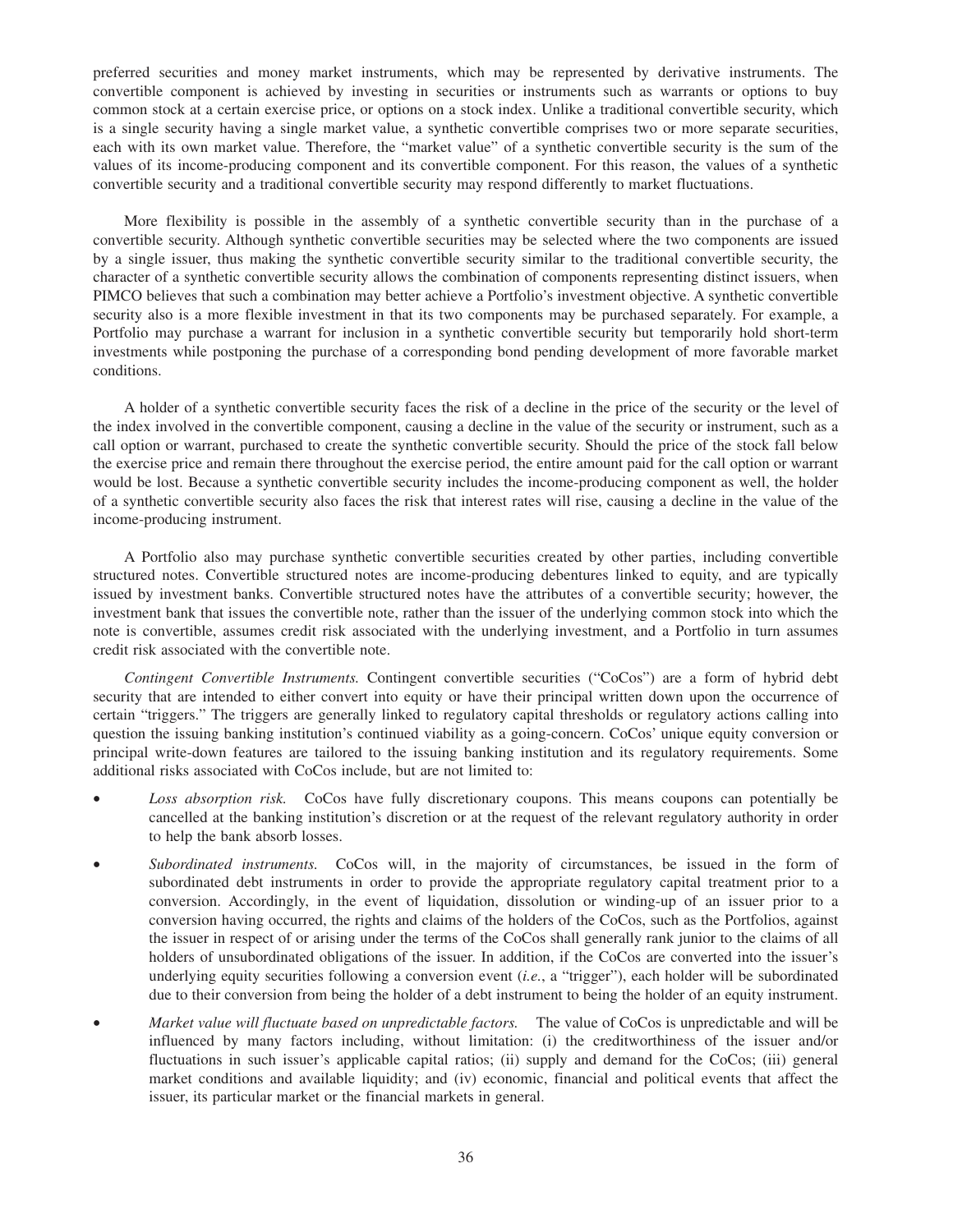preferred securities and money market instruments, which may be represented by derivative instruments. The convertible component is achieved by investing in securities or instruments such as warrants or options to buy common stock at a certain exercise price, or options on a stock index. Unlike a traditional convertible security, which is a single security having a single market value, a synthetic convertible comprises two or more separate securities, each with its own market value. Therefore, the "market value" of a synthetic convertible security is the sum of the values of its income-producing component and its convertible component. For this reason, the values of a synthetic convertible security and a traditional convertible security may respond differently to market fluctuations.

More flexibility is possible in the assembly of a synthetic convertible security than in the purchase of a convertible security. Although synthetic convertible securities may be selected where the two components are issued by a single issuer, thus making the synthetic convertible security similar to the traditional convertible security, the character of a synthetic convertible security allows the combination of components representing distinct issuers, when PIMCO believes that such a combination may better achieve a Portfolio's investment objective. A synthetic convertible security also is a more flexible investment in that its two components may be purchased separately. For example, a Portfolio may purchase a warrant for inclusion in a synthetic convertible security but temporarily hold short-term investments while postponing the purchase of a corresponding bond pending development of more favorable market conditions.

A holder of a synthetic convertible security faces the risk of a decline in the price of the security or the level of the index involved in the convertible component, causing a decline in the value of the security or instrument, such as a call option or warrant, purchased to create the synthetic convertible security. Should the price of the stock fall below the exercise price and remain there throughout the exercise period, the entire amount paid for the call option or warrant would be lost. Because a synthetic convertible security includes the income-producing component as well, the holder of a synthetic convertible security also faces the risk that interest rates will rise, causing a decline in the value of the income-producing instrument.

A Portfolio also may purchase synthetic convertible securities created by other parties, including convertible structured notes. Convertible structured notes are income-producing debentures linked to equity, and are typically issued by investment banks. Convertible structured notes have the attributes of a convertible security; however, the investment bank that issues the convertible note, rather than the issuer of the underlying common stock into which the note is convertible, assumes credit risk associated with the underlying investment, and a Portfolio in turn assumes credit risk associated with the convertible note.

*Contingent Convertible Instruments.* Contingent convertible securities ("CoCos") are a form of hybrid debt security that are intended to either convert into equity or have their principal written down upon the occurrence of certain "triggers." The triggers are generally linked to regulatory capital thresholds or regulatory actions calling into question the issuing banking institution's continued viability as a going-concern. CoCos' unique equity conversion or principal write-down features are tailored to the issuing banking institution and its regulatory requirements. Some additional risks associated with CoCos include, but are not limited to:

- *Loss absorption risk.* CoCos have fully discretionary coupons. This means coupons can potentially be cancelled at the banking institution's discretion or at the request of the relevant regulatory authority in order to help the bank absorb losses.
- *Subordinated instruments.* CoCos will, in the majority of circumstances, be issued in the form of subordinated debt instruments in order to provide the appropriate regulatory capital treatment prior to a conversion. Accordingly, in the event of liquidation, dissolution or winding-up of an issuer prior to a conversion having occurred, the rights and claims of the holders of the CoCos, such as the Portfolios, against the issuer in respect of or arising under the terms of the CoCos shall generally rank junior to the claims of all holders of unsubordinated obligations of the issuer. In addition, if the CoCos are converted into the issuer's underlying equity securities following a conversion event (*i.e.*, a "trigger"), each holder will be subordinated due to their conversion from being the holder of a debt instrument to being the holder of an equity instrument.
- *Market value will fluctuate based on unpredictable factors.* The value of CoCos is unpredictable and will be influenced by many factors including, without limitation: (i) the creditworthiness of the issuer and/or fluctuations in such issuer's applicable capital ratios; (ii) supply and demand for the CoCos; (iii) general market conditions and available liquidity; and (iv) economic, financial and political events that affect the issuer, its particular market or the financial markets in general.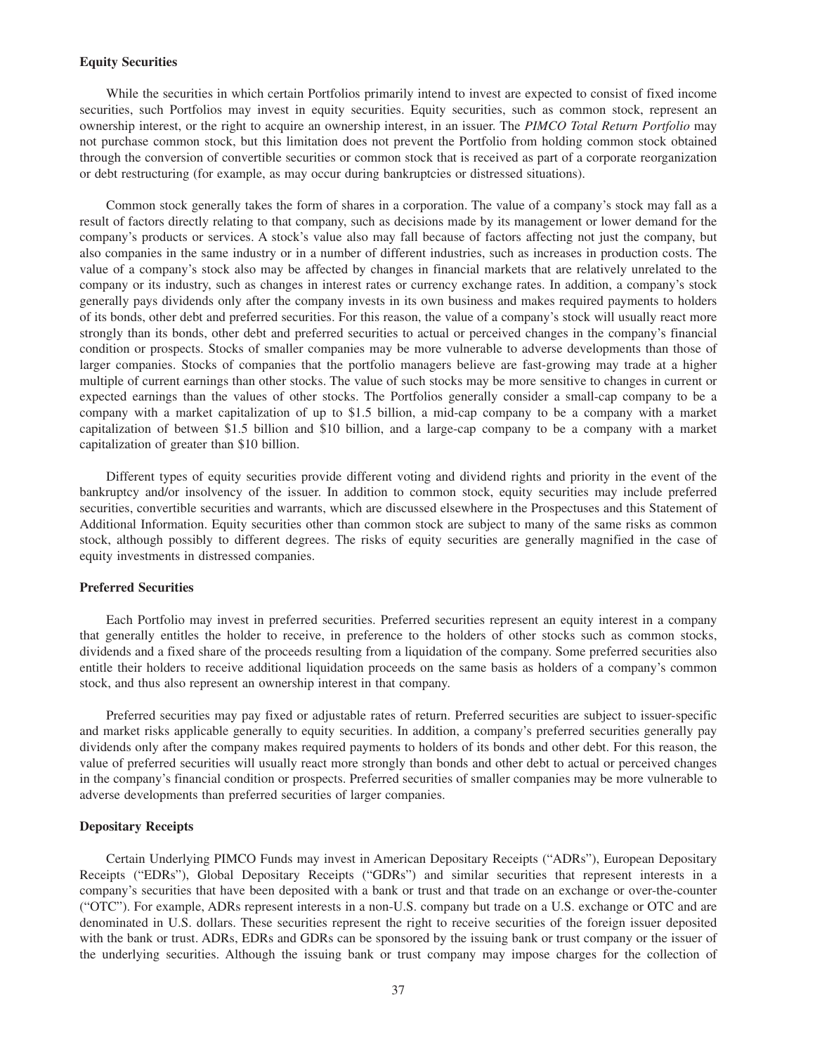### Equity Securities

While the securities in which certain Portfolios primarily intend to invest are expected to consist of fixed income securities, such Portfolios may invest in equity securities. Equity securities, such as common stock, represent an ownership interest, or the right to acquire an ownership interest, in an issuer. The *PIMCO Total Return Portfolio* may not purchase common stock, but this limitation does not prevent the Portfolio from holding common stock obtained through the conversion of convertible securities or common stock that is received as part of a corporate reorganization or debt restructuring (for example, as may occur during bankruptcies or distressed situations).

Common stock generally takes the form of shares in a corporation. The value of a company's stock may fall as a result of factors directly relating to that company, such as decisions made by its management or lower demand for the company's products or services. A stock's value also may fall because of factors affecting not just the company, but also companies in the same industry or in a number of different industries, such as increases in production costs. The value of a company's stock also may be affected by changes in financial markets that are relatively unrelated to the company or its industry, such as changes in interest rates or currency exchange rates. In addition, a company's stock generally pays dividends only after the company invests in its own business and makes required payments to holders of its bonds, other debt and preferred securities. For this reason, the value of a company's stock will usually react more strongly than its bonds, other debt and preferred securities to actual or perceived changes in the company's financial condition or prospects. Stocks of smaller companies may be more vulnerable to adverse developments than those of larger companies. Stocks of companies that the portfolio managers believe are fast-growing may trade at a higher multiple of current earnings than other stocks. The value of such stocks may be more sensitive to changes in current or expected earnings than the values of other stocks. The Portfolios generally consider a small-cap company to be a company with a market capitalization of up to \$1.5 billion, a mid-cap company to be a company with a market capitalization of between \$1.5 billion and \$10 billion, and a large-cap company to be a company with a market capitalization of greater than \$10 billion.

Different types of equity securities provide different voting and dividend rights and priority in the event of the bankruptcy and/or insolvency of the issuer. In addition to common stock, equity securities may include preferred securities, convertible securities and warrants, which are discussed elsewhere in the Prospectuses and this Statement of Additional Information. Equity securities other than common stock are subject to many of the same risks as common stock, although possibly to different degrees. The risks of equity securities are generally magnified in the case of equity investments in distressed companies.

### Preferred Securities

Each Portfolio may invest in preferred securities. Preferred securities represent an equity interest in a company that generally entitles the holder to receive, in preference to the holders of other stocks such as common stocks, dividends and a fixed share of the proceeds resulting from a liquidation of the company. Some preferred securities also entitle their holders to receive additional liquidation proceeds on the same basis as holders of a company's common stock, and thus also represent an ownership interest in that company.

Preferred securities may pay fixed or adjustable rates of return. Preferred securities are subject to issuer-specific and market risks applicable generally to equity securities. In addition, a company's preferred securities generally pay dividends only after the company makes required payments to holders of its bonds and other debt. For this reason, the value of preferred securities will usually react more strongly than bonds and other debt to actual or perceived changes in the company's financial condition or prospects. Preferred securities of smaller companies may be more vulnerable to adverse developments than preferred securities of larger companies.

### Depositary Receipts

Certain Underlying PIMCO Funds may invest in American Depositary Receipts ("ADRs"), European Depositary Receipts ("EDRs"), Global Depositary Receipts ("GDRs") and similar securities that represent interests in a company's securities that have been deposited with a bank or trust and that trade on an exchange or over-the-counter ("OTC"). For example, ADRs represent interests in a non-U.S. company but trade on a U.S. exchange or OTC and are denominated in U.S. dollars. These securities represent the right to receive securities of the foreign issuer deposited with the bank or trust. ADRs, EDRs and GDRs can be sponsored by the issuing bank or trust company or the issuer of the underlying securities. Although the issuing bank or trust company may impose charges for the collection of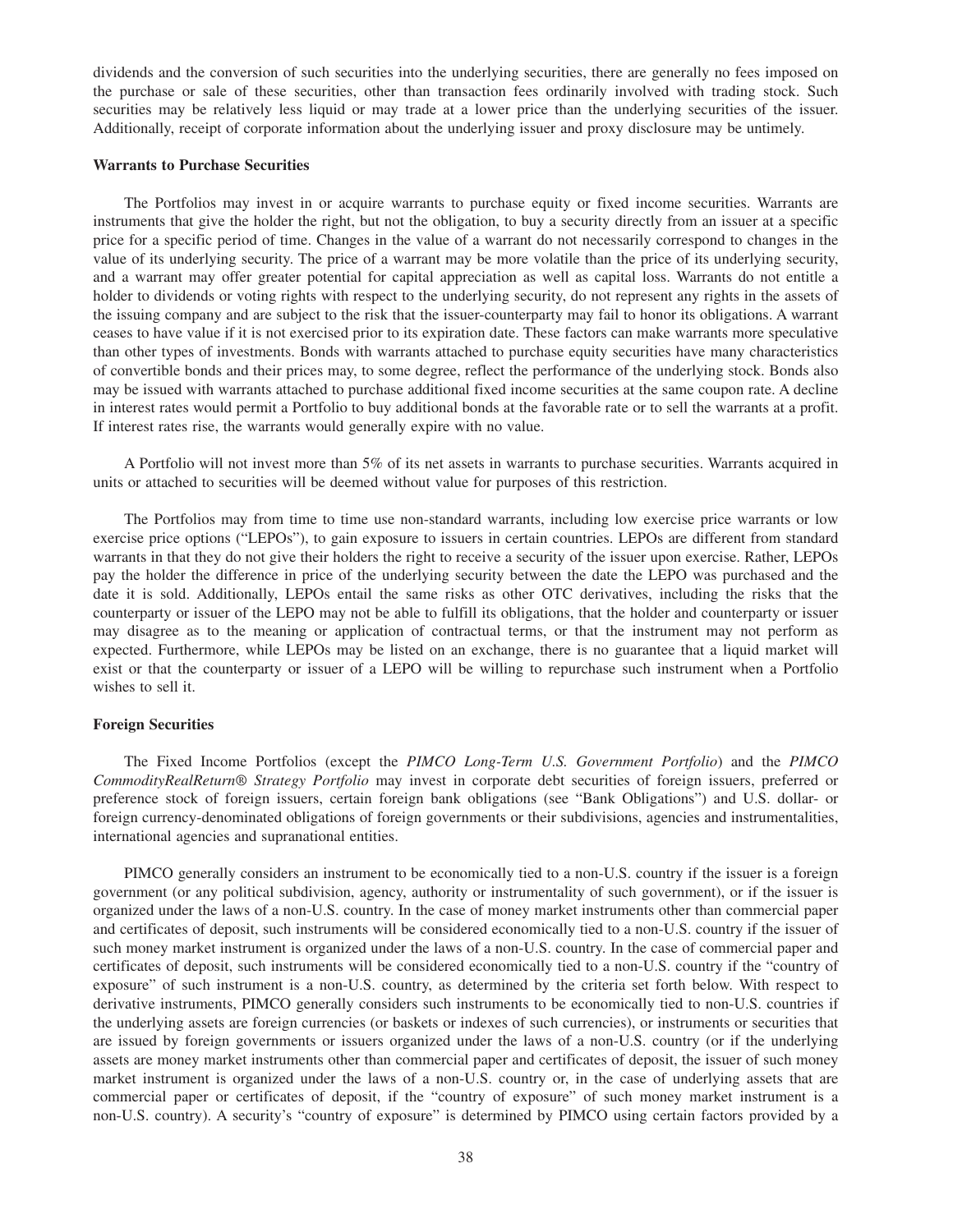dividends and the conversion of such securities into the underlying securities, there are generally no fees imposed on the purchase or sale of these securities, other than transaction fees ordinarily involved with trading stock. Such securities may be relatively less liquid or may trade at a lower price than the underlying securities of the issuer. Additionally, receipt of corporate information about the underlying issuer and proxy disclosure may be untimely.

**Warrants to Purchase Securities**

The Portfolios may invest in or acquire warrants to purchase equity or fixed income securities. Warrants are instruments that give the holder the right, but not the obligation, to buy a security directly from an issuer at a specific price for a specific period of time. Changes in the value of a warrant do not necessarily correspond to changes in the value of its underlying security. The price of a warrant may be more volatile than the price of its underlying security, and a warrant may offer greater potential for capital appreciation as well as capital loss. Warrants do not entitle a holder to dividends or voting rights with respect to the underlying security, do not represent any rights in the assets of the issuing company and are subject to the risk that the issuer-counterparty may fail to honor its obligations. A warrant ceases to have value if it is not exercised prior to its expiration date. These factors can make warrants more speculative than other types of investments. Bonds with warrants attached to purchase equity securities have many characteristics of convertible bonds and their prices may, to some degree, reflect the performance of the underlying stock. Bonds also may be issued with warrants attached to purchase additional fixed income securities at the same coupon rate. A decline in interest rates would permit a Portfolio to buy additional bonds at the favorable rate or to sell the warrants at a profit. If interest rates rise, the warrants would generally expire with no value.

A Portfolio will not invest more than 5% of its net assets in warrants to purchase securities. Warrants acquired in units or attached to securities will be deemed without value for purposes of this restriction.

The Portfolios may from time to time use non-standard warrants, including low exercise price warrants or low exercise price options ("LEPOs"), to gain exposure to issuers in certain countries. LEPOs are different from standard warrants in that they do not give their holders the right to receive a security of the issuer upon exercise. Rather, LEPOs pay the holder the difference in price of the underlying security between the date the LEPO was purchased and the date it is sold. Additionally, LEPOs entail the same risks as other OTC derivatives, including the risks that the counterparty or issuer of the LEPO may not be able to fulfill its obligations, that the holder and counterparty or issuer may disagree as to the meaning or application of contractual terms, or that the instrument may not perform as expected. Furthermore, while LEPOs may be listed on an exchange, there is no guarantee that a liquid market will exist or that the counterparty or issuer of a LEPO will be willing to repurchase such instrument when a Portfolio wishes to sell it.

**Foreign Securities**

The Fixed Income Portfolios (except the *PIMCO Long-Term U.S. Government Portfolio*) and the *PIMCO CommodityRealReturn® Strategy Portfolio* may invest in corporate debt securities of foreign issuers, preferred or preference stock of foreign issuers, certain foreign bank obligations (see "Bank Obligations") and U.S. dollar- or foreign currency-denominated obligations of foreign governments or their subdivisions, agencies and instrumentalities, international agencies and supranational entities.

PIMCO generally considers an instrument to be economically tied to a non-U.S. country if the issuer is a foreign government (or any political subdivision, agency, authority or instrumentality of such government), or if the issuer is organized under the laws of a non-U.S. country. In the case of money market instruments other than commercial paper and certificates of deposit, such instruments will be considered economically tied to a non-U.S. country if the issuer of such money market instrument is organized under the laws of a non-U.S. country. In the case of commercial paper and certificates of deposit, such instruments will be considered economically tied to a non-U.S. country if the "country of exposure" of such instrument is a non-U.S. country, as determined by the criteria set forth below. With respect to derivative instruments, PIMCO generally considers such instruments to be economically tied to non-U.S. countries if the underlying assets are foreign currencies (or baskets or indexes of such currencies), or instruments or securities that are issued by foreign governments or issuers organized under the laws of a non-U.S. country (or if the underlying assets are money market instruments other than commercial paper and certificates of deposit, the issuer of such money market instrument is organized under the laws of a non-U.S. country or, in the case of underlying assets that are commercial paper or certificates of deposit, if the "country of exposure" of such money market instrument is a non-U.S. country). A security's "country of exposure" is determined by PIMCO using certain factors provided by a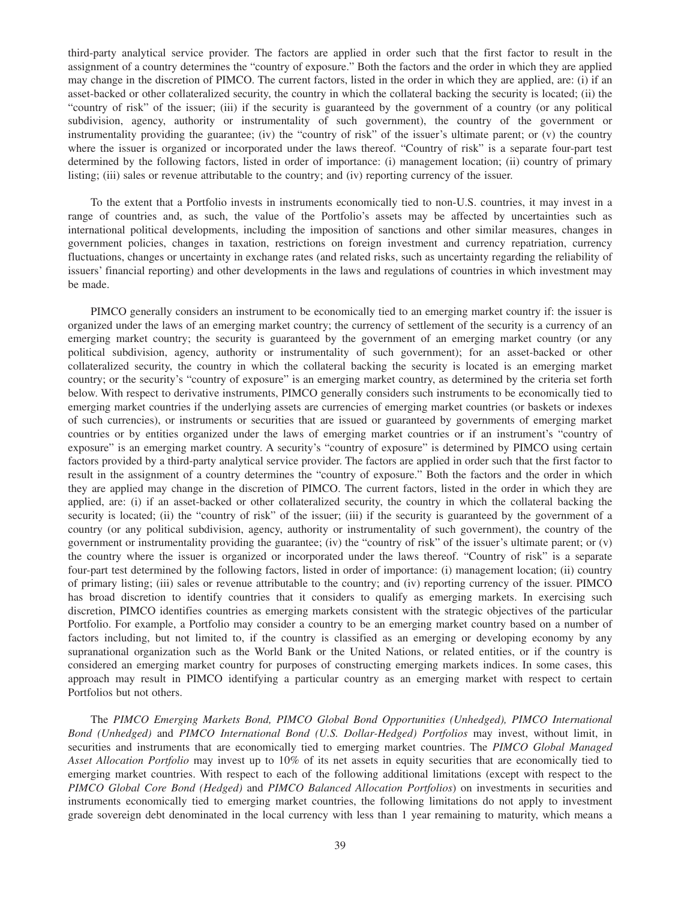third-party analytical service provider. The factors are applied in order such that the first factor to result in the assignment of a country determines the "country of exposure." Both the factors and the order in which they are applied may change in the discretion of PIMCO. The current factors, listed in the order in which they are applied, are: (i) if an asset-backed or other collateralized security, the country in which the collateral backing the security is located; (ii) the "country of risk" of the issuer; (iii) if the security is guaranteed by the government of a country (or any political subdivision, agency, authority or instrumentality of such government), the country of the government or instrumentality providing the guarantee; (iv) the "country of risk" of the issuer's ultimate parent; or (v) the country where the issuer is organized or incorporated under the laws thereof. "Country of risk" is a separate four-part test determined by the following factors, listed in order of importance: (i) management location; (ii) country of primary listing; (iii) sales or revenue attributable to the country; and (iv) reporting currency of the issuer.

To the extent that a Portfolio invests in instruments economically tied to non-U.S. countries, it may invest in a range of countries and, as such, the value of the Portfolio's assets may be affected by uncertainties such as international political developments, including the imposition of sanctions and other similar measures, changes in government policies, changes in taxation, restrictions on foreign investment and currency repatriation, currency fluctuations, changes or uncertainty in exchange rates (and related risks, such as uncertainty regarding the reliability of issuers' financial reporting) and other developments in the laws and regulations of countries in which investment may be made.

PIMCO generally considers an instrument to be economically tied to an emerging market country if: the issuer is organized under the laws of an emerging market country; the currency of settlement of the security is a currency of an emerging market country; the security is guaranteed by the government of an emerging market country (or any political subdivision, agency, authority or instrumentality of such government); for an asset-backed or other collateralized security, the country in which the collateral backing the security is located is an emerging market country; or the security's "country of exposure" is an emerging market country, as determined by the criteria set forth below. With respect to derivative instruments, PIMCO generally considers such instruments to be economically tied to emerging market countries if the underlying assets are currencies of emerging market countries (or baskets or indexes of such currencies), or instruments or securities that are issued or guaranteed by governments of emerging market countries or by entities organized under the laws of emerging market countries or if an instrument's "country of exposure" is an emerging market country. A security's "country of exposure" is determined by PIMCO using certain factors provided by a third-party analytical service provider. The factors are applied in order such that the first factor to result in the assignment of a country determines the "country of exposure." Both the factors and the order in which they are applied may change in the discretion of PIMCO. The current factors, listed in the order in which they are applied, are: (i) if an asset-backed or other collateralized security, the country in which the collateral backing the security is located; (ii) the "country of risk" of the issuer; (iii) if the security is guaranteed by the government of a country (or any political subdivision, agency, authority or instrumentality of such government), the country of the government or instrumentality providing the guarantee; (iv) the "country of risk" of the issuer's ultimate parent; or (v) the country where the issuer is organized or incorporated under the laws thereof. "Country of risk" is a separate four-part test determined by the following factors, listed in order of importance: (i) management location; (ii) country of primary listing; (iii) sales or revenue attributable to the country; and (iv) reporting currency of the issuer. PIMCO has broad discretion to identify countries that it considers to qualify as emerging markets. In exercising such discretion, PIMCO identifies countries as emerging markets consistent with the strategic objectives of the particular Portfolio. For example, a Portfolio may consider a country to be an emerging market country based on a number of factors including, but not limited to, if the country is classified as an emerging or developing economy by any supranational organization such as the World Bank or the United Nations, or related entities, or if the country is considered an emerging market country for purposes of constructing emerging markets indices. In some cases, this approach may result in PIMCO identifying a particular country as an emerging market with respect to certain Portfolios but not others.

The *PIMCO Emerging Markets Bond, PIMCO Global Bond Opportunities (Unhedged), PIMCO International Bond (Unhedged)* and *PIMCO International Bond (U.S. Dollar-Hedged) Portfolios* may invest, without limit, in securities and instruments that are economically tied to emerging market countries. The *PIMCO Global Managed Asset Allocation Portfolio* may invest up to 10% of its net assets in equity securities that are economically tied to emerging market countries. With respect to each of the following additional limitations (except with respect to the *PIMCO Global Core Bond (Hedged)* and *PIMCO Balanced Allocation Portfolios*) on investments in securities and instruments economically tied to emerging market countries, the following limitations do not apply to investment grade sovereign debt denominated in the local currency with less than 1 year remaining to maturity, which means a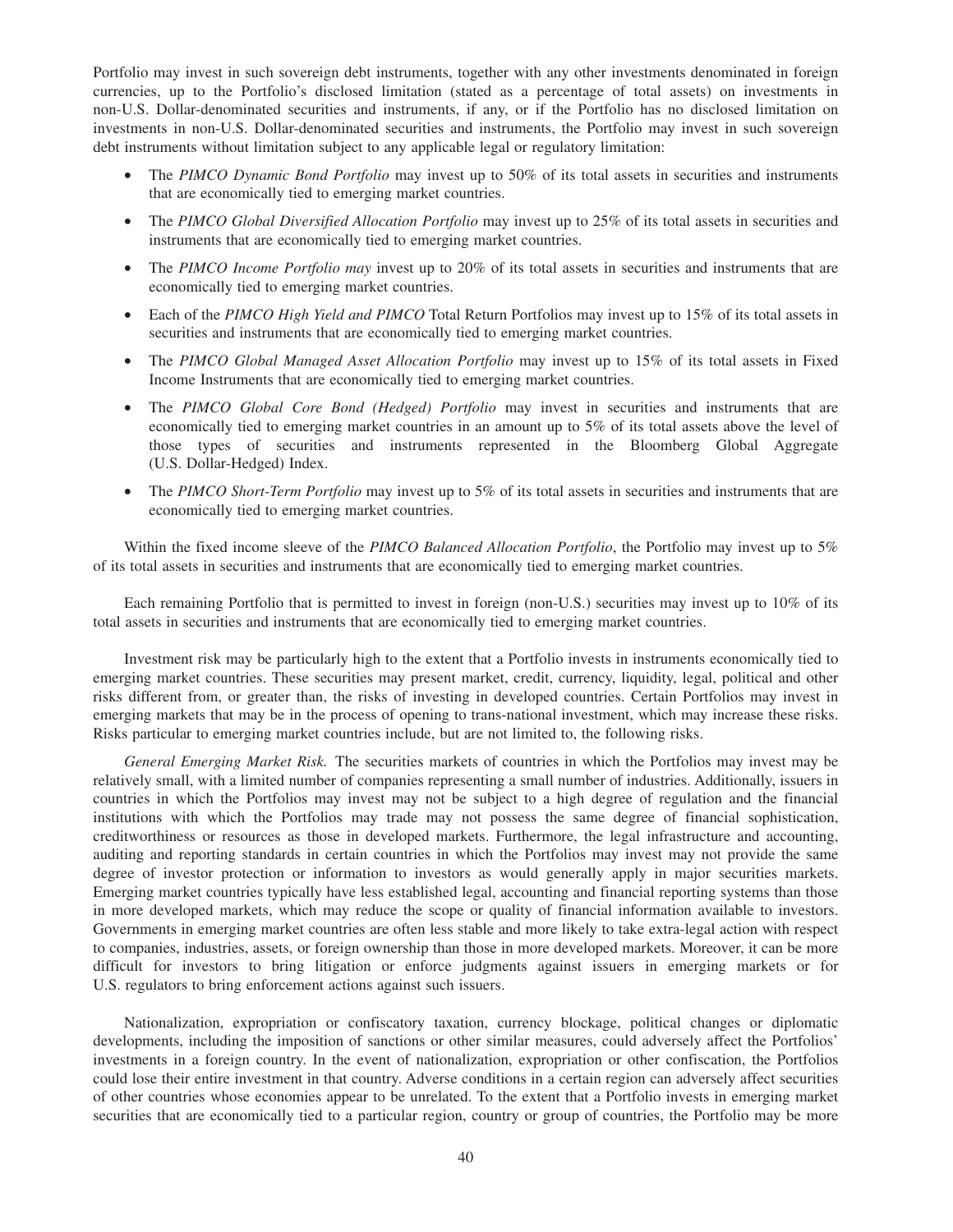Portfolio may invest in such sovereign debt instruments, together with any other investments denominated in foreign currencies, up to the Portfolio's disclosed limitation (stated as a percentage of total assets) on investments in non-U.S. Dollar-denominated securities and instruments, if any, or if the Portfolio has no disclosed limitation on investments in non-U.S. Dollar-denominated securities and instruments, the Portfolio may invest in such sovereign debt instruments without limitation subject to any applicable legal or regulatory limitation:

- The *PIMCO Dynamic Bond Portfolio* may invest up to 50% of its total assets in securities and instruments that are economically tied to emerging market countries.
- The *PIMCO Global Diversified Allocation Portfolio* may invest up to 25% of its total assets in securities and instruments that are economically tied to emerging market countries.
- The *PIMCO Income Portfolio may* invest up to 20% of its total assets in securities and instruments that are economically tied to emerging market countries.
- Each of the *PIMCO High Yield and PIMCO* Total Return Portfolios may invest up to 15% of its total assets in securities and instruments that are economically tied to emerging market countries.
- The *PIMCO Global Managed Asset Allocation Portfolio* may invest up to 15% of its total assets in Fixed Income Instruments that are economically tied to emerging market countries.
- The *PIMCO Global Core Bond (Hedged) Portfolio* may invest in securities and instruments that are economically tied to emerging market countries in an amount up to 5% of its total assets above the level of those types of securities and instruments represented in the Bloomberg Global Aggregate (U.S. Dollar-Hedged) Index.
- The *PIMCO Short-Term Portfolio* may invest up to 5% of its total assets in securities and instruments that are economically tied to emerging market countries.

Within the fixed income sleeve of the *PIMCO Balanced Allocation Portfolio*, the Portfolio may invest up to 5% of its total assets in securities and instruments that are economically tied to emerging market countries.

Each remaining Portfolio that is permitted to invest in foreign (non-U.S.) securities may invest up to 10% of its total assets in securities and instruments that are economically tied to emerging market countries.

Investment risk may be particularly high to the extent that a Portfolio invests in instruments economically tied to emerging market countries. These securities may present market, credit, currency, liquidity, legal, political and other risks different from, or greater than, the risks of investing in developed countries. Certain Portfolios may invest in emerging markets that may be in the process of opening to trans-national investment, which may increase these risks. Risks particular to emerging market countries include, but are not limited to, the following risks.

*General Emerging Market Risk.* The securities markets of countries in which the Portfolios may invest may be relatively small, with a limited number of companies representing a small number of industries. Additionally, issuers in countries in which the Portfolios may invest may not be subject to a high degree of regulation and the financial institutions with which the Portfolios may trade may not possess the same degree of financial sophistication, creditworthiness or resources as those in developed markets. Furthermore, the legal infrastructure and accounting, auditing and reporting standards in certain countries in which the Portfolios may invest may not provide the same degree of investor protection or information to investors as would generally apply in major securities markets. Emerging market countries typically have less established legal, accounting and financial reporting systems than those in more developed markets, which may reduce the scope or quality of financial information available to investors. Governments in emerging market countries are often less stable and more likely to take extra-legal action with respect to companies, industries, assets, or foreign ownership than those in more developed markets. Moreover, it can be more difficult for investors to bring litigation or enforce judgments against issuers in emerging markets or for U.S. regulators to bring enforcement actions against such issuers.

Nationalization, expropriation or confiscatory taxation, currency blockage, political changes or diplomatic developments, including the imposition of sanctions or other similar measures, could adversely affect the Portfolios' investments in a foreign country. In the event of nationalization, expropriation or other confiscation, the Portfolios could lose their entire investment in that country. Adverse conditions in a certain region can adversely affect securities of other countries whose economies appear to be unrelated. To the extent that a Portfolio invests in emerging market securities that are economically tied to a particular region, country or group of countries, the Portfolio may be more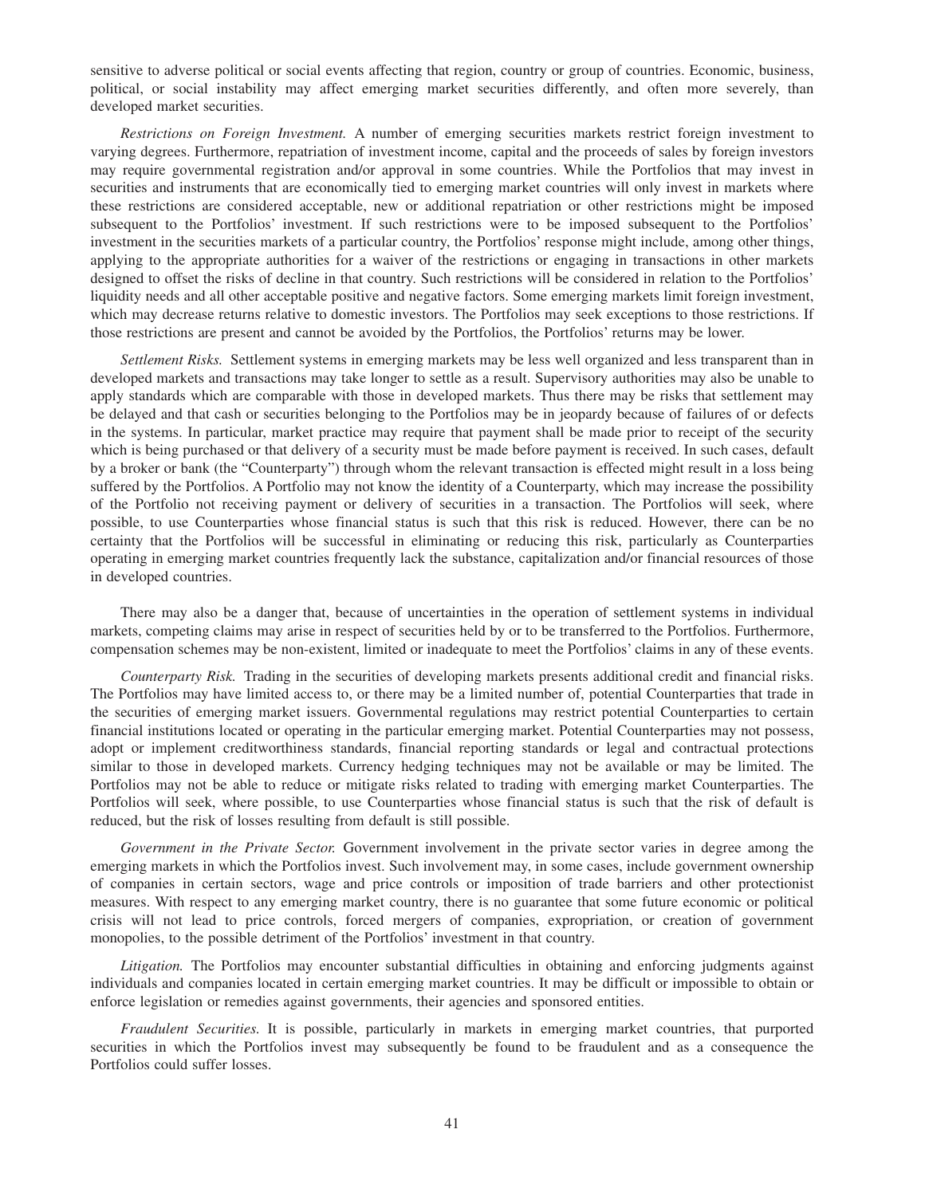sensitive to adverse political or social events affecting that region, country or group of countries. Economic, business, political, or social instability may affect emerging market securities differently, and often more severely, than developed market securities.

*Restrictions on Foreign Investment.* A number of emerging securities markets restrict foreign investment to varying degrees. Furthermore, repatriation of investment income, capital and the proceeds of sales by foreign investors may require governmental registration and/or approval in some countries. While the Portfolios that may invest in securities and instruments that are economically tied to emerging market countries will only invest in markets where these restrictions are considered acceptable, new or additional repatriation or other restrictions might be imposed subsequent to the Portfolios' investment. If such restrictions were to be imposed subsequent to the Portfolios' investment in the securities markets of a particular country, the Portfolios' response might include, among other things, applying to the appropriate authorities for a waiver of the restrictions or engaging in transactions in other markets designed to offset the risks of decline in that country. Such restrictions will be considered in relation to the Portfolios' liquidity needs and all other acceptable positive and negative factors. Some emerging markets limit foreign investment, which may decrease returns relative to domestic investors. The Portfolios may seek exceptions to those restrictions. If those restrictions are present and cannot be avoided by the Portfolios, the Portfolios' returns may be lower.

*Settlement Risks.* Settlement systems in emerging markets may be less well organized and less transparent than in developed markets and transactions may take longer to settle as a result. Supervisory authorities may also be unable to apply standards which are comparable with those in developed markets. Thus there may be risks that settlement may be delayed and that cash or securities belonging to the Portfolios may be in jeopardy because of failures of or defects in the systems. In particular, market practice may require that payment shall be made prior to receipt of the security which is being purchased or that delivery of a security must be made before payment is received. In such cases, default by a broker or bank (the "Counterparty") through whom the relevant transaction is effected might result in a loss being suffered by the Portfolios. A Portfolio may not know the identity of a Counterparty, which may increase the possibility of the Portfolio not receiving payment or delivery of securities in a transaction. The Portfolios will seek, where possible, to use Counterparties whose financial status is such that this risk is reduced. However, there can be no certainty that the Portfolios will be successful in eliminating or reducing this risk, particularly as Counterparties operating in emerging market countries frequently lack the substance, capitalization and/or financial resources of those in developed countries.

There may also be a danger that, because of uncertainties in the operation of settlement systems in individual markets, competing claims may arise in respect of securities held by or to be transferred to the Portfolios. Furthermore, compensation schemes may be non-existent, limited or inadequate to meet the Portfolios' claims in any of these events.

*Counterparty Risk.* Trading in the securities of developing markets presents additional credit and financial risks. The Portfolios may have limited access to, or there may be a limited number of, potential Counterparties that trade in the securities of emerging market issuers. Governmental regulations may restrict potential Counterparties to certain financial institutions located or operating in the particular emerging market. Potential Counterparties may not possess, adopt or implement creditworthiness standards, financial reporting standards or legal and contractual protections similar to those in developed markets. Currency hedging techniques may not be available or may be limited. The Portfolios may not be able to reduce or mitigate risks related to trading with emerging market Counterparties. The Portfolios will seek, where possible, to use Counterparties whose financial status is such that the risk of default is reduced, but the risk of losses resulting from default is still possible.

*Government in the Private Sector.* Government involvement in the private sector varies in degree among the emerging markets in which the Portfolios invest. Such involvement may, in some cases, include government ownership of companies in certain sectors, wage and price controls or imposition of trade barriers and other protectionist measures. With respect to any emerging market country, there is no guarantee that some future economic or political crisis will not lead to price controls, forced mergers of companies, expropriation, or creation of government monopolies, to the possible detriment of the Portfolios' investment in that country.

*Litigation.* The Portfolios may encounter substantial difficulties in obtaining and enforcing judgments against individuals and companies located in certain emerging market countries. It may be difficult or impossible to obtain or enforce legislation or remedies against governments, their agencies and sponsored entities.

*Fraudulent Securities.* It is possible, particularly in markets in emerging market countries, that purported securities in which the Portfolios invest may subsequently be found to be fraudulent and as a consequence the Portfolios could suffer losses.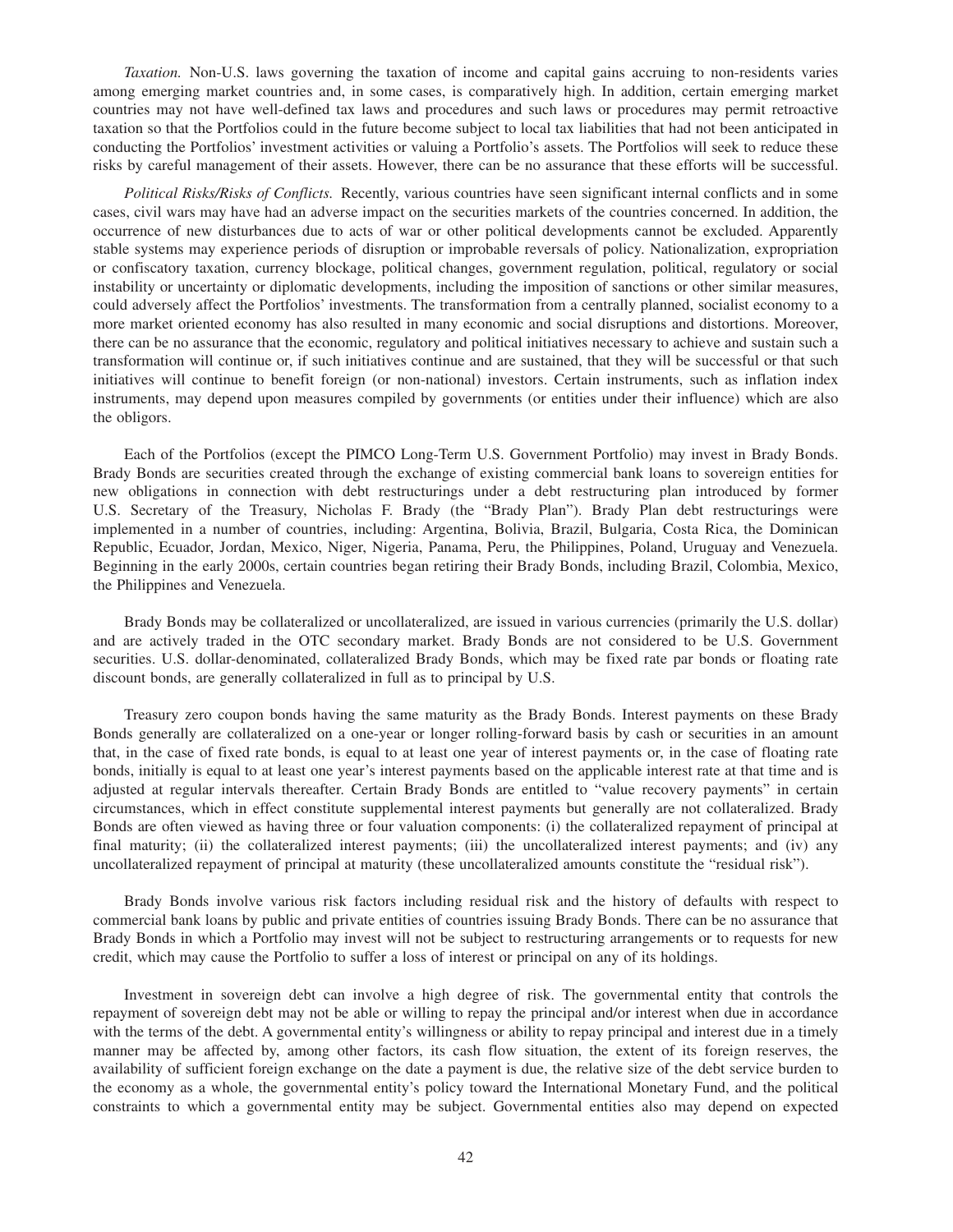*Taxation.* Non-U.S. laws governing the taxation of income and capital gains accruing to non-residents varies among emerging market countries and, in some cases, is comparatively high. In addition, certain emerging market countries may not have well-defined tax laws and procedures and such laws or procedures may permit retroactive taxation so that the Portfolios could in the future become subject to local tax liabilities that had not been anticipated in conducting the Portfolios' investment activities or valuing a Portfolio's assets. The Portfolios will seek to reduce these risks by careful management of their assets. However, there can be no assurance that these efforts will be successful.

*Political Risks/Risks of Conflicts.* Recently, various countries have seen significant internal conflicts and in some cases, civil wars may have had an adverse impact on the securities markets of the countries concerned. In addition, the occurrence of new disturbances due to acts of war or other political developments cannot be excluded. Apparently stable systems may experience periods of disruption or improbable reversals of policy. Nationalization, expropriation or confiscatory taxation, currency blockage, political changes, government regulation, political, regulatory or social instability or uncertainty or diplomatic developments, including the imposition of sanctions or other similar measures, could adversely affect the Portfolios' investments. The transformation from a centrally planned, socialist economy to a more market oriented economy has also resulted in many economic and social disruptions and distortions. Moreover, there can be no assurance that the economic, regulatory and political initiatives necessary to achieve and sustain such a transformation will continue or, if such initiatives continue and are sustained, that they will be successful or that such initiatives will continue to benefit foreign (or non-national) investors. Certain instruments, such as inflation index instruments, may depend upon measures compiled by governments (or entities under their influence) which are also the obligors.

Each of the Portfolios (except the PIMCO Long-Term U.S. Government Portfolio) may invest in Brady Bonds. Brady Bonds are securities created through the exchange of existing commercial bank loans to sovereign entities for new obligations in connection with debt restructurings under a debt restructuring plan introduced by former U.S. Secretary of the Treasury, Nicholas F. Brady (the "Brady Plan"). Brady Plan debt restructurings were implemented in a number of countries, including: Argentina, Bolivia, Brazil, Bulgaria, Costa Rica, the Dominican Republic, Ecuador, Jordan, Mexico, Niger, Nigeria, Panama, Peru, the Philippines, Poland, Uruguay and Venezuela. Beginning in the early 2000s, certain countries began retiring their Brady Bonds, including Brazil, Colombia, Mexico, the Philippines and Venezuela.

Brady Bonds may be collateralized or uncollateralized, are issued in various currencies (primarily the U.S. dollar) and are actively traded in the OTC secondary market. Brady Bonds are not considered to be U.S. Government securities. U.S. dollar-denominated, collateralized Brady Bonds, which may be fixed rate par bonds or floating rate discount bonds, are generally collateralized in full as to principal by U.S.

Treasury zero coupon bonds having the same maturity as the Brady Bonds. Interest payments on these Brady Bonds generally are collateralized on a one-year or longer rolling-forward basis by cash or securities in an amount that, in the case of fixed rate bonds, is equal to at least one year of interest payments or, in the case of floating rate bonds, initially is equal to at least one year's interest payments based on the applicable interest rate at that time and is adjusted at regular intervals thereafter. Certain Brady Bonds are entitled to "value recovery payments" in certain circumstances, which in effect constitute supplemental interest payments but generally are not collateralized. Brady Bonds are often viewed as having three or four valuation components: (i) the collateralized repayment of principal at final maturity; (ii) the collateralized interest payments; (iii) the uncollateralized interest payments; and (iv) any uncollateralized repayment of principal at maturity (these uncollateralized amounts constitute the "residual risk").

Brady Bonds involve various risk factors including residual risk and the history of defaults with respect to commercial bank loans by public and private entities of countries issuing Brady Bonds. There can be no assurance that Brady Bonds in which a Portfolio may invest will not be subject to restructuring arrangements or to requests for new credit, which may cause the Portfolio to suffer a loss of interest or principal on any of its holdings.

Investment in sovereign debt can involve a high degree of risk. The governmental entity that controls the repayment of sovereign debt may not be able or willing to repay the principal and/or interest when due in accordance with the terms of the debt. A governmental entity's willingness or ability to repay principal and interest due in a timely manner may be affected by, among other factors, its cash flow situation, the extent of its foreign reserves, the availability of sufficient foreign exchange on the date a payment is due, the relative size of the debt service burden to the economy as a whole, the governmental entity's policy toward the International Monetary Fund, and the political constraints to which a governmental entity may be subject. Governmental entities also may depend on expected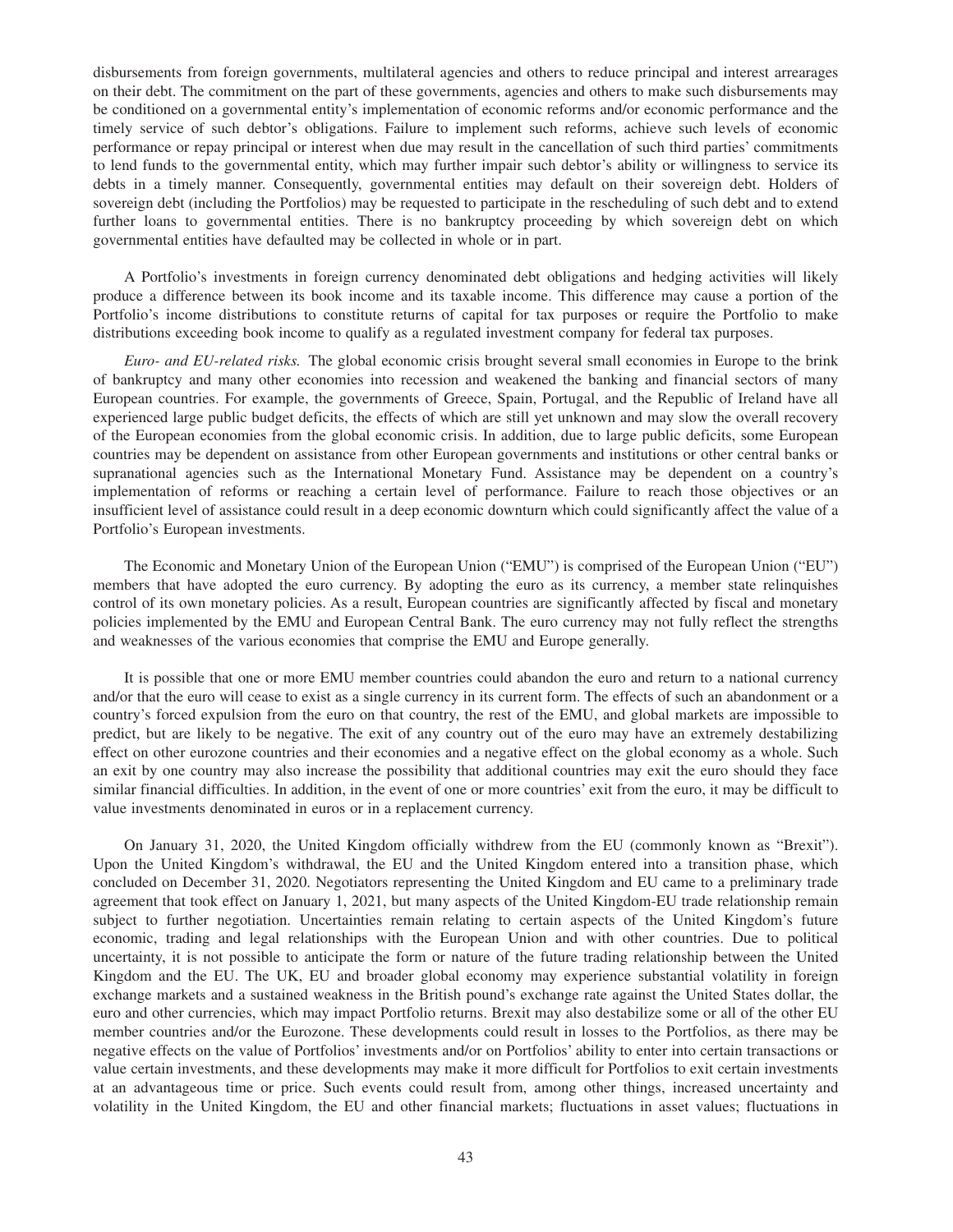disbursements from foreign governments, multilateral agencies and others to reduce principal and interest arrearages on their debt. The commitment on the part of these governments, agencies and others to make such disbursements may be conditioned on a governmental entity's implementation of economic reforms and/or economic performance and the timely service of such debtor's obligations. Failure to implement such reforms, achieve such levels of economic performance or repay principal or interest when due may result in the cancellation of such third parties' commitments to lend funds to the governmental entity, which may further impair such debtor's ability or willingness to service its debts in a timely manner. Consequently, governmental entities may default on their sovereign debt. Holders of sovereign debt (including the Portfolios) may be requested to participate in the rescheduling of such debt and to extend further loans to governmental entities. There is no bankruptcy proceeding by which sovereign debt on which governmental entities have defaulted may be collected in whole or in part.

A Portfolio's investments in foreign currency denominated debt obligations and hedging activities will likely produce a difference between its book income and its taxable income. This difference may cause a portion of the Portfolio's income distributions to constitute returns of capital for tax purposes or require the Portfolio to make distributions exceeding book income to qualify as a regulated investment company for federal tax purposes.

*Euro- and EU-related risks.* The global economic crisis brought several small economies in Europe to the brink of bankruptcy and many other economies into recession and weakened the banking and financial sectors of many European countries. For example, the governments of Greece, Spain, Portugal, and the Republic of Ireland have all experienced large public budget deficits, the effects of which are still yet unknown and may slow the overall recovery of the European economies from the global economic crisis. In addition, due to large public deficits, some European countries may be dependent on assistance from other European governments and institutions or other central banks or supranational agencies such as the International Monetary Fund. Assistance may be dependent on a country's implementation of reforms or reaching a certain level of performance. Failure to reach those objectives or an insufficient level of assistance could result in a deep economic downturn which could significantly affect the value of a Portfolio's European investments.

The Economic and Monetary Union of the European Union ("EMU") is comprised of the European Union ("EU") members that have adopted the euro currency. By adopting the euro as its currency, a member state relinquishes control of its own monetary policies. As a result, European countries are significantly affected by fiscal and monetary policies implemented by the EMU and European Central Bank. The euro currency may not fully reflect the strengths and weaknesses of the various economies that comprise the EMU and Europe generally.

It is possible that one or more EMU member countries could abandon the euro and return to a national currency and/or that the euro will cease to exist as a single currency in its current form. The effects of such an abandonment or a country's forced expulsion from the euro on that country, the rest of the EMU, and global markets are impossible to predict, but are likely to be negative. The exit of any country out of the euro may have an extremely destabilizing effect on other eurozone countries and their economies and a negative effect on the global economy as a whole. Such an exit by one country may also increase the possibility that additional countries may exit the euro should they face similar financial difficulties. In addition, in the event of one or more countries' exit from the euro, it may be difficult to value investments denominated in euros or in a replacement currency.

On January 31, 2020, the United Kingdom officially withdrew from the EU (commonly known as "Brexit"). Upon the United Kingdom's withdrawal, the EU and the United Kingdom entered into a transition phase, which concluded on December 31, 2020. Negotiators representing the United Kingdom and EU came to a preliminary trade agreement that took effect on January 1, 2021, but many aspects of the United Kingdom-EU trade relationship remain subject to further negotiation. Uncertainties remain relating to certain aspects of the United Kingdom's future economic, trading and legal relationships with the European Union and with other countries. Due to political uncertainty, it is not possible to anticipate the form or nature of the future trading relationship between the United Kingdom and the EU. The UK, EU and broader global economy may experience substantial volatility in foreign exchange markets and a sustained weakness in the British pound's exchange rate against the United States dollar, the euro and other currencies, which may impact Portfolio returns. Brexit may also destabilize some or all of the other EU member countries and/or the Eurozone. These developments could result in losses to the Portfolios, as there may be negative effects on the value of Portfolios' investments and/or on Portfolios' ability to enter into certain transactions or value certain investments, and these developments may make it more difficult for Portfolios to exit certain investments at an advantageous time or price. Such events could result from, among other things, increased uncertainty and volatility in the United Kingdom, the EU and other financial markets; fluctuations in asset values; fluctuations in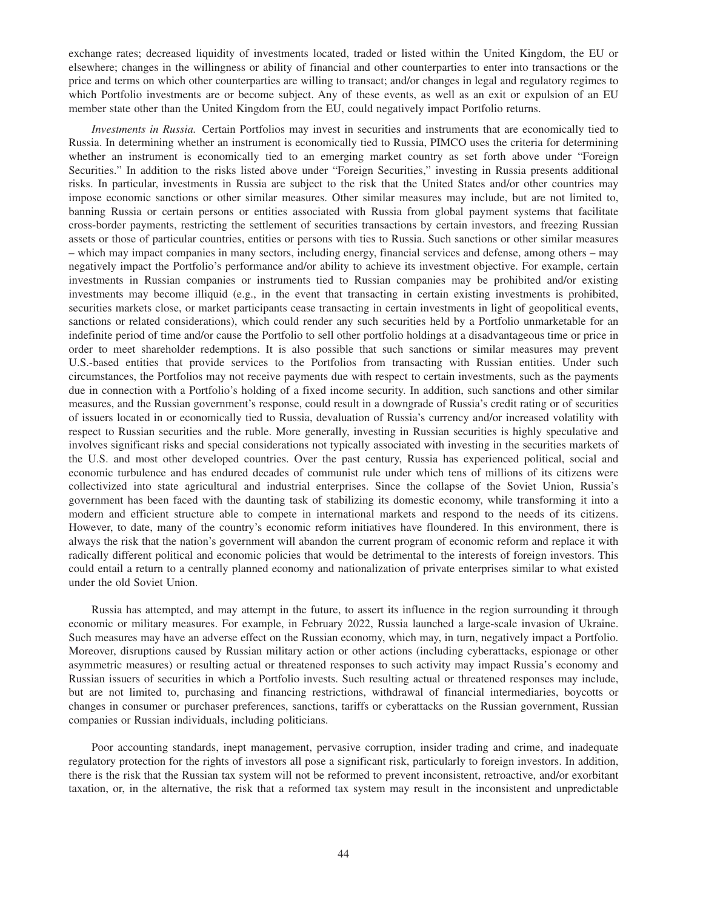exchange rates; decreased liquidity of investments located, traded or listed within the United Kingdom, the EU or elsewhere; changes in the willingness or ability of financial and other counterparties to enter into transactions or the price and terms on which other counterparties are willing to transact; and/or changes in legal and regulatory regimes to which Portfolio investments are or become subject. Any of these events, as well as an exit or expulsion of an EU member state other than the United Kingdom from the EU, could negatively impact Portfolio returns.

*Investments in Russia.* Certain Portfolios may invest in securities and instruments that are economically tied to Russia. In determining whether an instrument is economically tied to Russia, PIMCO uses the criteria for determining whether an instrument is economically tied to an emerging market country as set forth above under "Foreign Securities." In addition to the risks listed above under "Foreign Securities," investing in Russia presents additional risks. In particular, investments in Russia are subject to the risk that the United States and/or other countries may impose economic sanctions or other similar measures. Other similar measures may include, but are not limited to, banning Russia or certain persons or entities associated with Russia from global payment systems that facilitate cross-border payments, restricting the settlement of securities transactions by certain investors, and freezing Russian assets or those of particular countries, entities or persons with ties to Russia. Such sanctions or other similar measures – which may impact companies in many sectors, including energy, financial services and defense, among others – may negatively impact the Portfolio's performance and/or ability to achieve its investment objective. For example, certain investments in Russian companies or instruments tied to Russian companies may be prohibited and/or existing investments may become illiquid (e.g., in the event that transacting in certain existing investments is prohibited, securities markets close, or market participants cease transacting in certain investments in light of geopolitical events, sanctions or related considerations), which could render any such securities held by a Portfolio unmarketable for an indefinite period of time and/or cause the Portfolio to sell other portfolio holdings at a disadvantageous time or price in order to meet shareholder redemptions. It is also possible that such sanctions or similar measures may prevent U.S.-based entities that provide services to the Portfolios from transacting with Russian entities. Under such circumstances, the Portfolios may not receive payments due with respect to certain investments, such as the payments due in connection with a Portfolio's holding of a fixed income security. In addition, such sanctions and other similar measures, and the Russian government's response, could result in a downgrade of Russia's credit rating or of securities of issuers located in or economically tied to Russia, devaluation of Russia's currency and/or increased volatility with respect to Russian securities and the ruble. More generally, investing in Russian securities is highly speculative and involves significant risks and special considerations not typically associated with investing in the securities markets of the U.S. and most other developed countries. Over the past century, Russia has experienced political, social and economic turbulence and has endured decades of communist rule under which tens of millions of its citizens were collectivized into state agricultural and industrial enterprises. Since the collapse of the Soviet Union, Russia's government has been faced with the daunting task of stabilizing its domestic economy, while transforming it into a modern and efficient structure able to compete in international markets and respond to the needs of its citizens. However, to date, many of the country's economic reform initiatives have floundered. In this environment, there is always the risk that the nation's government will abandon the current program of economic reform and replace it with radically different political and economic policies that would be detrimental to the interests of foreign investors. This could entail a return to a centrally planned economy and nationalization of private enterprises similar to what existed under the old Soviet Union.

Russia has attempted, and may attempt in the future, to assert its influence in the region surrounding it through economic or military measures. For example, in February 2022, Russia launched a large-scale invasion of Ukraine. Such measures may have an adverse effect on the Russian economy, which may, in turn, negatively impact a Portfolio. Moreover, disruptions caused by Russian military action or other actions (including cyberattacks, espionage or other asymmetric measures) or resulting actual or threatened responses to such activity may impact Russia's economy and Russian issuers of securities in which a Portfolio invests. Such resulting actual or threatened responses may include, but are not limited to, purchasing and financing restrictions, withdrawal of financial intermediaries, boycotts or changes in consumer or purchaser preferences, sanctions, tariffs or cyberattacks on the Russian government, Russian companies or Russian individuals, including politicians.

Poor accounting standards, inept management, pervasive corruption, insider trading and crime, and inadequate regulatory protection for the rights of investors all pose a significant risk, particularly to foreign investors. In addition, there is the risk that the Russian tax system will not be reformed to prevent inconsistent, retroactive, and/or exorbitant taxation, or, in the alternative, the risk that a reformed tax system may result in the inconsistent and unpredictable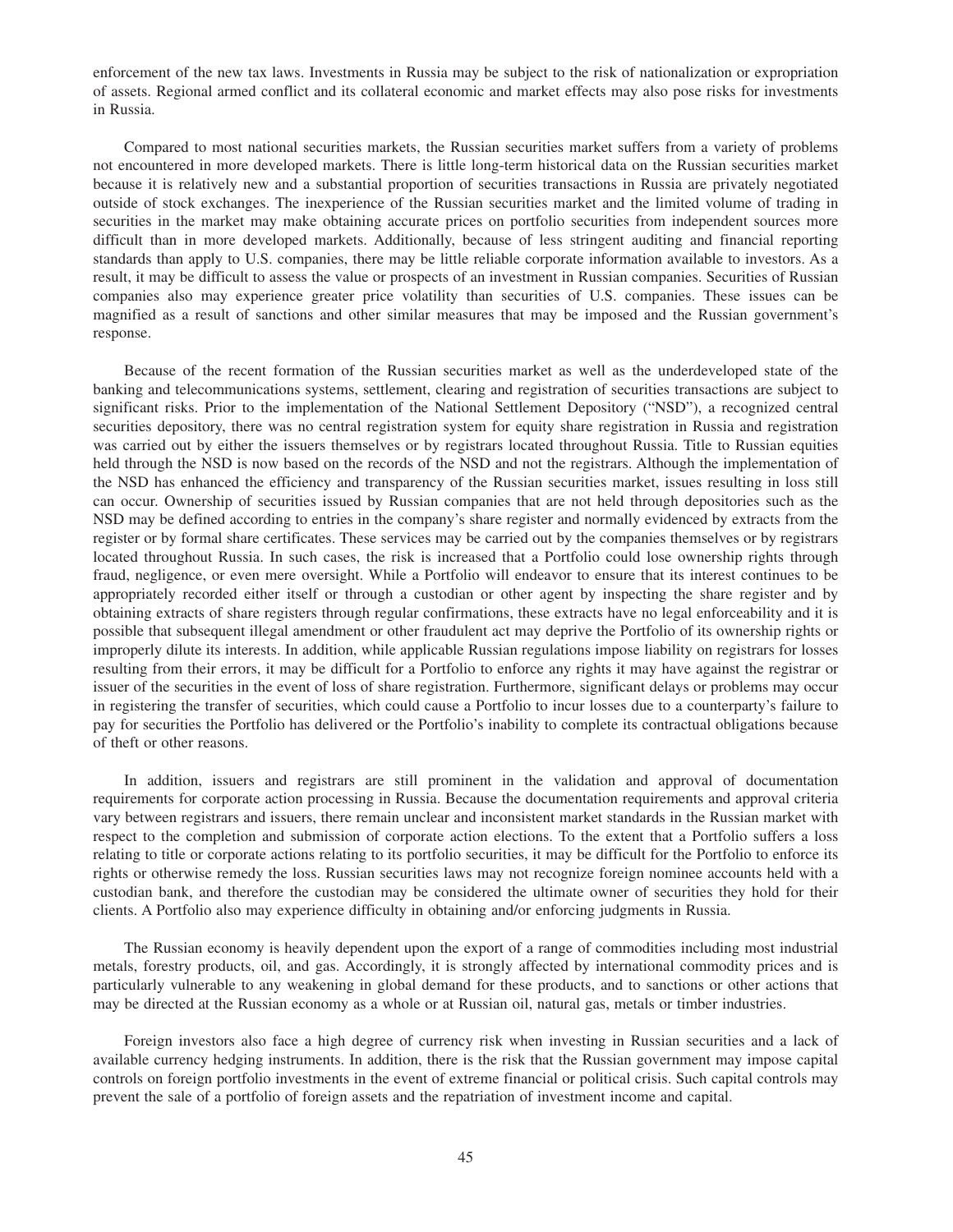enforcement of the new tax laws. Investments in Russia may be subject to the risk of nationalization or expropriation of assets. Regional armed conflict and its collateral economic and market effects may also pose risks for investments in Russia.

Compared to most national securities markets, the Russian securities market suffers from a variety of problems not encountered in more developed markets. There is little long-term historical data on the Russian securities market because it is relatively new and a substantial proportion of securities transactions in Russia are privately negotiated outside of stock exchanges. The inexperience of the Russian securities market and the limited volume of trading in securities in the market may make obtaining accurate prices on portfolio securities from independent sources more difficult than in more developed markets. Additionally, because of less stringent auditing and financial reporting standards than apply to U.S. companies, there may be little reliable corporate information available to investors. As a result, it may be difficult to assess the value or prospects of an investment in Russian companies. Securities of Russian companies also may experience greater price volatility than securities of U.S. companies. These issues can be magnified as a result of sanctions and other similar measures that may be imposed and the Russian government's response.

Because of the recent formation of the Russian securities market as well as the underdeveloped state of the banking and telecommunications systems, settlement, clearing and registration of securities transactions are subject to significant risks. Prior to the implementation of the National Settlement Depository ("NSD"), a recognized central securities depository, there was no central registration system for equity share registration in Russia and registration was carried out by either the issuers themselves or by registrars located throughout Russia. Title to Russian equities held through the NSD is now based on the records of the NSD and not the registrars. Although the implementation of the NSD has enhanced the efficiency and transparency of the Russian securities market, issues resulting in loss still can occur. Ownership of securities issued by Russian companies that are not held through depositories such as the NSD may be defined according to entries in the company's share register and normally evidenced by extracts from the register or by formal share certificates. These services may be carried out by the companies themselves or by registrars located throughout Russia. In such cases, the risk is increased that a Portfolio could lose ownership rights through fraud, negligence, or even mere oversight. While a Portfolio will endeavor to ensure that its interest continues to be appropriately recorded either itself or through a custodian or other agent by inspecting the share register and by obtaining extracts of share registers through regular confirmations, these extracts have no legal enforceability and it is possible that subsequent illegal amendment or other fraudulent act may deprive the Portfolio of its ownership rights or improperly dilute its interests. In addition, while applicable Russian regulations impose liability on registrars for losses resulting from their errors, it may be difficult for a Portfolio to enforce any rights it may have against the registrar or issuer of the securities in the event of loss of share registration. Furthermore, significant delays or problems may occur in registering the transfer of securities, which could cause a Portfolio to incur losses due to a counterparty's failure to pay for securities the Portfolio has delivered or the Portfolio's inability to complete its contractual obligations because of theft or other reasons.

In addition, issuers and registrars are still prominent in the validation and approval of documentation requirements for corporate action processing in Russia. Because the documentation requirements and approval criteria vary between registrars and issuers, there remain unclear and inconsistent market standards in the Russian market with respect to the completion and submission of corporate action elections. To the extent that a Portfolio suffers a loss relating to title or corporate actions relating to its portfolio securities, it may be difficult for the Portfolio to enforce its rights or otherwise remedy the loss. Russian securities laws may not recognize foreign nominee accounts held with a custodian bank, and therefore the custodian may be considered the ultimate owner of securities they hold for their clients. A Portfolio also may experience difficulty in obtaining and/or enforcing judgments in Russia.

The Russian economy is heavily dependent upon the export of a range of commodities including most industrial metals, forestry products, oil, and gas. Accordingly, it is strongly affected by international commodity prices and is particularly vulnerable to any weakening in global demand for these products, and to sanctions or other actions that may be directed at the Russian economy as a whole or at Russian oil, natural gas, metals or timber industries.

Foreign investors also face a high degree of currency risk when investing in Russian securities and a lack of available currency hedging instruments. In addition, there is the risk that the Russian government may impose capital controls on foreign portfolio investments in the event of extreme financial or political crisis. Such capital controls may prevent the sale of a portfolio of foreign assets and the repatriation of investment income and capital.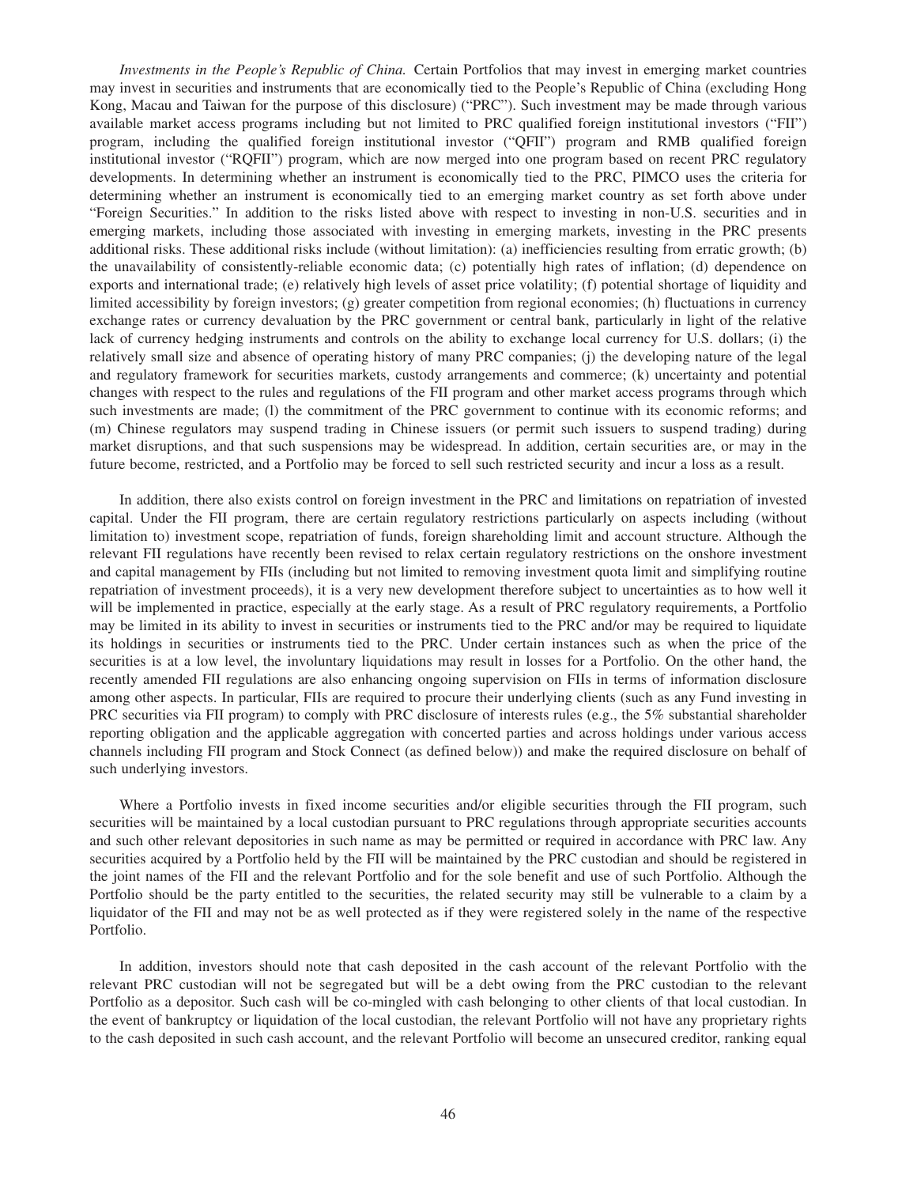*Investments in the People's Republic of China.* Certain Portfolios that may invest in emerging market countries may invest in securities and instruments that are economically tied to the People's Republic of China (excluding Hong Kong, Macau and Taiwan for the purpose of this disclosure) ("PRC"). Such investment may be made through various available market access programs including but not limited to PRC qualified foreign institutional investors ("FII") program, including the qualified foreign institutional investor ("QFII") program and RMB qualified foreign institutional investor ("RQFII") program, which are now merged into one program based on recent PRC regulatory developments. In determining whether an instrument is economically tied to the PRC, PIMCO uses the criteria for determining whether an instrument is economically tied to an emerging market country as set forth above under "Foreign Securities." In addition to the risks listed above with respect to investing in non-U.S. securities and in emerging markets, including those associated with investing in emerging markets, investing in the PRC presents additional risks. These additional risks include (without limitation): (a) inefficiencies resulting from erratic growth; (b) the unavailability of consistently-reliable economic data; (c) potentially high rates of inflation; (d) dependence on exports and international trade; (e) relatively high levels of asset price volatility; (f) potential shortage of liquidity and limited accessibility by foreign investors; (g) greater competition from regional economies; (h) fluctuations in currency exchange rates or currency devaluation by the PRC government or central bank, particularly in light of the relative lack of currency hedging instruments and controls on the ability to exchange local currency for U.S. dollars; (i) the relatively small size and absence of operating history of many PRC companies; (j) the developing nature of the legal and regulatory framework for securities markets, custody arrangements and commerce; (k) uncertainty and potential changes with respect to the rules and regulations of the FII program and other market access programs through which such investments are made; (l) the commitment of the PRC government to continue with its economic reforms; and (m) Chinese regulators may suspend trading in Chinese issuers (or permit such issuers to suspend trading) during market disruptions, and that such suspensions may be widespread. In addition, certain securities are, or may in the future become, restricted, and a Portfolio may be forced to sell such restricted security and incur a loss as a result.

In addition, there also exists control on foreign investment in the PRC and limitations on repatriation of invested capital. Under the FII program, there are certain regulatory restrictions particularly on aspects including (without limitation to) investment scope, repatriation of funds, foreign shareholding limit and account structure. Although the relevant FII regulations have recently been revised to relax certain regulatory restrictions on the onshore investment and capital management by FIIs (including but not limited to removing investment quota limit and simplifying routine repatriation of investment proceeds), it is a very new development therefore subject to uncertainties as to how well it will be implemented in practice, especially at the early stage. As a result of PRC regulatory requirements, a Portfolio may be limited in its ability to invest in securities or instruments tied to the PRC and/or may be required to liquidate its holdings in securities or instruments tied to the PRC. Under certain instances such as when the price of the securities is at a low level, the involuntary liquidations may result in losses for a Portfolio. On the other hand, the recently amended FII regulations are also enhancing ongoing supervision on FIIs in terms of information disclosure among other aspects. In particular, FIIs are required to procure their underlying clients (such as any Fund investing in PRC securities via FII program) to comply with PRC disclosure of interests rules (e.g., the 5% substantial shareholder reporting obligation and the applicable aggregation with concerted parties and across holdings under various access channels including FII program and Stock Connect (as defined below)) and make the required disclosure on behalf of such underlying investors.

Where a Portfolio invests in fixed income securities and/or eligible securities through the FII program, such securities will be maintained by a local custodian pursuant to PRC regulations through appropriate securities accounts and such other relevant depositories in such name as may be permitted or required in accordance with PRC law. Any securities acquired by a Portfolio held by the FII will be maintained by the PRC custodian and should be registered in the joint names of the FII and the relevant Portfolio and for the sole benefit and use of such Portfolio. Although the Portfolio should be the party entitled to the securities, the related security may still be vulnerable to a claim by a liquidator of the FII and may not be as well protected as if they were registered solely in the name of the respective Portfolio.

In addition, investors should note that cash deposited in the cash account of the relevant Portfolio with the relevant PRC custodian will not be segregated but will be a debt owing from the PRC custodian to the relevant Portfolio as a depositor. Such cash will be co-mingled with cash belonging to other clients of that local custodian. In the event of bankruptcy or liquidation of the local custodian, the relevant Portfolio will not have any proprietary rights to the cash deposited in such cash account, and the relevant Portfolio will become an unsecured creditor, ranking equal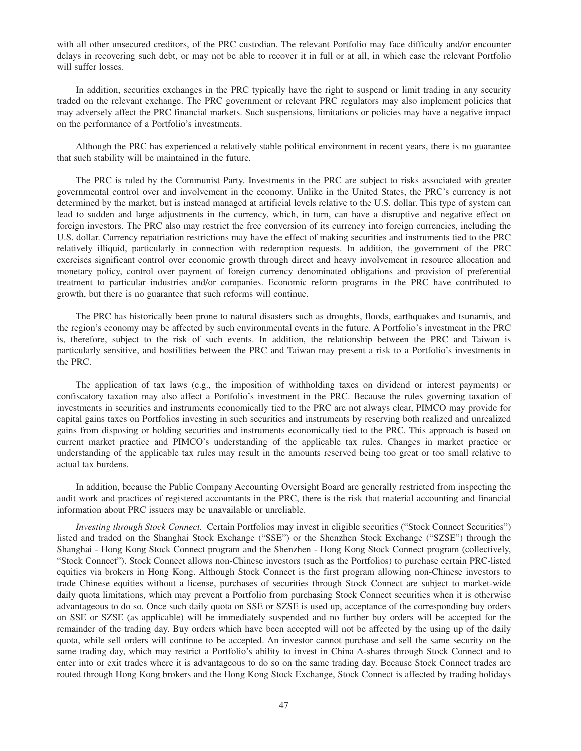with all other unsecured creditors, of the PRC custodian. The relevant Portfolio may face difficulty and/or encounter delays in recovering such debt, or may not be able to recover it in full or at all, in which case the relevant Portfolio will suffer losses.

In addition, securities exchanges in the PRC typically have the right to suspend or limit trading in any security traded on the relevant exchange. The PRC government or relevant PRC regulators may also implement policies that may adversely affect the PRC financial markets. Such suspensions, limitations or policies may have a negative impact on the performance of a Portfolio's investments.

Although the PRC has experienced a relatively stable political environment in recent years, there is no guarantee that such stability will be maintained in the future.

The PRC is ruled by the Communist Party. Investments in the PRC are subject to risks associated with greater governmental control over and involvement in the economy. Unlike in the United States, the PRC's currency is not determined by the market, but is instead managed at artificial levels relative to the U.S. dollar. This type of system can lead to sudden and large adjustments in the currency, which, in turn, can have a disruptive and negative effect on foreign investors. The PRC also may restrict the free conversion of its currency into foreign currencies, including the U.S. dollar. Currency repatriation restrictions may have the effect of making securities and instruments tied to the PRC relatively illiquid, particularly in connection with redemption requests. In addition, the government of the PRC exercises significant control over economic growth through direct and heavy involvement in resource allocation and monetary policy, control over payment of foreign currency denominated obligations and provision of preferential treatment to particular industries and/or companies. Economic reform programs in the PRC have contributed to growth, but there is no guarantee that such reforms will continue.

The PRC has historically been prone to natural disasters such as droughts, floods, earthquakes and tsunamis, and the region's economy may be affected by such environmental events in the future. A Portfolio's investment in the PRC is, therefore, subject to the risk of such events. In addition, the relationship between the PRC and Taiwan is particularly sensitive, and hostilities between the PRC and Taiwan may present a risk to a Portfolio's investments in the PRC.

The application of tax laws (e.g., the imposition of withholding taxes on dividend or interest payments) or confiscatory taxation may also affect a Portfolio's investment in the PRC. Because the rules governing taxation of investments in securities and instruments economically tied to the PRC are not always clear, PIMCO may provide for capital gains taxes on Portfolios investing in such securities and instruments by reserving both realized and unrealized gains from disposing or holding securities and instruments economically tied to the PRC. This approach is based on current market practice and PIMCO's understanding of the applicable tax rules. Changes in market practice or understanding of the applicable tax rules may result in the amounts reserved being too great or too small relative to actual tax burdens.

In addition, because the Public Company Accounting Oversight Board are generally restricted from inspecting the audit work and practices of registered accountants in the PRC, there is the risk that material accounting and financial information about PRC issuers may be unavailable or unreliable.

*Investing through Stock Connect.* Certain Portfolios may invest in eligible securities ("Stock Connect Securities") listed and traded on the Shanghai Stock Exchange ("SSE") or the Shenzhen Stock Exchange ("SZSE") through the Shanghai - Hong Kong Stock Connect program and the Shenzhen - Hong Kong Stock Connect program (collectively, "Stock Connect"). Stock Connect allows non-Chinese investors (such as the Portfolios) to purchase certain PRC-listed equities via brokers in Hong Kong. Although Stock Connect is the first program allowing non-Chinese investors to trade Chinese equities without a license, purchases of securities through Stock Connect are subject to market-wide daily quota limitations, which may prevent a Portfolio from purchasing Stock Connect securities when it is otherwise advantageous to do so. Once such daily quota on SSE or SZSE is used up, acceptance of the corresponding buy orders on SSE or SZSE (as applicable) will be immediately suspended and no further buy orders will be accepted for the remainder of the trading day. Buy orders which have been accepted will not be affected by the using up of the daily quota, while sell orders will continue to be accepted. An investor cannot purchase and sell the same security on the same trading day, which may restrict a Portfolio's ability to invest in China A-shares through Stock Connect and to enter into or exit trades where it is advantageous to do so on the same trading day. Because Stock Connect trades are routed through Hong Kong brokers and the Hong Kong Stock Exchange, Stock Connect is affected by trading holidays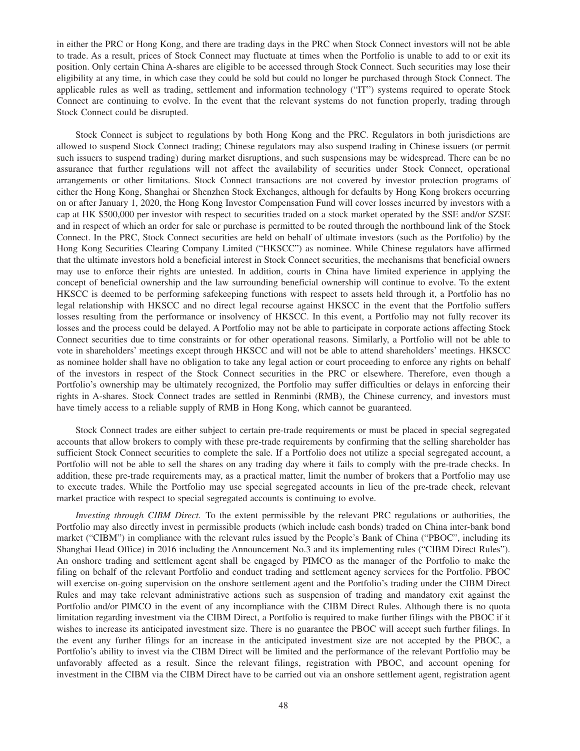in either the PRC or Hong Kong, and there are trading days in the PRC when Stock Connect investors will not be able to trade. As a result, prices of Stock Connect may fluctuate at times when the Portfolio is unable to add to or exit its position. Only certain China A-shares are eligible to be accessed through Stock Connect. Such securities may lose their eligibility at any time, in which case they could be sold but could no longer be purchased through Stock Connect. The applicable rules as well as trading, settlement and information technology ("IT") systems required to operate Stock Connect are continuing to evolve. In the event that the relevant systems do not function properly, trading through Stock Connect could be disrupted.

Stock Connect is subject to regulations by both Hong Kong and the PRC. Regulators in both jurisdictions are allowed to suspend Stock Connect trading; Chinese regulators may also suspend trading in Chinese issuers (or permit such issuers to suspend trading) during market disruptions, and such suspensions may be widespread. There can be no assurance that further regulations will not affect the availability of securities under Stock Connect, operational arrangements or other limitations. Stock Connect transactions are not covered by investor protection programs of either the Hong Kong, Shanghai or Shenzhen Stock Exchanges, although for defaults by Hong Kong brokers occurring on or after January 1, 2020, the Hong Kong Investor Compensation Fund will cover losses incurred by investors with a cap at HK $500,000 per investor with respect to securities traded on a stock market operated by the SSE and/or SZSE and in respect of which an order for sale or purchase is permitted to be routed through the northbound link of the Stock Connect. In the PRC, Stock Connect securities are held on behalf of ultimate investors (such as the Portfolio) by the Hong Kong Securities Clearing Company Limited ("HKSCC") as nominee. While Chinese regulators have affirmed that the ultimate investors hold a beneficial interest in Stock Connect securities, the mechanisms that beneficial owners may use to enforce their rights are untested. In addition, courts in China have limited experience in applying the concept of beneficial ownership and the law surrounding beneficial ownership will continue to evolve. To the extent HKSCC is deemed to be performing safekeeping functions with respect to assets held through it, a Portfolio has no legal relationship with HKSCC and no direct legal recourse against HKSCC in the event that the Portfolio suffers losses resulting from the performance or insolvency of HKSCC. In this event, a Portfolio may not fully recover its losses and the process could be delayed. A Portfolio may not be able to participate in corporate actions affecting Stock Connect securities due to time constraints or for other operational reasons. Similarly, a Portfolio will not be able to vote in shareholders' meetings except through HKSCC and will not be able to attend shareholders' meetings. HKSCC as nominee holder shall have no obligation to take any legal action or court proceeding to enforce any rights on behalf of the investors in respect of the Stock Connect securities in the PRC or elsewhere. Therefore, even though a Portfolio's ownership may be ultimately recognized, the Portfolio may suffer difficulties or delays in enforcing their rights in A-shares. Stock Connect trades are settled in Renminbi (RMB), the Chinese currency, and investors must have timely access to a reliable supply of RMB in Hong Kong, which cannot be guaranteed.

Stock Connect trades are either subject to certain pre-trade requirements or must be placed in special segregated accounts that allow brokers to comply with these pre-trade requirements by confirming that the selling shareholder has sufficient Stock Connect securities to complete the sale. If a Portfolio does not utilize a special segregated account, a Portfolio will not be able to sell the shares on any trading day where it fails to comply with the pre-trade checks. In addition, these pre-trade requirements may, as a practical matter, limit the number of brokers that a Portfolio may use to execute trades. While the Portfolio may use special segregated accounts in lieu of the pre-trade check, relevant market practice with respect to special segregated accounts is continuing to evolve.

*Investing through CIBM Direct.* To the extent permissible by the relevant PRC regulations or authorities, the Portfolio may also directly invest in permissible products (which include cash bonds) traded on China inter-bank bond market ("CIBM") in compliance with the relevant rules issued by the People's Bank of China ("PBOC", including its Shanghai Head Office) in 2016 including the Announcement No.3 and its implementing rules ("CIBM Direct Rules"). An onshore trading and settlement agent shall be engaged by PIMCO as the manager of the Portfolio to make the filing on behalf of the relevant Portfolio and conduct trading and settlement agency services for the Portfolio. PBOC will exercise on-going supervision on the onshore settlement agent and the Portfolio's trading under the CIBM Direct Rules and may take relevant administrative actions such as suspension of trading and mandatory exit against the Portfolio and/or PIMCO in the event of any incompliance with the CIBM Direct Rules. Although there is no quota limitation regarding investment via the CIBM Direct, a Portfolio is required to make further filings with the PBOC if it wishes to increase its anticipated investment size. There is no guarantee the PBOC will accept such further filings. In the event any further filings for an increase in the anticipated investment size are not accepted by the PBOC, a Portfolio's ability to invest via the CIBM Direct will be limited and the performance of the relevant Portfolio may be unfavorably affected as a result. Since the relevant filings, registration with PBOC, and account opening for investment in the CIBM via the CIBM Direct have to be carried out via an onshore settlement agent, registration agent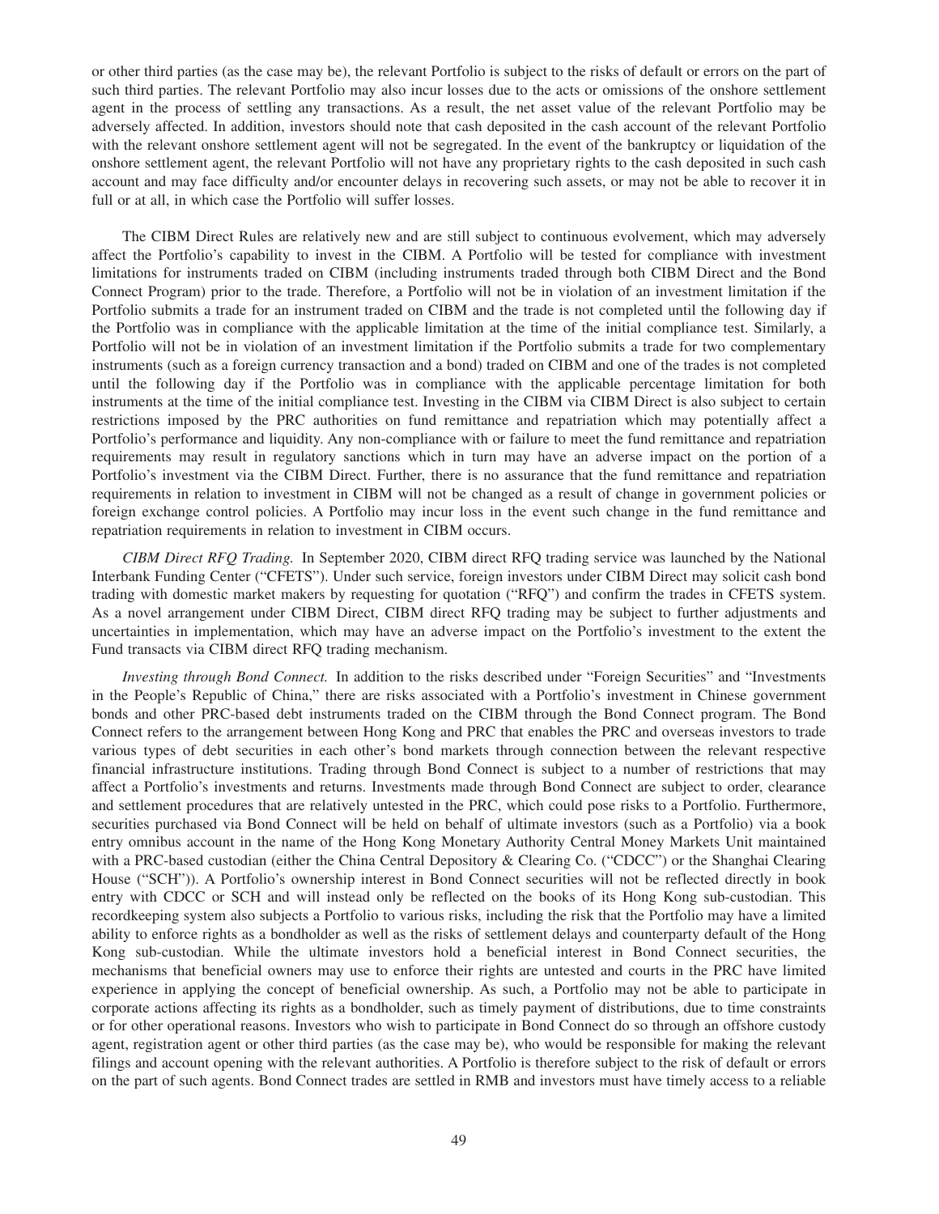or other third parties (as the case may be), the relevant Portfolio is subject to the risks of default or errors on the part of such third parties. The relevant Portfolio may also incur losses due to the acts or omissions of the onshore settlement agent in the process of settling any transactions. As a result, the net asset value of the relevant Portfolio may be adversely affected. In addition, investors should note that cash deposited in the cash account of the relevant Portfolio with the relevant onshore settlement agent will not be segregated. In the event of the bankruptcy or liquidation of the onshore settlement agent, the relevant Portfolio will not have any proprietary rights to the cash deposited in such cash account and may face difficulty and/or encounter delays in recovering such assets, or may not be able to recover it in full or at all, in which case the Portfolio will suffer losses.

The CIBM Direct Rules are relatively new and are still subject to continuous evolvement, which may adversely affect the Portfolio's capability to invest in the CIBM. A Portfolio will be tested for compliance with investment limitations for instruments traded on CIBM (including instruments traded through both CIBM Direct and the Bond Connect Program) prior to the trade. Therefore, a Portfolio will not be in violation of an investment limitation if the Portfolio submits a trade for an instrument traded on CIBM and the trade is not completed until the following day if the Portfolio was in compliance with the applicable limitation at the time of the initial compliance test. Similarly, a Portfolio will not be in violation of an investment limitation if the Portfolio submits a trade for two complementary instruments (such as a foreign currency transaction and a bond) traded on CIBM and one of the trades is not completed until the following day if the Portfolio was in compliance with the applicable percentage limitation for both instruments at the time of the initial compliance test. Investing in the CIBM via CIBM Direct is also subject to certain restrictions imposed by the PRC authorities on fund remittance and repatriation which may potentially affect a Portfolio's performance and liquidity. Any non-compliance with or failure to meet the fund remittance and repatriation requirements may result in regulatory sanctions which in turn may have an adverse impact on the portion of a Portfolio's investment via the CIBM Direct. Further, there is no assurance that the fund remittance and repatriation requirements in relation to investment in CIBM will not be changed as a result of change in government policies or foreign exchange control policies. A Portfolio may incur loss in the event such change in the fund remittance and repatriation requirements in relation to investment in CIBM occurs.

*CIBM Direct RFQ Trading.* In September 2020, CIBM direct RFQ trading service was launched by the National Interbank Funding Center ("CFETS"). Under such service, foreign investors under CIBM Direct may solicit cash bond trading with domestic market makers by requesting for quotation ("RFQ") and confirm the trades in CFETS system. As a novel arrangement under CIBM Direct, CIBM direct RFQ trading may be subject to further adjustments and uncertainties in implementation, which may have an adverse impact on the Portfolio's investment to the extent the Fund transacts via CIBM direct RFQ trading mechanism.

*Investing through Bond Connect.* In addition to the risks described under "Foreign Securities" and "Investments in the People's Republic of China," there are risks associated with a Portfolio's investment in Chinese government bonds and other PRC-based debt instruments traded on the CIBM through the Bond Connect program. The Bond Connect refers to the arrangement between Hong Kong and PRC that enables the PRC and overseas investors to trade various types of debt securities in each other's bond markets through connection between the relevant respective financial infrastructure institutions. Trading through Bond Connect is subject to a number of restrictions that may affect a Portfolio's investments and returns. Investments made through Bond Connect are subject to order, clearance and settlement procedures that are relatively untested in the PRC, which could pose risks to a Portfolio. Furthermore, securities purchased via Bond Connect will be held on behalf of ultimate investors (such as a Portfolio) via a book entry omnibus account in the name of the Hong Kong Monetary Authority Central Money Markets Unit maintained with a PRC-based custodian (either the China Central Depository & Clearing Co. ("CDCC") or the Shanghai Clearing House ("SCH")). A Portfolio's ownership interest in Bond Connect securities will not be reflected directly in book entry with CDCC or SCH and will instead only be reflected on the books of its Hong Kong sub-custodian. This recordkeeping system also subjects a Portfolio to various risks, including the risk that the Portfolio may have a limited ability to enforce rights as a bondholder as well as the risks of settlement delays and counterparty default of the Hong Kong sub-custodian. While the ultimate investors hold a beneficial interest in Bond Connect securities, the mechanisms that beneficial owners may use to enforce their rights are untested and courts in the PRC have limited experience in applying the concept of beneficial ownership. As such, a Portfolio may not be able to participate in corporate actions affecting its rights as a bondholder, such as timely payment of distributions, due to time constraints or for other operational reasons. Investors who wish to participate in Bond Connect do so through an offshore custody agent, registration agent or other third parties (as the case may be), who would be responsible for making the relevant filings and account opening with the relevant authorities. A Portfolio is therefore subject to the risk of default or errors on the part of such agents. Bond Connect trades are settled in RMB and investors must have timely access to a reliable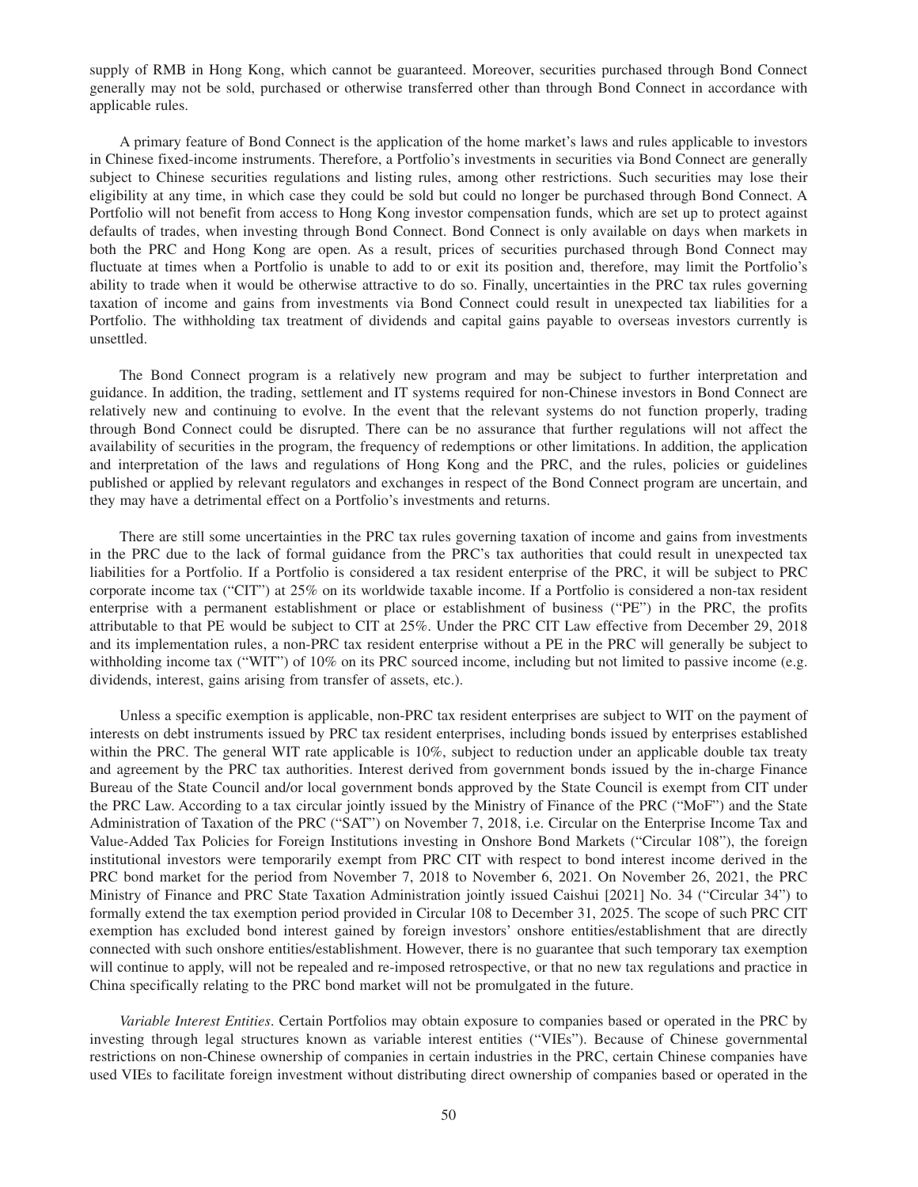supply of RMB in Hong Kong, which cannot be guaranteed. Moreover, securities purchased through Bond Connect generally may not be sold, purchased or otherwise transferred other than through Bond Connect in accordance with applicable rules.

A primary feature of Bond Connect is the application of the home market's laws and rules applicable to investors in Chinese fixed-income instruments. Therefore, a Portfolio's investments in securities via Bond Connect are generally subject to Chinese securities regulations and listing rules, among other restrictions. Such securities may lose their eligibility at any time, in which case they could be sold but could no longer be purchased through Bond Connect. A Portfolio will not benefit from access to Hong Kong investor compensation funds, which are set up to protect against defaults of trades, when investing through Bond Connect. Bond Connect is only available on days when markets in both the PRC and Hong Kong are open. As a result, prices of securities purchased through Bond Connect may fluctuate at times when a Portfolio is unable to add to or exit its position and, therefore, may limit the Portfolio's ability to trade when it would be otherwise attractive to do so. Finally, uncertainties in the PRC tax rules governing taxation of income and gains from investments via Bond Connect could result in unexpected tax liabilities for a Portfolio. The withholding tax treatment of dividends and capital gains payable to overseas investors currently is unsettled.

The Bond Connect program is a relatively new program and may be subject to further interpretation and guidance. In addition, the trading, settlement and IT systems required for non-Chinese investors in Bond Connect are relatively new and continuing to evolve. In the event that the relevant systems do not function properly, trading through Bond Connect could be disrupted. There can be no assurance that further regulations will not affect the availability of securities in the program, the frequency of redemptions or other limitations. In addition, the application and interpretation of the laws and regulations of Hong Kong and the PRC, and the rules, policies or guidelines published or applied by relevant regulators and exchanges in respect of the Bond Connect program are uncertain, and they may have a detrimental effect on a Portfolio's investments and returns.

There are still some uncertainties in the PRC tax rules governing taxation of income and gains from investments in the PRC due to the lack of formal guidance from the PRC's tax authorities that could result in unexpected tax liabilities for a Portfolio. If a Portfolio is considered a tax resident enterprise of the PRC, it will be subject to PRC corporate income tax ("CIT") at 25% on its worldwide taxable income. If a Portfolio is considered a non-tax resident enterprise with a permanent establishment or place or establishment of business ("PE") in the PRC, the profits attributable to that PE would be subject to CIT at 25%. Under the PRC CIT Law effective from December 29, 2018 and its implementation rules, a non-PRC tax resident enterprise without a PE in the PRC will generally be subject to withholding income tax ("WIT") of 10% on its PRC sourced income, including but not limited to passive income (e.g. dividends, interest, gains arising from transfer of assets, etc.).

Unless a specific exemption is applicable, non-PRC tax resident enterprises are subject to WIT on the payment of interests on debt instruments issued by PRC tax resident enterprises, including bonds issued by enterprises established within the PRC. The general WIT rate applicable is 10%, subject to reduction under an applicable double tax treaty and agreement by the PRC tax authorities. Interest derived from government bonds issued by the in-charge Finance Bureau of the State Council and/or local government bonds approved by the State Council is exempt from CIT under the PRC Law. According to a tax circular jointly issued by the Ministry of Finance of the PRC ("MoF") and the State Administration of Taxation of the PRC ("SAT") on November 7, 2018, i.e. Circular on the Enterprise Income Tax and Value-Added Tax Policies for Foreign Institutions investing in Onshore Bond Markets ("Circular 108"), the foreign institutional investors were temporarily exempt from PRC CIT with respect to bond interest income derived in the PRC bond market for the period from November 7, 2018 to November 6, 2021. On November 26, 2021, the PRC Ministry of Finance and PRC State Taxation Administration jointly issued Caishui [2021] No. 34 ("Circular 34") to formally extend the tax exemption period provided in Circular 108 to December 31, 2025. The scope of such PRC CIT exemption has excluded bond interest gained by foreign investors' onshore entities/establishment that are directly connected with such onshore entities/establishment. However, there is no guarantee that such temporary tax exemption will continue to apply, will not be repealed and re-imposed retrospective, or that no new tax regulations and practice in China specifically relating to the PRC bond market will not be promulgated in the future.

*Variable Interest Entities*. Certain Portfolios may obtain exposure to companies based or operated in the PRC by investing through legal structures known as variable interest entities ("VIEs"). Because of Chinese governmental restrictions on non-Chinese ownership of companies in certain industries in the PRC, certain Chinese companies have used VIEs to facilitate foreign investment without distributing direct ownership of companies based or operated in the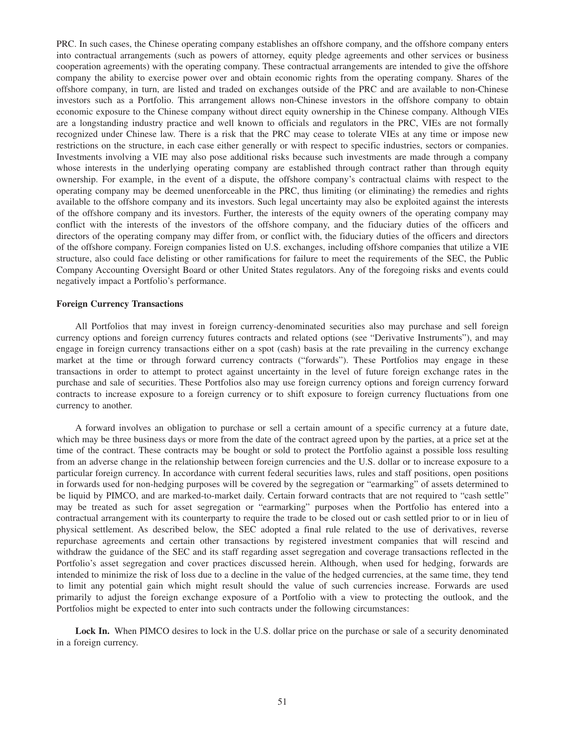PRC. In such cases, the Chinese operating company establishes an offshore company, and the offshore company enters into contractual arrangements (such as powers of attorney, equity pledge agreements and other services or business cooperation agreements) with the operating company. These contractual arrangements are intended to give the offshore company the ability to exercise power over and obtain economic rights from the operating company. Shares of the offshore company, in turn, are listed and traded on exchanges outside of the PRC and are available to non-Chinese investors such as a Portfolio. This arrangement allows non-Chinese investors in the offshore company to obtain economic exposure to the Chinese company without direct equity ownership in the Chinese company. Although VIEs are a longstanding industry practice and well known to officials and regulators in the PRC, VIEs are not formally recognized under Chinese law. There is a risk that the PRC may cease to tolerate VIEs at any time or impose new restrictions on the structure, in each case either generally or with respect to specific industries, sectors or companies. Investments involving a VIE may also pose additional risks because such investments are made through a company whose interests in the underlying operating company are established through contract rather than through equity ownership. For example, in the event of a dispute, the offshore company's contractual claims with respect to the operating company may be deemed unenforceable in the PRC, thus limiting (or eliminating) the remedies and rights available to the offshore company and its investors. Such legal uncertainty may also be exploited against the interests of the offshore company and its investors. Further, the interests of the equity owners of the operating company may conflict with the interests of the investors of the offshore company, and the fiduciary duties of the officers and directors of the operating company may differ from, or conflict with, the fiduciary duties of the officers and directors of the offshore company. Foreign companies listed on U.S. exchanges, including offshore companies that utilize a VIE structure, also could face delisting or other ramifications for failure to meet the requirements of the SEC, the Public Company Accounting Oversight Board or other United States regulators. Any of the foregoing risks and events could negatively impact a Portfolio's performance.

**Foreign Currency Transactions**

All Portfolios that may invest in foreign currency-denominated securities also may purchase and sell foreign currency options and foreign currency futures contracts and related options (see "Derivative Instruments"), and may engage in foreign currency transactions either on a spot (cash) basis at the rate prevailing in the currency exchange market at the time or through forward currency contracts ("forwards"). These Portfolios may engage in these transactions in order to attempt to protect against uncertainty in the level of future foreign exchange rates in the purchase and sale of securities. These Portfolios also may use foreign currency options and foreign currency forward contracts to increase exposure to a foreign currency or to shift exposure to foreign currency fluctuations from one currency to another.

A forward involves an obligation to purchase or sell a certain amount of a specific currency at a future date, which may be three business days or more from the date of the contract agreed upon by the parties, at a price set at the time of the contract. These contracts may be bought or sold to protect the Portfolio against a possible loss resulting from an adverse change in the relationship between foreign currencies and the U.S. dollar or to increase exposure to a particular foreign currency. In accordance with current federal securities laws, rules and staff positions, open positions in forwards used for non-hedging purposes will be covered by the segregation or "earmarking" of assets determined to be liquid by PIMCO, and are marked-to-market daily. Certain forward contracts that are not required to "cash settle" may be treated as such for asset segregation or "earmarking" purposes when the Portfolio has entered into a contractual arrangement with its counterparty to require the trade to be closed out or cash settled prior to or in lieu of physical settlement. As described below, the SEC adopted a final rule related to the use of derivatives, reverse repurchase agreements and certain other transactions by registered investment companies that will rescind and withdraw the guidance of the SEC and its staff regarding asset segregation and coverage transactions reflected in the Portfolio's asset segregation and cover practices discussed herein. Although, when used for hedging, forwards are intended to minimize the risk of loss due to a decline in the value of the hedged currencies, at the same time, they tend to limit any potential gain which might result should the value of such currencies increase. Forwards are used primarily to adjust the foreign exchange exposure of a Portfolio with a view to protecting the outlook, and the Portfolios might be expected to enter into such contracts under the following circumstances:

**Lock In.** When PIMCO desires to lock in the U.S. dollar price on the purchase or sale of a security denominated in a foreign currency.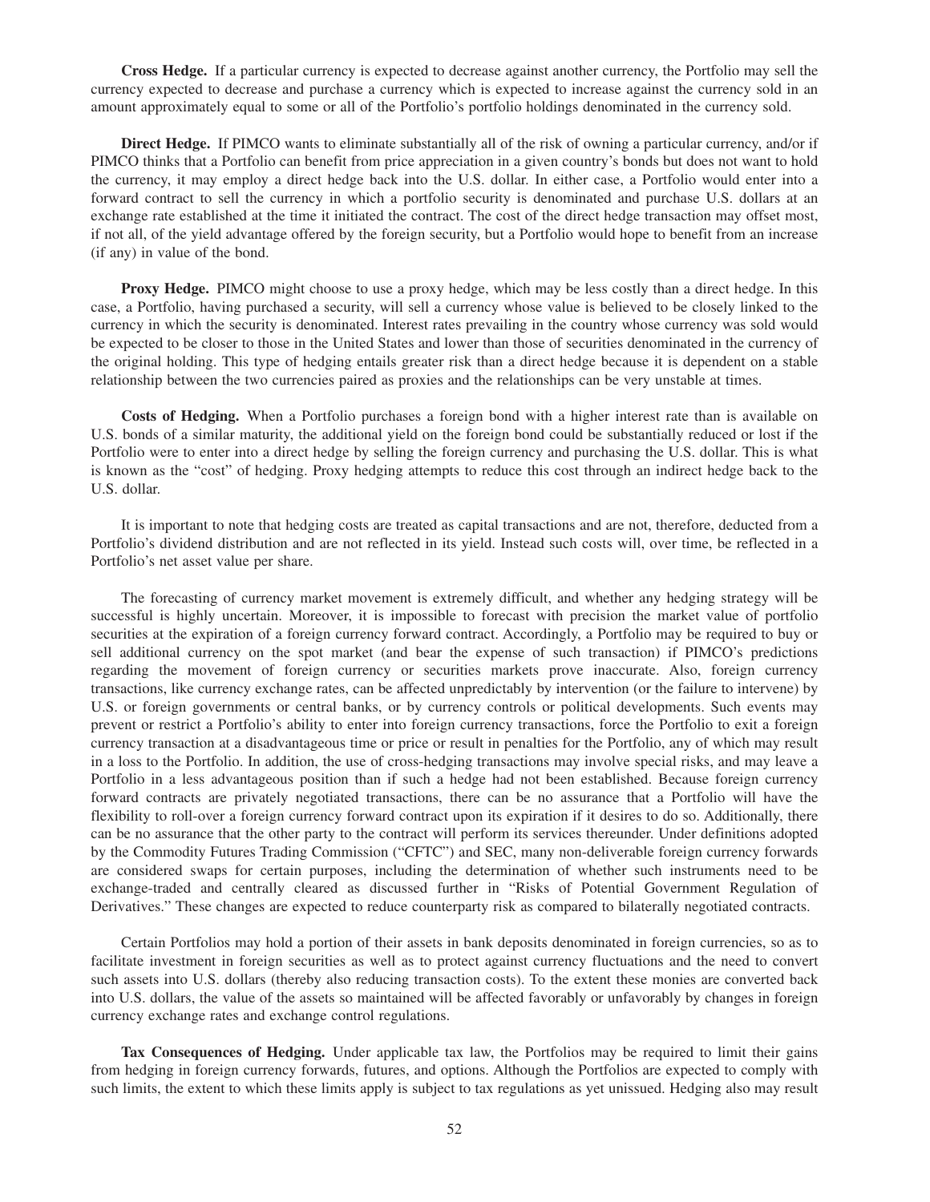**Cross Hedge.** If a particular currency is expected to decrease against another currency, the Portfolio may sell the currency expected to decrease and purchase a currency which is expected to increase against the currency sold in an amount approximately equal to some or all of the Portfolio's portfolio holdings denominated in the currency sold.

**Direct Hedge.** If PIMCO wants to eliminate substantially all of the risk of owning a particular currency, and/or if PIMCO thinks that a Portfolio can benefit from price appreciation in a given country's bonds but does not want to hold the currency, it may employ a direct hedge back into the U.S. dollar. In either case, a Portfolio would enter into a forward contract to sell the currency in which a portfolio security is denominated and purchase U.S. dollars at an exchange rate established at the time it initiated the contract. The cost of the direct hedge transaction may offset most, if not all, of the yield advantage offered by the foreign security, but a Portfolio would hope to benefit from an increase (if any) in value of the bond.

**Proxy Hedge.** PIMCO might choose to use a proxy hedge, which may be less costly than a direct hedge. In this case, a Portfolio, having purchased a security, will sell a currency whose value is believed to be closely linked to the currency in which the security is denominated. Interest rates prevailing in the country whose currency was sold would be expected to be closer to those in the United States and lower than those of securities denominated in the currency of the original holding. This type of hedging entails greater risk than a direct hedge because it is dependent on a stable relationship between the two currencies paired as proxies and the relationships can be very unstable at times.

**Costs of Hedging.** When a Portfolio purchases a foreign bond with a higher interest rate than is available on U.S. bonds of a similar maturity, the additional yield on the foreign bond could be substantially reduced or lost if the Portfolio were to enter into a direct hedge by selling the foreign currency and purchasing the U.S. dollar. This is what is known as the "cost" of hedging. Proxy hedging attempts to reduce this cost through an indirect hedge back to the U.S. dollar.

It is important to note that hedging costs are treated as capital transactions and are not, therefore, deducted from a Portfolio's dividend distribution and are not reflected in its yield. Instead such costs will, over time, be reflected in a Portfolio's net asset value per share.

The forecasting of currency market movement is extremely difficult, and whether any hedging strategy will be successful is highly uncertain. Moreover, it is impossible to forecast with precision the market value of portfolio securities at the expiration of a foreign currency forward contract. Accordingly, a Portfolio may be required to buy or sell additional currency on the spot market (and bear the expense of such transaction) if PIMCO's predictions regarding the movement of foreign currency or securities markets prove inaccurate. Also, foreign currency transactions, like currency exchange rates, can be affected unpredictably by intervention (or the failure to intervene) by U.S. or foreign governments or central banks, or by currency controls or political developments. Such events may prevent or restrict a Portfolio's ability to enter into foreign currency transactions, force the Portfolio to exit a foreign currency transaction at a disadvantageous time or price or result in penalties for the Portfolio, any of which may result in a loss to the Portfolio. In addition, the use of cross-hedging transactions may involve special risks, and may leave a Portfolio in a less advantageous position than if such a hedge had not been established. Because foreign currency forward contracts are privately negotiated transactions, there can be no assurance that a Portfolio will have the flexibility to roll-over a foreign currency forward contract upon its expiration if it desires to do so. Additionally, there can be no assurance that the other party to the contract will perform its services thereunder. Under definitions adopted by the Commodity Futures Trading Commission ("CFTC") and SEC, many non-deliverable foreign currency forwards are considered swaps for certain purposes, including the determination of whether such instruments need to be exchange-traded and centrally cleared as discussed further in "Risks of Potential Government Regulation of Derivatives." These changes are expected to reduce counterparty risk as compared to bilaterally negotiated contracts.

Certain Portfolios may hold a portion of their assets in bank deposits denominated in foreign currencies, so as to facilitate investment in foreign securities as well as to protect against currency fluctuations and the need to convert such assets into U.S. dollars (thereby also reducing transaction costs). To the extent these monies are converted back into U.S. dollars, the value of the assets so maintained will be affected favorably or unfavorably by changes in foreign currency exchange rates and exchange control regulations.

**Tax Consequences of Hedging.** Under applicable tax law, the Portfolios may be required to limit their gains from hedging in foreign currency forwards, futures, and options. Although the Portfolios are expected to comply with such limits, the extent to which these limits apply is subject to tax regulations as yet unissued. Hedging also may result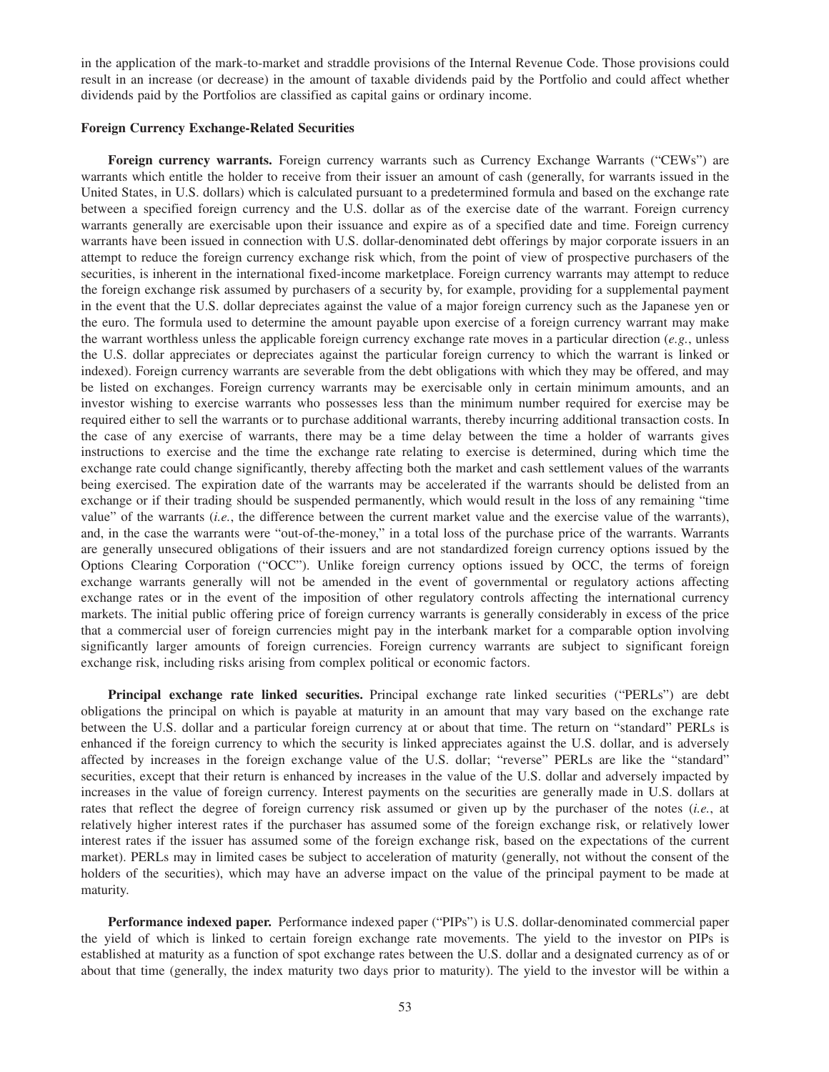in the application of the mark-to-market and straddle provisions of the Internal Revenue Code. Those provisions could result in an increase (or decrease) in the amount of taxable dividends paid by the Portfolio and could affect whether dividends paid by the Portfolios are classified as capital gains or ordinary income.

**Foreign Currency Exchange-Related Securities**

**Foreign currency warrants.** Foreign currency warrants such as Currency Exchange Warrants ("CEWs") are warrants which entitle the holder to receive from their issuer an amount of cash (generally, for warrants issued in the United States, in U.S. dollars) which is calculated pursuant to a predetermined formula and based on the exchange rate between a specified foreign currency and the U.S. dollar as of the exercise date of the warrant. Foreign currency warrants generally are exercisable upon their issuance and expire as of a specified date and time. Foreign currency warrants have been issued in connection with U.S. dollar-denominated debt offerings by major corporate issuers in an attempt to reduce the foreign currency exchange risk which, from the point of view of prospective purchasers of the securities, is inherent in the international fixed-income marketplace. Foreign currency warrants may attempt to reduce the foreign exchange risk assumed by purchasers of a security by, for example, providing for a supplemental payment in the event that the U.S. dollar depreciates against the value of a major foreign currency such as the Japanese yen or the euro. The formula used to determine the amount payable upon exercise of a foreign currency warrant may make the warrant worthless unless the applicable foreign currency exchange rate moves in a particular direction (*e.g.*, unless the U.S. dollar appreciates or depreciates against the particular foreign currency to which the warrant is linked or indexed). Foreign currency warrants are severable from the debt obligations with which they may be offered, and may be listed on exchanges. Foreign currency warrants may be exercisable only in certain minimum amounts, and an investor wishing to exercise warrants who possesses less than the minimum number required for exercise may be required either to sell the warrants or to purchase additional warrants, thereby incurring additional transaction costs. In the case of any exercise of warrants, there may be a time delay between the time a holder of warrants gives instructions to exercise and the time the exchange rate relating to exercise is determined, during which time the exchange rate could change significantly, thereby affecting both the market and cash settlement values of the warrants being exercised. The expiration date of the warrants may be accelerated if the warrants should be delisted from an exchange or if their trading should be suspended permanently, which would result in the loss of any remaining "time value" of the warrants (*i.e.*, the difference between the current market value and the exercise value of the warrants), and, in the case the warrants were "out-of-the-money," in a total loss of the purchase price of the warrants. Warrants are generally unsecured obligations of their issuers and are not standardized foreign currency options issued by the Options Clearing Corporation ("OCC"). Unlike foreign currency options issued by OCC, the terms of foreign exchange warrants generally will not be amended in the event of governmental or regulatory actions affecting exchange rates or in the event of the imposition of other regulatory controls affecting the international currency markets. The initial public offering price of foreign currency warrants is generally considerably in excess of the price that a commercial user of foreign currencies might pay in the interbank market for a comparable option involving significantly larger amounts of foreign currencies. Foreign currency warrants are subject to significant foreign exchange risk, including risks arising from complex political or economic factors.

**Principal exchange rate linked securities.** Principal exchange rate linked securities ("PERLs") are debt obligations the principal on which is payable at maturity in an amount that may vary based on the exchange rate between the U.S. dollar and a particular foreign currency at or about that time. The return on "standard" PERLs is enhanced if the foreign currency to which the security is linked appreciates against the U.S. dollar, and is adversely affected by increases in the foreign exchange value of the U.S. dollar; "reverse" PERLs are like the "standard" securities, except that their return is enhanced by increases in the value of the U.S. dollar and adversely impacted by increases in the value of foreign currency. Interest payments on the securities are generally made in U.S. dollars at rates that reflect the degree of foreign currency risk assumed or given up by the purchaser of the notes (*i.e.*, at relatively higher interest rates if the purchaser has assumed some of the foreign exchange risk, or relatively lower interest rates if the issuer has assumed some of the foreign exchange risk, based on the expectations of the current market). PERLs may in limited cases be subject to acceleration of maturity (generally, not without the consent of the holders of the securities), which may have an adverse impact on the value of the principal payment to be made at maturity.

**Performance indexed paper.** Performance indexed paper ("PIPs") is U.S. dollar-denominated commercial paper the yield of which is linked to certain foreign exchange rate movements. The yield to the investor on PIPs is established at maturity as a function of spot exchange rates between the U.S. dollar and a designated currency as of or about that time (generally, the index maturity two days prior to maturity). The yield to the investor will be within a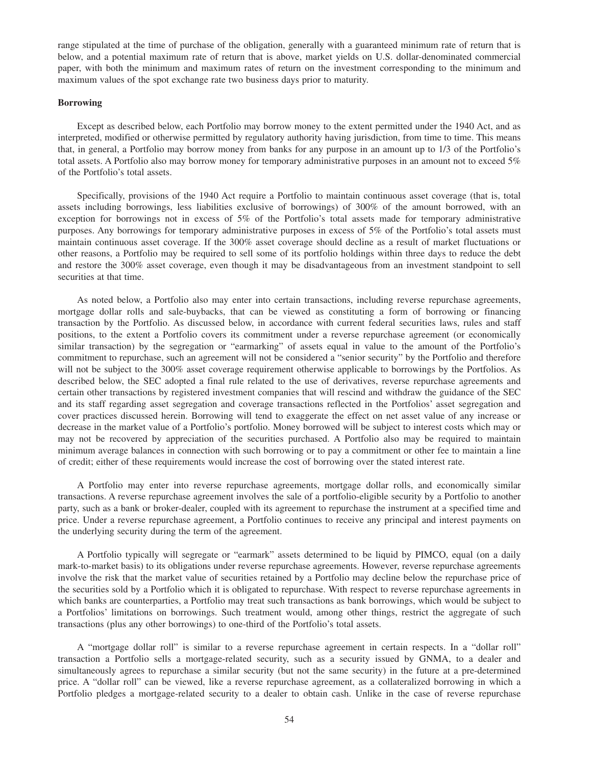range stipulated at the time of purchase of the obligation, generally with a guaranteed minimum rate of return that is below, and a potential maximum rate of return that is above, market yields on U.S. dollar-denominated commercial paper, with both the minimum and maximum rates of return on the investment corresponding to the minimum and maximum values of the spot exchange rate two business days prior to maturity.

**Borrowing**

Except as described below, each Portfolio may borrow money to the extent permitted under the 1940 Act, and as interpreted, modified or otherwise permitted by regulatory authority having jurisdiction, from time to time. This means that, in general, a Portfolio may borrow money from banks for any purpose in an amount up to 1/3 of the Portfolio's total assets. A Portfolio also may borrow money for temporary administrative purposes in an amount not to exceed 5% of the Portfolio's total assets.

Specifically, provisions of the 1940 Act require a Portfolio to maintain continuous asset coverage (that is, total assets including borrowings, less liabilities exclusive of borrowings) of 300% of the amount borrowed, with an exception for borrowings not in excess of 5% of the Portfolio's total assets made for temporary administrative purposes. Any borrowings for temporary administrative purposes in excess of 5% of the Portfolio's total assets must maintain continuous asset coverage. If the 300% asset coverage should decline as a result of market fluctuations or other reasons, a Portfolio may be required to sell some of its portfolio holdings within three days to reduce the debt and restore the 300% asset coverage, even though it may be disadvantageous from an investment standpoint to sell securities at that time.

As noted below, a Portfolio also may enter into certain transactions, including reverse repurchase agreements, mortgage dollar rolls and sale-buybacks, that can be viewed as constituting a form of borrowing or financing transaction by the Portfolio. As discussed below, in accordance with current federal securities laws, rules and staff positions, to the extent a Portfolio covers its commitment under a reverse repurchase agreement (or economically similar transaction) by the segregation or "earmarking" of assets equal in value to the amount of the Portfolio's commitment to repurchase, such an agreement will not be considered a "senior security" by the Portfolio and therefore will not be subject to the 300% asset coverage requirement otherwise applicable to borrowings by the Portfolios. As described below, the SEC adopted a final rule related to the use of derivatives, reverse repurchase agreements and certain other transactions by registered investment companies that will rescind and withdraw the guidance of the SEC and its staff regarding asset segregation and coverage transactions reflected in the Portfolios' asset segregation and cover practices discussed herein. Borrowing will tend to exaggerate the effect on net asset value of any increase or decrease in the market value of a Portfolio's portfolio. Money borrowed will be subject to interest costs which may or may not be recovered by appreciation of the securities purchased. A Portfolio also may be required to maintain minimum average balances in connection with such borrowing or to pay a commitment or other fee to maintain a line of credit; either of these requirements would increase the cost of borrowing over the stated interest rate.

A Portfolio may enter into reverse repurchase agreements, mortgage dollar rolls, and economically similar transactions. A reverse repurchase agreement involves the sale of a portfolio-eligible security by a Portfolio to another party, such as a bank or broker-dealer, coupled with its agreement to repurchase the instrument at a specified time and price. Under a reverse repurchase agreement, a Portfolio continues to receive any principal and interest payments on the underlying security during the term of the agreement.

A Portfolio typically will segregate or "earmark" assets determined to be liquid by PIMCO, equal (on a daily mark-to-market basis) to its obligations under reverse repurchase agreements. However, reverse repurchase agreements involve the risk that the market value of securities retained by a Portfolio may decline below the repurchase price of the securities sold by a Portfolio which it is obligated to repurchase. With respect to reverse repurchase agreements in which banks are counterparties, a Portfolio may treat such transactions as bank borrowings, which would be subject to a Portfolios' limitations on borrowings. Such treatment would, among other things, restrict the aggregate of such transactions (plus any other borrowings) to one-third of the Portfolio's total assets.

A "mortgage dollar roll" is similar to a reverse repurchase agreement in certain respects. In a "dollar roll" transaction a Portfolio sells a mortgage-related security, such as a security issued by GNMA, to a dealer and simultaneously agrees to repurchase a similar security (but not the same security) in the future at a pre-determined price. A "dollar roll" can be viewed, like a reverse repurchase agreement, as a collateralized borrowing in which a Portfolio pledges a mortgage-related security to a dealer to obtain cash. Unlike in the case of reverse repurchase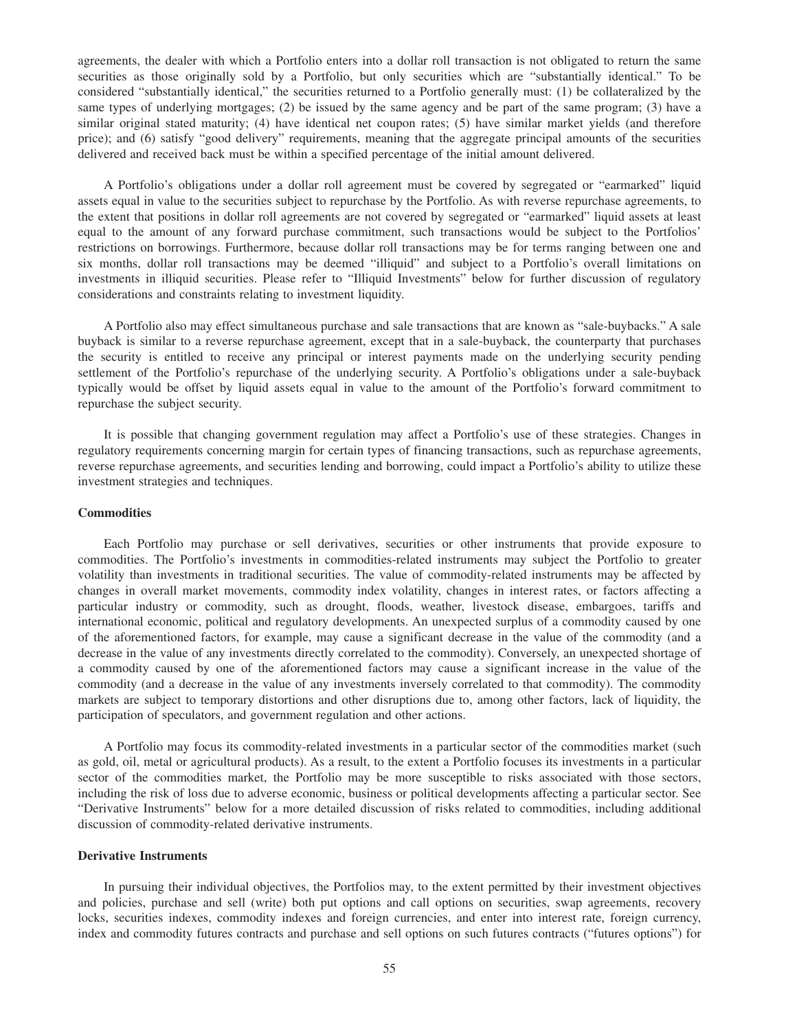agreements, the dealer with which a Portfolio enters into a dollar roll transaction is not obligated to return the same securities as those originally sold by a Portfolio, but only securities which are "substantially identical." To be considered "substantially identical," the securities returned to a Portfolio generally must: (1) be collateralized by the same types of underlying mortgages; (2) be issued by the same agency and be part of the same program; (3) have a similar original stated maturity; (4) have identical net coupon rates; (5) have similar market yields (and therefore price); and (6) satisfy "good delivery" requirements, meaning that the aggregate principal amounts of the securities delivered and received back must be within a specified percentage of the initial amount delivered.

A Portfolio's obligations under a dollar roll agreement must be covered by segregated or "earmarked" liquid assets equal in value to the securities subject to repurchase by the Portfolio. As with reverse repurchase agreements, to the extent that positions in dollar roll agreements are not covered by segregated or "earmarked" liquid assets at least equal to the amount of any forward purchase commitment, such transactions would be subject to the Portfolios' restrictions on borrowings. Furthermore, because dollar roll transactions may be for terms ranging between one and six months, dollar roll transactions may be deemed "illiquid" and subject to a Portfolio's overall limitations on investments in illiquid securities. Please refer to "Illiquid Investments" below for further discussion of regulatory considerations and constraints relating to investment liquidity.

A Portfolio also may effect simultaneous purchase and sale transactions that are known as "sale-buybacks." A sale buyback is similar to a reverse repurchase agreement, except that in a sale-buyback, the counterparty that purchases the security is entitled to receive any principal or interest payments made on the underlying security pending settlement of the Portfolio's repurchase of the underlying security. A Portfolio's obligations under a sale-buyback typically would be offset by liquid assets equal in value to the amount of the Portfolio's forward commitment to repurchase the subject security.

It is possible that changing government regulation may affect a Portfolio's use of these strategies. Changes in regulatory requirements concerning margin for certain types of financing transactions, such as repurchase agreements, reverse repurchase agreements, and securities lending and borrowing, could impact a Portfolio's ability to utilize these investment strategies and techniques.

**Commodities**

Each Portfolio may purchase or sell derivatives, securities or other instruments that provide exposure to commodities. The Portfolio's investments in commodities-related instruments may subject the Portfolio to greater volatility than investments in traditional securities. The value of commodity-related instruments may be affected by changes in overall market movements, commodity index volatility, changes in interest rates, or factors affecting a particular industry or commodity, such as drought, floods, weather, livestock disease, embargoes, tariffs and international economic, political and regulatory developments. An unexpected surplus of a commodity caused by one of the aforementioned factors, for example, may cause a significant decrease in the value of the commodity (and a decrease in the value of any investments directly correlated to the commodity). Conversely, an unexpected shortage of a commodity caused by one of the aforementioned factors may cause a significant increase in the value of the commodity (and a decrease in the value of any investments inversely correlated to that commodity). The commodity markets are subject to temporary distortions and other disruptions due to, among other factors, lack of liquidity, the participation of speculators, and government regulation and other actions.

A Portfolio may focus its commodity-related investments in a particular sector of the commodities market (such as gold, oil, metal or agricultural products). As a result, to the extent a Portfolio focuses its investments in a particular sector of the commodities market, the Portfolio may be more susceptible to risks associated with those sectors, including the risk of loss due to adverse economic, business or political developments affecting a particular sector. See "Derivative Instruments" below for a more detailed discussion of risks related to commodities, including additional discussion of commodity-related derivative instruments.

**Derivative Instruments**

In pursuing their individual objectives, the Portfolios may, to the extent permitted by their investment objectives and policies, purchase and sell (write) both put options and call options on securities, swap agreements, recovery locks, securities indexes, commodity indexes and foreign currencies, and enter into interest rate, foreign currency, index and commodity futures contracts and purchase and sell options on such futures contracts ("futures options") for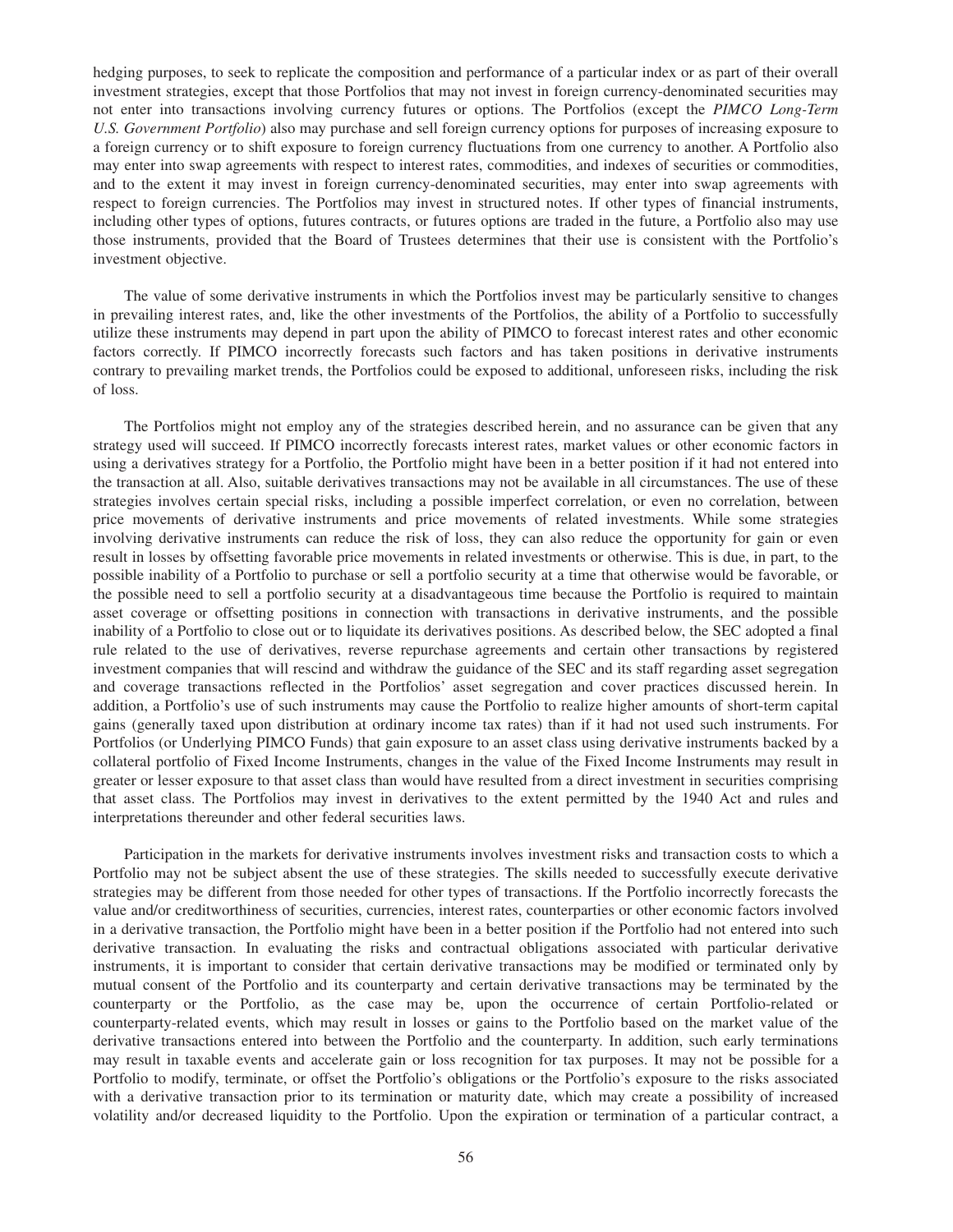hedging purposes, to seek to replicate the composition and performance of a particular index or as part of their overall investment strategies, except that those Portfolios that may not invest in foreign currency-denominated securities may not enter into transactions involving currency futures or options. The Portfolios (except the *PIMCO Long-Term U.S. Government Portfolio*) also may purchase and sell foreign currency options for purposes of increasing exposure to a foreign currency or to shift exposure to foreign currency fluctuations from one currency to another. A Portfolio also may enter into swap agreements with respect to interest rates, commodities, and indexes of securities or commodities, and to the extent it may invest in foreign currency-denominated securities, may enter into swap agreements with respect to foreign currencies. The Portfolios may invest in structured notes. If other types of financial instruments, including other types of options, futures contracts, or futures options are traded in the future, a Portfolio also may use those instruments, provided that the Board of Trustees determines that their use is consistent with the Portfolio's investment objective.

The value of some derivative instruments in which the Portfolios invest may be particularly sensitive to changes in prevailing interest rates, and, like the other investments of the Portfolios, the ability of a Portfolio to successfully utilize these instruments may depend in part upon the ability of PIMCO to forecast interest rates and other economic factors correctly. If PIMCO incorrectly forecasts such factors and has taken positions in derivative instruments contrary to prevailing market trends, the Portfolios could be exposed to additional, unforeseen risks, including the risk of loss.

The Portfolios might not employ any of the strategies described herein, and no assurance can be given that any strategy used will succeed. If PIMCO incorrectly forecasts interest rates, market values or other economic factors in using a derivatives strategy for a Portfolio, the Portfolio might have been in a better position if it had not entered into the transaction at all. Also, suitable derivatives transactions may not be available in all circumstances. The use of these strategies involves certain special risks, including a possible imperfect correlation, or even no correlation, between price movements of derivative instruments and price movements of related investments. While some strategies involving derivative instruments can reduce the risk of loss, they can also reduce the opportunity for gain or even result in losses by offsetting favorable price movements in related investments or otherwise. This is due, in part, to the possible inability of a Portfolio to purchase or sell a portfolio security at a time that otherwise would be favorable, or the possible need to sell a portfolio security at a disadvantageous time because the Portfolio is required to maintain asset coverage or offsetting positions in connection with transactions in derivative instruments, and the possible inability of a Portfolio to close out or to liquidate its derivatives positions. As described below, the SEC adopted a final rule related to the use of derivatives, reverse repurchase agreements and certain other transactions by registered investment companies that will rescind and withdraw the guidance of the SEC and its staff regarding asset segregation and coverage transactions reflected in the Portfolios' asset segregation and cover practices discussed herein. In addition, a Portfolio's use of such instruments may cause the Portfolio to realize higher amounts of short-term capital gains (generally taxed upon distribution at ordinary income tax rates) than if it had not used such instruments. For Portfolios (or Underlying PIMCO Funds) that gain exposure to an asset class using derivative instruments backed by a collateral portfolio of Fixed Income Instruments, changes in the value of the Fixed Income Instruments may result in greater or lesser exposure to that asset class than would have resulted from a direct investment in securities comprising that asset class. The Portfolios may invest in derivatives to the extent permitted by the 1940 Act and rules and interpretations thereunder and other federal securities laws.

Participation in the markets for derivative instruments involves investment risks and transaction costs to which a Portfolio may not be subject absent the use of these strategies. The skills needed to successfully execute derivative strategies may be different from those needed for other types of transactions. If the Portfolio incorrectly forecasts the value and/or creditworthiness of securities, currencies, interest rates, counterparties or other economic factors involved in a derivative transaction, the Portfolio might have been in a better position if the Portfolio had not entered into such derivative transaction. In evaluating the risks and contractual obligations associated with particular derivative instruments, it is important to consider that certain derivative transactions may be modified or terminated only by mutual consent of the Portfolio and its counterparty and certain derivative transactions may be terminated by the counterparty or the Portfolio, as the case may be, upon the occurrence of certain Portfolio-related or counterparty-related events, which may result in losses or gains to the Portfolio based on the market value of the derivative transactions entered into between the Portfolio and the counterparty. In addition, such early terminations may result in taxable events and accelerate gain or loss recognition for tax purposes. It may not be possible for a Portfolio to modify, terminate, or offset the Portfolio's obligations or the Portfolio's exposure to the risks associated with a derivative transaction prior to its termination or maturity date, which may create a possibility of increased volatility and/or decreased liquidity to the Portfolio. Upon the expiration or termination of a particular contract, a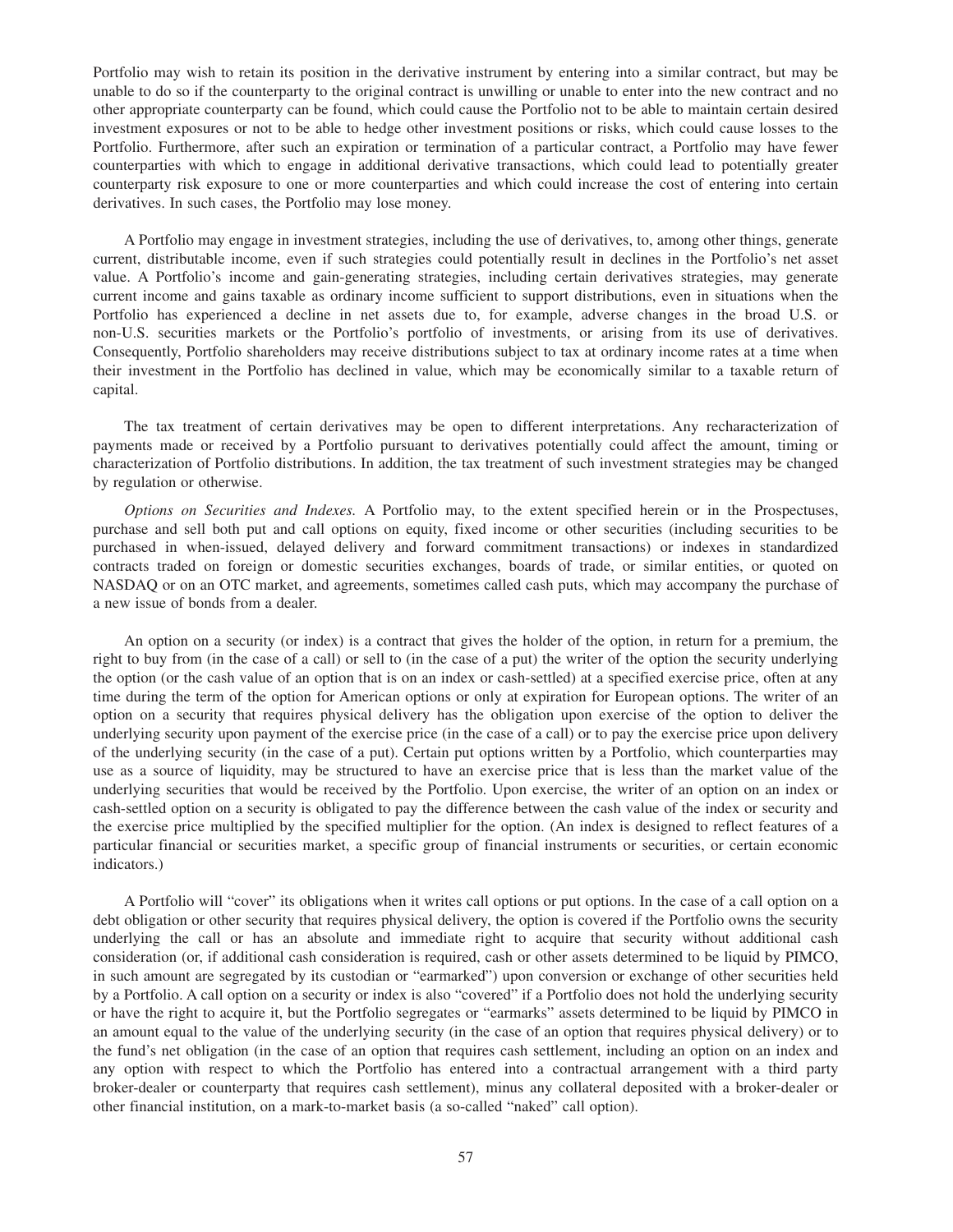Portfolio may wish to retain its position in the derivative instrument by entering into a similar contract, but may be unable to do so if the counterparty to the original contract is unwilling or unable to enter into the new contract and no other appropriate counterparty can be found, which could cause the Portfolio not to be able to maintain certain desired investment exposures or not to be able to hedge other investment positions or risks, which could cause losses to the Portfolio. Furthermore, after such an expiration or termination of a particular contract, a Portfolio may have fewer counterparties with which to engage in additional derivative transactions, which could lead to potentially greater counterparty risk exposure to one or more counterparties and which could increase the cost of entering into certain derivatives. In such cases, the Portfolio may lose money.

A Portfolio may engage in investment strategies, including the use of derivatives, to, among other things, generate current, distributable income, even if such strategies could potentially result in declines in the Portfolio's net asset value. A Portfolio's income and gain-generating strategies, including certain derivatives strategies, may generate current income and gains taxable as ordinary income sufficient to support distributions, even in situations when the Portfolio has experienced a decline in net assets due to, for example, adverse changes in the broad U.S. or non-U.S. securities markets or the Portfolio's portfolio of investments, or arising from its use of derivatives. Consequently, Portfolio shareholders may receive distributions subject to tax at ordinary income rates at a time when their investment in the Portfolio has declined in value, which may be economically similar to a taxable return of capital.

The tax treatment of certain derivatives may be open to different interpretations. Any recharacterization of payments made or received by a Portfolio pursuant to derivatives potentially could affect the amount, timing or characterization of Portfolio distributions. In addition, the tax treatment of such investment strategies may be changed by regulation or otherwise.

*Options on Securities and Indexes.* A Portfolio may, to the extent specified herein or in the Prospectuses, purchase and sell both put and call options on equity, fixed income or other securities (including securities to be purchased in when-issued, delayed delivery and forward commitment transactions) or indexes in standardized contracts traded on foreign or domestic securities exchanges, boards of trade, or similar entities, or quoted on NASDAQ or on an OTC market, and agreements, sometimes called cash puts, which may accompany the purchase of a new issue of bonds from a dealer.

An option on a security (or index) is a contract that gives the holder of the option, in return for a premium, the right to buy from (in the case of a call) or sell to (in the case of a put) the writer of the option the security underlying the option (or the cash value of an option that is on an index or cash-settled) at a specified exercise price, often at any time during the term of the option for American options or only at expiration for European options. The writer of an option on a security that requires physical delivery has the obligation upon exercise of the option to deliver the underlying security upon payment of the exercise price (in the case of a call) or to pay the exercise price upon delivery of the underlying security (in the case of a put). Certain put options written by a Portfolio, which counterparties may use as a source of liquidity, may be structured to have an exercise price that is less than the market value of the underlying securities that would be received by the Portfolio. Upon exercise, the writer of an option on an index or cash-settled option on a security is obligated to pay the difference between the cash value of the index or security and the exercise price multiplied by the specified multiplier for the option. (An index is designed to reflect features of a particular financial or securities market, a specific group of financial instruments or securities, or certain economic indicators.)

A Portfolio will "cover" its obligations when it writes call options or put options. In the case of a call option on a debt obligation or other security that requires physical delivery, the option is covered if the Portfolio owns the security underlying the call or has an absolute and immediate right to acquire that security without additional cash consideration (or, if additional cash consideration is required, cash or other assets determined to be liquid by PIMCO, in such amount are segregated by its custodian or "earmarked") upon conversion or exchange of other securities held by a Portfolio. A call option on a security or index is also "covered" if a Portfolio does not hold the underlying security or have the right to acquire it, but the Portfolio segregates or "earmarks" assets determined to be liquid by PIMCO in an amount equal to the value of the underlying security (in the case of an option that requires physical delivery) or to the fund's net obligation (in the case of an option that requires cash settlement, including an option on an index and any option with respect to which the Portfolio has entered into a contractual arrangement with a third party broker-dealer or counterparty that requires cash settlement), minus any collateral deposited with a broker-dealer or other financial institution, on a mark-to-market basis (a so-called "naked" call option).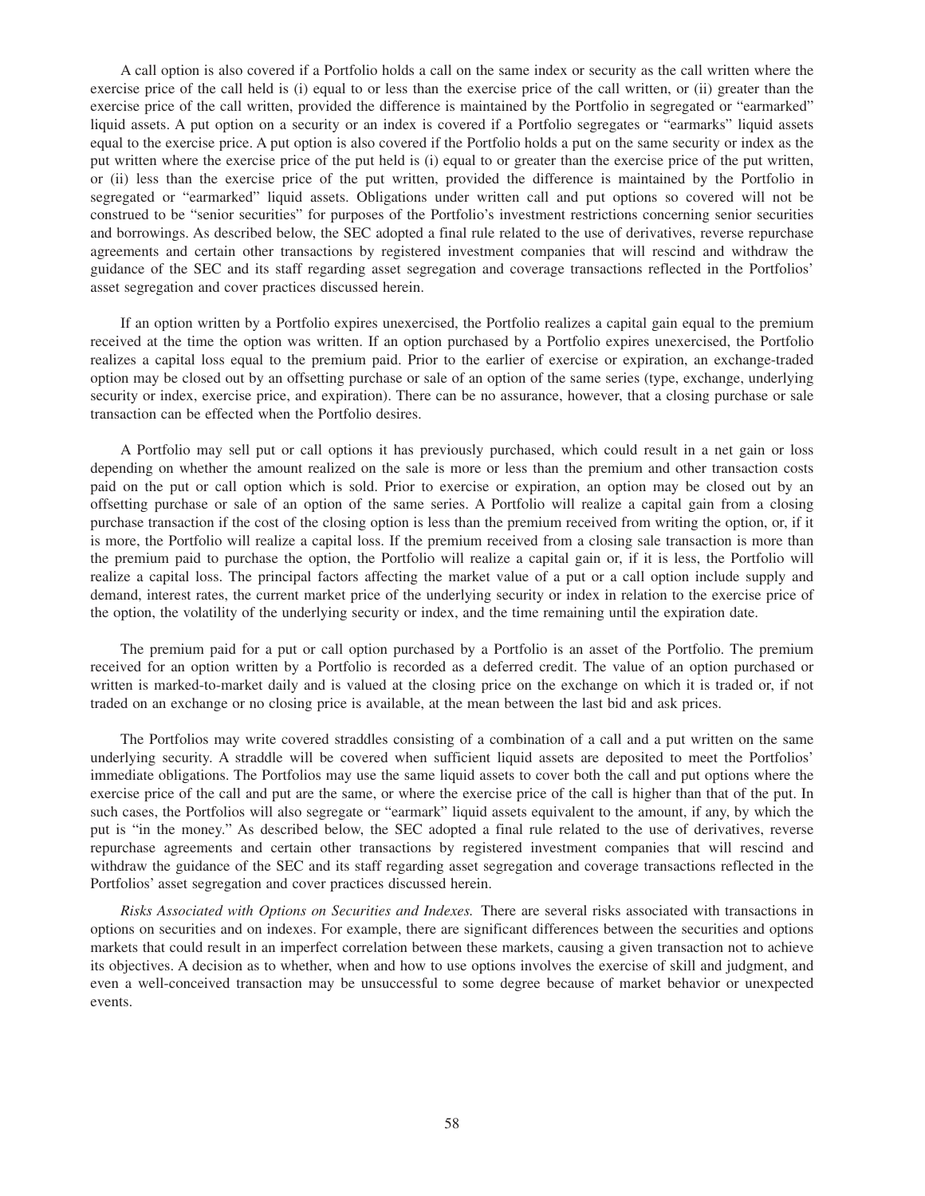A call option is also covered if a Portfolio holds a call on the same index or security as the call written where the exercise price of the call held is (i) equal to or less than the exercise price of the call written, or (ii) greater than the exercise price of the call written, provided the difference is maintained by the Portfolio in segregated or "earmarked" liquid assets. A put option on a security or an index is covered if a Portfolio segregates or "earmarks" liquid assets equal to the exercise price. A put option is also covered if the Portfolio holds a put on the same security or index as the put written where the exercise price of the put held is (i) equal to or greater than the exercise price of the put written, or (ii) less than the exercise price of the put written, provided the difference is maintained by the Portfolio in segregated or "earmarked" liquid assets. Obligations under written call and put options so covered will not be construed to be "senior securities" for purposes of the Portfolio's investment restrictions concerning senior securities and borrowings. As described below, the SEC adopted a final rule related to the use of derivatives, reverse repurchase agreements and certain other transactions by registered investment companies that will rescind and withdraw the guidance of the SEC and its staff regarding asset segregation and coverage transactions reflected in the Portfolios' asset segregation and cover practices discussed herein.

If an option written by a Portfolio expires unexercised, the Portfolio realizes a capital gain equal to the premium received at the time the option was written. If an option purchased by a Portfolio expires unexercised, the Portfolio realizes a capital loss equal to the premium paid. Prior to the earlier of exercise or expiration, an exchange-traded option may be closed out by an offsetting purchase or sale of an option of the same series (type, exchange, underlying security or index, exercise price, and expiration). There can be no assurance, however, that a closing purchase or sale transaction can be effected when the Portfolio desires.

A Portfolio may sell put or call options it has previously purchased, which could result in a net gain or loss depending on whether the amount realized on the sale is more or less than the premium and other transaction costs paid on the put or call option which is sold. Prior to exercise or expiration, an option may be closed out by an offsetting purchase or sale of an option of the same series. A Portfolio will realize a capital gain from a closing purchase transaction if the cost of the closing option is less than the premium received from writing the option, or, if it is more, the Portfolio will realize a capital loss. If the premium received from a closing sale transaction is more than the premium paid to purchase the option, the Portfolio will realize a capital gain or, if it is less, the Portfolio will realize a capital loss. The principal factors affecting the market value of a put or a call option include supply and demand, interest rates, the current market price of the underlying security or index in relation to the exercise price of the option, the volatility of the underlying security or index, and the time remaining until the expiration date.

The premium paid for a put or call option purchased by a Portfolio is an asset of the Portfolio. The premium received for an option written by a Portfolio is recorded as a deferred credit. The value of an option purchased or written is marked-to-market daily and is valued at the closing price on the exchange on which it is traded or, if not traded on an exchange or no closing price is available, at the mean between the last bid and ask prices.

The Portfolios may write covered straddles consisting of a combination of a call and a put written on the same underlying security. A straddle will be covered when sufficient liquid assets are deposited to meet the Portfolios' immediate obligations. The Portfolios may use the same liquid assets to cover both the call and put options where the exercise price of the call and put are the same, or where the exercise price of the call is higher than that of the put. In such cases, the Portfolios will also segregate or "earmark" liquid assets equivalent to the amount, if any, by which the put is "in the money." As described below, the SEC adopted a final rule related to the use of derivatives, reverse repurchase agreements and certain other transactions by registered investment companies that will rescind and withdraw the guidance of the SEC and its staff regarding asset segregation and coverage transactions reflected in the Portfolios' asset segregation and cover practices discussed herein.

*Risks Associated with Options on Securities and Indexes.* There are several risks associated with transactions in options on securities and on indexes. For example, there are significant differences between the securities and options markets that could result in an imperfect correlation between these markets, causing a given transaction not to achieve its objectives. A decision as to whether, when and how to use options involves the exercise of skill and judgment, and even a well-conceived transaction may be unsuccessful to some degree because of market behavior or unexpected events.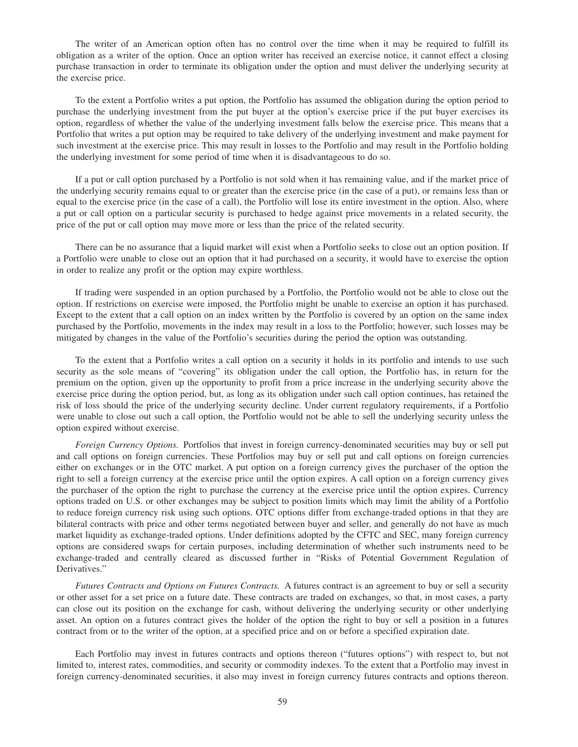The writer of an American option often has no control over the time when it may be required to fulfill its obligation as a writer of the option. Once an option writer has received an exercise notice, it cannot effect a closing purchase transaction in order to terminate its obligation under the option and must deliver the underlying security at the exercise price.

To the extent a Portfolio writes a put option, the Portfolio has assumed the obligation during the option period to purchase the underlying investment from the put buyer at the option's exercise price if the put buyer exercises its option, regardless of whether the value of the underlying investment falls below the exercise price. This means that a Portfolio that writes a put option may be required to take delivery of the underlying investment and make payment for such investment at the exercise price. This may result in losses to the Portfolio and may result in the Portfolio holding the underlying investment for some period of time when it is disadvantageous to do so.

If a put or call option purchased by a Portfolio is not sold when it has remaining value, and if the market price of the underlying security remains equal to or greater than the exercise price (in the case of a put), or remains less than or equal to the exercise price (in the case of a call), the Portfolio will lose its entire investment in the option. Also, where a put or call option on a particular security is purchased to hedge against price movements in a related security, the price of the put or call option may move more or less than the price of the related security.

There can be no assurance that a liquid market will exist when a Portfolio seeks to close out an option position. If a Portfolio were unable to close out an option that it had purchased on a security, it would have to exercise the option in order to realize any profit or the option may expire worthless.

If trading were suspended in an option purchased by a Portfolio, the Portfolio would not be able to close out the option. If restrictions on exercise were imposed, the Portfolio might be unable to exercise an option it has purchased. Except to the extent that a call option on an index written by the Portfolio is covered by an option on the same index purchased by the Portfolio, movements in the index may result in a loss to the Portfolio; however, such losses may be mitigated by changes in the value of the Portfolio's securities during the period the option was outstanding.

To the extent that a Portfolio writes a call option on a security it holds in its portfolio and intends to use such security as the sole means of "covering" its obligation under the call option, the Portfolio has, in return for the premium on the option, given up the opportunity to profit from a price increase in the underlying security above the exercise price during the option period, but, as long as its obligation under such call option continues, has retained the risk of loss should the price of the underlying security decline. Under current regulatory requirements, if a Portfolio were unable to close out such a call option, the Portfolio would not be able to sell the underlying security unless the option expired without exercise.

*Foreign Currency Options.* Portfolios that invest in foreign currency-denominated securities may buy or sell put and call options on foreign currencies. These Portfolios may buy or sell put and call options on foreign currencies either on exchanges or in the OTC market. A put option on a foreign currency gives the purchaser of the option the right to sell a foreign currency at the exercise price until the option expires. A call option on a foreign currency gives the purchaser of the option the right to purchase the currency at the exercise price until the option expires. Currency options traded on U.S. or other exchanges may be subject to position limits which may limit the ability of a Portfolio to reduce foreign currency risk using such options. OTC options differ from exchange-traded options in that they are bilateral contracts with price and other terms negotiated between buyer and seller, and generally do not have as much market liquidity as exchange-traded options. Under definitions adopted by the CFTC and SEC, many foreign currency options are considered swaps for certain purposes, including determination of whether such instruments need to be exchange-traded and centrally cleared as discussed further in "Risks of Potential Government Regulation of Derivatives."

*Futures Contracts and Options on Futures Contracts.* A futures contract is an agreement to buy or sell a security or other asset for a set price on a future date. These contracts are traded on exchanges, so that, in most cases, a party can close out its position on the exchange for cash, without delivering the underlying security or other underlying asset. An option on a futures contract gives the holder of the option the right to buy or sell a position in a futures contract from or to the writer of the option, at a specified price and on or before a specified expiration date.

Each Portfolio may invest in futures contracts and options thereon ("futures options") with respect to, but not limited to, interest rates, commodities, and security or commodity indexes. To the extent that a Portfolio may invest in foreign currency-denominated securities, it also may invest in foreign currency futures contracts and options thereon.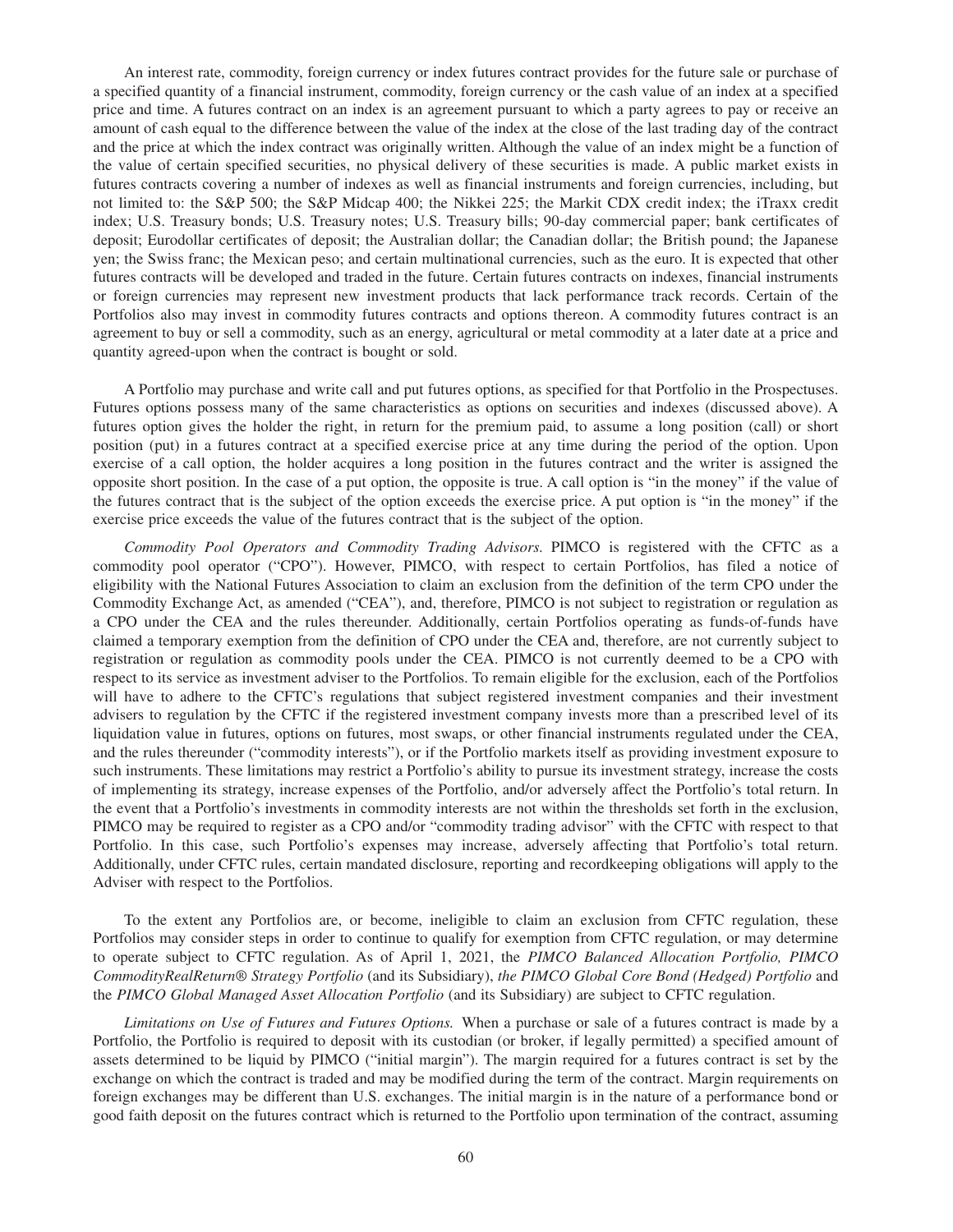An interest rate, commodity, foreign currency or index futures contract provides for the future sale or purchase of a specified quantity of a financial instrument, commodity, foreign currency or the cash value of an index at a specified price and time. A futures contract on an index is an agreement pursuant to which a party agrees to pay or receive an amount of cash equal to the difference between the value of the index at the close of the last trading day of the contract and the price at which the index contract was originally written. Although the value of an index might be a function of the value of certain specified securities, no physical delivery of these securities is made. A public market exists in futures contracts covering a number of indexes as well as financial instruments and foreign currencies, including, but not limited to: the S&P 500; the S&P Midcap 400; the Nikkei 225; the Markit CDX credit index; the iTraxx credit index; U.S. Treasury bonds; U.S. Treasury notes; U.S. Treasury bills; 90-day commercial paper; bank certificates of deposit; Eurodollar certificates of deposit; the Australian dollar; the Canadian dollar; the British pound; the Japanese yen; the Swiss franc; the Mexican peso; and certain multinational currencies, such as the euro. It is expected that other futures contracts will be developed and traded in the future. Certain futures contracts on indexes, financial instruments or foreign currencies may represent new investment products that lack performance track records. Certain of the Portfolios also may invest in commodity futures contracts and options thereon. A commodity futures contract is an agreement to buy or sell a commodity, such as an energy, agricultural or metal commodity at a later date at a price and quantity agreed-upon when the contract is bought or sold.

A Portfolio may purchase and write call and put futures options, as specified for that Portfolio in the Prospectuses. Futures options possess many of the same characteristics as options on securities and indexes (discussed above). A futures option gives the holder the right, in return for the premium paid, to assume a long position (call) or short position (put) in a futures contract at a specified exercise price at any time during the period of the option. Upon exercise of a call option, the holder acquires a long position in the futures contract and the writer is assigned the opposite short position. In the case of a put option, the opposite is true. A call option is "in the money" if the value of the futures contract that is the subject of the option exceeds the exercise price. A put option is "in the money" if the exercise price exceeds the value of the futures contract that is the subject of the option.

*Commodity Pool Operators and Commodity Trading Advisors.* PIMCO is registered with the CFTC as a commodity pool operator ("CPO"). However, PIMCO, with respect to certain Portfolios, has filed a notice of eligibility with the National Futures Association to claim an exclusion from the definition of the term CPO under the Commodity Exchange Act, as amended ("CEA"), and, therefore, PIMCO is not subject to registration or regulation as a CPO under the CEA and the rules thereunder. Additionally, certain Portfolios operating as funds-of-funds have claimed a temporary exemption from the definition of CPO under the CEA and, therefore, are not currently subject to registration or regulation as commodity pools under the CEA. PIMCO is not currently deemed to be a CPO with respect to its service as investment adviser to the Portfolios. To remain eligible for the exclusion, each of the Portfolios will have to adhere to the CFTC's regulations that subject registered investment companies and their investment advisers to regulation by the CFTC if the registered investment company invests more than a prescribed level of its liquidation value in futures, options on futures, most swaps, or other financial instruments regulated under the CEA, and the rules thereunder ("commodity interests"), or if the Portfolio markets itself as providing investment exposure to such instruments. These limitations may restrict a Portfolio's ability to pursue its investment strategy, increase the costs of implementing its strategy, increase expenses of the Portfolio, and/or adversely affect the Portfolio's total return. In the event that a Portfolio's investments in commodity interests are not within the thresholds set forth in the exclusion, PIMCO may be required to register as a CPO and/or "commodity trading advisor" with the CFTC with respect to that Portfolio. In this case, such Portfolio's expenses may increase, adversely affecting that Portfolio's total return. Additionally, under CFTC rules, certain mandated disclosure, reporting and recordkeeping obligations will apply to the Adviser with respect to the Portfolios.

To the extent any Portfolios are, or become, ineligible to claim an exclusion from CFTC regulation, these Portfolios may consider steps in order to continue to qualify for exemption from CFTC regulation, or may determine to operate subject to CFTC regulation. As of April 1, 2021, the *PIMCO Balanced Allocation Portfolio, PIMCO CommodityRealReturn® Strategy Portfolio* (and its Subsidiary), *the PIMCO Global Core Bond (Hedged) Portfolio* and the *PIMCO Global Managed Asset Allocation Portfolio* (and its Subsidiary) are subject to CFTC regulation.

*Limitations on Use of Futures and Futures Options.* When a purchase or sale of a futures contract is made by a Portfolio, the Portfolio is required to deposit with its custodian (or broker, if legally permitted) a specified amount of assets determined to be liquid by PIMCO ("initial margin"). The margin required for a futures contract is set by the exchange on which the contract is traded and may be modified during the term of the contract. Margin requirements on foreign exchanges may be different than U.S. exchanges. The initial margin is in the nature of a performance bond or good faith deposit on the futures contract which is returned to the Portfolio upon termination of the contract, assuming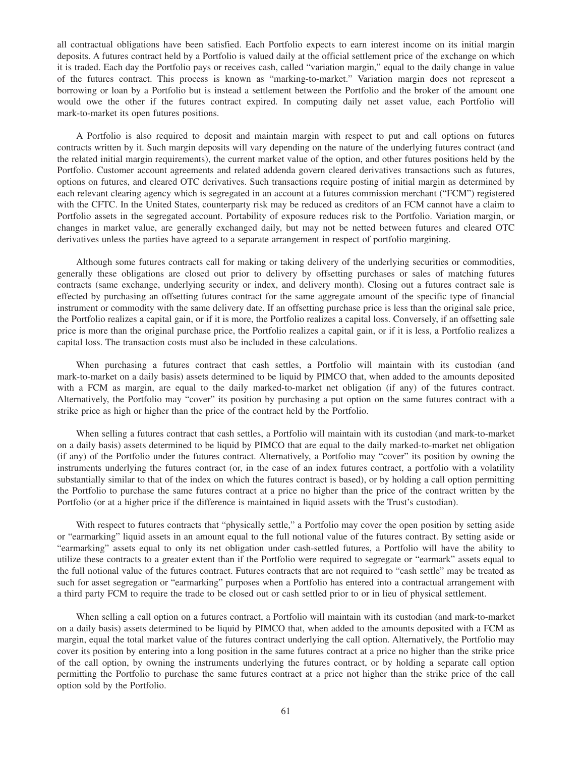all contractual obligations have been satisfied. Each Portfolio expects to earn interest income on its initial margin deposits. A futures contract held by a Portfolio is valued daily at the official settlement price of the exchange on which it is traded. Each day the Portfolio pays or receives cash, called "variation margin," equal to the daily change in value of the futures contract. This process is known as "marking-to-market." Variation margin does not represent a borrowing or loan by a Portfolio but is instead a settlement between the Portfolio and the broker of the amount one would owe the other if the futures contract expired. In computing daily net asset value, each Portfolio will mark-to-market its open futures positions.

A Portfolio is also required to deposit and maintain margin with respect to put and call options on futures contracts written by it. Such margin deposits will vary depending on the nature of the underlying futures contract (and the related initial margin requirements), the current market value of the option, and other futures positions held by the Portfolio. Customer account agreements and related addenda govern cleared derivatives transactions such as futures, options on futures, and cleared OTC derivatives. Such transactions require posting of initial margin as determined by each relevant clearing agency which is segregated in an account at a futures commission merchant ("FCM") registered with the CFTC. In the United States, counterparty risk may be reduced as creditors of an FCM cannot have a claim to Portfolio assets in the segregated account. Portability of exposure reduces risk to the Portfolio. Variation margin, or changes in market value, are generally exchanged daily, but may not be netted between futures and cleared OTC derivatives unless the parties have agreed to a separate arrangement in respect of portfolio margining.

Although some futures contracts call for making or taking delivery of the underlying securities or commodities, generally these obligations are closed out prior to delivery by offsetting purchases or sales of matching futures contracts (same exchange, underlying security or index, and delivery month). Closing out a futures contract sale is effected by purchasing an offsetting futures contract for the same aggregate amount of the specific type of financial instrument or commodity with the same delivery date. If an offsetting purchase price is less than the original sale price, the Portfolio realizes a capital gain, or if it is more, the Portfolio realizes a capital loss. Conversely, if an offsetting sale price is more than the original purchase price, the Portfolio realizes a capital gain, or if it is less, a Portfolio realizes a capital loss. The transaction costs must also be included in these calculations.

When purchasing a futures contract that cash settles, a Portfolio will maintain with its custodian (and mark-to-market on a daily basis) assets determined to be liquid by PIMCO that, when added to the amounts deposited with a FCM as margin, are equal to the daily marked-to-market net obligation (if any) of the futures contract. Alternatively, the Portfolio may "cover" its position by purchasing a put option on the same futures contract with a strike price as high or higher than the price of the contract held by the Portfolio.

When selling a futures contract that cash settles, a Portfolio will maintain with its custodian (and mark-to-market on a daily basis) assets determined to be liquid by PIMCO that are equal to the daily marked-to-market net obligation (if any) of the Portfolio under the futures contract. Alternatively, a Portfolio may "cover" its position by owning the instruments underlying the futures contract (or, in the case of an index futures contract, a portfolio with a volatility substantially similar to that of the index on which the futures contract is based), or by holding a call option permitting the Portfolio to purchase the same futures contract at a price no higher than the price of the contract written by the Portfolio (or at a higher price if the difference is maintained in liquid assets with the Trust's custodian).

With respect to futures contracts that "physically settle," a Portfolio may cover the open position by setting aside or "earmarking" liquid assets in an amount equal to the full notional value of the futures contract. By setting aside or "earmarking" assets equal to only its net obligation under cash-settled futures, a Portfolio will have the ability to utilize these contracts to a greater extent than if the Portfolio were required to segregate or "earmark" assets equal to the full notional value of the futures contract. Futures contracts that are not required to "cash settle" may be treated as such for asset segregation or "earmarking" purposes when a Portfolio has entered into a contractual arrangement with a third party FCM to require the trade to be closed out or cash settled prior to or in lieu of physical settlement.

When selling a call option on a futures contract, a Portfolio will maintain with its custodian (and mark-to-market on a daily basis) assets determined to be liquid by PIMCO that, when added to the amounts deposited with a FCM as margin, equal the total market value of the futures contract underlying the call option. Alternatively, the Portfolio may cover its position by entering into a long position in the same futures contract at a price no higher than the strike price of the call option, by owning the instruments underlying the futures contract, or by holding a separate call option permitting the Portfolio to purchase the same futures contract at a price not higher than the strike price of the call option sold by the Portfolio.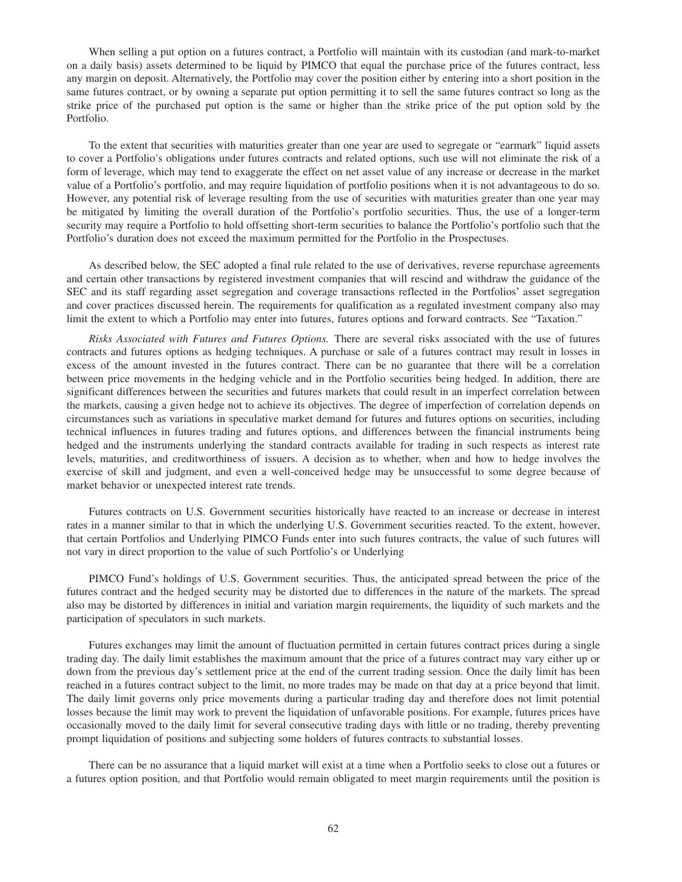When selling a put option on a futures contract, a Portfolio will maintain with its custodian (and mark-to-market on a daily basis) assets determined to be liquid by PIMCO that equal the purchase price of the futures contract, less any margin on deposit. Alternatively, the Portfolio may cover the position either by entering into a short position in the same futures contract, or by owning a separate put option permitting it to sell the same futures contract so long as the strike price of the purchased put option is the same or higher than the strike price of the put option sold by the Portfolio.

To the extent that securities with maturities greater than one year are used to segregate or "earmark" liquid assets to cover a Portfolio's obligations under futures contracts and related options, such use will not eliminate the risk of a form of leverage, which may tend to exaggerate the effect on net asset value of any increase or decrease in the market value of a Portfolio's portfolio, and may require liquidation of portfolio positions when it is not advantageous to do so. However, any potential risk of leverage resulting from the use of securities with maturities greater than one year may be mitigated by limiting the overall duration of the Portfolio's portfolio securities. Thus, the use of a longer-term security may require a Portfolio to hold offsetting short-term securities to balance the Portfolio's portfolio such that the Portfolio's duration does not exceed the maximum permitted for the Portfolio in the Prospectuses.

As described below, the SEC adopted a final rule related to the use of derivatives, reverse repurchase agreements and certain other transactions by registered investment companies that will rescind and withdraw the guidance of the SEC and its staff regarding asset segregation and coverage transactions reflected in the Portfolios' asset segregation and cover practices discussed herein. The requirements for qualification as a regulated investment company also may limit the extent to which a Portfolio may enter into futures, futures options and forward contracts. See "Taxation."

*Risks Associated with Futures and Futures Options.* There are several risks associated with the use of futures contracts and futures options as hedging techniques. A purchase or sale of a futures contract may result in losses in excess of the amount invested in the futures contract. There can be no guarantee that there will be a correlation between price movements in the hedging vehicle and in the Portfolio securities being hedged. In addition, there are significant differences between the securities and futures markets that could result in an imperfect correlation between the markets, causing a given hedge not to achieve its objectives. The degree of imperfection of correlation depends on circumstances such as variations in speculative market demand for futures and futures options on securities, including technical influences in futures trading and futures options, and differences between the financial instruments being hedged and the instruments underlying the standard contracts available for trading in such respects as interest rate levels, maturities, and creditworthiness of issuers. A decision as to whether, when and how to hedge involves the exercise of skill and judgment, and even a well-conceived hedge may be unsuccessful to some degree because of market behavior or unexpected interest rate trends.

Futures contracts on U.S. Government securities historically have reacted to an increase or decrease in interest rates in a manner similar to that in which the underlying U.S. Government securities reacted. To the extent, however, that certain Portfolios and Underlying PIMCO Funds enter into such futures contracts, the value of such futures will not vary in direct proportion to the value of such Portfolio's or Underlying PIMCO Fund's holdings of U.S. Government securities. Thus, the anticipated spread between the price of the futures contract and the hedged security may be distorted due to differences in the nature of the markets. The spread also may be distorted by differences in initial and variation margin requirements, the liquidity of such markets and the participation of speculators in such markets.

Futures exchanges may limit the amount of fluctuation permitted in certain futures contract prices during a single trading day. The daily limit establishes the maximum amount that the price of a futures contract may vary either up or down from the previous day's settlement price at the end of the current trading session. Once the daily limit has been reached in a futures contract subject to the limit, no more trades may be made on that day at a price beyond that limit. The daily limit governs only price movements during a particular trading day and therefore does not limit potential losses because the limit may work to prevent the liquidation of unfavorable positions. For example, futures prices have occasionally moved to the daily limit for several consecutive trading days with little or no trading, thereby preventing prompt liquidation of positions and subjecting some holders of futures contracts to substantial losses.

There can be no assurance that a liquid market will exist at a time when a Portfolio seeks to close out a futures or a futures option position, and that Portfolio would remain obligated to meet margin requirements until the position is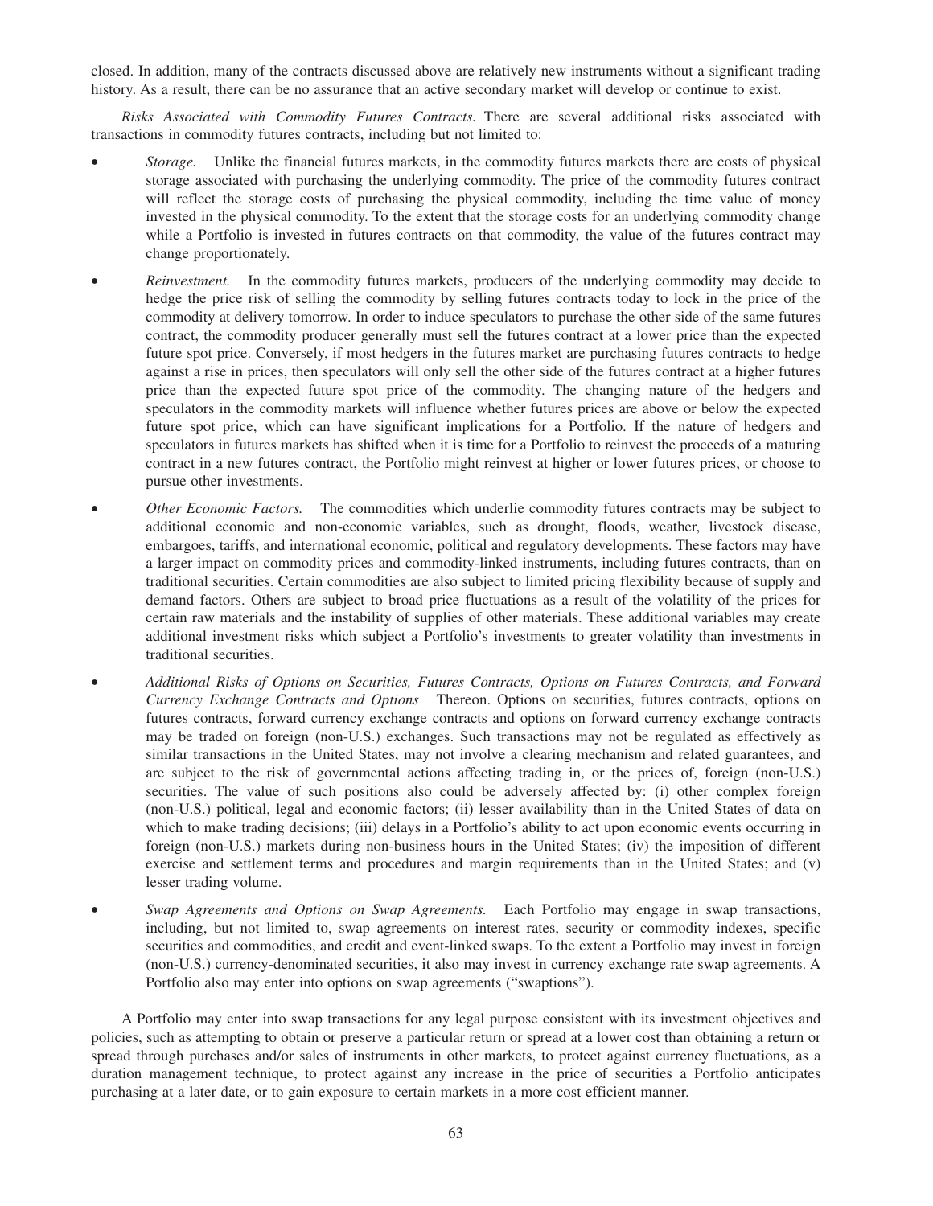closed. In addition, many of the contracts discussed above are relatively new instruments without a significant trading history. As a result, there can be no assurance that an active secondary market will develop or continue to exist.

*Risks Associated with Commodity Futures Contracts.* There are several additional risks associated with transactions in commodity futures contracts, including but not limited to:

- *Storage.* Unlike the financial futures markets, in the commodity futures markets there are costs of physical storage associated with purchasing the underlying commodity. The price of the commodity futures contract will reflect the storage costs of purchasing the physical commodity, including the time value of money invested in the physical commodity. To the extent that the storage costs for an underlying commodity change while a Portfolio is invested in futures contracts on that commodity, the value of the futures contract may change proportionately.

- *Reinvestment.* In the commodity futures markets, producers of the underlying commodity may decide to hedge the price risk of selling the commodity by selling futures contracts today to lock in the price of the commodity at delivery tomorrow. In order to induce speculators to purchase the other side of the same futures contract, the commodity producer generally must sell the futures contract at a lower price than the expected future spot price. Conversely, if most hedgers in the futures market are purchasing futures contracts to hedge against a rise in prices, then speculators will only sell the other side of the futures contract at a higher futures price than the expected future spot price of the commodity. The changing nature of the hedgers and speculators in the commodity markets will influence whether futures prices are above or below the expected future spot price, which can have significant implications for a Portfolio. If the nature of hedgers and speculators in futures markets has shifted when it is time for a Portfolio to reinvest the proceeds of a maturing contract in a new futures contract, the Portfolio might reinvest at higher or lower futures prices, or choose to pursue other investments.

- *Other Economic Factors.* The commodities which underlie commodity futures contracts may be subject to additional economic and non-economic variables, such as drought, floods, weather, livestock disease, embargoes, tariffs, and international economic, political and regulatory developments. These factors may have a larger impact on commodity prices and commodity-linked instruments, including futures contracts, than on traditional securities. Certain commodities are also subject to limited pricing flexibility because of supply and demand factors. Others are subject to broad price fluctuations as a result of the volatility of the prices for certain raw materials and the instability of supplies of other materials. These additional variables may create additional investment risks which subject a Portfolio's investments to greater volatility than investments in traditional securities.

- *Additional Risks of Options on Securities, Futures Contracts, Options on Futures Contracts, and Forward Currency Exchange Contracts and Options* Thereon. Options on securities, futures contracts, options on futures contracts, forward currency exchange contracts and options on forward currency exchange contracts may be traded on foreign (non-U.S.) exchanges. Such transactions may not be regulated as effectively as similar transactions in the United States, may not involve a clearing mechanism and related guarantees, and are subject to the risk of governmental actions affecting trading in, or the prices of, foreign (non-U.S.) securities. The value of such positions also could be adversely affected by: (i) other complex foreign (non-U.S.) political, legal and economic factors; (ii) lesser availability than in the United States of data on which to make trading decisions; (iii) delays in a Portfolio's ability to act upon economic events occurring in foreign (non-U.S.) markets during non-business hours in the United States; (iv) the imposition of different exercise and settlement terms and procedures and margin requirements than in the United States; and (v) lesser trading volume.

- *Swap Agreements and Options on Swap Agreements.* Each Portfolio may engage in swap transactions, including, but not limited to, swap agreements on interest rates, security or commodity indexes, specific securities and commodities, and credit and event-linked swaps. To the extent a Portfolio may invest in foreign (non-U.S.) currency-denominated securities, it also may invest in currency exchange rate swap agreements. A Portfolio also may enter into options on swap agreements ("swaptions").

A Portfolio may enter into swap transactions for any legal purpose consistent with its investment objectives and policies, such as attempting to obtain or preserve a particular return or spread at a lower cost than obtaining a return or spread through purchases and/or sales of instruments in other markets, to protect against currency fluctuations, as a duration management technique, to protect against any increase in the price of securities a Portfolio anticipates purchasing at a later date, or to gain exposure to certain markets in a more cost efficient manner.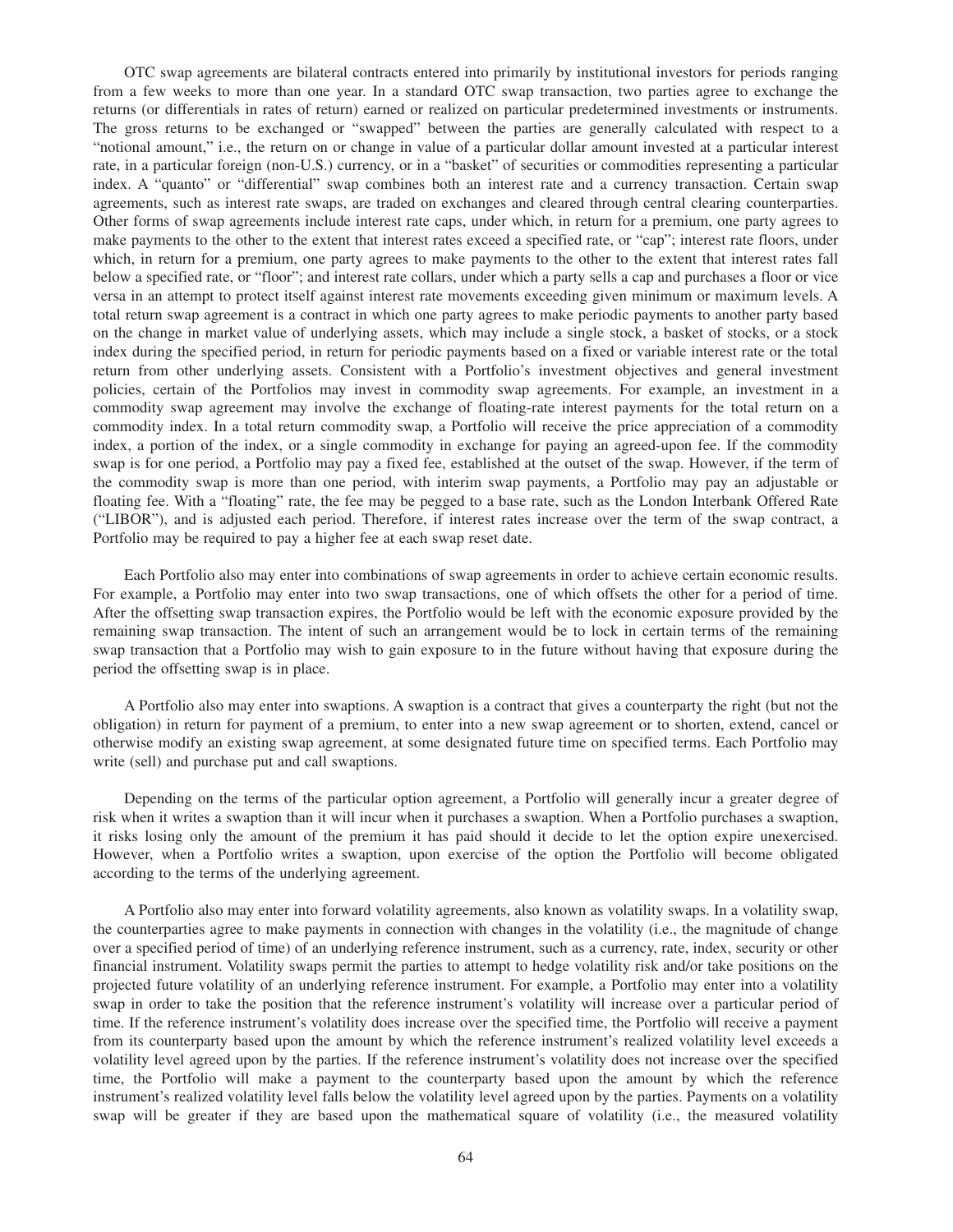OTC swap agreements are bilateral contracts entered into primarily by institutional investors for periods ranging from a few weeks to more than one year. In a standard OTC swap transaction, two parties agree to exchange the returns (or differentials in rates of return) earned or realized on particular predetermined investments or instruments. The gross returns to be exchanged or "swapped" between the parties are generally calculated with respect to a "notional amount," i.e., the return on or change in value of a particular dollar amount invested at a particular interest rate, in a particular foreign (non-U.S.) currency, or in a "basket" of securities or commodities representing a particular index. A "quanto" or "differential" swap combines both an interest rate and a currency transaction. Certain swap agreements, such as interest rate swaps, are traded on exchanges and cleared through central clearing counterparties. Other forms of swap agreements include interest rate caps, under which, in return for a premium, one party agrees to make payments to the other to the extent that interest rates exceed a specified rate, or "cap"; interest rate floors, under which, in return for a premium, one party agrees to make payments to the other to the extent that interest rates fall below a specified rate, or "floor"; and interest rate collars, under which a party sells a cap and purchases a floor or vice versa in an attempt to protect itself against interest rate movements exceeding given minimum or maximum levels. A total return swap agreement is a contract in which one party agrees to make periodic payments to another party based on the change in market value of underlying assets, which may include a single stock, a basket of stocks, or a stock index during the specified period, in return for periodic payments based on a fixed or variable interest rate or the total return from other underlying assets. Consistent with a Portfolio's investment objectives and general investment policies, certain of the Portfolios may invest in commodity swap agreements. For example, an investment in a commodity swap agreement may involve the exchange of floating-rate interest payments for the total return on a commodity index. In a total return commodity swap, a Portfolio will receive the price appreciation of a commodity index, a portion of the index, or a single commodity in exchange for paying an agreed-upon fee. If the commodity swap is for one period, a Portfolio may pay a fixed fee, established at the outset of the swap. However, if the term of the commodity swap is more than one period, with interim swap payments, a Portfolio may pay an adjustable or floating fee. With a "floating" rate, the fee may be pegged to a base rate, such as the London Interbank Offered Rate ("LIBOR"), and is adjusted each period. Therefore, if interest rates increase over the term of the swap contract, a Portfolio may be required to pay a higher fee at each swap reset date.

Each Portfolio also may enter into combinations of swap agreements in order to achieve certain economic results. For example, a Portfolio may enter into two swap transactions, one of which offsets the other for a period of time. After the offsetting swap transaction expires, the Portfolio would be left with the economic exposure provided by the remaining swap transaction. The intent of such an arrangement would be to lock in certain terms of the remaining swap transaction that a Portfolio may wish to gain exposure to in the future without having that exposure during the period the offsetting swap is in place.

A Portfolio also may enter into swaptions. A swaption is a contract that gives a counterparty the right (but not the obligation) in return for payment of a premium, to enter into a new swap agreement or to shorten, extend, cancel or otherwise modify an existing swap agreement, at some designated future time on specified terms. Each Portfolio may write (sell) and purchase put and call swaptions.

Depending on the terms of the particular option agreement, a Portfolio will generally incur a greater degree of risk when it writes a swaption than it will incur when it purchases a swaption. When a Portfolio purchases a swaption, it risks losing only the amount of the premium it has paid should it decide to let the option expire unexercised. However, when a Portfolio writes a swaption, upon exercise of the option the Portfolio will become obligated according to the terms of the underlying agreement.

A Portfolio also may enter into forward volatility agreements, also known as volatility swaps. In a volatility swap, the counterparties agree to make payments in connection with changes in the volatility (i.e., the magnitude of change over a specified period of time) of an underlying reference instrument, such as a currency, rate, index, security or other financial instrument. Volatility swaps permit the parties to attempt to hedge volatility risk and/or take positions on the projected future volatility of an underlying reference instrument. For example, a Portfolio may enter into a volatility swap in order to take the position that the reference instrument's volatility will increase over a particular period of time. If the reference instrument's volatility does increase over the specified time, the Portfolio will receive a payment from its counterparty based upon the amount by which the reference instrument's realized volatility level exceeds a volatility level agreed upon by the parties. If the reference instrument's volatility does not increase over the specified time, the Portfolio will make a payment to the counterparty based upon the amount by which the reference instrument's realized volatility level falls below the volatility level agreed upon by the parties. Payments on a volatility swap will be greater if they are based upon the mathematical square of volatility (i.e., the measured volatility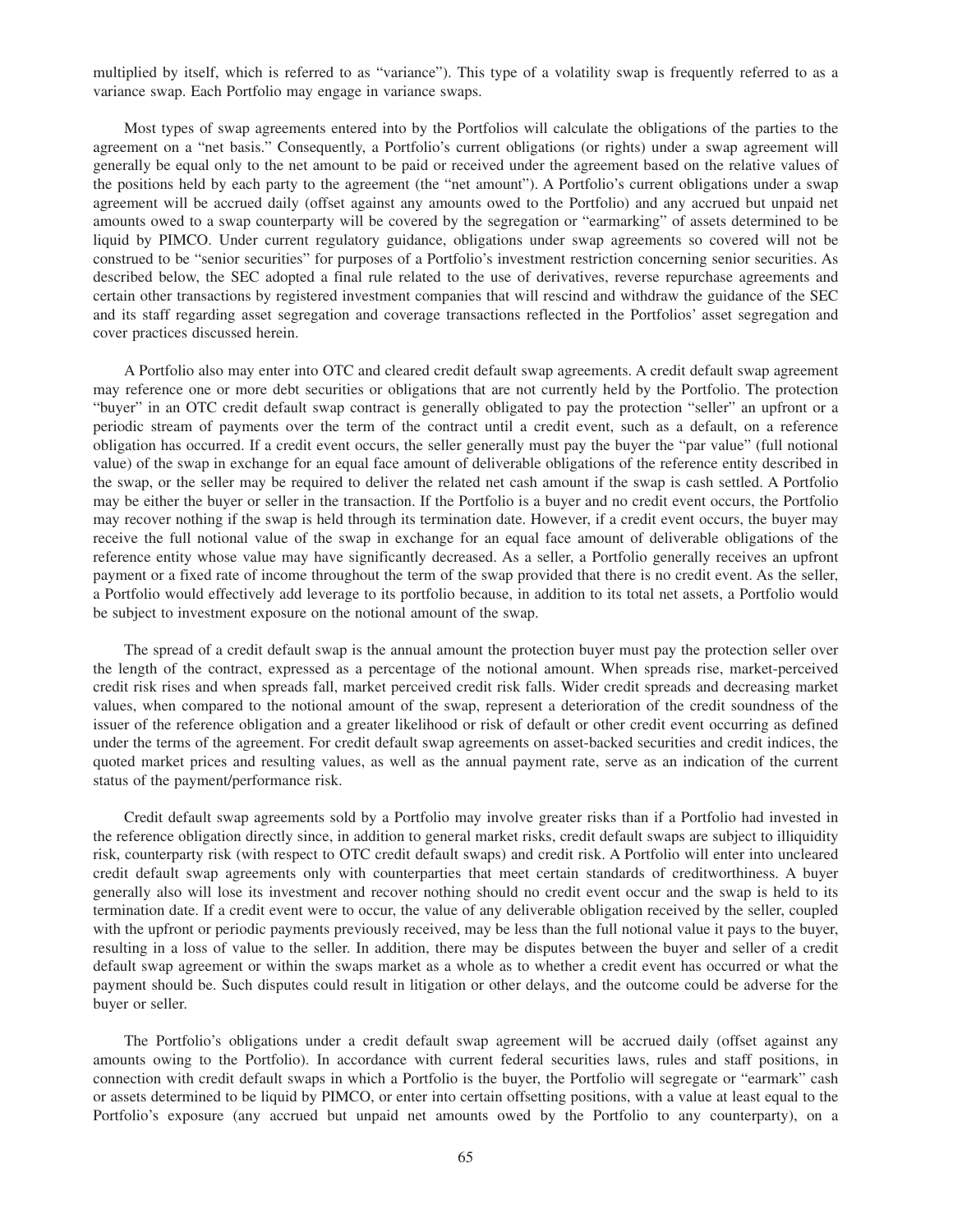multiplied by itself, which is referred to as "variance"). This type of a volatility swap is frequently referred to as a variance swap. Each Portfolio may engage in variance swaps.

Most types of swap agreements entered into by the Portfolios will calculate the obligations of the parties to the agreement on a "net basis." Consequently, a Portfolio's current obligations (or rights) under a swap agreement will generally be equal only to the net amount to be paid or received under the agreement based on the relative values of the positions held by each party to the agreement (the "net amount"). A Portfolio's current obligations under a swap agreement will be accrued daily (offset against any amounts owed to the Portfolio) and any accrued but unpaid net amounts owed to a swap counterparty will be covered by the segregation or "earmarking" of assets determined to be liquid by PIMCO. Under current regulatory guidance, obligations under swap agreements so covered will not be construed to be "senior securities" for purposes of a Portfolio's investment restriction concerning senior securities. As described below, the SEC adopted a final rule related to the use of derivatives, reverse repurchase agreements and certain other transactions by registered investment companies that will rescind and withdraw the guidance of the SEC and its staff regarding asset segregation and coverage transactions reflected in the Portfolios' asset segregation and cover practices discussed herein.

A Portfolio also may enter into OTC and cleared credit default swap agreements. A credit default swap agreement may reference one or more debt securities or obligations that are not currently held by the Portfolio. The protection "buyer" in an OTC credit default swap contract is generally obligated to pay the protection "seller" an upfront or a periodic stream of payments over the term of the contract until a credit event, such as a default, on a reference obligation has occurred. If a credit event occurs, the seller generally must pay the buyer the "par value" (full notional value) of the swap in exchange for an equal face amount of deliverable obligations of the reference entity described in the swap, or the seller may be required to deliver the related net cash amount if the swap is cash settled. A Portfolio may be either the buyer or seller in the transaction. If the Portfolio is a buyer and no credit event occurs, the Portfolio may recover nothing if the swap is held through its termination date. However, if a credit event occurs, the buyer may receive the full notional value of the swap in exchange for an equal face amount of deliverable obligations of the reference entity whose value may have significantly decreased. As a seller, a Portfolio generally receives an upfront payment or a fixed rate of income throughout the term of the swap provided that there is no credit event. As the seller, a Portfolio would effectively add leverage to its portfolio because, in addition to its total net assets, a Portfolio would be subject to investment exposure on the notional amount of the swap.

The spread of a credit default swap is the annual amount the protection buyer must pay the protection seller over the length of the contract, expressed as a percentage of the notional amount. When spreads rise, market-perceived credit risk rises and when spreads fall, market perceived credit risk falls. Wider credit spreads and decreasing market values, when compared to the notional amount of the swap, represent a deterioration of the credit soundness of the issuer of the reference obligation and a greater likelihood or risk of default or other credit event occurring as defined under the terms of the agreement. For credit default swap agreements on asset-backed securities and credit indices, the quoted market prices and resulting values, as well as the annual payment rate, serve as an indication of the current status of the payment/performance risk.

Credit default swap agreements sold by a Portfolio may involve greater risks than if a Portfolio had invested in the reference obligation directly since, in addition to general market risks, credit default swaps are subject to illiquidity risk, counterparty risk (with respect to OTC credit default swaps) and credit risk. A Portfolio will enter into uncleared credit default swap agreements only with counterparties that meet certain standards of creditworthiness. A buyer generally also will lose its investment and recover nothing should no credit event occur and the swap is held to its termination date. If a credit event were to occur, the value of any deliverable obligation received by the seller, coupled with the upfront or periodic payments previously received, may be less than the full notional value it pays to the buyer, resulting in a loss of value to the seller. In addition, there may be disputes between the buyer and seller of a credit default swap agreement or within the swaps market as a whole as to whether a credit event has occurred or what the payment should be. Such disputes could result in litigation or other delays, and the outcome could be adverse for the buyer or seller.

The Portfolio's obligations under a credit default swap agreement will be accrued daily (offset against any amounts owing to the Portfolio). In accordance with current federal securities laws, rules and staff positions, in connection with credit default swaps in which a Portfolio is the buyer, the Portfolio will segregate or "earmark" cash or assets determined to be liquid by PIMCO, or enter into certain offsetting positions, with a value at least equal to the Portfolio's exposure (any accrued but unpaid net amounts owed by the Portfolio to any counterparty), on a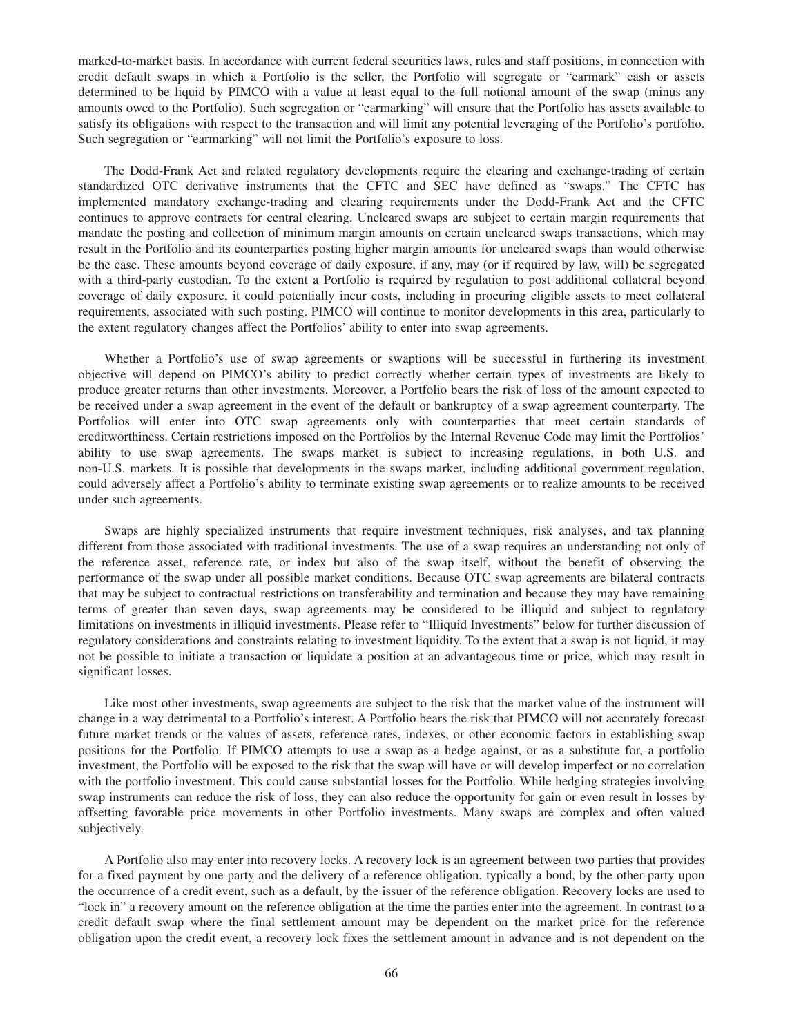marked-to-market basis. In accordance with current federal securities laws, rules and staff positions, in connection with credit default swaps in which a Portfolio is the seller, the Portfolio will segregate or "earmark" cash or assets determined to be liquid by PIMCO with a value at least equal to the full notional amount of the swap (minus any amounts owed to the Portfolio). Such segregation or "earmarking" will ensure that the Portfolio has assets available to satisfy its obligations with respect to the transaction and will limit any potential leveraging of the Portfolio's portfolio. Such segregation or "earmarking" will not limit the Portfolio's exposure to loss.

The Dodd-Frank Act and related regulatory developments require the clearing and exchange-trading of certain standardized OTC derivative instruments that the CFTC and SEC have defined as "swaps." The CFTC has implemented mandatory exchange-trading and clearing requirements under the Dodd-Frank Act and the CFTC continues to approve contracts for central clearing. Uncleared swaps are subject to certain margin requirements that mandate the posting and collection of minimum margin amounts on certain uncleared swaps transactions, which may result in the Portfolio and its counterparties posting higher margin amounts for uncleared swaps than would otherwise be the case. These amounts beyond coverage of daily exposure, if any, may (or if required by law, will) be segregated with a third-party custodian. To the extent a Portfolio is required by regulation to post additional collateral beyond coverage of daily exposure, it could potentially incur costs, including in procuring eligible assets to meet collateral requirements, associated with such posting. PIMCO will continue to monitor developments in this area, particularly to the extent regulatory changes affect the Portfolios' ability to enter into swap agreements.

Whether a Portfolio's use of swap agreements or swaptions will be successful in furthering its investment objective will depend on PIMCO's ability to predict correctly whether certain types of investments are likely to produce greater returns than other investments. Moreover, a Portfolio bears the risk of loss of the amount expected to be received under a swap agreement in the event of the default or bankruptcy of a swap agreement counterparty. The Portfolios will enter into OTC swap agreements only with counterparties that meet certain standards of creditworthiness. Certain restrictions imposed on the Portfolios by the Internal Revenue Code may limit the Portfolios' ability to use swap agreements. The swaps market is subject to increasing regulations, in both U.S. and non-U.S. markets. It is possible that developments in the swaps market, including additional government regulation, could adversely affect a Portfolio's ability to terminate existing swap agreements or to realize amounts to be received under such agreements.

Swaps are highly specialized instruments that require investment techniques, risk analyses, and tax planning different from those associated with traditional investments. The use of a swap requires an understanding not only of the reference asset, reference rate, or index but also of the swap itself, without the benefit of observing the performance of the swap under all possible market conditions. Because OTC swap agreements are bilateral contracts that may be subject to contractual restrictions on transferability and termination and because they may have remaining terms of greater than seven days, swap agreements may be considered to be illiquid and subject to regulatory limitations on investments in illiquid investments. Please refer to "Illiquid Investments" below for further discussion of regulatory considerations and constraints relating to investment liquidity. To the extent that a swap is not liquid, it may not be possible to initiate a transaction or liquidate a position at an advantageous time or price, which may result in significant losses.

Like most other investments, swap agreements are subject to the risk that the market value of the instrument will change in a way detrimental to a Portfolio's interest. A Portfolio bears the risk that PIMCO will not accurately forecast future market trends or the values of assets, reference rates, indexes, or other economic factors in establishing swap positions for the Portfolio. If PIMCO attempts to use a swap as a hedge against, or as a substitute for, a portfolio investment, the Portfolio will be exposed to the risk that the swap will have or will develop imperfect or no correlation with the portfolio investment. This could cause substantial losses for the Portfolio. While hedging strategies involving swap instruments can reduce the risk of loss, they can also reduce the opportunity for gain or even result in losses by offsetting favorable price movements in other Portfolio investments. Many swaps are complex and often valued subjectively.

A Portfolio also may enter into recovery locks. A recovery lock is an agreement between two parties that provides for a fixed payment by one party and the delivery of a reference obligation, typically a bond, by the other party upon the occurrence of a credit event, such as a default, by the issuer of the reference obligation. Recovery locks are used to "lock in" a recovery amount on the reference obligation at the time the parties enter into the agreement. In contrast to a credit default swap where the final settlement amount may be dependent on the market price for the reference obligation upon the credit event, a recovery lock fixes the settlement amount in advance and is not dependent on the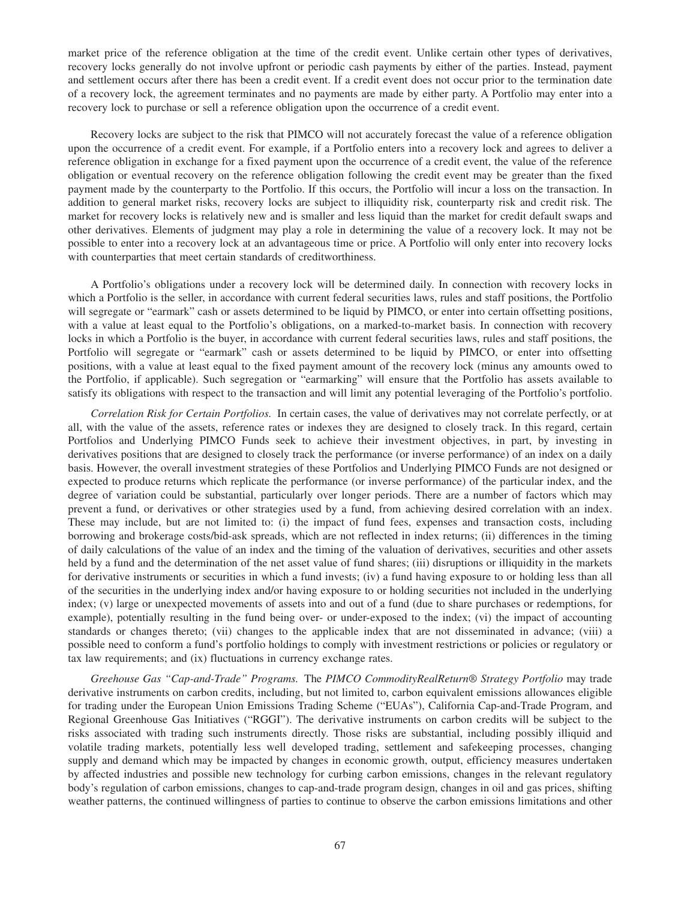market price of the reference obligation at the time of the credit event. Unlike certain other types of derivatives, recovery locks generally do not involve upfront or periodic cash payments by either of the parties. Instead, payment and settlement occurs after there has been a credit event. If a credit event does not occur prior to the termination date of a recovery lock, the agreement terminates and no payments are made by either party. A Portfolio may enter into a recovery lock to purchase or sell a reference obligation upon the occurrence of a credit event.

Recovery locks are subject to the risk that PIMCO will not accurately forecast the value of a reference obligation upon the occurrence of a credit event. For example, if a Portfolio enters into a recovery lock and agrees to deliver a reference obligation in exchange for a fixed payment upon the occurrence of a credit event, the value of the reference obligation or eventual recovery on the reference obligation following the credit event may be greater than the fixed payment made by the counterparty to the Portfolio. If this occurs, the Portfolio will incur a loss on the transaction. In addition to general market risks, recovery locks are subject to illiquidity risk, counterparty risk and credit risk. The market for recovery locks is relatively new and is smaller and less liquid than the market for credit default swaps and other derivatives. Elements of judgment may play a role in determining the value of a recovery lock. It may not be possible to enter into a recovery lock at an advantageous time or price. A Portfolio will only enter into recovery locks with counterparties that meet certain standards of creditworthiness.

A Portfolio's obligations under a recovery lock will be determined daily. In connection with recovery locks in which a Portfolio is the seller, in accordance with current federal securities laws, rules and staff positions, the Portfolio will segregate or "earmark" cash or assets determined to be liquid by PIMCO, or enter into certain offsetting positions, with a value at least equal to the Portfolio's obligations, on a marked-to-market basis. In connection with recovery locks in which a Portfolio is the buyer, in accordance with current federal securities laws, rules and staff positions, the Portfolio will segregate or "earmark" cash or assets determined to be liquid by PIMCO, or enter into offsetting positions, with a value at least equal to the fixed payment amount of the recovery lock (minus any amounts owed to the Portfolio, if applicable). Such segregation or "earmarking" will ensure that the Portfolio has assets available to satisfy its obligations with respect to the transaction and will limit any potential leveraging of the Portfolio's portfolio.

*Correlation Risk for Certain Portfolios.* In certain cases, the value of derivatives may not correlate perfectly, or at all, with the value of the assets, reference rates or indexes they are designed to closely track. In this regard, certain Portfolios and Underlying PIMCO Funds seek to achieve their investment objectives, in part, by investing in derivatives positions that are designed to closely track the performance (or inverse performance) of an index on a daily basis. However, the overall investment strategies of these Portfolios and Underlying PIMCO Funds are not designed or expected to produce returns which replicate the performance (or inverse performance) of the particular index, and the degree of variation could be substantial, particularly over longer periods. There are a number of factors which may prevent a fund, or derivatives or other strategies used by a fund, from achieving desired correlation with an index. These may include, but are not limited to: (i) the impact of fund fees, expenses and transaction costs, including borrowing and brokerage costs/bid-ask spreads, which are not reflected in index returns; (ii) differences in the timing of daily calculations of the value of an index and the timing of the valuation of derivatives, securities and other assets held by a fund and the determination of the net asset value of fund shares; (iii) disruptions or illiquidity in the markets for derivative instruments or securities in which a fund invests; (iv) a fund having exposure to or holding less than all of the securities in the underlying index and/or having exposure to or holding securities not included in the underlying index; (v) large or unexpected movements of assets into and out of a fund (due to share purchases or redemptions, for example), potentially resulting in the fund being over- or under-exposed to the index; (vi) the impact of accounting standards or changes thereto; (vii) changes to the applicable index that are not disseminated in advance; (viii) a possible need to conform a fund's portfolio holdings to comply with investment restrictions or policies or regulatory or tax law requirements; and (ix) fluctuations in currency exchange rates.

*Greehouse Gas "Cap-and-Trade" Programs.* The *PIMCO CommodityRealReturn® Strategy Portfolio* may trade derivative instruments on carbon credits, including, but not limited to, carbon equivalent emissions allowances eligible for trading under the European Union Emissions Trading Scheme ("EUAs"), California Cap-and-Trade Program, and Regional Greenhouse Gas Initiatives ("RGGI"). The derivative instruments on carbon credits will be subject to the risks associated with trading such instruments directly. Those risks are substantial, including possibly illiquid and volatile trading markets, potentially less well developed trading, settlement and safekeeping processes, changing supply and demand which may be impacted by changes in economic growth, output, efficiency measures undertaken by affected industries and possible new technology for curbing carbon emissions, changes in the relevant regulatory body's regulation of carbon emissions, changes to cap-and-trade program design, changes in oil and gas prices, shifting weather patterns, the continued willingness of parties to continue to observe the carbon emissions limitations and other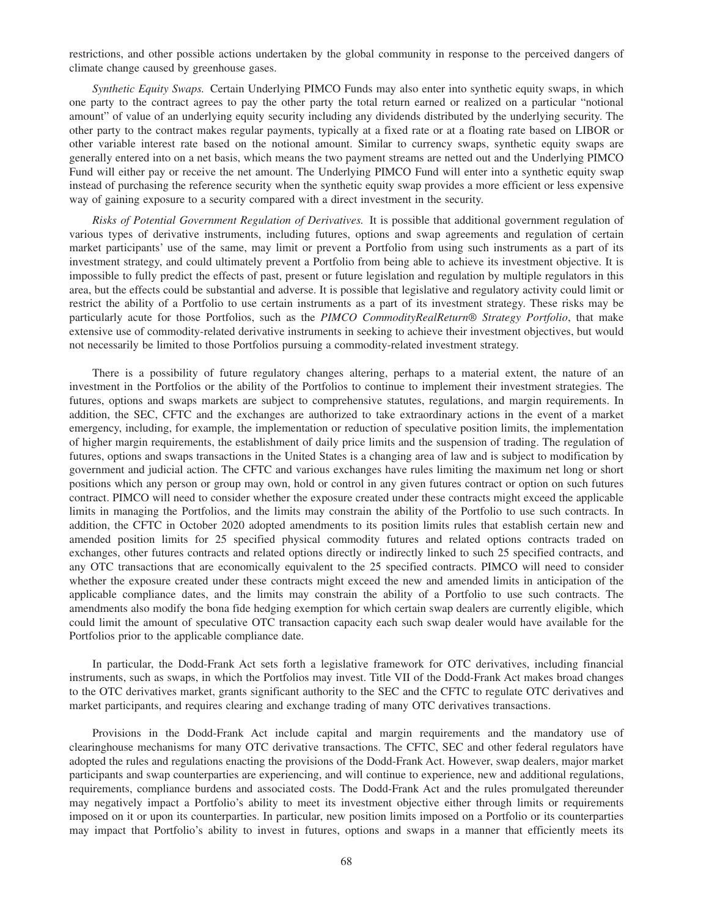restrictions, and other possible actions undertaken by the global community in response to the perceived dangers of climate change caused by greenhouse gases.

*Synthetic Equity Swaps.* Certain Underlying PIMCO Funds may also enter into synthetic equity swaps, in which one party to the contract agrees to pay the other party the total return earned or realized on a particular "notional amount" of value of an underlying equity security including any dividends distributed by the underlying security. The other party to the contract makes regular payments, typically at a fixed rate or at a floating rate based on LIBOR or other variable interest rate based on the notional amount. Similar to currency swaps, synthetic equity swaps are generally entered into on a net basis, which means the two payment streams are netted out and the Underlying PIMCO Fund will either pay or receive the net amount. The Underlying PIMCO Fund will enter into a synthetic equity swap instead of purchasing the reference security when the synthetic equity swap provides a more efficient or less expensive way of gaining exposure to a security compared with a direct investment in the security.

*Risks of Potential Government Regulation of Derivatives.* It is possible that additional government regulation of various types of derivative instruments, including futures, options and swap agreements and regulation of certain market participants' use of the same, may limit or prevent a Portfolio from using such instruments as a part of its investment strategy, and could ultimately prevent a Portfolio from being able to achieve its investment objective. It is impossible to fully predict the effects of past, present or future legislation and regulation by multiple regulators in this area, but the effects could be substantial and adverse. It is possible that legislative and regulatory activity could limit or restrict the ability of a Portfolio to use certain instruments as a part of its investment strategy. These risks may be particularly acute for those Portfolios, such as the *PIMCO CommodityRealReturn® Strategy Portfolio*, that make extensive use of commodity-related derivative instruments in seeking to achieve their investment objectives, but would not necessarily be limited to those Portfolios pursuing a commodity-related investment strategy.

There is a possibility of future regulatory changes altering, perhaps to a material extent, the nature of an investment in the Portfolios or the ability of the Portfolios to continue to implement their investment strategies. The futures, options and swaps markets are subject to comprehensive statutes, regulations, and margin requirements. In addition, the SEC, CFTC and the exchanges are authorized to take extraordinary actions in the event of a market emergency, including, for example, the implementation or reduction of speculative position limits, the implementation of higher margin requirements, the establishment of daily price limits and the suspension of trading. The regulation of futures, options and swaps transactions in the United States is a changing area of law and is subject to modification by government and judicial action. The CFTC and various exchanges have rules limiting the maximum net long or short positions which any person or group may own, hold or control in any given futures contract or option on such futures contract. PIMCO will need to consider whether the exposure created under these contracts might exceed the applicable limits in managing the Portfolios, and the limits may constrain the ability of the Portfolio to use such contracts. In addition, the CFTC in October 2020 adopted amendments to its position limits rules that establish certain new and amended position limits for 25 specified physical commodity futures and related options contracts traded on exchanges, other futures contracts and related options directly or indirectly linked to such 25 specified contracts, and any OTC transactions that are economically equivalent to the 25 specified contracts. PIMCO will need to consider whether the exposure created under these contracts might exceed the new and amended limits in anticipation of the applicable compliance dates, and the limits may constrain the ability of a Portfolio to use such contracts. The amendments also modify the bona fide hedging exemption for which certain swap dealers are currently eligible, which could limit the amount of speculative OTC transaction capacity each such swap dealer would have available for the Portfolios prior to the applicable compliance date.

In particular, the Dodd-Frank Act sets forth a legislative framework for OTC derivatives, including financial instruments, such as swaps, in which the Portfolios may invest. Title VII of the Dodd-Frank Act makes broad changes to the OTC derivatives market, grants significant authority to the SEC and the CFTC to regulate OTC derivatives and market participants, and requires clearing and exchange trading of many OTC derivatives transactions.

Provisions in the Dodd-Frank Act include capital and margin requirements and the mandatory use of clearinghouse mechanisms for many OTC derivative transactions. The CFTC, SEC and other federal regulators have adopted the rules and regulations enacting the provisions of the Dodd-Frank Act. However, swap dealers, major market participants and swap counterparties are experiencing, and will continue to experience, new and additional regulations, requirements, compliance burdens and associated costs. The Dodd-Frank Act and the rules promulgated thereunder may negatively impact a Portfolio's ability to meet its investment objective either through limits or requirements imposed on it or upon its counterparties. In particular, new position limits imposed on a Portfolio or its counterparties may impact that Portfolio's ability to invest in futures, options and swaps in a manner that efficiently meets its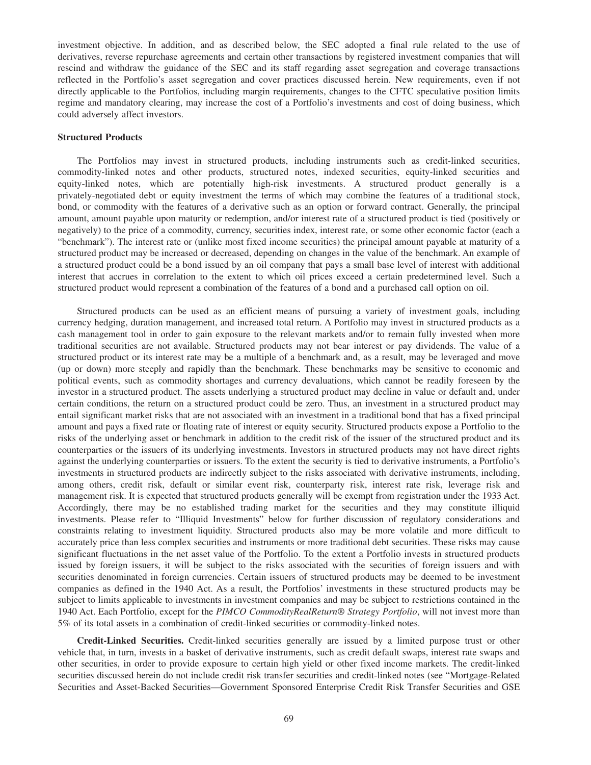investment objective. In addition, and as described below, the SEC adopted a final rule related to the use of derivatives, reverse repurchase agreements and certain other transactions by registered investment companies that will rescind and withdraw the guidance of the SEC and its staff regarding asset segregation and coverage transactions reflected in the Portfolio's asset segregation and cover practices discussed herein. New requirements, even if not directly applicable to the Portfolios, including margin requirements, changes to the CFTC speculative position limits regime and mandatory clearing, may increase the cost of a Portfolio's investments and cost of doing business, which could adversely affect investors.

**Structured Products**

The Portfolios may invest in structured products, including instruments such as credit-linked securities, commodity-linked notes and other products, structured notes, indexed securities, equity-linked securities and equity-linked notes, which are potentially high-risk investments. A structured product generally is a privately-negotiated debt or equity investment the terms of which may combine the features of a traditional stock, bond, or commodity with the features of a derivative such as an option or forward contract. Generally, the principal amount, amount payable upon maturity or redemption, and/or interest rate of a structured product is tied (positively or negatively) to the price of a commodity, currency, securities index, interest rate, or some other economic factor (each a "benchmark"). The interest rate or (unlike most fixed income securities) the principal amount payable at maturity of a structured product may be increased or decreased, depending on changes in the value of the benchmark. An example of a structured product could be a bond issued by an oil company that pays a small base level of interest with additional interest that accrues in correlation to the extent to which oil prices exceed a certain predetermined level. Such a structured product would represent a combination of the features of a bond and a purchased call option on oil.

Structured products can be used as an efficient means of pursuing a variety of investment goals, including currency hedging, duration management, and increased total return. A Portfolio may invest in structured products as a cash management tool in order to gain exposure to the relevant markets and/or to remain fully invested when more traditional securities are not available. Structured products may not bear interest or pay dividends. The value of a structured product or its interest rate may be a multiple of a benchmark and, as a result, may be leveraged and move (up or down) more steeply and rapidly than the benchmark. These benchmarks may be sensitive to economic and political events, such as commodity shortages and currency devaluations, which cannot be readily foreseen by the investor in a structured product. The assets underlying a structured product may decline in value or default and, under certain conditions, the return on a structured product could be zero. Thus, an investment in a structured product may entail significant market risks that are not associated with an investment in a traditional bond that has a fixed principal amount and pays a fixed rate or floating rate of interest or equity security. Structured products expose a Portfolio to the risks of the underlying asset or benchmark in addition to the credit risk of the issuer of the structured product and its counterparties or the issuers of its underlying investments. Investors in structured products may not have direct rights against the underlying counterparties or issuers. To the extent the security is tied to derivative instruments, a Portfolio's investments in structured products are indirectly subject to the risks associated with derivative instruments, including, among others, credit risk, default or similar event risk, counterparty risk, interest rate risk, leverage risk and management risk. It is expected that structured products generally will be exempt from registration under the 1933 Act. Accordingly, there may be no established trading market for the securities and they may constitute illiquid investments. Please refer to "Illiquid Investments" below for further discussion of regulatory considerations and constraints relating to investment liquidity. Structured products also may be more volatile and more difficult to accurately price than less complex securities and instruments or more traditional debt securities. These risks may cause significant fluctuations in the net asset value of the Portfolio. To the extent a Portfolio invests in structured products issued by foreign issuers, it will be subject to the risks associated with the securities of foreign issuers and with securities denominated in foreign currencies. Certain issuers of structured products may be deemed to be investment companies as defined in the 1940 Act. As a result, the Portfolios' investments in these structured products may be subject to limits applicable to investments in investment companies and may be subject to restrictions contained in the 1940 Act. Each Portfolio, except for the *PIMCO CommodityRealReturn® Strategy Portfolio*, will not invest more than 5% of its total assets in a combination of credit-linked securities or commodity-linked notes.

**Credit-Linked Securities.** Credit-linked securities generally are issued by a limited purpose trust or other vehicle that, in turn, invests in a basket of derivative instruments, such as credit default swaps, interest rate swaps and other securities, in order to provide exposure to certain high yield or other fixed income markets. The credit-linked securities discussed herein do not include credit risk transfer securities and credit-linked notes (see "Mortgage-Related Securities and Asset-Backed Securities—Government Sponsored Enterprise Credit Risk Transfer Securities and GSE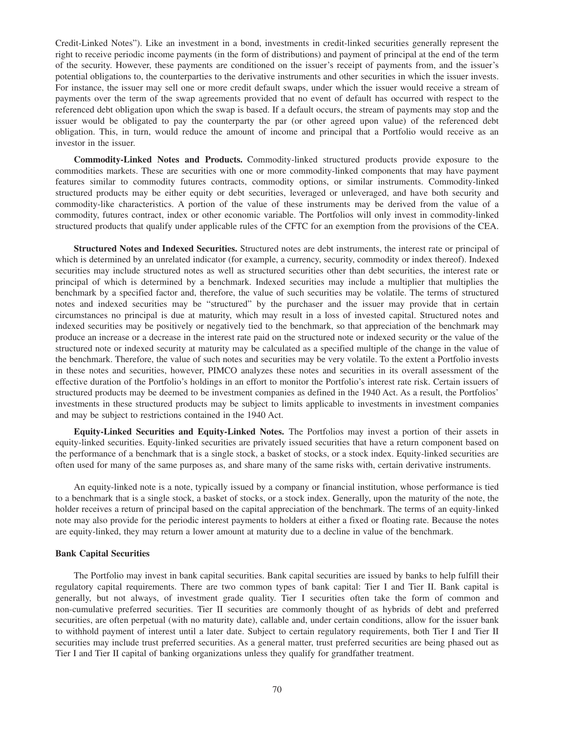Credit-Linked Notes"). Like an investment in a bond, investments in credit-linked securities generally represent the right to receive periodic income payments (in the form of distributions) and payment of principal at the end of the term of the security. However, these payments are conditioned on the issuer's receipt of payments from, and the issuer's potential obligations to, the counterparties to the derivative instruments and other securities in which the issuer invests. For instance, the issuer may sell one or more credit default swaps, under which the issuer would receive a stream of payments over the term of the swap agreements provided that no event of default has occurred with respect to the referenced debt obligation upon which the swap is based. If a default occurs, the stream of payments may stop and the issuer would be obligated to pay the counterparty the par (or other agreed upon value) of the referenced debt obligation. This, in turn, would reduce the amount of income and principal that a Portfolio would receive as an investor in the issuer.

**Commodity-Linked Notes and Products.** Commodity-linked structured products provide exposure to the commodities markets. These are securities with one or more commodity-linked components that may have payment features similar to commodity futures contracts, commodity options, or similar instruments. Commodity-linked structured products may be either equity or debt securities, leveraged or unleveraged, and have both security and commodity-like characteristics. A portion of the value of these instruments may be derived from the value of a commodity, futures contract, index or other economic variable. The Portfolios will only invest in commodity-linked structured products that qualify under applicable rules of the CFTC for an exemption from the provisions of the CEA.

**Structured Notes and Indexed Securities.** Structured notes are debt instruments, the interest rate or principal of which is determined by an unrelated indicator (for example, a currency, security, commodity or index thereof). Indexed securities may include structured notes as well as structured securities other than debt securities, the interest rate or principal of which is determined by a benchmark. Indexed securities may include a multiplier that multiplies the benchmark by a specified factor and, therefore, the value of such securities may be volatile. The terms of structured notes and indexed securities may be "structured" by the purchaser and the issuer may provide that in certain circumstances no principal is due at maturity, which may result in a loss of invested capital. Structured notes and indexed securities may be positively or negatively tied to the benchmark, so that appreciation of the benchmark may produce an increase or a decrease in the interest rate paid on the structured note or indexed security or the value of the structured note or indexed security at maturity may be calculated as a specified multiple of the change in the value of the benchmark. Therefore, the value of such notes and securities may be very volatile. To the extent a Portfolio invests in these notes and securities, however, PIMCO analyzes these notes and securities in its overall assessment of the effective duration of the Portfolio's holdings in an effort to monitor the Portfolio's interest rate risk. Certain issuers of structured products may be deemed to be investment companies as defined in the 1940 Act. As a result, the Portfolios' investments in these structured products may be subject to limits applicable to investments in investment companies and may be subject to restrictions contained in the 1940 Act.

**Equity-Linked Securities and Equity-Linked Notes.** The Portfolios may invest a portion of their assets in equity-linked securities. Equity-linked securities are privately issued securities that have a return component based on the performance of a benchmark that is a single stock, a basket of stocks, or a stock index. Equity-linked securities are often used for many of the same purposes as, and share many of the same risks with, certain derivative instruments.

An equity-linked note is a note, typically issued by a company or financial institution, whose performance is tied to a benchmark that is a single stock, a basket of stocks, or a stock index. Generally, upon the maturity of the note, the holder receives a return of principal based on the capital appreciation of the benchmark. The terms of an equity-linked note may also provide for the periodic interest payments to holders at either a fixed or floating rate. Because the notes are equity-linked, they may return a lower amount at maturity due to a decline in value of the benchmark.

**Bank Capital Securities**

The Portfolio may invest in bank capital securities. Bank capital securities are issued by banks to help fulfill their regulatory capital requirements. There are two common types of bank capital: Tier I and Tier II. Bank capital is generally, but not always, of investment grade quality. Tier I securities often take the form of common and non-cumulative preferred securities. Tier II securities are commonly thought of as hybrids of debt and preferred securities, are often perpetual (with no maturity date), callable and, under certain conditions, allow for the issuer bank to withhold payment of interest until a later date. Subject to certain regulatory requirements, both Tier I and Tier II securities may include trust preferred securities. As a general matter, trust preferred securities are being phased out as Tier I and Tier II capital of banking organizations unless they qualify for grandfather treatment.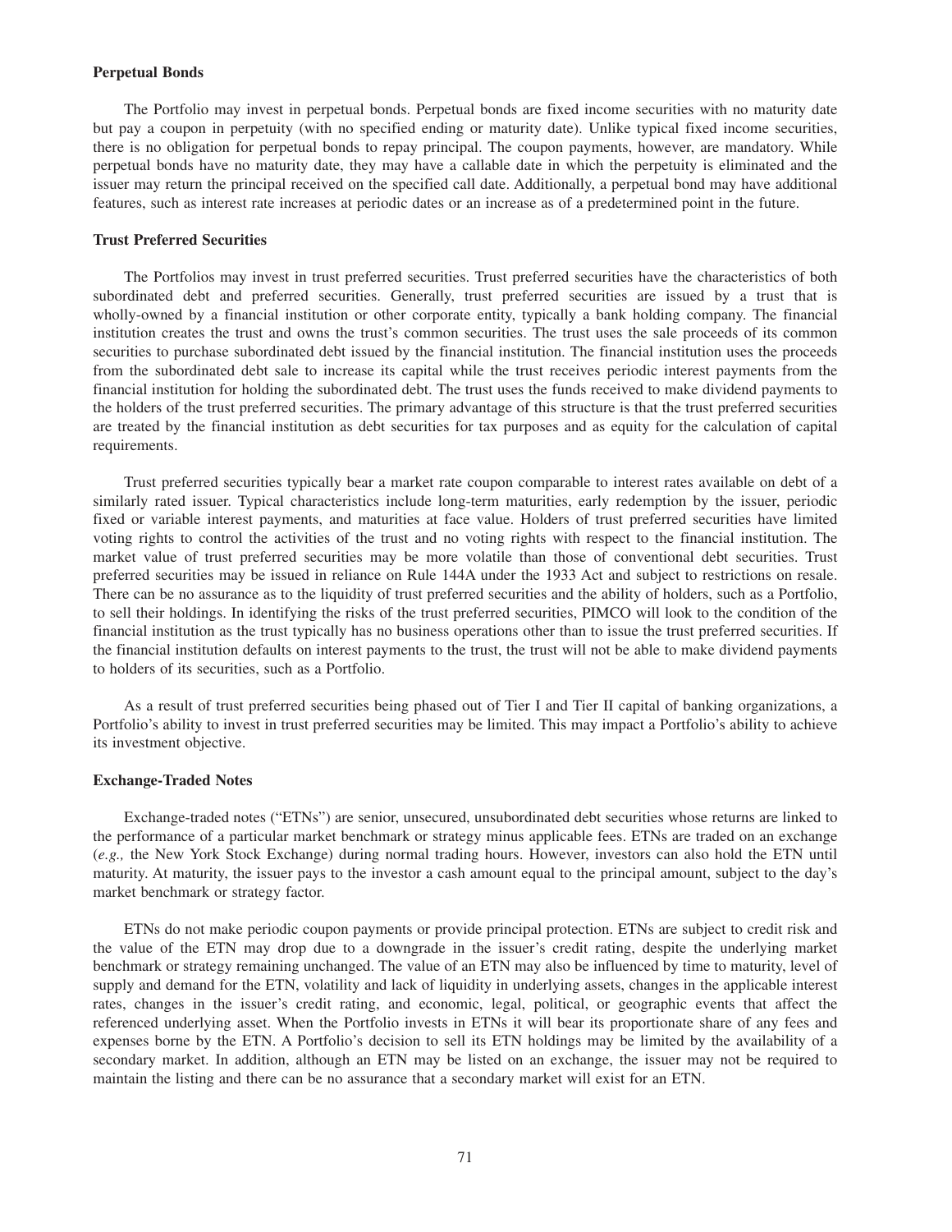**Perpetual Bonds**

The Portfolio may invest in perpetual bonds. Perpetual bonds are fixed income securities with no maturity date but pay a coupon in perpetuity (with no specified ending or maturity date). Unlike typical fixed income securities, there is no obligation for perpetual bonds to repay principal. The coupon payments, however, are mandatory. While perpetual bonds have no maturity date, they may have a callable date in which the perpetuity is eliminated and the issuer may return the principal received on the specified call date. Additionally, a perpetual bond may have additional features, such as interest rate increases at periodic dates or an increase as of a predetermined point in the future.

**Trust Preferred Securities**

The Portfolios may invest in trust preferred securities. Trust preferred securities have the characteristics of both subordinated debt and preferred securities. Generally, trust preferred securities are issued by a trust that is wholly-owned by a financial institution or other corporate entity, typically a bank holding company. The financial institution creates the trust and owns the trust's common securities. The trust uses the sale proceeds of its common securities to purchase subordinated debt issued by the financial institution. The financial institution uses the proceeds from the subordinated debt sale to increase its capital while the trust receives periodic interest payments from the financial institution for holding the subordinated debt. The trust uses the funds received to make dividend payments to the holders of the trust preferred securities. The primary advantage of this structure is that the trust preferred securities are treated by the financial institution as debt securities for tax purposes and as equity for the calculation of capital requirements.

Trust preferred securities typically bear a market rate coupon comparable to interest rates available on debt of a similarly rated issuer. Typical characteristics include long-term maturities, early redemption by the issuer, periodic fixed or variable interest payments, and maturities at face value. Holders of trust preferred securities have limited voting rights to control the activities of the trust and no voting rights with respect to the financial institution. The market value of trust preferred securities may be more volatile than those of conventional debt securities. Trust preferred securities may be issued in reliance on Rule 144A under the 1933 Act and subject to restrictions on resale. There can be no assurance as to the liquidity of trust preferred securities and the ability of holders, such as a Portfolio, to sell their holdings. In identifying the risks of the trust preferred securities, PIMCO will look to the condition of the financial institution as the trust typically has no business operations other than to issue the trust preferred securities. If the financial institution defaults on interest payments to the trust, the trust will not be able to make dividend payments to holders of its securities, such as a Portfolio.

As a result of trust preferred securities being phased out of Tier I and Tier II capital of banking organizations, a Portfolio's ability to invest in trust preferred securities may be limited. This may impact a Portfolio's ability to achieve its investment objective.

**Exchange-Traded Notes**

Exchange-traded notes ("ETNs") are senior, unsecured, unsubordinated debt securities whose returns are linked to the performance of a particular market benchmark or strategy minus applicable fees. ETNs are traded on an exchange (*e.g.,* the New York Stock Exchange) during normal trading hours. However, investors can also hold the ETN until maturity. At maturity, the issuer pays to the investor a cash amount equal to the principal amount, subject to the day's market benchmark or strategy factor.

ETNs do not make periodic coupon payments or provide principal protection. ETNs are subject to credit risk and the value of the ETN may drop due to a downgrade in the issuer's credit rating, despite the underlying market benchmark or strategy remaining unchanged. The value of an ETN may also be influenced by time to maturity, level of supply and demand for the ETN, volatility and lack of liquidity in underlying assets, changes in the applicable interest rates, changes in the issuer's credit rating, and economic, legal, political, or geographic events that affect the referenced underlying asset. When the Portfolio invests in ETNs it will bear its proportionate share of any fees and expenses borne by the ETN. A Portfolio's decision to sell its ETN holdings may be limited by the availability of a secondary market. In addition, although an ETN may be listed on an exchange, the issuer may not be required to maintain the listing and there can be no assurance that a secondary market will exist for an ETN.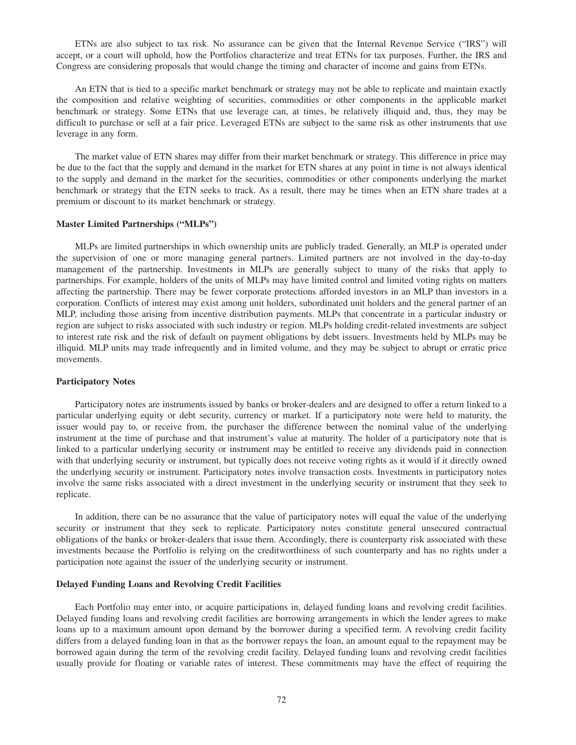ETNs are also subject to tax risk. No assurance can be given that the Internal Revenue Service ("IRS") will accept, or a court will uphold, how the Portfolios characterize and treat ETNs for tax purposes. Further, the IRS and Congress are considering proposals that would change the timing and character of income and gains from ETNs.

An ETN that is tied to a specific market benchmark or strategy may not be able to replicate and maintain exactly the composition and relative weighting of securities, commodities or other components in the applicable market benchmark or strategy. Some ETNs that use leverage can, at times, be relatively illiquid and, thus, they may be difficult to purchase or sell at a fair price. Leveraged ETNs are subject to the same risk as other instruments that use leverage in any form.

The market value of ETN shares may differ from their market benchmark or strategy. This difference in price may be due to the fact that the supply and demand in the market for ETN shares at any point in time is not always identical to the supply and demand in the market for the securities, commodities or other components underlying the market benchmark or strategy that the ETN seeks to track. As a result, there may be times when an ETN share trades at a premium or discount to its market benchmark or strategy.

**Master Limited Partnerships ("MLPs")**

MLPs are limited partnerships in which ownership units are publicly traded. Generally, an MLP is operated under the supervision of one or more managing general partners. Limited partners are not involved in the day-to-day management of the partnership. Investments in MLPs are generally subject to many of the risks that apply to partnerships. For example, holders of the units of MLPs may have limited control and limited voting rights on matters affecting the partnership. There may be fewer corporate protections afforded investors in an MLP than investors in a corporation. Conflicts of interest may exist among unit holders, subordinated unit holders and the general partner of an MLP, including those arising from incentive distribution payments. MLPs that concentrate in a particular industry or region are subject to risks associated with such industry or region. MLPs holding credit-related investments are subject to interest rate risk and the risk of default on payment obligations by debt issuers. Investments held by MLPs may be illiquid. MLP units may trade infrequently and in limited volume, and they may be subject to abrupt or erratic price movements.

**Participatory Notes**

Participatory notes are instruments issued by banks or broker-dealers and are designed to offer a return linked to a particular underlying equity or debt security, currency or market. If a participatory note were held to maturity, the issuer would pay to, or receive from, the purchaser the difference between the nominal value of the underlying instrument at the time of purchase and that instrument's value at maturity. The holder of a participatory note that is linked to a particular underlying security or instrument may be entitled to receive any dividends paid in connection with that underlying security or instrument, but typically does not receive voting rights as it would if it directly owned the underlying security or instrument. Participatory notes involve transaction costs. Investments in participatory notes involve the same risks associated with a direct investment in the underlying security or instrument that they seek to replicate.

In addition, there can be no assurance that the value of participatory notes will equal the value of the underlying security or instrument that they seek to replicate. Participatory notes constitute general unsecured contractual obligations of the banks or broker-dealers that issue them. Accordingly, there is counterparty risk associated with these investments because the Portfolio is relying on the creditworthiness of such counterparty and has no rights under a participation note against the issuer of the underlying security or instrument.

**Delayed Funding Loans and Revolving Credit Facilities**

Each Portfolio may enter into, or acquire participations in, delayed funding loans and revolving credit facilities. Delayed funding loans and revolving credit facilities are borrowing arrangements in which the lender agrees to make loans up to a maximum amount upon demand by the borrower during a specified term. A revolving credit facility differs from a delayed funding loan in that as the borrower repays the loan, an amount equal to the repayment may be borrowed again during the term of the revolving credit facility. Delayed funding loans and revolving credit facilities usually provide for floating or variable rates of interest. These commitments may have the effect of requiring the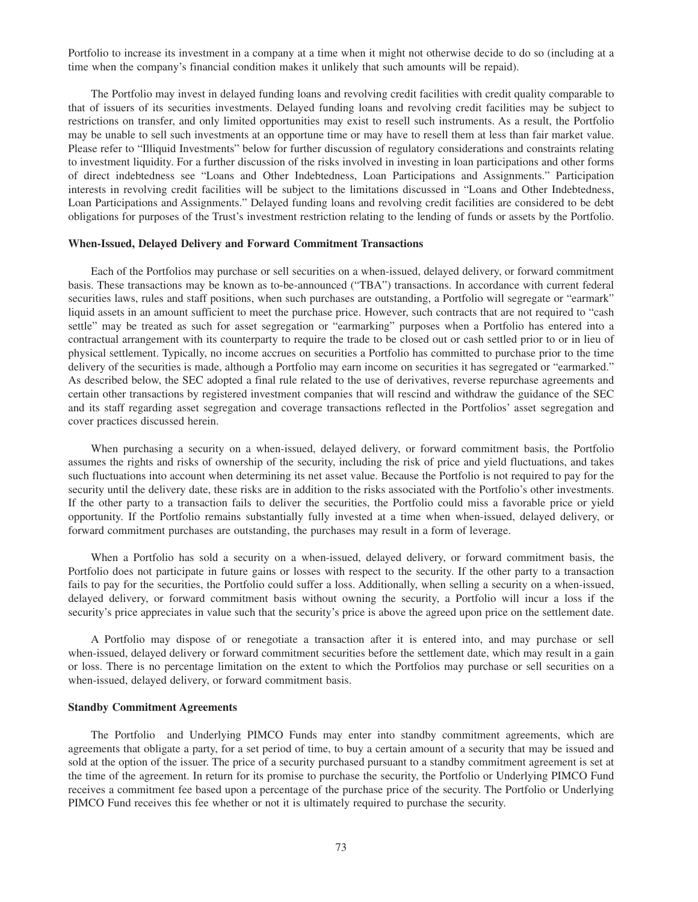Portfolio to increase its investment in a company at a time when it might not otherwise decide to do so (including at a time when the company's financial condition makes it unlikely that such amounts will be repaid).

The Portfolio may invest in delayed funding loans and revolving credit facilities with credit quality comparable to that of issuers of its securities investments. Delayed funding loans and revolving credit facilities may be subject to restrictions on transfer, and only limited opportunities may exist to resell such instruments. As a result, the Portfolio may be unable to sell such investments at an opportune time or may have to resell them at less than fair market value. Please refer to "Illiquid Investments" below for further discussion of regulatory considerations and constraints relating to investment liquidity. For a further discussion of the risks involved in investing in loan participations and other forms of direct indebtedness see "Loans and Other Indebtedness, Loan Participations and Assignments." Participation interests in revolving credit facilities will be subject to the limitations discussed in "Loans and Other Indebtedness, Loan Participations and Assignments." Delayed funding loans and revolving credit facilities are considered to be debt obligations for purposes of the Trust's investment restriction relating to the lending of funds or assets by the Portfolio.

**When-Issued, Delayed Delivery and Forward Commitment Transactions**

Each of the Portfolios may purchase or sell securities on a when-issued, delayed delivery, or forward commitment basis. These transactions may be known as to-be-announced ("TBA") transactions. In accordance with current federal securities laws, rules and staff positions, when such purchases are outstanding, a Portfolio will segregate or "earmark" liquid assets in an amount sufficient to meet the purchase price. However, such contracts that are not required to "cash settle" may be treated as such for asset segregation or "earmarking" purposes when a Portfolio has entered into a contractual arrangement with its counterparty to require the trade to be closed out or cash settled prior to or in lieu of physical settlement. Typically, no income accrues on securities a Portfolio has committed to purchase prior to the time delivery of the securities is made, although a Portfolio may earn income on securities it has segregated or "earmarked." As described below, the SEC adopted a final rule related to the use of derivatives, reverse repurchase agreements and certain other transactions by registered investment companies that will rescind and withdraw the guidance of the SEC and its staff regarding asset segregation and coverage transactions reflected in the Portfolios' asset segregation and cover practices discussed herein.

When purchasing a security on a when-issued, delayed delivery, or forward commitment basis, the Portfolio assumes the rights and risks of ownership of the security, including the risk of price and yield fluctuations, and takes such fluctuations into account when determining its net asset value. Because the Portfolio is not required to pay for the security until the delivery date, these risks are in addition to the risks associated with the Portfolio's other investments. If the other party to a transaction fails to deliver the securities, the Portfolio could miss a favorable price or yield opportunity. If the Portfolio remains substantially fully invested at a time when when-issued, delayed delivery, or forward commitment purchases are outstanding, the purchases may result in a form of leverage.

When a Portfolio has sold a security on a when-issued, delayed delivery, or forward commitment basis, the Portfolio does not participate in future gains or losses with respect to the security. If the other party to a transaction fails to pay for the securities, the Portfolio could suffer a loss. Additionally, when selling a security on a when-issued, delayed delivery, or forward commitment basis without owning the security, a Portfolio will incur a loss if the security's price appreciates in value such that the security's price is above the agreed upon price on the settlement date.

A Portfolio may dispose of or renegotiate a transaction after it is entered into, and may purchase or sell when-issued, delayed delivery or forward commitment securities before the settlement date, which may result in a gain or loss. There is no percentage limitation on the extent to which the Portfolios may purchase or sell securities on a when-issued, delayed delivery, or forward commitment basis.

**Standby Commitment Agreements**

The Portfolio and Underlying PIMCO Funds may enter into standby commitment agreements, which are agreements that obligate a party, for a set period of time, to buy a certain amount of a security that may be issued and sold at the option of the issuer. The price of a security purchased pursuant to a standby commitment agreement is set at the time of the agreement. In return for its promise to purchase the security, the Portfolio or Underlying PIMCO Fund receives a commitment fee based upon a percentage of the purchase price of the security. The Portfolio or Underlying PIMCO Fund receives this fee whether or not it is ultimately required to purchase the security.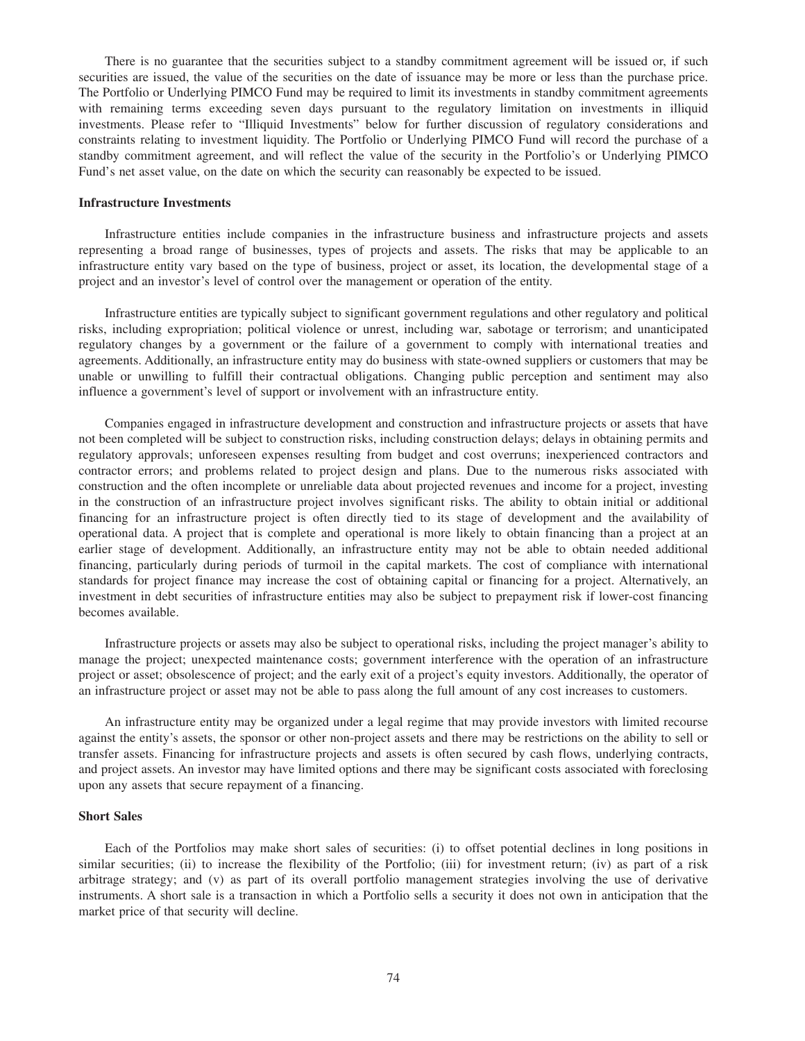There is no guarantee that the securities subject to a standby commitment agreement will be issued or, if such securities are issued, the value of the securities on the date of issuance may be more or less than the purchase price. The Portfolio or Underlying PIMCO Fund may be required to limit its investments in standby commitment agreements with remaining terms exceeding seven days pursuant to the regulatory limitation on investments in illiquid investments. Please refer to "Illiquid Investments" below for further discussion of regulatory considerations and constraints relating to investment liquidity. The Portfolio or Underlying PIMCO Fund will record the purchase of a standby commitment agreement, and will reflect the value of the security in the Portfolio's or Underlying PIMCO Fund's net asset value, on the date on which the security can reasonably be expected to be issued.

**Infrastructure Investments**

Infrastructure entities include companies in the infrastructure business and infrastructure projects and assets representing a broad range of businesses, types of projects and assets. The risks that may be applicable to an infrastructure entity vary based on the type of business, project or asset, its location, the developmental stage of a project and an investor's level of control over the management or operation of the entity.

Infrastructure entities are typically subject to significant government regulations and other regulatory and political risks, including expropriation; political violence or unrest, including war, sabotage or terrorism; and unanticipated regulatory changes by a government or the failure of a government to comply with international treaties and agreements. Additionally, an infrastructure entity may do business with state-owned suppliers or customers that may be unable or unwilling to fulfill their contractual obligations. Changing public perception and sentiment may also influence a government's level of support or involvement with an infrastructure entity.

Companies engaged in infrastructure development and construction and infrastructure projects or assets that have not been completed will be subject to construction risks, including construction delays; delays in obtaining permits and regulatory approvals; unforeseen expenses resulting from budget and cost overruns; inexperienced contractors and contractor errors; and problems related to project design and plans. Due to the numerous risks associated with construction and the often incomplete or unreliable data about projected revenues and income for a project, investing in the construction of an infrastructure project involves significant risks. The ability to obtain initial or additional financing for an infrastructure project is often directly tied to its stage of development and the availability of operational data. A project that is complete and operational is more likely to obtain financing than a project at an earlier stage of development. Additionally, an infrastructure entity may not be able to obtain needed additional financing, particularly during periods of turmoil in the capital markets. The cost of compliance with international standards for project finance may increase the cost of obtaining capital or financing for a project. Alternatively, an investment in debt securities of infrastructure entities may also be subject to prepayment risk if lower-cost financing becomes available.

Infrastructure projects or assets may also be subject to operational risks, including the project manager's ability to manage the project; unexpected maintenance costs; government interference with the operation of an infrastructure project or asset; obsolescence of project; and the early exit of a project's equity investors. Additionally, the operator of an infrastructure project or asset may not be able to pass along the full amount of any cost increases to customers.

An infrastructure entity may be organized under a legal regime that may provide investors with limited recourse against the entity's assets, the sponsor or other non-project assets and there may be restrictions on the ability to sell or transfer assets. Financing for infrastructure projects and assets is often secured by cash flows, underlying contracts, and project assets. An investor may have limited options and there may be significant costs associated with foreclosing upon any assets that secure repayment of a financing.

**Short Sales**

Each of the Portfolios may make short sales of securities: (i) to offset potential declines in long positions in similar securities; (ii) to increase the flexibility of the Portfolio; (iii) for investment return; (iv) as part of a risk arbitrage strategy; and (v) as part of its overall portfolio management strategies involving the use of derivative instruments. A short sale is a transaction in which a Portfolio sells a security it does not own in anticipation that the market price of that security will decline.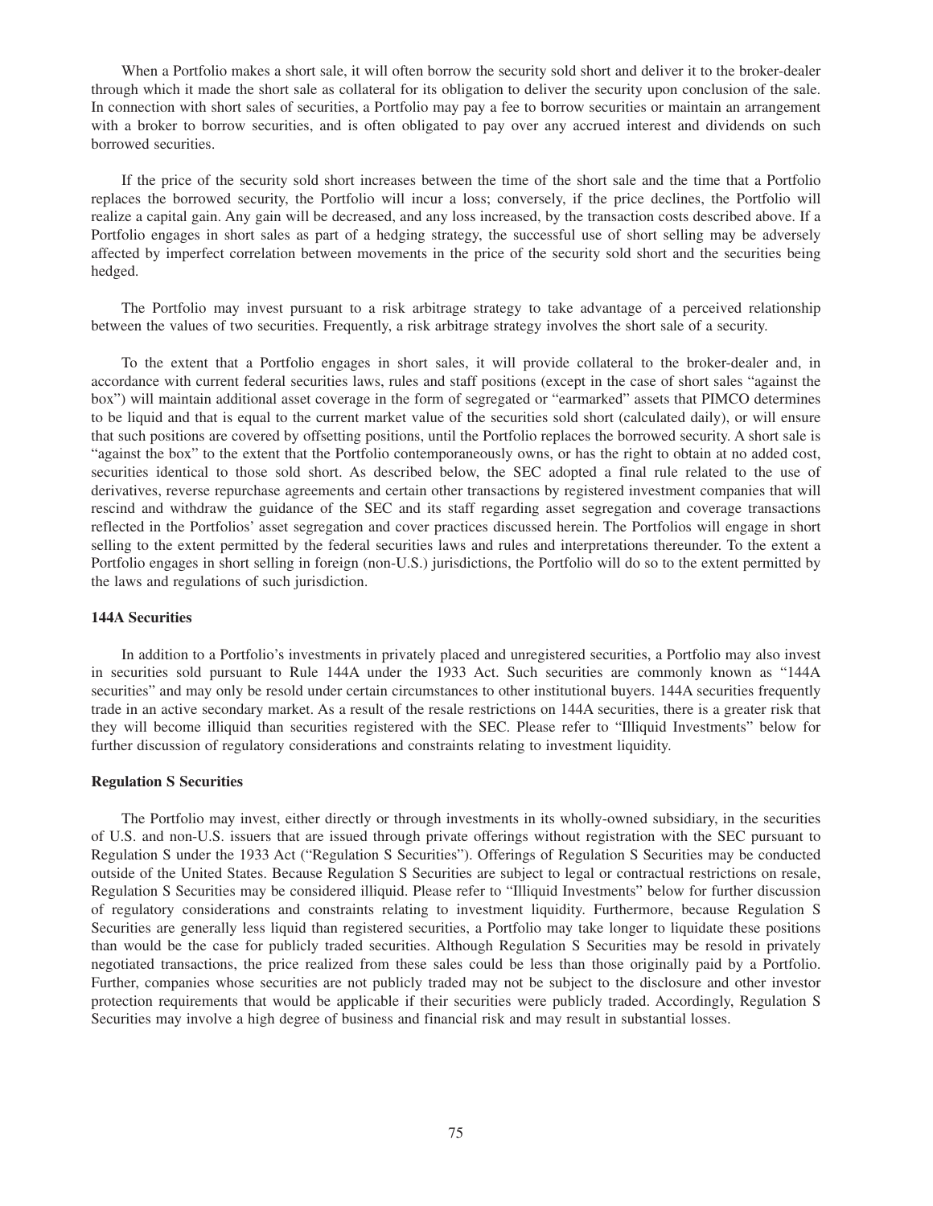When a Portfolio makes a short sale, it will often borrow the security sold short and deliver it to the broker-dealer through which it made the short sale as collateral for its obligation to deliver the security upon conclusion of the sale. In connection with short sales of securities, a Portfolio may pay a fee to borrow securities or maintain an arrangement with a broker to borrow securities, and is often obligated to pay over any accrued interest and dividends on such borrowed securities.

If the price of the security sold short increases between the time of the short sale and the time that a Portfolio replaces the borrowed security, the Portfolio will incur a loss; conversely, if the price declines, the Portfolio will realize a capital gain. Any gain will be decreased, and any loss increased, by the transaction costs described above. If a Portfolio engages in short sales as part of a hedging strategy, the successful use of short selling may be adversely affected by imperfect correlation between movements in the price of the security sold short and the securities being hedged.

The Portfolio may invest pursuant to a risk arbitrage strategy to take advantage of a perceived relationship between the values of two securities. Frequently, a risk arbitrage strategy involves the short sale of a security.

To the extent that a Portfolio engages in short sales, it will provide collateral to the broker-dealer and, in accordance with current federal securities laws, rules and staff positions (except in the case of short sales "against the box") will maintain additional asset coverage in the form of segregated or "earmarked" assets that PIMCO determines to be liquid and that is equal to the current market value of the securities sold short (calculated daily), or will ensure that such positions are covered by offsetting positions, until the Portfolio replaces the borrowed security. A short sale is "against the box" to the extent that the Portfolio contemporaneously owns, or has the right to obtain at no added cost, securities identical to those sold short. As described below, the SEC adopted a final rule related to the use of derivatives, reverse repurchase agreements and certain other transactions by registered investment companies that will rescind and withdraw the guidance of the SEC and its staff regarding asset segregation and coverage transactions reflected in the Portfolios' asset segregation and cover practices discussed herein. The Portfolios will engage in short selling to the extent permitted by the federal securities laws and rules and interpretations thereunder. To the extent a Portfolio engages in short selling in foreign (non-U.S.) jurisdictions, the Portfolio will do so to the extent permitted by the laws and regulations of such jurisdiction.

**144A Securities**

In addition to a Portfolio's investments in privately placed and unregistered securities, a Portfolio may also invest in securities sold pursuant to Rule 144A under the 1933 Act. Such securities are commonly known as "144A securities" and may only be resold under certain circumstances to other institutional buyers. 144A securities frequently trade in an active secondary market. As a result of the resale restrictions on 144A securities, there is a greater risk that they will become illiquid than securities registered with the SEC. Please refer to "Illiquid Investments" below for further discussion of regulatory considerations and constraints relating to investment liquidity.

**Regulation S Securities**

The Portfolio may invest, either directly or through investments in its wholly-owned subsidiary, in the securities of U.S. and non-U.S. issuers that are issued through private offerings without registration with the SEC pursuant to Regulation S under the 1933 Act ("Regulation S Securities"). Offerings of Regulation S Securities may be conducted outside of the United States. Because Regulation S Securities are subject to legal or contractual restrictions on resale, Regulation S Securities may be considered illiquid. Please refer to "Illiquid Investments" below for further discussion of regulatory considerations and constraints relating to investment liquidity. Furthermore, because Regulation S Securities are generally less liquid than registered securities, a Portfolio may take longer to liquidate these positions than would be the case for publicly traded securities. Although Regulation S Securities may be resold in privately negotiated transactions, the price realized from these sales could be less than those originally paid by a Portfolio. Further, companies whose securities are not publicly traded may not be subject to the disclosure and other investor protection requirements that would be applicable if their securities were publicly traded. Accordingly, Regulation S Securities may involve a high degree of business and financial risk and may result in substantial losses.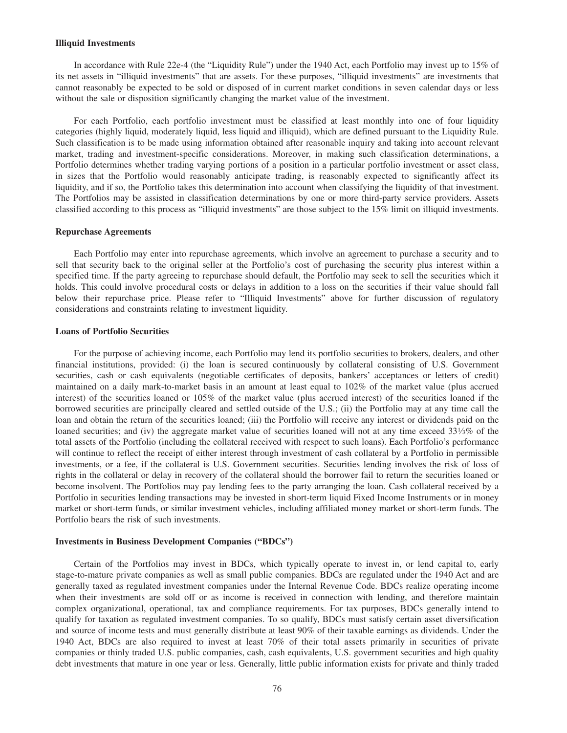### Illiquid Investments

In accordance with Rule 22e-4 (the "Liquidity Rule") under the 1940 Act, each Portfolio may invest up to 15% of its net assets in "illiquid investments" that are assets. For these purposes, "illiquid investments" are investments that cannot reasonably be expected to be sold or disposed of in current market conditions in seven calendar days or less without the sale or disposition significantly changing the market value of the investment.

For each Portfolio, each portfolio investment must be classified at least monthly into one of four liquidity categories (highly liquid, moderately liquid, less liquid and illiquid), which are defined pursuant to the Liquidity Rule. Such classification is to be made using information obtained after reasonable inquiry and taking into account relevant market, trading and investment-specific considerations. Moreover, in making such classification determinations, a Portfolio determines whether trading varying portions of a position in a particular portfolio investment or asset class, in sizes that the Portfolio would reasonably anticipate trading, is reasonably expected to significantly affect its liquidity, and if so, the Portfolio takes this determination into account when classifying the liquidity of that investment. The Portfolios may be assisted in classification determinations by one or more third-party service providers. Assets classified according to this process as "illiquid investments" are those subject to the 15% limit on illiquid investments.

### Repurchase Agreements

Each Portfolio may enter into repurchase agreements, which involve an agreement to purchase a security and to sell that security back to the original seller at the Portfolio's cost of purchasing the security plus interest within a specified time. If the party agreeing to repurchase should default, the Portfolio may seek to sell the securities which it holds. This could involve procedural costs or delays in addition to a loss on the securities if their value should fall below their repurchase price. Please refer to "Illiquid Investments" above for further discussion of regulatory considerations and constraints relating to investment liquidity.

### Loans of Portfolio Securities

For the purpose of achieving income, each Portfolio may lend its portfolio securities to brokers, dealers, and other financial institutions, provided: (i) the loan is secured continuously by collateral consisting of U.S. Government securities, cash or cash equivalents (negotiable certificates of deposits, bankers' acceptances or letters of credit) maintained on a daily mark-to-market basis in an amount at least equal to 102% of the market value (plus accrued interest) of the securities loaned or 105% of the market value (plus accrued interest) of the securities loaned if the borrowed securities are principally cleared and settled outside of the U.S.; (ii) the Portfolio may at any time call the loan and obtain the return of the securities loaned; (iii) the Portfolio will receive any interest or dividends paid on the loaned securities; and (iv) the aggregate market value of securities loaned will not at any time exceed 33⅓% of the total assets of the Portfolio (including the collateral received with respect to such loans). Each Portfolio's performance will continue to reflect the receipt of either interest through investment of cash collateral by a Portfolio in permissible investments, or a fee, if the collateral is U.S. Government securities. Securities lending involves the risk of loss of rights in the collateral or delay in recovery of the collateral should the borrower fail to return the securities loaned or become insolvent. The Portfolios may pay lending fees to the party arranging the loan. Cash collateral received by a Portfolio in securities lending transactions may be invested in short-term liquid Fixed Income Instruments or in money market or short-term funds, or similar investment vehicles, including affiliated money market or short-term funds. The Portfolio bears the risk of such investments.

### Investments in Business Development Companies ("BDCs")

Certain of the Portfolios may invest in BDCs, which typically operate to invest in, or lend capital to, early stage-to-mature private companies as well as small public companies. BDCs are regulated under the 1940 Act and are generally taxed as regulated investment companies under the Internal Revenue Code. BDCs realize operating income when their investments are sold off or as income is received in connection with lending, and therefore maintain complex organizational, operational, tax and compliance requirements. For tax purposes, BDCs generally intend to qualify for taxation as regulated investment companies. To so qualify, BDCs must satisfy certain asset diversification and source of income tests and must generally distribute at least 90% of their taxable earnings as dividends. Under the 1940 Act, BDCs are also required to invest at least 70% of their total assets primarily in securities of private companies or thinly traded U.S. public companies, cash, cash equivalents, U.S. government securities and high quality debt investments that mature in one year or less. Generally, little public information exists for private and thinly traded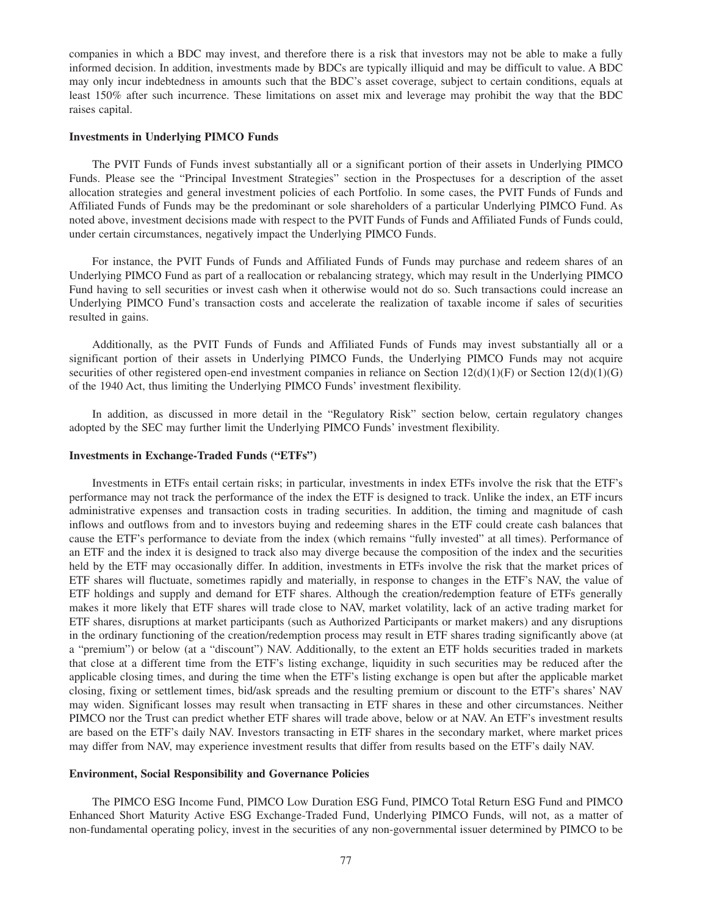companies in which a BDC may invest, and therefore there is a risk that investors may not be able to make a fully informed decision. In addition, investments made by BDCs are typically illiquid and may be difficult to value. A BDC may only incur indebtedness in amounts such that the BDC's asset coverage, subject to certain conditions, equals at least 150% after such incurrence. These limitations on asset mix and leverage may prohibit the way that the BDC raises capital.

**Investments in Underlying PIMCO Funds**

The PVIT Funds of Funds invest substantially all or a significant portion of their assets in Underlying PIMCO Funds. Please see the "Principal Investment Strategies" section in the Prospectuses for a description of the asset allocation strategies and general investment policies of each Portfolio. In some cases, the PVIT Funds of Funds and Affiliated Funds of Funds may be the predominant or sole shareholders of a particular Underlying PIMCO Fund. As noted above, investment decisions made with respect to the PVIT Funds of Funds and Affiliated Funds of Funds could, under certain circumstances, negatively impact the Underlying PIMCO Funds.

For instance, the PVIT Funds of Funds and Affiliated Funds of Funds may purchase and redeem shares of an Underlying PIMCO Fund as part of a reallocation or rebalancing strategy, which may result in the Underlying PIMCO Fund having to sell securities or invest cash when it otherwise would not do so. Such transactions could increase an Underlying PIMCO Fund's transaction costs and accelerate the realization of taxable income if sales of securities resulted in gains.

Additionally, as the PVIT Funds of Funds and Affiliated Funds of Funds may invest substantially all or a significant portion of their assets in Underlying PIMCO Funds, the Underlying PIMCO Funds may not acquire securities of other registered open-end investment companies in reliance on Section 12(d)(1)(F) or Section 12(d)(1)(G) of the 1940 Act, thus limiting the Underlying PIMCO Funds' investment flexibility.

In addition, as discussed in more detail in the "Regulatory Risk" section below, certain regulatory changes adopted by the SEC may further limit the Underlying PIMCO Funds' investment flexibility.

**Investments in Exchange-Traded Funds ("ETFs")**

Investments in ETFs entail certain risks; in particular, investments in index ETFs involve the risk that the ETF's performance may not track the performance of the index the ETF is designed to track. Unlike the index, an ETF incurs administrative expenses and transaction costs in trading securities. In addition, the timing and magnitude of cash inflows and outflows from and to investors buying and redeeming shares in the ETF could create cash balances that cause the ETF's performance to deviate from the index (which remains "fully invested" at all times). Performance of an ETF and the index it is designed to track also may diverge because the composition of the index and the securities held by the ETF may occasionally differ. In addition, investments in ETFs involve the risk that the market prices of ETF shares will fluctuate, sometimes rapidly and materially, in response to changes in the ETF's NAV, the value of ETF holdings and supply and demand for ETF shares. Although the creation/redemption feature of ETFs generally makes it more likely that ETF shares will trade close to NAV, market volatility, lack of an active trading market for ETF shares, disruptions at market participants (such as Authorized Participants or market makers) and any disruptions in the ordinary functioning of the creation/redemption process may result in ETF shares trading significantly above (at a "premium") or below (at a "discount") NAV. Additionally, to the extent an ETF holds securities traded in markets that close at a different time from the ETF's listing exchange, liquidity in such securities may be reduced after the applicable closing times, and during the time when the ETF's listing exchange is open but after the applicable market closing, fixing or settlement times, bid/ask spreads and the resulting premium or discount to the ETF's shares' NAV may widen. Significant losses may result when transacting in ETF shares in these and other circumstances. Neither PIMCO nor the Trust can predict whether ETF shares will trade above, below or at NAV. An ETF's investment results are based on the ETF's daily NAV. Investors transacting in ETF shares in the secondary market, where market prices may differ from NAV, may experience investment results that differ from results based on the ETF's daily NAV.

**Environment, Social Responsibility and Governance Policies**

The PIMCO ESG Income Fund, PIMCO Low Duration ESG Fund, PIMCO Total Return ESG Fund and PIMCO Enhanced Short Maturity Active ESG Exchange-Traded Fund, Underlying PIMCO Funds, will not, as a matter of non-fundamental operating policy, invest in the securities of any non-governmental issuer determined by PIMCO to be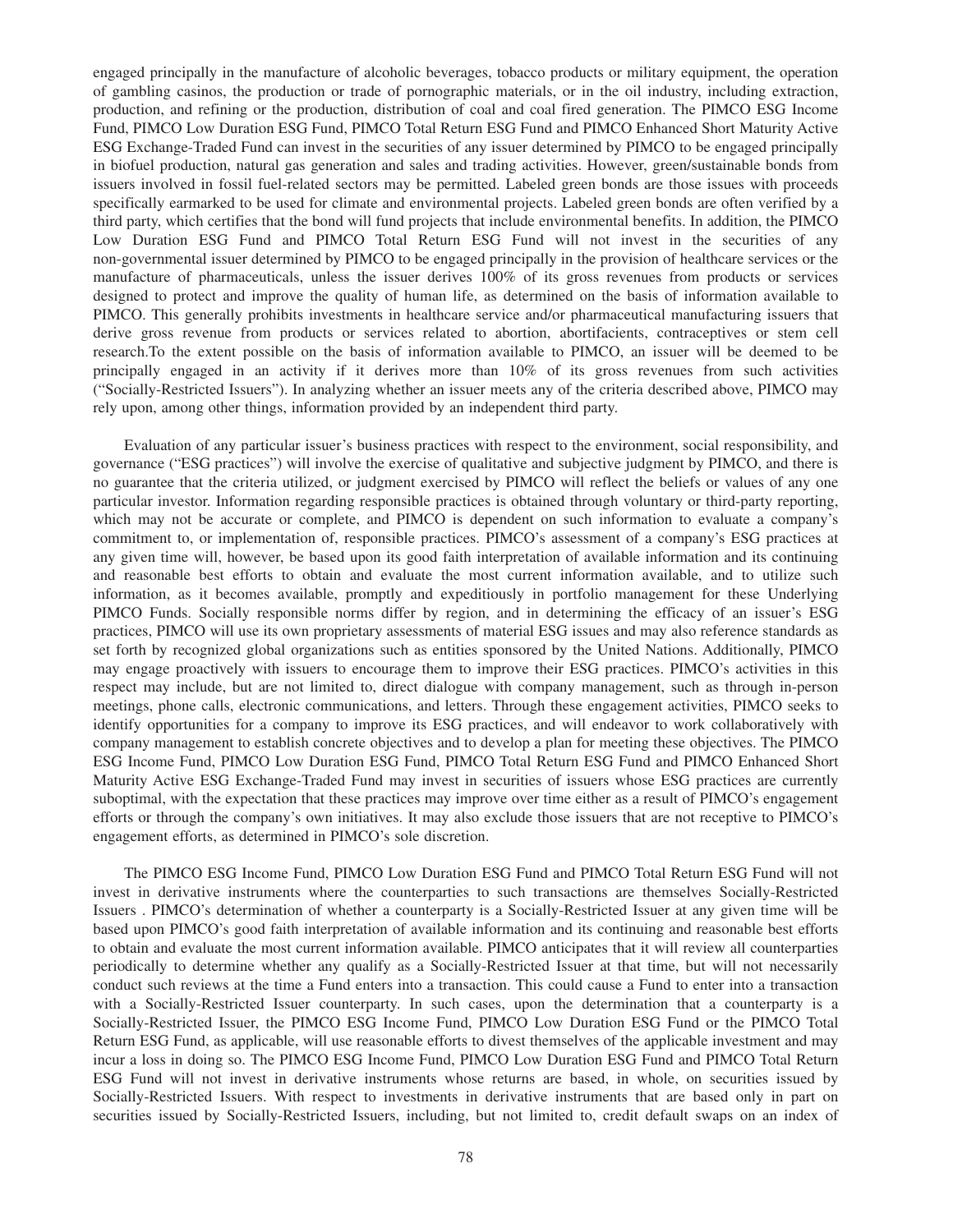engaged principally in the manufacture of alcoholic beverages, tobacco products or military equipment, the operation of gambling casinos, the production or trade of pornographic materials, or in the oil industry, including extraction, production, and refining or the production, distribution of coal and coal fired generation. The PIMCO ESG Income Fund, PIMCO Low Duration ESG Fund, PIMCO Total Return ESG Fund and PIMCO Enhanced Short Maturity Active ESG Exchange-Traded Fund can invest in the securities of any issuer determined by PIMCO to be engaged principally in biofuel production, natural gas generation and sales and trading activities. However, green/sustainable bonds from issuers involved in fossil fuel-related sectors may be permitted. Labeled green bonds are those issues with proceeds specifically earmarked to be used for climate and environmental projects. Labeled green bonds are often verified by a third party, which certifies that the bond will fund projects that include environmental benefits. In addition, the PIMCO Low Duration ESG Fund and PIMCO Total Return ESG Fund will not invest in the securities of any non-governmental issuer determined by PIMCO to be engaged principally in the provision of healthcare services or the manufacture of pharmaceuticals, unless the issuer derives 100% of its gross revenues from products or services designed to protect and improve the quality of human life, as determined on the basis of information available to PIMCO. This generally prohibits investments in healthcare service and/or pharmaceutical manufacturing issuers that derive gross revenue from products or services related to abortion, abortifacients, contraceptives or stem cell research.To the extent possible on the basis of information available to PIMCO, an issuer will be deemed to be principally engaged in an activity if it derives more than 10% of its gross revenues from such activities ("Socially-Restricted Issuers"). In analyzing whether an issuer meets any of the criteria described above, PIMCO may rely upon, among other things, information provided by an independent third party.

Evaluation of any particular issuer's business practices with respect to the environment, social responsibility, and governance ("ESG practices") will involve the exercise of qualitative and subjective judgment by PIMCO, and there is no guarantee that the criteria utilized, or judgment exercised by PIMCO will reflect the beliefs or values of any one particular investor. Information regarding responsible practices is obtained through voluntary or third-party reporting, which may not be accurate or complete, and PIMCO is dependent on such information to evaluate a company's commitment to, or implementation of, responsible practices. PIMCO's assessment of a company's ESG practices at any given time will, however, be based upon its good faith interpretation of available information and its continuing and reasonable best efforts to obtain and evaluate the most current information available, and to utilize such information, as it becomes available, promptly and expeditiously in portfolio management for these Underlying PIMCO Funds. Socially responsible norms differ by region, and in determining the efficacy of an issuer's ESG practices, PIMCO will use its own proprietary assessments of material ESG issues and may also reference standards as set forth by recognized global organizations such as entities sponsored by the United Nations. Additionally, PIMCO may engage proactively with issuers to encourage them to improve their ESG practices. PIMCO's activities in this respect may include, but are not limited to, direct dialogue with company management, such as through in-person meetings, phone calls, electronic communications, and letters. Through these engagement activities, PIMCO seeks to identify opportunities for a company to improve its ESG practices, and will endeavor to work collaboratively with company management to establish concrete objectives and to develop a plan for meeting these objectives. The PIMCO ESG Income Fund, PIMCO Low Duration ESG Fund, PIMCO Total Return ESG Fund and PIMCO Enhanced Short Maturity Active ESG Exchange-Traded Fund may invest in securities of issuers whose ESG practices are currently suboptimal, with the expectation that these practices may improve over time either as a result of PIMCO's engagement efforts or through the company's own initiatives. It may also exclude those issuers that are not receptive to PIMCO's engagement efforts, as determined in PIMCO's sole discretion.

The PIMCO ESG Income Fund, PIMCO Low Duration ESG Fund and PIMCO Total Return ESG Fund will not invest in derivative instruments where the counterparties to such transactions are themselves Socially-Restricted Issuers . PIMCO's determination of whether a counterparty is a Socially-Restricted Issuer at any given time will be based upon PIMCO's good faith interpretation of available information and its continuing and reasonable best efforts to obtain and evaluate the most current information available. PIMCO anticipates that it will review all counterparties periodically to determine whether any qualify as a Socially-Restricted Issuer at that time, but will not necessarily conduct such reviews at the time a Fund enters into a transaction. This could cause a Fund to enter into a transaction with a Socially-Restricted Issuer counterparty. In such cases, upon the determination that a counterparty is a Socially-Restricted Issuer, the PIMCO ESG Income Fund, PIMCO Low Duration ESG Fund or the PIMCO Total Return ESG Fund, as applicable, will use reasonable efforts to divest themselves of the applicable investment and may incur a loss in doing so. The PIMCO ESG Income Fund, PIMCO Low Duration ESG Fund and PIMCO Total Return ESG Fund will not invest in derivative instruments whose returns are based, in whole, on securities issued by Socially-Restricted Issuers. With respect to investments in derivative instruments that are based only in part on securities issued by Socially-Restricted Issuers, including, but not limited to, credit default swaps on an index of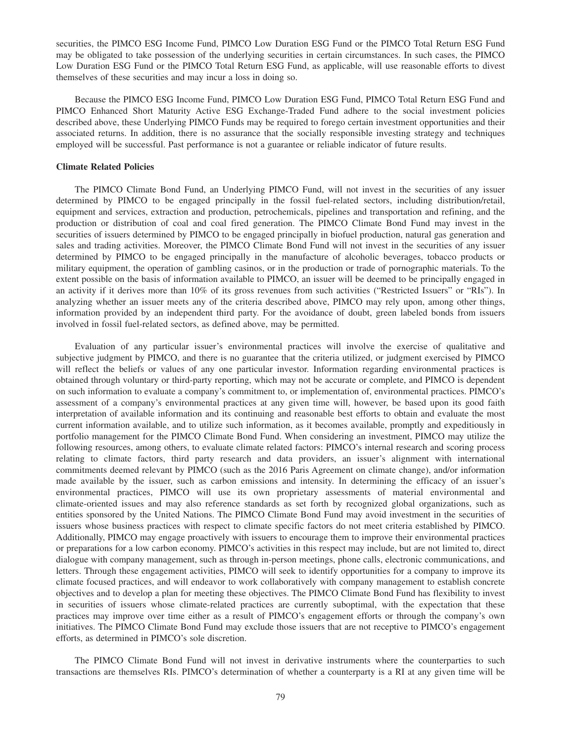securities, the PIMCO ESG Income Fund, PIMCO Low Duration ESG Fund or the PIMCO Total Return ESG Fund may be obligated to take possession of the underlying securities in certain circumstances. In such cases, the PIMCO Low Duration ESG Fund or the PIMCO Total Return ESG Fund, as applicable, will use reasonable efforts to divest themselves of these securities and may incur a loss in doing so.

Because the PIMCO ESG Income Fund, PIMCO Low Duration ESG Fund, PIMCO Total Return ESG Fund and PIMCO Enhanced Short Maturity Active ESG Exchange-Traded Fund adhere to the social investment policies described above, these Underlying PIMCO Funds may be required to forego certain investment opportunities and their associated returns. In addition, there is no assurance that the socially responsible investing strategy and techniques employed will be successful. Past performance is not a guarantee or reliable indicator of future results.

**Climate Related Policies**

The PIMCO Climate Bond Fund, an Underlying PIMCO Fund, will not invest in the securities of any issuer determined by PIMCO to be engaged principally in the fossil fuel-related sectors, including distribution/retail, equipment and services, extraction and production, petrochemicals, pipelines and transportation and refining, and the production or distribution of coal and coal fired generation. The PIMCO Climate Bond Fund may invest in the securities of issuers determined by PIMCO to be engaged principally in biofuel production, natural gas generation and sales and trading activities. Moreover, the PIMCO Climate Bond Fund will not invest in the securities of any issuer determined by PIMCO to be engaged principally in the manufacture of alcoholic beverages, tobacco products or military equipment, the operation of gambling casinos, or in the production or trade of pornographic materials. To the extent possible on the basis of information available to PIMCO, an issuer will be deemed to be principally engaged in an activity if it derives more than 10% of its gross revenues from such activities ("Restricted Issuers" or "RIs"). In analyzing whether an issuer meets any of the criteria described above, PIMCO may rely upon, among other things, information provided by an independent third party. For the avoidance of doubt, green labeled bonds from issuers involved in fossil fuel-related sectors, as defined above, may be permitted.

Evaluation of any particular issuer's environmental practices will involve the exercise of qualitative and subjective judgment by PIMCO, and there is no guarantee that the criteria utilized, or judgment exercised by PIMCO will reflect the beliefs or values of any one particular investor. Information regarding environmental practices is obtained through voluntary or third-party reporting, which may not be accurate or complete, and PIMCO is dependent on such information to evaluate a company's commitment to, or implementation of, environmental practices. PIMCO's assessment of a company's environmental practices at any given time will, however, be based upon its good faith interpretation of available information and its continuing and reasonable best efforts to obtain and evaluate the most current information available, and to utilize such information, as it becomes available, promptly and expeditiously in portfolio management for the PIMCO Climate Bond Fund. When considering an investment, PIMCO may utilize the following resources, among others, to evaluate climate related factors: PIMCO's internal research and scoring process relating to climate factors, third party research and data providers, an issuer's alignment with international commitments deemed relevant by PIMCO (such as the 2016 Paris Agreement on climate change), and/or information made available by the issuer, such as carbon emissions and intensity. In determining the efficacy of an issuer's environmental practices, PIMCO will use its own proprietary assessments of material environmental and climate-oriented issues and may also reference standards as set forth by recognized global organizations, such as entities sponsored by the United Nations. The PIMCO Climate Bond Fund may avoid investment in the securities of issuers whose business practices with respect to climate specific factors do not meet criteria established by PIMCO. Additionally, PIMCO may engage proactively with issuers to encourage them to improve their environmental practices or preparations for a low carbon economy. PIMCO's activities in this respect may include, but are not limited to, direct dialogue with company management, such as through in-person meetings, phone calls, electronic communications, and letters. Through these engagement activities, PIMCO will seek to identify opportunities for a company to improve its climate focused practices, and will endeavor to work collaboratively with company management to establish concrete objectives and to develop a plan for meeting these objectives. The PIMCO Climate Bond Fund has flexibility to invest in securities of issuers whose climate-related practices are currently suboptimal, with the expectation that these practices may improve over time either as a result of PIMCO's engagement efforts or through the company's own initiatives. The PIMCO Climate Bond Fund may exclude those issuers that are not receptive to PIMCO's engagement efforts, as determined in PIMCO's sole discretion.

The PIMCO Climate Bond Fund will not invest in derivative instruments where the counterparties to such transactions are themselves RIs. PIMCO's determination of whether a counterparty is a RI at any given time will be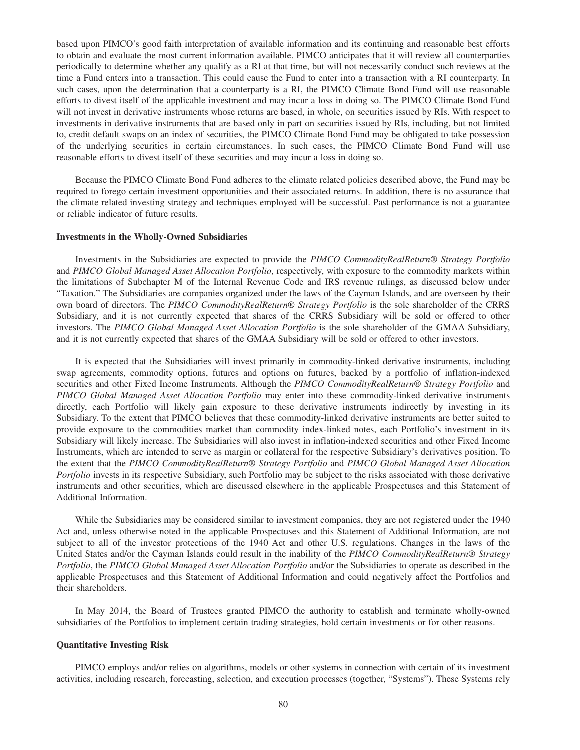based upon PIMCO's good faith interpretation of available information and its continuing and reasonable best efforts to obtain and evaluate the most current information available. PIMCO anticipates that it will review all counterparties periodically to determine whether any qualify as a RI at that time, but will not necessarily conduct such reviews at the time a Fund enters into a transaction. This could cause the Fund to enter into a transaction with a RI counterparty. In such cases, upon the determination that a counterparty is a RI, the PIMCO Climate Bond Fund will use reasonable efforts to divest itself of the applicable investment and may incur a loss in doing so. The PIMCO Climate Bond Fund will not invest in derivative instruments whose returns are based, in whole, on securities issued by RIs. With respect to investments in derivative instruments that are based only in part on securities issued by RIs, including, but not limited to, credit default swaps on an index of securities, the PIMCO Climate Bond Fund may be obligated to take possession of the underlying securities in certain circumstances. In such cases, the PIMCO Climate Bond Fund will use reasonable efforts to divest itself of these securities and may incur a loss in doing so.

Because the PIMCO Climate Bond Fund adheres to the climate related policies described above, the Fund may be required to forego certain investment opportunities and their associated returns. In addition, there is no assurance that the climate related investing strategy and techniques employed will be successful. Past performance is not a guarantee or reliable indicator of future results.

**Investments in the Wholly-Owned Subsidiaries**

Investments in the Subsidiaries are expected to provide the *PIMCO CommodityRealReturn® Strategy Portfolio* and *PIMCO Global Managed Asset Allocation Portfolio*, respectively, with exposure to the commodity markets within the limitations of Subchapter M of the Internal Revenue Code and IRS revenue rulings, as discussed below under "Taxation." The Subsidiaries are companies organized under the laws of the Cayman Islands, and are overseen by their own board of directors. The *PIMCO CommodityRealReturn® Strategy Portfolio* is the sole shareholder of the CRRS Subsidiary, and it is not currently expected that shares of the CRRS Subsidiary will be sold or offered to other investors. The *PIMCO Global Managed Asset Allocation Portfolio* is the sole shareholder of the GMAA Subsidiary, and it is not currently expected that shares of the GMAA Subsidiary will be sold or offered to other investors.

It is expected that the Subsidiaries will invest primarily in commodity-linked derivative instruments, including swap agreements, commodity options, futures and options on futures, backed by a portfolio of inflation-indexed securities and other Fixed Income Instruments. Although the *PIMCO CommodityRealReturn® Strategy Portfolio* and *PIMCO Global Managed Asset Allocation Portfolio* may enter into these commodity-linked derivative instruments directly, each Portfolio will likely gain exposure to these derivative instruments indirectly by investing in its Subsidiary. To the extent that PIMCO believes that these commodity-linked derivative instruments are better suited to provide exposure to the commodities market than commodity index-linked notes, each Portfolio's investment in its Subsidiary will likely increase. The Subsidiaries will also invest in inflation-indexed securities and other Fixed Income Instruments, which are intended to serve as margin or collateral for the respective Subsidiary's derivatives position. To the extent that the *PIMCO CommodityRealReturn® Strategy Portfolio* and *PIMCO Global Managed Asset Allocation Portfolio* invests in its respective Subsidiary, such Portfolio may be subject to the risks associated with those derivative instruments and other securities, which are discussed elsewhere in the applicable Prospectuses and this Statement of Additional Information.

While the Subsidiaries may be considered similar to investment companies, they are not registered under the 1940 Act and, unless otherwise noted in the applicable Prospectuses and this Statement of Additional Information, are not subject to all of the investor protections of the 1940 Act and other U.S. regulations. Changes in the laws of the United States and/or the Cayman Islands could result in the inability of the *PIMCO CommodityRealReturn® Strategy Portfolio*, the *PIMCO Global Managed Asset Allocation Portfolio* and/or the Subsidiaries to operate as described in the applicable Prospectuses and this Statement of Additional Information and could negatively affect the Portfolios and their shareholders.

In May 2014, the Board of Trustees granted PIMCO the authority to establish and terminate wholly-owned subsidiaries of the Portfolios to implement certain trading strategies, hold certain investments or for other reasons.

**Quantitative Investing Risk**

PIMCO employs and/or relies on algorithms, models or other systems in connection with certain of its investment activities, including research, forecasting, selection, and execution processes (together, "Systems"). These Systems rely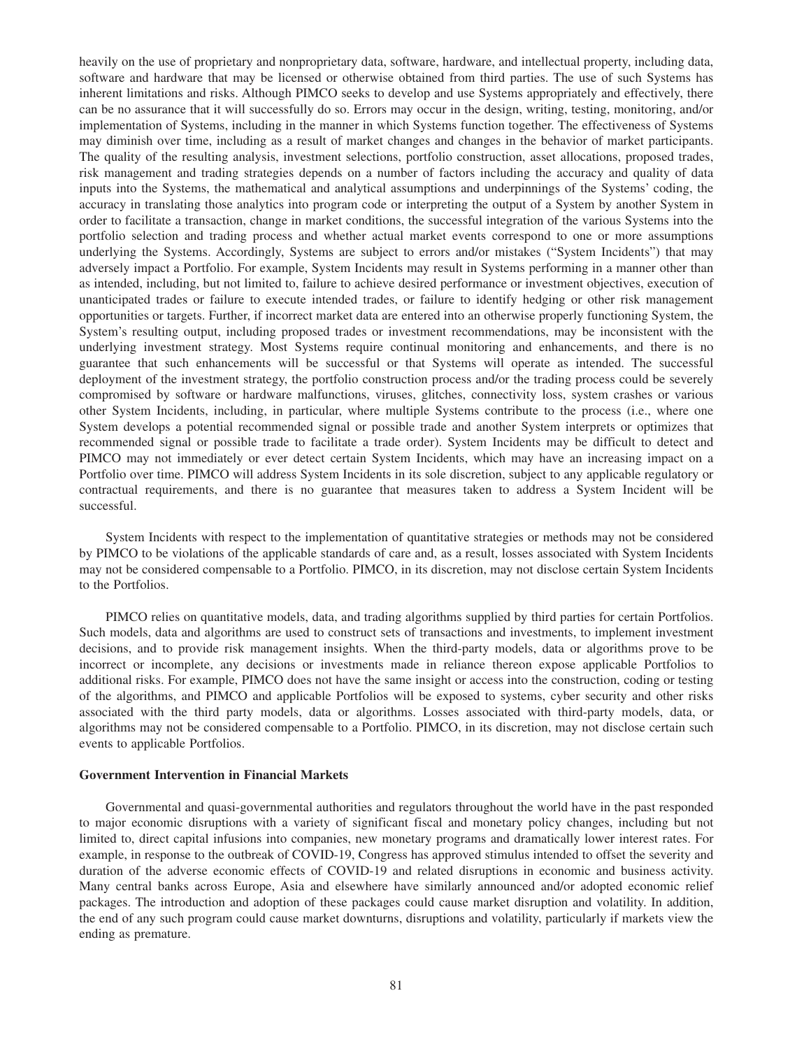heavily on the use of proprietary and nonproprietary data, software, hardware, and intellectual property, including data, software and hardware that may be licensed or otherwise obtained from third parties. The use of such Systems has inherent limitations and risks. Although PIMCO seeks to develop and use Systems appropriately and effectively, there can be no assurance that it will successfully do so. Errors may occur in the design, writing, testing, monitoring, and/or implementation of Systems, including in the manner in which Systems function together. The effectiveness of Systems may diminish over time, including as a result of market changes and changes in the behavior of market participants. The quality of the resulting analysis, investment selections, portfolio construction, asset allocations, proposed trades, risk management and trading strategies depends on a number of factors including the accuracy and quality of data inputs into the Systems, the mathematical and analytical assumptions and underpinnings of the Systems' coding, the accuracy in translating those analytics into program code or interpreting the output of a System by another System in order to facilitate a transaction, change in market conditions, the successful integration of the various Systems into the portfolio selection and trading process and whether actual market events correspond to one or more assumptions underlying the Systems. Accordingly, Systems are subject to errors and/or mistakes ("System Incidents") that may adversely impact a Portfolio. For example, System Incidents may result in Systems performing in a manner other than as intended, including, but not limited to, failure to achieve desired performance or investment objectives, execution of unanticipated trades or failure to execute intended trades, or failure to identify hedging or other risk management opportunities or targets. Further, if incorrect market data are entered into an otherwise properly functioning System, the System's resulting output, including proposed trades or investment recommendations, may be inconsistent with the underlying investment strategy. Most Systems require continual monitoring and enhancements, and there is no guarantee that such enhancements will be successful or that Systems will operate as intended. The successful deployment of the investment strategy, the portfolio construction process and/or the trading process could be severely compromised by software or hardware malfunctions, viruses, glitches, connectivity loss, system crashes or various other System Incidents, including, in particular, where multiple Systems contribute to the process (i.e., where one System develops a potential recommended signal or possible trade and another System interprets or optimizes that recommended signal or possible trade to facilitate a trade order). System Incidents may be difficult to detect and PIMCO may not immediately or ever detect certain System Incidents, which may have an increasing impact on a Portfolio over time. PIMCO will address System Incidents in its sole discretion, subject to any applicable regulatory or contractual requirements, and there is no guarantee that measures taken to address a System Incident will be successful.

System Incidents with respect to the implementation of quantitative strategies or methods may not be considered by PIMCO to be violations of the applicable standards of care and, as a result, losses associated with System Incidents may not be considered compensable to a Portfolio. PIMCO, in its discretion, may not disclose certain System Incidents to the Portfolios.

PIMCO relies on quantitative models, data, and trading algorithms supplied by third parties for certain Portfolios. Such models, data and algorithms are used to construct sets of transactions and investments, to implement investment decisions, and to provide risk management insights. When the third-party models, data or algorithms prove to be incorrect or incomplete, any decisions or investments made in reliance thereon expose applicable Portfolios to additional risks. For example, PIMCO does not have the same insight or access into the construction, coding or testing of the algorithms, and PIMCO and applicable Portfolios will be exposed to systems, cyber security and other risks associated with the third party models, data or algorithms. Losses associated with third-party models, data, or algorithms may not be considered compensable to a Portfolio. PIMCO, in its discretion, may not disclose certain such events to applicable Portfolios.

**Government Intervention in Financial Markets**

Governmental and quasi-governmental authorities and regulators throughout the world have in the past responded to major economic disruptions with a variety of significant fiscal and monetary policy changes, including but not limited to, direct capital infusions into companies, new monetary programs and dramatically lower interest rates. For example, in response to the outbreak of COVID-19, Congress has approved stimulus intended to offset the severity and duration of the adverse economic effects of COVID-19 and related disruptions in economic and business activity. Many central banks across Europe, Asia and elsewhere have similarly announced and/or adopted economic relief packages. The introduction and adoption of these packages could cause market disruption and volatility. In addition, the end of any such program could cause market downturns, disruptions and volatility, particularly if markets view the ending as premature.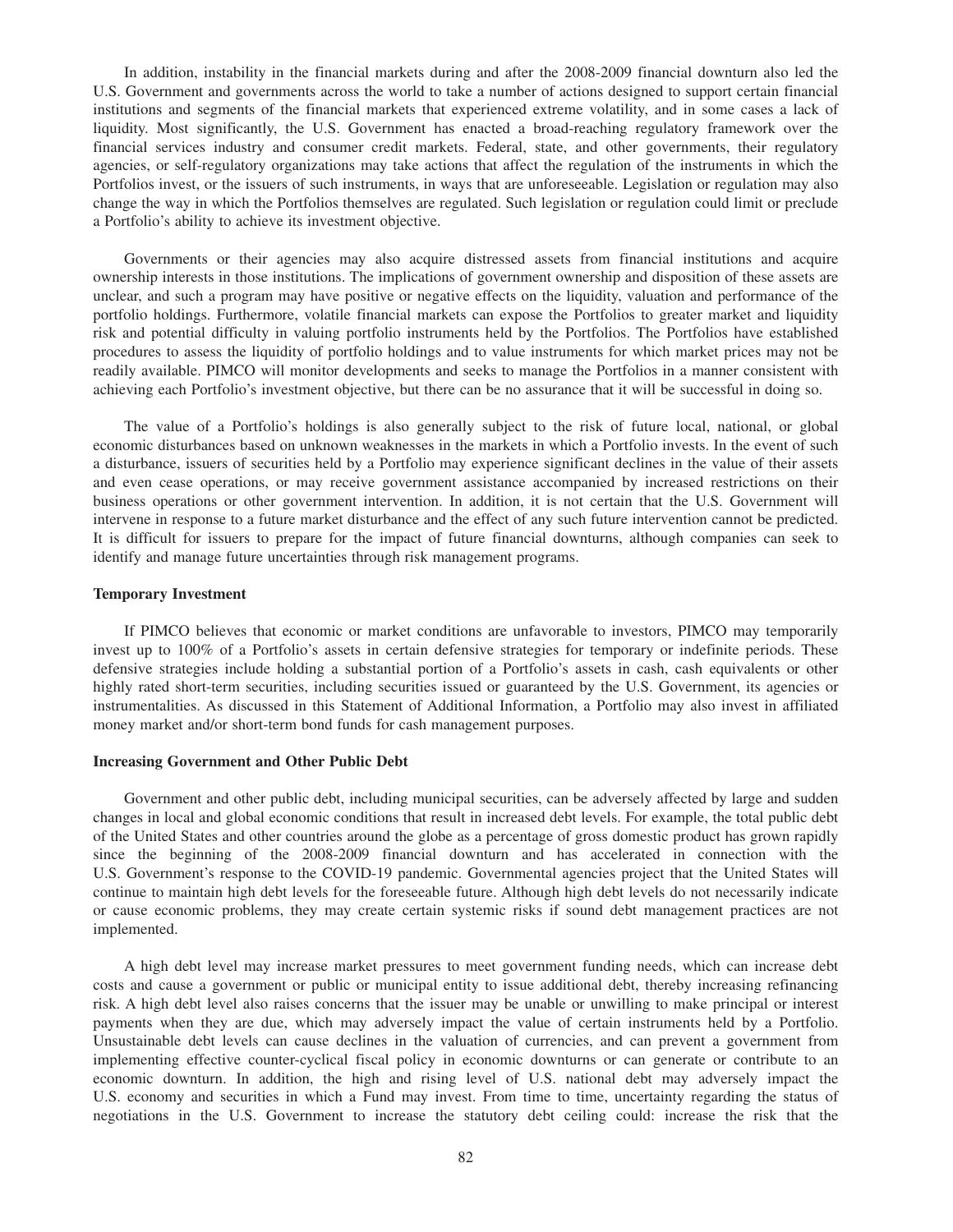In addition, instability in the financial markets during and after the 2008-2009 financial downturn also led the U.S. Government and governments across the world to take a number of actions designed to support certain financial institutions and segments of the financial markets that experienced extreme volatility, and in some cases a lack of liquidity. Most significantly, the U.S. Government has enacted a broad-reaching regulatory framework over the financial services industry and consumer credit markets. Federal, state, and other governments, their regulatory agencies, or self-regulatory organizations may take actions that affect the regulation of the instruments in which the Portfolios invest, or the issuers of such instruments, in ways that are unforeseeable. Legislation or regulation may also change the way in which the Portfolios themselves are regulated. Such legislation or regulation could limit or preclude a Portfolio's ability to achieve its investment objective.

Governments or their agencies may also acquire distressed assets from financial institutions and acquire ownership interests in those institutions. The implications of government ownership and disposition of these assets are unclear, and such a program may have positive or negative effects on the liquidity, valuation and performance of the portfolio holdings. Furthermore, volatile financial markets can expose the Portfolios to greater market and liquidity risk and potential difficulty in valuing portfolio instruments held by the Portfolios. The Portfolios have established procedures to assess the liquidity of portfolio holdings and to value instruments for which market prices may not be readily available. PIMCO will monitor developments and seeks to manage the Portfolios in a manner consistent with achieving each Portfolio's investment objective, but there can be no assurance that it will be successful in doing so.

The value of a Portfolio's holdings is also generally subject to the risk of future local, national, or global economic disturbances based on unknown weaknesses in the markets in which a Portfolio invests. In the event of such a disturbance, issuers of securities held by a Portfolio may experience significant declines in the value of their assets and even cease operations, or may receive government assistance accompanied by increased restrictions on their business operations or other government intervention. In addition, it is not certain that the U.S. Government will intervene in response to a future market disturbance and the effect of any such future intervention cannot be predicted. It is difficult for issuers to prepare for the impact of future financial downturns, although companies can seek to identify and manage future uncertainties through risk management programs.

**Temporary Investment**

If PIMCO believes that economic or market conditions are unfavorable to investors, PIMCO may temporarily invest up to 100% of a Portfolio's assets in certain defensive strategies for temporary or indefinite periods. These defensive strategies include holding a substantial portion of a Portfolio's assets in cash, cash equivalents or other highly rated short-term securities, including securities issued or guaranteed by the U.S. Government, its agencies or instrumentalities. As discussed in this Statement of Additional Information, a Portfolio may also invest in affiliated money market and/or short-term bond funds for cash management purposes.

**Increasing Government and Other Public Debt**

Government and other public debt, including municipal securities, can be adversely affected by large and sudden changes in local and global economic conditions that result in increased debt levels. For example, the total public debt of the United States and other countries around the globe as a percentage of gross domestic product has grown rapidly since the beginning of the 2008-2009 financial downturn and has accelerated in connection with the U.S. Government's response to the COVID-19 pandemic. Governmental agencies project that the United States will continue to maintain high debt levels for the foreseeable future. Although high debt levels do not necessarily indicate or cause economic problems, they may create certain systemic risks if sound debt management practices are not implemented.

A high debt level may increase market pressures to meet government funding needs, which can increase debt costs and cause a government or public or municipal entity to issue additional debt, thereby increasing refinancing risk. A high debt level also raises concerns that the issuer may be unable or unwilling to make principal or interest payments when they are due, which may adversely impact the value of certain instruments held by a Portfolio. Unsustainable debt levels can cause declines in the valuation of currencies, and can prevent a government from implementing effective counter-cyclical fiscal policy in economic downturns or can generate or contribute to an economic downturn. In addition, the high and rising level of U.S. national debt may adversely impact the U.S. economy and securities in which a Fund may invest. From time to time, uncertainty regarding the status of negotiations in the U.S. Government to increase the statutory debt ceiling could: increase the risk that the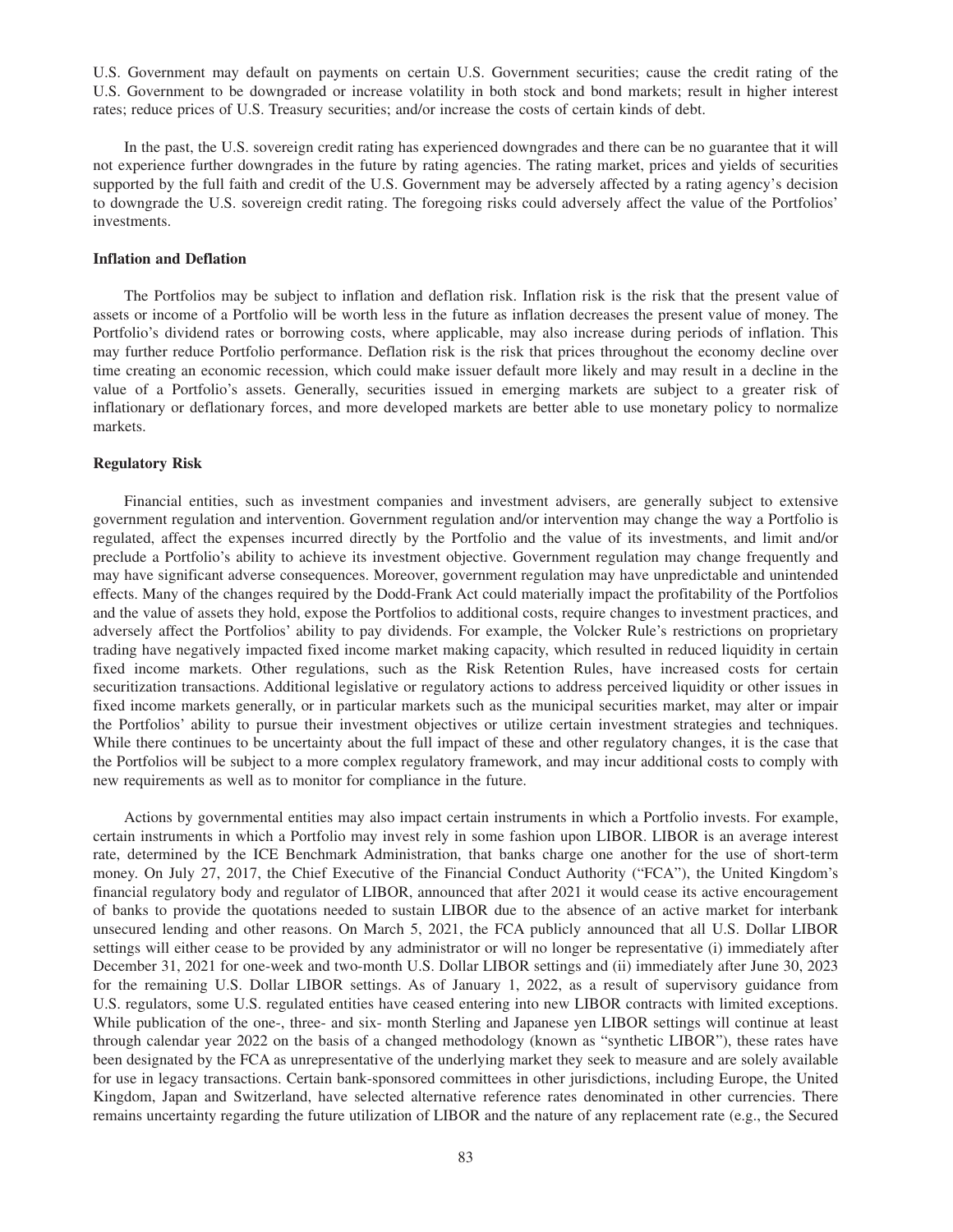U.S. Government may default on payments on certain U.S. Government securities; cause the credit rating of the U.S. Government to be downgraded or increase volatility in both stock and bond markets; result in higher interest rates; reduce prices of U.S. Treasury securities; and/or increase the costs of certain kinds of debt.

In the past, the U.S. sovereign credit rating has experienced downgrades and there can be no guarantee that it will not experience further downgrades in the future by rating agencies. The rating market, prices and yields of securities supported by the full faith and credit of the U.S. Government may be adversely affected by a rating agency's decision to downgrade the U.S. sovereign credit rating. The foregoing risks could adversely affect the value of the Portfolios' investments.

**Inflation and Deflation**

The Portfolios may be subject to inflation and deflation risk. Inflation risk is the risk that the present value of assets or income of a Portfolio will be worth less in the future as inflation decreases the present value of money. The Portfolio's dividend rates or borrowing costs, where applicable, may also increase during periods of inflation. This may further reduce Portfolio performance. Deflation risk is the risk that prices throughout the economy decline over time creating an economic recession, which could make issuer default more likely and may result in a decline in the value of a Portfolio's assets. Generally, securities issued in emerging markets are subject to a greater risk of inflationary or deflationary forces, and more developed markets are better able to use monetary policy to normalize markets.

**Regulatory Risk**

Financial entities, such as investment companies and investment advisers, are generally subject to extensive government regulation and intervention. Government regulation and/or intervention may change the way a Portfolio is regulated, affect the expenses incurred directly by the Portfolio and the value of its investments, and limit and/or preclude a Portfolio's ability to achieve its investment objective. Government regulation may change frequently and may have significant adverse consequences. Moreover, government regulation may have unpredictable and unintended effects. Many of the changes required by the Dodd-Frank Act could materially impact the profitability of the Portfolios and the value of assets they hold, expose the Portfolios to additional costs, require changes to investment practices, and adversely affect the Portfolios' ability to pay dividends. For example, the Volcker Rule's restrictions on proprietary trading have negatively impacted fixed income market making capacity, which resulted in reduced liquidity in certain fixed income markets. Other regulations, such as the Risk Retention Rules, have increased costs for certain securitization transactions. Additional legislative or regulatory actions to address perceived liquidity or other issues in fixed income markets generally, or in particular markets such as the municipal securities market, may alter or impair the Portfolios' ability to pursue their investment objectives or utilize certain investment strategies and techniques. While there continues to be uncertainty about the full impact of these and other regulatory changes, it is the case that the Portfolios will be subject to a more complex regulatory framework, and may incur additional costs to comply with new requirements as well as to monitor for compliance in the future.

Actions by governmental entities may also impact certain instruments in which a Portfolio invests. For example, certain instruments in which a Portfolio may invest rely in some fashion upon LIBOR. LIBOR is an average interest rate, determined by the ICE Benchmark Administration, that banks charge one another for the use of short-term money. On July 27, 2017, the Chief Executive of the Financial Conduct Authority ("FCA"), the United Kingdom's financial regulatory body and regulator of LIBOR, announced that after 2021 it would cease its active encouragement of banks to provide the quotations needed to sustain LIBOR due to the absence of an active market for interbank unsecured lending and other reasons. On March 5, 2021, the FCA publicly announced that all U.S. Dollar LIBOR settings will either cease to be provided by any administrator or will no longer be representative (i) immediately after December 31, 2021 for one-week and two-month U.S. Dollar LIBOR settings and (ii) immediately after June 30, 2023 for the remaining U.S. Dollar LIBOR settings. As of January 1, 2022, as a result of supervisory guidance from U.S. regulators, some U.S. regulated entities have ceased entering into new LIBOR contracts with limited exceptions. While publication of the one-, three- and six- month Sterling and Japanese yen LIBOR settings will continue at least through calendar year 2022 on the basis of a changed methodology (known as "synthetic LIBOR"), these rates have been designated by the FCA as unrepresentative of the underlying market they seek to measure and are solely available for use in legacy transactions. Certain bank-sponsored committees in other jurisdictions, including Europe, the United Kingdom, Japan and Switzerland, have selected alternative reference rates denominated in other currencies. There remains uncertainty regarding the future utilization of LIBOR and the nature of any replacement rate (e.g., the Secured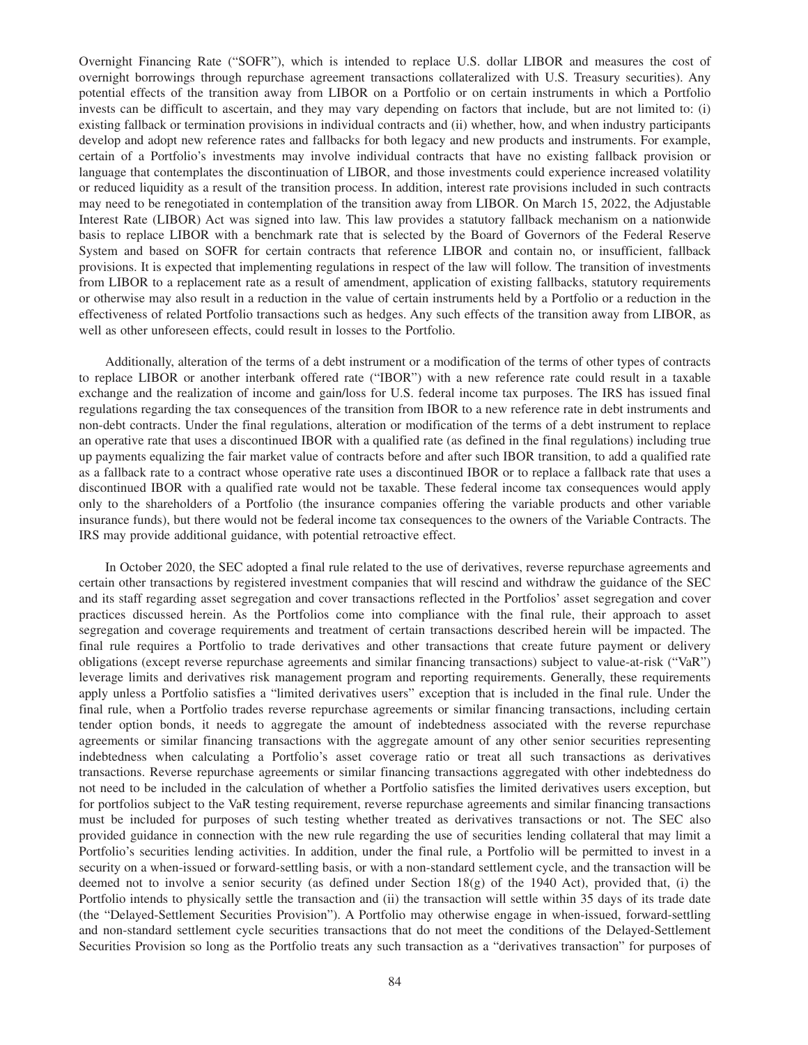Overnight Financing Rate ("SOFR"), which is intended to replace U.S. dollar LIBOR and measures the cost of overnight borrowings through repurchase agreement transactions collateralized with U.S. Treasury securities). Any potential effects of the transition away from LIBOR on a Portfolio or on certain instruments in which a Portfolio invests can be difficult to ascertain, and they may vary depending on factors that include, but are not limited to: (i) existing fallback or termination provisions in individual contracts and (ii) whether, how, and when industry participants develop and adopt new reference rates and fallbacks for both legacy and new products and instruments. For example, certain of a Portfolio's investments may involve individual contracts that have no existing fallback provision or language that contemplates the discontinuation of LIBOR, and those investments could experience increased volatility or reduced liquidity as a result of the transition process. In addition, interest rate provisions included in such contracts may need to be renegotiated in contemplation of the transition away from LIBOR. On March 15, 2022, the Adjustable Interest Rate (LIBOR) Act was signed into law. This law provides a statutory fallback mechanism on a nationwide basis to replace LIBOR with a benchmark rate that is selected by the Board of Governors of the Federal Reserve System and based on SOFR for certain contracts that reference LIBOR and contain no, or insufficient, fallback provisions. It is expected that implementing regulations in respect of the law will follow. The transition of investments from LIBOR to a replacement rate as a result of amendment, application of existing fallbacks, statutory requirements or otherwise may also result in a reduction in the value of certain instruments held by a Portfolio or a reduction in the effectiveness of related Portfolio transactions such as hedges. Any such effects of the transition away from LIBOR, as well as other unforeseen effects, could result in losses to the Portfolio.

Additionally, alteration of the terms of a debt instrument or a modification of the terms of other types of contracts to replace LIBOR or another interbank offered rate ("IBOR") with a new reference rate could result in a taxable exchange and the realization of income and gain/loss for U.S. federal income tax purposes. The IRS has issued final regulations regarding the tax consequences of the transition from IBOR to a new reference rate in debt instruments and non-debt contracts. Under the final regulations, alteration or modification of the terms of a debt instrument to replace an operative rate that uses a discontinued IBOR with a qualified rate (as defined in the final regulations) including true up payments equalizing the fair market value of contracts before and after such IBOR transition, to add a qualified rate as a fallback rate to a contract whose operative rate uses a discontinued IBOR or to replace a fallback rate that uses a discontinued IBOR with a qualified rate would not be taxable. These federal income tax consequences would apply only to the shareholders of a Portfolio (the insurance companies offering the variable products and other variable insurance funds), but there would not be federal income tax consequences to the owners of the Variable Contracts. The IRS may provide additional guidance, with potential retroactive effect.

In October 2020, the SEC adopted a final rule related to the use of derivatives, reverse repurchase agreements and certain other transactions by registered investment companies that will rescind and withdraw the guidance of the SEC and its staff regarding asset segregation and cover transactions reflected in the Portfolios' asset segregation and cover practices discussed herein. As the Portfolios come into compliance with the final rule, their approach to asset segregation and coverage requirements and treatment of certain transactions described herein will be impacted. The final rule requires a Portfolio to trade derivatives and other transactions that create future payment or delivery obligations (except reverse repurchase agreements and similar financing transactions) subject to value-at-risk ("VaR") leverage limits and derivatives risk management program and reporting requirements. Generally, these requirements apply unless a Portfolio satisfies a "limited derivatives users" exception that is included in the final rule. Under the final rule, when a Portfolio trades reverse repurchase agreements or similar financing transactions, including certain tender option bonds, it needs to aggregate the amount of indebtedness associated with the reverse repurchase agreements or similar financing transactions with the aggregate amount of any other senior securities representing indebtedness when calculating a Portfolio's asset coverage ratio or treat all such transactions as derivatives transactions. Reverse repurchase agreements or similar financing transactions aggregated with other indebtedness do not need to be included in the calculation of whether a Portfolio satisfies the limited derivatives users exception, but for portfolios subject to the VaR testing requirement, reverse repurchase agreements and similar financing transactions must be included for purposes of such testing whether treated as derivatives transactions or not. The SEC also provided guidance in connection with the new rule regarding the use of securities lending collateral that may limit a Portfolio's securities lending activities. In addition, under the final rule, a Portfolio will be permitted to invest in a security on a when-issued or forward-settling basis, or with a non-standard settlement cycle, and the transaction will be deemed not to involve a senior security (as defined under Section 18(g) of the 1940 Act), provided that, (i) the Portfolio intends to physically settle the transaction and (ii) the transaction will settle within 35 days of its trade date (the "Delayed-Settlement Securities Provision"). A Portfolio may otherwise engage in when-issued, forward-settling and non-standard settlement cycle securities transactions that do not meet the conditions of the Delayed-Settlement Securities Provision so long as the Portfolio treats any such transaction as a "derivatives transaction" for purposes of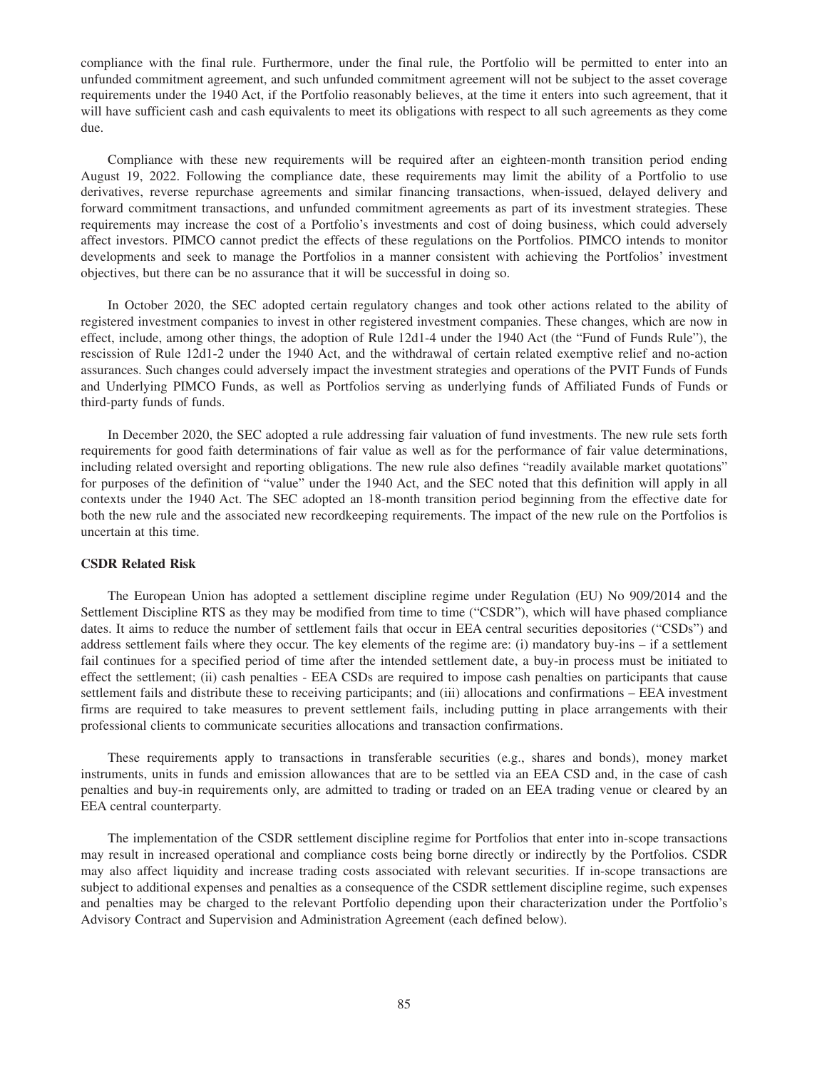compliance with the final rule. Furthermore, under the final rule, the Portfolio will be permitted to enter into an unfunded commitment agreement, and such unfunded commitment agreement will not be subject to the asset coverage requirements under the 1940 Act, if the Portfolio reasonably believes, at the time it enters into such agreement, that it will have sufficient cash and cash equivalents to meet its obligations with respect to all such agreements as they come due.

Compliance with these new requirements will be required after an eighteen-month transition period ending August 19, 2022. Following the compliance date, these requirements may limit the ability of a Portfolio to use derivatives, reverse repurchase agreements and similar financing transactions, when-issued, delayed delivery and forward commitment transactions, and unfunded commitment agreements as part of its investment strategies. These requirements may increase the cost of a Portfolio's investments and cost of doing business, which could adversely affect investors. PIMCO cannot predict the effects of these regulations on the Portfolios. PIMCO intends to monitor developments and seek to manage the Portfolios in a manner consistent with achieving the Portfolios' investment objectives, but there can be no assurance that it will be successful in doing so.

In October 2020, the SEC adopted certain regulatory changes and took other actions related to the ability of registered investment companies to invest in other registered investment companies. These changes, which are now in effect, include, among other things, the adoption of Rule 12d1-4 under the 1940 Act (the "Fund of Funds Rule"), the rescission of Rule 12d1-2 under the 1940 Act, and the withdrawal of certain related exemptive relief and no-action assurances. Such changes could adversely impact the investment strategies and operations of the PVIT Funds of Funds and Underlying PIMCO Funds, as well as Portfolios serving as underlying funds of Affiliated Funds of Funds or third-party funds of funds.

In December 2020, the SEC adopted a rule addressing fair valuation of fund investments. The new rule sets forth requirements for good faith determinations of fair value as well as for the performance of fair value determinations, including related oversight and reporting obligations. The new rule also defines "readily available market quotations" for purposes of the definition of "value" under the 1940 Act, and the SEC noted that this definition will apply in all contexts under the 1940 Act. The SEC adopted an 18-month transition period beginning from the effective date for both the new rule and the associated new recordkeeping requirements. The impact of the new rule on the Portfolios is uncertain at this time.

**CSDR Related Risk**

The European Union has adopted a settlement discipline regime under Regulation (EU) No 909/2014 and the Settlement Discipline RTS as they may be modified from time to time ("CSDR"), which will have phased compliance dates. It aims to reduce the number of settlement fails that occur in EEA central securities depositories ("CSDs") and address settlement fails where they occur. The key elements of the regime are: (i) mandatory buy-ins – if a settlement fail continues for a specified period of time after the intended settlement date, a buy-in process must be initiated to effect the settlement; (ii) cash penalties - EEA CSDs are required to impose cash penalties on participants that cause settlement fails and distribute these to receiving participants; and (iii) allocations and confirmations – EEA investment firms are required to take measures to prevent settlement fails, including putting in place arrangements with their professional clients to communicate securities allocations and transaction confirmations.

These requirements apply to transactions in transferable securities (e.g., shares and bonds), money market instruments, units in funds and emission allowances that are to be settled via an EEA CSD and, in the case of cash penalties and buy-in requirements only, are admitted to trading or traded on an EEA trading venue or cleared by an EEA central counterparty.

The implementation of the CSDR settlement discipline regime for Portfolios that enter into in-scope transactions may result in increased operational and compliance costs being borne directly or indirectly by the Portfolios. CSDR may also affect liquidity and increase trading costs associated with relevant securities. If in-scope transactions are subject to additional expenses and penalties as a consequence of the CSDR settlement discipline regime, such expenses and penalties may be charged to the relevant Portfolio depending upon their characterization under the Portfolio's Advisory Contract and Supervision and Administration Agreement (each defined below).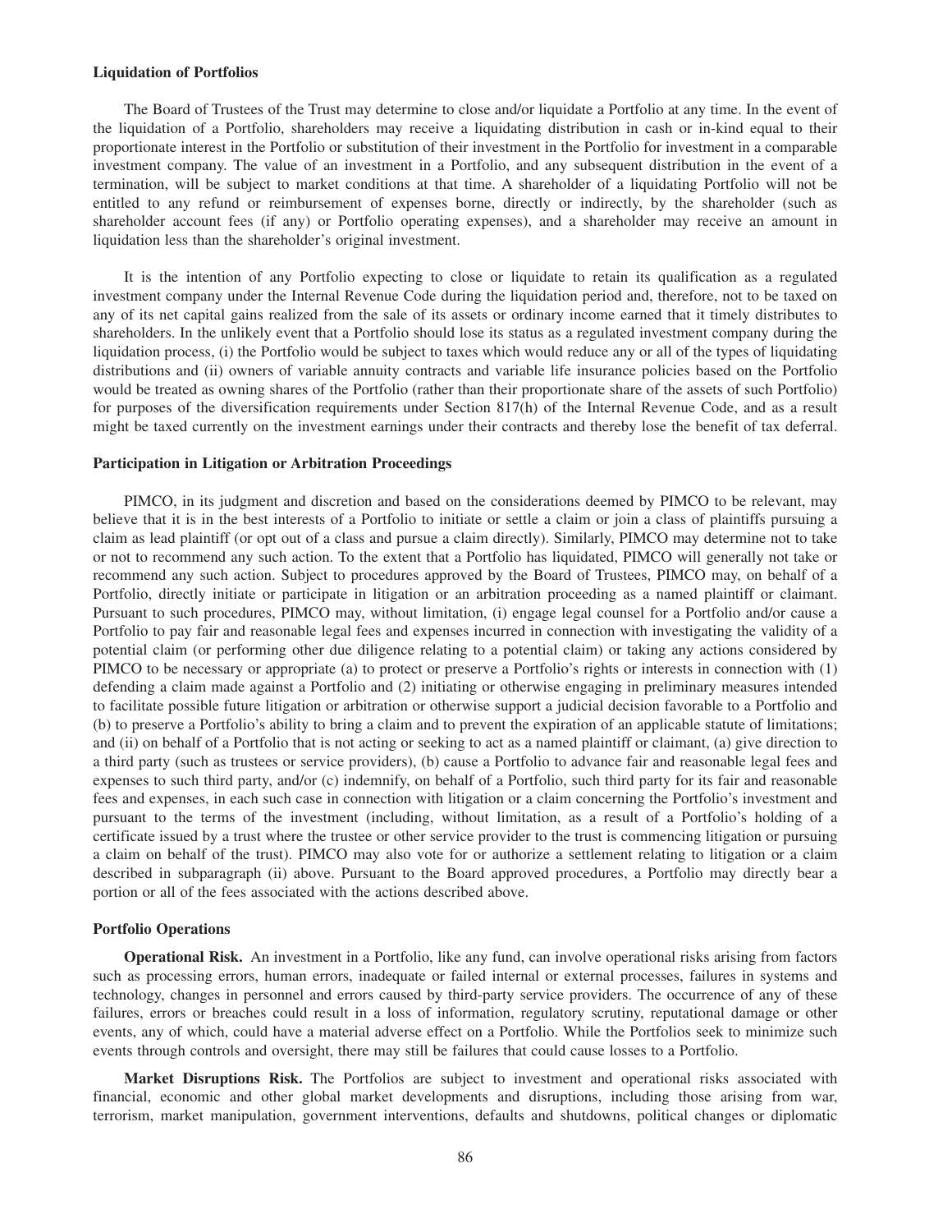**Liquidation of Portfolios**

The Board of Trustees of the Trust may determine to close and/or liquidate a Portfolio at any time. In the event of the liquidation of a Portfolio, shareholders may receive a liquidating distribution in cash or in-kind equal to their proportionate interest in the Portfolio or substitution of their investment in the Portfolio for investment in a comparable investment company. The value of an investment in a Portfolio, and any subsequent distribution in the event of a termination, will be subject to market conditions at that time. A shareholder of a liquidating Portfolio will not be entitled to any refund or reimbursement of expenses borne, directly or indirectly, by the shareholder (such as shareholder account fees (if any) or Portfolio operating expenses), and a shareholder may receive an amount in liquidation less than the shareholder's original investment.

It is the intention of any Portfolio expecting to close or liquidate to retain its qualification as a regulated investment company under the Internal Revenue Code during the liquidation period and, therefore, not to be taxed on any of its net capital gains realized from the sale of its assets or ordinary income earned that it timely distributes to shareholders. In the unlikely event that a Portfolio should lose its status as a regulated investment company during the liquidation process, (i) the Portfolio would be subject to taxes which would reduce any or all of the types of liquidating distributions and (ii) owners of variable annuity contracts and variable life insurance policies based on the Portfolio would be treated as owning shares of the Portfolio (rather than their proportionate share of the assets of such Portfolio) for purposes of the diversification requirements under Section 817(h) of the Internal Revenue Code, and as a result might be taxed currently on the investment earnings under their contracts and thereby lose the benefit of tax deferral.

**Participation in Litigation or Arbitration Proceedings**

PIMCO, in its judgment and discretion and based on the considerations deemed by PIMCO to be relevant, may believe that it is in the best interests of a Portfolio to initiate or settle a claim or join a class of plaintiffs pursuing a claim as lead plaintiff (or opt out of a class and pursue a claim directly). Similarly, PIMCO may determine not to take or not to recommend any such action. To the extent that a Portfolio has liquidated, PIMCO will generally not take or recommend any such action. Subject to procedures approved by the Board of Trustees, PIMCO may, on behalf of a Portfolio, directly initiate or participate in litigation or an arbitration proceeding as a named plaintiff or claimant. Pursuant to such procedures, PIMCO may, without limitation, (i) engage legal counsel for a Portfolio and/or cause a Portfolio to pay fair and reasonable legal fees and expenses incurred in connection with investigating the validity of a potential claim (or performing other due diligence relating to a potential claim) or taking any actions considered by PIMCO to be necessary or appropriate (a) to protect or preserve a Portfolio's rights or interests in connection with (1) defending a claim made against a Portfolio and (2) initiating or otherwise engaging in preliminary measures intended to facilitate possible future litigation or arbitration or otherwise support a judicial decision favorable to a Portfolio and (b) to preserve a Portfolio's ability to bring a claim and to prevent the expiration of an applicable statute of limitations; and (ii) on behalf of a Portfolio that is not acting or seeking to act as a named plaintiff or claimant, (a) give direction to a third party (such as trustees or service providers), (b) cause a Portfolio to advance fair and reasonable legal fees and expenses to such third party, and/or (c) indemnify, on behalf of a Portfolio, such third party for its fair and reasonable fees and expenses, in each such case in connection with litigation or a claim concerning the Portfolio's investment and pursuant to the terms of the investment (including, without limitation, as a result of a Portfolio's holding of a certificate issued by a trust where the trustee or other service provider to the trust is commencing litigation or pursuing a claim on behalf of the trust). PIMCO may also vote for or authorize a settlement relating to litigation or a claim described in subparagraph (ii) above. Pursuant to the Board approved procedures, a Portfolio may directly bear a portion or all of the fees associated with the actions described above.

**Portfolio Operations**

**Operational Risk.** An investment in a Portfolio, like any fund, can involve operational risks arising from factors such as processing errors, human errors, inadequate or failed internal or external processes, failures in systems and technology, changes in personnel and errors caused by third-party service providers. The occurrence of any of these failures, errors or breaches could result in a loss of information, regulatory scrutiny, reputational damage or other events, any of which, could have a material adverse effect on a Portfolio. While the Portfolios seek to minimize such events through controls and oversight, there may still be failures that could cause losses to a Portfolio.

**Market Disruptions Risk.** The Portfolios are subject to investment and operational risks associated with financial, economic and other global market developments and disruptions, including those arising from war, terrorism, market manipulation, government interventions, defaults and shutdowns, political changes or diplomatic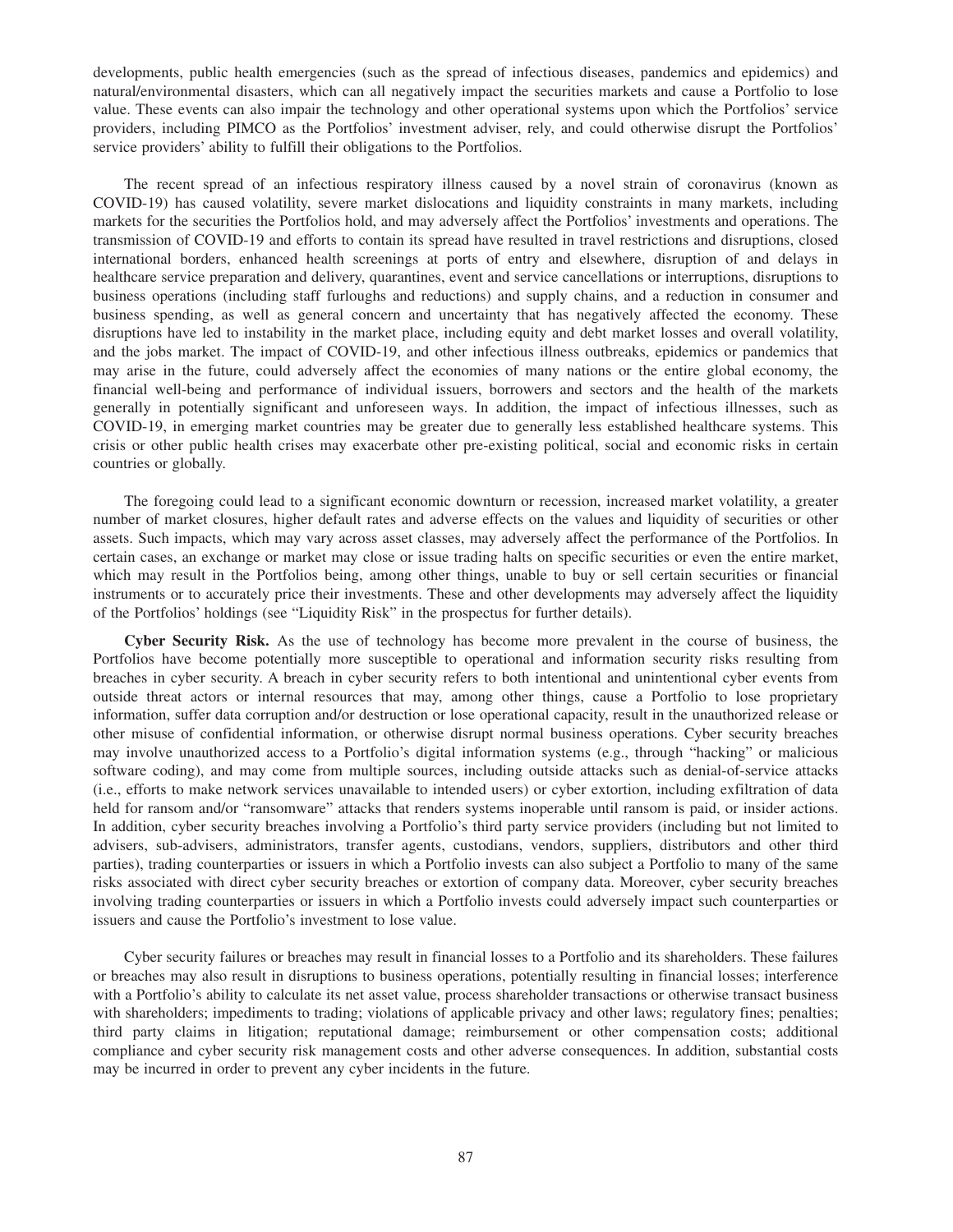developments, public health emergencies (such as the spread of infectious diseases, pandemics and epidemics) and natural/environmental disasters, which can all negatively impact the securities markets and cause a Portfolio to lose value. These events can also impair the technology and other operational systems upon which the Portfolios' service providers, including PIMCO as the Portfolios' investment adviser, rely, and could otherwise disrupt the Portfolios' service providers' ability to fulfill their obligations to the Portfolios.

The recent spread of an infectious respiratory illness caused by a novel strain of coronavirus (known as COVID-19) has caused volatility, severe market dislocations and liquidity constraints in many markets, including markets for the securities the Portfolios hold, and may adversely affect the Portfolios' investments and operations. The transmission of COVID-19 and efforts to contain its spread have resulted in travel restrictions and disruptions, closed international borders, enhanced health screenings at ports of entry and elsewhere, disruption of and delays in healthcare service preparation and delivery, quarantines, event and service cancellations or interruptions, disruptions to business operations (including staff furloughs and reductions) and supply chains, and a reduction in consumer and business spending, as well as general concern and uncertainty that has negatively affected the economy. These disruptions have led to instability in the market place, including equity and debt market losses and overall volatility, and the jobs market. The impact of COVID-19, and other infectious illness outbreaks, epidemics or pandemics that may arise in the future, could adversely affect the economies of many nations or the entire global economy, the financial well-being and performance of individual issuers, borrowers and sectors and the health of the markets generally in potentially significant and unforeseen ways. In addition, the impact of infectious illnesses, such as COVID-19, in emerging market countries may be greater due to generally less established healthcare systems. This crisis or other public health crises may exacerbate other pre-existing political, social and economic risks in certain countries or globally.

The foregoing could lead to a significant economic downturn or recession, increased market volatility, a greater number of market closures, higher default rates and adverse effects on the values and liquidity of securities or other assets. Such impacts, which may vary across asset classes, may adversely affect the performance of the Portfolios. In certain cases, an exchange or market may close or issue trading halts on specific securities or even the entire market, which may result in the Portfolios being, among other things, unable to buy or sell certain securities or financial instruments or to accurately price their investments. These and other developments may adversely affect the liquidity of the Portfolios' holdings (see "Liquidity Risk" in the prospectus for further details).

**Cyber Security Risk.** As the use of technology has become more prevalent in the course of business, the Portfolios have become potentially more susceptible to operational and information security risks resulting from breaches in cyber security. A breach in cyber security refers to both intentional and unintentional cyber events from outside threat actors or internal resources that may, among other things, cause a Portfolio to lose proprietary information, suffer data corruption and/or destruction or lose operational capacity, result in the unauthorized release or other misuse of confidential information, or otherwise disrupt normal business operations. Cyber security breaches may involve unauthorized access to a Portfolio's digital information systems (e.g., through "hacking" or malicious software coding), and may come from multiple sources, including outside attacks such as denial-of-service attacks (i.e., efforts to make network services unavailable to intended users) or cyber extortion, including exfiltration of data held for ransom and/or "ransomware" attacks that renders systems inoperable until ransom is paid, or insider actions. In addition, cyber security breaches involving a Portfolio's third party service providers (including but not limited to advisers, sub-advisers, administrators, transfer agents, custodians, vendors, suppliers, distributors and other third parties), trading counterparties or issuers in which a Portfolio invests can also subject a Portfolio to many of the same risks associated with direct cyber security breaches or extortion of company data. Moreover, cyber security breaches involving trading counterparties or issuers in which a Portfolio invests could adversely impact such counterparties or issuers and cause the Portfolio's investment to lose value.

Cyber security failures or breaches may result in financial losses to a Portfolio and its shareholders. These failures or breaches may also result in disruptions to business operations, potentially resulting in financial losses; interference with a Portfolio's ability to calculate its net asset value, process shareholder transactions or otherwise transact business with shareholders; impediments to trading; violations of applicable privacy and other laws; regulatory fines; penalties; third party claims in litigation; reputational damage; reimbursement or other compensation costs; additional compliance and cyber security risk management costs and other adverse consequences. In addition, substantial costs may be incurred in order to prevent any cyber incidents in the future.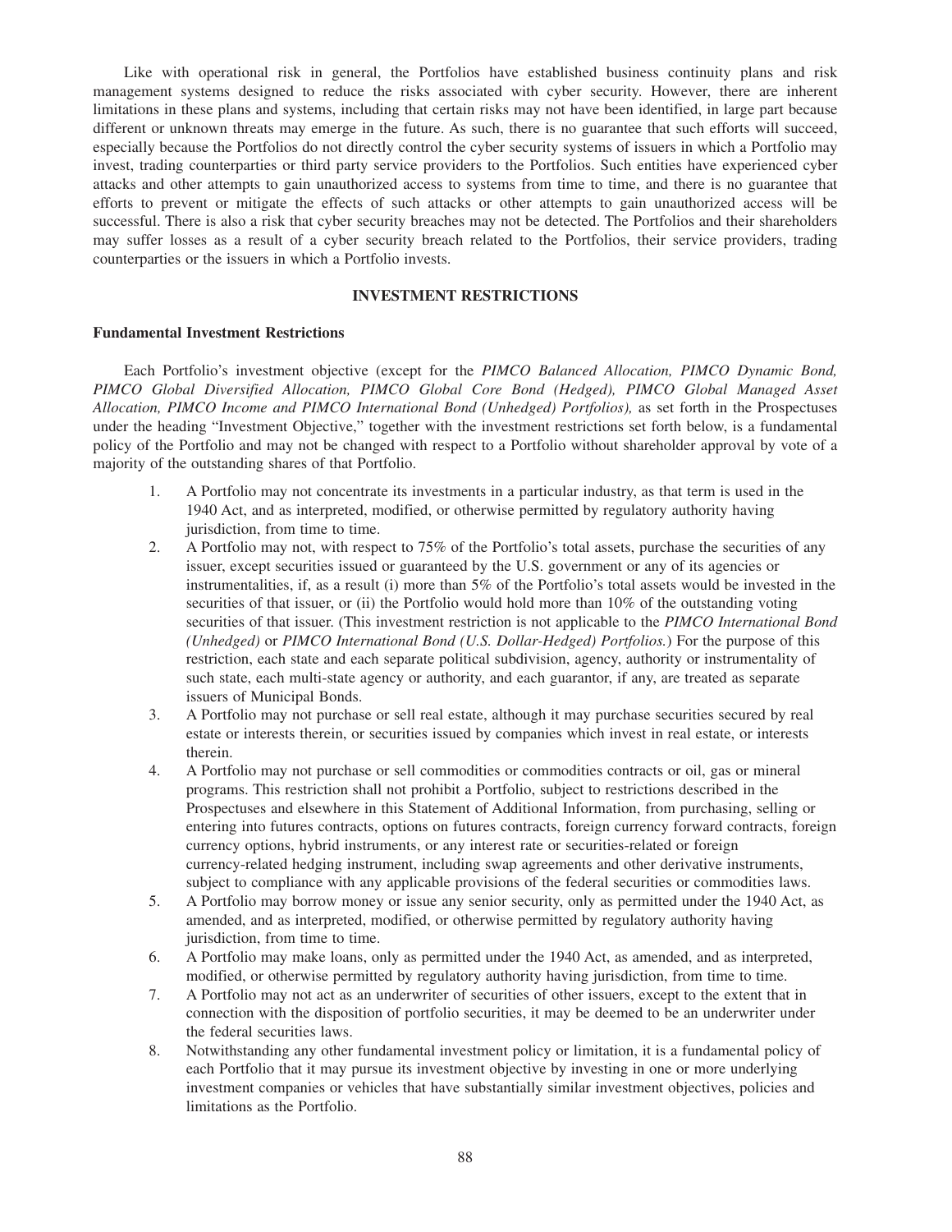Like with operational risk in general, the Portfolios have established business continuity plans and risk management systems designed to reduce the risks associated with cyber security. However, there are inherent limitations in these plans and systems, including that certain risks may not have been identified, in large part because different or unknown threats may emerge in the future. As such, there is no guarantee that such efforts will succeed, especially because the Portfolios do not directly control the cyber security systems of issuers in which a Portfolio may invest, trading counterparties or third party service providers to the Portfolios. Such entities have experienced cyber attacks and other attempts to gain unauthorized access to systems from time to time, and there is no guarantee that efforts to prevent or mitigate the effects of such attacks or other attempts to gain unauthorized access will be successful. There is also a risk that cyber security breaches may not be detected. The Portfolios and their shareholders may suffer losses as a result of a cyber security breach related to the Portfolios, their service providers, trading counterparties or the issuers in which a Portfolio invests.

## INVESTMENT RESTRICTIONS

### Fundamental Investment Restrictions

Each Portfolio's investment objective (except for the *PIMCO Balanced Allocation, PIMCO Dynamic Bond, PIMCO Global Diversified Allocation, PIMCO Global Core Bond (Hedged), PIMCO Global Managed Asset Allocation, PIMCO Income and PIMCO International Bond (Unhedged) Portfolios),* as set forth in the Prospectuses under the heading "Investment Objective," together with the investment restrictions set forth below, is a fundamental policy of the Portfolio and may not be changed with respect to a Portfolio without shareholder approval by vote of a majority of the outstanding shares of that Portfolio.

1. A Portfolio may not concentrate its investments in a particular industry, as that term is used in the 1940 Act, and as interpreted, modified, or otherwise permitted by regulatory authority having jurisdiction, from time to time.
2. A Portfolio may not, with respect to 75% of the Portfolio's total assets, purchase the securities of any issuer, except securities issued or guaranteed by the U.S. government or any of its agencies or instrumentalities, if, as a result (i) more than 5% of the Portfolio's total assets would be invested in the securities of that issuer, or (ii) the Portfolio would hold more than 10% of the outstanding voting securities of that issuer. (This investment restriction is not applicable to the *PIMCO International Bond (Unhedged)* or *PIMCO International Bond (U.S. Dollar-Hedged) Portfolios.*) For the purpose of this restriction, each state and each separate political subdivision, agency, authority or instrumentality of such state, each multi-state agency or authority, and each guarantor, if any, are treated as separate issuers of Municipal Bonds.
3. A Portfolio may not purchase or sell real estate, although it may purchase securities secured by real estate or interests therein, or securities issued by companies which invest in real estate, or interests therein.
4. A Portfolio may not purchase or sell commodities or commodities contracts or oil, gas or mineral programs. This restriction shall not prohibit a Portfolio, subject to restrictions described in the Prospectuses and elsewhere in this Statement of Additional Information, from purchasing, selling or entering into futures contracts, options on futures contracts, foreign currency forward contracts, foreign currency options, hybrid instruments, or any interest rate or securities-related or foreign currency-related hedging instrument, including swap agreements and other derivative instruments, subject to compliance with any applicable provisions of the federal securities or commodities laws.
5. A Portfolio may borrow money or issue any senior security, only as permitted under the 1940 Act, as amended, and as interpreted, modified, or otherwise permitted by regulatory authority having jurisdiction, from time to time.
6. A Portfolio may make loans, only as permitted under the 1940 Act, as amended, and as interpreted, modified, or otherwise permitted by regulatory authority having jurisdiction, from time to time.
7. A Portfolio may not act as an underwriter of securities of other issuers, except to the extent that in connection with the disposition of portfolio securities, it may be deemed to be an underwriter under the federal securities laws.
8. Notwithstanding any other fundamental investment policy or limitation, it is a fundamental policy of each Portfolio that it may pursue its investment objective by investing in one or more underlying investment companies or vehicles that have substantially similar investment objectives, policies and limitations as the Portfolio.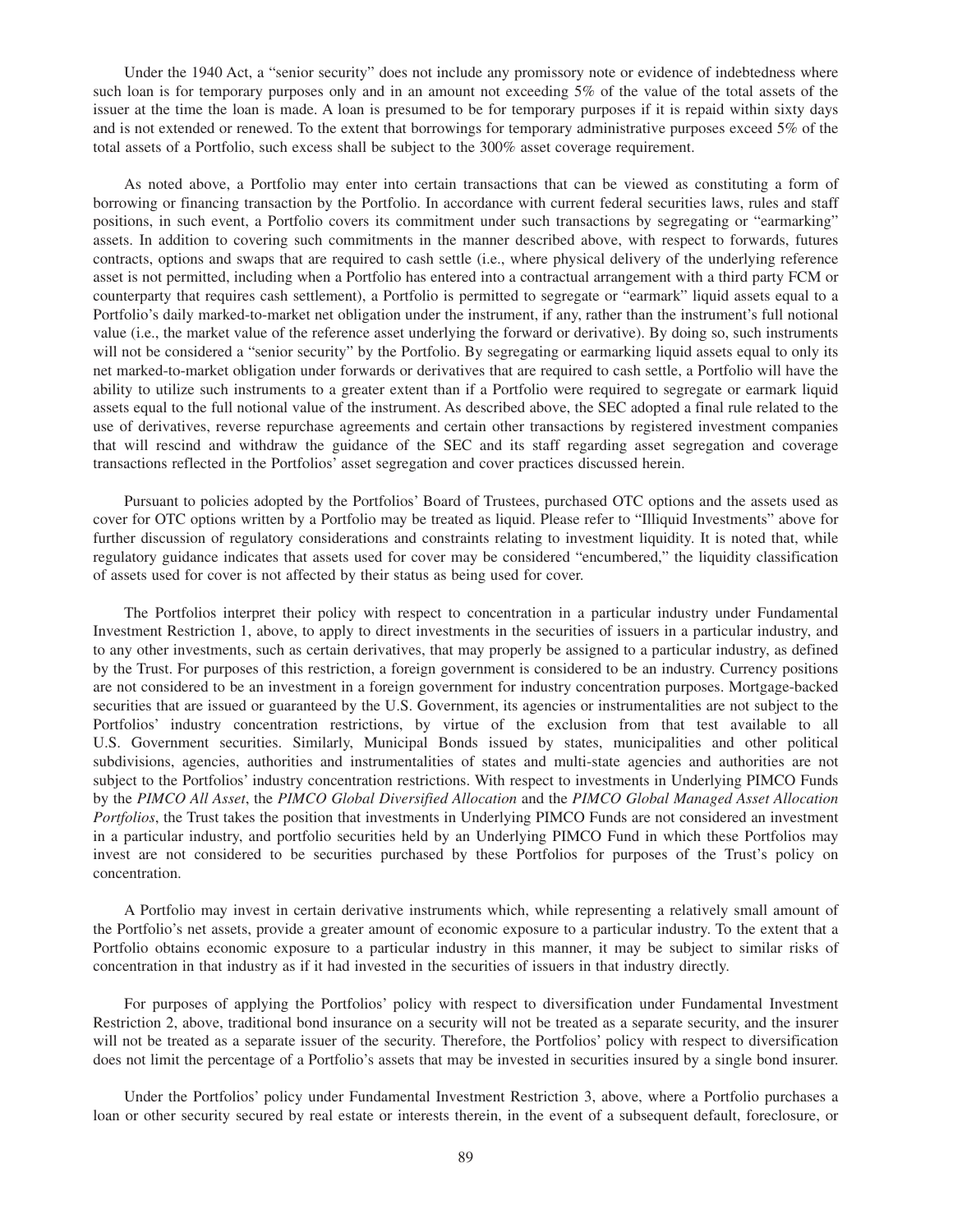Under the 1940 Act, a "senior security" does not include any promissory note or evidence of indebtedness where such loan is for temporary purposes only and in an amount not exceeding 5% of the value of the total assets of the issuer at the time the loan is made. A loan is presumed to be for temporary purposes if it is repaid within sixty days and is not extended or renewed. To the extent that borrowings for temporary administrative purposes exceed 5% of the total assets of a Portfolio, such excess shall be subject to the 300% asset coverage requirement.

As noted above, a Portfolio may enter into certain transactions that can be viewed as constituting a form of borrowing or financing transaction by the Portfolio. In accordance with current federal securities laws, rules and staff positions, in such event, a Portfolio covers its commitment under such transactions by segregating or "earmarking" assets. In addition to covering such commitments in the manner described above, with respect to forwards, futures contracts, options and swaps that are required to cash settle (i.e., where physical delivery of the underlying reference asset is not permitted, including when a Portfolio has entered into a contractual arrangement with a third party FCM or counterparty that requires cash settlement), a Portfolio is permitted to segregate or "earmark" liquid assets equal to a Portfolio's daily marked-to-market net obligation under the instrument, if any, rather than the instrument's full notional value (i.e., the market value of the reference asset underlying the forward or derivative). By doing so, such instruments will not be considered a "senior security" by the Portfolio. By segregating or earmarking liquid assets equal to only its net marked-to-market obligation under forwards or derivatives that are required to cash settle, a Portfolio will have the ability to utilize such instruments to a greater extent than if a Portfolio were required to segregate or earmark liquid assets equal to the full notional value of the instrument. As described above, the SEC adopted a final rule related to the use of derivatives, reverse repurchase agreements and certain other transactions by registered investment companies that will rescind and withdraw the guidance of the SEC and its staff regarding asset segregation and coverage transactions reflected in the Portfolios' asset segregation and cover practices discussed herein.

Pursuant to policies adopted by the Portfolios' Board of Trustees, purchased OTC options and the assets used as cover for OTC options written by a Portfolio may be treated as liquid. Please refer to "Illiquid Investments" above for further discussion of regulatory considerations and constraints relating to investment liquidity. It is noted that, while regulatory guidance indicates that assets used for cover may be considered "encumbered," the liquidity classification of assets used for cover is not affected by their status as being used for cover.

The Portfolios interpret their policy with respect to concentration in a particular industry under Fundamental Investment Restriction 1, above, to apply to direct investments in the securities of issuers in a particular industry, and to any other investments, such as certain derivatives, that may properly be assigned to a particular industry, as defined by the Trust. For purposes of this restriction, a foreign government is considered to be an industry. Currency positions are not considered to be an investment in a foreign government for industry concentration purposes. Mortgage-backed securities that are issued or guaranteed by the U.S. Government, its agencies or instrumentalities are not subject to the Portfolios' industry concentration restrictions, by virtue of the exclusion from that test available to all U.S. Government securities. Similarly, Municipal Bonds issued by states, municipalities and other political subdivisions, agencies, authorities and instrumentalities of states and multi-state agencies and authorities are not subject to the Portfolios' industry concentration restrictions. With respect to investments in Underlying PIMCO Funds by the *PIMCO All Asset*, the *PIMCO Global Diversified Allocation* and the *PIMCO Global Managed Asset Allocation Portfolios*, the Trust takes the position that investments in Underlying PIMCO Funds are not considered an investment in a particular industry, and portfolio securities held by an Underlying PIMCO Fund in which these Portfolios may invest are not considered to be securities purchased by these Portfolios for purposes of the Trust's policy on concentration.

A Portfolio may invest in certain derivative instruments which, while representing a relatively small amount of the Portfolio's net assets, provide a greater amount of economic exposure to a particular industry. To the extent that a Portfolio obtains economic exposure to a particular industry in this manner, it may be subject to similar risks of concentration in that industry as if it had invested in the securities of issuers in that industry directly.

For purposes of applying the Portfolios' policy with respect to diversification under Fundamental Investment Restriction 2, above, traditional bond insurance on a security will not be treated as a separate security, and the insurer will not be treated as a separate issuer of the security. Therefore, the Portfolios' policy with respect to diversification does not limit the percentage of a Portfolio's assets that may be invested in securities insured by a single bond insurer.

Under the Portfolios' policy under Fundamental Investment Restriction 3, above, where a Portfolio purchases a loan or other security secured by real estate or interests therein, in the event of a subsequent default, foreclosure, or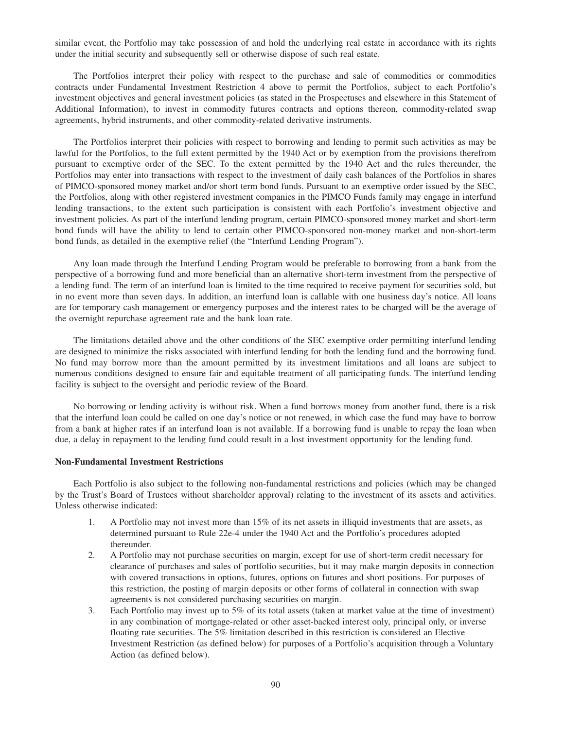similar event, the Portfolio may take possession of and hold the underlying real estate in accordance with its rights under the initial security and subsequently sell or otherwise dispose of such real estate.

The Portfolios interpret their policy with respect to the purchase and sale of commodities or commodities contracts under Fundamental Investment Restriction 4 above to permit the Portfolios, subject to each Portfolio's investment objectives and general investment policies (as stated in the Prospectuses and elsewhere in this Statement of Additional Information), to invest in commodity futures contracts and options thereon, commodity-related swap agreements, hybrid instruments, and other commodity-related derivative instruments.

The Portfolios interpret their policies with respect to borrowing and lending to permit such activities as may be lawful for the Portfolios, to the full extent permitted by the 1940 Act or by exemption from the provisions therefrom pursuant to exemptive order of the SEC. To the extent permitted by the 1940 Act and the rules thereunder, the Portfolios may enter into transactions with respect to the investment of daily cash balances of the Portfolios in shares of PIMCO-sponsored money market and/or short term bond funds. Pursuant to an exemptive order issued by the SEC, the Portfolios, along with other registered investment companies in the PIMCO Funds family may engage in interfund lending transactions, to the extent such participation is consistent with each Portfolio's investment objective and investment policies. As part of the interfund lending program, certain PIMCO-sponsored money market and short-term bond funds will have the ability to lend to certain other PIMCO-sponsored non-money market and non-short-term bond funds, as detailed in the exemptive relief (the "Interfund Lending Program").

Any loan made through the Interfund Lending Program would be preferable to borrowing from a bank from the perspective of a borrowing fund and more beneficial than an alternative short-term investment from the perspective of a lending fund. The term of an interfund loan is limited to the time required to receive payment for securities sold, but in no event more than seven days. In addition, an interfund loan is callable with one business day's notice. All loans are for temporary cash management or emergency purposes and the interest rates to be charged will be the average of the overnight repurchase agreement rate and the bank loan rate.

The limitations detailed above and the other conditions of the SEC exemptive order permitting interfund lending are designed to minimize the risks associated with interfund lending for both the lending fund and the borrowing fund. No fund may borrow more than the amount permitted by its investment limitations and all loans are subject to numerous conditions designed to ensure fair and equitable treatment of all participating funds. The interfund lending facility is subject to the oversight and periodic review of the Board.

No borrowing or lending activity is without risk. When a fund borrows money from another fund, there is a risk that the interfund loan could be called on one day's notice or not renewed, in which case the fund may have to borrow from a bank at higher rates if an interfund loan is not available. If a borrowing fund is unable to repay the loan when due, a delay in repayment to the lending fund could result in a lost investment opportunity for the lending fund.

**Non-Fundamental Investment Restrictions**

Each Portfolio is also subject to the following non-fundamental restrictions and policies (which may be changed by the Trust's Board of Trustees without shareholder approval) relating to the investment of its assets and activities. Unless otherwise indicated:

1. A Portfolio may not invest more than 15% of its net assets in illiquid investments that are assets, as determined pursuant to Rule 22e-4 under the 1940 Act and the Portfolio's procedures adopted thereunder.
2. A Portfolio may not purchase securities on margin, except for use of short-term credit necessary for clearance of purchases and sales of portfolio securities, but it may make margin deposits in connection with covered transactions in options, futures, options on futures and short positions. For purposes of this restriction, the posting of margin deposits or other forms of collateral in connection with swap agreements is not considered purchasing securities on margin.
3. Each Portfolio may invest up to 5% of its total assets (taken at market value at the time of investment) in any combination of mortgage-related or other asset-backed interest only, principal only, or inverse floating rate securities. The 5% limitation described in this restriction is considered an Elective Investment Restriction (as defined below) for purposes of a Portfolio's acquisition through a Voluntary Action (as defined below).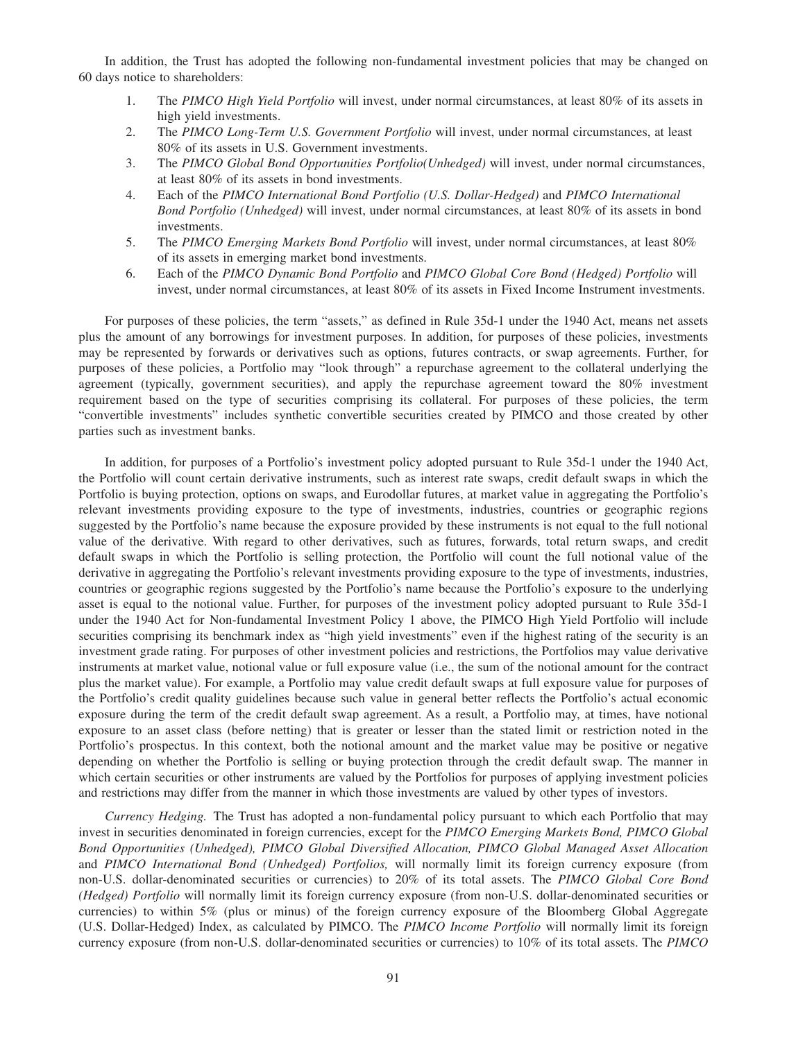In addition, the Trust has adopted the following non-fundamental investment policies that may be changed on 60 days notice to shareholders:

1. The *PIMCO High Yield Portfolio* will invest, under normal circumstances, at least 80% of its assets in high yield investments.
2. The *PIMCO Long-Term U.S. Government Portfolio* will invest, under normal circumstances, at least 80% of its assets in U.S. Government investments.
3. The *PIMCO Global Bond Opportunities Portfolio(Unhedged)* will invest, under normal circumstances, at least 80% of its assets in bond investments.
4. Each of the *PIMCO International Bond Portfolio (U.S. Dollar-Hedged)* and *PIMCO International Bond Portfolio (Unhedged)* will invest, under normal circumstances, at least 80% of its assets in bond investments.
5. The *PIMCO Emerging Markets Bond Portfolio* will invest, under normal circumstances, at least 80% of its assets in emerging market bond investments.
6. Each of the *PIMCO Dynamic Bond Portfolio* and *PIMCO Global Core Bond (Hedged) Portfolio* will invest, under normal circumstances, at least 80% of its assets in Fixed Income Instrument investments.

For purposes of these policies, the term "assets," as defined in Rule 35d-1 under the 1940 Act, means net assets plus the amount of any borrowings for investment purposes. In addition, for purposes of these policies, investments may be represented by forwards or derivatives such as options, futures contracts, or swap agreements. Further, for purposes of these policies, a Portfolio may "look through" a repurchase agreement to the collateral underlying the agreement (typically, government securities), and apply the repurchase agreement toward the 80% investment requirement based on the type of securities comprising its collateral. For purposes of these policies, the term "convertible investments" includes synthetic convertible securities created by PIMCO and those created by other parties such as investment banks.

In addition, for purposes of a Portfolio's investment policy adopted pursuant to Rule 35d-1 under the 1940 Act, the Portfolio will count certain derivative instruments, such as interest rate swaps, credit default swaps in which the Portfolio is buying protection, options on swaps, and Eurodollar futures, at market value in aggregating the Portfolio's relevant investments providing exposure to the type of investments, industries, countries or geographic regions suggested by the Portfolio's name because the exposure provided by these instruments is not equal to the full notional value of the derivative. With regard to other derivatives, such as futures, forwards, total return swaps, and credit default swaps in which the Portfolio is selling protection, the Portfolio will count the full notional value of the derivative in aggregating the Portfolio's relevant investments providing exposure to the type of investments, industries, countries or geographic regions suggested by the Portfolio's name because the Portfolio's exposure to the underlying asset is equal to the notional value. Further, for purposes of the investment policy adopted pursuant to Rule 35d-1 under the 1940 Act for Non-fundamental Investment Policy 1 above, the PIMCO High Yield Portfolio will include securities comprising its benchmark index as "high yield investments" even if the highest rating of the security is an investment grade rating. For purposes of other investment policies and restrictions, the Portfolios may value derivative instruments at market value, notional value or full exposure value (i.e., the sum of the notional amount for the contract plus the market value). For example, a Portfolio may value credit default swaps at full exposure value for purposes of the Portfolio's credit quality guidelines because such value in general better reflects the Portfolio's actual economic exposure during the term of the credit default swap agreement. As a result, a Portfolio may, at times, have notional exposure to an asset class (before netting) that is greater or lesser than the stated limit or restriction noted in the Portfolio's prospectus. In this context, both the notional amount and the market value may be positive or negative depending on whether the Portfolio is selling or buying protection through the credit default swap. The manner in which certain securities or other instruments are valued by the Portfolios for purposes of applying investment policies and restrictions may differ from the manner in which those investments are valued by other types of investors.

*Currency Hedging.* The Trust has adopted a non-fundamental policy pursuant to which each Portfolio that may invest in securities denominated in foreign currencies, except for the *PIMCO Emerging Markets Bond, PIMCO Global Bond Opportunities (Unhedged), PIMCO Global Diversified Allocation, PIMCO Global Managed Asset Allocation* and *PIMCO International Bond (Unhedged) Portfolios,* will normally limit its foreign currency exposure (from non-U.S. dollar-denominated securities or currencies) to 20% of its total assets. The *PIMCO Global Core Bond (Hedged) Portfolio* will normally limit its foreign currency exposure (from non-U.S. dollar-denominated securities or currencies) to within 5% (plus or minus) of the foreign currency exposure of the Bloomberg Global Aggregate (U.S. Dollar-Hedged) Index, as calculated by PIMCO. The *PIMCO Income Portfolio* will normally limit its foreign currency exposure (from non-U.S. dollar-denominated securities or currencies) to 10% of its total assets. The *PIMCO*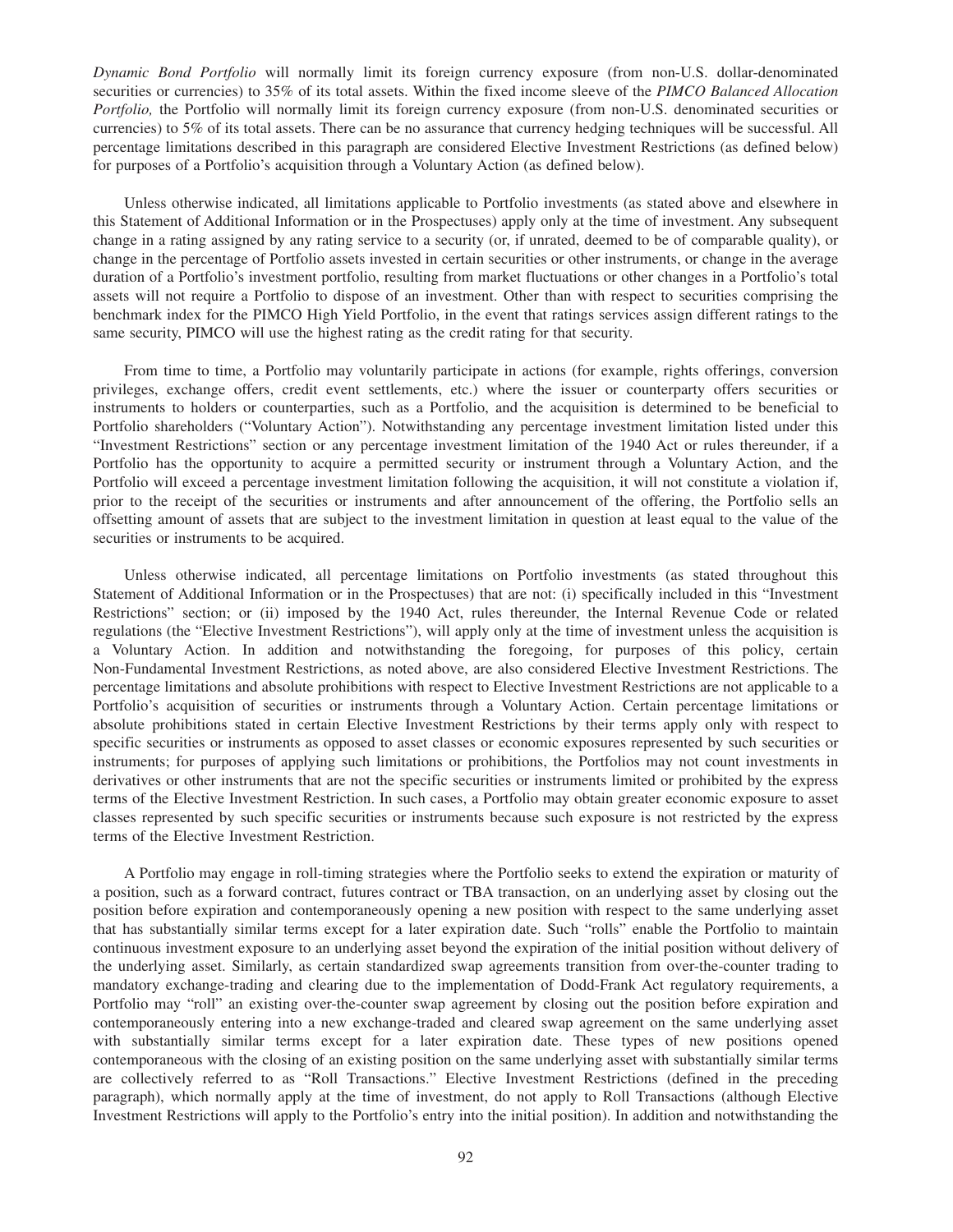*Dynamic Bond Portfolio* will normally limit its foreign currency exposure (from non-U.S. dollar-denominated securities or currencies) to 35% of its total assets. Within the fixed income sleeve of the *PIMCO Balanced Allocation Portfolio,* the Portfolio will normally limit its foreign currency exposure (from non-U.S. denominated securities or currencies) to 5% of its total assets. There can be no assurance that currency hedging techniques will be successful. All percentage limitations described in this paragraph are considered Elective Investment Restrictions (as defined below) for purposes of a Portfolio's acquisition through a Voluntary Action (as defined below).

Unless otherwise indicated, all limitations applicable to Portfolio investments (as stated above and elsewhere in this Statement of Additional Information or in the Prospectuses) apply only at the time of investment. Any subsequent change in a rating assigned by any rating service to a security (or, if unrated, deemed to be of comparable quality), or change in the percentage of Portfolio assets invested in certain securities or other instruments, or change in the average duration of a Portfolio's investment portfolio, resulting from market fluctuations or other changes in a Portfolio's total assets will not require a Portfolio to dispose of an investment. Other than with respect to securities comprising the benchmark index for the PIMCO High Yield Portfolio, in the event that ratings services assign different ratings to the same security, PIMCO will use the highest rating as the credit rating for that security.

From time to time, a Portfolio may voluntarily participate in actions (for example, rights offerings, conversion privileges, exchange offers, credit event settlements, etc.) where the issuer or counterparty offers securities or instruments to holders or counterparties, such as a Portfolio, and the acquisition is determined to be beneficial to Portfolio shareholders ("Voluntary Action"). Notwithstanding any percentage investment limitation listed under this "Investment Restrictions" section or any percentage investment limitation of the 1940 Act or rules thereunder, if a Portfolio has the opportunity to acquire a permitted security or instrument through a Voluntary Action, and the Portfolio will exceed a percentage investment limitation following the acquisition, it will not constitute a violation if, prior to the receipt of the securities or instruments and after announcement of the offering, the Portfolio sells an offsetting amount of assets that are subject to the investment limitation in question at least equal to the value of the securities or instruments to be acquired.

Unless otherwise indicated, all percentage limitations on Portfolio investments (as stated throughout this Statement of Additional Information or in the Prospectuses) that are not: (i) specifically included in this "Investment Restrictions" section; or (ii) imposed by the 1940 Act, rules thereunder, the Internal Revenue Code or related regulations (the "Elective Investment Restrictions"), will apply only at the time of investment unless the acquisition is a Voluntary Action. In addition and notwithstanding the foregoing, for purposes of this policy, certain Non-Fundamental Investment Restrictions, as noted above, are also considered Elective Investment Restrictions. The percentage limitations and absolute prohibitions with respect to Elective Investment Restrictions are not applicable to a Portfolio's acquisition of securities or instruments through a Voluntary Action. Certain percentage limitations or absolute prohibitions stated in certain Elective Investment Restrictions by their terms apply only with respect to specific securities or instruments as opposed to asset classes or economic exposures represented by such securities or instruments; for purposes of applying such limitations or prohibitions, the Portfolios may not count investments in derivatives or other instruments that are not the specific securities or instruments limited or prohibited by the express terms of the Elective Investment Restriction. In such cases, a Portfolio may obtain greater economic exposure to asset classes represented by such specific securities or instruments because such exposure is not restricted by the express terms of the Elective Investment Restriction.

A Portfolio may engage in roll-timing strategies where the Portfolio seeks to extend the expiration or maturity of a position, such as a forward contract, futures contract or TBA transaction, on an underlying asset by closing out the position before expiration and contemporaneously opening a new position with respect to the same underlying asset that has substantially similar terms except for a later expiration date. Such "rolls" enable the Portfolio to maintain continuous investment exposure to an underlying asset beyond the expiration of the initial position without delivery of the underlying asset. Similarly, as certain standardized swap agreements transition from over-the-counter trading to mandatory exchange-trading and clearing due to the implementation of Dodd-Frank Act regulatory requirements, a Portfolio may "roll" an existing over-the-counter swap agreement by closing out the position before expiration and contemporaneously entering into a new exchange-traded and cleared swap agreement on the same underlying asset with substantially similar terms except for a later expiration date. These types of new positions opened contemporaneous with the closing of an existing position on the same underlying asset with substantially similar terms are collectively referred to as "Roll Transactions." Elective Investment Restrictions (defined in the preceding paragraph), which normally apply at the time of investment, do not apply to Roll Transactions (although Elective Investment Restrictions will apply to the Portfolio's entry into the initial position). In addition and notwithstanding the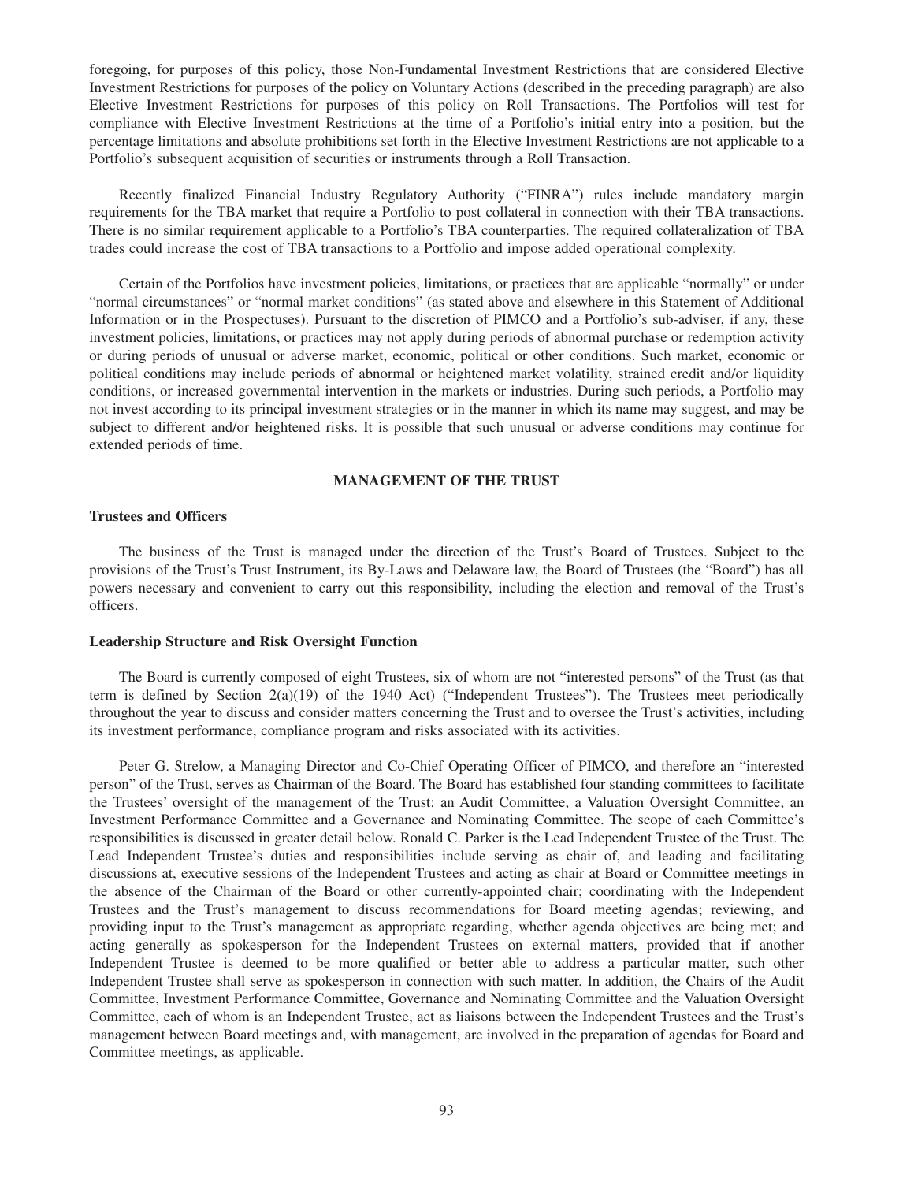foregoing, for purposes of this policy, those Non-Fundamental Investment Restrictions that are considered Elective Investment Restrictions for purposes of the policy on Voluntary Actions (described in the preceding paragraph) are also Elective Investment Restrictions for purposes of this policy on Roll Transactions. The Portfolios will test for compliance with Elective Investment Restrictions at the time of a Portfolio's initial entry into a position, but the percentage limitations and absolute prohibitions set forth in the Elective Investment Restrictions are not applicable to a Portfolio's subsequent acquisition of securities or instruments through a Roll Transaction.

Recently finalized Financial Industry Regulatory Authority ("FINRA") rules include mandatory margin requirements for the TBA market that require a Portfolio to post collateral in connection with their TBA transactions. There is no similar requirement applicable to a Portfolio's TBA counterparties. The required collateralization of TBA trades could increase the cost of TBA transactions to a Portfolio and impose added operational complexity.

Certain of the Portfolios have investment policies, limitations, or practices that are applicable "normally" or under "normal circumstances" or "normal market conditions" (as stated above and elsewhere in this Statement of Additional Information or in the Prospectuses). Pursuant to the discretion of PIMCO and a Portfolio's sub-adviser, if any, these investment policies, limitations, or practices may not apply during periods of abnormal purchase or redemption activity or during periods of unusual or adverse market, economic, political or other conditions. Such market, economic or political conditions may include periods of abnormal or heightened market volatility, strained credit and/or liquidity conditions, or increased governmental intervention in the markets or industries. During such periods, a Portfolio may not invest according to its principal investment strategies or in the manner in which its name may suggest, and may be subject to different and/or heightened risks. It is possible that such unusual or adverse conditions may continue for extended periods of time.

## MANAGEMENT OF THE TRUST

### Trustees and Officers

The business of the Trust is managed under the direction of the Trust's Board of Trustees. Subject to the provisions of the Trust's Trust Instrument, its By-Laws and Delaware law, the Board of Trustees (the "Board") has all powers necessary and convenient to carry out this responsibility, including the election and removal of the Trust's officers.

### Leadership Structure and Risk Oversight Function

The Board is currently composed of eight Trustees, six of whom are not "interested persons" of the Trust (as that term is defined by Section 2(a)(19) of the 1940 Act) ("Independent Trustees"). The Trustees meet periodically throughout the year to discuss and consider matters concerning the Trust and to oversee the Trust's activities, including its investment performance, compliance program and risks associated with its activities.

Peter G. Strelow, a Managing Director and Co-Chief Operating Officer of PIMCO, and therefore an "interested person" of the Trust, serves as Chairman of the Board. The Board has established four standing committees to facilitate the Trustees' oversight of the management of the Trust: an Audit Committee, a Valuation Oversight Committee, an Investment Performance Committee and a Governance and Nominating Committee. The scope of each Committee's responsibilities is discussed in greater detail below. Ronald C. Parker is the Lead Independent Trustee of the Trust. The Lead Independent Trustee's duties and responsibilities include serving as chair of, and leading and facilitating discussions at, executive sessions of the Independent Trustees and acting as chair at Board or Committee meetings in the absence of the Chairman of the Board or other currently-appointed chair; coordinating with the Independent Trustees and the Trust's management to discuss recommendations for Board meeting agendas; reviewing, and providing input to the Trust's management as appropriate regarding, whether agenda objectives are being met; and acting generally as spokesperson for the Independent Trustees on external matters, provided that if another Independent Trustee is deemed to be more qualified or better able to address a particular matter, such other Independent Trustee shall serve as spokesperson in connection with such matter. In addition, the Chairs of the Audit Committee, Investment Performance Committee, Governance and Nominating Committee and the Valuation Oversight Committee, each of whom is an Independent Trustee, act as liaisons between the Independent Trustees and the Trust's management between Board meetings and, with management, are involved in the preparation of agendas for Board and Committee meetings, as applicable.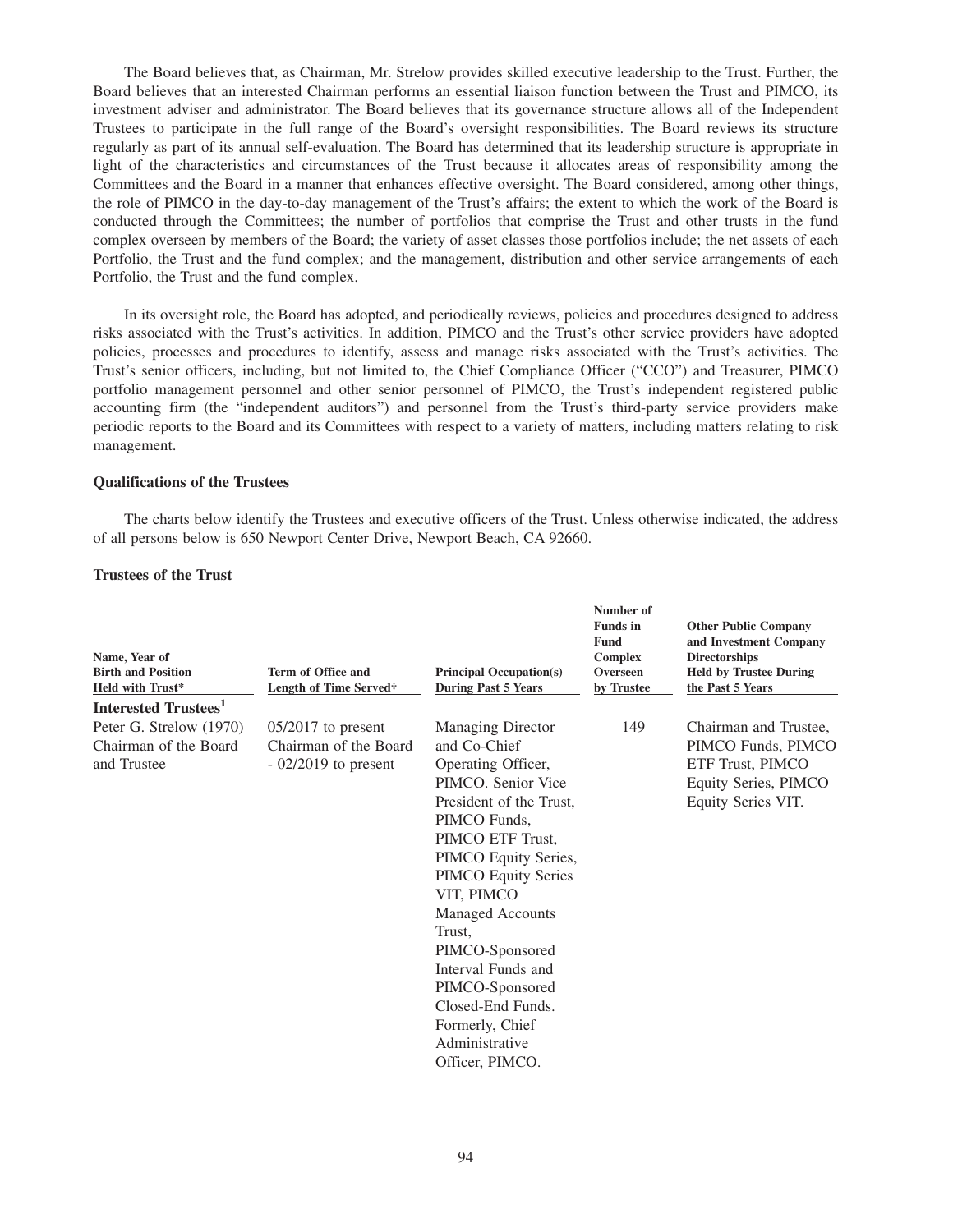The Board believes that, as Chairman, Mr. Strelow provides skilled executive leadership to the Trust. Further, the Board believes that an interested Chairman performs an essential liaison function between the Trust and PIMCO, its investment adviser and administrator. The Board believes that its governance structure allows all of the Independent Trustees to participate in the full range of the Board's oversight responsibilities. The Board reviews its structure regularly as part of its annual self-evaluation. The Board has determined that its leadership structure is appropriate in light of the characteristics and circumstances of the Trust because it allocates areas of responsibility among the Committees and the Board in a manner that enhances effective oversight. The Board considered, among other things, the role of PIMCO in the day-to-day management of the Trust's affairs; the extent to which the work of the Board is conducted through the Committees; the number of portfolios that comprise the Trust and other trusts in the fund complex overseen by members of the Board; the variety of asset classes those portfolios include; the net assets of each Portfolio, the Trust and the fund complex; and the management, distribution and other service arrangements of each Portfolio, the Trust and the fund complex.

In its oversight role, the Board has adopted, and periodically reviews, policies and procedures designed to address risks associated with the Trust's activities. In addition, PIMCO and the Trust's other service providers have adopted policies, processes and procedures to identify, assess and manage risks associated with the Trust's activities. The Trust's senior officers, including, but not limited to, the Chief Compliance Officer ("CCO") and Treasurer, PIMCO portfolio management personnel and other senior personnel of PIMCO, the Trust's independent registered public accounting firm (the "independent auditors") and personnel from the Trust's third-party service providers make periodic reports to the Board and its Committees with respect to a variety of matters, including matters relating to risk management.

**Qualifications of the Trustees**

The charts below identify the Trustees and executive officers of the Trust. Unless otherwise indicated, the address of all persons below is 650 Newport Center Drive, Newport Beach, CA 92660.

**Trustees of the Trust**

| Name, Year of Birth and Position Held with Trust* | Term of Office and Length of Time Served† | Principal Occupation(s) During Past 5 Years | Number of Funds in Fund Complex Overseen by Trustee | Other Public Company and Investment Company Directorships Held by Trustee During the Past 5 Years |
|---|---|---|---|---|
| **Interested Trustees[1]** | | | | |
| Peter G. Strelow (1970) Chairman of the Board and Trustee | 05/2017 to present Chairman of the Board - 02/2019 to present | Managing Director and Co-Chief Operating Officer, PIMCO. Senior Vice President of the Trust, PIMCO Funds, PIMCO ETF Trust, PIMCO Equity Series, PIMCO Equity Series VIT, PIMCO Managed Accounts Trust, PIMCO-Sponsored Interval Funds and PIMCO-Sponsored Closed-End Funds. Formerly, Chief Administrative Officer, PIMCO. | 149 | Chairman and Trustee, PIMCO Funds, PIMCO ETF Trust, PIMCO Equity Series, PIMCO Equity Series VIT. |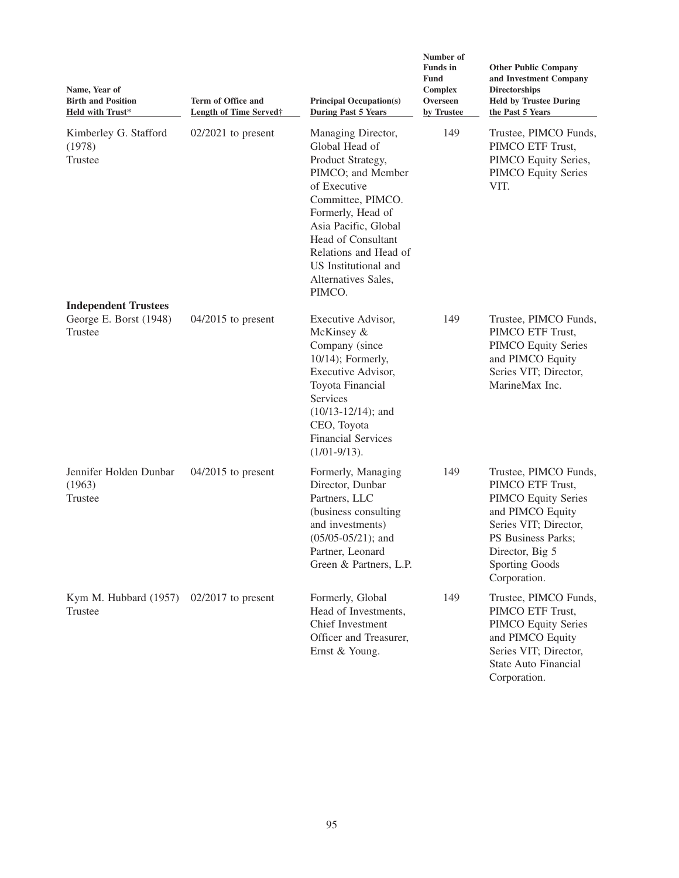| Name, Year of Birth and Position Held with Trust* | Term of Office and Length of Time Served† | Principal Occupation(s) During Past 5 Years | Number of Funds in Fund Complex Overseen by Trustee | Other Public Company and Investment Company Directorships Held by Trustee During the Past 5 Years |
|---|---|---|---|---|
| Kimberley G. Stafford (1978) Trustee | 02/2021 to present | Managing Director, Global Head of Product Strategy, PIMCO; and Member of Executive Committee, PIMCO. Formerly, Head of Asia Pacific, Global Head of Consultant Relations and Head of US Institutional and Alternatives Sales, PIMCO. | 149 | Trustee, PIMCO Funds, PIMCO ETF Trust, PIMCO Equity Series, PIMCO Equity Series VIT. |
| **Independent Trustees** | | | | |
| George E. Borst (1948) Trustee | 04/2015 to present | Executive Advisor, McKinsey & Company (since 10/14); Formerly, Executive Advisor, Toyota Financial Services (10/13-12/14); and CEO, Toyota Financial Services (1/01-9/13). | 149 | Trustee, PIMCO Funds, PIMCO ETF Trust, PIMCO Equity Series and PIMCO Equity Series VIT; Director, MarineMax Inc. |
| Jennifer Holden Dunbar (1963) Trustee | 04/2015 to present | Formerly, Managing Director, Dunbar Partners, LLC (business consulting and investments) (05/05-05/21); and Partner, Leonard Green & Partners, L.P. | 149 | Trustee, PIMCO Funds, PIMCO ETF Trust, PIMCO Equity Series and PIMCO Equity Series VIT; Director, PS Business Parks; Director, Big 5 Sporting Goods Corporation. |
| Kym M. Hubbard (1957) Trustee | 02/2017 to present | Formerly, Global Head of Investments, Chief Investment Officer and Treasurer, Ernst & Young. | 149 | Trustee, PIMCO Funds, PIMCO ETF Trust, PIMCO Equity Series and PIMCO Equity Series VIT; Director, State Auto Financial Corporation. |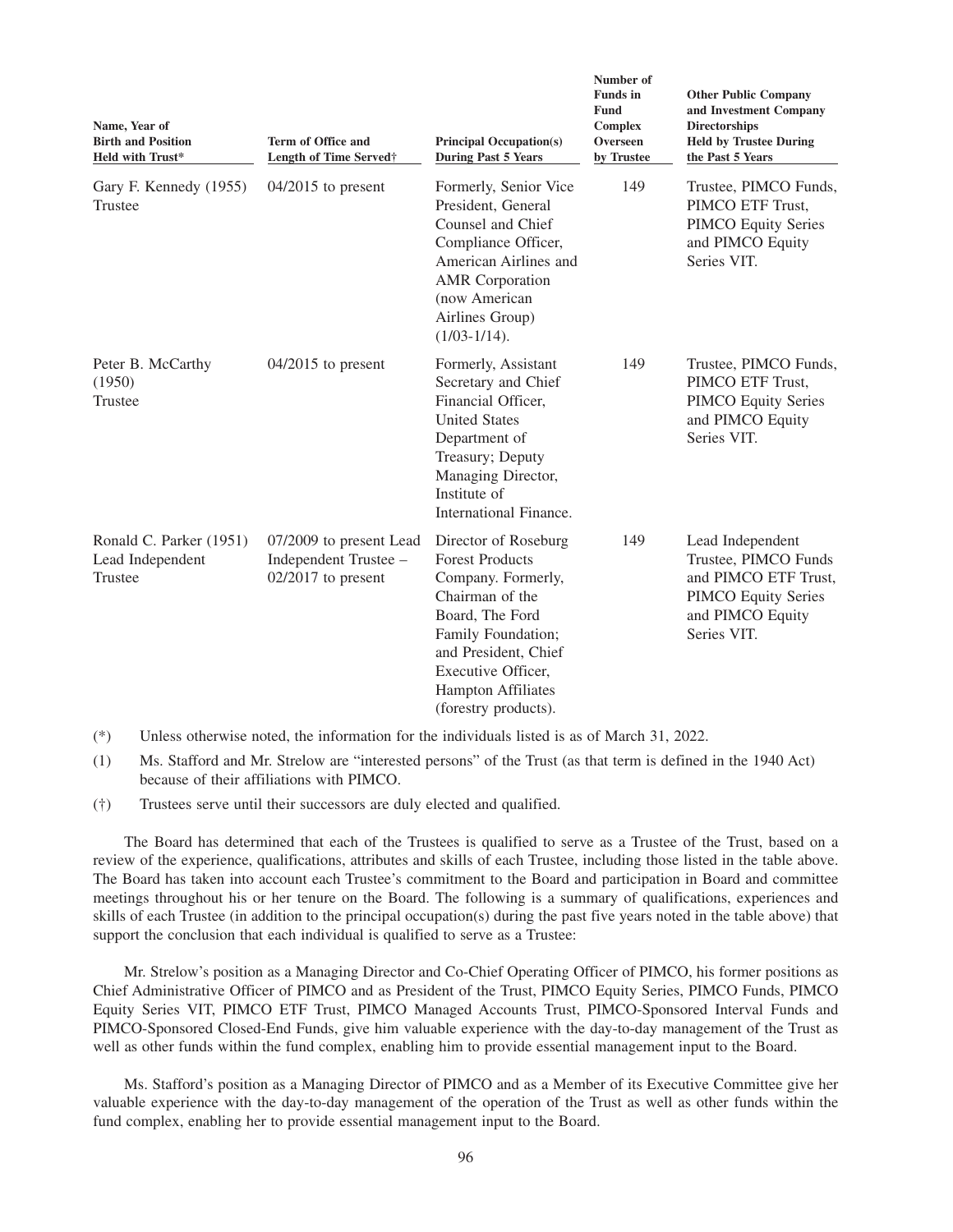| Name, Year of Birth and Position Held with Trust* | Term of Office and Length of Time Served† | Principal Occupation(s) During Past 5 Years | Number of Funds in Fund Complex Overseen by Trustee | Other Public Company and Investment Company Directorships Held by Trustee During the Past 5 Years |
|---|---|---|---|---|
| Gary F. Kennedy (1955) Trustee | 04/2015 to present | Formerly, Senior Vice President, General Counsel and Chief Compliance Officer, American Airlines and AMR Corporation (now American Airlines Group) (1/03-1/14). | 149 | Trustee, PIMCO Funds, PIMCO ETF Trust, PIMCO Equity Series and PIMCO Equity Series VIT. |
| Peter B. McCarthy (1950) Trustee | 04/2015 to present | Formerly, Assistant Secretary and Chief Financial Officer, United States Department of Treasury; Deputy Managing Director, Institute of International Finance. | 149 | Trustee, PIMCO Funds, PIMCO ETF Trust, PIMCO Equity Series and PIMCO Equity Series VIT. |
| Ronald C. Parker (1951) Lead Independent Trustee | 07/2009 to present Lead Independent Trustee – 02/2017 to present | Director of Roseburg Forest Products Company. Formerly, Chairman of the Board, The Ford Family Foundation; and President, Chief Executive Officer, Hampton Affiliates (forestry products). | 149 | Lead Independent Trustee, PIMCO Funds and PIMCO ETF Trust, PIMCO Equity Series and PIMCO Equity Series VIT. |

(*) Unless otherwise noted, the information for the individuals listed is as of March 31, 2022.

(1) Ms. Stafford and Mr. Strelow are "interested persons" of the Trust (as that term is defined in the 1940 Act) because of their affiliations with PIMCO.

(†) Trustees serve until their successors are duly elected and qualified.

The Board has determined that each of the Trustees is qualified to serve as a Trustee of the Trust, based on a review of the experience, qualifications, attributes and skills of each Trustee, including those listed in the table above. The Board has taken into account each Trustee's commitment to the Board and participation in Board and committee meetings throughout his or her tenure on the Board. The following is a summary of qualifications, experiences and skills of each Trustee (in addition to the principal occupation(s) during the past five years noted in the table above) that support the conclusion that each individual is qualified to serve as a Trustee:

Mr. Strelow's position as a Managing Director and Co-Chief Operating Officer of PIMCO, his former positions as Chief Administrative Officer of PIMCO and as President of the Trust, PIMCO Equity Series, PIMCO Funds, PIMCO Equity Series VIT, PIMCO ETF Trust, PIMCO Managed Accounts Trust, PIMCO-Sponsored Interval Funds and PIMCO-Sponsored Closed-End Funds, give him valuable experience with the day-to-day management of the Trust as well as other funds within the fund complex, enabling him to provide essential management input to the Board.

Ms. Stafford's position as a Managing Director of PIMCO and as a Member of its Executive Committee give her valuable experience with the day-to-day management of the operation of the Trust as well as other funds within the fund complex, enabling her to provide essential management input to the Board.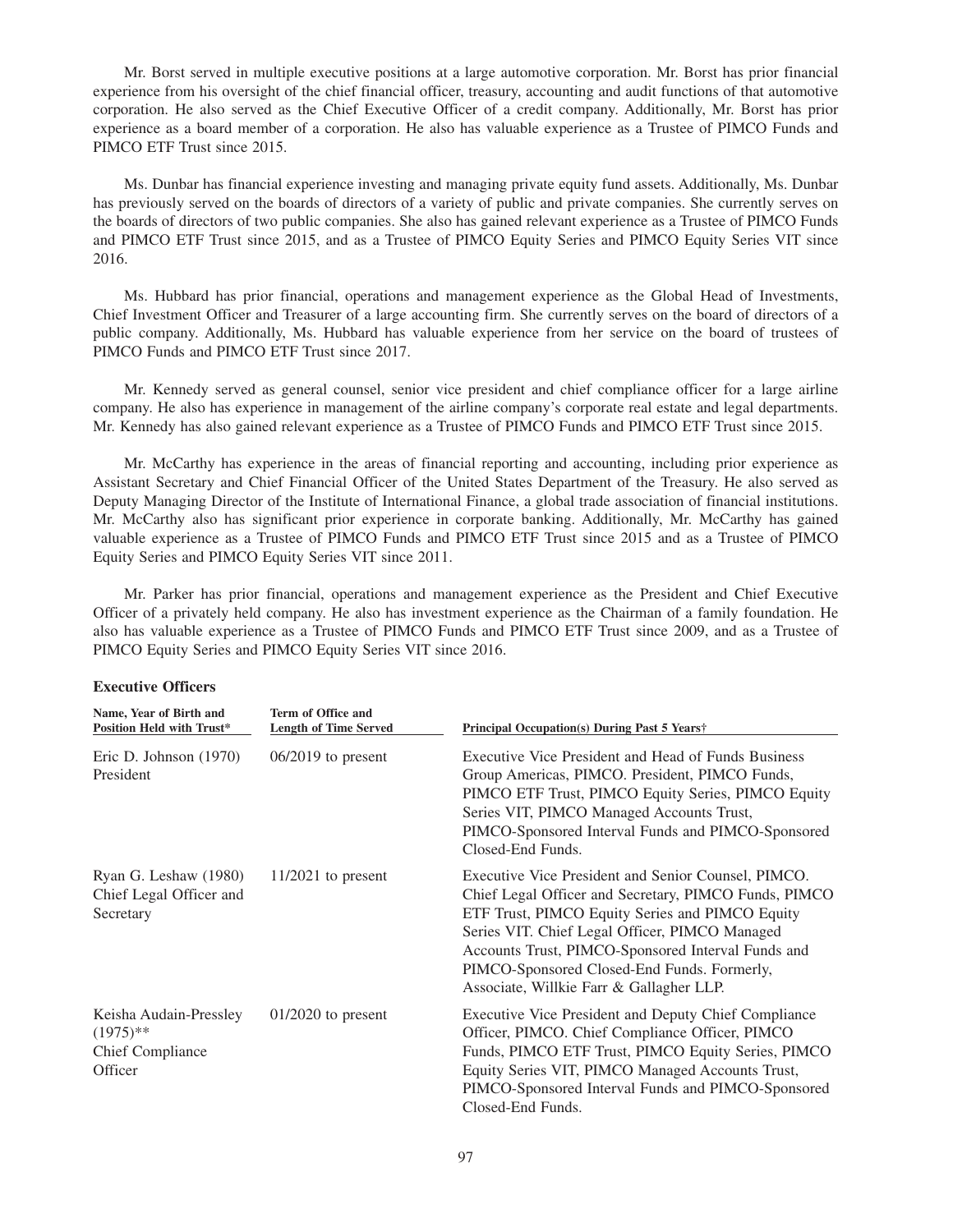Mr. Borst served in multiple executive positions at a large automotive corporation. Mr. Borst has prior financial experience from his oversight of the chief financial officer, treasury, accounting and audit functions of that automotive corporation. He also served as the Chief Executive Officer of a credit company. Additionally, Mr. Borst has prior experience as a board member of a corporation. He also has valuable experience as a Trustee of PIMCO Funds and PIMCO ETF Trust since 2015.

Ms. Dunbar has financial experience investing and managing private equity fund assets. Additionally, Ms. Dunbar has previously served on the boards of directors of a variety of public and private companies. She currently serves on the boards of directors of two public companies. She also has gained relevant experience as a Trustee of PIMCO Funds and PIMCO ETF Trust since 2015, and as a Trustee of PIMCO Equity Series and PIMCO Equity Series VIT since 2016.

Ms. Hubbard has prior financial, operations and management experience as the Global Head of Investments, Chief Investment Officer and Treasurer of a large accounting firm. She currently serves on the board of directors of a public company. Additionally, Ms. Hubbard has valuable experience from her service on the board of trustees of PIMCO Funds and PIMCO ETF Trust since 2017.

Mr. Kennedy served as general counsel, senior vice president and chief compliance officer for a large airline company. He also has experience in management of the airline company's corporate real estate and legal departments. Mr. Kennedy has also gained relevant experience as a Trustee of PIMCO Funds and PIMCO ETF Trust since 2015.

Mr. McCarthy has experience in the areas of financial reporting and accounting, including prior experience as Assistant Secretary and Chief Financial Officer of the United States Department of the Treasury. He also served as Deputy Managing Director of the Institute of International Finance, a global trade association of financial institutions. Mr. McCarthy also has significant prior experience in corporate banking. Additionally, Mr. McCarthy has gained valuable experience as a Trustee of PIMCO Funds and PIMCO ETF Trust since 2015 and as a Trustee of PIMCO Equity Series and PIMCO Equity Series VIT since 2011.

Mr. Parker has prior financial, operations and management experience as the President and Chief Executive Officer of a privately held company. He also has investment experience as the Chairman of a family foundation. He also has valuable experience as a Trustee of PIMCO Funds and PIMCO ETF Trust since 2009, and as a Trustee of PIMCO Equity Series and PIMCO Equity Series VIT since 2016.

**Executive Officers**

| Name, Year of Birth and Position Held with Trust* | Term of Office and Length of Time Served | Principal Occupation(s) During Past 5 Years† |
|---|---|---|
| Eric D. Johnson (1970) President | 06/2019 to present | Executive Vice President and Head of Funds Business Group Americas, PIMCO. President, PIMCO Funds, PIMCO ETF Trust, PIMCO Equity Series, PIMCO Equity Series VIT, PIMCO Managed Accounts Trust, PIMCO-Sponsored Interval Funds and PIMCO-Sponsored Closed-End Funds. |
| Ryan G. Leshaw (1980) Chief Legal Officer and Secretary | 11/2021 to present | Executive Vice President and Senior Counsel, PIMCO. Chief Legal Officer and Secretary, PIMCO Funds, PIMCO ETF Trust, PIMCO Equity Series and PIMCO Equity Series VIT. Chief Legal Officer, PIMCO Managed Accounts Trust, PIMCO-Sponsored Interval Funds and PIMCO-Sponsored Closed-End Funds. Formerly, Associate, Willkie Farr & Gallagher LLP. |
| Keisha Audain-Pressley (1975)** Chief Compliance Officer | 01/2020 to present | Executive Vice President and Deputy Chief Compliance Officer, PIMCO. Chief Compliance Officer, PIMCO Funds, PIMCO ETF Trust, PIMCO Equity Series, PIMCO Equity Series VIT, PIMCO Managed Accounts Trust, PIMCO-Sponsored Interval Funds and PIMCO-Sponsored Closed-End Funds. |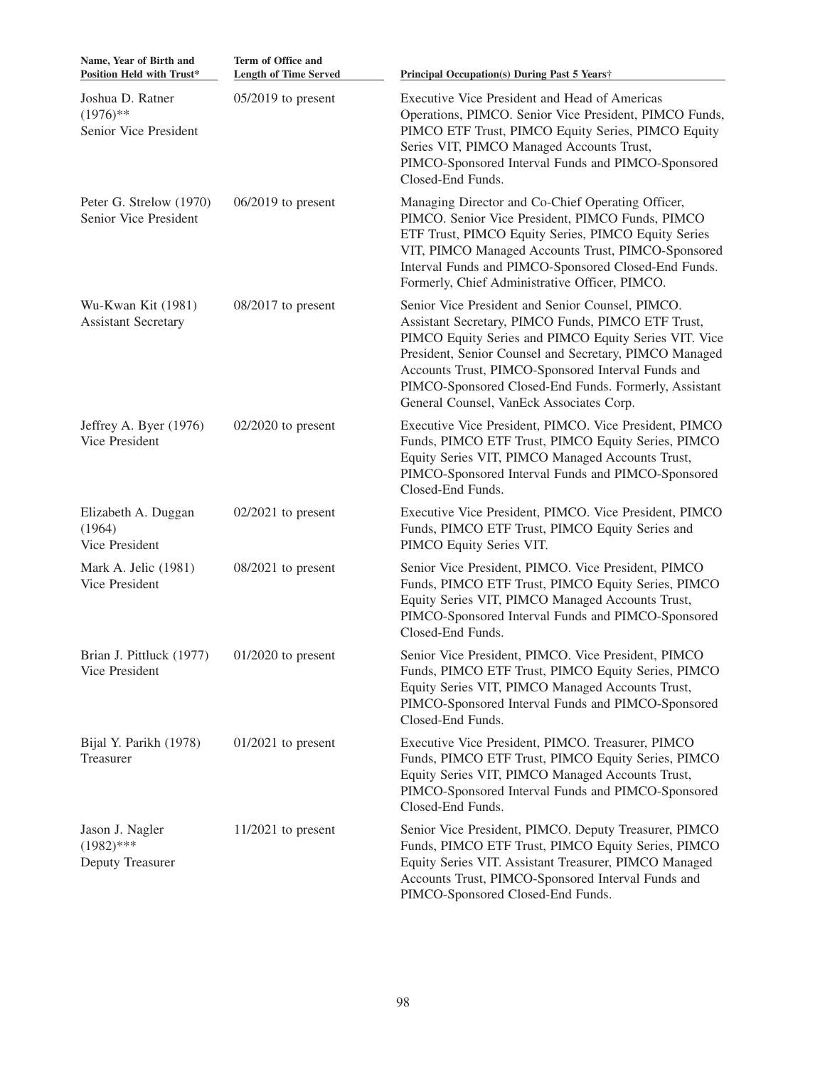| Name, Year of Birth and Position Held with Trust* | Term of Office and Length of Time Served | Principal Occupation(s) During Past 5 Years† |
|---|---|---|
| Joshua D. Ratner (1976)** Senior Vice President | 05/2019 to present | Executive Vice President and Head of Americas Operations, PIMCO. Senior Vice President, PIMCO Funds, PIMCO ETF Trust, PIMCO Equity Series, PIMCO Equity Series VIT, PIMCO Managed Accounts Trust, PIMCO-Sponsored Interval Funds and PIMCO-Sponsored Closed-End Funds. |
| Peter G. Strelow (1970) Senior Vice President | 06/2019 to present | Managing Director and Co-Chief Operating Officer, PIMCO. Senior Vice President, PIMCO Funds, PIMCO ETF Trust, PIMCO Equity Series, PIMCO Equity Series VIT, PIMCO Managed Accounts Trust, PIMCO-Sponsored Interval Funds and PIMCO-Sponsored Closed-End Funds. Formerly, Chief Administrative Officer, PIMCO. |
| Wu-Kwan Kit (1981) Assistant Secretary | 08/2017 to present | Senior Vice President and Senior Counsel, PIMCO. Assistant Secretary, PIMCO Funds, PIMCO ETF Trust, PIMCO Equity Series and PIMCO Equity Series VIT. Vice President, Senior Counsel and Secretary, PIMCO Managed Accounts Trust, PIMCO-Sponsored Interval Funds and PIMCO-Sponsored Closed-End Funds. Formerly, Assistant General Counsel, VanEck Associates Corp. |
| Jeffrey A. Byer (1976) Vice President | 02/2020 to present | Executive Vice President, PIMCO. Vice President, PIMCO Funds, PIMCO ETF Trust, PIMCO Equity Series, PIMCO Equity Series VIT, PIMCO Managed Accounts Trust, PIMCO-Sponsored Interval Funds and PIMCO-Sponsored Closed-End Funds. |
| Elizabeth A. Duggan (1964) Vice President | 02/2021 to present | Executive Vice President, PIMCO. Vice President, PIMCO Funds, PIMCO ETF Trust, PIMCO Equity Series and PIMCO Equity Series VIT. |
| Mark A. Jelic (1981) Vice President | 08/2021 to present | Senior Vice President, PIMCO. Vice President, PIMCO Funds, PIMCO ETF Trust, PIMCO Equity Series, PIMCO Equity Series VIT, PIMCO Managed Accounts Trust, PIMCO-Sponsored Interval Funds and PIMCO-Sponsored Closed-End Funds. |
| Brian J. Pittluck (1977) Vice President | 01/2020 to present | Senior Vice President, PIMCO. Vice President, PIMCO Funds, PIMCO ETF Trust, PIMCO Equity Series, PIMCO Equity Series VIT, PIMCO Managed Accounts Trust, PIMCO-Sponsored Interval Funds and PIMCO-Sponsored Closed-End Funds. |
| Bijal Y. Parikh (1978) Treasurer | 01/2021 to present | Executive Vice President, PIMCO. Treasurer, PIMCO Funds, PIMCO ETF Trust, PIMCO Equity Series, PIMCO Equity Series VIT, PIMCO Managed Accounts Trust, PIMCO-Sponsored Interval Funds and PIMCO-Sponsored Closed-End Funds. |
| Jason J. Nagler (1982)*** Deputy Treasurer | 11/2021 to present | Senior Vice President, PIMCO. Deputy Treasurer, PIMCO Funds, PIMCO ETF Trust, PIMCO Equity Series, PIMCO Equity Series VIT. Assistant Treasurer, PIMCO Managed Accounts Trust, PIMCO-Sponsored Interval Funds and PIMCO-Sponsored Closed-End Funds. |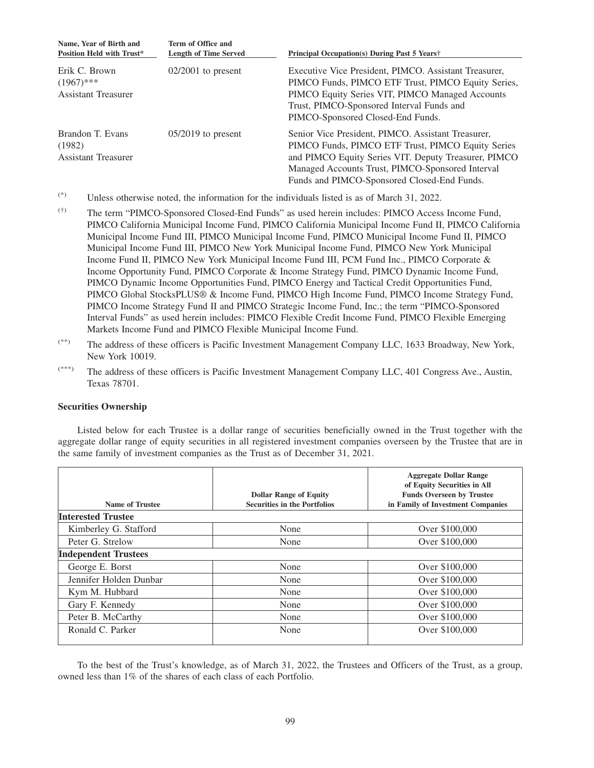| Name, Year of Birth and Position Held with Trust* | Term of Office and Length of Time Served | Principal Occupation(s) During Past 5 Years† |
|---|---|---|
| Erik C. Brown (1967)*** Assistant Treasurer | 02/2001 to present | Executive Vice President, PIMCO. Assistant Treasurer, PIMCO Funds, PIMCO ETF Trust, PIMCO Equity Series, PIMCO Equity Series VIT, PIMCO Managed Accounts Trust, PIMCO-Sponsored Interval Funds and PIMCO-Sponsored Closed-End Funds. |
| Brandon T. Evans (1982) Assistant Treasurer | 05/2019 to present | Senior Vice President, PIMCO. Assistant Treasurer, PIMCO Funds, PIMCO ETF Trust, PIMCO Equity Series and PIMCO Equity Series VIT. Deputy Treasurer, PIMCO Managed Accounts Trust, PIMCO-Sponsored Interval Funds and PIMCO-Sponsored Closed-End Funds. |

(*) Unless otherwise noted, the information for the individuals listed is as of March 31, 2022.

(†) The term "PIMCO-Sponsored Closed-End Funds" as used herein includes: PIMCO Access Income Fund, PIMCO California Municipal Income Fund, PIMCO California Municipal Income Fund II, PIMCO California Municipal Income Fund III, PIMCO Municipal Income Fund, PIMCO Municipal Income Fund II, PIMCO Municipal Income Fund III, PIMCO New York Municipal Income Fund, PIMCO New York Municipal Income Fund II, PIMCO New York Municipal Income Fund III, PCM Fund Inc., PIMCO Corporate & Income Opportunity Fund, PIMCO Corporate & Income Strategy Fund, PIMCO Dynamic Income Fund, PIMCO Dynamic Income Opportunities Fund, PIMCO Energy and Tactical Credit Opportunities Fund, PIMCO Global StocksPLUS® & Income Fund, PIMCO High Income Fund, PIMCO Income Strategy Fund, PIMCO Income Strategy Fund II and PIMCO Strategic Income Fund, Inc.; the term "PIMCO-Sponsored Interval Funds" as used herein includes: PIMCO Flexible Credit Income Fund, PIMCO Flexible Emerging Markets Income Fund and PIMCO Flexible Municipal Income Fund.

(**) The address of these officers is Pacific Investment Management Company LLC, 1633 Broadway, New York, New York 10019.

(***) The address of these officers is Pacific Investment Management Company LLC, 401 Congress Ave., Austin, Texas 78701.

**Securities Ownership**

Listed below for each Trustee is a dollar range of securities beneficially owned in the Trust together with the aggregate dollar range of equity securities in all registered investment companies overseen by the Trustee that are in the same family of investment companies as the Trust as of December 31, 2021.

| Name of Trustee | Dollar Range of Equity Securities in the Portfolios | Aggregate Dollar Range of Equity Securities in All Funds Overseen by Trustee in Family of Investment Companies |
|---|---|---|
| **Interested Trustee** | | |
| Kimberley G. Stafford | None | Over $100,000 |
| Peter G. Strelow | None | Over $100,000 |
| **Independent Trustees** | | |
| George E. Borst | None | Over $100,000 |
| Jennifer Holden Dunbar | None | Over $100,000 |
| Kym M. Hubbard | None | Over $100,000 |
| Gary F. Kennedy | None | Over $100,000 |
| Peter B. McCarthy | None | Over $100,000 |
| Ronald C. Parker | None | Over $100,000 |

To the best of the Trust's knowledge, as of March 31, 2022, the Trustees and Officers of the Trust, as a group, owned less than 1% of the shares of each class of each Portfolio.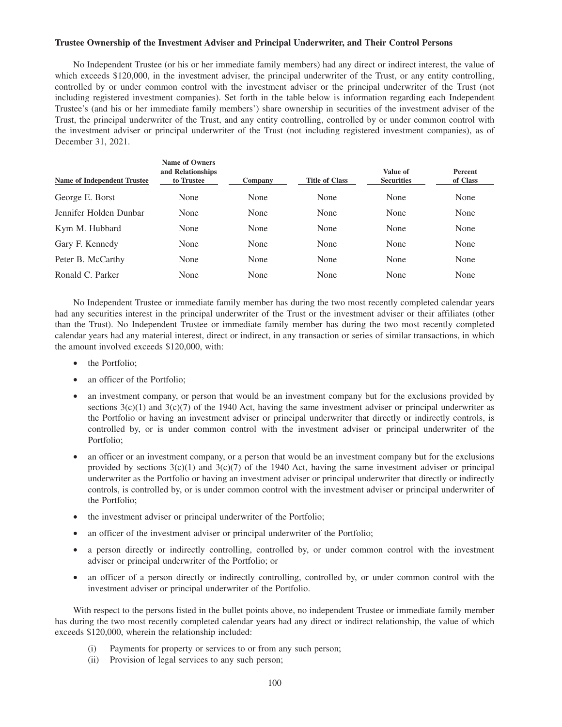**Trustee Ownership of the Investment Adviser and Principal Underwriter, and Their Control Persons**

No Independent Trustee (or his or her immediate family members) had any direct or indirect interest, the value of which exceeds $120,000, in the investment adviser, the principal underwriter of the Trust, or any entity controlling, controlled by or under common control with the investment adviser or the principal underwriter of the Trust (not including registered investment companies). Set forth in the table below is information regarding each Independent Trustee's (and his or her immediate family members') share ownership in securities of the investment adviser of the Trust, the principal underwriter of the Trust, and any entity controlling, controlled by or under common control with the investment adviser or principal underwriter of the Trust (not including registered investment companies), as of December 31, 2021.

| Name of Independent Trustee | Name of Owners and Relationships to Trustee | Company | Title of Class | Value of Securities | Percent of Class |
|---|---|---|---|---|---|
| George E. Borst | None | None | None | None | None |
| Jennifer Holden Dunbar | None | None | None | None | None |
| Kym M. Hubbard | None | None | None | None | None |
| Gary F. Kennedy | None | None | None | None | None |
| Peter B. McCarthy | None | None | None | None | None |
| Ronald C. Parker | None | None | None | None | None |

No Independent Trustee or immediate family member has during the two most recently completed calendar years had any securities interest in the principal underwriter of the Trust or the investment adviser or their affiliates (other than the Trust). No Independent Trustee or immediate family member has during the two most recently completed calendar years had any material interest, direct or indirect, in any transaction or series of similar transactions, in which the amount involved exceeds $120,000, with:

- the Portfolio;
- an officer of the Portfolio;
- an investment company, or person that would be an investment company but for the exclusions provided by sections 3(c)(1) and 3(c)(7) of the 1940 Act, having the same investment adviser or principal underwriter as the Portfolio or having an investment adviser or principal underwriter that directly or indirectly controls, is controlled by, or is under common control with the investment adviser or principal underwriter of the Portfolio;
- an officer or an investment company, or a person that would be an investment company but for the exclusions provided by sections 3(c)(1) and 3(c)(7) of the 1940 Act, having the same investment adviser or principal underwriter as the Portfolio or having an investment adviser or principal underwriter that directly or indirectly controls, is controlled by, or is under common control with the investment adviser or principal underwriter of the Portfolio;
- the investment adviser or principal underwriter of the Portfolio;
- an officer of the investment adviser or principal underwriter of the Portfolio;
- a person directly or indirectly controlling, controlled by, or under common control with the investment adviser or principal underwriter of the Portfolio; or
- an officer of a person directly or indirectly controlling, controlled by, or under common control with the investment adviser or principal underwriter of the Portfolio.

With respect to the persons listed in the bullet points above, no independent Trustee or immediate family member has during the two most recently completed calendar years had any direct or indirect relationship, the value of which exceeds $120,000, wherein the relationship included:

(i) Payments for property or services to or from any such person;
(ii) Provision of legal services to any such person;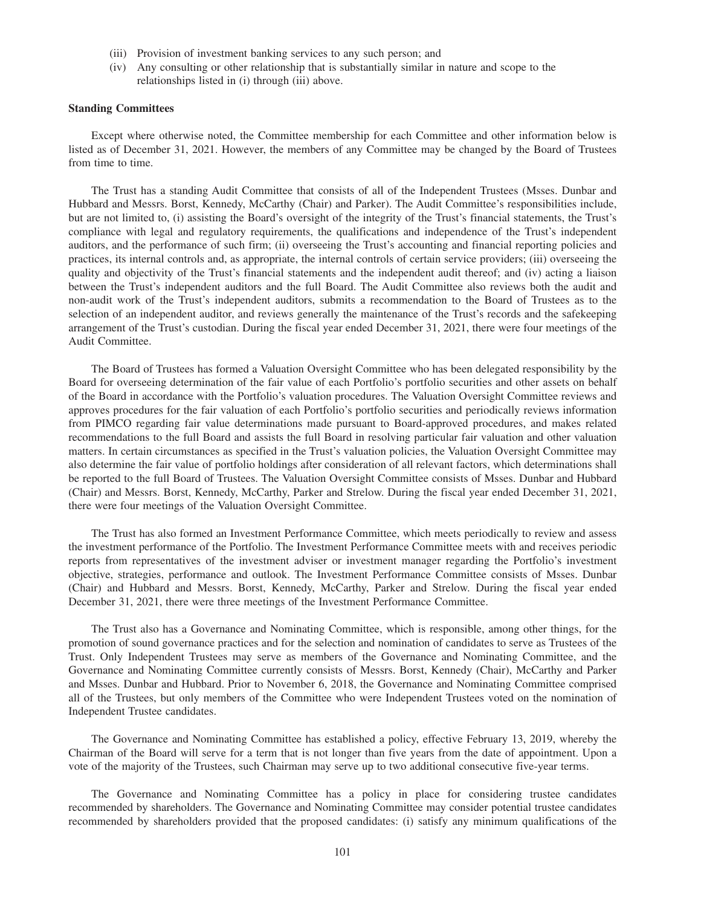(iii) Provision of investment banking services to any such person; and

(iv) Any consulting or other relationship that is substantially similar in nature and scope to the relationships listed in (i) through (iii) above.

**Standing Committees**

Except where otherwise noted, the Committee membership for each Committee and other information below is listed as of December 31, 2021. However, the members of any Committee may be changed by the Board of Trustees from time to time.

The Trust has a standing Audit Committee that consists of all of the Independent Trustees (Msses. Dunbar and Hubbard and Messrs. Borst, Kennedy, McCarthy (Chair) and Parker). The Audit Committee's responsibilities include, but are not limited to, (i) assisting the Board's oversight of the integrity of the Trust's financial statements, the Trust's compliance with legal and regulatory requirements, the qualifications and independence of the Trust's independent auditors, and the performance of such firm; (ii) overseeing the Trust's accounting and financial reporting policies and practices, its internal controls and, as appropriate, the internal controls of certain service providers; (iii) overseeing the quality and objectivity of the Trust's financial statements and the independent audit thereof; and (iv) acting a liaison between the Trust's independent auditors and the full Board. The Audit Committee also reviews both the audit and non-audit work of the Trust's independent auditors, submits a recommendation to the Board of Trustees as to the selection of an independent auditor, and reviews generally the maintenance of the Trust's records and the safekeeping arrangement of the Trust's custodian. During the fiscal year ended December 31, 2021, there were four meetings of the Audit Committee.

The Board of Trustees has formed a Valuation Oversight Committee who has been delegated responsibility by the Board for overseeing determination of the fair value of each Portfolio's portfolio securities and other assets on behalf of the Board in accordance with the Portfolio's valuation procedures. The Valuation Oversight Committee reviews and approves procedures for the fair valuation of each Portfolio's portfolio securities and periodically reviews information from PIMCO regarding fair value determinations made pursuant to Board-approved procedures, and makes related recommendations to the full Board and assists the full Board in resolving particular fair valuation and other valuation matters. In certain circumstances as specified in the Trust's valuation policies, the Valuation Oversight Committee may also determine the fair value of portfolio holdings after consideration of all relevant factors, which determinations shall be reported to the full Board of Trustees. The Valuation Oversight Committee consists of Msses. Dunbar and Hubbard (Chair) and Messrs. Borst, Kennedy, McCarthy, Parker and Strelow. During the fiscal year ended December 31, 2021, there were four meetings of the Valuation Oversight Committee.

The Trust has also formed an Investment Performance Committee, which meets periodically to review and assess the investment performance of the Portfolio. The Investment Performance Committee meets with and receives periodic reports from representatives of the investment adviser or investment manager regarding the Portfolio's investment objective, strategies, performance and outlook. The Investment Performance Committee consists of Msses. Dunbar (Chair) and Hubbard and Messrs. Borst, Kennedy, McCarthy, Parker and Strelow. During the fiscal year ended December 31, 2021, there were three meetings of the Investment Performance Committee.

The Trust also has a Governance and Nominating Committee, which is responsible, among other things, for the promotion of sound governance practices and for the selection and nomination of candidates to serve as Trustees of the Trust. Only Independent Trustees may serve as members of the Governance and Nominating Committee, and the Governance and Nominating Committee currently consists of Messrs. Borst, Kennedy (Chair), McCarthy and Parker and Msses. Dunbar and Hubbard. Prior to November 6, 2018, the Governance and Nominating Committee comprised all of the Trustees, but only members of the Committee who were Independent Trustees voted on the nomination of Independent Trustee candidates.

The Governance and Nominating Committee has established a policy, effective February 13, 2019, whereby the Chairman of the Board will serve for a term that is not longer than five years from the date of appointment. Upon a vote of the majority of the Trustees, such Chairman may serve up to two additional consecutive five-year terms.

The Governance and Nominating Committee has a policy in place for considering trustee candidates recommended by shareholders. The Governance and Nominating Committee may consider potential trustee candidates recommended by shareholders provided that the proposed candidates: (i) satisfy any minimum qualifications of the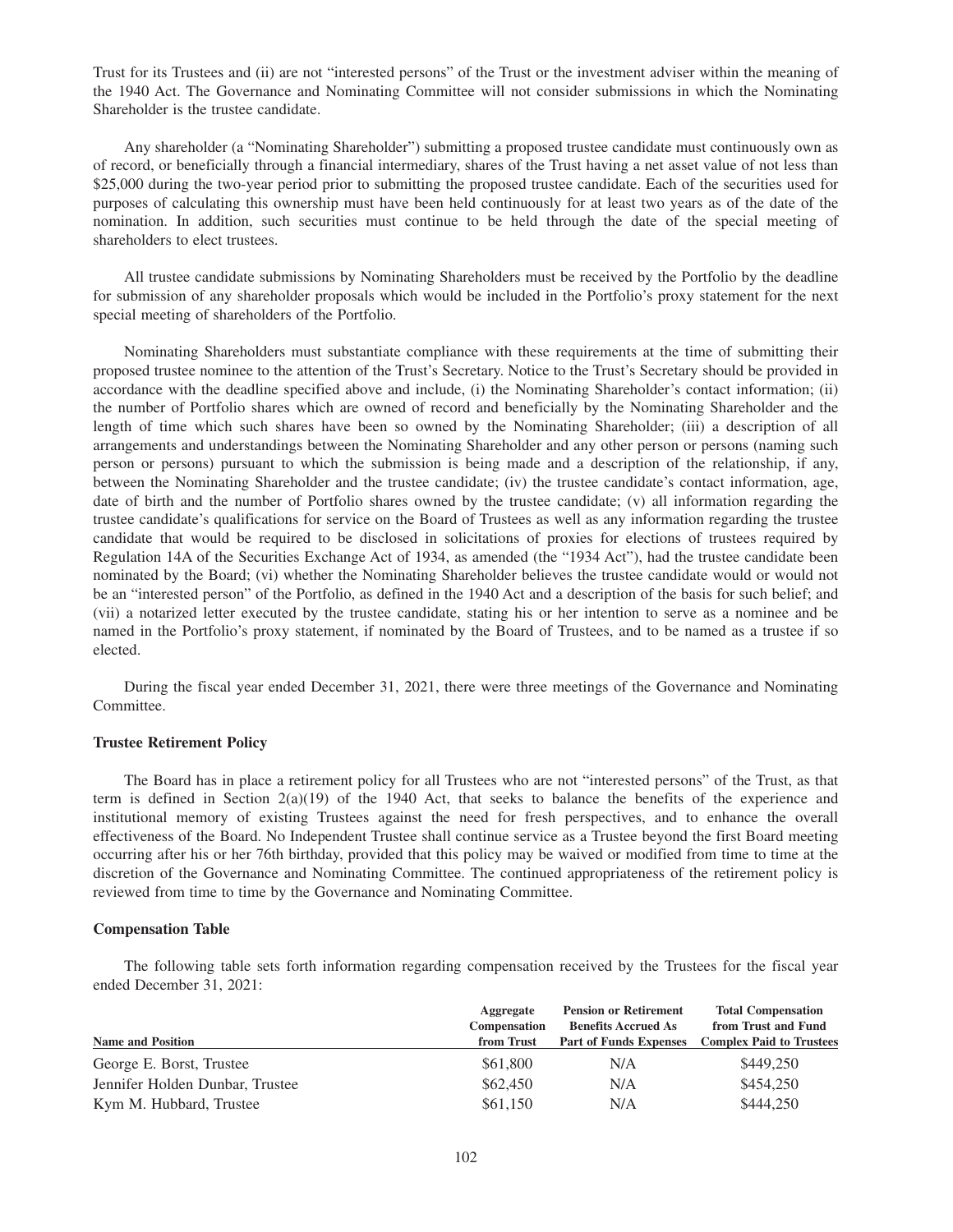Trust for its Trustees and (ii) are not "interested persons" of the Trust or the investment adviser within the meaning of the 1940 Act. The Governance and Nominating Committee will not consider submissions in which the Nominating Shareholder is the trustee candidate.

Any shareholder (a "Nominating Shareholder") submitting a proposed trustee candidate must continuously own as of record, or beneficially through a financial intermediary, shares of the Trust having a net asset value of not less than $25,000 during the two-year period prior to submitting the proposed trustee candidate. Each of the securities used for purposes of calculating this ownership must have been held continuously for at least two years as of the date of the nomination. In addition, such securities must continue to be held through the date of the special meeting of shareholders to elect trustees.

All trustee candidate submissions by Nominating Shareholders must be received by the Portfolio by the deadline for submission of any shareholder proposals which would be included in the Portfolio's proxy statement for the next special meeting of shareholders of the Portfolio.

Nominating Shareholders must substantiate compliance with these requirements at the time of submitting their proposed trustee nominee to the attention of the Trust's Secretary. Notice to the Trust's Secretary should be provided in accordance with the deadline specified above and include, (i) the Nominating Shareholder's contact information; (ii) the number of Portfolio shares which are owned of record and beneficially by the Nominating Shareholder and the length of time which such shares have been so owned by the Nominating Shareholder; (iii) a description of all arrangements and understandings between the Nominating Shareholder and any other person or persons (naming such person or persons) pursuant to which the submission is being made and a description of the relationship, if any, between the Nominating Shareholder and the trustee candidate; (iv) the trustee candidate's contact information, age, date of birth and the number of Portfolio shares owned by the trustee candidate; (v) all information regarding the trustee candidate's qualifications for service on the Board of Trustees as well as any information regarding the trustee candidate that would be required to be disclosed in solicitations of proxies for elections of trustees required by Regulation 14A of the Securities Exchange Act of 1934, as amended (the "1934 Act"), had the trustee candidate been nominated by the Board; (vi) whether the Nominating Shareholder believes the trustee candidate would or would not be an "interested person" of the Portfolio, as defined in the 1940 Act and a description of the basis for such belief; and (vii) a notarized letter executed by the trustee candidate, stating his or her intention to serve as a nominee and be named in the Portfolio's proxy statement, if nominated by the Board of Trustees, and to be named as a trustee if so elected.

During the fiscal year ended December 31, 2021, there were three meetings of the Governance and Nominating Committee.

**Trustee Retirement Policy**

The Board has in place a retirement policy for all Trustees who are not "interested persons" of the Trust, as that term is defined in Section 2(a)(19) of the 1940 Act, that seeks to balance the benefits of the experience and institutional memory of existing Trustees against the need for fresh perspectives, and to enhance the overall effectiveness of the Board. No Independent Trustee shall continue service as a Trustee beyond the first Board meeting occurring after his or her 76th birthday, provided that this policy may be waived or modified from time to time at the discretion of the Governance and Nominating Committee. The continued appropriateness of the retirement policy is reviewed from time to time by the Governance and Nominating Committee.

**Compensation Table**

The following table sets forth information regarding compensation received by the Trustees for the fiscal year ended December 31, 2021:

| Name and Position | Aggregate Compensation from Trust | Pension or Retirement Benefits Accrued As Part of Funds Expenses | Total Compensation from Trust and Fund Complex Paid to Trustees |
|---|---|---|---|
| George E. Borst, Trustee | $61,800 | N/A | $449,250 |
| Jennifer Holden Dunbar, Trustee | $62,450 | N/A | $454,250 |
| Kym M. Hubbard, Trustee | $61,150 | N/A | $444,250 |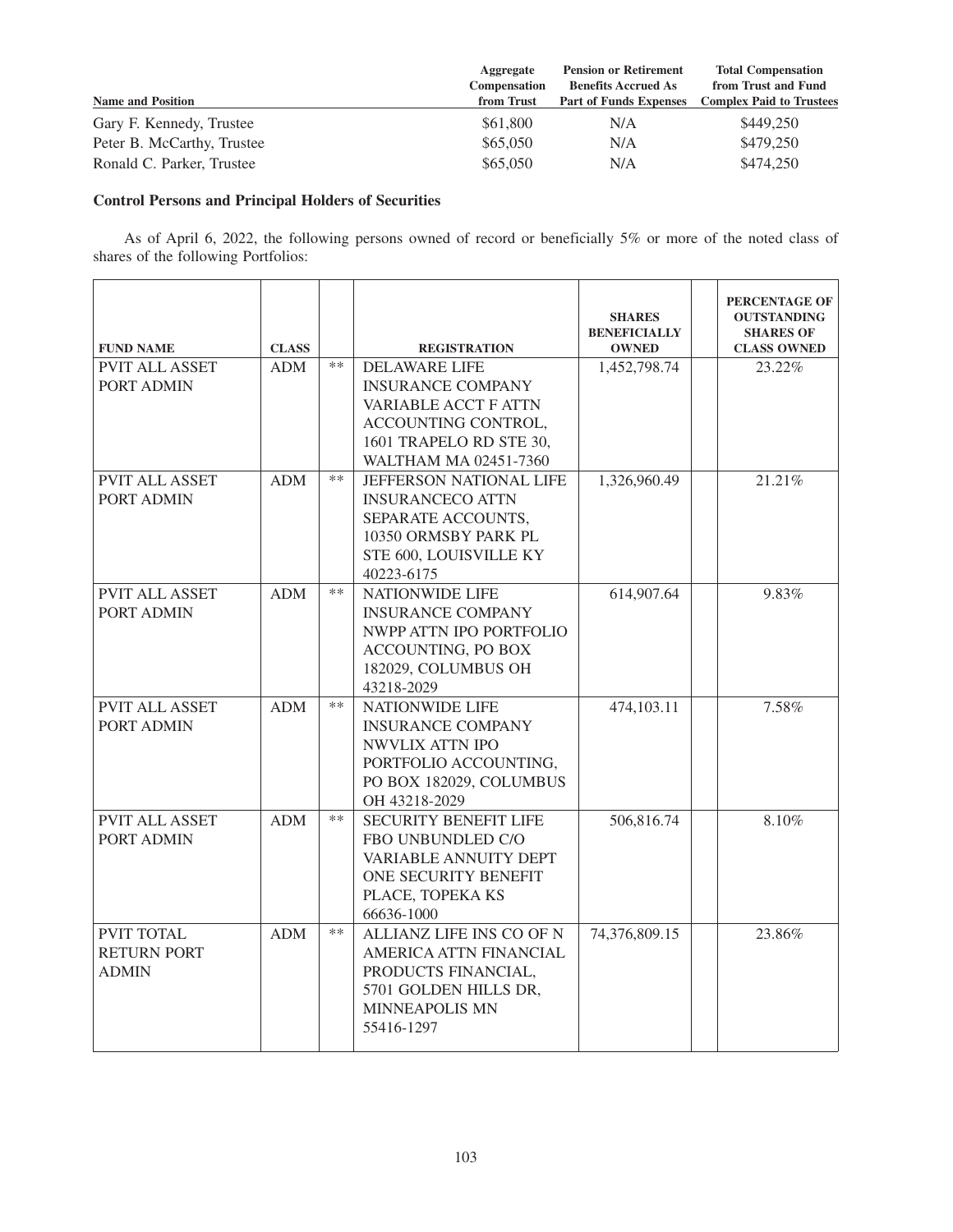| Name and Position | Aggregate Compensation from Trust | Pension or Retirement Benefits Accrued As Part of Funds Expenses | Total Compensation from Trust and Fund Complex Paid to Trustees |
|---|---|---|---|
| Gary F. Kennedy, Trustee | $61,800 | N/A | $449,250 |
| Peter B. McCarthy, Trustee | $65,050 | N/A | $479,250 |
| Ronald C. Parker, Trustee | $65,050 | N/A | $474,250 |

### Control Persons and Principal Holders of Securities

As of April 6, 2022, the following persons owned of record or beneficially 5% or more of the noted class of shares of the following Portfolios:

| FUND NAME | CLASS | | REGISTRATION | SHARES BENEFICIALLY OWNED | | PERCENTAGE OF OUTSTANDING SHARES OF CLASS OWNED |
|---|---|---|---|---|---|---|
| PVIT ALL ASSET PORT ADMIN | ADM | ** | DELAWARE LIFE INSURANCE COMPANY VARIABLE ACCT F ATTN ACCOUNTING CONTROL, 1601 TRAPELO RD STE 30, WALTHAM MA 02451-7360 | 1,452,798.74 | | 23.22% |
| PVIT ALL ASSET PORT ADMIN | ADM | ** | JEFFERSON NATIONAL LIFE INSURANCECO ATTN SEPARATE ACCOUNTS, 10350 ORMSBY PARK PL STE 600, LOUISVILLE KY 40223-6175 | 1,326,960.49 | | 21.21% |
| PVIT ALL ASSET PORT ADMIN | ADM | ** | NATIONWIDE LIFE INSURANCE COMPANY NWPP ATTN IPO PORTFOLIO ACCOUNTING, PO BOX 182029, COLUMBUS OH 43218-2029 | 614,907.64 | | 9.83% |
| PVIT ALL ASSET PORT ADMIN | ADM | ** | NATIONWIDE LIFE INSURANCE COMPANY NWVLIX ATTN IPO PORTFOLIO ACCOUNTING, PO BOX 182029, COLUMBUS OH 43218-2029 | 474,103.11 | | 7.58% |
| PVIT ALL ASSET PORT ADMIN | ADM | ** | SECURITY BENEFIT LIFE FBO UNBUNDLED C/O VARIABLE ANNUITY DEPT ONE SECURITY BENEFIT PLACE, TOPEKA KS 66636-1000 | 506,816.74 | | 8.10% |
| PVIT TOTAL RETURN PORT ADMIN | ADM | ** | ALLIANZ LIFE INS CO OF N AMERICA ATTN FINANCIAL PRODUCTS FINANCIAL, 5701 GOLDEN HILLS DR, MINNEAPOLIS MN 55416-1297 | 74,376,809.15 | | 23.86% |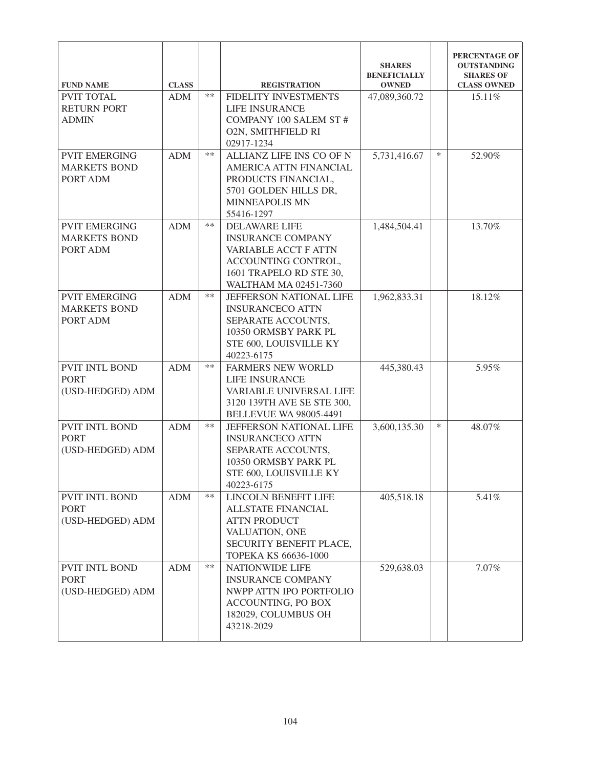| FUND NAME | CLASS | | REGISTRATION | SHARES BENEFICIALLY OWNED | | PERCENTAGE OF OUTSTANDING SHARES OF CLASS OWNED |
|---|---|---|---|---|---|---|
| PVIT TOTAL RETURN PORT ADMIN | ADM | ** | FIDELITY INVESTMENTS LIFE INSURANCE COMPANY 100 SALEM ST # O2N, SMITHFIELD RI 02917-1234 | 47,089,360.72 | | 15.11% |
| PVIT EMERGING MARKETS BOND PORT ADM | ADM | ** | ALLIANZ LIFE INS CO OF N AMERICA ATTN FINANCIAL PRODUCTS FINANCIAL, 5701 GOLDEN HILLS DR, MINNEAPOLIS MN 55416-1297 | 5,731,416.67 | * | 52.90% |
| PVIT EMERGING MARKETS BOND PORT ADM | ADM | ** | DELAWARE LIFE INSURANCE COMPANY VARIABLE ACCT F ATTN ACCOUNTING CONTROL, 1601 TRAPELO RD STE 30, WALTHAM MA 02451-7360 | 1,484,504.41 | | 13.70% |
| PVIT EMERGING MARKETS BOND PORT ADM | ADM | ** | JEFFERSON NATIONAL LIFE INSURANCECO ATTN SEPARATE ACCOUNTS, 10350 ORMSBY PARK PL STE 600, LOUISVILLE KY 40223-6175 | 1,962,833.31 | | 18.12% |
| PVIT INTL BOND PORT (USD-HEDGED) ADM | ADM | ** | FARMERS NEW WORLD LIFE INSURANCE VARIABLE UNIVERSAL LIFE 3120 139TH AVE SE STE 300, BELLEVUE WA 98005-4491 | 445,380.43 | | 5.95% |
| PVIT INTL BOND PORT (USD-HEDGED) ADM | ADM | ** | JEFFERSON NATIONAL LIFE INSURANCECO ATTN SEPARATE ACCOUNTS, 10350 ORMSBY PARK PL STE 600, LOUISVILLE KY 40223-6175 | 3,600,135.30 | * | 48.07% |
| PVIT INTL BOND PORT (USD-HEDGED) ADM | ADM | ** | LINCOLN BENEFIT LIFE ALLSTATE FINANCIAL ATTN PRODUCT VALUATION, ONE SECURITY BENEFIT PLACE, TOPEKA KS 66636-1000 | 405,518.18 | | 5.41% |
| PVIT INTL BOND PORT (USD-HEDGED) ADM | ADM | ** | NATIONWIDE LIFE INSURANCE COMPANY NWPP ATTN IPO PORTFOLIO ACCOUNTING, PO BOX 182029, COLUMBUS OH 43218-2029 | 529,638.03 | | 7.07% |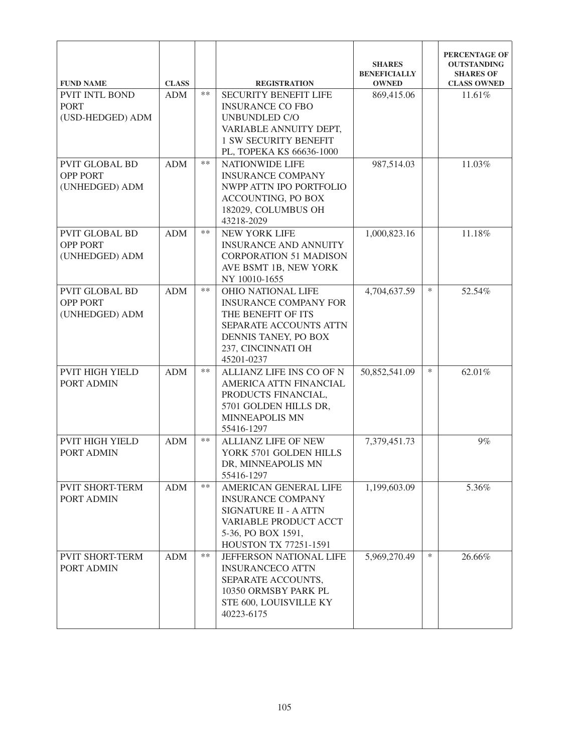| FUND NAME | CLASS | | REGISTRATION | SHARES BENEFICIALLY OWNED | | PERCENTAGE OF OUTSTANDING SHARES OF CLASS OWNED |
|---|---|---|---|---|---|---|
| PVIT INTL BOND PORT (USD-HEDGED) ADM | ADM | ** | SECURITY BENEFIT LIFE INSURANCE CO FBO UNBUNDLED C/O VARIABLE ANNUITY DEPT, 1 SW SECURITY BENEFIT PL, TOPEKA KS 66636-1000 | 869,415.06 | | 11.61% |
| PVIT GLOBAL BD OPP PORT (UNHEDGED) ADM | ADM | ** | NATIONWIDE LIFE INSURANCE COMPANY NWPP ATTN IPO PORTFOLIO ACCOUNTING, PO BOX 182029, COLUMBUS OH 43218-2029 | 987,514.03 | | 11.03% |
| PVIT GLOBAL BD OPP PORT (UNHEDGED) ADM | ADM | ** | NEW YORK LIFE INSURANCE AND ANNUITY CORPORATION 51 MADISON AVE BSMT 1B, NEW YORK NY 10010-1655 | 1,000,823.16 | | 11.18% |
| PVIT GLOBAL BD OPP PORT (UNHEDGED) ADM | ADM | ** | OHIO NATIONAL LIFE INSURANCE COMPANY FOR THE BENEFIT OF ITS SEPARATE ACCOUNTS ATTN DENNIS TANEY, PO BOX 237, CINCINNATI OH 45201-0237 | 4,704,637.59 | * | 52.54% |
| PVIT HIGH YIELD PORT ADMIN | ADM | ** | ALLIANZ LIFE INS CO OF N AMERICA ATTN FINANCIAL PRODUCTS FINANCIAL, 5701 GOLDEN HILLS DR, MINNEAPOLIS MN 55416-1297 | 50,852,541.09 | * | 62.01% |
| PVIT HIGH YIELD PORT ADMIN | ADM | ** | ALLIANZ LIFE OF NEW YORK 5701 GOLDEN HILLS DR, MINNEAPOLIS MN 55416-1297 | 7,379,451.73 | | 9% |
| PVIT SHORT-TERM PORT ADMIN | ADM | ** | AMERICAN GENERAL LIFE INSURANCE COMPANY SIGNATURE II - A ATTN VARIABLE PRODUCT ACCT 5-36, PO BOX 1591, HOUSTON TX 77251-1591 | 1,199,603.09 | | 5.36% |
| PVIT SHORT-TERM PORT ADMIN | ADM | ** | JEFFERSON NATIONAL LIFE INSURANCECO ATTN SEPARATE ACCOUNTS, 10350 ORMSBY PARK PL STE 600, LOUISVILLE KY 40223-6175 | 5,969,270.49 | * | 26.66% |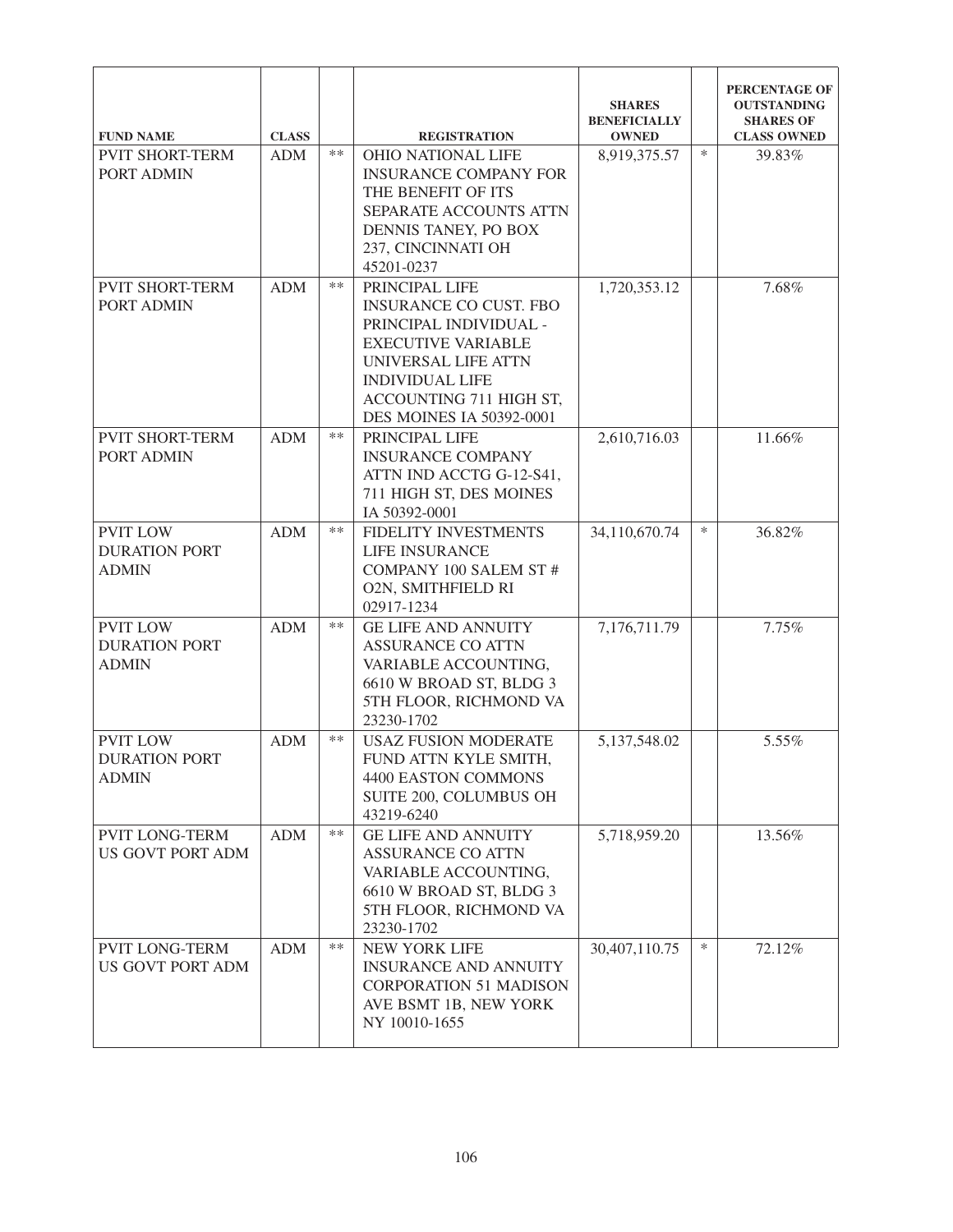| FUND NAME | CLASS | | REGISTRATION | SHARES BENEFICIALLY OWNED | | PERCENTAGE OF OUTSTANDING SHARES OF CLASS OWNED |
|---|---|---|---|---|---|---|
| PVIT SHORT-TERM PORT ADMIN | ADM | ** | OHIO NATIONAL LIFE INSURANCE COMPANY FOR THE BENEFIT OF ITS SEPARATE ACCOUNTS ATTN DENNIS TANEY, PO BOX 237, CINCINNATI OH 45201-0237 | 8,919,375.57 | * | 39.83% |
| PVIT SHORT-TERM PORT ADMIN | ADM | ** | PRINCIPAL LIFE INSURANCE CO CUST. FBO PRINCIPAL INDIVIDUAL - EXECUTIVE VARIABLE UNIVERSAL LIFE ATTN INDIVIDUAL LIFE ACCOUNTING 711 HIGH ST, DES MOINES IA 50392-0001 | 1,720,353.12 | | 7.68% |
| PVIT SHORT-TERM PORT ADMIN | ADM | ** | PRINCIPAL LIFE INSURANCE COMPANY ATTN IND ACCTG G-12-S41, 711 HIGH ST, DES MOINES IA 50392-0001 | 2,610,716.03 | | 11.66% |
| PVIT LOW DURATION PORT ADMIN | ADM | ** | FIDELITY INVESTMENTS LIFE INSURANCE COMPANY 100 SALEM ST # O2N, SMITHFIELD RI 02917-1234 | 34,110,670.74 | * | 36.82% |
| PVIT LOW DURATION PORT ADMIN | ADM | ** | GE LIFE AND ANNUITY ASSURANCE CO ATTN VARIABLE ACCOUNTING, 6610 W BROAD ST, BLDG 3 5TH FLOOR, RICHMOND VA 23230-1702 | 7,176,711.79 | | 7.75% |
| PVIT LOW DURATION PORT ADMIN | ADM | ** | USAZ FUSION MODERATE FUND ATTN KYLE SMITH, 4400 EASTON COMMONS SUITE 200, COLUMBUS OH 43219-6240 | 5,137,548.02 | | 5.55% |
| PVIT LONG-TERM US GOVT PORT ADM | ADM | ** | GE LIFE AND ANNUITY ASSURANCE CO ATTN VARIABLE ACCOUNTING, 6610 W BROAD ST, BLDG 3 5TH FLOOR, RICHMOND VA 23230-1702 | 5,718,959.20 | | 13.56% |
| PVIT LONG-TERM US GOVT PORT ADM | ADM | ** | NEW YORK LIFE INSURANCE AND ANNUITY CORPORATION 51 MADISON AVE BSMT 1B, NEW YORK NY 10010-1655 | 30,407,110.75 | * | 72.12% |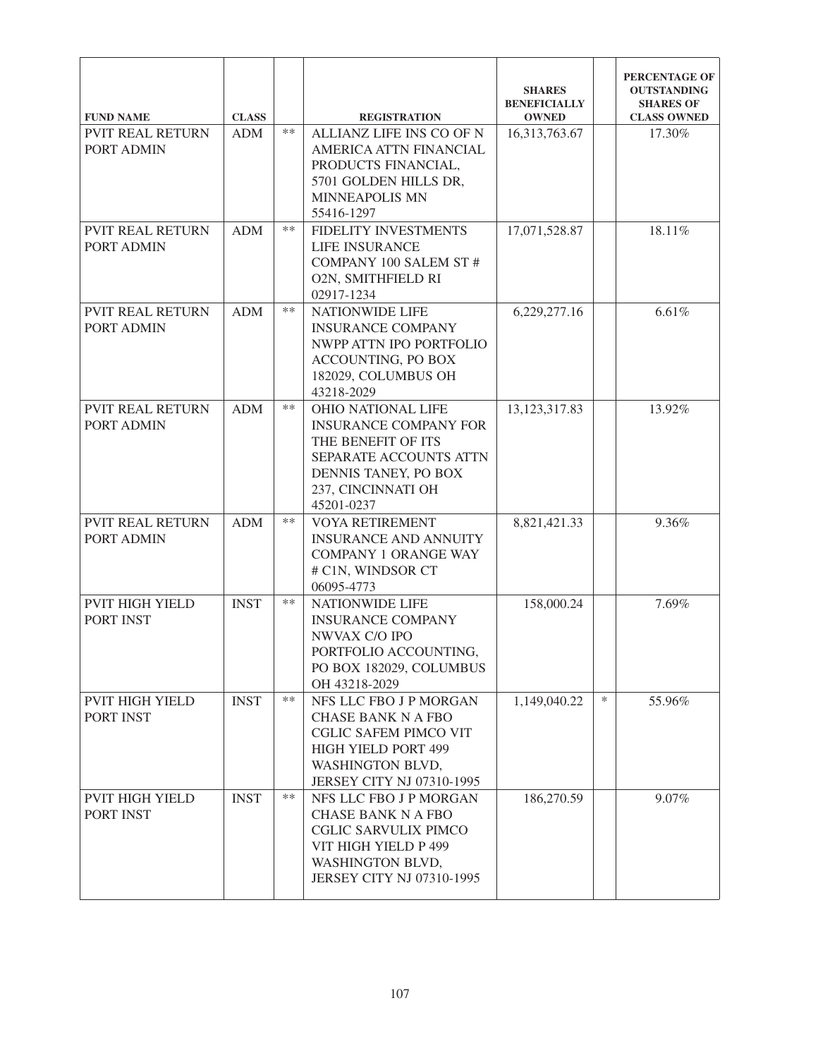| FUND NAME | CLASS | | REGISTRATION | SHARES BENEFICIALLY OWNED | | PERCENTAGE OF OUTSTANDING SHARES OF CLASS OWNED |
|---|---|---|---|---|---|---|
| PVIT REAL RETURN PORT ADMIN | ADM | ** | ALLIANZ LIFE INS CO OF N AMERICA ATTN FINANCIAL PRODUCTS FINANCIAL, 5701 GOLDEN HILLS DR, MINNEAPOLIS MN 55416-1297 | 16,313,763.67 | | 17.30% |
| PVIT REAL RETURN PORT ADMIN | ADM | ** | FIDELITY INVESTMENTS LIFE INSURANCE COMPANY 100 SALEM ST # O2N, SMITHFIELD RI 02917-1234 | 17,071,528.87 | | 18.11% |
| PVIT REAL RETURN PORT ADMIN | ADM | ** | NATIONWIDE LIFE INSURANCE COMPANY NWPP ATTN IPO PORTFOLIO ACCOUNTING, PO BOX 182029, COLUMBUS OH 43218-2029 | 6,229,277.16 | | 6.61% |
| PVIT REAL RETURN PORT ADMIN | ADM | ** | OHIO NATIONAL LIFE INSURANCE COMPANY FOR THE BENEFIT OF ITS SEPARATE ACCOUNTS ATTN DENNIS TANEY, PO BOX 237, CINCINNATI OH 45201-0237 | 13,123,317.83 | | 13.92% |
| PVIT REAL RETURN PORT ADMIN | ADM | ** | VOYA RETIREMENT INSURANCE AND ANNUITY COMPANY 1 ORANGE WAY # C1N, WINDSOR CT 06095-4773 | 8,821,421.33 | | 9.36% |
| PVIT HIGH YIELD PORT INST | INST | ** | NATIONWIDE LIFE INSURANCE COMPANY NWVAX C/O IPO PORTFOLIO ACCOUNTING, PO BOX 182029, COLUMBUS OH 43218-2029 | 158,000.24 | | 7.69% |
| PVIT HIGH YIELD PORT INST | INST | ** | NFS LLC FBO J P MORGAN CHASE BANK N A FBO CGLIC SAFEM PIMCO VIT HIGH YIELD PORT 499 WASHINGTON BLVD, JERSEY CITY NJ 07310-1995 | 1,149,040.22 | * | 55.96% |
| PVIT HIGH YIELD PORT INST | INST | ** | NFS LLC FBO J P MORGAN CHASE BANK N A FBO CGLIC SARVULIX PIMCO VIT HIGH YIELD P 499 WASHINGTON BLVD, JERSEY CITY NJ 07310-1995 | 186,270.59 | | 9.07% |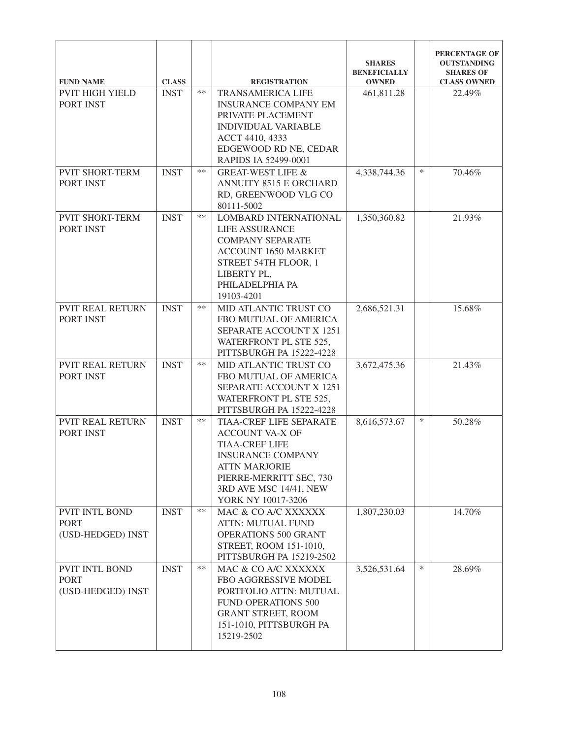| FUND NAME | CLASS | | REGISTRATION | SHARES BENEFICIALLY OWNED | | PERCENTAGE OF OUTSTANDING SHARES OF CLASS OWNED |
|---|---|---|---|---|---|---|
| PVIT HIGH YIELD PORT INST | INST | ** | TRANSAMERICA LIFE INSURANCE COMPANY EM PRIVATE PLACEMENT INDIVIDUAL VARIABLE ACCT 4410, 4333 EDGEWOOD RD NE, CEDAR RAPIDS IA 52499-0001 | 461,811.28 | | 22.49% |
| PVIT SHORT-TERM PORT INST | INST | ** | GREAT-WEST LIFE & ANNUITY 8515 E ORCHARD RD, GREENWOOD VLG CO 80111-5002 | 4,338,744.36 | * | 70.46% |
| PVIT SHORT-TERM PORT INST | INST | ** | LOMBARD INTERNATIONAL LIFE ASSURANCE COMPANY SEPARATE ACCOUNT 1650 MARKET STREET 54TH FLOOR, 1 LIBERTY PL, PHILADELPHIA PA 19103-4201 | 1,350,360.82 | | 21.93% |
| PVIT REAL RETURN PORT INST | INST | ** | MID ATLANTIC TRUST CO FBO MUTUAL OF AMERICA SEPARATE ACCOUNT X 1251 WATERFRONT PL STE 525, PITTSBURGH PA 15222-4228 | 2,686,521.31 | | 15.68% |
| PVIT REAL RETURN PORT INST | INST | ** | MID ATLANTIC TRUST CO FBO MUTUAL OF AMERICA SEPARATE ACCOUNT X 1251 WATERFRONT PL STE 525, PITTSBURGH PA 15222-4228 | 3,672,475.36 | | 21.43% |
| PVIT REAL RETURN PORT INST | INST | ** | TIAA-CREF LIFE SEPARATE ACCOUNT VA-X OF TIAA-CREF LIFE INSURANCE COMPANY ATTN MARJORIE PIERRE-MERRITT SEC, 730 3RD AVE MSC 14/41, NEW YORK NY 10017-3206 | 8,616,573.67 | * | 50.28% |
| PVIT INTL BOND PORT (USD-HEDGED) INST | INST | ** | MAC & CO A/C XXXXXX ATTN: MUTUAL FUND OPERATIONS 500 GRANT STREET, ROOM 151-1010, PITTSBURGH PA 15219-2502 | 1,807,230.03 | | 14.70% |
| PVIT INTL BOND PORT (USD-HEDGED) INST | INST | ** | MAC & CO A/C XXXXXX FBO AGGRESSIVE MODEL PORTFOLIO ATTN: MUTUAL FUND OPERATIONS 500 GRANT STREET, ROOM 151-1010, PITTSBURGH PA 15219-2502 | 3,526,531.64 | * | 28.69% |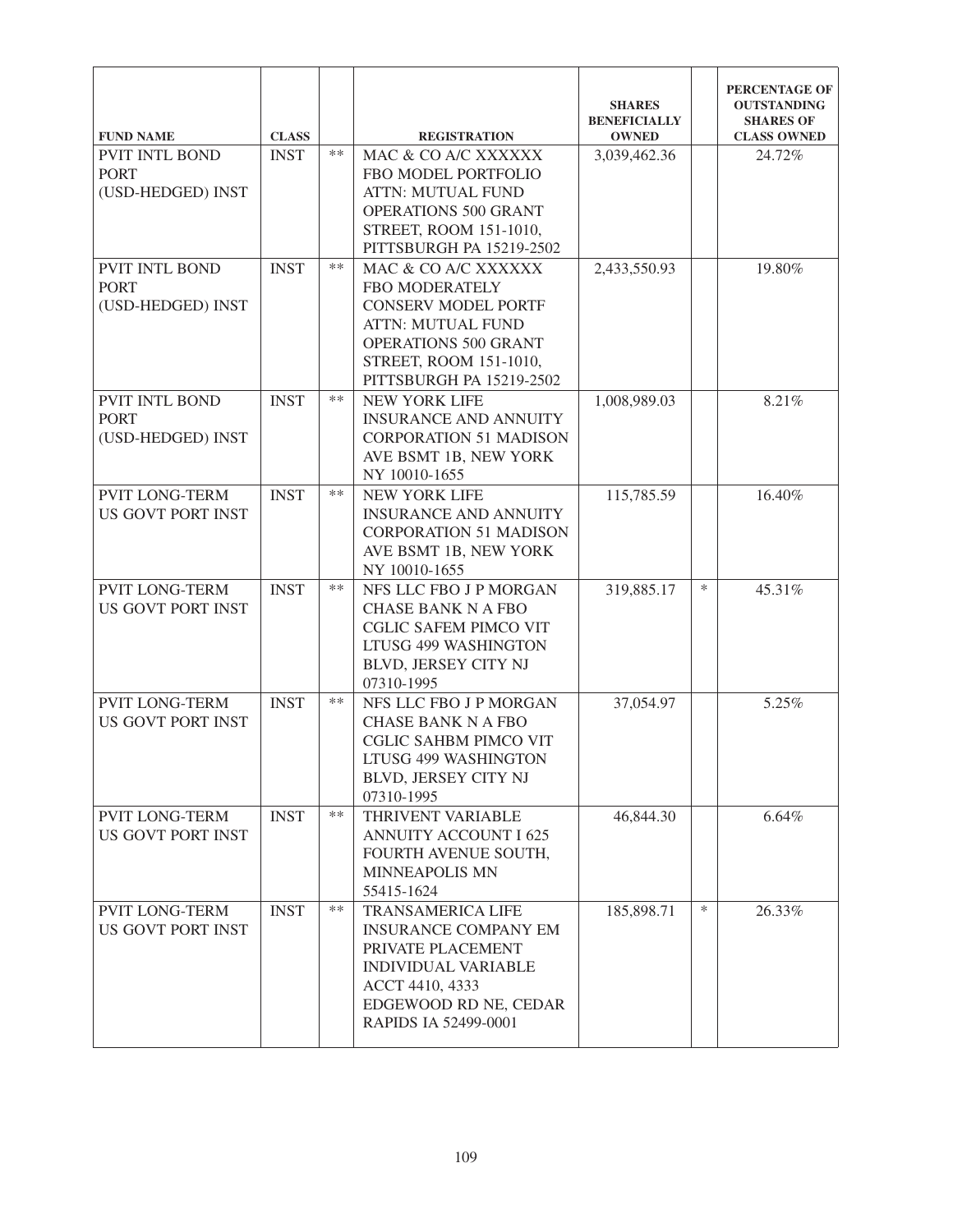| FUND NAME | CLASS | | REGISTRATION | SHARES BENEFICIALLY OWNED | | PERCENTAGE OF OUTSTANDING SHARES OF CLASS OWNED |
|---|---|---|---|---|---|---|
| PVIT INTL BOND PORT (USD-HEDGED) INST | INST | ** | MAC & CO A/C XXXXXX FBO MODEL PORTFOLIO ATTN: MUTUAL FUND OPERATIONS 500 GRANT STREET, ROOM 151-1010, PITTSBURGH PA 15219-2502 | 3,039,462.36 | | 24.72% |
| PVIT INTL BOND PORT (USD-HEDGED) INST | INST | ** | MAC & CO A/C XXXXXX FBO MODERATELY CONSERV MODEL PORTF ATTN: MUTUAL FUND OPERATIONS 500 GRANT STREET, ROOM 151-1010, PITTSBURGH PA 15219-2502 | 2,433,550.93 | | 19.80% |
| PVIT INTL BOND PORT (USD-HEDGED) INST | INST | ** | NEW YORK LIFE INSURANCE AND ANNUITY CORPORATION 51 MADISON AVE BSMT 1B, NEW YORK NY 10010-1655 | 1,008,989.03 | | 8.21% |
| PVIT LONG-TERM US GOVT PORT INST | INST | ** | NEW YORK LIFE INSURANCE AND ANNUITY CORPORATION 51 MADISON AVE BSMT 1B, NEW YORK NY 10010-1655 | 115,785.59 | | 16.40% |
| PVIT LONG-TERM US GOVT PORT INST | INST | ** | NFS LLC FBO J P MORGAN CHASE BANK N A FBO CGLIC SAFEM PIMCO VIT LTUSG 499 WASHINGTON BLVD, JERSEY CITY NJ 07310-1995 | 319,885.17 | * | 45.31% |
| PVIT LONG-TERM US GOVT PORT INST | INST | ** | NFS LLC FBO J P MORGAN CHASE BANK N A FBO CGLIC SAHBM PIMCO VIT LTUSG 499 WASHINGTON BLVD, JERSEY CITY NJ 07310-1995 | 37,054.97 | | 5.25% |
| PVIT LONG-TERM US GOVT PORT INST | INST | ** | THRIVENT VARIABLE ANNUITY ACCOUNT I 625 FOURTH AVENUE SOUTH, MINNEAPOLIS MN 55415-1624 | 46,844.30 | | 6.64% |
| PVIT LONG-TERM US GOVT PORT INST | INST | ** | TRANSAMERICA LIFE INSURANCE COMPANY EM PRIVATE PLACEMENT INDIVIDUAL VARIABLE ACCT 4410, 4333 EDGEWOOD RD NE, CEDAR RAPIDS IA 52499-0001 | 185,898.71 | * | 26.33% |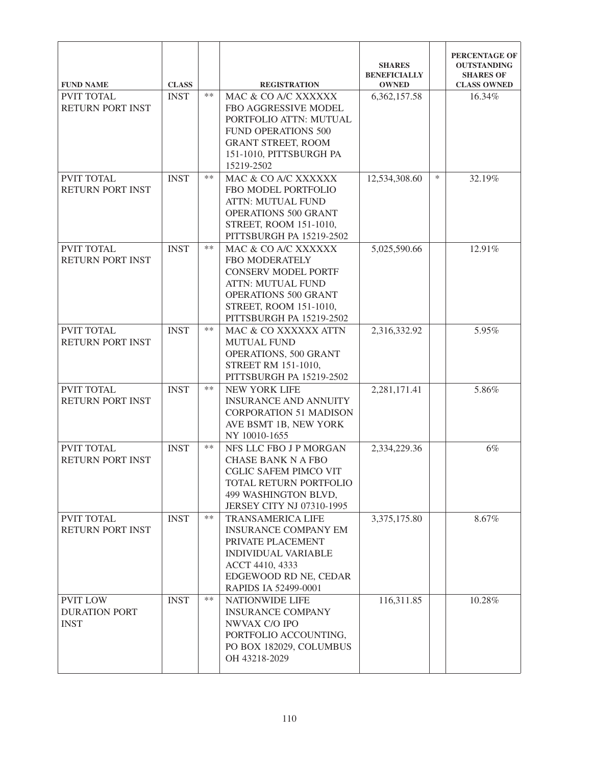| FUND NAME | CLASS | | REGISTRATION | SHARES BENEFICIALLY OWNED | | PERCENTAGE OF OUTSTANDING SHARES OF CLASS OWNED |
|---|---|---|---|---|---|---|
| PVIT TOTAL RETURN PORT INST | INST | ** | MAC & CO A/C XXXXXX FBO AGGRESSIVE MODEL PORTFOLIO ATTN: MUTUAL FUND OPERATIONS 500 GRANT STREET, ROOM 151-1010, PITTSBURGH PA 15219-2502 | 6,362,157.58 | | 16.34% |
| PVIT TOTAL RETURN PORT INST | INST | ** | MAC & CO A/C XXXXXX FBO MODEL PORTFOLIO ATTN: MUTUAL FUND OPERATIONS 500 GRANT STREET, ROOM 151-1010, PITTSBURGH PA 15219-2502 | 12,534,308.60 | * | 32.19% |
| PVIT TOTAL RETURN PORT INST | INST | ** | MAC & CO A/C XXXXXX FBO MODERATELY CONSERV MODEL PORTF ATTN: MUTUAL FUND OPERATIONS 500 GRANT STREET, ROOM 151-1010, PITTSBURGH PA 15219-2502 | 5,025,590.66 | | 12.91% |
| PVIT TOTAL RETURN PORT INST | INST | ** | MAC & CO XXXXXX ATTN MUTUAL FUND OPERATIONS, 500 GRANT STREET RM 151-1010, PITTSBURGH PA 15219-2502 | 2,316,332.92 | | 5.95% |
| PVIT TOTAL RETURN PORT INST | INST | ** | NEW YORK LIFE INSURANCE AND ANNUITY CORPORATION 51 MADISON AVE BSMT 1B, NEW YORK NY 10010-1655 | 2,281,171.41 | | 5.86% |
| PVIT TOTAL RETURN PORT INST | INST | ** | NFS LLC FBO J P MORGAN CHASE BANK N A FBO CGLIC SAFEM PIMCO VIT TOTAL RETURN PORTFOLIO 499 WASHINGTON BLVD, JERSEY CITY NJ 07310-1995 | 2,334,229.36 | | 6% |
| PVIT TOTAL RETURN PORT INST | INST | ** | TRANSAMERICA LIFE INSURANCE COMPANY EM PRIVATE PLACEMENT INDIVIDUAL VARIABLE ACCT 4410, 4333 EDGEWOOD RD NE, CEDAR RAPIDS IA 52499-0001 | 3,375,175.80 | | 8.67% |
| PVIT LOW DURATION PORT INST | INST | ** | NATIONWIDE LIFE INSURANCE COMPANY NWVAX C/O IPO PORTFOLIO ACCOUNTING, PO BOX 182029, COLUMBUS OH 43218-2029 | 116,311.85 | | 10.28% |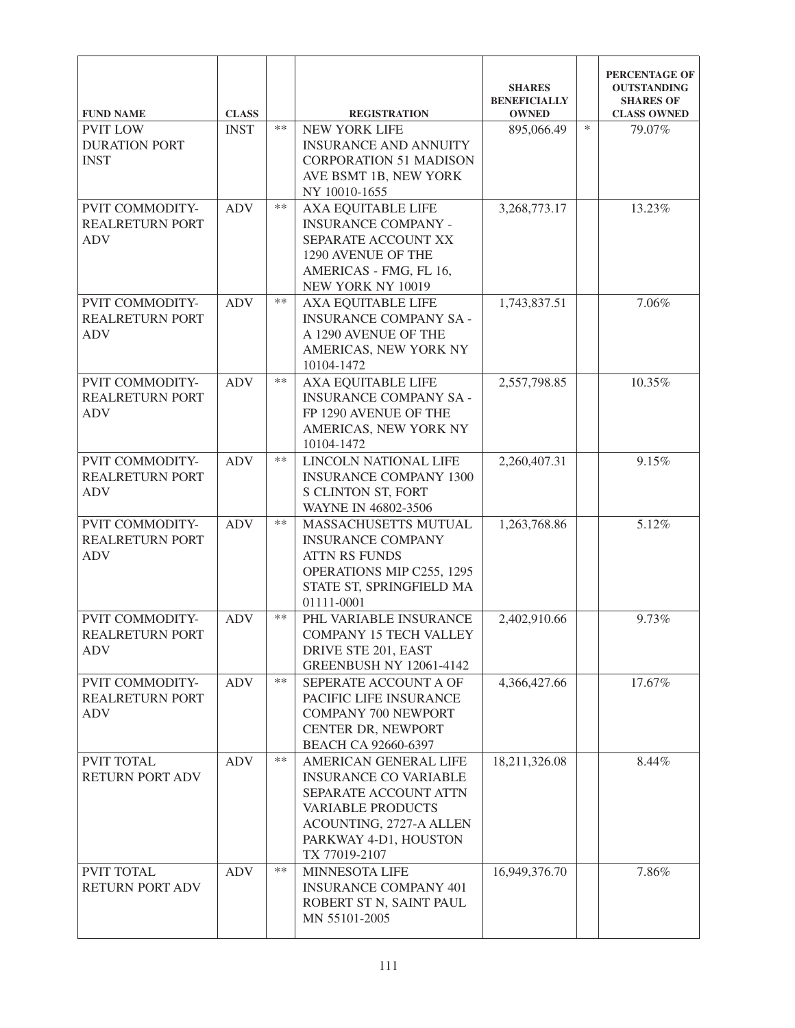| FUND NAME | CLASS | | REGISTRATION | SHARES BENEFICIALLY OWNED | | PERCENTAGE OF OUTSTANDING SHARES OF CLASS OWNED |
|---|---|---|---|---|---|---|
| PVIT LOW DURATION PORT INST | INST | ** | NEW YORK LIFE INSURANCE AND ANNUITY CORPORATION 51 MADISON AVE BSMT 1B, NEW YORK NY 10010-1655 | 895,066.49 | * | 79.07% |
| PVIT COMMODITY-REALRETURN PORT ADV | ADV | ** | AXA EQUITABLE LIFE INSURANCE COMPANY - SEPARATE ACCOUNT XX 1290 AVENUE OF THE AMERICAS - FMG, FL 16, NEW YORK NY 10019 | 3,268,773.17 | | 13.23% |
| PVIT COMMODITY-REALRETURN PORT ADV | ADV | ** | AXA EQUITABLE LIFE INSURANCE COMPANY SA - A 1290 AVENUE OF THE AMERICAS, NEW YORK NY 10104-1472 | 1,743,837.51 | | 7.06% |
| PVIT COMMODITY-REALRETURN PORT ADV | ADV | ** | AXA EQUITABLE LIFE INSURANCE COMPANY SA - FP 1290 AVENUE OF THE AMERICAS, NEW YORK NY 10104-1472 | 2,557,798.85 | | 10.35% |
| PVIT COMMODITY-REALRETURN PORT ADV | ADV | ** | LINCOLN NATIONAL LIFE INSURANCE COMPANY 1300 S CLINTON ST, FORT WAYNE IN 46802-3506 | 2,260,407.31 | | 9.15% |
| PVIT COMMODITY-REALRETURN PORT ADV | ADV | ** | MASSACHUSETTS MUTUAL INSURANCE COMPANY ATTN RS FUNDS OPERATIONS MIP C255, 1295 STATE ST, SPRINGFIELD MA 01111-0001 | 1,263,768.86 | | 5.12% |
| PVIT COMMODITY-REALRETURN PORT ADV | ADV | ** | PHL VARIABLE INSURANCE COMPANY 15 TECH VALLEY DRIVE STE 201, EAST GREENBUSH NY 12061-4142 | 2,402,910.66 | | 9.73% |
| PVIT COMMODITY-REALRETURN PORT ADV | ADV | ** | SEPERATE ACCOUNT A OF PACIFIC LIFE INSURANCE COMPANY 700 NEWPORT CENTER DR, NEWPORT BEACH CA 92660-6397 | 4,366,427.66 | | 17.67% |
| PVIT TOTAL RETURN PORT ADV | ADV | ** | AMERICAN GENERAL LIFE INSURANCE CO VARIABLE SEPARATE ACCOUNT ATTN VARIABLE PRODUCTS ACOUNTING, 2727-A ALLEN PARKWAY 4-D1, HOUSTON TX 77019-2107 | 18,211,326.08 | | 8.44% |
| PVIT TOTAL RETURN PORT ADV | ADV | ** | MINNESOTA LIFE INSURANCE COMPANY 401 ROBERT ST N, SAINT PAUL MN 55101-2005 | 16,949,376.70 | | 7.86% |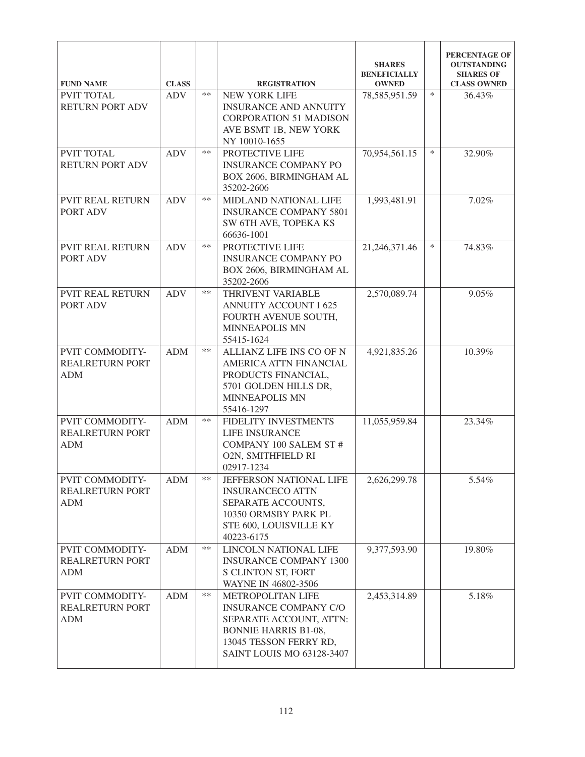| FUND NAME | CLASS | | REGISTRATION | SHARES BENEFICIALLY OWNED | | PERCENTAGE OF OUTSTANDING SHARES OF CLASS OWNED |
|---|---|---|---|---|---|---|
| PVIT TOTAL RETURN PORT ADV | ADV | ** | NEW YORK LIFE INSURANCE AND ANNUITY CORPORATION 51 MADISON AVE BSMT 1B, NEW YORK NY 10010-1655 | 78,585,951.59 | * | 36.43% |
| PVIT TOTAL RETURN PORT ADV | ADV | ** | PROTECTIVE LIFE INSURANCE COMPANY PO BOX 2606, BIRMINGHAM AL 35202-2606 | 70,954,561.15 | * | 32.90% |
| PVIT REAL RETURN PORT ADV | ADV | ** | MIDLAND NATIONAL LIFE INSURANCE COMPANY 5801 SW 6TH AVE, TOPEKA KS 66636-1001 | 1,993,481.91 | | 7.02% |
| PVIT REAL RETURN PORT ADV | ADV | ** | PROTECTIVE LIFE INSURANCE COMPANY PO BOX 2606, BIRMINGHAM AL 35202-2606 | 21,246,371.46 | * | 74.83% |
| PVIT REAL RETURN PORT ADV | ADV | ** | THRIVENT VARIABLE ANNUITY ACCOUNT I 625 FOURTH AVENUE SOUTH, MINNEAPOLIS MN 55415-1624 | 2,570,089.74 | | 9.05% |
| PVIT COMMODITY-REALRETURN PORT ADM | ADM | ** | ALLIANZ LIFE INS CO OF N AMERICA ATTN FINANCIAL PRODUCTS FINANCIAL, 5701 GOLDEN HILLS DR, MINNEAPOLIS MN 55416-1297 | 4,921,835.26 | | 10.39% |
| PVIT COMMODITY-REALRETURN PORT ADM | ADM | ** | FIDELITY INVESTMENTS LIFE INSURANCE COMPANY 100 SALEM ST # O2N, SMITHFIELD RI 02917-1234 | 11,055,959.84 | | 23.34% |
| PVIT COMMODITY-REALRETURN PORT ADM | ADM | ** | JEFFERSON NATIONAL LIFE INSURANCECO ATTN SEPARATE ACCOUNTS, 10350 ORMSBY PARK PL STE 600, LOUISVILLE KY 40223-6175 | 2,626,299.78 | | 5.54% |
| PVIT COMMODITY-REALRETURN PORT ADM | ADM | ** | LINCOLN NATIONAL LIFE INSURANCE COMPANY 1300 S CLINTON ST, FORT WAYNE IN 46802-3506 | 9,377,593.90 | | 19.80% |
| PVIT COMMODITY-REALRETURN PORT ADM | ADM | ** | METROPOLITAN LIFE INSURANCE COMPANY C/O SEPARATE ACCOUNT, ATTN: BONNIE HARRIS B1-08, 13045 TESSON FERRY RD, SAINT LOUIS MO 63128-3407 | 2,453,314.89 | | 5.18% |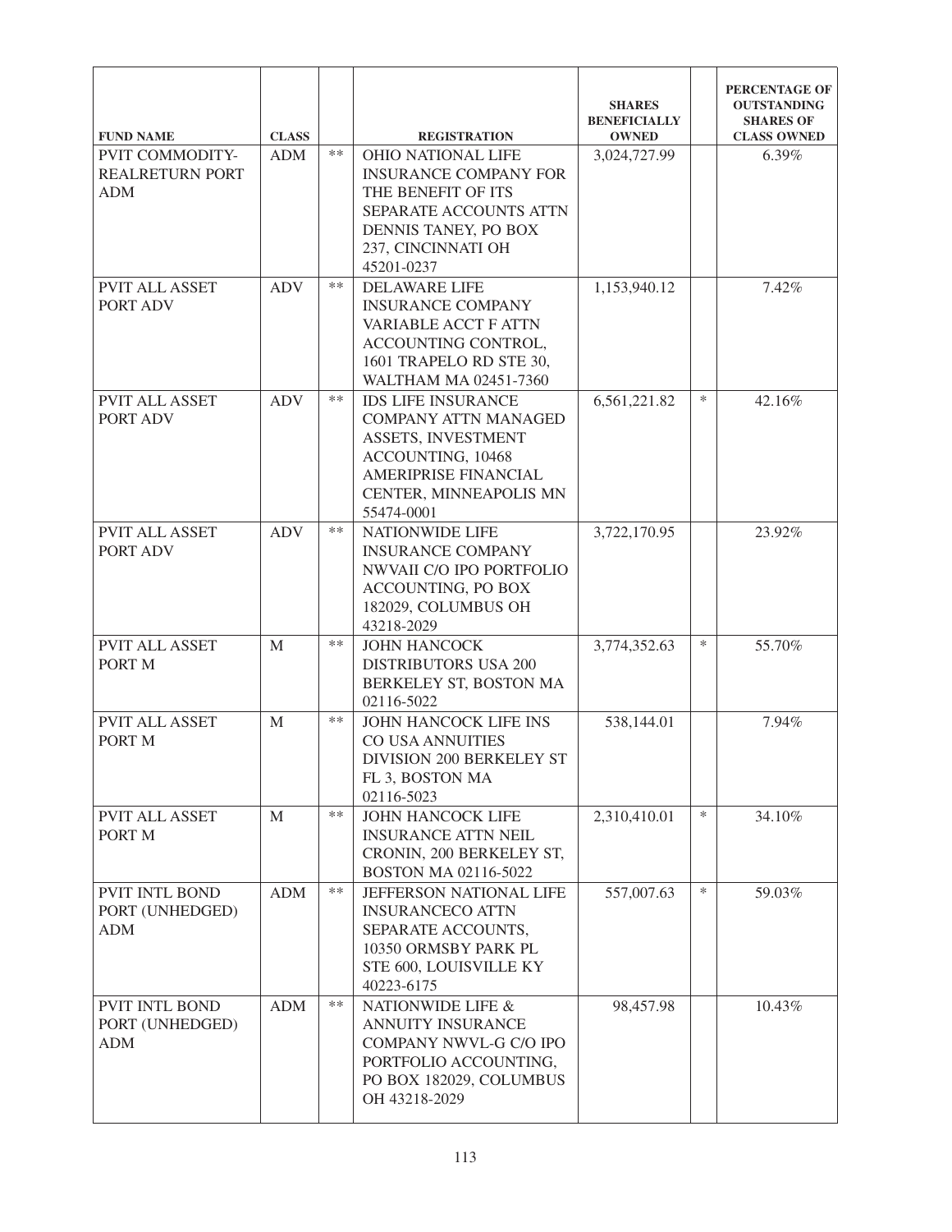| FUND NAME | CLASS | | REGISTRATION | SHARES BENEFICIALLY OWNED | | PERCENTAGE OF OUTSTANDING SHARES OF CLASS OWNED |
|---|---|---|---|---|---|---|
| PVIT COMMODITY-REALRETURN PORT ADM | ADM | ** | OHIO NATIONAL LIFE INSURANCE COMPANY FOR THE BENEFIT OF ITS SEPARATE ACCOUNTS ATTN DENNIS TANEY, PO BOX 237, CINCINNATI OH 45201-0237 | 3,024,727.99 | | 6.39% |
| PVIT ALL ASSET PORT ADV | ADV | ** | DELAWARE LIFE INSURANCE COMPANY VARIABLE ACCT F ATTN ACCOUNTING CONTROL, 1601 TRAPELO RD STE 30, WALTHAM MA 02451-7360 | 1,153,940.12 | | 7.42% |
| PVIT ALL ASSET PORT ADV | ADV | ** | IDS LIFE INSURANCE COMPANY ATTN MANAGED ASSETS, INVESTMENT ACCOUNTING, 10468 AMERIPRISE FINANCIAL CENTER, MINNEAPOLIS MN 55474-0001 | 6,561,221.82 | * | 42.16% |
| PVIT ALL ASSET PORT ADV | ADV | ** | NATIONWIDE LIFE INSURANCE COMPANY NWVAII C/O IPO PORTFOLIO ACCOUNTING, PO BOX 182029, COLUMBUS OH 43218-2029 | 3,722,170.95 | | 23.92% |
| PVIT ALL ASSET PORT M | M | ** | JOHN HANCOCK DISTRIBUTORS USA 200 BERKELEY ST, BOSTON MA 02116-5022 | 3,774,352.63 | * | 55.70% |
| PVIT ALL ASSET PORT M | M | ** | JOHN HANCOCK LIFE INS CO USA ANNUITIES DIVISION 200 BERKELEY ST FL 3, BOSTON MA 02116-5023 | 538,144.01 | | 7.94% |
| PVIT ALL ASSET PORT M | M | ** | JOHN HANCOCK LIFE INSURANCE ATTN NEIL CRONIN, 200 BERKELEY ST, BOSTON MA 02116-5022 | 2,310,410.01 | * | 34.10% |
| PVIT INTL BOND PORT (UNHEDGED) ADM | ADM | ** | JEFFERSON NATIONAL LIFE INSURANCECO ATTN SEPARATE ACCOUNTS, 10350 ORMSBY PARK PL STE 600, LOUISVILLE KY 40223-6175 | 557,007.63 | * | 59.03% |
| PVIT INTL BOND PORT (UNHEDGED) ADM | ADM | ** | NATIONWIDE LIFE & ANNUITY INSURANCE COMPANY NWVL-G C/O IPO PORTFOLIO ACCOUNTING, PO BOX 182029, COLUMBUS OH 43218-2029 | 98,457.98 | | 10.43% |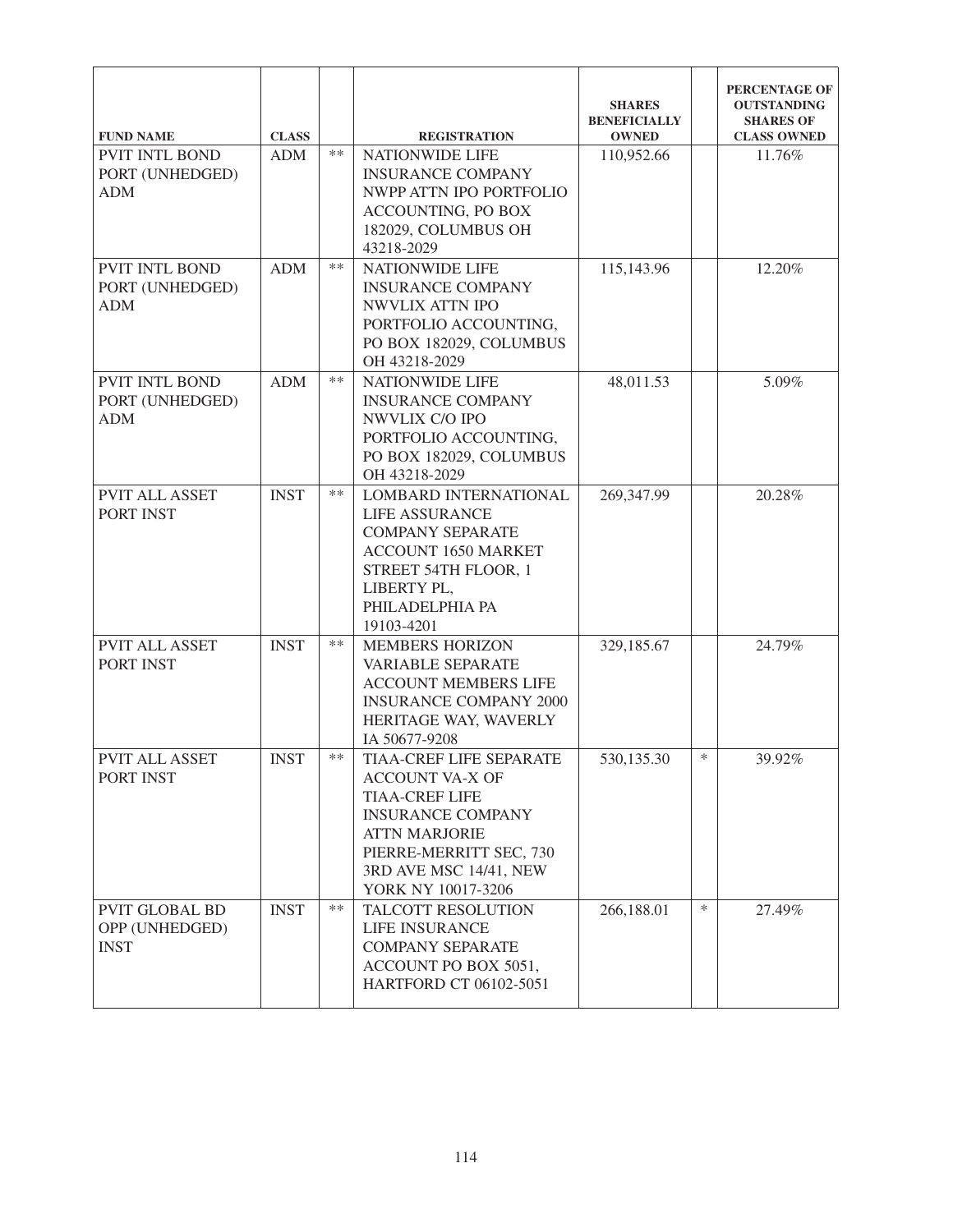| FUND NAME | CLASS | | REGISTRATION | SHARES BENEFICIALLY OWNED | | PERCENTAGE OF OUTSTANDING SHARES OF CLASS OWNED |
|---|---|---|---|---|---|---|
| PVIT INTL BOND PORT (UNHEDGED) ADM | ADM | ** | NATIONWIDE LIFE INSURANCE COMPANY NWPP ATTN IPO PORTFOLIO ACCOUNTING, PO BOX 182029, COLUMBUS OH 43218-2029 | 110,952.66 | | 11.76% |
| PVIT INTL BOND PORT (UNHEDGED) ADM | ADM | ** | NATIONWIDE LIFE INSURANCE COMPANY NWVLIX ATTN IPO PORTFOLIO ACCOUNTING, PO BOX 182029, COLUMBUS OH 43218-2029 | 115,143.96 | | 12.20% |
| PVIT INTL BOND PORT (UNHEDGED) ADM | ADM | ** | NATIONWIDE LIFE INSURANCE COMPANY NWVLIX C/O IPO PORTFOLIO ACCOUNTING, PO BOX 182029, COLUMBUS OH 43218-2029 | 48,011.53 | | 5.09% |
| PVIT ALL ASSET PORT INST | INST | ** | LOMBARD INTERNATIONAL LIFE ASSURANCE COMPANY SEPARATE ACCOUNT 1650 MARKET STREET 54TH FLOOR, 1 LIBERTY PL, PHILADELPHIA PA 19103-4201 | 269,347.99 | | 20.28% |
| PVIT ALL ASSET PORT INST | INST | ** | MEMBERS HORIZON VARIABLE SEPARATE ACCOUNT MEMBERS LIFE INSURANCE COMPANY 2000 HERITAGE WAY, WAVERLY IA 50677-9208 | 329,185.67 | | 24.79% |
| PVIT ALL ASSET PORT INST | INST | ** | TIAA-CREF LIFE SEPARATE ACCOUNT VA-X OF TIAA-CREF LIFE INSURANCE COMPANY ATTN MARJORIE PIERRE-MERRITT SEC, 730 3RD AVE MSC 14/41, NEW YORK NY 10017-3206 | 530,135.30 | * | 39.92% |
| PVIT GLOBAL BD OPP (UNHEDGED) INST | INST | ** | TALCOTT RESOLUTION LIFE INSURANCE COMPANY SEPARATE ACCOUNT PO BOX 5051, HARTFORD CT 06102-5051 | 266,188.01 | * | 27.49% |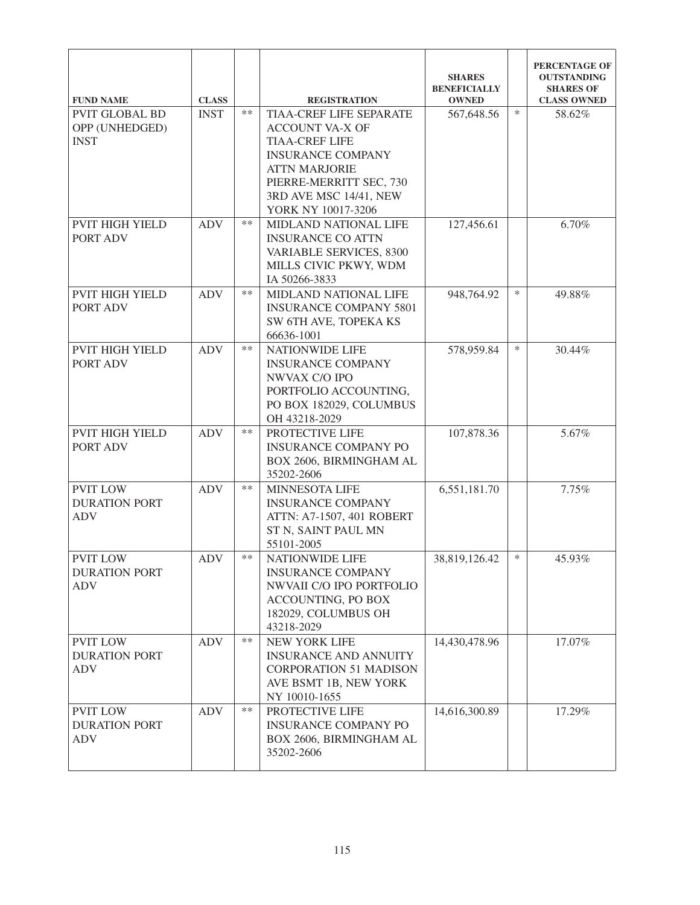| FUND NAME | CLASS | | REGISTRATION | SHARES BENEFICIALLY OWNED | | PERCENTAGE OF OUTSTANDING SHARES OF CLASS OWNED |
|---|---|---|---|---|---|---|
| PVIT GLOBAL BD OPP (UNHEDGED) INST | INST | ** | TIAA-CREF LIFE SEPARATE ACCOUNT VA-X OF TIAA-CREF LIFE INSURANCE COMPANY ATTN MARJORIE PIERRE-MERRITT SEC, 730 3RD AVE MSC 14/41, NEW YORK NY 10017-3206 | 567,648.56 | * | 58.62% |
| PVIT HIGH YIELD PORT ADV | ADV | ** | MIDLAND NATIONAL LIFE INSURANCE CO ATTN VARIABLE SERVICES, 8300 MILLS CIVIC PKWY, WDM IA 50266-3833 | 127,456.61 | | 6.70% |
| PVIT HIGH YIELD PORT ADV | ADV | ** | MIDLAND NATIONAL LIFE INSURANCE COMPANY 5801 SW 6TH AVE, TOPEKA KS 66636-1001 | 948,764.92 | * | 49.88% |
| PVIT HIGH YIELD PORT ADV | ADV | ** | NATIONWIDE LIFE INSURANCE COMPANY NWVAX C/O IPO PORTFOLIO ACCOUNTING, PO BOX 182029, COLUMBUS OH 43218-2029 | 578,959.84 | * | 30.44% |
| PVIT HIGH YIELD PORT ADV | ADV | ** | PROTECTIVE LIFE INSURANCE COMPANY PO BOX 2606, BIRMINGHAM AL 35202-2606 | 107,878.36 | | 5.67% |
| PVIT LOW DURATION PORT ADV | ADV | ** | MINNESOTA LIFE INSURANCE COMPANY ATTN: A7-1507, 401 ROBERT ST N, SAINT PAUL MN 55101-2005 | 6,551,181.70 | | 7.75% |
| PVIT LOW DURATION PORT ADV | ADV | ** | NATIONWIDE LIFE INSURANCE COMPANY NWVAII C/O IPO PORTFOLIO ACCOUNTING, PO BOX 182029, COLUMBUS OH 43218-2029 | 38,819,126.42 | * | 45.93% |
| PVIT LOW DURATION PORT ADV | ADV | ** | NEW YORK LIFE INSURANCE AND ANNUITY CORPORATION 51 MADISON AVE BSMT 1B, NEW YORK NY 10010-1655 | 14,430,478.96 | | 17.07% |
| PVIT LOW DURATION PORT ADV | ADV | ** | PROTECTIVE LIFE INSURANCE COMPANY PO BOX 2606, BIRMINGHAM AL 35202-2606 | 14,616,300.89 | | 17.29% |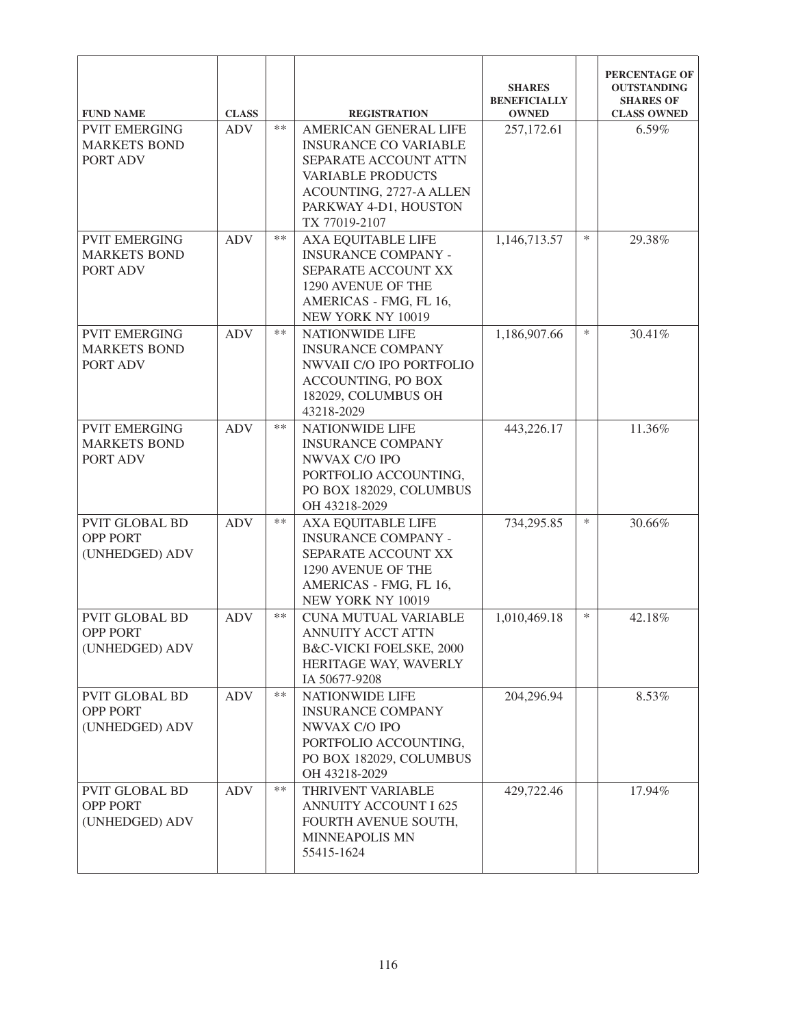| FUND NAME | CLASS | | REGISTRATION | SHARES BENEFICIALLY OWNED | | PERCENTAGE OF OUTSTANDING SHARES OF CLASS OWNED |
|---|---|---|---|---|---|---|
| PVIT EMERGING MARKETS BOND PORT ADV | ADV | ** | AMERICAN GENERAL LIFE INSURANCE CO VARIABLE SEPARATE ACCOUNT ATTN VARIABLE PRODUCTS ACOUNTING, 2727-A ALLEN PARKWAY 4-D1, HOUSTON TX 77019-2107 | 257,172.61 | | 6.59% |
| PVIT EMERGING MARKETS BOND PORT ADV | ADV | ** | AXA EQUITABLE LIFE INSURANCE COMPANY - SEPARATE ACCOUNT XX 1290 AVENUE OF THE AMERICAS - FMG, FL 16, NEW YORK NY 10019 | 1,146,713.57 | * | 29.38% |
| PVIT EMERGING MARKETS BOND PORT ADV | ADV | ** | NATIONWIDE LIFE INSURANCE COMPANY NWVAII C/O IPO PORTFOLIO ACCOUNTING, PO BOX 182029, COLUMBUS OH 43218-2029 | 1,186,907.66 | * | 30.41% |
| PVIT EMERGING MARKETS BOND PORT ADV | ADV | ** | NATIONWIDE LIFE INSURANCE COMPANY NWVAX C/O IPO PORTFOLIO ACCOUNTING, PO BOX 182029, COLUMBUS OH 43218-2029 | 443,226.17 | | 11.36% |
| PVIT GLOBAL BD OPP PORT (UNHEDGED) ADV | ADV | ** | AXA EQUITABLE LIFE INSURANCE COMPANY - SEPARATE ACCOUNT XX 1290 AVENUE OF THE AMERICAS - FMG, FL 16, NEW YORK NY 10019 | 734,295.85 | * | 30.66% |
| PVIT GLOBAL BD OPP PORT (UNHEDGED) ADV | ADV | ** | CUNA MUTUAL VARIABLE ANNUITY ACCT ATTN B&C-VICKI FOELSKE, 2000 HERITAGE WAY, WAVERLY IA 50677-9208 | 1,010,469.18 | * | 42.18% |
| PVIT GLOBAL BD OPP PORT (UNHEDGED) ADV | ADV | ** | NATIONWIDE LIFE INSURANCE COMPANY NWVAX C/O IPO PORTFOLIO ACCOUNTING, PO BOX 182029, COLUMBUS OH 43218-2029 | 204,296.94 | | 8.53% |
| PVIT GLOBAL BD OPP PORT (UNHEDGED) ADV | ADV | ** | THRIVENT VARIABLE ANNUITY ACCOUNT I 625 FOURTH AVENUE SOUTH, MINNEAPOLIS MN 55415-1624 | 429,722.46 | | 17.94% |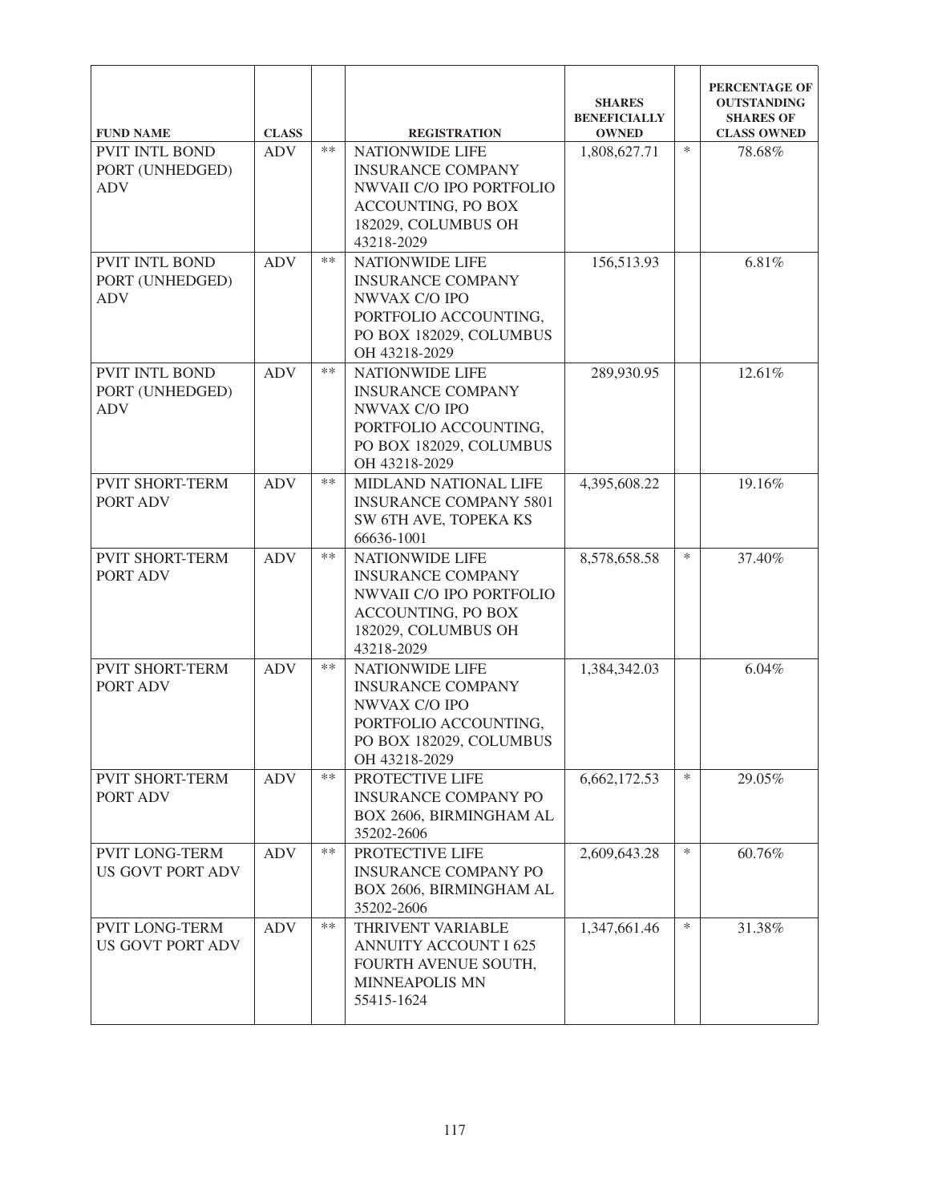| FUND NAME | CLASS | | REGISTRATION | SHARES BENEFICIALLY OWNED | | PERCENTAGE OF OUTSTANDING SHARES OF CLASS OWNED |
|---|---|---|---|---|---|---|
| PVIT INTL BOND PORT (UNHEDGED) ADV | ADV | ** | NATIONWIDE LIFE INSURANCE COMPANY NWVAII C/O IPO PORTFOLIO ACCOUNTING, PO BOX 182029, COLUMBUS OH 43218-2029 | 1,808,627.71 | * | 78.68% |
| PVIT INTL BOND PORT (UNHEDGED) ADV | ADV | ** | NATIONWIDE LIFE INSURANCE COMPANY NWVAX C/O IPO PORTFOLIO ACCOUNTING, PO BOX 182029, COLUMBUS OH 43218-2029 | 156,513.93 | | 6.81% |
| PVIT INTL BOND PORT (UNHEDGED) ADV | ADV | ** | NATIONWIDE LIFE INSURANCE COMPANY NWVAX C/O IPO PORTFOLIO ACCOUNTING, PO BOX 182029, COLUMBUS OH 43218-2029 | 289,930.95 | | 12.61% |
| PVIT SHORT-TERM PORT ADV | ADV | ** | MIDLAND NATIONAL LIFE INSURANCE COMPANY 5801 SW 6TH AVE, TOPEKA KS 66636-1001 | 4,395,608.22 | | 19.16% |
| PVIT SHORT-TERM PORT ADV | ADV | ** | NATIONWIDE LIFE INSURANCE COMPANY NWVAII C/O IPO PORTFOLIO ACCOUNTING, PO BOX 182029, COLUMBUS OH 43218-2029 | 8,578,658.58 | * | 37.40% |
| PVIT SHORT-TERM PORT ADV | ADV | ** | NATIONWIDE LIFE INSURANCE COMPANY NWVAX C/O IPO PORTFOLIO ACCOUNTING, PO BOX 182029, COLUMBUS OH 43218-2029 | 1,384,342.03 | | 6.04% |
| PVIT SHORT-TERM PORT ADV | ADV | ** | PROTECTIVE LIFE INSURANCE COMPANY PO BOX 2606, BIRMINGHAM AL 35202-2606 | 6,662,172.53 | * | 29.05% |
| PVIT LONG-TERM US GOVT PORT ADV | ADV | ** | PROTECTIVE LIFE INSURANCE COMPANY PO BOX 2606, BIRMINGHAM AL 35202-2606 | 2,609,643.28 | * | 60.76% |
| PVIT LONG-TERM US GOVT PORT ADV | ADV | ** | THRIVENT VARIABLE ANNUITY ACCOUNT I 625 FOURTH AVENUE SOUTH, MINNEAPOLIS MN 55415-1624 | 1,347,661.46 | * | 31.38% |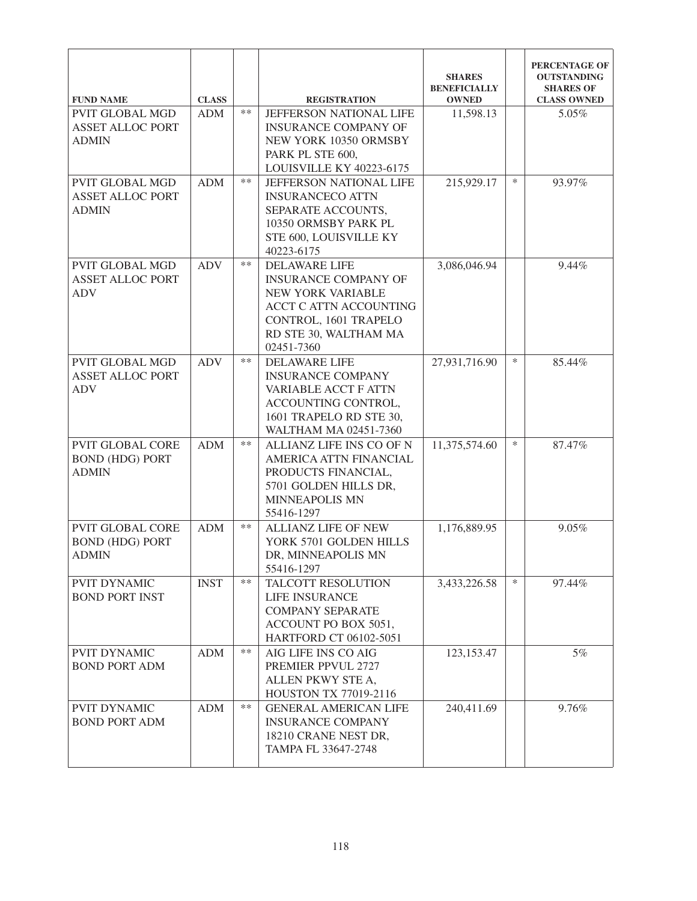| FUND NAME | CLASS | | REGISTRATION | SHARES BENEFICIALLY OWNED | | PERCENTAGE OF OUTSTANDING SHARES OF CLASS OWNED |
|---|---|---|---|---|---|---|
| PVIT GLOBAL MGD ASSET ALLOC PORT ADMIN | ADM | ** | JEFFERSON NATIONAL LIFE INSURANCE COMPANY OF NEW YORK 10350 ORMSBY PARK PL STE 600, LOUISVILLE KY 40223-6175 | 11,598.13 | | 5.05% |
| PVIT GLOBAL MGD ASSET ALLOC PORT ADMIN | ADM | ** | JEFFERSON NATIONAL LIFE INSURANCECO ATTN SEPARATE ACCOUNTS, 10350 ORMSBY PARK PL STE 600, LOUISVILLE KY 40223-6175 | 215,929.17 | * | 93.97% |
| PVIT GLOBAL MGD ASSET ALLOC PORT ADV | ADV | ** | DELAWARE LIFE INSURANCE COMPANY OF NEW YORK VARIABLE ACCT C ATTN ACCOUNTING CONTROL, 1601 TRAPELO RD STE 30, WALTHAM MA 02451-7360 | 3,086,046.94 | | 9.44% |
| PVIT GLOBAL MGD ASSET ALLOC PORT ADV | ADV | ** | DELAWARE LIFE INSURANCE COMPANY VARIABLE ACCT F ATTN ACCOUNTING CONTROL, 1601 TRAPELO RD STE 30, WALTHAM MA 02451-7360 | 27,931,716.90 | * | 85.44% |
| PVIT GLOBAL CORE BOND (HDG) PORT ADMIN | ADM | ** | ALLIANZ LIFE INS CO OF N AMERICA ATTN FINANCIAL PRODUCTS FINANCIAL, 5701 GOLDEN HILLS DR, MINNEAPOLIS MN 55416-1297 | 11,375,574.60 | * | 87.47% |
| PVIT GLOBAL CORE BOND (HDG) PORT ADMIN | ADM | ** | ALLIANZ LIFE OF NEW YORK 5701 GOLDEN HILLS DR, MINNEAPOLIS MN 55416-1297 | 1,176,889.95 | | 9.05% |
| PVIT DYNAMIC BOND PORT INST | INST | ** | TALCOTT RESOLUTION LIFE INSURANCE COMPANY SEPARATE ACCOUNT PO BOX 5051, HARTFORD CT 06102-5051 | 3,433,226.58 | * | 97.44% |
| PVIT DYNAMIC BOND PORT ADM | ADM | ** | AIG LIFE INS CO AIG PREMIER PPVUL 2727 ALLEN PKWY STE A, HOUSTON TX 77019-2116 | 123,153.47 | | 5% |
| PVIT DYNAMIC BOND PORT ADM | ADM | ** | GENERAL AMERICAN LIFE INSURANCE COMPANY 18210 CRANE NEST DR, TAMPA FL 33647-2748 | 240,411.69 | | 9.76% |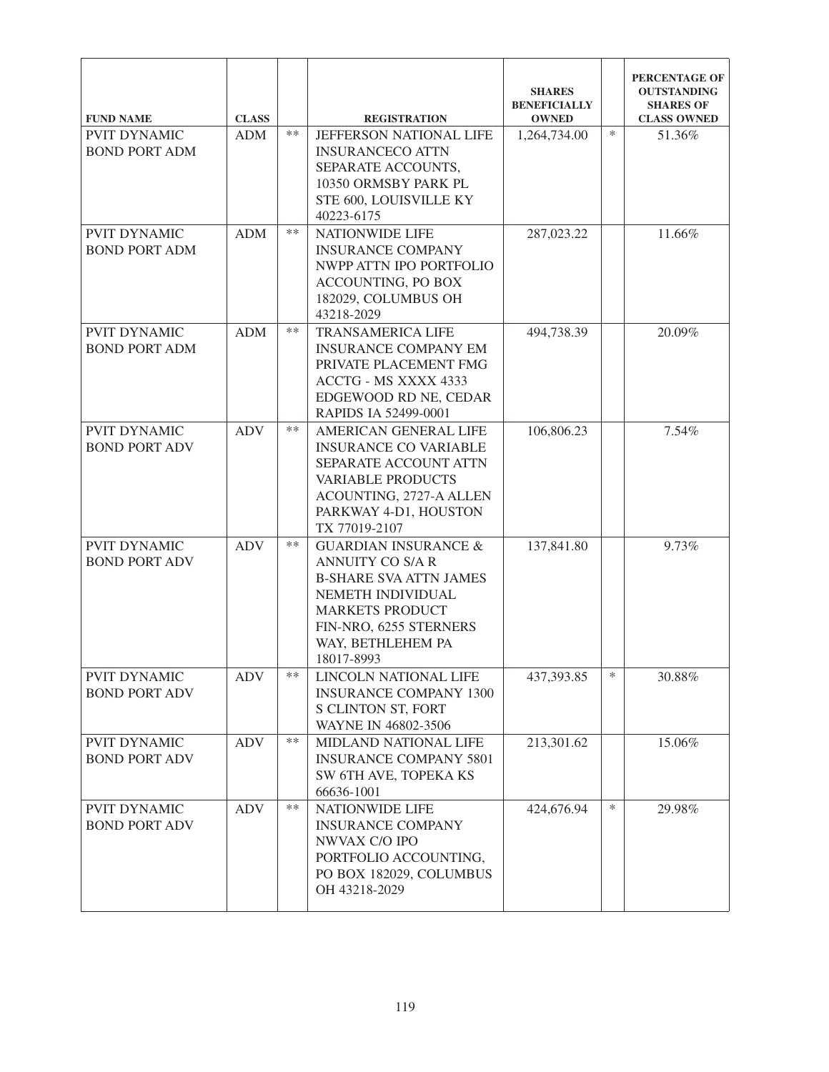| FUND NAME | CLASS | | REGISTRATION | SHARES BENEFICIALLY OWNED | | PERCENTAGE OF OUTSTANDING SHARES OF CLASS OWNED |
|---|---|---|---|---|---|---|
| PVIT DYNAMIC BOND PORT ADM | ADM | ** | JEFFERSON NATIONAL LIFE INSURANCECO ATTN SEPARATE ACCOUNTS, 10350 ORMSBY PARK PL STE 600, LOUISVILLE KY 40223-6175 | 1,264,734.00 | * | 51.36% |
| PVIT DYNAMIC BOND PORT ADM | ADM | ** | NATIONWIDE LIFE INSURANCE COMPANY NWPP ATTN IPO PORTFOLIO ACCOUNTING, PO BOX 182029, COLUMBUS OH 43218-2029 | 287,023.22 | | 11.66% |
| PVIT DYNAMIC BOND PORT ADM | ADM | ** | TRANSAMERICA LIFE INSURANCE COMPANY EM PRIVATE PLACEMENT FMG ACCTG - MS XXXX 4333 EDGEWOOD RD NE, CEDAR RAPIDS IA 52499-0001 | 494,738.39 | | 20.09% |
| PVIT DYNAMIC BOND PORT ADV | ADV | ** | AMERICAN GENERAL LIFE INSURANCE CO VARIABLE SEPARATE ACCOUNT ATTN VARIABLE PRODUCTS ACOUNTING, 2727-A ALLEN PARKWAY 4-D1, HOUSTON TX 77019-2107 | 106,806.23 | | 7.54% |
| PVIT DYNAMIC BOND PORT ADV | ADV | ** | GUARDIAN INSURANCE & ANNUITY CO S/A R B-SHARE SVA ATTN JAMES NEMETH INDIVIDUAL MARKETS PRODUCT FIN-NRO, 6255 STERNERS WAY, BETHLEHEM PA 18017-8993 | 137,841.80 | | 9.73% |
| PVIT DYNAMIC BOND PORT ADV | ADV | ** | LINCOLN NATIONAL LIFE INSURANCE COMPANY 1300 S CLINTON ST, FORT WAYNE IN 46802-3506 | 437,393.85 | * | 30.88% |
| PVIT DYNAMIC BOND PORT ADV | ADV | ** | MIDLAND NATIONAL LIFE INSURANCE COMPANY 5801 SW 6TH AVE, TOPEKA KS 66636-1001 | 213,301.62 | | 15.06% |
| PVIT DYNAMIC BOND PORT ADV | ADV | ** | NATIONWIDE LIFE INSURANCE COMPANY NWVAX C/O IPO PORTFOLIO ACCOUNTING, PO BOX 182029, COLUMBUS OH 43218-2029 | 424,676.94 | * | 29.98% |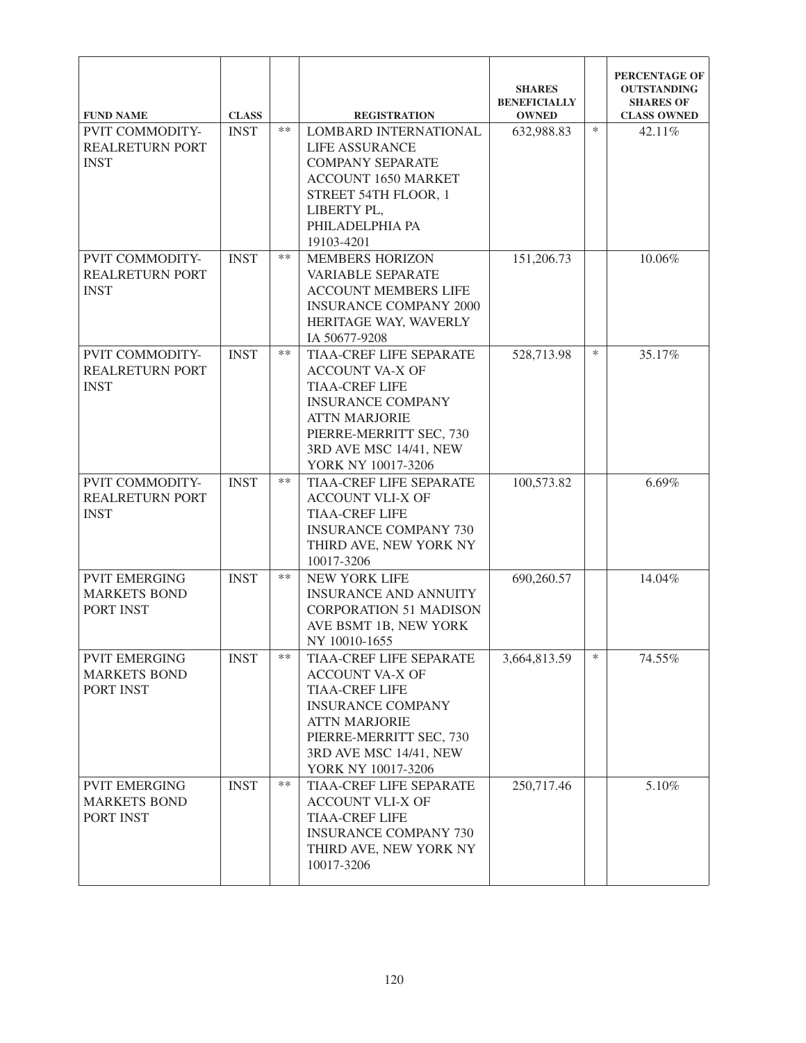| FUND NAME | CLASS | | REGISTRATION | SHARES BENEFICIALLY OWNED | | PERCENTAGE OF OUTSTANDING SHARES OF CLASS OWNED |
|---|---|---|---|---|---|---|
| PVIT COMMODITY-REALRETURN PORT INST | INST | ** | LOMBARD INTERNATIONAL LIFE ASSURANCE COMPANY SEPARATE ACCOUNT 1650 MARKET STREET 54TH FLOOR, 1 LIBERTY PL, PHILADELPHIA PA 19103-4201 | 632,988.83 | * | 42.11% |
| PVIT COMMODITY-REALRETURN PORT INST | INST | ** | MEMBERS HORIZON VARIABLE SEPARATE ACCOUNT MEMBERS LIFE INSURANCE COMPANY 2000 HERITAGE WAY, WAVERLY IA 50677-9208 | 151,206.73 | | 10.06% |
| PVIT COMMODITY-REALRETURN PORT INST | INST | ** | TIAA-CREF LIFE SEPARATE ACCOUNT VA-X OF TIAA-CREF LIFE INSURANCE COMPANY ATTN MARJORIE PIERRE-MERRITT SEC, 730 3RD AVE MSC 14/41, NEW YORK NY 10017-3206 | 528,713.98 | * | 35.17% |
| PVIT COMMODITY-REALRETURN PORT INST | INST | ** | TIAA-CREF LIFE SEPARATE ACCOUNT VLI-X OF TIAA-CREF LIFE INSURANCE COMPANY 730 THIRD AVE, NEW YORK NY 10017-3206 | 100,573.82 | | 6.69% |
| PVIT EMERGING MARKETS BOND PORT INST | INST | ** | NEW YORK LIFE INSURANCE AND ANNUITY CORPORATION 51 MADISON AVE BSMT 1B, NEW YORK NY 10010-1655 | 690,260.57 | | 14.04% |
| PVIT EMERGING MARKETS BOND PORT INST | INST | ** | TIAA-CREF LIFE SEPARATE ACCOUNT VA-X OF TIAA-CREF LIFE INSURANCE COMPANY ATTN MARJORIE PIERRE-MERRITT SEC, 730 3RD AVE MSC 14/41, NEW YORK NY 10017-3206 | 3,664,813.59 | * | 74.55% |
| PVIT EMERGING MARKETS BOND PORT INST | INST | ** | TIAA-CREF LIFE SEPARATE ACCOUNT VLI-X OF TIAA-CREF LIFE INSURANCE COMPANY 730 THIRD AVE, NEW YORK NY 10017-3206 | 250,717.46 | | 5.10% |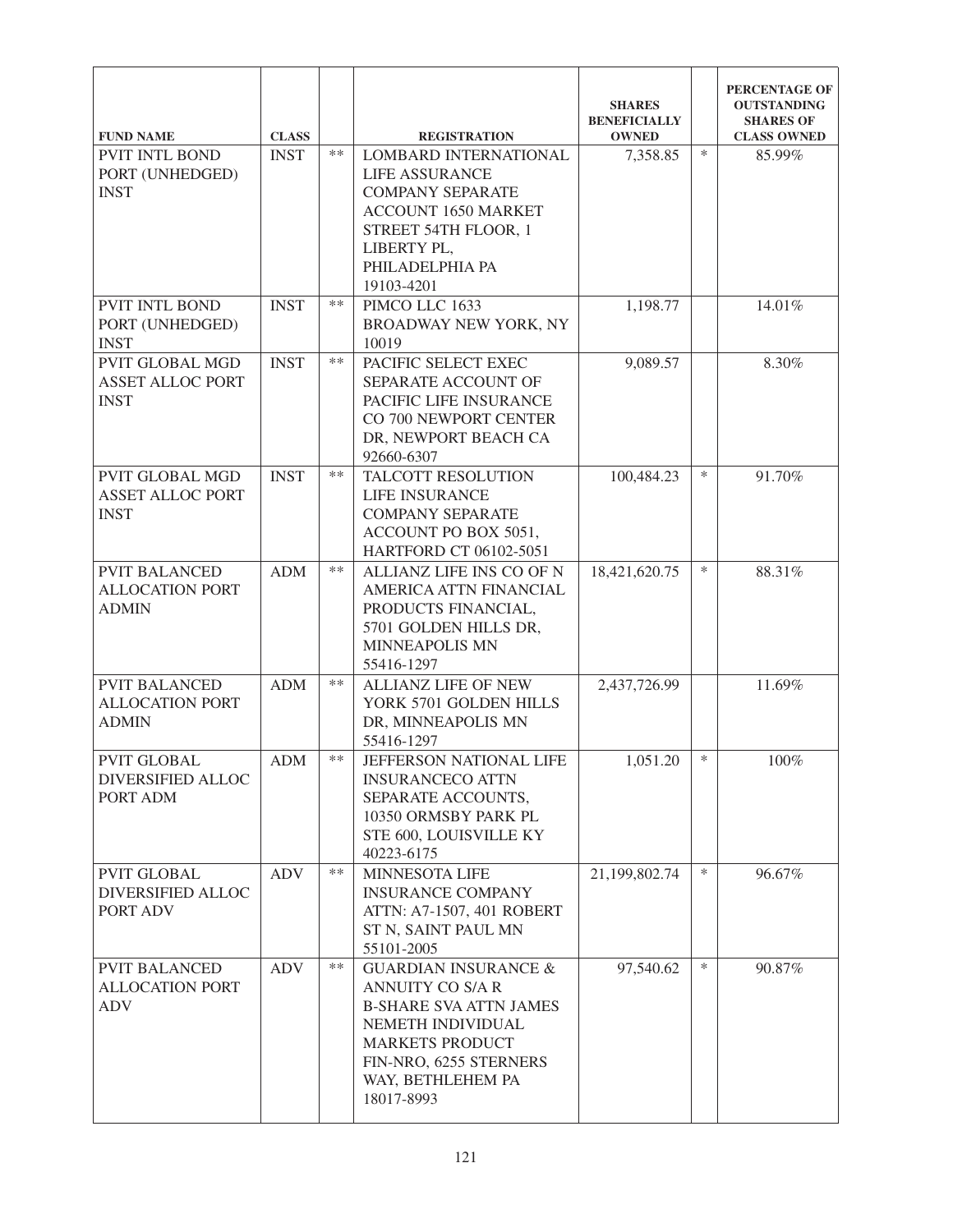| FUND NAME | CLASS | | REGISTRATION | SHARES BENEFICIALLY OWNED | | PERCENTAGE OF OUTSTANDING SHARES OF CLASS OWNED |
|---|---|---|---|---|---|---|
| PVIT INTL BOND PORT (UNHEDGED) INST | INST | ** | LOMBARD INTERNATIONAL LIFE ASSURANCE COMPANY SEPARATE ACCOUNT 1650 MARKET STREET 54TH FLOOR, 1 LIBERTY PL, PHILADELPHIA PA 19103-4201 | 7,358.85 | * | 85.99% |
| PVIT INTL BOND PORT (UNHEDGED) INST | INST | ** | PIMCO LLC 1633 BROADWAY NEW YORK, NY 10019 | 1,198.77 | | 14.01% |
| PVIT GLOBAL MGD ASSET ALLOC PORT INST | INST | ** | PACIFIC SELECT EXEC SEPARATE ACCOUNT OF PACIFIC LIFE INSURANCE CO 700 NEWPORT CENTER DR, NEWPORT BEACH CA 92660-6307 | 9,089.57 | | 8.30% |
| PVIT GLOBAL MGD ASSET ALLOC PORT INST | INST | ** | TALCOTT RESOLUTION LIFE INSURANCE COMPANY SEPARATE ACCOUNT PO BOX 5051, HARTFORD CT 06102-5051 | 100,484.23 | * | 91.70% |
| PVIT BALANCED ALLOCATION PORT ADMIN | ADM | ** | ALLIANZ LIFE INS CO OF N AMERICA ATTN FINANCIAL PRODUCTS FINANCIAL, 5701 GOLDEN HILLS DR, MINNEAPOLIS MN 55416-1297 | 18,421,620.75 | * | 88.31% |
| PVIT BALANCED ALLOCATION PORT ADMIN | ADM | ** | ALLIANZ LIFE OF NEW YORK 5701 GOLDEN HILLS DR, MINNEAPOLIS MN 55416-1297 | 2,437,726.99 | | 11.69% |
| PVIT GLOBAL DIVERSIFIED ALLOC PORT ADM | ADM | ** | JEFFERSON NATIONAL LIFE INSURANCECO ATTN SEPARATE ACCOUNTS, 10350 ORMSBY PARK PL STE 600, LOUISVILLE KY 40223-6175 | 1,051.20 | * | 100% |
| PVIT GLOBAL DIVERSIFIED ALLOC PORT ADV | ADV | ** | MINNESOTA LIFE INSURANCE COMPANY ATTN: A7-1507, 401 ROBERT ST N, SAINT PAUL MN 55101-2005 | 21,199,802.74 | * | 96.67% |
| PVIT BALANCED ALLOCATION PORT ADV | ADV | ** | GUARDIAN INSURANCE & ANNUITY CO S/A R B-SHARE SVA ATTN JAMES NEMETH INDIVIDUAL MARKETS PRODUCT FIN-NRO, 6255 STERNERS WAY, BETHLEHEM PA 18017-8993 | 97,540.62 | * | 90.87% |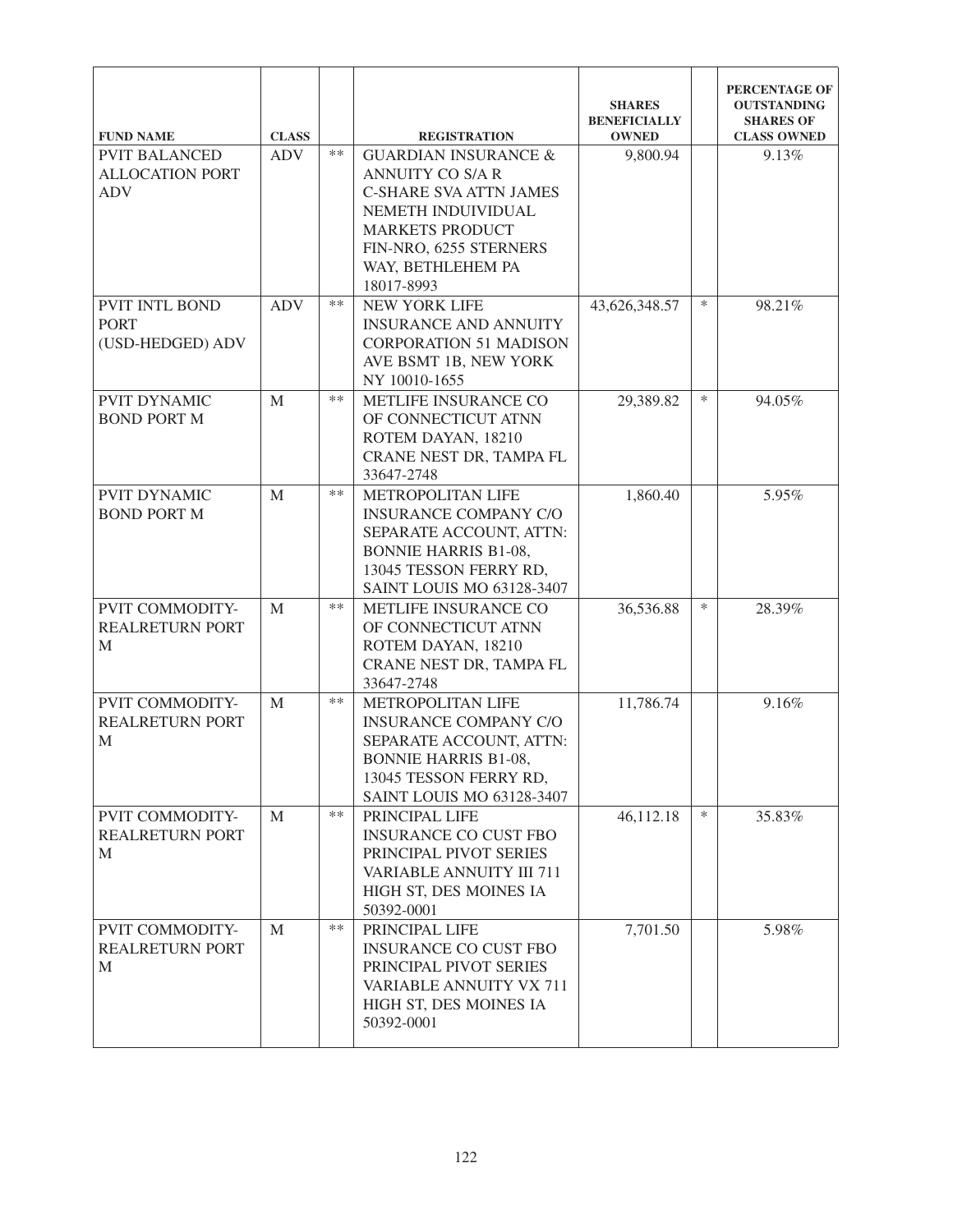| FUND NAME | CLASS | | REGISTRATION | SHARES BENEFICIALLY OWNED | | PERCENTAGE OF OUTSTANDING SHARES OF CLASS OWNED |
|---|---|---|---|---|---|---|
| PVIT BALANCED ALLOCATION PORT ADV | ADV | ** | GUARDIAN INSURANCE & ANNUITY CO S/A R C-SHARE SVA ATTN JAMES NEMETH INDUIVIDUAL MARKETS PRODUCT FIN-NRO, 6255 STERNERS WAY, BETHLEHEM PA 18017-8993 | 9,800.94 | | 9.13% |
| PVIT INTL BOND PORT (USD-HEDGED) ADV | ADV | ** | NEW YORK LIFE INSURANCE AND ANNUITY CORPORATION 51 MADISON AVE BSMT 1B, NEW YORK NY 10010-1655 | 43,626,348.57 | * | 98.21% |
| PVIT DYNAMIC BOND PORT M | M | ** | METLIFE INSURANCE CO OF CONNECTICUT ATNN ROTEM DAYAN, 18210 CRANE NEST DR, TAMPA FL 33647-2748 | 29,389.82 | * | 94.05% |
| PVIT DYNAMIC BOND PORT M | M | ** | METROPOLITAN LIFE INSURANCE COMPANY C/O SEPARATE ACCOUNT, ATTN: BONNIE HARRIS B1-08, 13045 TESSON FERRY RD, SAINT LOUIS MO 63128-3407 | 1,860.40 | | 5.95% |
| PVIT COMMODITY-REALRETURN PORT M | M | ** | METLIFE INSURANCE CO OF CONNECTICUT ATNN ROTEM DAYAN, 18210 CRANE NEST DR, TAMPA FL 33647-2748 | 36,536.88 | * | 28.39% |
| PVIT COMMODITY-REALRETURN PORT M | M | ** | METROPOLITAN LIFE INSURANCE COMPANY C/O SEPARATE ACCOUNT, ATTN: BONNIE HARRIS B1-08, 13045 TESSON FERRY RD, SAINT LOUIS MO 63128-3407 | 11,786.74 | | 9.16% |
| PVIT COMMODITY-REALRETURN PORT M | M | ** | PRINCIPAL LIFE INSURANCE CO CUST FBO PRINCIPAL PIVOT SERIES VARIABLE ANNUITY III 711 HIGH ST, DES MOINES IA 50392-0001 | 46,112.18 | * | 35.83% |
| PVIT COMMODITY-REALRETURN PORT M | M | ** | PRINCIPAL LIFE INSURANCE CO CUST FBO PRINCIPAL PIVOT SERIES VARIABLE ANNUITY VX 711 HIGH ST, DES MOINES IA 50392-0001 | 7,701.50 | | 5.98% |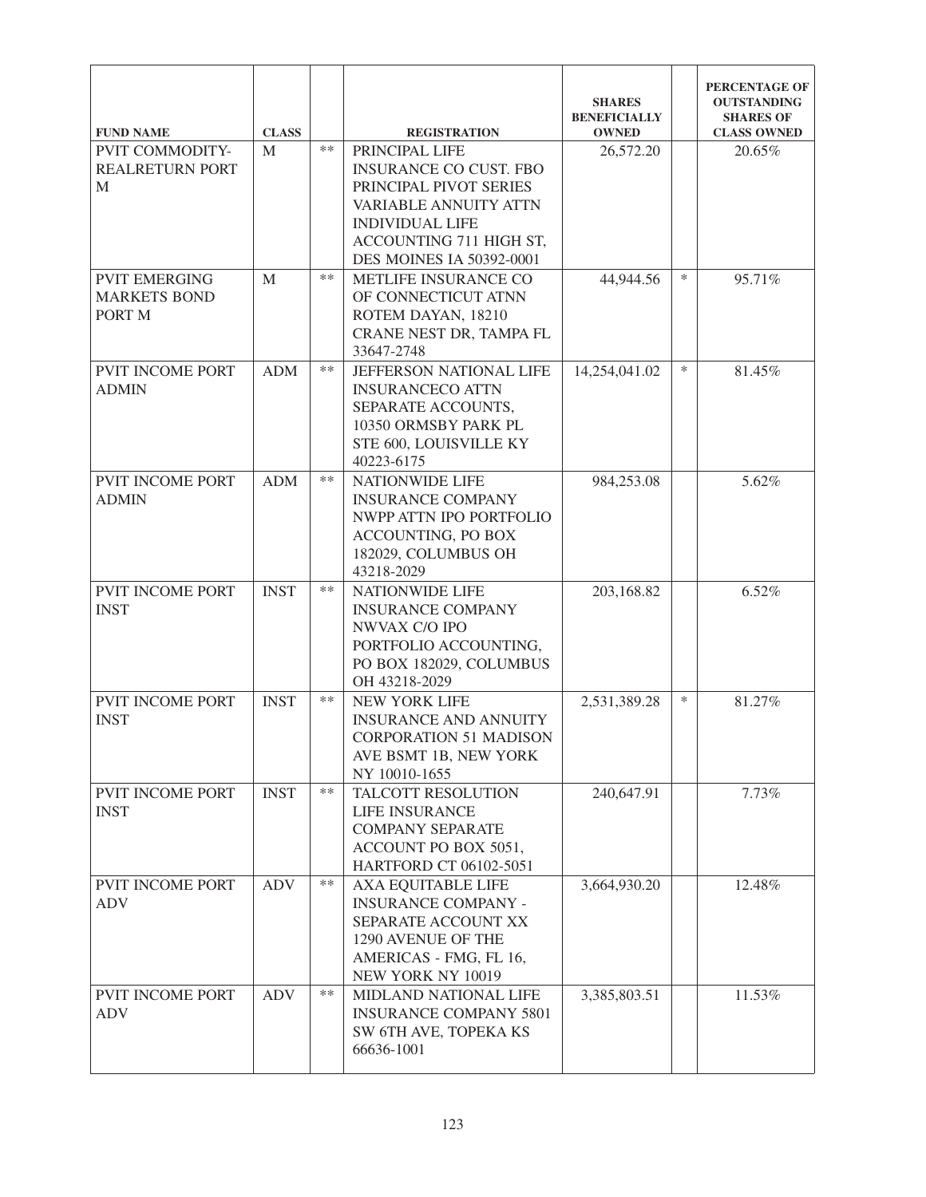| FUND NAME | CLASS | | REGISTRATION | SHARES BENEFICIALLY OWNED | | PERCENTAGE OF OUTSTANDING SHARES OF CLASS OWNED |
|---|---|---|---|---|---|---|
| PVIT COMMODITY-REALRETURN PORT M | M | ** | PRINCIPAL LIFE INSURANCE CO CUST. FBO PRINCIPAL PIVOT SERIES VARIABLE ANNUITY ATTN INDIVIDUAL LIFE ACCOUNTING 711 HIGH ST, DES MOINES IA 50392-0001 | 26,572.20 | | 20.65% |
| PVIT EMERGING MARKETS BOND PORT M | M | ** | METLIFE INSURANCE CO OF CONNECTICUT ATNN ROTEM DAYAN, 18210 CRANE NEST DR, TAMPA FL 33647-2748 | 44,944.56 | * | 95.71% |
| PVIT INCOME PORT ADMIN | ADM | ** | JEFFERSON NATIONAL LIFE INSURANCECO ATTN SEPARATE ACCOUNTS, 10350 ORMSBY PARK PL STE 600, LOUISVILLE KY 40223-6175 | 14,254,041.02 | * | 81.45% |
| PVIT INCOME PORT ADMIN | ADM | ** | NATIONWIDE LIFE INSURANCE COMPANY NWPP ATTN IPO PORTFOLIO ACCOUNTING, PO BOX 182029, COLUMBUS OH 43218-2029 | 984,253.08 | | 5.62% |
| PVIT INCOME PORT INST | INST | ** | NATIONWIDE LIFE INSURANCE COMPANY NWVAX C/O IPO PORTFOLIO ACCOUNTING, PO BOX 182029, COLUMBUS OH 43218-2029 | 203,168.82 | | 6.52% |
| PVIT INCOME PORT INST | INST | ** | NEW YORK LIFE INSURANCE AND ANNUITY CORPORATION 51 MADISON AVE BSMT 1B, NEW YORK NY 10010-1655 | 2,531,389.28 | * | 81.27% |
| PVIT INCOME PORT INST | INST | ** | TALCOTT RESOLUTION LIFE INSURANCE COMPANY SEPARATE ACCOUNT PO BOX 5051, HARTFORD CT 06102-5051 | 240,647.91 | | 7.73% |
| PVIT INCOME PORT ADV | ADV | ** | AXA EQUITABLE LIFE INSURANCE COMPANY - SEPARATE ACCOUNT XX 1290 AVENUE OF THE AMERICAS - FMG, FL 16, NEW YORK NY 10019 | 3,664,930.20 | | 12.48% |
| PVIT INCOME PORT ADV | ADV | ** | MIDLAND NATIONAL LIFE INSURANCE COMPANY 5801 SW 6TH AVE, TOPEKA KS 66636-1001 | 3,385,803.51 | | 11.53% |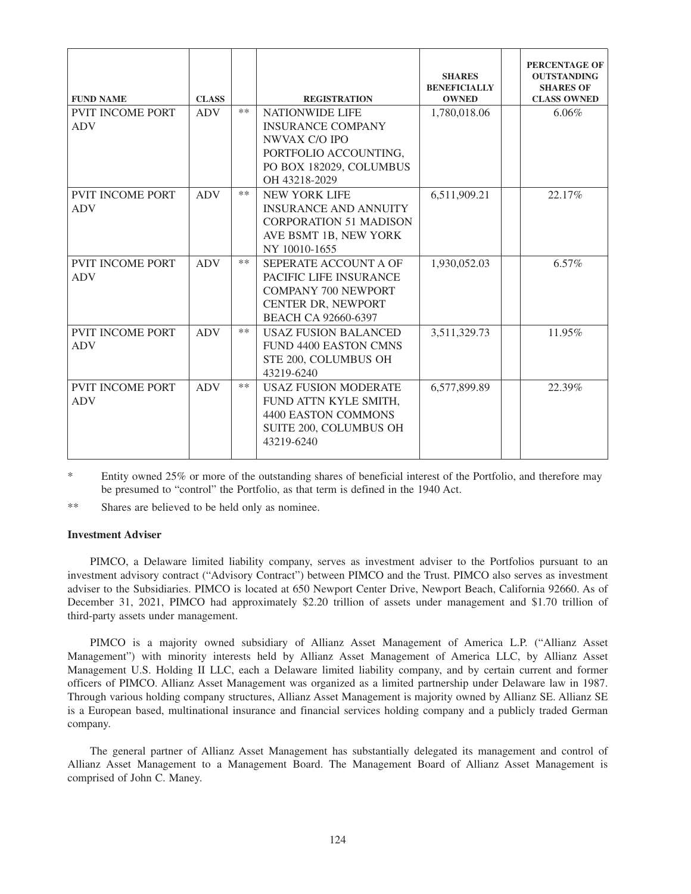| FUND NAME | CLASS | | REGISTRATION | SHARES BENEFICIALLY OWNED | | PERCENTAGE OF OUTSTANDING SHARES OF CLASS OWNED |
|---|---|---|---|---|---|---|
| PVIT INCOME PORT ADV | ADV | ** | NATIONWIDE LIFE INSURANCE COMPANY NWVAX C/O IPO PORTFOLIO ACCOUNTING, PO BOX 182029, COLUMBUS OH 43218-2029 | 1,780,018.06 | | 6.06% |
| PVIT INCOME PORT ADV | ADV | ** | NEW YORK LIFE INSURANCE AND ANNUITY CORPORATION 51 MADISON AVE BSMT 1B, NEW YORK NY 10010-1655 | 6,511,909.21 | | 22.17% |
| PVIT INCOME PORT ADV | ADV | ** | SEPERATE ACCOUNT A OF PACIFIC LIFE INSURANCE COMPANY 700 NEWPORT CENTER DR, NEWPORT BEACH CA 92660-6397 | 1,930,052.03 | | 6.57% |
| PVIT INCOME PORT ADV | ADV | ** | USAZ FUSION BALANCED FUND 4400 EASTON CMNS STE 200, COLUMBUS OH 43219-6240 | 3,511,329.73 | | 11.95% |
| PVIT INCOME PORT ADV | ADV | ** | USAZ FUSION MODERATE FUND ATTN KYLE SMITH, 4400 EASTON COMMONS SUITE 200, COLUMBUS OH 43219-6240 | 6,577,899.89 | | 22.39% |

\* Entity owned 25% or more of the outstanding shares of beneficial interest of the Portfolio, and therefore may be presumed to "control" the Portfolio, as that term is defined in the 1940 Act.

** Shares are believed to be held only as nominee.

**Investment Adviser**

PIMCO, a Delaware limited liability company, serves as investment adviser to the Portfolios pursuant to an investment advisory contract ("Advisory Contract") between PIMCO and the Trust. PIMCO also serves as investment adviser to the Subsidiaries. PIMCO is located at 650 Newport Center Drive, Newport Beach, California 92660. As of December 31, 2021, PIMCO had approximately $2.20 trillion of assets under management and $1.70 trillion of third-party assets under management.

PIMCO is a majority owned subsidiary of Allianz Asset Management of America L.P. ("Allianz Asset Management") with minority interests held by Allianz Asset Management of America LLC, by Allianz Asset Management U.S. Holding II LLC, each a Delaware limited liability company, and by certain current and former officers of PIMCO. Allianz Asset Management was organized as a limited partnership under Delaware law in 1987. Through various holding company structures, Allianz Asset Management is majority owned by Allianz SE. Allianz SE is a European based, multinational insurance and financial services holding company and a publicly traded German company.

The general partner of Allianz Asset Management has substantially delegated its management and control of Allianz Asset Management to a Management Board. The Management Board of Allianz Asset Management is comprised of John C. Maney.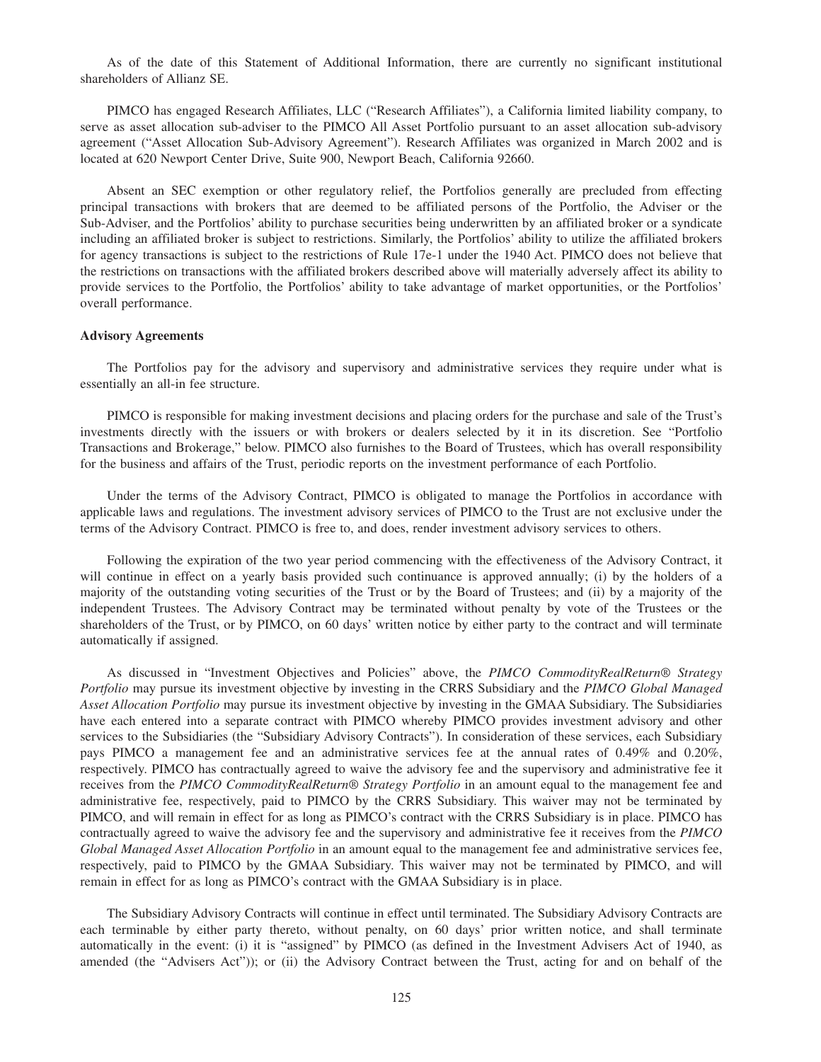As of the date of this Statement of Additional Information, there are currently no significant institutional shareholders of Allianz SE.

PIMCO has engaged Research Affiliates, LLC ("Research Affiliates"), a California limited liability company, to serve as asset allocation sub-adviser to the PIMCO All Asset Portfolio pursuant to an asset allocation sub-advisory agreement ("Asset Allocation Sub-Advisory Agreement"). Research Affiliates was organized in March 2002 and is located at 620 Newport Center Drive, Suite 900, Newport Beach, California 92660.

Absent an SEC exemption or other regulatory relief, the Portfolios generally are precluded from effecting principal transactions with brokers that are deemed to be affiliated persons of the Portfolio, the Adviser or the Sub-Adviser, and the Portfolios' ability to purchase securities being underwritten by an affiliated broker or a syndicate including an affiliated broker is subject to restrictions. Similarly, the Portfolios' ability to utilize the affiliated brokers for agency transactions is subject to the restrictions of Rule 17e-1 under the 1940 Act. PIMCO does not believe that the restrictions on transactions with the affiliated brokers described above will materially adversely affect its ability to provide services to the Portfolio, the Portfolios' ability to take advantage of market opportunities, or the Portfolios' overall performance.

**Advisory Agreements**

The Portfolios pay for the advisory and supervisory and administrative services they require under what is essentially an all-in fee structure.

PIMCO is responsible for making investment decisions and placing orders for the purchase and sale of the Trust's investments directly with the issuers or with brokers or dealers selected by it in its discretion. See "Portfolio Transactions and Brokerage," below. PIMCO also furnishes to the Board of Trustees, which has overall responsibility for the business and affairs of the Trust, periodic reports on the investment performance of each Portfolio.

Under the terms of the Advisory Contract, PIMCO is obligated to manage the Portfolios in accordance with applicable laws and regulations. The investment advisory services of PIMCO to the Trust are not exclusive under the terms of the Advisory Contract. PIMCO is free to, and does, render investment advisory services to others.

Following the expiration of the two year period commencing with the effectiveness of the Advisory Contract, it will continue in effect on a yearly basis provided such continuance is approved annually; (i) by the holders of a majority of the outstanding voting securities of the Trust or by the Board of Trustees; and (ii) by a majority of the independent Trustees. The Advisory Contract may be terminated without penalty by vote of the Trustees or the shareholders of the Trust, or by PIMCO, on 60 days' written notice by either party to the contract and will terminate automatically if assigned.

As discussed in "Investment Objectives and Policies" above, the *PIMCO CommodityRealReturn® Strategy Portfolio* may pursue its investment objective by investing in the CRRS Subsidiary and the *PIMCO Global Managed Asset Allocation Portfolio* may pursue its investment objective by investing in the GMAA Subsidiary. The Subsidiaries have each entered into a separate contract with PIMCO whereby PIMCO provides investment advisory and other services to the Subsidiaries (the "Subsidiary Advisory Contracts"). In consideration of these services, each Subsidiary pays PIMCO a management fee and an administrative services fee at the annual rates of 0.49% and 0.20%, respectively. PIMCO has contractually agreed to waive the advisory fee and the supervisory and administrative fee it receives from the *PIMCO CommodityRealReturn® Strategy Portfolio* in an amount equal to the management fee and administrative fee, respectively, paid to PIMCO by the CRRS Subsidiary. This waiver may not be terminated by PIMCO, and will remain in effect for as long as PIMCO's contract with the CRRS Subsidiary is in place. PIMCO has contractually agreed to waive the advisory fee and the supervisory and administrative fee it receives from the *PIMCO Global Managed Asset Allocation Portfolio* in an amount equal to the management fee and administrative services fee, respectively, paid to PIMCO by the GMAA Subsidiary. This waiver may not be terminated by PIMCO, and will remain in effect for as long as PIMCO's contract with the GMAA Subsidiary is in place.

The Subsidiary Advisory Contracts will continue in effect until terminated. The Subsidiary Advisory Contracts are each terminable by either party thereto, without penalty, on 60 days' prior written notice, and shall terminate automatically in the event: (i) it is "assigned" by PIMCO (as defined in the Investment Advisers Act of 1940, as amended (the "Advisers Act")); or (ii) the Advisory Contract between the Trust, acting for and on behalf of the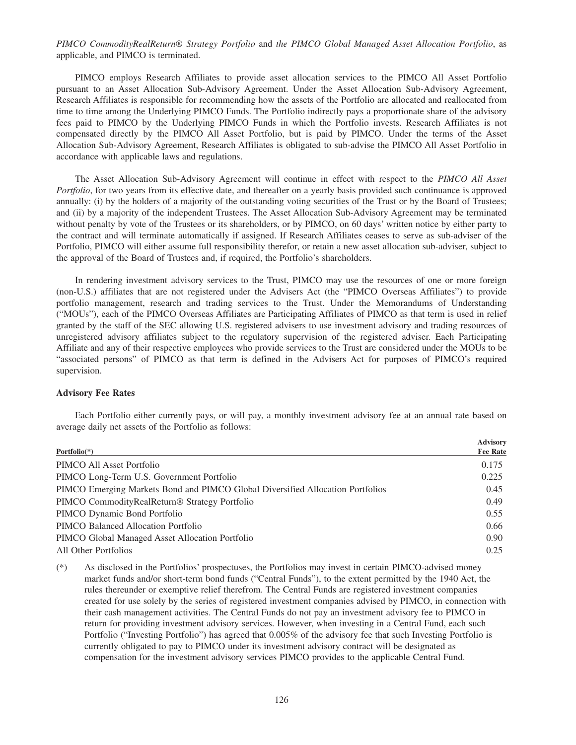*PIMCO CommodityRealReturn® Strategy Portfolio* and *the PIMCO Global Managed Asset Allocation Portfolio*, as applicable, and PIMCO is terminated.

PIMCO employs Research Affiliates to provide asset allocation services to the PIMCO All Asset Portfolio pursuant to an Asset Allocation Sub-Advisory Agreement. Under the Asset Allocation Sub-Advisory Agreement, Research Affiliates is responsible for recommending how the assets of the Portfolio are allocated and reallocated from time to time among the Underlying PIMCO Funds. The Portfolio indirectly pays a proportionate share of the advisory fees paid to PIMCO by the Underlying PIMCO Funds in which the Portfolio invests. Research Affiliates is not compensated directly by the PIMCO All Asset Portfolio, but is paid by PIMCO. Under the terms of the Asset Allocation Sub-Advisory Agreement, Research Affiliates is obligated to sub-advise the PIMCO All Asset Portfolio in accordance with applicable laws and regulations.

The Asset Allocation Sub-Advisory Agreement will continue in effect with respect to the *PIMCO All Asset Portfolio*, for two years from its effective date, and thereafter on a yearly basis provided such continuance is approved annually: (i) by the holders of a majority of the outstanding voting securities of the Trust or by the Board of Trustees; and (ii) by a majority of the independent Trustees. The Asset Allocation Sub-Advisory Agreement may be terminated without penalty by vote of the Trustees or its shareholders, or by PIMCO, on 60 days' written notice by either party to the contract and will terminate automatically if assigned. If Research Affiliates ceases to serve as sub-adviser of the Portfolio, PIMCO will either assume full responsibility therefor, or retain a new asset allocation sub-adviser, subject to the approval of the Board of Trustees and, if required, the Portfolio's shareholders.

In rendering investment advisory services to the Trust, PIMCO may use the resources of one or more foreign (non-U.S.) affiliates that are not registered under the Advisers Act (the "PIMCO Overseas Affiliates") to provide portfolio management, research and trading services to the Trust. Under the Memorandums of Understanding ("MOUs"), each of the PIMCO Overseas Affiliates are Participating Affiliates of PIMCO as that term is used in relief granted by the staff of the SEC allowing U.S. registered advisers to use investment advisory and trading resources of unregistered advisory affiliates subject to the regulatory supervision of the registered adviser. Each Participating Affiliate and any of their respective employees who provide services to the Trust are considered under the MOUs to be "associated persons" of PIMCO as that term is defined in the Advisers Act for purposes of PIMCO's required supervision.

**Advisory Fee Rates**

Each Portfolio either currently pays, or will pay, a monthly investment advisory fee at an annual rate based on average daily net assets of the Portfolio as follows:

| Portfolio(*) | Advisory Fee Rate |
|---|---|
| PIMCO All Asset Portfolio | 0.175 |
| PIMCO Long-Term U.S. Government Portfolio | 0.225 |
| PIMCO Emerging Markets Bond and PIMCO Global Diversified Allocation Portfolios | 0.45 |
| PIMCO CommodityRealReturn® Strategy Portfolio | 0.49 |
| PIMCO Dynamic Bond Portfolio | 0.55 |
| PIMCO Balanced Allocation Portfolio | 0.66 |
| PIMCO Global Managed Asset Allocation Portfolio | 0.90 |
| All Other Portfolios | 0.25 |

(*) As disclosed in the Portfolios' prospectuses, the Portfolios may invest in certain PIMCO-advised money market funds and/or short-term bond funds ("Central Funds"), to the extent permitted by the 1940 Act, the rules thereunder or exemptive relief therefrom. The Central Funds are registered investment companies created for use solely by the series of registered investment companies advised by PIMCO, in connection with their cash management activities. The Central Funds do not pay an investment advisory fee to PIMCO in return for providing investment advisory services. However, when investing in a Central Fund, each such Portfolio ("Investing Portfolio") has agreed that 0.005% of the advisory fee that such Investing Portfolio is currently obligated to pay to PIMCO under its investment advisory contract will be designated as compensation for the investment advisory services PIMCO provides to the applicable Central Fund.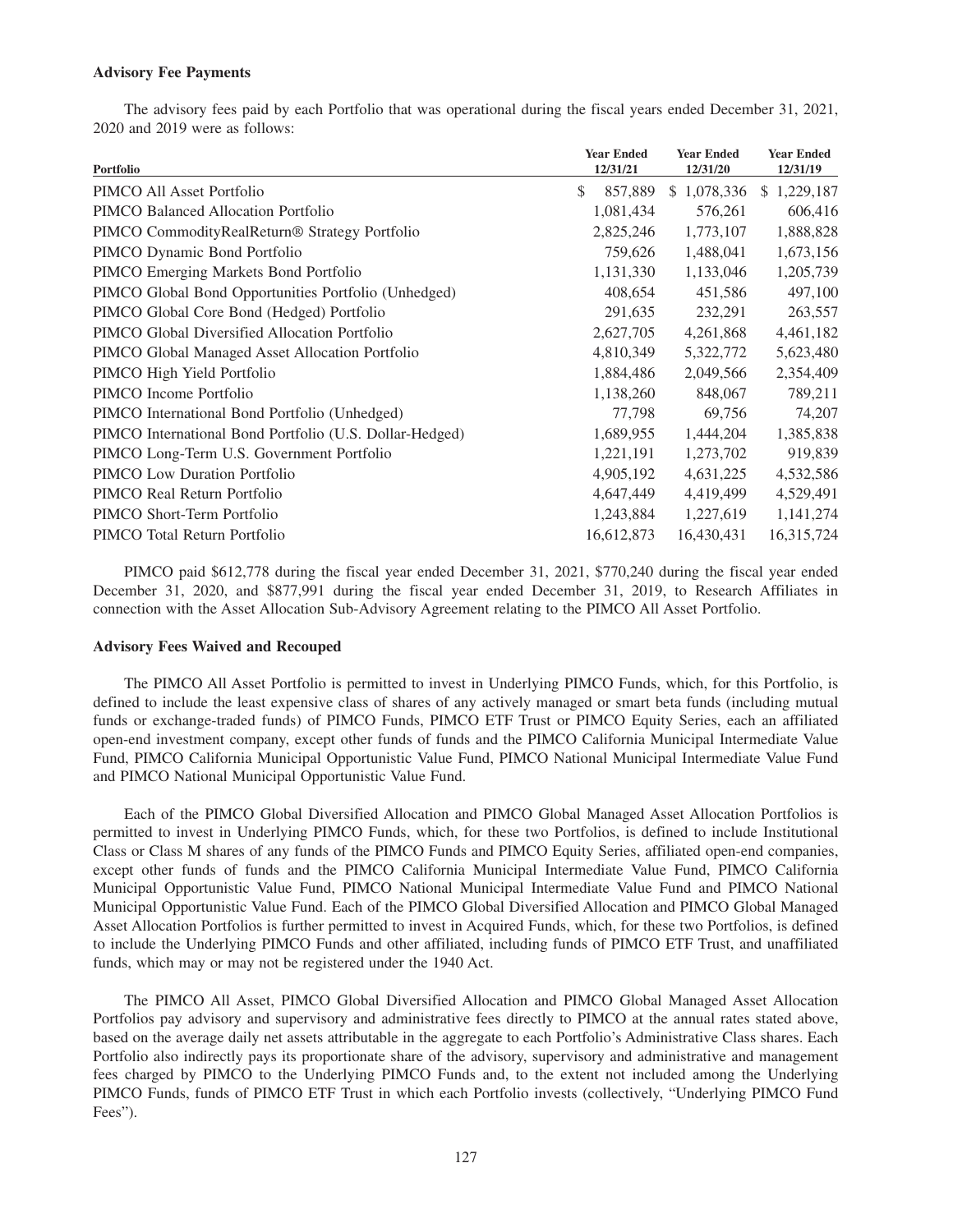### Advisory Fee Payments

The advisory fees paid by each Portfolio that was operational during the fiscal years ended December 31, 2021, 2020 and 2019 were as follows:

| Portfolio | Year Ended 12/31/21 | Year Ended 12/31/20 | Year Ended 12/31/19 |
|---|---|---|---|
| PIMCO All Asset Portfolio | $ 857,889 | $ 1,078,336 | $ 1,229,187 |
| PIMCO Balanced Allocation Portfolio | 1,081,434 | 576,261 | 606,416 |
| PIMCO CommodityRealReturn® Strategy Portfolio | 2,825,246 | 1,773,107 | 1,888,828 |
| PIMCO Dynamic Bond Portfolio | 759,626 | 1,488,041 | 1,673,156 |
| PIMCO Emerging Markets Bond Portfolio | 1,131,330 | 1,133,046 | 1,205,739 |
| PIMCO Global Bond Opportunities Portfolio (Unhedged) | 408,654 | 451,586 | 497,100 |
| PIMCO Global Core Bond (Hedged) Portfolio | 291,635 | 232,291 | 263,557 |
| PIMCO Global Diversified Allocation Portfolio | 2,627,705 | 4,261,868 | 4,461,182 |
| PIMCO Global Managed Asset Allocation Portfolio | 4,810,349 | 5,322,772 | 5,623,480 |
| PIMCO High Yield Portfolio | 1,884,486 | 2,049,566 | 2,354,409 |
| PIMCO Income Portfolio | 1,138,260 | 848,067 | 789,211 |
| PIMCO International Bond Portfolio (Unhedged) | 77,798 | 69,756 | 74,207 |
| PIMCO International Bond Portfolio (U.S. Dollar-Hedged) | 1,689,955 | 1,444,204 | 1,385,838 |
| PIMCO Long-Term U.S. Government Portfolio | 1,221,191 | 1,273,702 | 919,839 |
| PIMCO Low Duration Portfolio | 4,905,192 | 4,631,225 | 4,532,586 |
| PIMCO Real Return Portfolio | 4,647,449 | 4,419,499 | 4,529,491 |
| PIMCO Short-Term Portfolio | 1,243,884 | 1,227,619 | 1,141,274 |
| PIMCO Total Return Portfolio | 16,612,873 | 16,430,431 | 16,315,724 |

PIMCO paid $612,778 during the fiscal year ended December 31, 2021, $770,240 during the fiscal year ended December 31, 2020, and $877,991 during the fiscal year ended December 31, 2019, to Research Affiliates in connection with the Asset Allocation Sub-Advisory Agreement relating to the PIMCO All Asset Portfolio.

### Advisory Fees Waived and Recouped

The PIMCO All Asset Portfolio is permitted to invest in Underlying PIMCO Funds, which, for this Portfolio, is defined to include the least expensive class of shares of any actively managed or smart beta funds (including mutual funds or exchange-traded funds) of PIMCO Funds, PIMCO ETF Trust or PIMCO Equity Series, each an affiliated open-end investment company, except other funds of funds and the PIMCO California Municipal Intermediate Value Fund, PIMCO California Municipal Opportunistic Value Fund, PIMCO National Municipal Intermediate Value Fund and PIMCO National Municipal Opportunistic Value Fund.

Each of the PIMCO Global Diversified Allocation and PIMCO Global Managed Asset Allocation Portfolios is permitted to invest in Underlying PIMCO Funds, which, for these two Portfolios, is defined to include Institutional Class or Class M shares of any funds of the PIMCO Funds and PIMCO Equity Series, affiliated open-end companies, except other funds of funds and the PIMCO California Municipal Intermediate Value Fund, PIMCO California Municipal Opportunistic Value Fund, PIMCO National Municipal Intermediate Value Fund and PIMCO National Municipal Opportunistic Value Fund. Each of the PIMCO Global Diversified Allocation and PIMCO Global Managed Asset Allocation Portfolios is further permitted to invest in Acquired Funds, which, for these two Portfolios, is defined to include the Underlying PIMCO Funds and other affiliated, including funds of PIMCO ETF Trust, and unaffiliated funds, which may or may not be registered under the 1940 Act.

The PIMCO All Asset, PIMCO Global Diversified Allocation and PIMCO Global Managed Asset Allocation Portfolios pay advisory and supervisory and administrative fees directly to PIMCO at the annual rates stated above, based on the average daily net assets attributable in the aggregate to each Portfolio's Administrative Class shares. Each Portfolio also indirectly pays its proportionate share of the advisory, supervisory and administrative and management fees charged by PIMCO to the Underlying PIMCO Funds and, to the extent not included among the Underlying PIMCO Funds, funds of PIMCO ETF Trust in which each Portfolio invests (collectively, "Underlying PIMCO Fund Fees").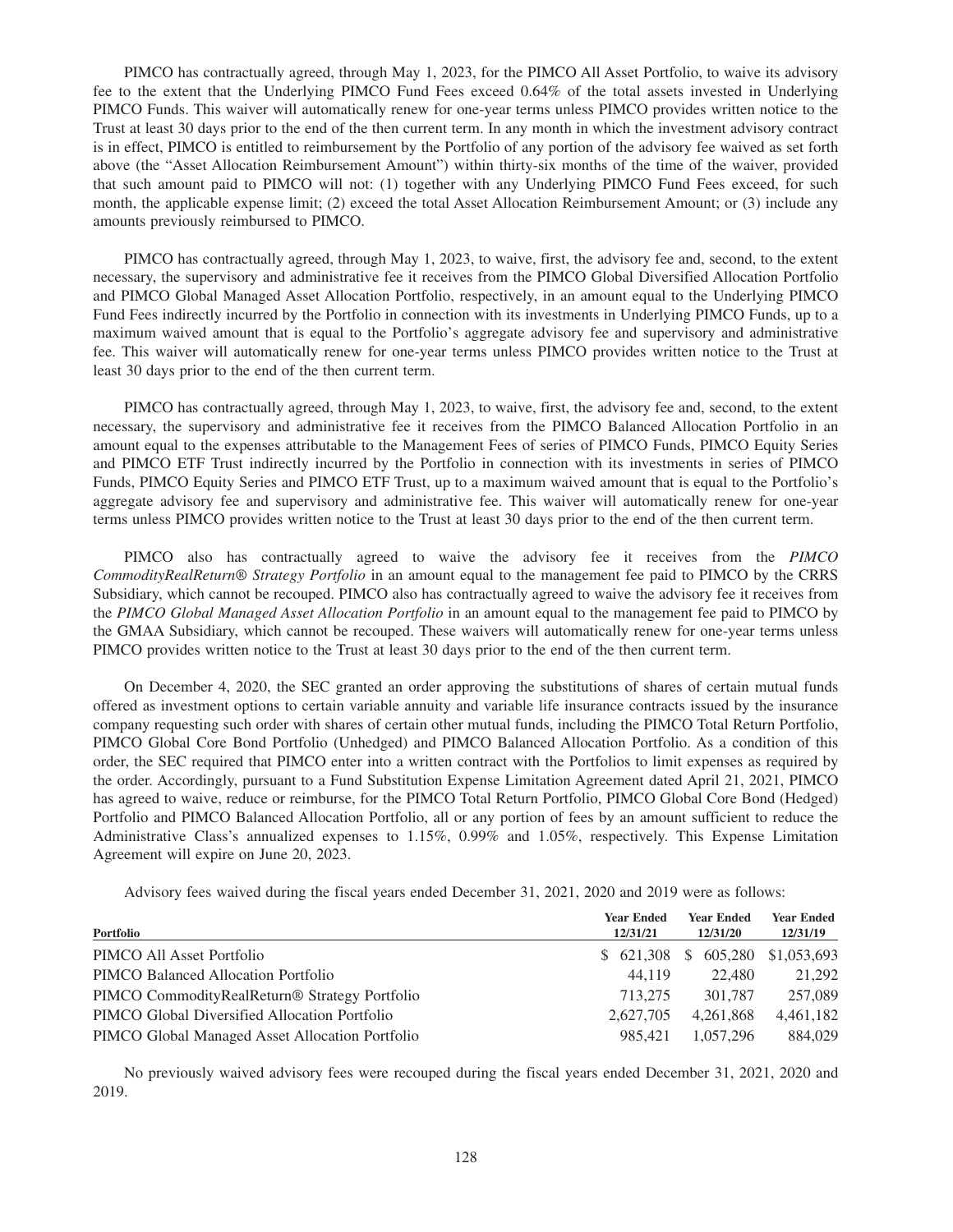PIMCO has contractually agreed, through May 1, 2023, for the PIMCO All Asset Portfolio, to waive its advisory fee to the extent that the Underlying PIMCO Fund Fees exceed 0.64% of the total assets invested in Underlying PIMCO Funds. This waiver will automatically renew for one-year terms unless PIMCO provides written notice to the Trust at least 30 days prior to the end of the then current term. In any month in which the investment advisory contract is in effect, PIMCO is entitled to reimbursement by the Portfolio of any portion of the advisory fee waived as set forth above (the "Asset Allocation Reimbursement Amount") within thirty-six months of the time of the waiver, provided that such amount paid to PIMCO will not: (1) together with any Underlying PIMCO Fund Fees exceed, for such month, the applicable expense limit; (2) exceed the total Asset Allocation Reimbursement Amount; or (3) include any amounts previously reimbursed to PIMCO.

PIMCO has contractually agreed, through May 1, 2023, to waive, first, the advisory fee and, second, to the extent necessary, the supervisory and administrative fee it receives from the PIMCO Global Diversified Allocation Portfolio and PIMCO Global Managed Asset Allocation Portfolio, respectively, in an amount equal to the Underlying PIMCO Fund Fees indirectly incurred by the Portfolio in connection with its investments in Underlying PIMCO Funds, up to a maximum waived amount that is equal to the Portfolio's aggregate advisory fee and supervisory and administrative fee. This waiver will automatically renew for one-year terms unless PIMCO provides written notice to the Trust at least 30 days prior to the end of the then current term.

PIMCO has contractually agreed, through May 1, 2023, to waive, first, the advisory fee and, second, to the extent necessary, the supervisory and administrative fee it receives from the PIMCO Balanced Allocation Portfolio in an amount equal to the expenses attributable to the Management Fees of series of PIMCO Funds, PIMCO Equity Series and PIMCO ETF Trust indirectly incurred by the Portfolio in connection with its investments in series of PIMCO Funds, PIMCO Equity Series and PIMCO ETF Trust, up to a maximum waived amount that is equal to the Portfolio's aggregate advisory fee and supervisory and administrative fee. This waiver will automatically renew for one-year terms unless PIMCO provides written notice to the Trust at least 30 days prior to the end of the then current term.

PIMCO also has contractually agreed to waive the advisory fee it receives from the *PIMCO CommodityRealReturn® Strategy Portfolio* in an amount equal to the management fee paid to PIMCO by the CRRS Subsidiary, which cannot be recouped. PIMCO also has contractually agreed to waive the advisory fee it receives from the *PIMCO Global Managed Asset Allocation Portfolio* in an amount equal to the management fee paid to PIMCO by the GMAA Subsidiary, which cannot be recouped. These waivers will automatically renew for one-year terms unless PIMCO provides written notice to the Trust at least 30 days prior to the end of the then current term.

On December 4, 2020, the SEC granted an order approving the substitutions of shares of certain mutual funds offered as investment options to certain variable annuity and variable life insurance contracts issued by the insurance company requesting such order with shares of certain other mutual funds, including the PIMCO Total Return Portfolio, PIMCO Global Core Bond Portfolio (Unhedged) and PIMCO Balanced Allocation Portfolio. As a condition of this order, the SEC required that PIMCO enter into a written contract with the Portfolios to limit expenses as required by the order. Accordingly, pursuant to a Fund Substitution Expense Limitation Agreement dated April 21, 2021, PIMCO has agreed to waive, reduce or reimburse, for the PIMCO Total Return Portfolio, PIMCO Global Core Bond (Hedged) Portfolio and PIMCO Balanced Allocation Portfolio, all or any portion of fees by an amount sufficient to reduce the Administrative Class's annualized expenses to 1.15%, 0.99% and 1.05%, respectively. This Expense Limitation Agreement will expire on June 20, 2023.

Advisory fees waived during the fiscal years ended December 31, 2021, 2020 and 2019 were as follows:

| Portfolio | Year Ended 12/31/21 | Year Ended 12/31/20 | Year Ended 12/31/19 |
|---|---|---|---|
| PIMCO All Asset Portfolio | $ 621,308 | $ 605,280 | $1,053,693 |
| PIMCO Balanced Allocation Portfolio | 44,119 | 22,480 | 21,292 |
| PIMCO CommodityRealReturn® Strategy Portfolio | 713,275 | 301,787 | 257,089 |
| PIMCO Global Diversified Allocation Portfolio | 2,627,705 | 4,261,868 | 4,461,182 |
| PIMCO Global Managed Asset Allocation Portfolio | 985,421 | 1,057,296 | 884,029 |

No previously waived advisory fees were recouped during the fiscal years ended December 31, 2021, 2020 and 2019.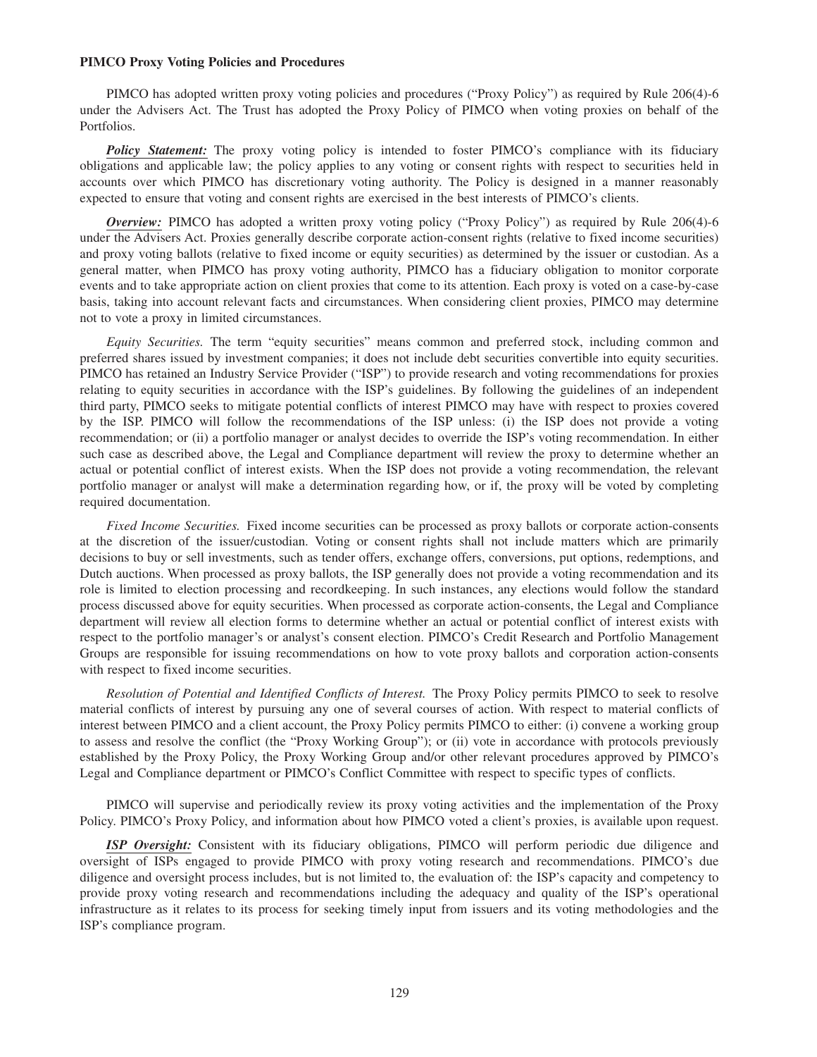**PIMCO Proxy Voting Policies and Procedures**

PIMCO has adopted written proxy voting policies and procedures ("Proxy Policy") as required by Rule 206(4)-6 under the Advisers Act. The Trust has adopted the Proxy Policy of PIMCO when voting proxies on behalf of the Portfolios.

***Policy Statement:*** The proxy voting policy is intended to foster PIMCO's compliance with its fiduciary obligations and applicable law; the policy applies to any voting or consent rights with respect to securities held in accounts over which PIMCO has discretionary voting authority. The Policy is designed in a manner reasonably expected to ensure that voting and consent rights are exercised in the best interests of PIMCO's clients.

***Overview:*** PIMCO has adopted a written proxy voting policy ("Proxy Policy") as required by Rule 206(4)-6 under the Advisers Act. Proxies generally describe corporate action-consent rights (relative to fixed income securities) and proxy voting ballots (relative to fixed income or equity securities) as determined by the issuer or custodian. As a general matter, when PIMCO has proxy voting authority, PIMCO has a fiduciary obligation to monitor corporate events and to take appropriate action on client proxies that come to its attention. Each proxy is voted on a case-by-case basis, taking into account relevant facts and circumstances. When considering client proxies, PIMCO may determine not to vote a proxy in limited circumstances.

*Equity Securities.* The term "equity securities" means common and preferred stock, including common and preferred shares issued by investment companies; it does not include debt securities convertible into equity securities. PIMCO has retained an Industry Service Provider ("ISP") to provide research and voting recommendations for proxies relating to equity securities in accordance with the ISP's guidelines. By following the guidelines of an independent third party, PIMCO seeks to mitigate potential conflicts of interest PIMCO may have with respect to proxies covered by the ISP. PIMCO will follow the recommendations of the ISP unless: (i) the ISP does not provide a voting recommendation; or (ii) a portfolio manager or analyst decides to override the ISP's voting recommendation. In either such case as described above, the Legal and Compliance department will review the proxy to determine whether an actual or potential conflict of interest exists. When the ISP does not provide a voting recommendation, the relevant portfolio manager or analyst will make a determination regarding how, or if, the proxy will be voted by completing required documentation.

*Fixed Income Securities.* Fixed income securities can be processed as proxy ballots or corporate action-consents at the discretion of the issuer/custodian. Voting or consent rights shall not include matters which are primarily decisions to buy or sell investments, such as tender offers, exchange offers, conversions, put options, redemptions, and Dutch auctions. When processed as proxy ballots, the ISP generally does not provide a voting recommendation and its role is limited to election processing and recordkeeping. In such instances, any elections would follow the standard process discussed above for equity securities. When processed as corporate action-consents, the Legal and Compliance department will review all election forms to determine whether an actual or potential conflict of interest exists with respect to the portfolio manager's or analyst's consent election. PIMCO's Credit Research and Portfolio Management Groups are responsible for issuing recommendations on how to vote proxy ballots and corporation action-consents with respect to fixed income securities.

*Resolution of Potential and Identified Conflicts of Interest.* The Proxy Policy permits PIMCO to seek to resolve material conflicts of interest by pursuing any one of several courses of action. With respect to material conflicts of interest between PIMCO and a client account, the Proxy Policy permits PIMCO to either: (i) convene a working group to assess and resolve the conflict (the "Proxy Working Group"); or (ii) vote in accordance with protocols previously established by the Proxy Policy, the Proxy Working Group and/or other relevant procedures approved by PIMCO's Legal and Compliance department or PIMCO's Conflict Committee with respect to specific types of conflicts.

PIMCO will supervise and periodically review its proxy voting activities and the implementation of the Proxy Policy. PIMCO's Proxy Policy, and information about how PIMCO voted a client's proxies, is available upon request.

***ISP Oversight:*** Consistent with its fiduciary obligations, PIMCO will perform periodic due diligence and oversight of ISPs engaged to provide PIMCO with proxy voting research and recommendations. PIMCO's due diligence and oversight process includes, but is not limited to, the evaluation of: the ISP's capacity and competency to provide proxy voting research and recommendations including the adequacy and quality of the ISP's operational infrastructure as it relates to its process for seeking timely input from issuers and its voting methodologies and the ISP's compliance program.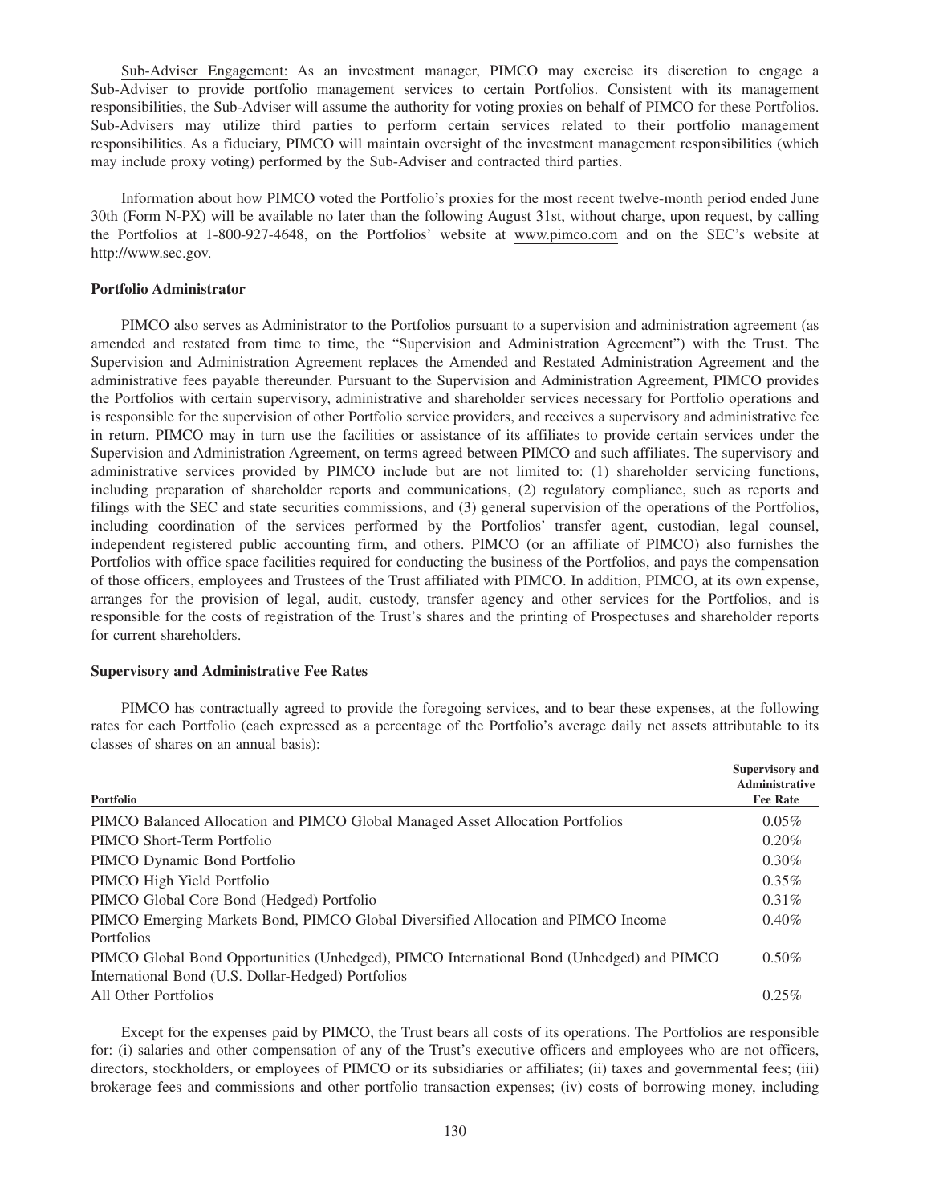Sub-Adviser Engagement: As an investment manager, PIMCO may exercise its discretion to engage a Sub-Adviser to provide portfolio management services to certain Portfolios. Consistent with its management responsibilities, the Sub-Adviser will assume the authority for voting proxies on behalf of PIMCO for these Portfolios. Sub-Advisers may utilize third parties to perform certain services related to their portfolio management responsibilities. As a fiduciary, PIMCO will maintain oversight of the investment management responsibilities (which may include proxy voting) performed by the Sub-Adviser and contracted third parties.

Information about how PIMCO voted the Portfolio's proxies for the most recent twelve-month period ended June 30th (Form N-PX) will be available no later than the following August 31st, without charge, upon request, by calling the Portfolios at 1-800-927-4648, on the Portfolios' website at www.pimco.com and on the SEC's website at http://www.sec.gov.

**Portfolio Administrator**

PIMCO also serves as Administrator to the Portfolios pursuant to a supervision and administration agreement (as amended and restated from time to time, the "Supervision and Administration Agreement") with the Trust. The Supervision and Administration Agreement replaces the Amended and Restated Administration Agreement and the administrative fees payable thereunder. Pursuant to the Supervision and Administration Agreement, PIMCO provides the Portfolios with certain supervisory, administrative and shareholder services necessary for Portfolio operations and is responsible for the supervision of other Portfolio service providers, and receives a supervisory and administrative fee in return. PIMCO may in turn use the facilities or assistance of its affiliates to provide certain services under the Supervision and Administration Agreement, on terms agreed between PIMCO and such affiliates. The supervisory and administrative services provided by PIMCO include but are not limited to: (1) shareholder servicing functions, including preparation of shareholder reports and communications, (2) regulatory compliance, such as reports and filings with the SEC and state securities commissions, and (3) general supervision of the operations of the Portfolios, including coordination of the services performed by the Portfolios' transfer agent, custodian, legal counsel, independent registered public accounting firm, and others. PIMCO (or an affiliate of PIMCO) also furnishes the Portfolios with office space facilities required for conducting the business of the Portfolios, and pays the compensation of those officers, employees and Trustees of the Trust affiliated with PIMCO. In addition, PIMCO, at its own expense, arranges for the provision of legal, audit, custody, transfer agency and other services for the Portfolios, and is responsible for the costs of registration of the Trust's shares and the printing of Prospectuses and shareholder reports for current shareholders.

**Supervisory and Administrative Fee Rates**

PIMCO has contractually agreed to provide the foregoing services, and to bear these expenses, at the following rates for each Portfolio (each expressed as a percentage of the Portfolio's average daily net assets attributable to its classes of shares on an annual basis):

| Portfolio | Supervisory and Administrative Fee Rate |
|---|---|
| PIMCO Balanced Allocation and PIMCO Global Managed Asset Allocation Portfolios | 0.05% |
| PIMCO Short-Term Portfolio | 0.20% |
| PIMCO Dynamic Bond Portfolio | 0.30% |
| PIMCO High Yield Portfolio | 0.35% |
| PIMCO Global Core Bond (Hedged) Portfolio | 0.31% |
| PIMCO Emerging Markets Bond, PIMCO Global Diversified Allocation and PIMCO Income Portfolios | 0.40% |
| PIMCO Global Bond Opportunities (Unhedged), PIMCO International Bond (Unhedged) and PIMCO International Bond (U.S. Dollar-Hedged) Portfolios | 0.50% |
| All Other Portfolios | 0.25% |

Except for the expenses paid by PIMCO, the Trust bears all costs of its operations. The Portfolios are responsible for: (i) salaries and other compensation of any of the Trust's executive officers and employees who are not officers, directors, stockholders, or employees of PIMCO or its subsidiaries or affiliates; (ii) taxes and governmental fees; (iii) brokerage fees and commissions and other portfolio transaction expenses; (iv) costs of borrowing money, including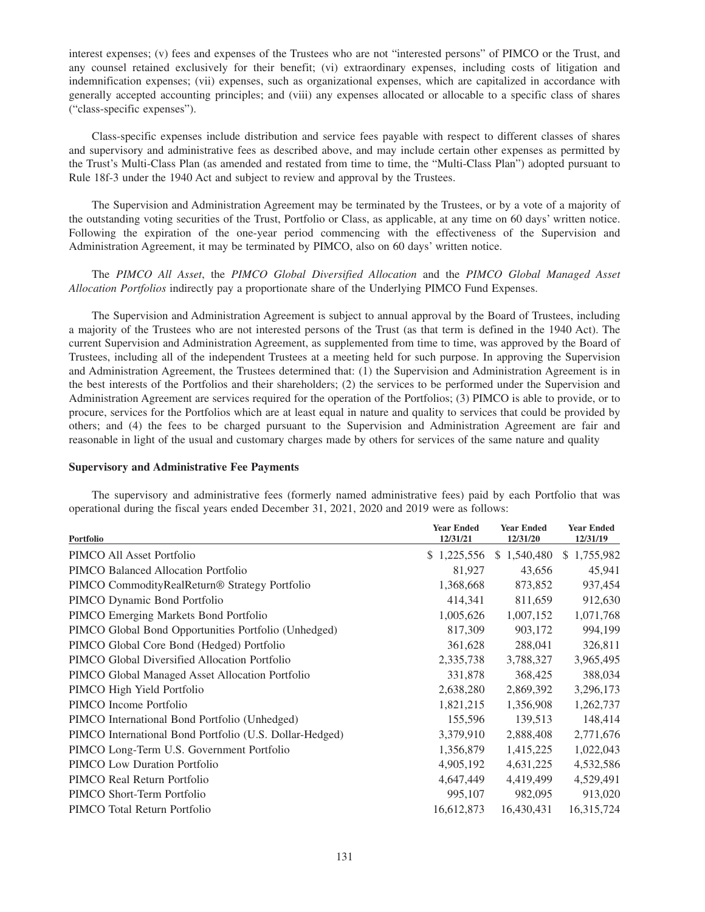interest expenses; (v) fees and expenses of the Trustees who are not "interested persons" of PIMCO or the Trust, and any counsel retained exclusively for their benefit; (vi) extraordinary expenses, including costs of litigation and indemnification expenses; (vii) expenses, such as organizational expenses, which are capitalized in accordance with generally accepted accounting principles; and (viii) any expenses allocated or allocable to a specific class of shares ("class-specific expenses").

Class-specific expenses include distribution and service fees payable with respect to different classes of shares and supervisory and administrative fees as described above, and may include certain other expenses as permitted by the Trust's Multi-Class Plan (as amended and restated from time to time, the "Multi-Class Plan") adopted pursuant to Rule 18f-3 under the 1940 Act and subject to review and approval by the Trustees.

The Supervision and Administration Agreement may be terminated by the Trustees, or by a vote of a majority of the outstanding voting securities of the Trust, Portfolio or Class, as applicable, at any time on 60 days' written notice. Following the expiration of the one-year period commencing with the effectiveness of the Supervision and Administration Agreement, it may be terminated by PIMCO, also on 60 days' written notice.

The *PIMCO All Asset*, the *PIMCO Global Diversified Allocation* and the *PIMCO Global Managed Asset Allocation Portfolios* indirectly pay a proportionate share of the Underlying PIMCO Fund Expenses.

The Supervision and Administration Agreement is subject to annual approval by the Board of Trustees, including a majority of the Trustees who are not interested persons of the Trust (as that term is defined in the 1940 Act). The current Supervision and Administration Agreement, as supplemented from time to time, was approved by the Board of Trustees, including all of the independent Trustees at a meeting held for such purpose. In approving the Supervision and Administration Agreement, the Trustees determined that: (1) the Supervision and Administration Agreement is in the best interests of the Portfolios and their shareholders; (2) the services to be performed under the Supervision and Administration Agreement are services required for the operation of the Portfolios; (3) PIMCO is able to provide, or to procure, services for the Portfolios which are at least equal in nature and quality to services that could be provided by others; and (4) the fees to be charged pursuant to the Supervision and Administration Agreement are fair and reasonable in light of the usual and customary charges made by others for services of the same nature and quality

**Supervisory and Administrative Fee Payments**

The supervisory and administrative fees (formerly named administrative fees) paid by each Portfolio that was operational during the fiscal years ended December 31, 2021, 2020 and 2019 were as follows:

| Portfolio | Year Ended 12/31/21 | Year Ended 12/31/20 | Year Ended 12/31/19 |
|---|---|---|---|
| PIMCO All Asset Portfolio | $ 1,225,556 | $ 1,540,480 | $ 1,755,982 |
| PIMCO Balanced Allocation Portfolio | 81,927 | 43,656 | 45,941 |
| PIMCO CommodityRealReturn® Strategy Portfolio | 1,368,668 | 873,852 | 937,454 |
| PIMCO Dynamic Bond Portfolio | 414,341 | 811,659 | 912,630 |
| PIMCO Emerging Markets Bond Portfolio | 1,005,626 | 1,007,152 | 1,071,768 |
| PIMCO Global Bond Opportunities Portfolio (Unhedged) | 817,309 | 903,172 | 994,199 |
| PIMCO Global Core Bond (Hedged) Portfolio | 361,628 | 288,041 | 326,811 |
| PIMCO Global Diversified Allocation Portfolio | 2,335,738 | 3,788,327 | 3,965,495 |
| PIMCO Global Managed Asset Allocation Portfolio | 331,878 | 368,425 | 388,034 |
| PIMCO High Yield Portfolio | 2,638,280 | 2,869,392 | 3,296,173 |
| PIMCO Income Portfolio | 1,821,215 | 1,356,908 | 1,262,737 |
| PIMCO International Bond Portfolio (Unhedged) | 155,596 | 139,513 | 148,414 |
| PIMCO International Bond Portfolio (U.S. Dollar-Hedged) | 3,379,910 | 2,888,408 | 2,771,676 |
| PIMCO Long-Term U.S. Government Portfolio | 1,356,879 | 1,415,225 | 1,022,043 |
| PIMCO Low Duration Portfolio | 4,905,192 | 4,631,225 | 4,532,586 |
| PIMCO Real Return Portfolio | 4,647,449 | 4,419,499 | 4,529,491 |
| PIMCO Short-Term Portfolio | 995,107 | 982,095 | 913,020 |
| PIMCO Total Return Portfolio | 16,612,873 | 16,430,431 | 16,315,724 |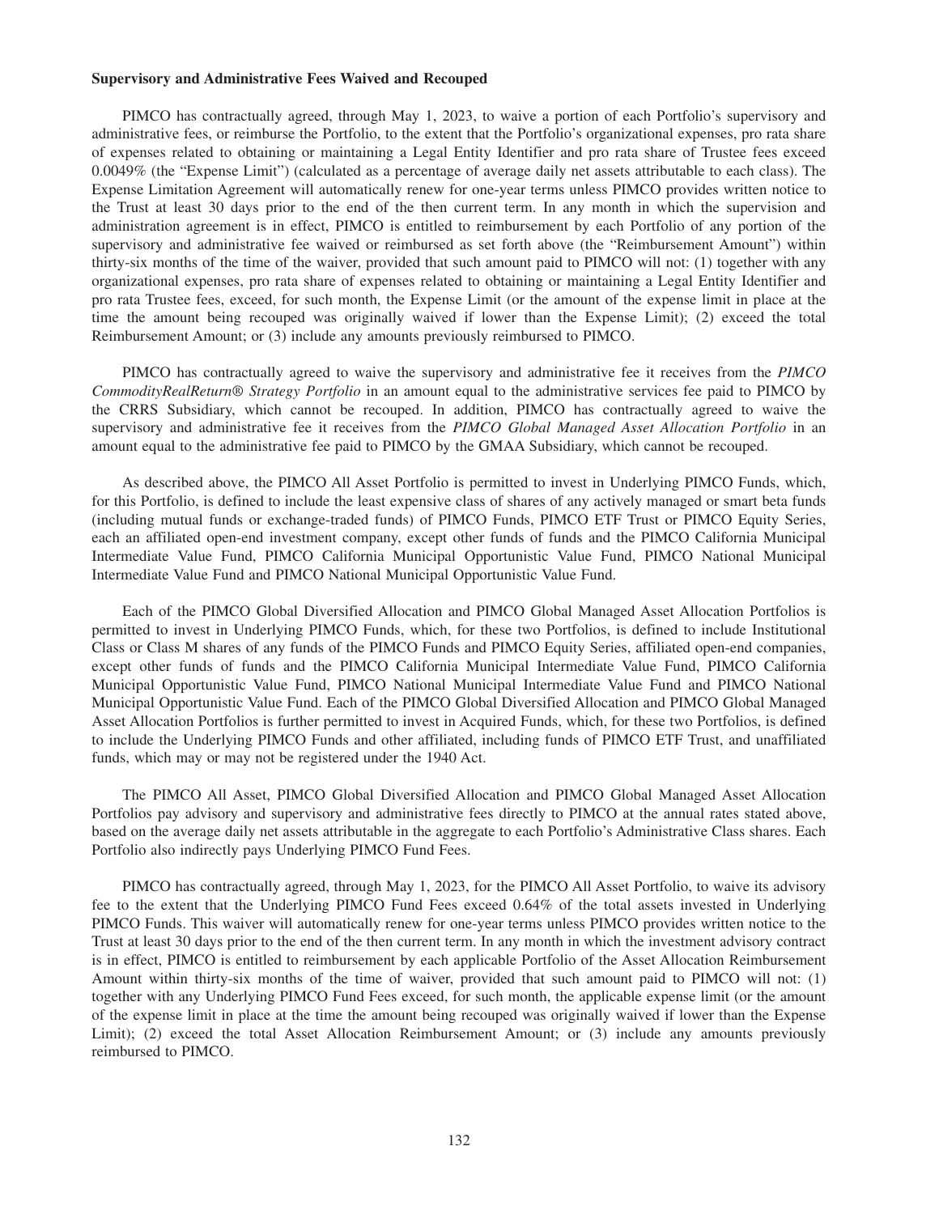**Supervisory and Administrative Fees Waived and Recouped**

PIMCO has contractually agreed, through May 1, 2023, to waive a portion of each Portfolio's supervisory and administrative fees, or reimburse the Portfolio, to the extent that the Portfolio's organizational expenses, pro rata share of expenses related to obtaining or maintaining a Legal Entity Identifier and pro rata share of Trustee fees exceed 0.0049% (the "Expense Limit") (calculated as a percentage of average daily net assets attributable to each class). The Expense Limitation Agreement will automatically renew for one-year terms unless PIMCO provides written notice to the Trust at least 30 days prior to the end of the then current term. In any month in which the supervision and administration agreement is in effect, PIMCO is entitled to reimbursement by each Portfolio of any portion of the supervisory and administrative fee waived or reimbursed as set forth above (the "Reimbursement Amount") within thirty-six months of the time of the waiver, provided that such amount paid to PIMCO will not: (1) together with any organizational expenses, pro rata share of expenses related to obtaining or maintaining a Legal Entity Identifier and pro rata Trustee fees, exceed, for such month, the Expense Limit (or the amount of the expense limit in place at the time the amount being recouped was originally waived if lower than the Expense Limit); (2) exceed the total Reimbursement Amount; or (3) include any amounts previously reimbursed to PIMCO.

PIMCO has contractually agreed to waive the supervisory and administrative fee it receives from the *PIMCO CommodityRealReturn® Strategy Portfolio* in an amount equal to the administrative services fee paid to PIMCO by the CRRS Subsidiary, which cannot be recouped. In addition, PIMCO has contractually agreed to waive the supervisory and administrative fee it receives from the *PIMCO Global Managed Asset Allocation Portfolio* in an amount equal to the administrative fee paid to PIMCO by the GMAA Subsidiary, which cannot be recouped.

As described above, the PIMCO All Asset Portfolio is permitted to invest in Underlying PIMCO Funds, which, for this Portfolio, is defined to include the least expensive class of shares of any actively managed or smart beta funds (including mutual funds or exchange-traded funds) of PIMCO Funds, PIMCO ETF Trust or PIMCO Equity Series, each an affiliated open-end investment company, except other funds of funds and the PIMCO California Municipal Intermediate Value Fund, PIMCO California Municipal Opportunistic Value Fund, PIMCO National Municipal Intermediate Value Fund and PIMCO National Municipal Opportunistic Value Fund.

Each of the PIMCO Global Diversified Allocation and PIMCO Global Managed Asset Allocation Portfolios is permitted to invest in Underlying PIMCO Funds, which, for these two Portfolios, is defined to include Institutional Class or Class M shares of any funds of the PIMCO Funds and PIMCO Equity Series, affiliated open-end companies, except other funds of funds and the PIMCO California Municipal Intermediate Value Fund, PIMCO California Municipal Opportunistic Value Fund, PIMCO National Municipal Intermediate Value Fund and PIMCO National Municipal Opportunistic Value Fund. Each of the PIMCO Global Diversified Allocation and PIMCO Global Managed Asset Allocation Portfolios is further permitted to invest in Acquired Funds, which, for these two Portfolios, is defined to include the Underlying PIMCO Funds and other affiliated, including funds of PIMCO ETF Trust, and unaffiliated funds, which may or may not be registered under the 1940 Act.

The PIMCO All Asset, PIMCO Global Diversified Allocation and PIMCO Global Managed Asset Allocation Portfolios pay advisory and supervisory and administrative fees directly to PIMCO at the annual rates stated above, based on the average daily net assets attributable in the aggregate to each Portfolio's Administrative Class shares. Each Portfolio also indirectly pays Underlying PIMCO Fund Fees.

PIMCO has contractually agreed, through May 1, 2023, for the PIMCO All Asset Portfolio, to waive its advisory fee to the extent that the Underlying PIMCO Fund Fees exceed 0.64% of the total assets invested in Underlying PIMCO Funds. This waiver will automatically renew for one-year terms unless PIMCO provides written notice to the Trust at least 30 days prior to the end of the then current term. In any month in which the investment advisory contract is in effect, PIMCO is entitled to reimbursement by each applicable Portfolio of the Asset Allocation Reimbursement Amount within thirty-six months of the time of waiver, provided that such amount paid to PIMCO will not: (1) together with any Underlying PIMCO Fund Fees exceed, for such month, the applicable expense limit (or the amount of the expense limit in place at the time the amount being recouped was originally waived if lower than the Expense Limit); (2) exceed the total Asset Allocation Reimbursement Amount; or (3) include any amounts previously reimbursed to PIMCO.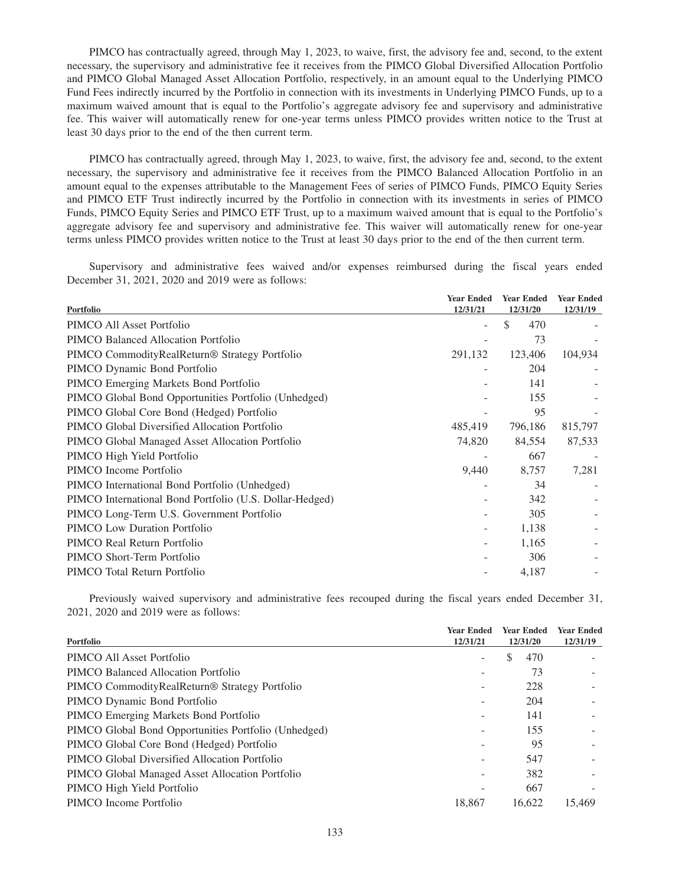PIMCO has contractually agreed, through May 1, 2023, to waive, first, the advisory fee and, second, to the extent necessary, the supervisory and administrative fee it receives from the PIMCO Global Diversified Allocation Portfolio and PIMCO Global Managed Asset Allocation Portfolio, respectively, in an amount equal to the Underlying PIMCO Fund Fees indirectly incurred by the Portfolio in connection with its investments in Underlying PIMCO Funds, up to a maximum waived amount that is equal to the Portfolio's aggregate advisory fee and supervisory and administrative fee. This waiver will automatically renew for one-year terms unless PIMCO provides written notice to the Trust at least 30 days prior to the end of the then current term.

PIMCO has contractually agreed, through May 1, 2023, to waive, first, the advisory fee and, second, to the extent necessary, the supervisory and administrative fee it receives from the PIMCO Balanced Allocation Portfolio in an amount equal to the expenses attributable to the Management Fees of series of PIMCO Funds, PIMCO Equity Series and PIMCO ETF Trust indirectly incurred by the Portfolio in connection with its investments in series of PIMCO Funds, PIMCO Equity Series and PIMCO ETF Trust, up to a maximum waived amount that is equal to the Portfolio's aggregate advisory fee and supervisory and administrative fee. This waiver will automatically renew for one-year terms unless PIMCO provides written notice to the Trust at least 30 days prior to the end of the then current term.

Supervisory and administrative fees waived and/or expenses reimbursed during the fiscal years ended December 31, 2021, 2020 and 2019 were as follows:

| Portfolio | Year Ended 12/31/21 | Year Ended 12/31/20 | Year Ended 12/31/19 |
|---|---|---|---|
| PIMCO All Asset Portfolio | - | $ 470 | - |
| PIMCO Balanced Allocation Portfolio | - | 73 | - |
| PIMCO CommodityRealReturn® Strategy Portfolio | 291,132 | 123,406 | 104,934 |
| PIMCO Dynamic Bond Portfolio | - | 204 | - |
| PIMCO Emerging Markets Bond Portfolio | - | 141 | - |
| PIMCO Global Bond Opportunities Portfolio (Unhedged) | - | 155 | - |
| PIMCO Global Core Bond (Hedged) Portfolio | - | 95 | - |
| PIMCO Global Diversified Allocation Portfolio | 485,419 | 796,186 | 815,797 |
| PIMCO Global Managed Asset Allocation Portfolio | 74,820 | 84,554 | 87,533 |
| PIMCO High Yield Portfolio | - | 667 | - |
| PIMCO Income Portfolio | 9,440 | 8,757 | 7,281 |
| PIMCO International Bond Portfolio (Unhedged) | - | 34 | - |
| PIMCO International Bond Portfolio (U.S. Dollar-Hedged) | - | 342 | - |
| PIMCO Long-Term U.S. Government Portfolio | - | 305 | - |
| PIMCO Low Duration Portfolio | - | 1,138 | - |
| PIMCO Real Return Portfolio | - | 1,165 | - |
| PIMCO Short-Term Portfolio | - | 306 | - |
| PIMCO Total Return Portfolio | - | 4,187 | - |

Previously waived supervisory and administrative fees recouped during the fiscal years ended December 31, 2021, 2020 and 2019 were as follows:

| Portfolio | Year Ended 12/31/21 | Year Ended 12/31/20 | Year Ended 12/31/19 |
|---|---|---|---|
| PIMCO All Asset Portfolio | - | $ 470 | - |
| PIMCO Balanced Allocation Portfolio | - | 73 | - |
| PIMCO CommodityRealReturn® Strategy Portfolio | - | 228 | - |
| PIMCO Dynamic Bond Portfolio | - | 204 | - |
| PIMCO Emerging Markets Bond Portfolio | - | 141 | - |
| PIMCO Global Bond Opportunities Portfolio (Unhedged) | - | 155 | - |
| PIMCO Global Core Bond (Hedged) Portfolio | - | 95 | - |
| PIMCO Global Diversified Allocation Portfolio | - | 547 | - |
| PIMCO Global Managed Asset Allocation Portfolio | - | 382 | - |
| PIMCO High Yield Portfolio | - | 667 | - |
| PIMCO Income Portfolio | 18,867 | 16,622 | 15,469 |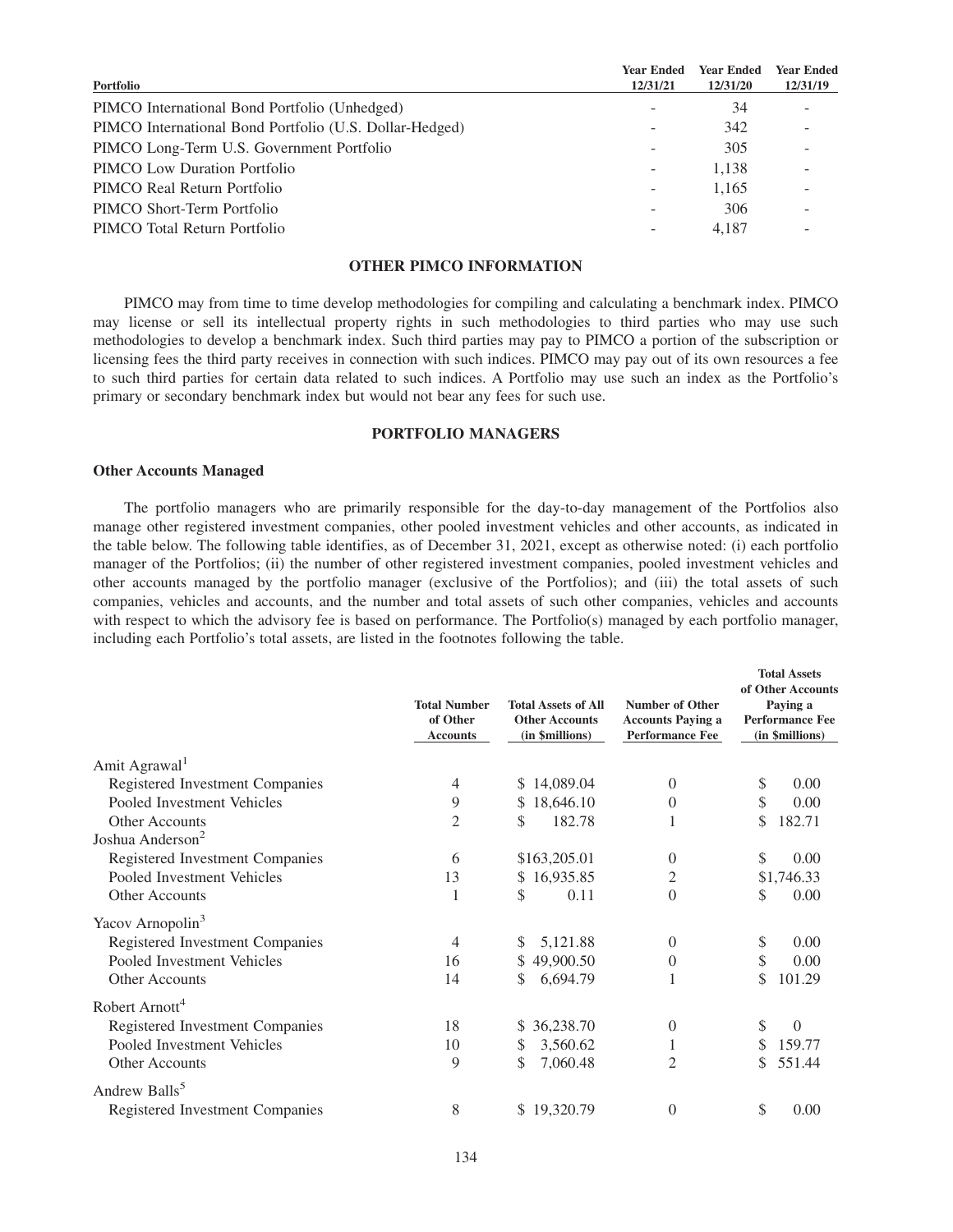| Portfolio | Year Ended 12/31/21 | Year Ended 12/31/20 | Year Ended 12/31/19 |
|---|---|---|---|
| PIMCO International Bond Portfolio (Unhedged) | - | 34 | - |
| PIMCO International Bond Portfolio (U.S. Dollar-Hedged) | - | 342 | - |
| PIMCO Long-Term U.S. Government Portfolio | - | 305 | - |
| PIMCO Low Duration Portfolio | - | 1,138 | - |
| PIMCO Real Return Portfolio | - | 1,165 | - |
| PIMCO Short-Term Portfolio | - | 306 | - |
| PIMCO Total Return Portfolio | - | 4,187 | - |

## OTHER PIMCO INFORMATION

PIMCO may from time to time develop methodologies for compiling and calculating a benchmark index. PIMCO may license or sell its intellectual property rights in such methodologies to third parties who may use such methodologies to develop a benchmark index. Such third parties may pay to PIMCO a portion of the subscription or licensing fees the third party receives in connection with such indices. PIMCO may pay out of its own resources a fee to such third parties for certain data related to such indices. A Portfolio may use such an index as the Portfolio's primary or secondary benchmark index but would not bear any fees for such use.

## PORTFOLIO MANAGERS

### Other Accounts Managed

The portfolio managers who are primarily responsible for the day-to-day management of the Portfolios also manage other registered investment companies, other pooled investment vehicles and other accounts, as indicated in the table below. The following table identifies, as of December 31, 2021, except as otherwise noted: (i) each portfolio manager of the Portfolios; (ii) the number of other registered investment companies, pooled investment vehicles and other accounts managed by the portfolio manager (exclusive of the Portfolios); and (iii) the total assets of such companies, vehicles and accounts, and the number and total assets of such other companies, vehicles and accounts with respect to which the advisory fee is based on performance. The Portfolio(s) managed by each portfolio manager, including each Portfolio's total assets, are listed in the footnotes following the table.

| | Total Number of Other Accounts | Total Assets of All Other Accounts (in $millions) | Number of Other Accounts Paying a Performance Fee | Total Assets of Other Accounts Paying a Performance Fee (in $millions) |
|---|---|---|---|---|
| Amit Agrawal[1] | | | | |
| Registered Investment Companies | 4 | $ 14,089.04 | 0 | $ 0.00 |
| Pooled Investment Vehicles | 9 | $ 18,646.10 | 0 | $ 0.00 |
| Other Accounts | 2 | $ 182.78 | 1 | $ 182.71 |
| Joshua Anderson[2] | | | | |
| Registered Investment Companies | 6 | $163,205.01 | 0 | $ 0.00 |
| Pooled Investment Vehicles | 13 | $ 16,935.85 | 2 | $1,746.33 |
| Other Accounts | 1 | $ 0.11 | 0 | $ 0.00 |
| Yacov Arnopolin[3] | | | | |
| Registered Investment Companies | 4 | $ 5,121.88 | 0 | $ 0.00 |
| Pooled Investment Vehicles | 16 | $ 49,900.50 | 0 | $ 0.00 |
| Other Accounts | 14 | $ 6,694.79 | 1 | $ 101.29 |
| Robert Arnott[4] | | | | |
| Registered Investment Companies | 18 | $ 36,238.70 | 0 | $ 0 |
| Pooled Investment Vehicles | 10 | $ 3,560.62 | 1 | $ 159.77 |
| Other Accounts | 9 | $ 7,060.48 | 2 | $ 551.44 |
| Andrew Balls[5] | | | | |
| Registered Investment Companies | 8 | $ 19,320.79 | 0 | $ 0.00 |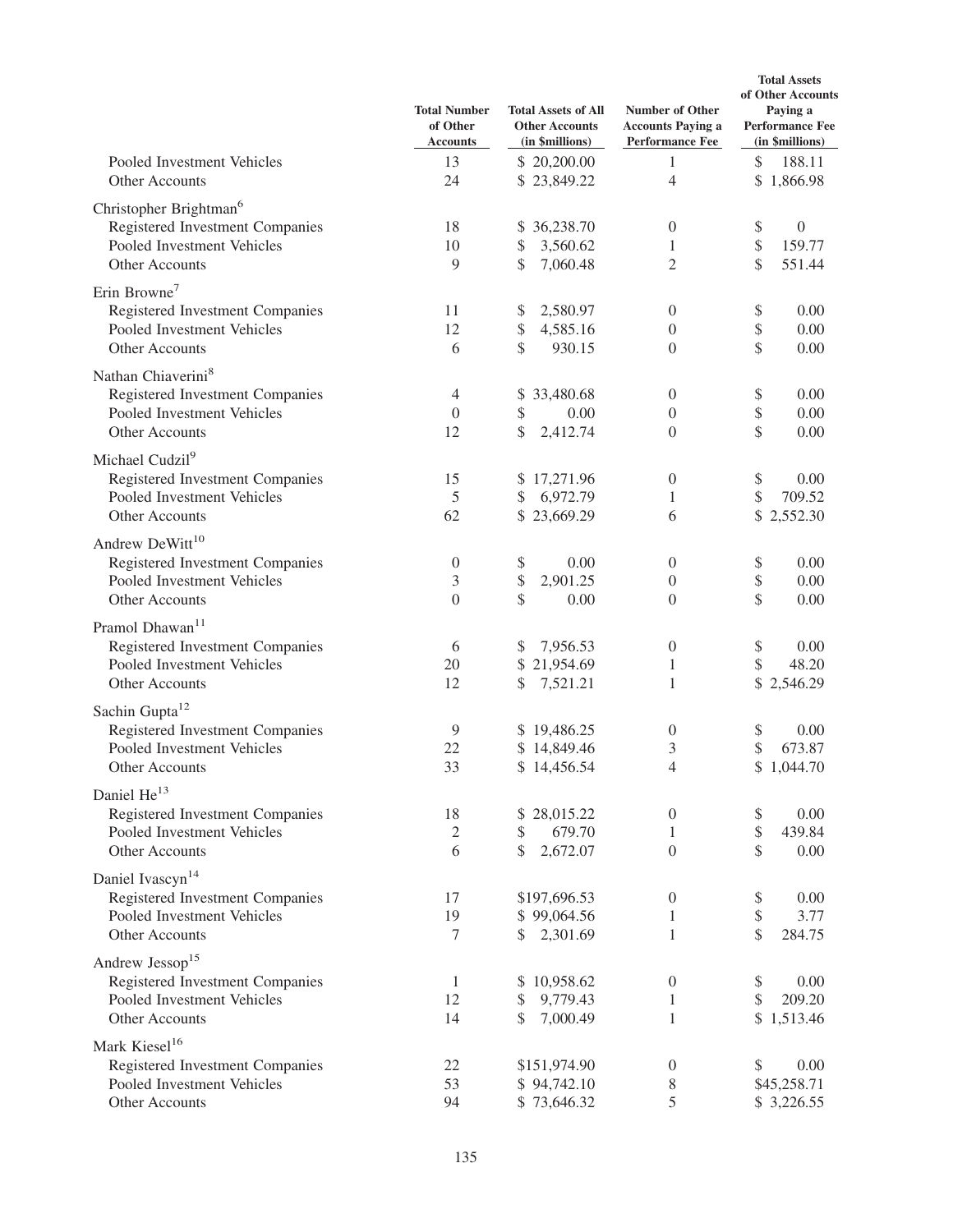| | Total Number of Other Accounts | Total Assets of All Other Accounts (in $millions) | Number of Other Accounts Paying a Performance Fee | Total Assets of Other Accounts Paying a Performance Fee (in $millions) |
|---|---|---|---|---|
| Pooled Investment Vehicles | 13 | $ 20,200.00 | 1 | $ 188.11 |
| Other Accounts | 24 | $ 23,849.22 | 4 | $ 1,866.98 |
| Christopher Brightman[6] | | | | |
| Registered Investment Companies | 18 | $ 36,238.70 | 0 | $ 0 |
| Pooled Investment Vehicles | 10 | $ 3,560.62 | 1 | $ 159.77 |
| Other Accounts | 9 | $ 7,060.48 | 2 | $ 551.44 |
| Erin Browne[7] | | | | |
| Registered Investment Companies | 11 | $ 2,580.97 | 0 | $ 0.00 |
| Pooled Investment Vehicles | 12 | $ 4,585.16 | 0 | $ 0.00 |
| Other Accounts | 6 | $ 930.15 | 0 | $ 0.00 |
| Nathan Chiaverini[8] | | | | |
| Registered Investment Companies | 4 | $ 33,480.68 | 0 | $ 0.00 |
| Pooled Investment Vehicles | 0 | $ 0.00 | 0 | $ 0.00 |
| Other Accounts | 12 | $ 2,412.74 | 0 | $ 0.00 |
| Michael Cudzil[9] | | | | |
| Registered Investment Companies | 15 | $ 17,271.96 | 0 | $ 0.00 |
| Pooled Investment Vehicles | 5 | $ 6,972.79 | 1 | $ 709.52 |
| Other Accounts | 62 | $ 23,669.29 | 6 | $ 2,552.30 |
| Andrew DeWitt[10] | | | | |
| Registered Investment Companies | 0 | $ 0.00 | 0 | $ 0.00 |
| Pooled Investment Vehicles | 3 | $ 2,901.25 | 0 | $ 0.00 |
| Other Accounts | 0 | $ 0.00 | 0 | $ 0.00 |
| Pramol Dhawan[11] | | | | |
| Registered Investment Companies | 6 | $ 7,956.53 | 0 | $ 0.00 |
| Pooled Investment Vehicles | 20 | $ 21,954.69 | 1 | $ 48.20 |
| Other Accounts | 12 | $ 7,521.21 | 1 | $ 2,546.29 |
| Sachin Gupta[12] | | | | |
| Registered Investment Companies | 9 | $ 19,486.25 | 0 | $ 0.00 |
| Pooled Investment Vehicles | 22 | $ 14,849.46 | 3 | $ 673.87 |
| Other Accounts | 33 | $ 14,456.54 | 4 | $ 1,044.70 |
| Daniel He[13] | | | | |
| Registered Investment Companies | 18 | $ 28,015.22 | 0 | $ 0.00 |
| Pooled Investment Vehicles | 2 | $ 679.70 | 1 | $ 439.84 |
| Other Accounts | 6 | $ 2,672.07 | 0 | $ 0.00 |
| Daniel Ivascyn[14] | | | | |
| Registered Investment Companies | 17 | $197,696.53 | 0 | $ 0.00 |
| Pooled Investment Vehicles | 19 | $ 99,064.56 | 1 | $ 3.77 |
| Other Accounts | 7 | $ 2,301.69 | 1 | $ 284.75 |
| Andrew Jessop[15] | | | | |
| Registered Investment Companies | 1 | $ 10,958.62 | 0 | $ 0.00 |
| Pooled Investment Vehicles | 12 | $ 9,779.43 | 1 | $ 209.20 |
| Other Accounts | 14 | $ 7,000.49 | 1 | $ 1,513.46 |
| Mark Kiesel[16] | | | | |
| Registered Investment Companies | 22 | $151,974.90 | 0 | $ 0.00 |
| Pooled Investment Vehicles | 53 | $ 94,742.10 | 8 | $45,258.71 |
| Other Accounts | 94 | $ 73,646.32 | 5 | $ 3,226.55 |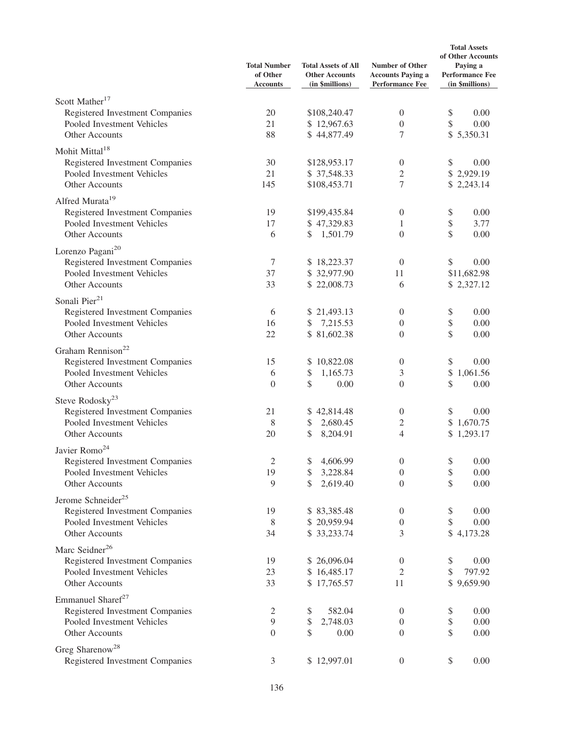| | Total Number of Other Accounts | Total Assets of All Other Accounts (in $millions) | Number of Other Accounts Paying a Performance Fee | Total Assets of Other Accounts Paying a Performance Fee (in $millions) |
|---|---|---|---|---|
| Scott Mather[17] | | | | |
| Registered Investment Companies | 20 | $108,240.47 | 0 | $ 0.00 |
| Pooled Investment Vehicles | 21 | $ 12,967.63 | 0 | $ 0.00 |
| Other Accounts | 88 | $ 44,877.49 | 7 | $ 5,350.31 |
| Mohit Mittal[18] | | | | |
| Registered Investment Companies | 30 | $128,953.17 | 0 | $ 0.00 |
| Pooled Investment Vehicles | 21 | $ 37,548.33 | 2 | $ 2,929.19 |
| Other Accounts | 145 | $108,453.71 | 7 | $ 2,243.14 |
| Alfred Murata[19] | | | | |
| Registered Investment Companies | 19 | $199,435.84 | 0 | $ 0.00 |
| Pooled Investment Vehicles | 17 | $ 47,329.83 | 1 | $ 3.77 |
| Other Accounts | 6 | $ 1,501.79 | 0 | $ 0.00 |
| Lorenzo Pagani[20] | | | | |
| Registered Investment Companies | 7 | $ 18,223.37 | 0 | $ 0.00 |
| Pooled Investment Vehicles | 37 | $ 32,977.90 | 11 | $11,682.98 |
| Other Accounts | 33 | $ 22,008.73 | 6 | $ 2,327.12 |
| Sonali Pier[21] | | | | |
| Registered Investment Companies | 6 | $ 21,493.13 | 0 | $ 0.00 |
| Pooled Investment Vehicles | 16 | $ 7,215.53 | 0 | $ 0.00 |
| Other Accounts | 22 | $ 81,602.38 | 0 | $ 0.00 |
| Graham Rennison[22] | | | | |
| Registered Investment Companies | 15 | $ 10,822.08 | 0 | $ 0.00 |
| Pooled Investment Vehicles | 6 | $ 1,165.73 | 3 | $ 1,061.56 |
| Other Accounts | 0 | $ 0.00 | 0 | $ 0.00 |
| Steve Rodosky[23] | | | | |
| Registered Investment Companies | 21 | $ 42,814.48 | 0 | $ 0.00 |
| Pooled Investment Vehicles | 8 | $ 2,680.45 | 2 | $ 1,670.75 |
| Other Accounts | 20 | $ 8,204.91 | 4 | $ 1,293.17 |
| Javier Romo[24] | | | | |
| Registered Investment Companies | 2 | $ 4,606.99 | 0 | $ 0.00 |
| Pooled Investment Vehicles | 19 | $ 3,228.84 | 0 | $ 0.00 |
| Other Accounts | 9 | $ 2,619.40 | 0 | $ 0.00 |
| Jerome Schneider[25] | | | | |
| Registered Investment Companies | 19 | $ 83,385.48 | 0 | $ 0.00 |
| Pooled Investment Vehicles | 8 | $ 20,959.94 | 0 | $ 0.00 |
| Other Accounts | 34 | $ 33,233.74 | 3 | $ 4,173.28 |
| Marc Seidner[26] | | | | |
| Registered Investment Companies | 19 | $ 26,096.04 | 0 | $ 0.00 |
| Pooled Investment Vehicles | 23 | $ 16,485.17 | 2 | $ 797.92 |
| Other Accounts | 33 | $ 17,765.57 | 11 | $ 9,659.90 |
| Emmanuel Sharef[27] | | | | |
| Registered Investment Companies | 2 | $ 582.04 | 0 | $ 0.00 |
| Pooled Investment Vehicles | 9 | $ 2,748.03 | 0 | $ 0.00 |
| Other Accounts | 0 | $ 0.00 | 0 | $ 0.00 |
| Greg Sharenow[28] | | | | |
| Registered Investment Companies | 3 | $ 12,997.01 | 0 | $ 0.00 |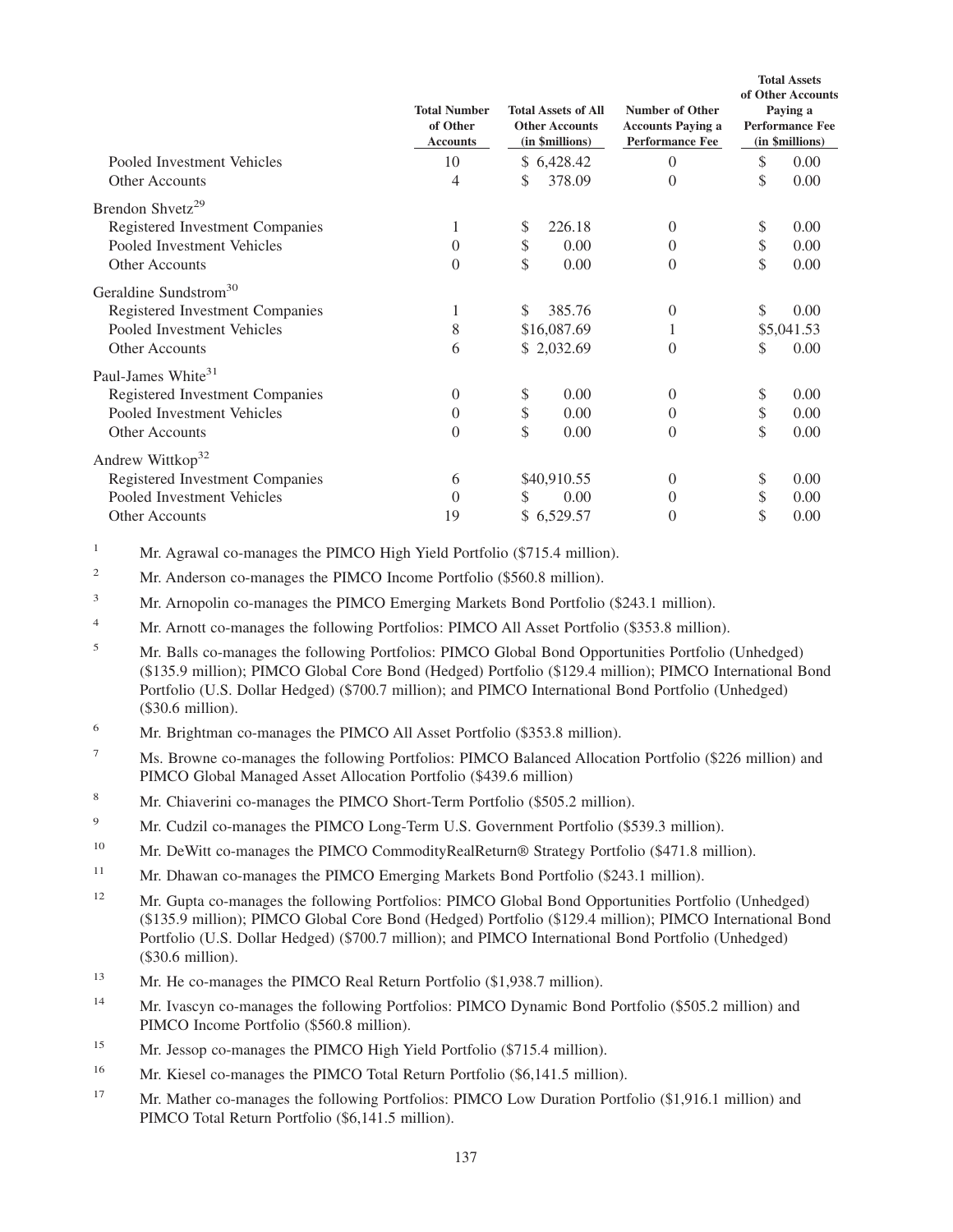| | Total Number of Other Accounts | Total Assets of All Other Accounts (in $millions) | Number of Other Accounts Paying a Performance Fee | Total Assets of Other Accounts Paying a Performance Fee (in $millions) |
|---|---|---|---|---|
| Pooled Investment Vehicles | 10 | $ 6,428.42 | 0 | $ 0.00 |
| Other Accounts | 4 | $ 378.09 | 0 | $ 0.00 |
| Brendon Shvetz[29] | | | | |
| Registered Investment Companies | 1 | $ 226.18 | 0 | $ 0.00 |
| Pooled Investment Vehicles | 0 | $ 0.00 | 0 | $ 0.00 |
| Other Accounts | 0 | $ 0.00 | 0 | $ 0.00 |
| Geraldine Sundstrom[30] | | | | |
| Registered Investment Companies | 1 | $ 385.76 | 0 | $ 0.00 |
| Pooled Investment Vehicles | 8 | $16,087.69 | 1 | $5,041.53 |
| Other Accounts | 6 | $ 2,032.69 | 0 | $ 0.00 |
| Paul-James White[31] | | | | |
| Registered Investment Companies | 0 | $ 0.00 | 0 | $ 0.00 |
| Pooled Investment Vehicles | 0 | $ 0.00 | 0 | $ 0.00 |
| Other Accounts | 0 | $ 0.00 | 0 | $ 0.00 |
| Andrew Wittkop[32] | | | | |
| Registered Investment Companies | 6 | $40,910.55 | 0 | $ 0.00 |
| Pooled Investment Vehicles | 0 | $ 0.00 | 0 | $ 0.00 |
| Other Accounts | 19 | $ 6,529.57 | 0 | $ 0.00 |

[1] Mr. Agrawal co-manages the PIMCO High Yield Portfolio ($715.4 million).

[2] Mr. Anderson co-manages the PIMCO Income Portfolio ($560.8 million).

[3] Mr. Arnopolin co-manages the PIMCO Emerging Markets Bond Portfolio ($243.1 million).

[4] Mr. Arnott co-manages the following Portfolios: PIMCO All Asset Portfolio ($353.8 million).

[5] Mr. Balls co-manages the following Portfolios: PIMCO Global Bond Opportunities Portfolio (Unhedged) ($135.9 million); PIMCO Global Core Bond (Hedged) Portfolio ($129.4 million); PIMCO International Bond Portfolio (U.S. Dollar Hedged) ($700.7 million); and PIMCO International Bond Portfolio (Unhedged) ($30.6 million).

[6] Mr. Brightman co-manages the PIMCO All Asset Portfolio ($353.8 million).

[7] Ms. Browne co-manages the following Portfolios: PIMCO Balanced Allocation Portfolio ($226 million) and PIMCO Global Managed Asset Allocation Portfolio ($439.6 million)

[8] Mr. Chiaverini co-manages the PIMCO Short-Term Portfolio ($505.2 million).

[9] Mr. Cudzil co-manages the PIMCO Long-Term U.S. Government Portfolio ($539.3 million).

[10] Mr. DeWitt co-manages the PIMCO CommodityRealReturn® Strategy Portfolio ($471.8 million).

[11] Mr. Dhawan co-manages the PIMCO Emerging Markets Bond Portfolio ($243.1 million).

[12] Mr. Gupta co-manages the following Portfolios: PIMCO Global Bond Opportunities Portfolio (Unhedged) ($135.9 million); PIMCO Global Core Bond (Hedged) Portfolio ($129.4 million); PIMCO International Bond Portfolio (U.S. Dollar Hedged) ($700.7 million); and PIMCO International Bond Portfolio (Unhedged) ($30.6 million).

[13] Mr. He co-manages the PIMCO Real Return Portfolio ($1,938.7 million).

[14] Mr. Ivascyn co-manages the following Portfolios: PIMCO Dynamic Bond Portfolio ($505.2 million) and PIMCO Income Portfolio ($560.8 million).

[15] Mr. Jessop co-manages the PIMCO High Yield Portfolio ($715.4 million).

[16] Mr. Kiesel co-manages the PIMCO Total Return Portfolio ($6,141.5 million).

[17] Mr. Mather co-manages the following Portfolios: PIMCO Low Duration Portfolio ($1,916.1 million) and PIMCO Total Return Portfolio ($6,141.5 million).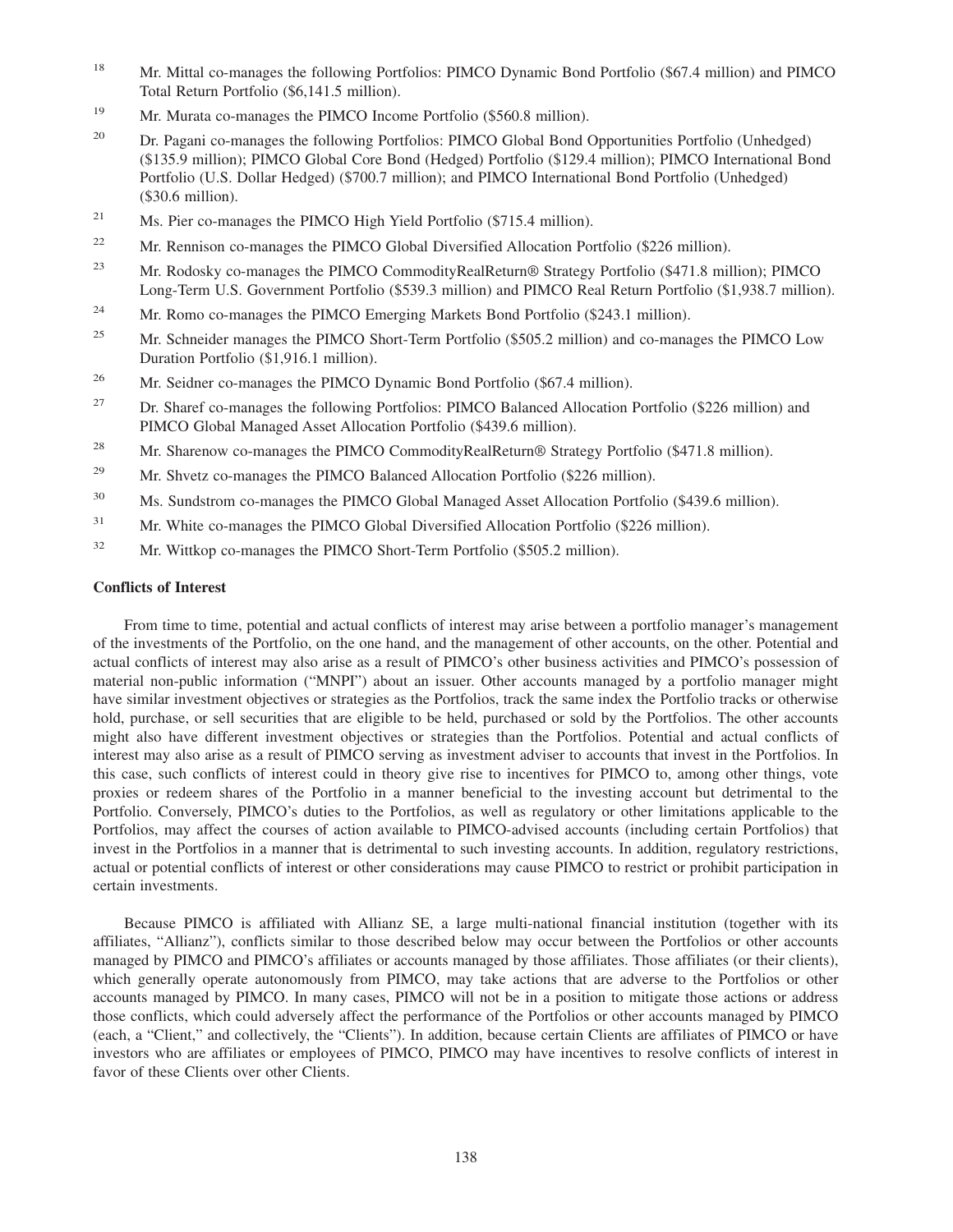[18] Mr. Mittal co-manages the following Portfolios: PIMCO Dynamic Bond Portfolio ($67.4 million) and PIMCO Total Return Portfolio ($6,141.5 million).

[19] Mr. Murata co-manages the PIMCO Income Portfolio ($560.8 million).

[20] Dr. Pagani co-manages the following Portfolios: PIMCO Global Bond Opportunities Portfolio (Unhedged) ($135.9 million); PIMCO Global Core Bond (Hedged) Portfolio ($129.4 million); PIMCO International Bond Portfolio (U.S. Dollar Hedged) ($700.7 million); and PIMCO International Bond Portfolio (Unhedged) ($30.6 million).

[21] Ms. Pier co-manages the PIMCO High Yield Portfolio ($715.4 million).

[22] Mr. Rennison co-manages the PIMCO Global Diversified Allocation Portfolio ($226 million).

[23] Mr. Rodosky co-manages the PIMCO CommodityRealReturn® Strategy Portfolio ($471.8 million); PIMCO Long-Term U.S. Government Portfolio ($539.3 million) and PIMCO Real Return Portfolio ($1,938.7 million).

[24] Mr. Romo co-manages the PIMCO Emerging Markets Bond Portfolio ($243.1 million).

[25] Mr. Schneider manages the PIMCO Short-Term Portfolio ($505.2 million) and co-manages the PIMCO Low Duration Portfolio ($1,916.1 million).

[26] Mr. Seidner co-manages the PIMCO Dynamic Bond Portfolio ($67.4 million).

[27] Dr. Sharef co-manages the following Portfolios: PIMCO Balanced Allocation Portfolio ($226 million) and PIMCO Global Managed Asset Allocation Portfolio ($439.6 million).

[28] Mr. Sharenow co-manages the PIMCO CommodityRealReturn® Strategy Portfolio ($471.8 million).

[29] Mr. Shvetz co-manages the PIMCO Balanced Allocation Portfolio ($226 million).

[30] Ms. Sundstrom co-manages the PIMCO Global Managed Asset Allocation Portfolio ($439.6 million).

[31] Mr. White co-manages the PIMCO Global Diversified Allocation Portfolio ($226 million).

[32] Mr. Wittkop co-manages the PIMCO Short-Term Portfolio ($505.2 million).

**Conflicts of Interest**

From time to time, potential and actual conflicts of interest may arise between a portfolio manager's management of the investments of the Portfolio, on the one hand, and the management of other accounts, on the other. Potential and actual conflicts of interest may also arise as a result of PIMCO's other business activities and PIMCO's possession of material non-public information ("MNPI") about an issuer. Other accounts managed by a portfolio manager might have similar investment objectives or strategies as the Portfolios, track the same index the Portfolio tracks or otherwise hold, purchase, or sell securities that are eligible to be held, purchased or sold by the Portfolios. The other accounts might also have different investment objectives or strategies than the Portfolios. Potential and actual conflicts of interest may also arise as a result of PIMCO serving as investment adviser to accounts that invest in the Portfolios. In this case, such conflicts of interest could in theory give rise to incentives for PIMCO to, among other things, vote proxies or redeem shares of the Portfolio in a manner beneficial to the investing account but detrimental to the Portfolio. Conversely, PIMCO's duties to the Portfolios, as well as regulatory or other limitations applicable to the Portfolios, may affect the courses of action available to PIMCO-advised accounts (including certain Portfolios) that invest in the Portfolios in a manner that is detrimental to such investing accounts. In addition, regulatory restrictions, actual or potential conflicts of interest or other considerations may cause PIMCO to restrict or prohibit participation in certain investments.

Because PIMCO is affiliated with Allianz SE, a large multi-national financial institution (together with its affiliates, "Allianz"), conflicts similar to those described below may occur between the Portfolios or other accounts managed by PIMCO and PIMCO's affiliates or accounts managed by those affiliates. Those affiliates (or their clients), which generally operate autonomously from PIMCO, may take actions that are adverse to the Portfolios or other accounts managed by PIMCO. In many cases, PIMCO will not be in a position to mitigate those actions or address those conflicts, which could adversely affect the performance of the Portfolios or other accounts managed by PIMCO (each, a "Client," and collectively, the "Clients"). In addition, because certain Clients are affiliates of PIMCO or have investors who are affiliates or employees of PIMCO, PIMCO may have incentives to resolve conflicts of interest in favor of these Clients over other Clients.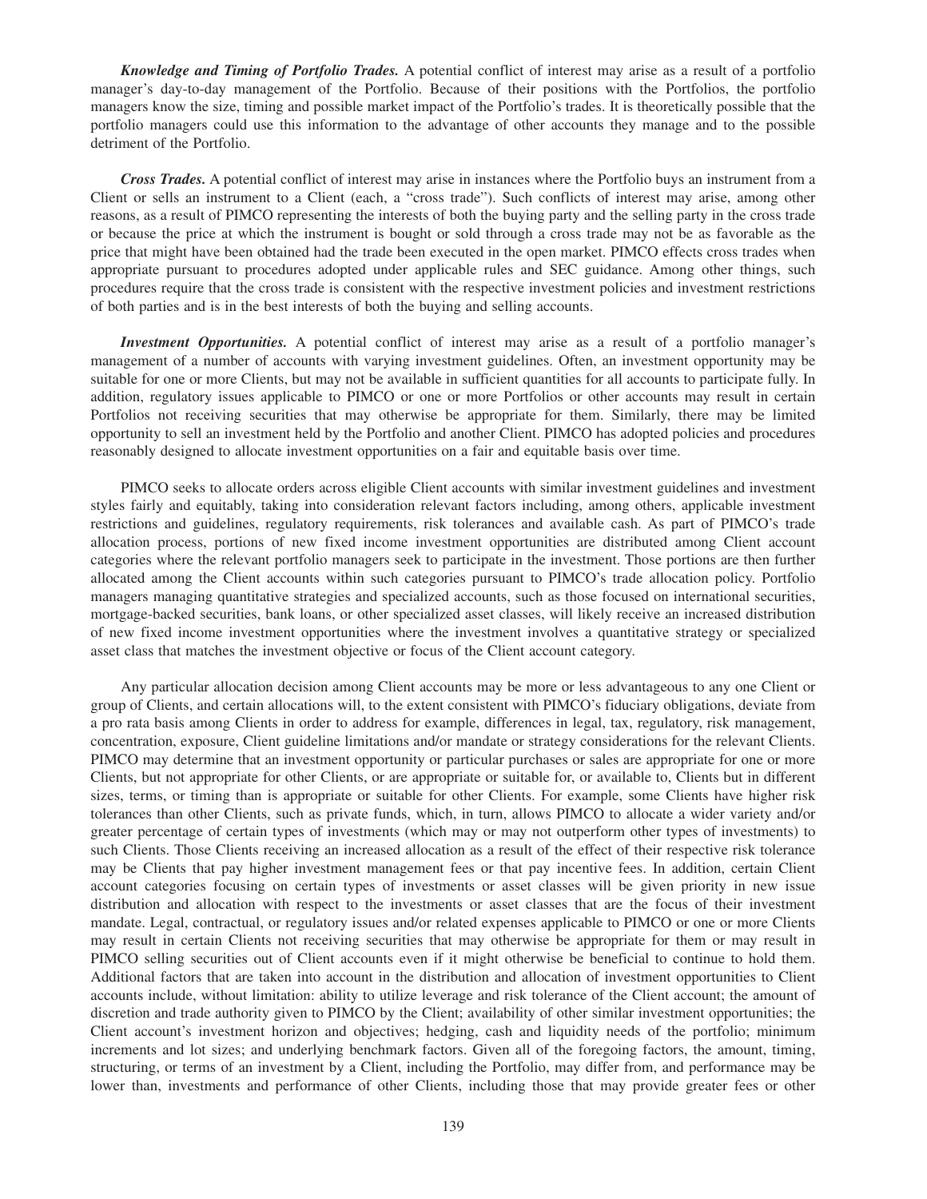***Knowledge and Timing of Portfolio Trades.*** A potential conflict of interest may arise as a result of a portfolio manager's day-to-day management of the Portfolio. Because of their positions with the Portfolios, the portfolio managers know the size, timing and possible market impact of the Portfolio's trades. It is theoretically possible that the portfolio managers could use this information to the advantage of other accounts they manage and to the possible detriment of the Portfolio.

***Cross Trades.*** A potential conflict of interest may arise in instances where the Portfolio buys an instrument from a Client or sells an instrument to a Client (each, a "cross trade"). Such conflicts of interest may arise, among other reasons, as a result of PIMCO representing the interests of both the buying party and the selling party in the cross trade or because the price at which the instrument is bought or sold through a cross trade may not be as favorable as the price that might have been obtained had the trade been executed in the open market. PIMCO effects cross trades when appropriate pursuant to procedures adopted under applicable rules and SEC guidance. Among other things, such procedures require that the cross trade is consistent with the respective investment policies and investment restrictions of both parties and is in the best interests of both the buying and selling accounts.

***Investment Opportunities.*** A potential conflict of interest may arise as a result of a portfolio manager's management of a number of accounts with varying investment guidelines. Often, an investment opportunity may be suitable for one or more Clients, but may not be available in sufficient quantities for all accounts to participate fully. In addition, regulatory issues applicable to PIMCO or one or more Portfolios or other accounts may result in certain Portfolios not receiving securities that may otherwise be appropriate for them. Similarly, there may be limited opportunity to sell an investment held by the Portfolio and another Client. PIMCO has adopted policies and procedures reasonably designed to allocate investment opportunities on a fair and equitable basis over time.

PIMCO seeks to allocate orders across eligible Client accounts with similar investment guidelines and investment styles fairly and equitably, taking into consideration relevant factors including, among others, applicable investment restrictions and guidelines, regulatory requirements, risk tolerances and available cash. As part of PIMCO's trade allocation process, portions of new fixed income investment opportunities are distributed among Client account categories where the relevant portfolio managers seek to participate in the investment. Those portions are then further allocated among the Client accounts within such categories pursuant to PIMCO's trade allocation policy. Portfolio managers managing quantitative strategies and specialized accounts, such as those focused on international securities, mortgage-backed securities, bank loans, or other specialized asset classes, will likely receive an increased distribution of new fixed income investment opportunities where the investment involves a quantitative strategy or specialized asset class that matches the investment objective or focus of the Client account category.

Any particular allocation decision among Client accounts may be more or less advantageous to any one Client or group of Clients, and certain allocations will, to the extent consistent with PIMCO's fiduciary obligations, deviate from a pro rata basis among Clients in order to address for example, differences in legal, tax, regulatory, risk management, concentration, exposure, Client guideline limitations and/or mandate or strategy considerations for the relevant Clients. PIMCO may determine that an investment opportunity or particular purchases or sales are appropriate for one or more Clients, but not appropriate for other Clients, or are appropriate or suitable for, or available to, Clients but in different sizes, terms, or timing than is appropriate or suitable for other Clients. For example, some Clients have higher risk tolerances than other Clients, such as private funds, which, in turn, allows PIMCO to allocate a wider variety and/or greater percentage of certain types of investments (which may or may not outperform other types of investments) to such Clients. Those Clients receiving an increased allocation as a result of the effect of their respective risk tolerance may be Clients that pay higher investment management fees or that pay incentive fees. In addition, certain Client account categories focusing on certain types of investments or asset classes will be given priority in new issue distribution and allocation with respect to the investments or asset classes that are the focus of their investment mandate. Legal, contractual, or regulatory issues and/or related expenses applicable to PIMCO or one or more Clients may result in certain Clients not receiving securities that may otherwise be appropriate for them or may result in PIMCO selling securities out of Client accounts even if it might otherwise be beneficial to continue to hold them. Additional factors that are taken into account in the distribution and allocation of investment opportunities to Client accounts include, without limitation: ability to utilize leverage and risk tolerance of the Client account; the amount of discretion and trade authority given to PIMCO by the Client; availability of other similar investment opportunities; the Client account's investment horizon and objectives; hedging, cash and liquidity needs of the portfolio; minimum increments and lot sizes; and underlying benchmark factors. Given all of the foregoing factors, the amount, timing, structuring, or terms of an investment by a Client, including the Portfolio, may differ from, and performance may be lower than, investments and performance of other Clients, including those that may provide greater fees or other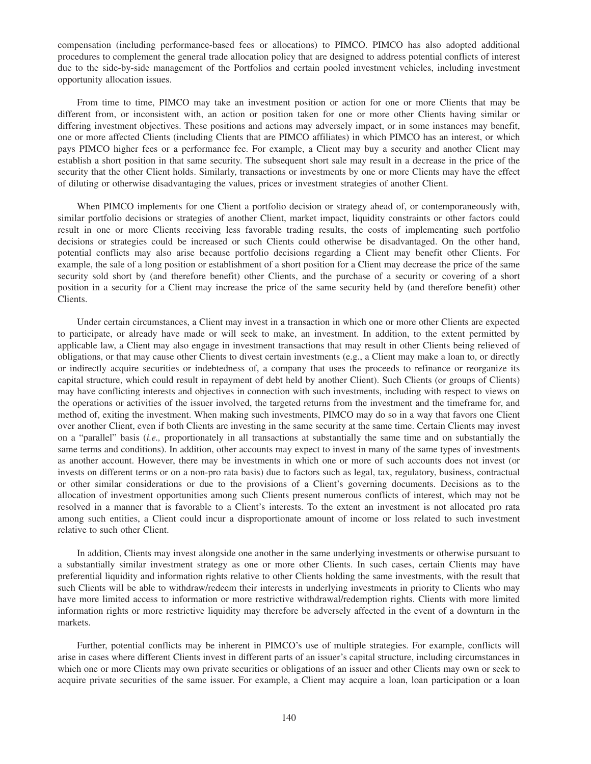compensation (including performance-based fees or allocations) to PIMCO. PIMCO has also adopted additional procedures to complement the general trade allocation policy that are designed to address potential conflicts of interest due to the side-by-side management of the Portfolios and certain pooled investment vehicles, including investment opportunity allocation issues.

From time to time, PIMCO may take an investment position or action for one or more Clients that may be different from, or inconsistent with, an action or position taken for one or more other Clients having similar or differing investment objectives. These positions and actions may adversely impact, or in some instances may benefit, one or more affected Clients (including Clients that are PIMCO affiliates) in which PIMCO has an interest, or which pays PIMCO higher fees or a performance fee. For example, a Client may buy a security and another Client may establish a short position in that same security. The subsequent short sale may result in a decrease in the price of the security that the other Client holds. Similarly, transactions or investments by one or more Clients may have the effect of diluting or otherwise disadvantaging the values, prices or investment strategies of another Client.

When PIMCO implements for one Client a portfolio decision or strategy ahead of, or contemporaneously with, similar portfolio decisions or strategies of another Client, market impact, liquidity constraints or other factors could result in one or more Clients receiving less favorable trading results, the costs of implementing such portfolio decisions or strategies could be increased or such Clients could otherwise be disadvantaged. On the other hand, potential conflicts may also arise because portfolio decisions regarding a Client may benefit other Clients. For example, the sale of a long position or establishment of a short position for a Client may decrease the price of the same security sold short by (and therefore benefit) other Clients, and the purchase of a security or covering of a short position in a security for a Client may increase the price of the same security held by (and therefore benefit) other Clients.

Under certain circumstances, a Client may invest in a transaction in which one or more other Clients are expected to participate, or already have made or will seek to make, an investment. In addition, to the extent permitted by applicable law, a Client may also engage in investment transactions that may result in other Clients being relieved of obligations, or that may cause other Clients to divest certain investments (e.g., a Client may make a loan to, or directly or indirectly acquire securities or indebtedness of, a company that uses the proceeds to refinance or reorganize its capital structure, which could result in repayment of debt held by another Client). Such Clients (or groups of Clients) may have conflicting interests and objectives in connection with such investments, including with respect to views on the operations or activities of the issuer involved, the targeted returns from the investment and the timeframe for, and method of, exiting the investment. When making such investments, PIMCO may do so in a way that favors one Client over another Client, even if both Clients are investing in the same security at the same time. Certain Clients may invest on a "parallel" basis (*i.e.,* proportionately in all transactions at substantially the same time and on substantially the same terms and conditions). In addition, other accounts may expect to invest in many of the same types of investments as another account. However, there may be investments in which one or more of such accounts does not invest (or invests on different terms or on a non-pro rata basis) due to factors such as legal, tax, regulatory, business, contractual or other similar considerations or due to the provisions of a Client's governing documents. Decisions as to the allocation of investment opportunities among such Clients present numerous conflicts of interest, which may not be resolved in a manner that is favorable to a Client's interests. To the extent an investment is not allocated pro rata among such entities, a Client could incur a disproportionate amount of income or loss related to such investment relative to such other Client.

In addition, Clients may invest alongside one another in the same underlying investments or otherwise pursuant to a substantially similar investment strategy as one or more other Clients. In such cases, certain Clients may have preferential liquidity and information rights relative to other Clients holding the same investments, with the result that such Clients will be able to withdraw/redeem their interests in underlying investments in priority to Clients who may have more limited access to information or more restrictive withdrawal/redemption rights. Clients with more limited information rights or more restrictive liquidity may therefore be adversely affected in the event of a downturn in the markets.

Further, potential conflicts may be inherent in PIMCO's use of multiple strategies. For example, conflicts will arise in cases where different Clients invest in different parts of an issuer's capital structure, including circumstances in which one or more Clients may own private securities or obligations of an issuer and other Clients may own or seek to acquire private securities of the same issuer. For example, a Client may acquire a loan, loan participation or a loan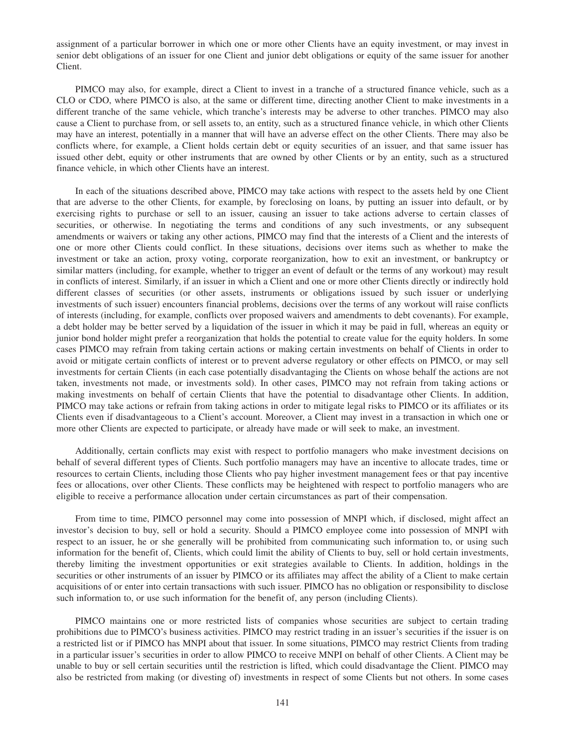assignment of a particular borrower in which one or more other Clients have an equity investment, or may invest in senior debt obligations of an issuer for one Client and junior debt obligations or equity of the same issuer for another Client.

PIMCO may also, for example, direct a Client to invest in a tranche of a structured finance vehicle, such as a CLO or CDO, where PIMCO is also, at the same or different time, directing another Client to make investments in a different tranche of the same vehicle, which tranche's interests may be adverse to other tranches. PIMCO may also cause a Client to purchase from, or sell assets to, an entity, such as a structured finance vehicle, in which other Clients may have an interest, potentially in a manner that will have an adverse effect on the other Clients. There may also be conflicts where, for example, a Client holds certain debt or equity securities of an issuer, and that same issuer has issued other debt, equity or other instruments that are owned by other Clients or by an entity, such as a structured finance vehicle, in which other Clients have an interest.

In each of the situations described above, PIMCO may take actions with respect to the assets held by one Client that are adverse to the other Clients, for example, by foreclosing on loans, by putting an issuer into default, or by exercising rights to purchase or sell to an issuer, causing an issuer to take actions adverse to certain classes of securities, or otherwise. In negotiating the terms and conditions of any such investments, or any subsequent amendments or waivers or taking any other actions, PIMCO may find that the interests of a Client and the interests of one or more other Clients could conflict. In these situations, decisions over items such as whether to make the investment or take an action, proxy voting, corporate reorganization, how to exit an investment, or bankruptcy or similar matters (including, for example, whether to trigger an event of default or the terms of any workout) may result in conflicts of interest. Similarly, if an issuer in which a Client and one or more other Clients directly or indirectly hold different classes of securities (or other assets, instruments or obligations issued by such issuer or underlying investments of such issuer) encounters financial problems, decisions over the terms of any workout will raise conflicts of interests (including, for example, conflicts over proposed waivers and amendments to debt covenants). For example, a debt holder may be better served by a liquidation of the issuer in which it may be paid in full, whereas an equity or junior bond holder might prefer a reorganization that holds the potential to create value for the equity holders. In some cases PIMCO may refrain from taking certain actions or making certain investments on behalf of Clients in order to avoid or mitigate certain conflicts of interest or to prevent adverse regulatory or other effects on PIMCO, or may sell investments for certain Clients (in each case potentially disadvantaging the Clients on whose behalf the actions are not taken, investments not made, or investments sold). In other cases, PIMCO may not refrain from taking actions or making investments on behalf of certain Clients that have the potential to disadvantage other Clients. In addition, PIMCO may take actions or refrain from taking actions in order to mitigate legal risks to PIMCO or its affiliates or its Clients even if disadvantageous to a Client's account. Moreover, a Client may invest in a transaction in which one or more other Clients are expected to participate, or already have made or will seek to make, an investment.

Additionally, certain conflicts may exist with respect to portfolio managers who make investment decisions on behalf of several different types of Clients. Such portfolio managers may have an incentive to allocate trades, time or resources to certain Clients, including those Clients who pay higher investment management fees or that pay incentive fees or allocations, over other Clients. These conflicts may be heightened with respect to portfolio managers who are eligible to receive a performance allocation under certain circumstances as part of their compensation.

From time to time, PIMCO personnel may come into possession of MNPI which, if disclosed, might affect an investor's decision to buy, sell or hold a security. Should a PIMCO employee come into possession of MNPI with respect to an issuer, he or she generally will be prohibited from communicating such information to, or using such information for the benefit of, Clients, which could limit the ability of Clients to buy, sell or hold certain investments, thereby limiting the investment opportunities or exit strategies available to Clients. In addition, holdings in the securities or other instruments of an issuer by PIMCO or its affiliates may affect the ability of a Client to make certain acquisitions of or enter into certain transactions with such issuer. PIMCO has no obligation or responsibility to disclose such information to, or use such information for the benefit of, any person (including Clients).

PIMCO maintains one or more restricted lists of companies whose securities are subject to certain trading prohibitions due to PIMCO's business activities. PIMCO may restrict trading in an issuer's securities if the issuer is on a restricted list or if PIMCO has MNPI about that issuer. In some situations, PIMCO may restrict Clients from trading in a particular issuer's securities in order to allow PIMCO to receive MNPI on behalf of other Clients. A Client may be unable to buy or sell certain securities until the restriction is lifted, which could disadvantage the Client. PIMCO may also be restricted from making (or divesting of) investments in respect of some Clients but not others. In some cases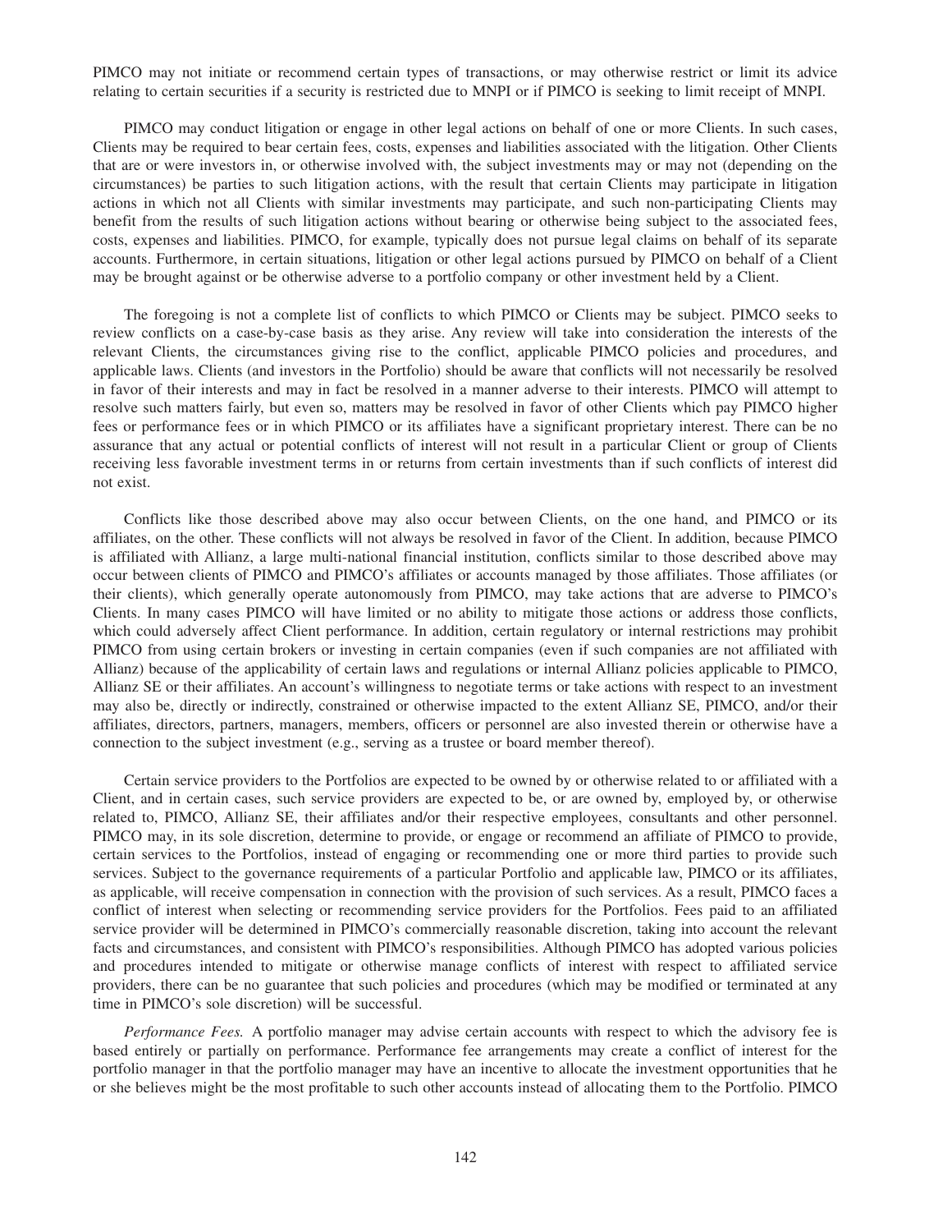PIMCO may not initiate or recommend certain types of transactions, or may otherwise restrict or limit its advice relating to certain securities if a security is restricted due to MNPI or if PIMCO is seeking to limit receipt of MNPI.

PIMCO may conduct litigation or engage in other legal actions on behalf of one or more Clients. In such cases, Clients may be required to bear certain fees, costs, expenses and liabilities associated with the litigation. Other Clients that are or were investors in, or otherwise involved with, the subject investments may or may not (depending on the circumstances) be parties to such litigation actions, with the result that certain Clients may participate in litigation actions in which not all Clients with similar investments may participate, and such non-participating Clients may benefit from the results of such litigation actions without bearing or otherwise being subject to the associated fees, costs, expenses and liabilities. PIMCO, for example, typically does not pursue legal claims on behalf of its separate accounts. Furthermore, in certain situations, litigation or other legal actions pursued by PIMCO on behalf of a Client may be brought against or be otherwise adverse to a portfolio company or other investment held by a Client.

The foregoing is not a complete list of conflicts to which PIMCO or Clients may be subject. PIMCO seeks to review conflicts on a case-by-case basis as they arise. Any review will take into consideration the interests of the relevant Clients, the circumstances giving rise to the conflict, applicable PIMCO policies and procedures, and applicable laws. Clients (and investors in the Portfolio) should be aware that conflicts will not necessarily be resolved in favor of their interests and may in fact be resolved in a manner adverse to their interests. PIMCO will attempt to resolve such matters fairly, but even so, matters may be resolved in favor of other Clients which pay PIMCO higher fees or performance fees or in which PIMCO or its affiliates have a significant proprietary interest. There can be no assurance that any actual or potential conflicts of interest will not result in a particular Client or group of Clients receiving less favorable investment terms in or returns from certain investments than if such conflicts of interest did not exist.

Conflicts like those described above may also occur between Clients, on the one hand, and PIMCO or its affiliates, on the other. These conflicts will not always be resolved in favor of the Client. In addition, because PIMCO is affiliated with Allianz, a large multi-national financial institution, conflicts similar to those described above may occur between clients of PIMCO and PIMCO's affiliates or accounts managed by those affiliates. Those affiliates (or their clients), which generally operate autonomously from PIMCO, may take actions that are adverse to PIMCO's Clients. In many cases PIMCO will have limited or no ability to mitigate those actions or address those conflicts, which could adversely affect Client performance. In addition, certain regulatory or internal restrictions may prohibit PIMCO from using certain brokers or investing in certain companies (even if such companies are not affiliated with Allianz) because of the applicability of certain laws and regulations or internal Allianz policies applicable to PIMCO, Allianz SE or their affiliates. An account's willingness to negotiate terms or take actions with respect to an investment may also be, directly or indirectly, constrained or otherwise impacted to the extent Allianz SE, PIMCO, and/or their affiliates, directors, partners, managers, members, officers or personnel are also invested therein or otherwise have a connection to the subject investment (e.g., serving as a trustee or board member thereof).

Certain service providers to the Portfolios are expected to be owned by or otherwise related to or affiliated with a Client, and in certain cases, such service providers are expected to be, or are owned by, employed by, or otherwise related to, PIMCO, Allianz SE, their affiliates and/or their respective employees, consultants and other personnel. PIMCO may, in its sole discretion, determine to provide, or engage or recommend an affiliate of PIMCO to provide, certain services to the Portfolios, instead of engaging or recommending one or more third parties to provide such services. Subject to the governance requirements of a particular Portfolio and applicable law, PIMCO or its affiliates, as applicable, will receive compensation in connection with the provision of such services. As a result, PIMCO faces a conflict of interest when selecting or recommending service providers for the Portfolios. Fees paid to an affiliated service provider will be determined in PIMCO's commercially reasonable discretion, taking into account the relevant facts and circumstances, and consistent with PIMCO's responsibilities. Although PIMCO has adopted various policies and procedures intended to mitigate or otherwise manage conflicts of interest with respect to affiliated service providers, there can be no guarantee that such policies and procedures (which may be modified or terminated at any time in PIMCO's sole discretion) will be successful.

*Performance Fees.* A portfolio manager may advise certain accounts with respect to which the advisory fee is based entirely or partially on performance. Performance fee arrangements may create a conflict of interest for the portfolio manager in that the portfolio manager may have an incentive to allocate the investment opportunities that he or she believes might be the most profitable to such other accounts instead of allocating them to the Portfolio. PIMCO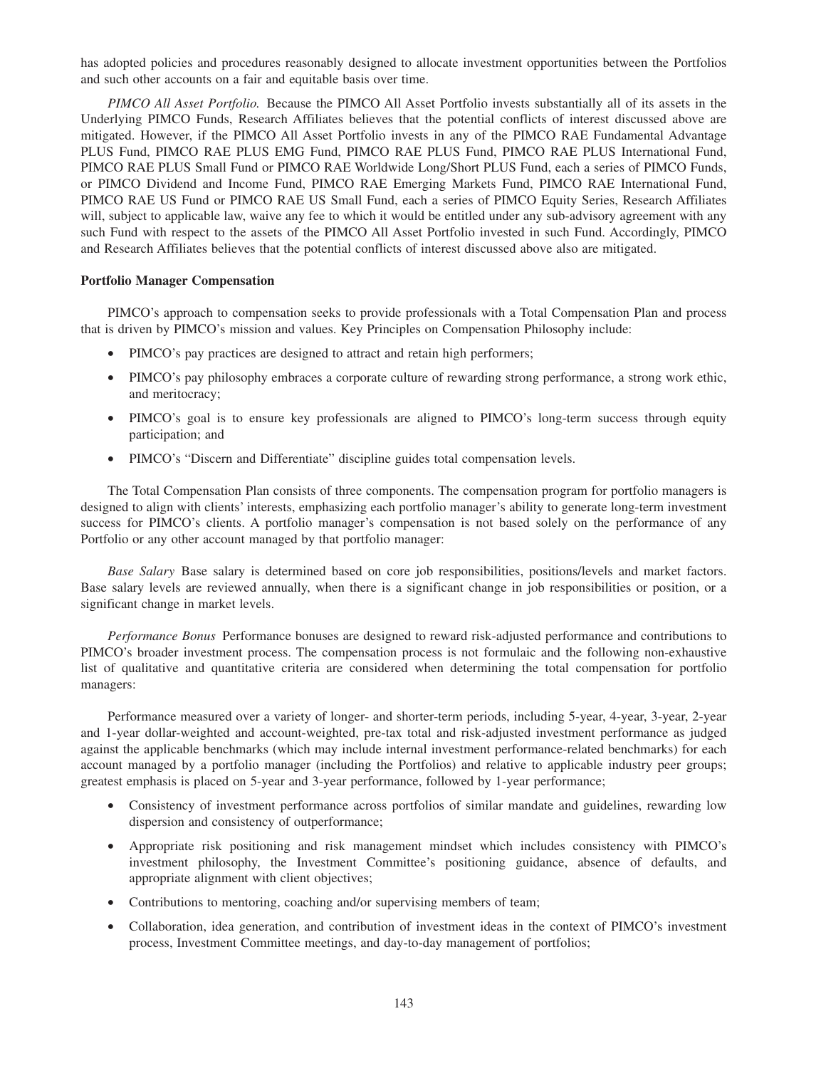has adopted policies and procedures reasonably designed to allocate investment opportunities between the Portfolios and such other accounts on a fair and equitable basis over time.

*PIMCO All Asset Portfolio.* Because the PIMCO All Asset Portfolio invests substantially all of its assets in the Underlying PIMCO Funds, Research Affiliates believes that the potential conflicts of interest discussed above are mitigated. However, if the PIMCO All Asset Portfolio invests in any of the PIMCO RAE Fundamental Advantage PLUS Fund, PIMCO RAE PLUS EMG Fund, PIMCO RAE PLUS Fund, PIMCO RAE PLUS International Fund, PIMCO RAE PLUS Small Fund or PIMCO RAE Worldwide Long/Short PLUS Fund, each a series of PIMCO Funds, or PIMCO Dividend and Income Fund, PIMCO RAE Emerging Markets Fund, PIMCO RAE International Fund, PIMCO RAE US Fund or PIMCO RAE US Small Fund, each a series of PIMCO Equity Series, Research Affiliates will, subject to applicable law, waive any fee to which it would be entitled under any sub-advisory agreement with any such Fund with respect to the assets of the PIMCO All Asset Portfolio invested in such Fund. Accordingly, PIMCO and Research Affiliates believes that the potential conflicts of interest discussed above also are mitigated.

**Portfolio Manager Compensation**

PIMCO's approach to compensation seeks to provide professionals with a Total Compensation Plan and process that is driven by PIMCO's mission and values. Key Principles on Compensation Philosophy include:

- PIMCO's pay practices are designed to attract and retain high performers;
- PIMCO's pay philosophy embraces a corporate culture of rewarding strong performance, a strong work ethic, and meritocracy;
- PIMCO's goal is to ensure key professionals are aligned to PIMCO's long-term success through equity participation; and
- PIMCO's "Discern and Differentiate" discipline guides total compensation levels.

The Total Compensation Plan consists of three components. The compensation program for portfolio managers is designed to align with clients' interests, emphasizing each portfolio manager's ability to generate long-term investment success for PIMCO's clients. A portfolio manager's compensation is not based solely on the performance of any Portfolio or any other account managed by that portfolio manager:

*Base Salary* Base salary is determined based on core job responsibilities, positions/levels and market factors. Base salary levels are reviewed annually, when there is a significant change in job responsibilities or position, or a significant change in market levels.

*Performance Bonus* Performance bonuses are designed to reward risk-adjusted performance and contributions to PIMCO's broader investment process. The compensation process is not formulaic and the following non-exhaustive list of qualitative and quantitative criteria are considered when determining the total compensation for portfolio managers:

Performance measured over a variety of longer- and shorter-term periods, including 5-year, 4-year, 3-year, 2-year and 1-year dollar-weighted and account-weighted, pre-tax total and risk-adjusted investment performance as judged against the applicable benchmarks (which may include internal investment performance-related benchmarks) for each account managed by a portfolio manager (including the Portfolios) and relative to applicable industry peer groups; greatest emphasis is placed on 5-year and 3-year performance, followed by 1-year performance;

- Consistency of investment performance across portfolios of similar mandate and guidelines, rewarding low dispersion and consistency of outperformance;
- Appropriate risk positioning and risk management mindset which includes consistency with PIMCO's investment philosophy, the Investment Committee's positioning guidance, absence of defaults, and appropriate alignment with client objectives;
- Contributions to mentoring, coaching and/or supervising members of team;
- Collaboration, idea generation, and contribution of investment ideas in the context of PIMCO's investment process, Investment Committee meetings, and day-to-day management of portfolios;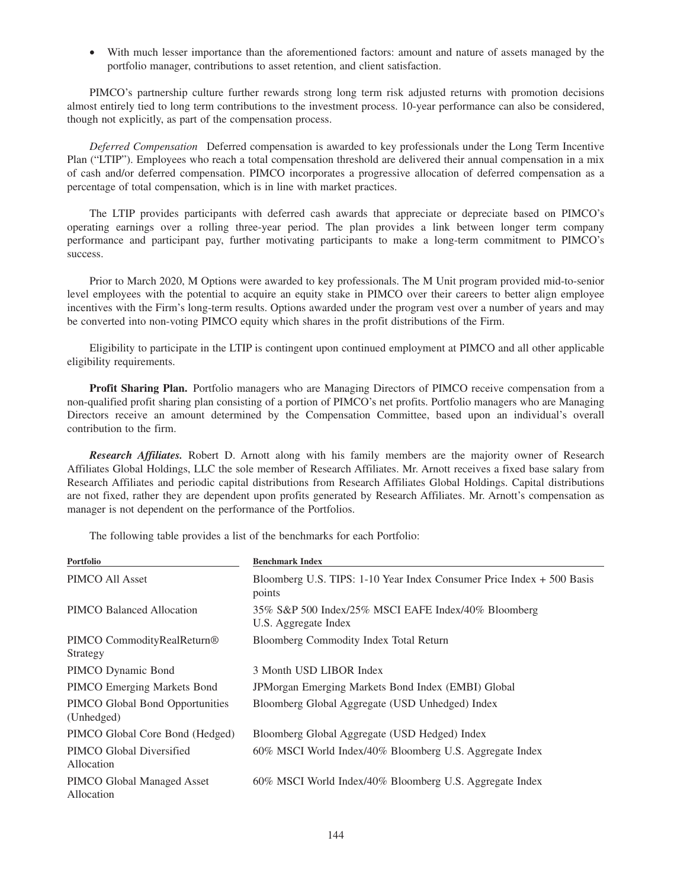- With much lesser importance than the aforementioned factors: amount and nature of assets managed by the portfolio manager, contributions to asset retention, and client satisfaction.

PIMCO's partnership culture further rewards strong long term risk adjusted returns with promotion decisions almost entirely tied to long term contributions to the investment process. 10-year performance can also be considered, though not explicitly, as part of the compensation process.

*Deferred Compensation* Deferred compensation is awarded to key professionals under the Long Term Incentive Plan ("LTIP"). Employees who reach a total compensation threshold are delivered their annual compensation in a mix of cash and/or deferred compensation. PIMCO incorporates a progressive allocation of deferred compensation as a percentage of total compensation, which is in line with market practices.

The LTIP provides participants with deferred cash awards that appreciate or depreciate based on PIMCO's operating earnings over a rolling three-year period. The plan provides a link between longer term company performance and participant pay, further motivating participants to make a long-term commitment to PIMCO's success.

Prior to March 2020, M Options were awarded to key professionals. The M Unit program provided mid-to-senior level employees with the potential to acquire an equity stake in PIMCO over their careers to better align employee incentives with the Firm's long-term results. Options awarded under the program vest over a number of years and may be converted into non-voting PIMCO equity which shares in the profit distributions of the Firm.

Eligibility to participate in the LTIP is contingent upon continued employment at PIMCO and all other applicable eligibility requirements.

**Profit Sharing Plan.** Portfolio managers who are Managing Directors of PIMCO receive compensation from a non-qualified profit sharing plan consisting of a portion of PIMCO's net profits. Portfolio managers who are Managing Directors receive an amount determined by the Compensation Committee, based upon an individual's overall contribution to the firm.

***Research Affiliates.*** Robert D. Arnott along with his family members are the majority owner of Research Affiliates Global Holdings, LLC the sole member of Research Affiliates. Mr. Arnott receives a fixed base salary from Research Affiliates and periodic capital distributions from Research Affiliates Global Holdings. Capital distributions are not fixed, rather they are dependent upon profits generated by Research Affiliates. Mr. Arnott's compensation as manager is not dependent on the performance of the Portfolios.

The following table provides a list of the benchmarks for each Portfolio:

| Portfolio | Benchmark Index |
|---|---|
| PIMCO All Asset | Bloomberg U.S. TIPS: 1-10 Year Index Consumer Price Index + 500 Basis points |
| PIMCO Balanced Allocation | 35% S&P 500 Index/25% MSCI EAFE Index/40% Bloomberg U.S. Aggregate Index |
| PIMCO CommodityRealReturn® Strategy | Bloomberg Commodity Index Total Return |
| PIMCO Dynamic Bond | 3 Month USD LIBOR Index |
| PIMCO Emerging Markets Bond | JPMorgan Emerging Markets Bond Index (EMBI) Global |
| PIMCO Global Bond Opportunities (Unhedged) | Bloomberg Global Aggregate (USD Unhedged) Index |
| PIMCO Global Core Bond (Hedged) | Bloomberg Global Aggregate (USD Hedged) Index |
| PIMCO Global Diversified Allocation | 60% MSCI World Index/40% Bloomberg U.S. Aggregate Index |
| PIMCO Global Managed Asset Allocation | 60% MSCI World Index/40% Bloomberg U.S. Aggregate Index |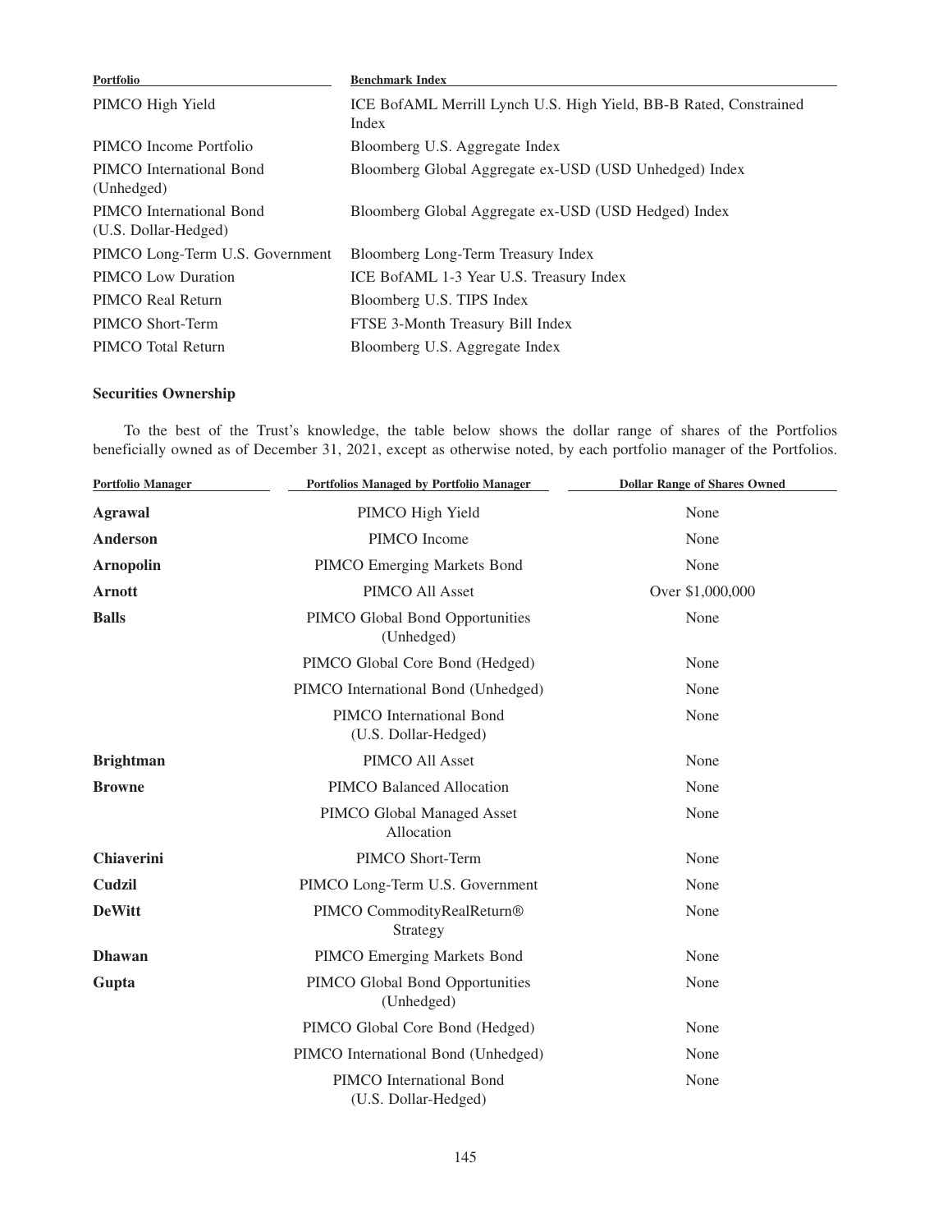| Portfolio | Benchmark Index |
|---|---|
| PIMCO High Yield | ICE BofAML Merrill Lynch U.S. High Yield, BB-B Rated, Constrained Index |
| PIMCO Income Portfolio | Bloomberg U.S. Aggregate Index |
| PIMCO International Bond (Unhedged) | Bloomberg Global Aggregate ex-USD (USD Unhedged) Index |
| PIMCO International Bond (U.S. Dollar-Hedged) | Bloomberg Global Aggregate ex-USD (USD Hedged) Index |
| PIMCO Long-Term U.S. Government | Bloomberg Long-Term Treasury Index |
| PIMCO Low Duration | ICE BofAML 1-3 Year U.S. Treasury Index |
| PIMCO Real Return | Bloomberg U.S. TIPS Index |
| PIMCO Short-Term | FTSE 3-Month Treasury Bill Index |
| PIMCO Total Return | Bloomberg U.S. Aggregate Index |

### Securities Ownership

To the best of the Trust's knowledge, the table below shows the dollar range of shares of the Portfolios beneficially owned as of December 31, 2021, except as otherwise noted, by each portfolio manager of the Portfolios.

| Portfolio Manager | Portfolios Managed by Portfolio Manager | Dollar Range of Shares Owned |
|---|---|---|
| **Agrawal** | PIMCO High Yield | None |
| **Anderson** | PIMCO Income | None |
| **Arnopolin** | PIMCO Emerging Markets Bond | None |
| **Arnott** | PIMCO All Asset | Over $1,000,000 |
| **Balls** | PIMCO Global Bond Opportunities (Unhedged) | None |
| | PIMCO Global Core Bond (Hedged) | None |
| | PIMCO International Bond (Unhedged) | None |
| | PIMCO International Bond (U.S. Dollar-Hedged) | None |
| **Brightman** | PIMCO All Asset | None |
| **Browne** | PIMCO Balanced Allocation | None |
| | PIMCO Global Managed Asset Allocation | None |
| **Chiaverini** | PIMCO Short-Term | None |
| **Cudzil** | PIMCO Long-Term U.S. Government | None |
| **DeWitt** | PIMCO CommodityRealReturn® Strategy | None |
| **Dhawan** | PIMCO Emerging Markets Bond | None |
| **Gupta** | PIMCO Global Bond Opportunities (Unhedged) | None |
| | PIMCO Global Core Bond (Hedged) | None |
| | PIMCO International Bond (Unhedged) | None |
| | PIMCO International Bond (U.S. Dollar-Hedged) | None |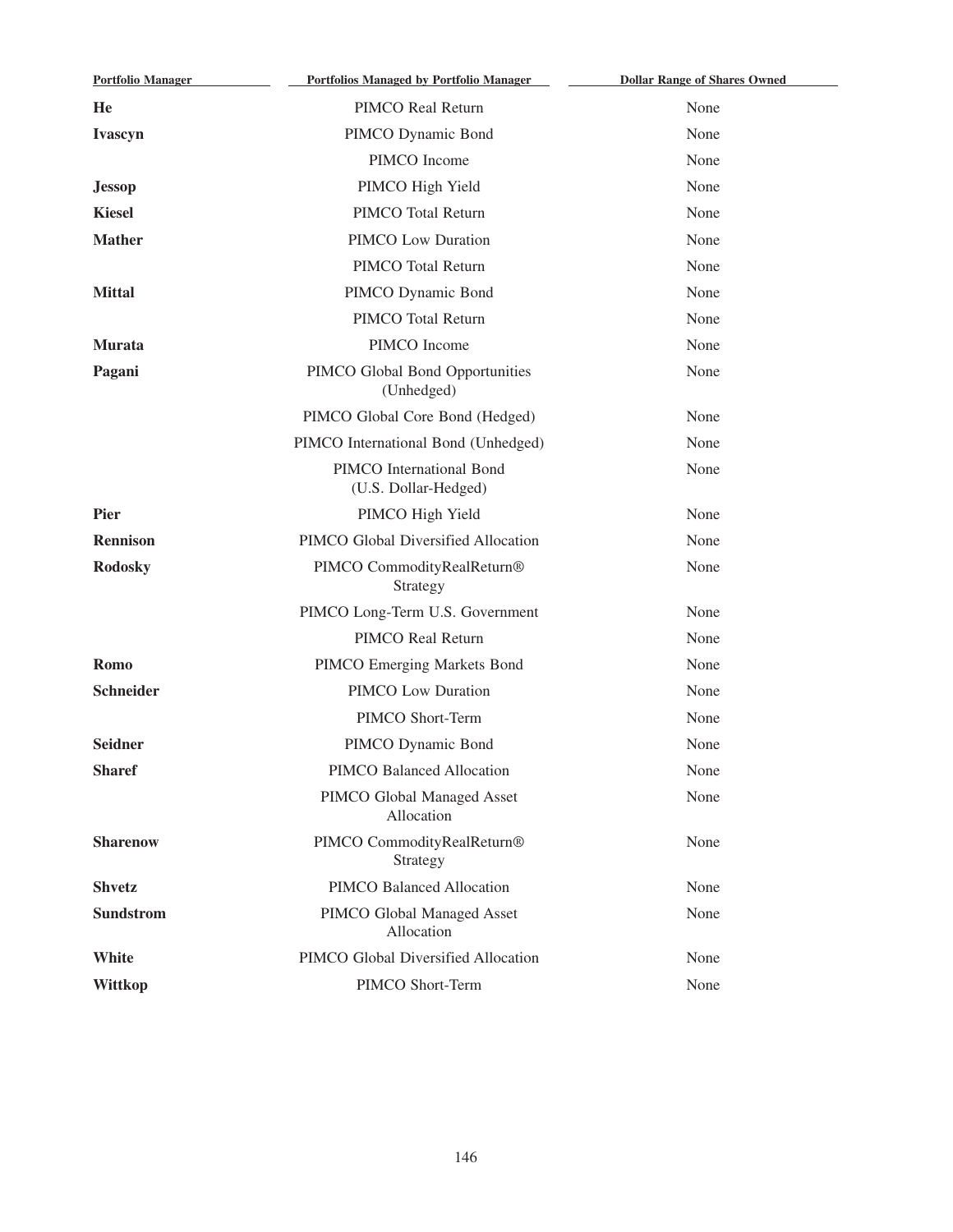| Portfolio Manager | Portfolios Managed by Portfolio Manager | Dollar Range of Shares Owned |
| --- | --- | --- |
| **He** | PIMCO Real Return | None |
| **Ivascyn** | PIMCO Dynamic Bond | None |
| | PIMCO Income | None |
| **Jessop** | PIMCO High Yield | None |
| **Kiesel** | PIMCO Total Return | None |
| **Mather** | PIMCO Low Duration | None |
| | PIMCO Total Return | None |
| **Mittal** | PIMCO Dynamic Bond | None |
| | PIMCO Total Return | None |
| **Murata** | PIMCO Income | None |
| **Pagani** | PIMCO Global Bond Opportunities (Unhedged) | None |
| | PIMCO Global Core Bond (Hedged) | None |
| | PIMCO International Bond (Unhedged) | None |
| | PIMCO International Bond (U.S. Dollar-Hedged) | None |
| **Pier** | PIMCO High Yield | None |
| **Rennison** | PIMCO Global Diversified Allocation | None |
| **Rodosky** | PIMCO CommodityRealReturn® Strategy | None |
| | PIMCO Long-Term U.S. Government | None |
| | PIMCO Real Return | None |
| **Romo** | PIMCO Emerging Markets Bond | None |
| **Schneider** | PIMCO Low Duration | None |
| | PIMCO Short-Term | None |
| **Seidner** | PIMCO Dynamic Bond | None |
| **Sharef** | PIMCO Balanced Allocation | None |
| | PIMCO Global Managed Asset Allocation | None |
| **Sharenow** | PIMCO CommodityRealReturn® Strategy | None |
| **Shvetz** | PIMCO Balanced Allocation | None |
| **Sundstrom** | PIMCO Global Managed Asset Allocation | None |
| **White** | PIMCO Global Diversified Allocation | None |
| **Wittkop** | PIMCO Short-Term | None |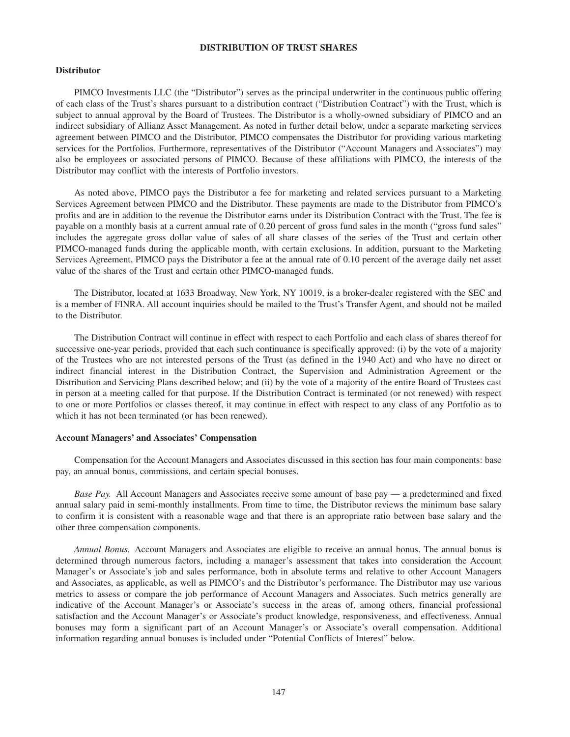## DISTRIBUTION OF TRUST SHARES

### Distributor

PIMCO Investments LLC (the "Distributor") serves as the principal underwriter in the continuous public offering of each class of the Trust's shares pursuant to a distribution contract ("Distribution Contract") with the Trust, which is subject to annual approval by the Board of Trustees. The Distributor is a wholly-owned subsidiary of PIMCO and an indirect subsidiary of Allianz Asset Management. As noted in further detail below, under a separate marketing services agreement between PIMCO and the Distributor, PIMCO compensates the Distributor for providing various marketing services for the Portfolios. Furthermore, representatives of the Distributor ("Account Managers and Associates") may also be employees or associated persons of PIMCO. Because of these affiliations with PIMCO, the interests of the Distributor may conflict with the interests of Portfolio investors.

As noted above, PIMCO pays the Distributor a fee for marketing and related services pursuant to a Marketing Services Agreement between PIMCO and the Distributor. These payments are made to the Distributor from PIMCO's profits and are in addition to the revenue the Distributor earns under its Distribution Contract with the Trust. The fee is payable on a monthly basis at a current annual rate of 0.20 percent of gross fund sales in the month ("gross fund sales" includes the aggregate gross dollar value of sales of all share classes of the series of the Trust and certain other PIMCO-managed funds during the applicable month, with certain exclusions. In addition, pursuant to the Marketing Services Agreement, PIMCO pays the Distributor a fee at the annual rate of 0.10 percent of the average daily net asset value of the shares of the Trust and certain other PIMCO-managed funds.

The Distributor, located at 1633 Broadway, New York, NY 10019, is a broker-dealer registered with the SEC and is a member of FINRA. All account inquiries should be mailed to the Trust's Transfer Agent, and should not be mailed to the Distributor.

The Distribution Contract will continue in effect with respect to each Portfolio and each class of shares thereof for successive one-year periods, provided that each such continuance is specifically approved: (i) by the vote of a majority of the Trustees who are not interested persons of the Trust (as defined in the 1940 Act) and who have no direct or indirect financial interest in the Distribution Contract, the Supervision and Administration Agreement or the Distribution and Servicing Plans described below; and (ii) by the vote of a majority of the entire Board of Trustees cast in person at a meeting called for that purpose. If the Distribution Contract is terminated (or not renewed) with respect to one or more Portfolios or classes thereof, it may continue in effect with respect to any class of any Portfolio as to which it has not been terminated (or has been renewed).

### Account Managers' and Associates' Compensation

Compensation for the Account Managers and Associates discussed in this section has four main components: base pay, an annual bonus, commissions, and certain special bonuses.

*Base Pay.* All Account Managers and Associates receive some amount of base pay — a predetermined and fixed annual salary paid in semi-monthly installments. From time to time, the Distributor reviews the minimum base salary to confirm it is consistent with a reasonable wage and that there is an appropriate ratio between base salary and the other three compensation components.

*Annual Bonus.* Account Managers and Associates are eligible to receive an annual bonus. The annual bonus is determined through numerous factors, including a manager's assessment that takes into consideration the Account Manager's or Associate's job and sales performance, both in absolute terms and relative to other Account Managers and Associates, as applicable, as well as PIMCO's and the Distributor's performance. The Distributor may use various metrics to assess or compare the job performance of Account Managers and Associates. Such metrics generally are indicative of the Account Manager's or Associate's success in the areas of, among others, financial professional satisfaction and the Account Manager's or Associate's product knowledge, responsiveness, and effectiveness. Annual bonuses may form a significant part of an Account Manager's or Associate's overall compensation. Additional information regarding annual bonuses is included under "Potential Conflicts of Interest" below.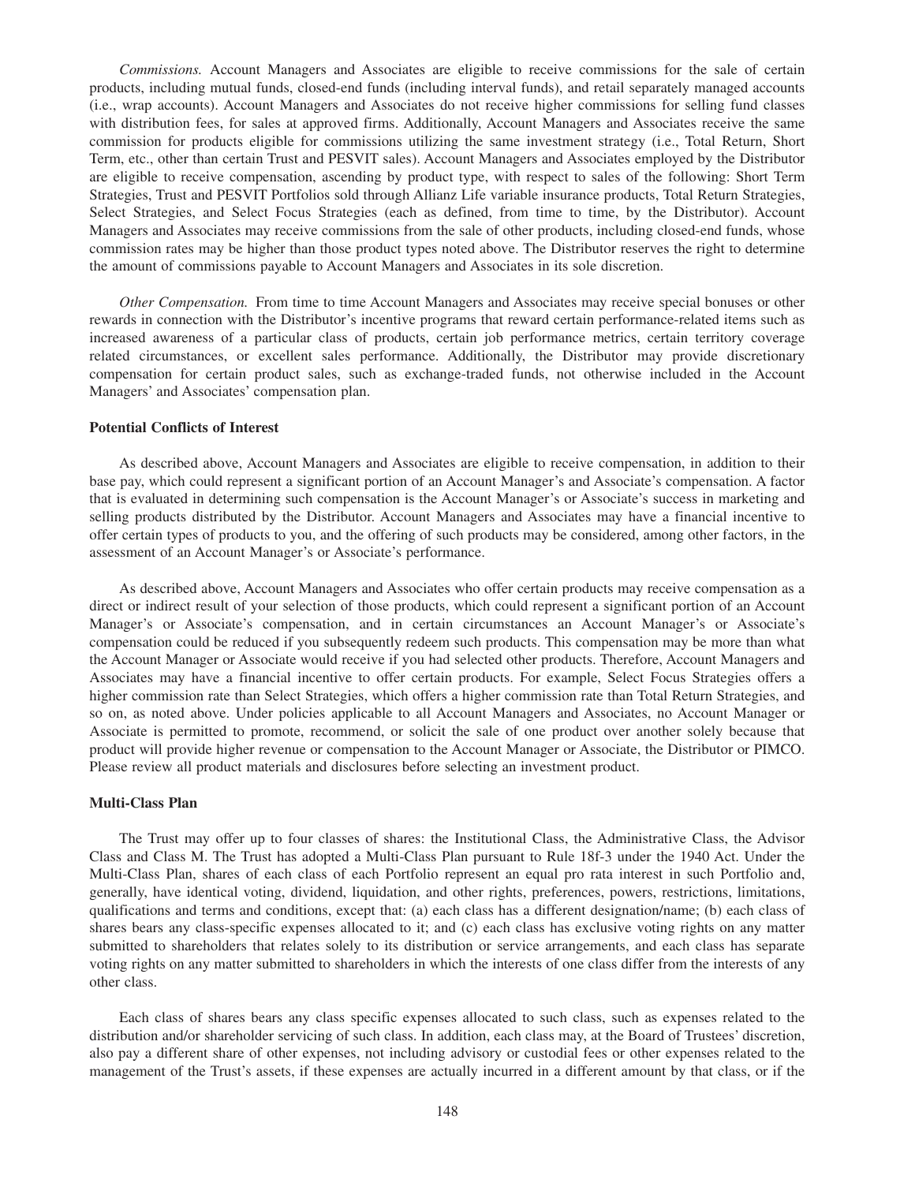*Commissions.* Account Managers and Associates are eligible to receive commissions for the sale of certain products, including mutual funds, closed-end funds (including interval funds), and retail separately managed accounts (i.e., wrap accounts). Account Managers and Associates do not receive higher commissions for selling fund classes with distribution fees, for sales at approved firms. Additionally, Account Managers and Associates receive the same commission for products eligible for commissions utilizing the same investment strategy (i.e., Total Return, Short Term, etc., other than certain Trust and PESVIT sales). Account Managers and Associates employed by the Distributor are eligible to receive compensation, ascending by product type, with respect to sales of the following: Short Term Strategies, Trust and PESVIT Portfolios sold through Allianz Life variable insurance products, Total Return Strategies, Select Strategies, and Select Focus Strategies (each as defined, from time to time, by the Distributor). Account Managers and Associates may receive commissions from the sale of other products, including closed-end funds, whose commission rates may be higher than those product types noted above. The Distributor reserves the right to determine the amount of commissions payable to Account Managers and Associates in its sole discretion.

*Other Compensation.* From time to time Account Managers and Associates may receive special bonuses or other rewards in connection with the Distributor's incentive programs that reward certain performance-related items such as increased awareness of a particular class of products, certain job performance metrics, certain territory coverage related circumstances, or excellent sales performance. Additionally, the Distributor may provide discretionary compensation for certain product sales, such as exchange-traded funds, not otherwise included in the Account Managers' and Associates' compensation plan.

**Potential Conflicts of Interest**

As described above, Account Managers and Associates are eligible to receive compensation, in addition to their base pay, which could represent a significant portion of an Account Manager's and Associate's compensation. A factor that is evaluated in determining such compensation is the Account Manager's or Associate's success in marketing and selling products distributed by the Distributor. Account Managers and Associates may have a financial incentive to offer certain types of products to you, and the offering of such products may be considered, among other factors, in the assessment of an Account Manager's or Associate's performance.

As described above, Account Managers and Associates who offer certain products may receive compensation as a direct or indirect result of your selection of those products, which could represent a significant portion of an Account Manager's or Associate's compensation, and in certain circumstances an Account Manager's or Associate's compensation could be reduced if you subsequently redeem such products. This compensation may be more than what the Account Manager or Associate would receive if you had selected other products. Therefore, Account Managers and Associates may have a financial incentive to offer certain products. For example, Select Focus Strategies offers a higher commission rate than Select Strategies, which offers a higher commission rate than Total Return Strategies, and so on, as noted above. Under policies applicable to all Account Managers and Associates, no Account Manager or Associate is permitted to promote, recommend, or solicit the sale of one product over another solely because that product will provide higher revenue or compensation to the Account Manager or Associate, the Distributor or PIMCO. Please review all product materials and disclosures before selecting an investment product.

**Multi-Class Plan**

The Trust may offer up to four classes of shares: the Institutional Class, the Administrative Class, the Advisor Class and Class M. The Trust has adopted a Multi-Class Plan pursuant to Rule 18f-3 under the 1940 Act. Under the Multi-Class Plan, shares of each class of each Portfolio represent an equal pro rata interest in such Portfolio and, generally, have identical voting, dividend, liquidation, and other rights, preferences, powers, restrictions, limitations, qualifications and terms and conditions, except that: (a) each class has a different designation/name; (b) each class of shares bears any class-specific expenses allocated to it; and (c) each class has exclusive voting rights on any matter submitted to shareholders that relates solely to its distribution or service arrangements, and each class has separate voting rights on any matter submitted to shareholders in which the interests of one class differ from the interests of any other class.

Each class of shares bears any class specific expenses allocated to such class, such as expenses related to the distribution and/or shareholder servicing of such class. In addition, each class may, at the Board of Trustees' discretion, also pay a different share of other expenses, not including advisory or custodial fees or other expenses related to the management of the Trust's assets, if these expenses are actually incurred in a different amount by that class, or if the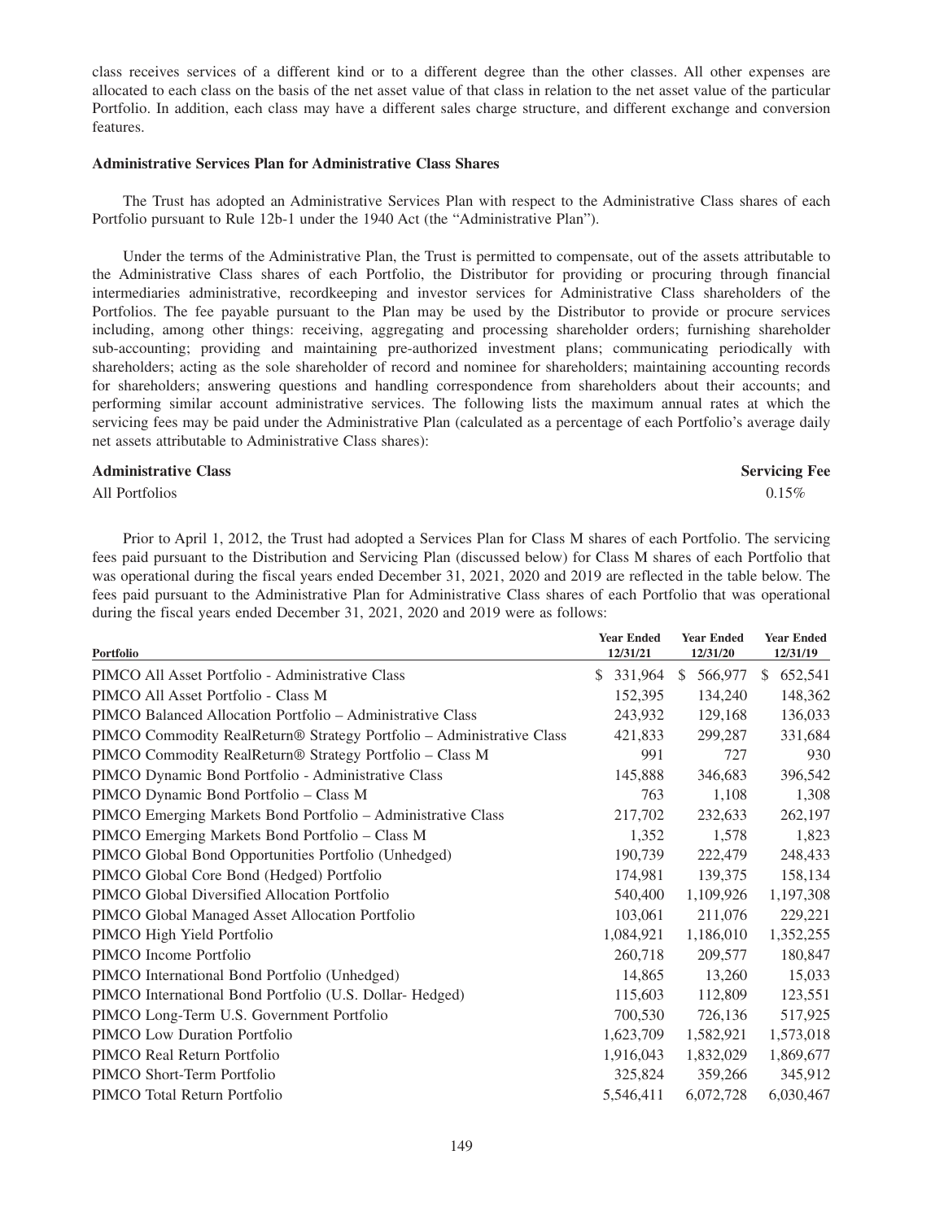class receives services of a different kind or to a different degree than the other classes. All other expenses are allocated to each class on the basis of the net asset value of that class in relation to the net asset value of the particular Portfolio. In addition, each class may have a different sales charge structure, and different exchange and conversion features.

### Administrative Services Plan for Administrative Class Shares

The Trust has adopted an Administrative Services Plan with respect to the Administrative Class shares of each Portfolio pursuant to Rule 12b-1 under the 1940 Act (the "Administrative Plan").

Under the terms of the Administrative Plan, the Trust is permitted to compensate, out of the assets attributable to the Administrative Class shares of each Portfolio, the Distributor for providing or procuring through financial intermediaries administrative, recordkeeping and investor services for Administrative Class shareholders of the Portfolios. The fee payable pursuant to the Plan may be used by the Distributor to provide or procure services including, among other things: receiving, aggregating and processing shareholder orders; furnishing shareholder sub-accounting; providing and maintaining pre-authorized investment plans; communicating periodically with shareholders; acting as the sole shareholder of record and nominee for shareholders; maintaining accounting records for shareholders; answering questions and handling correspondence from shareholders about their accounts; and performing similar account administrative services. The following lists the maximum annual rates at which the servicing fees may be paid under the Administrative Plan (calculated as a percentage of each Portfolio's average daily net assets attributable to Administrative Class shares):

| Administrative Class | Servicing Fee |
|---|---|
| All Portfolios | 0.15% |

Prior to April 1, 2012, the Trust had adopted a Services Plan for Class M shares of each Portfolio. The servicing fees paid pursuant to the Distribution and Servicing Plan (discussed below) for Class M shares of each Portfolio that was operational during the fiscal years ended December 31, 2021, 2020 and 2019 are reflected in the table below. The fees paid pursuant to the Administrative Plan for Administrative Class shares of each Portfolio that was operational during the fiscal years ended December 31, 2021, 2020 and 2019 were as follows:

| Portfolio | Year Ended 12/31/21 | Year Ended 12/31/20 | Year Ended 12/31/19 |
|---|---|---|---|
| PIMCO All Asset Portfolio - Administrative Class | $ 331,964 | $ 566,977 | $ 652,541 |
| PIMCO All Asset Portfolio - Class M | 152,395 | 134,240 | 148,362 |
| PIMCO Balanced Allocation Portfolio – Administrative Class | 243,932 | 129,168 | 136,033 |
| PIMCO Commodity RealReturn® Strategy Portfolio – Administrative Class | 421,833 | 299,287 | 331,684 |
| PIMCO Commodity RealReturn® Strategy Portfolio – Class M | 991 | 727 | 930 |
| PIMCO Dynamic Bond Portfolio - Administrative Class | 145,888 | 346,683 | 396,542 |
| PIMCO Dynamic Bond Portfolio – Class M | 763 | 1,108 | 1,308 |
| PIMCO Emerging Markets Bond Portfolio – Administrative Class | 217,702 | 232,633 | 262,197 |
| PIMCO Emerging Markets Bond Portfolio – Class M | 1,352 | 1,578 | 1,823 |
| PIMCO Global Bond Opportunities Portfolio (Unhedged) | 190,739 | 222,479 | 248,433 |
| PIMCO Global Core Bond (Hedged) Portfolio | 174,981 | 139,375 | 158,134 |
| PIMCO Global Diversified Allocation Portfolio | 540,400 | 1,109,926 | 1,197,308 |
| PIMCO Global Managed Asset Allocation Portfolio | 103,061 | 211,076 | 229,221 |
| PIMCO High Yield Portfolio | 1,084,921 | 1,186,010 | 1,352,255 |
| PIMCO Income Portfolio | 260,718 | 209,577 | 180,847 |
| PIMCO International Bond Portfolio (Unhedged) | 14,865 | 13,260 | 15,033 |
| PIMCO International Bond Portfolio (U.S. Dollar- Hedged) | 115,603 | 112,809 | 123,551 |
| PIMCO Long-Term U.S. Government Portfolio | 700,530 | 726,136 | 517,925 |
| PIMCO Low Duration Portfolio | 1,623,709 | 1,582,921 | 1,573,018 |
| PIMCO Real Return Portfolio | 1,916,043 | 1,832,029 | 1,869,677 |
| PIMCO Short-Term Portfolio | 325,824 | 359,266 | 345,912 |
| PIMCO Total Return Portfolio | 5,546,411 | 6,072,728 | 6,030,467 |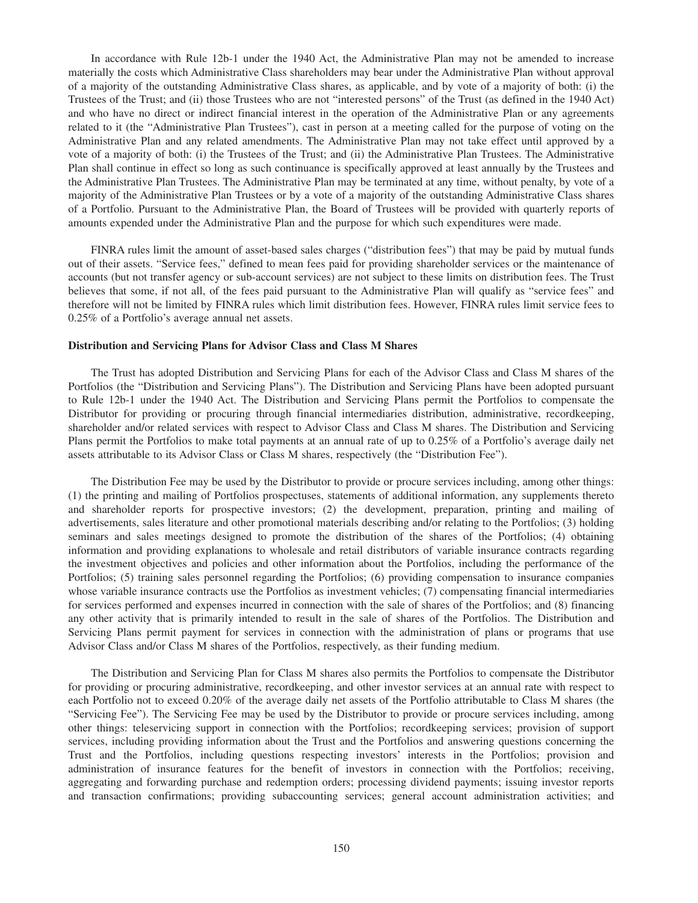In accordance with Rule 12b-1 under the 1940 Act, the Administrative Plan may not be amended to increase materially the costs which Administrative Class shareholders may bear under the Administrative Plan without approval of a majority of the outstanding Administrative Class shares, as applicable, and by vote of a majority of both: (i) the Trustees of the Trust; and (ii) those Trustees who are not "interested persons" of the Trust (as defined in the 1940 Act) and who have no direct or indirect financial interest in the operation of the Administrative Plan or any agreements related to it (the "Administrative Plan Trustees"), cast in person at a meeting called for the purpose of voting on the Administrative Plan and any related amendments. The Administrative Plan may not take effect until approved by a vote of a majority of both: (i) the Trustees of the Trust; and (ii) the Administrative Plan Trustees. The Administrative Plan shall continue in effect so long as such continuance is specifically approved at least annually by the Trustees and the Administrative Plan Trustees. The Administrative Plan may be terminated at any time, without penalty, by vote of a majority of the Administrative Plan Trustees or by a vote of a majority of the outstanding Administrative Class shares of a Portfolio. Pursuant to the Administrative Plan, the Board of Trustees will be provided with quarterly reports of amounts expended under the Administrative Plan and the purpose for which such expenditures were made.

FINRA rules limit the amount of asset-based sales charges ("distribution fees") that may be paid by mutual funds out of their assets. "Service fees," defined to mean fees paid for providing shareholder services or the maintenance of accounts (but not transfer agency or sub-account services) are not subject to these limits on distribution fees. The Trust believes that some, if not all, of the fees paid pursuant to the Administrative Plan will qualify as "service fees" and therefore will not be limited by FINRA rules which limit distribution fees. However, FINRA rules limit service fees to 0.25% of a Portfolio's average annual net assets.

**Distribution and Servicing Plans for Advisor Class and Class M Shares**

The Trust has adopted Distribution and Servicing Plans for each of the Advisor Class and Class M shares of the Portfolios (the "Distribution and Servicing Plans"). The Distribution and Servicing Plans have been adopted pursuant to Rule 12b-1 under the 1940 Act. The Distribution and Servicing Plans permit the Portfolios to compensate the Distributor for providing or procuring through financial intermediaries distribution, administrative, recordkeeping, shareholder and/or related services with respect to Advisor Class and Class M shares. The Distribution and Servicing Plans permit the Portfolios to make total payments at an annual rate of up to 0.25% of a Portfolio's average daily net assets attributable to its Advisor Class or Class M shares, respectively (the "Distribution Fee").

The Distribution Fee may be used by the Distributor to provide or procure services including, among other things: (1) the printing and mailing of Portfolios prospectuses, statements of additional information, any supplements thereto and shareholder reports for prospective investors; (2) the development, preparation, printing and mailing of advertisements, sales literature and other promotional materials describing and/or relating to the Portfolios; (3) holding seminars and sales meetings designed to promote the distribution of the shares of the Portfolios; (4) obtaining information and providing explanations to wholesale and retail distributors of variable insurance contracts regarding the investment objectives and policies and other information about the Portfolios, including the performance of the Portfolios; (5) training sales personnel regarding the Portfolios; (6) providing compensation to insurance companies whose variable insurance contracts use the Portfolios as investment vehicles; (7) compensating financial intermediaries for services performed and expenses incurred in connection with the sale of shares of the Portfolios; and (8) financing any other activity that is primarily intended to result in the sale of shares of the Portfolios. The Distribution and Servicing Plans permit payment for services in connection with the administration of plans or programs that use Advisor Class and/or Class M shares of the Portfolios, respectively, as their funding medium.

The Distribution and Servicing Plan for Class M shares also permits the Portfolios to compensate the Distributor for providing or procuring administrative, recordkeeping, and other investor services at an annual rate with respect to each Portfolio not to exceed 0.20% of the average daily net assets of the Portfolio attributable to Class M shares (the "Servicing Fee"). The Servicing Fee may be used by the Distributor to provide or procure services including, among other things: teleservicing support in connection with the Portfolios; recordkeeping services; provision of support services, including providing information about the Trust and the Portfolios and answering questions concerning the Trust and the Portfolios, including questions respecting investors' interests in the Portfolios; provision and administration of insurance features for the benefit of investors in connection with the Portfolios; receiving, aggregating and forwarding purchase and redemption orders; processing dividend payments; issuing investor reports and transaction confirmations; providing subaccounting services; general account administration activities; and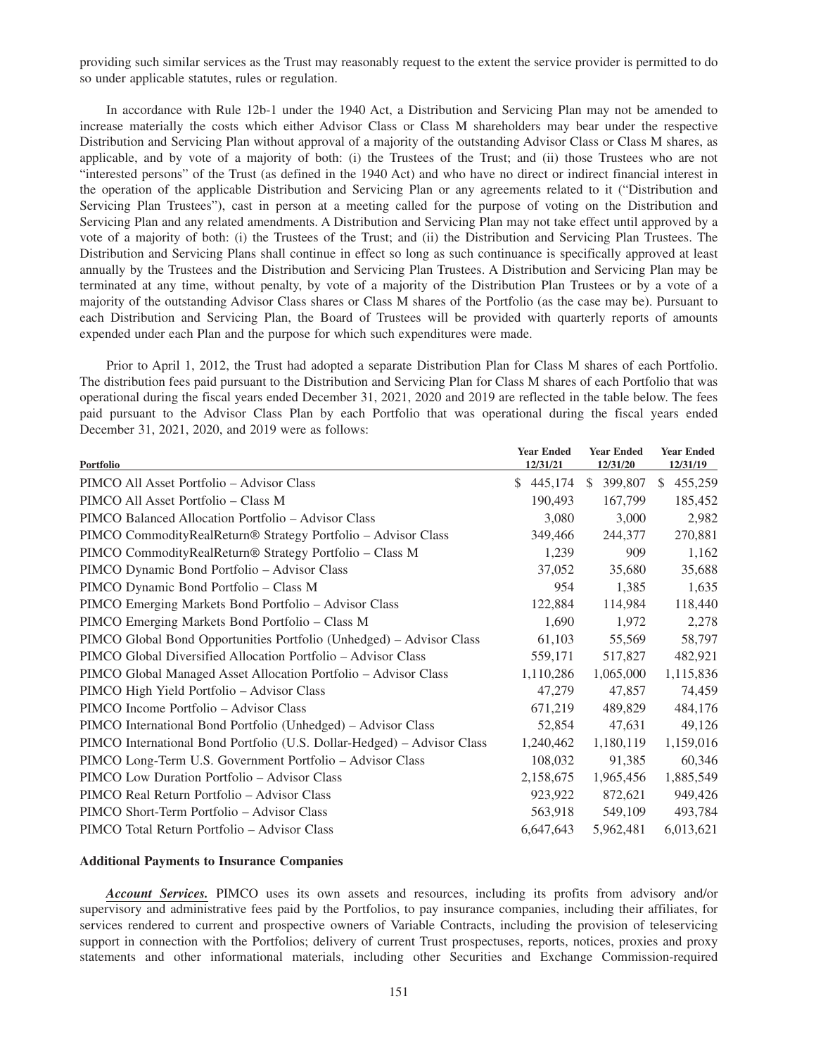providing such similar services as the Trust may reasonably request to the extent the service provider is permitted to do so under applicable statutes, rules or regulation.

In accordance with Rule 12b-1 under the 1940 Act, a Distribution and Servicing Plan may not be amended to increase materially the costs which either Advisor Class or Class M shareholders may bear under the respective Distribution and Servicing Plan without approval of a majority of the outstanding Advisor Class or Class M shares, as applicable, and by vote of a majority of both: (i) the Trustees of the Trust; and (ii) those Trustees who are not "interested persons" of the Trust (as defined in the 1940 Act) and who have no direct or indirect financial interest in the operation of the applicable Distribution and Servicing Plan or any agreements related to it ("Distribution and Servicing Plan Trustees"), cast in person at a meeting called for the purpose of voting on the Distribution and Servicing Plan and any related amendments. A Distribution and Servicing Plan may not take effect until approved by a vote of a majority of both: (i) the Trustees of the Trust; and (ii) the Distribution and Servicing Plan Trustees. The Distribution and Servicing Plans shall continue in effect so long as such continuance is specifically approved at least annually by the Trustees and the Distribution and Servicing Plan Trustees. A Distribution and Servicing Plan may be terminated at any time, without penalty, by vote of a majority of the Distribution Plan Trustees or by a vote of a majority of the outstanding Advisor Class shares or Class M shares of the Portfolio (as the case may be). Pursuant to each Distribution and Servicing Plan, the Board of Trustees will be provided with quarterly reports of amounts expended under each Plan and the purpose for which such expenditures were made.

Prior to April 1, 2012, the Trust had adopted a separate Distribution Plan for Class M shares of each Portfolio. The distribution fees paid pursuant to the Distribution and Servicing Plan for Class M shares of each Portfolio that was operational during the fiscal years ended December 31, 2021, 2020 and 2019 are reflected in the table below. The fees paid pursuant to the Advisor Class Plan by each Portfolio that was operational during the fiscal years ended December 31, 2021, 2020, and 2019 were as follows:

| Portfolio | Year Ended 12/31/21 | Year Ended 12/31/20 | Year Ended 12/31/19 |
|---|---|---|---|
| PIMCO All Asset Portfolio – Advisor Class | $ 445,174 | $ 399,807 | $ 455,259 |
| PIMCO All Asset Portfolio – Class M | 190,493 | 167,799 | 185,452 |
| PIMCO Balanced Allocation Portfolio – Advisor Class | 3,080 | 3,000 | 2,982 |
| PIMCO CommodityRealReturn® Strategy Portfolio – Advisor Class | 349,466 | 244,377 | 270,881 |
| PIMCO CommodityRealReturn® Strategy Portfolio – Class M | 1,239 | 909 | 1,162 |
| PIMCO Dynamic Bond Portfolio – Advisor Class | 37,052 | 35,680 | 35,688 |
| PIMCO Dynamic Bond Portfolio – Class M | 954 | 1,385 | 1,635 |
| PIMCO Emerging Markets Bond Portfolio – Advisor Class | 122,884 | 114,984 | 118,440 |
| PIMCO Emerging Markets Bond Portfolio – Class M | 1,690 | 1,972 | 2,278 |
| PIMCO Global Bond Opportunities Portfolio (Unhedged) – Advisor Class | 61,103 | 55,569 | 58,797 |
| PIMCO Global Diversified Allocation Portfolio – Advisor Class | 559,171 | 517,827 | 482,921 |
| PIMCO Global Managed Asset Allocation Portfolio – Advisor Class | 1,110,286 | 1,065,000 | 1,115,836 |
| PIMCO High Yield Portfolio – Advisor Class | 47,279 | 47,857 | 74,459 |
| PIMCO Income Portfolio – Advisor Class | 671,219 | 489,829 | 484,176 |
| PIMCO International Bond Portfolio (Unhedged) – Advisor Class | 52,854 | 47,631 | 49,126 |
| PIMCO International Bond Portfolio (U.S. Dollar-Hedged) – Advisor Class | 1,240,462 | 1,180,119 | 1,159,016 |
| PIMCO Long-Term U.S. Government Portfolio – Advisor Class | 108,032 | 91,385 | 60,346 |
| PIMCO Low Duration Portfolio – Advisor Class | 2,158,675 | 1,965,456 | 1,885,549 |
| PIMCO Real Return Portfolio – Advisor Class | 923,922 | 872,621 | 949,426 |
| PIMCO Short-Term Portfolio – Advisor Class | 563,918 | 549,109 | 493,784 |
| PIMCO Total Return Portfolio – Advisor Class | 6,647,643 | 5,962,481 | 6,013,621 |

### Additional Payments to Insurance Companies

***Account Services.*** PIMCO uses its own assets and resources, including its profits from advisory and/or supervisory and administrative fees paid by the Portfolios, to pay insurance companies, including their affiliates, for services rendered to current and prospective owners of Variable Contracts, including the provision of teleservicing support in connection with the Portfolios; delivery of current Trust prospectuses, reports, notices, proxies and proxy statements and other informational materials, including other Securities and Exchange Commission-required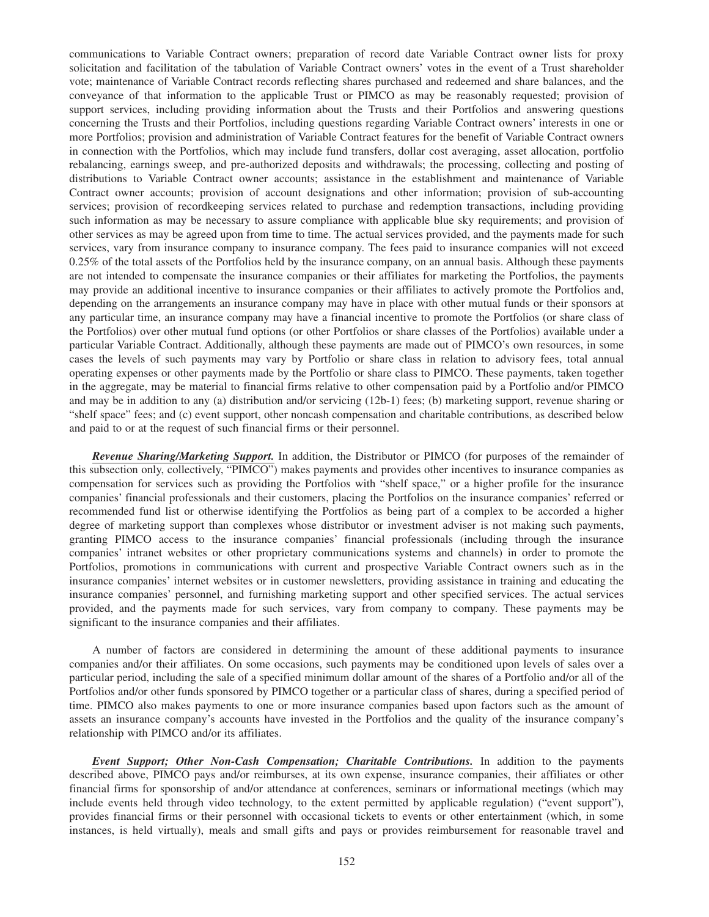communications to Variable Contract owners; preparation of record date Variable Contract owner lists for proxy solicitation and facilitation of the tabulation of Variable Contract owners' votes in the event of a Trust shareholder vote; maintenance of Variable Contract records reflecting shares purchased and redeemed and share balances, and the conveyance of that information to the applicable Trust or PIMCO as may be reasonably requested; provision of support services, including providing information about the Trusts and their Portfolios and answering questions concerning the Trusts and their Portfolios, including questions regarding Variable Contract owners' interests in one or more Portfolios; provision and administration of Variable Contract features for the benefit of Variable Contract owners in connection with the Portfolios, which may include fund transfers, dollar cost averaging, asset allocation, portfolio rebalancing, earnings sweep, and pre-authorized deposits and withdrawals; the processing, collecting and posting of distributions to Variable Contract owner accounts; assistance in the establishment and maintenance of Variable Contract owner accounts; provision of account designations and other information; provision of sub-accounting services; provision of recordkeeping services related to purchase and redemption transactions, including providing such information as may be necessary to assure compliance with applicable blue sky requirements; and provision of other services as may be agreed upon from time to time. The actual services provided, and the payments made for such services, vary from insurance company to insurance company. The fees paid to insurance companies will not exceed 0.25% of the total assets of the Portfolios held by the insurance company, on an annual basis. Although these payments are not intended to compensate the insurance companies or their affiliates for marketing the Portfolios, the payments may provide an additional incentive to insurance companies or their affiliates to actively promote the Portfolios and, depending on the arrangements an insurance company may have in place with other mutual funds or their sponsors at any particular time, an insurance company may have a financial incentive to promote the Portfolios (or share class of the Portfolios) over other mutual fund options (or other Portfolios or share classes of the Portfolios) available under a particular Variable Contract. Additionally, although these payments are made out of PIMCO's own resources, in some cases the levels of such payments may vary by Portfolio or share class in relation to advisory fees, total annual operating expenses or other payments made by the Portfolio or share class to PIMCO. These payments, taken together in the aggregate, may be material to financial firms relative to other compensation paid by a Portfolio and/or PIMCO and may be in addition to any (a) distribution and/or servicing (12b-1) fees; (b) marketing support, revenue sharing or "shelf space" fees; and (c) event support, other noncash compensation and charitable contributions, as described below and paid to or at the request of such financial firms or their personnel.

***Revenue Sharing/Marketing Support.*** In addition, the Distributor or PIMCO (for purposes of the remainder of this subsection only, collectively, "PIMCO") makes payments and provides other incentives to insurance companies as compensation for services such as providing the Portfolios with "shelf space," or a higher profile for the insurance companies' financial professionals and their customers, placing the Portfolios on the insurance companies' referred or recommended fund list or otherwise identifying the Portfolios as being part of a complex to be accorded a higher degree of marketing support than complexes whose distributor or investment adviser is not making such payments, granting PIMCO access to the insurance companies' financial professionals (including through the insurance companies' intranet websites or other proprietary communications systems and channels) in order to promote the Portfolios, promotions in communications with current and prospective Variable Contract owners such as in the insurance companies' internet websites or in customer newsletters, providing assistance in training and educating the insurance companies' personnel, and furnishing marketing support and other specified services. The actual services provided, and the payments made for such services, vary from company to company. These payments may be significant to the insurance companies and their affiliates.

A number of factors are considered in determining the amount of these additional payments to insurance companies and/or their affiliates. On some occasions, such payments may be conditioned upon levels of sales over a particular period, including the sale of a specified minimum dollar amount of the shares of a Portfolio and/or all of the Portfolios and/or other funds sponsored by PIMCO together or a particular class of shares, during a specified period of time. PIMCO also makes payments to one or more insurance companies based upon factors such as the amount of assets an insurance company's accounts have invested in the Portfolios and the quality of the insurance company's relationship with PIMCO and/or its affiliates.

***Event Support; Other Non-Cash Compensation; Charitable Contributions.*** In addition to the payments described above, PIMCO pays and/or reimburses, at its own expense, insurance companies, their affiliates or other financial firms for sponsorship of and/or attendance at conferences, seminars or informational meetings (which may include events held through video technology, to the extent permitted by applicable regulation) ("event support"), provides financial firms or their personnel with occasional tickets to events or other entertainment (which, in some instances, is held virtually), meals and small gifts and pays or provides reimbursement for reasonable travel and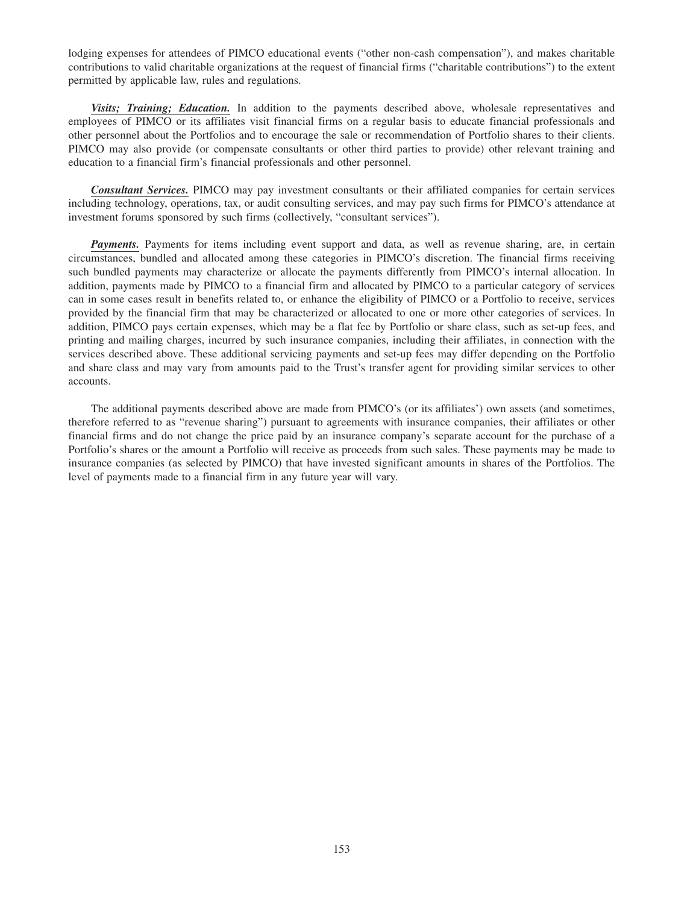lodging expenses for attendees of PIMCO educational events ("other non-cash compensation"), and makes charitable contributions to valid charitable organizations at the request of financial firms ("charitable contributions") to the extent permitted by applicable law, rules and regulations.

***Visits; Training; Education.*** In addition to the payments described above, wholesale representatives and employees of PIMCO or its affiliates visit financial firms on a regular basis to educate financial professionals and other personnel about the Portfolios and to encourage the sale or recommendation of Portfolio shares to their clients. PIMCO may also provide (or compensate consultants or other third parties to provide) other relevant training and education to a financial firm's financial professionals and other personnel.

***Consultant Services.*** PIMCO may pay investment consultants or their affiliated companies for certain services including technology, operations, tax, or audit consulting services, and may pay such firms for PIMCO's attendance at investment forums sponsored by such firms (collectively, "consultant services").

***Payments.*** Payments for items including event support and data, as well as revenue sharing, are, in certain circumstances, bundled and allocated among these categories in PIMCO's discretion. The financial firms receiving such bundled payments may characterize or allocate the payments differently from PIMCO's internal allocation. In addition, payments made by PIMCO to a financial firm and allocated by PIMCO to a particular category of services can in some cases result in benefits related to, or enhance the eligibility of PIMCO or a Portfolio to receive, services provided by the financial firm that may be characterized or allocated to one or more other categories of services. In addition, PIMCO pays certain expenses, which may be a flat fee by Portfolio or share class, such as set-up fees, and printing and mailing charges, incurred by such insurance companies, including their affiliates, in connection with the services described above. These additional servicing payments and set-up fees may differ depending on the Portfolio and share class and may vary from amounts paid to the Trust's transfer agent for providing similar services to other accounts.

The additional payments described above are made from PIMCO's (or its affiliates') own assets (and sometimes, therefore referred to as "revenue sharing") pursuant to agreements with insurance companies, their affiliates or other financial firms and do not change the price paid by an insurance company's separate account for the purchase of a Portfolio's shares or the amount a Portfolio will receive as proceeds from such sales. These payments may be made to insurance companies (as selected by PIMCO) that have invested significant amounts in shares of the Portfolios. The level of payments made to a financial firm in any future year will vary.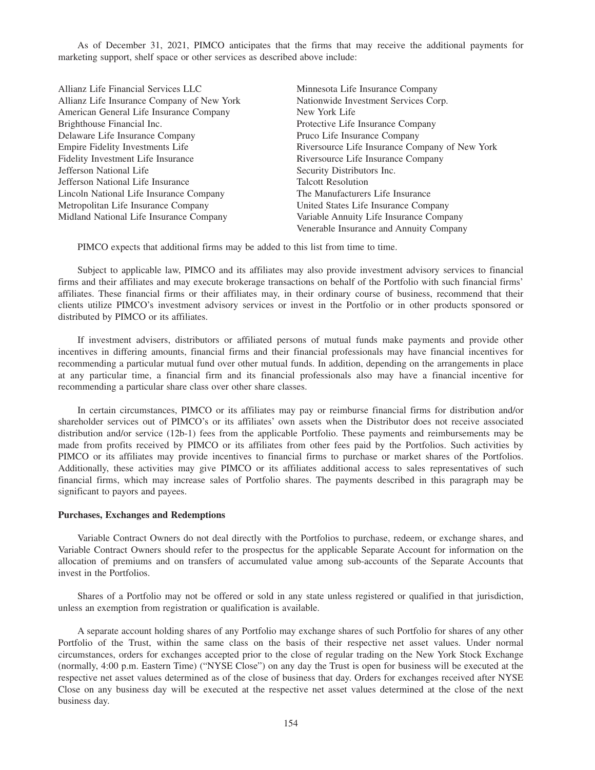As of December 31, 2021, PIMCO anticipates that the firms that may receive the additional payments for marketing support, shelf space or other services as described above include:

Allianz Life Financial Services LLC
Allianz Life Insurance Company of New York
American General Life Insurance Company
Brighthouse Financial Inc.
Delaware Life Insurance Company
Empire Fidelity Investments Life
Fidelity Investment Life Insurance
Jefferson National Life
Jefferson National Life Insurance
Lincoln National Life Insurance Company
Metropolitan Life Insurance Company
Midland National Life Insurance Company
Minnesota Life Insurance Company
Nationwide Investment Services Corp.
New York Life
Protective Life Insurance Company
Pruco Life Insurance Company
Riversource Life Insurance Company of New York
Riversource Life Insurance Company
Security Distributors Inc.
Talcott Resolution
The Manufacturers Life Insurance
United States Life Insurance Company
Variable Annuity Life Insurance Company
Venerable Insurance and Annuity Company

PIMCO expects that additional firms may be added to this list from time to time.

Subject to applicable law, PIMCO and its affiliates may also provide investment advisory services to financial firms and their affiliates and may execute brokerage transactions on behalf of the Portfolio with such financial firms' affiliates. These financial firms or their affiliates may, in their ordinary course of business, recommend that their clients utilize PIMCO's investment advisory services or invest in the Portfolio or in other products sponsored or distributed by PIMCO or its affiliates.

If investment advisers, distributors or affiliated persons of mutual funds make payments and provide other incentives in differing amounts, financial firms and their financial professionals may have financial incentives for recommending a particular mutual fund over other mutual funds. In addition, depending on the arrangements in place at any particular time, a financial firm and its financial professionals also may have a financial incentive for recommending a particular share class over other share classes.

In certain circumstances, PIMCO or its affiliates may pay or reimburse financial firms for distribution and/or shareholder services out of PIMCO's or its affiliates' own assets when the Distributor does not receive associated distribution and/or service (12b-1) fees from the applicable Portfolio. These payments and reimbursements may be made from profits received by PIMCO or its affiliates from other fees paid by the Portfolios. Such activities by PIMCO or its affiliates may provide incentives to financial firms to purchase or market shares of the Portfolios. Additionally, these activities may give PIMCO or its affiliates additional access to sales representatives of such financial firms, which may increase sales of Portfolio shares. The payments described in this paragraph may be significant to payors and payees.

**Purchases, Exchanges and Redemptions**

Variable Contract Owners do not deal directly with the Portfolios to purchase, redeem, or exchange shares, and Variable Contract Owners should refer to the prospectus for the applicable Separate Account for information on the allocation of premiums and on transfers of accumulated value among sub-accounts of the Separate Accounts that invest in the Portfolios.

Shares of a Portfolio may not be offered or sold in any state unless registered or qualified in that jurisdiction, unless an exemption from registration or qualification is available.

A separate account holding shares of any Portfolio may exchange shares of such Portfolio for shares of any other Portfolio of the Trust, within the same class on the basis of their respective net asset values. Under normal circumstances, orders for exchanges accepted prior to the close of regular trading on the New York Stock Exchange (normally, 4:00 p.m. Eastern Time) ("NYSE Close") on any day the Trust is open for business will be executed at the respective net asset values determined as of the close of business that day. Orders for exchanges received after NYSE Close on any business day will be executed at the respective net asset values determined at the close of the next business day.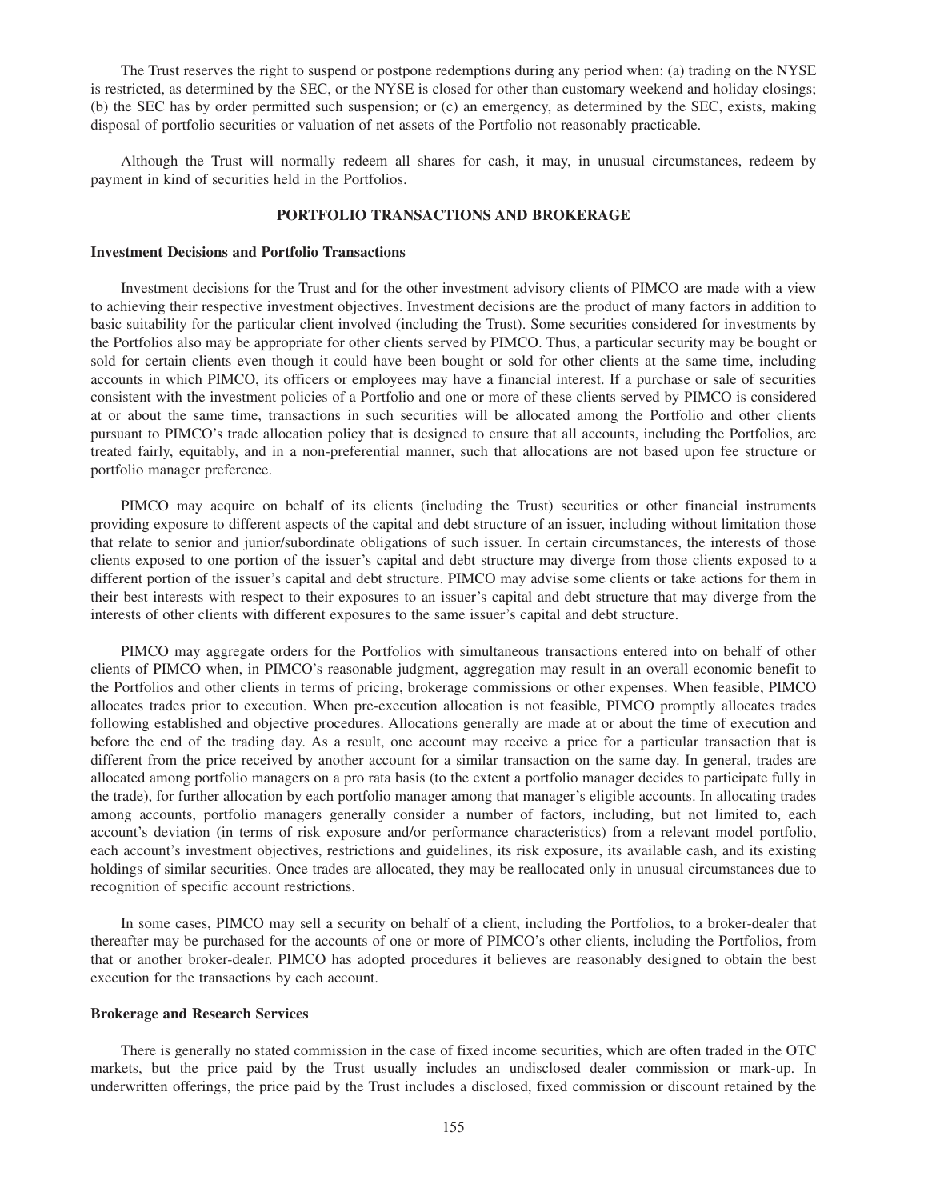The Trust reserves the right to suspend or postpone redemptions during any period when: (a) trading on the NYSE is restricted, as determined by the SEC, or the NYSE is closed for other than customary weekend and holiday closings; (b) the SEC has by order permitted such suspension; or (c) an emergency, as determined by the SEC, exists, making disposal of portfolio securities or valuation of net assets of the Portfolio not reasonably practicable.

Although the Trust will normally redeem all shares for cash, it may, in unusual circumstances, redeem by payment in kind of securities held in the Portfolios.

## PORTFOLIO TRANSACTIONS AND BROKERAGE

### Investment Decisions and Portfolio Transactions

Investment decisions for the Trust and for the other investment advisory clients of PIMCO are made with a view to achieving their respective investment objectives. Investment decisions are the product of many factors in addition to basic suitability for the particular client involved (including the Trust). Some securities considered for investments by the Portfolios also may be appropriate for other clients served by PIMCO. Thus, a particular security may be bought or sold for certain clients even though it could have been bought or sold for other clients at the same time, including accounts in which PIMCO, its officers or employees may have a financial interest. If a purchase or sale of securities consistent with the investment policies of a Portfolio and one or more of these clients served by PIMCO is considered at or about the same time, transactions in such securities will be allocated among the Portfolio and other clients pursuant to PIMCO's trade allocation policy that is designed to ensure that all accounts, including the Portfolios, are treated fairly, equitably, and in a non-preferential manner, such that allocations are not based upon fee structure or portfolio manager preference.

PIMCO may acquire on behalf of its clients (including the Trust) securities or other financial instruments providing exposure to different aspects of the capital and debt structure of an issuer, including without limitation those that relate to senior and junior/subordinate obligations of such issuer. In certain circumstances, the interests of those clients exposed to one portion of the issuer's capital and debt structure may diverge from those clients exposed to a different portion of the issuer's capital and debt structure. PIMCO may advise some clients or take actions for them in their best interests with respect to their exposures to an issuer's capital and debt structure that may diverge from the interests of other clients with different exposures to the same issuer's capital and debt structure.

PIMCO may aggregate orders for the Portfolios with simultaneous transactions entered into on behalf of other clients of PIMCO when, in PIMCO's reasonable judgment, aggregation may result in an overall economic benefit to the Portfolios and other clients in terms of pricing, brokerage commissions or other expenses. When feasible, PIMCO allocates trades prior to execution. When pre-execution allocation is not feasible, PIMCO promptly allocates trades following established and objective procedures. Allocations generally are made at or about the time of execution and before the end of the trading day. As a result, one account may receive a price for a particular transaction that is different from the price received by another account for a similar transaction on the same day. In general, trades are allocated among portfolio managers on a pro rata basis (to the extent a portfolio manager decides to participate fully in the trade), for further allocation by each portfolio manager among that manager's eligible accounts. In allocating trades among accounts, portfolio managers generally consider a number of factors, including, but not limited to, each account's deviation (in terms of risk exposure and/or performance characteristics) from a relevant model portfolio, each account's investment objectives, restrictions and guidelines, its risk exposure, its available cash, and its existing holdings of similar securities. Once trades are allocated, they may be reallocated only in unusual circumstances due to recognition of specific account restrictions.

In some cases, PIMCO may sell a security on behalf of a client, including the Portfolios, to a broker-dealer that thereafter may be purchased for the accounts of one or more of PIMCO's other clients, including the Portfolios, from that or another broker-dealer. PIMCO has adopted procedures it believes are reasonably designed to obtain the best execution for the transactions by each account.

### Brokerage and Research Services

There is generally no stated commission in the case of fixed income securities, which are often traded in the OTC markets, but the price paid by the Trust usually includes an undisclosed dealer commission or mark-up. In underwritten offerings, the price paid by the Trust includes a disclosed, fixed commission or discount retained by the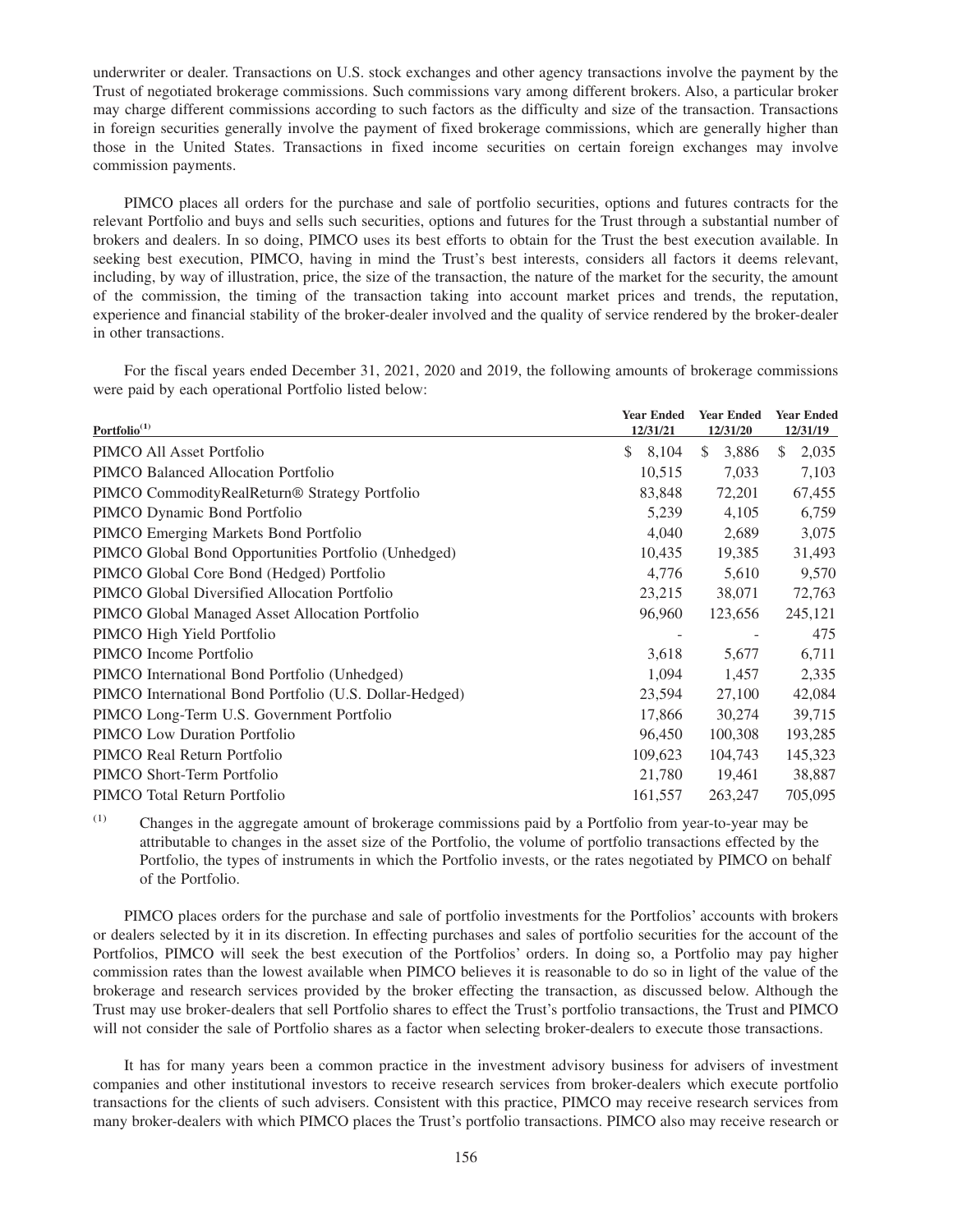underwriter or dealer. Transactions on U.S. stock exchanges and other agency transactions involve the payment by the Trust of negotiated brokerage commissions. Such commissions vary among different brokers. Also, a particular broker may charge different commissions according to such factors as the difficulty and size of the transaction. Transactions in foreign securities generally involve the payment of fixed brokerage commissions, which are generally higher than those in the United States. Transactions in fixed income securities on certain foreign exchanges may involve commission payments.

PIMCO places all orders for the purchase and sale of portfolio securities, options and futures contracts for the relevant Portfolio and buys and sells such securities, options and futures for the Trust through a substantial number of brokers and dealers. In so doing, PIMCO uses its best efforts to obtain for the Trust the best execution available. In seeking best execution, PIMCO, having in mind the Trust's best interests, considers all factors it deems relevant, including, by way of illustration, price, the size of the transaction, the nature of the market for the security, the amount of the commission, the timing of the transaction taking into account market prices and trends, the reputation, experience and financial stability of the broker-dealer involved and the quality of service rendered by the broker-dealer in other transactions.

For the fiscal years ended December 31, 2021, 2020 and 2019, the following amounts of brokerage commissions were paid by each operational Portfolio listed below:

| Portfolio[1] | Year Ended 12/31/21 | Year Ended 12/31/20 | Year Ended 12/31/19 |
|---|---|---|---|
| PIMCO All Asset Portfolio | $ 8,104 | $ 3,886 | $ 2,035 |
| PIMCO Balanced Allocation Portfolio | 10,515 | 7,033 | 7,103 |
| PIMCO CommodityRealReturn® Strategy Portfolio | 83,848 | 72,201 | 67,455 |
| PIMCO Dynamic Bond Portfolio | 5,239 | 4,105 | 6,759 |
| PIMCO Emerging Markets Bond Portfolio | 4,040 | 2,689 | 3,075 |
| PIMCO Global Bond Opportunities Portfolio (Unhedged) | 10,435 | 19,385 | 31,493 |
| PIMCO Global Core Bond (Hedged) Portfolio | 4,776 | 5,610 | 9,570 |
| PIMCO Global Diversified Allocation Portfolio | 23,215 | 38,071 | 72,763 |
| PIMCO Global Managed Asset Allocation Portfolio | 96,960 | 123,656 | 245,121 |
| PIMCO High Yield Portfolio | - | - | 475 |
| PIMCO Income Portfolio | 3,618 | 5,677 | 6,711 |
| PIMCO International Bond Portfolio (Unhedged) | 1,094 | 1,457 | 2,335 |
| PIMCO International Bond Portfolio (U.S. Dollar-Hedged) | 23,594 | 27,100 | 42,084 |
| PIMCO Long-Term U.S. Government Portfolio | 17,866 | 30,274 | 39,715 |
| PIMCO Low Duration Portfolio | 96,450 | 100,308 | 193,285 |
| PIMCO Real Return Portfolio | 109,623 | 104,743 | 145,323 |
| PIMCO Short-Term Portfolio | 21,780 | 19,461 | 38,887 |
| PIMCO Total Return Portfolio | 161,557 | 263,247 | 705,095 |

[1] Changes in the aggregate amount of brokerage commissions paid by a Portfolio from year-to-year may be attributable to changes in the asset size of the Portfolio, the volume of portfolio transactions effected by the Portfolio, the types of instruments in which the Portfolio invests, or the rates negotiated by PIMCO on behalf of the Portfolio.

PIMCO places orders for the purchase and sale of portfolio investments for the Portfolios' accounts with brokers or dealers selected by it in its discretion. In effecting purchases and sales of portfolio securities for the account of the Portfolios, PIMCO will seek the best execution of the Portfolios' orders. In doing so, a Portfolio may pay higher commission rates than the lowest available when PIMCO believes it is reasonable to do so in light of the value of the brokerage and research services provided by the broker effecting the transaction, as discussed below. Although the Trust may use broker-dealers that sell Portfolio shares to effect the Trust's portfolio transactions, the Trust and PIMCO will not consider the sale of Portfolio shares as a factor when selecting broker-dealers to execute those transactions.

It has for many years been a common practice in the investment advisory business for advisers of investment companies and other institutional investors to receive research services from broker-dealers which execute portfolio transactions for the clients of such advisers. Consistent with this practice, PIMCO may receive research services from many broker-dealers with which PIMCO places the Trust's portfolio transactions. PIMCO also may receive research or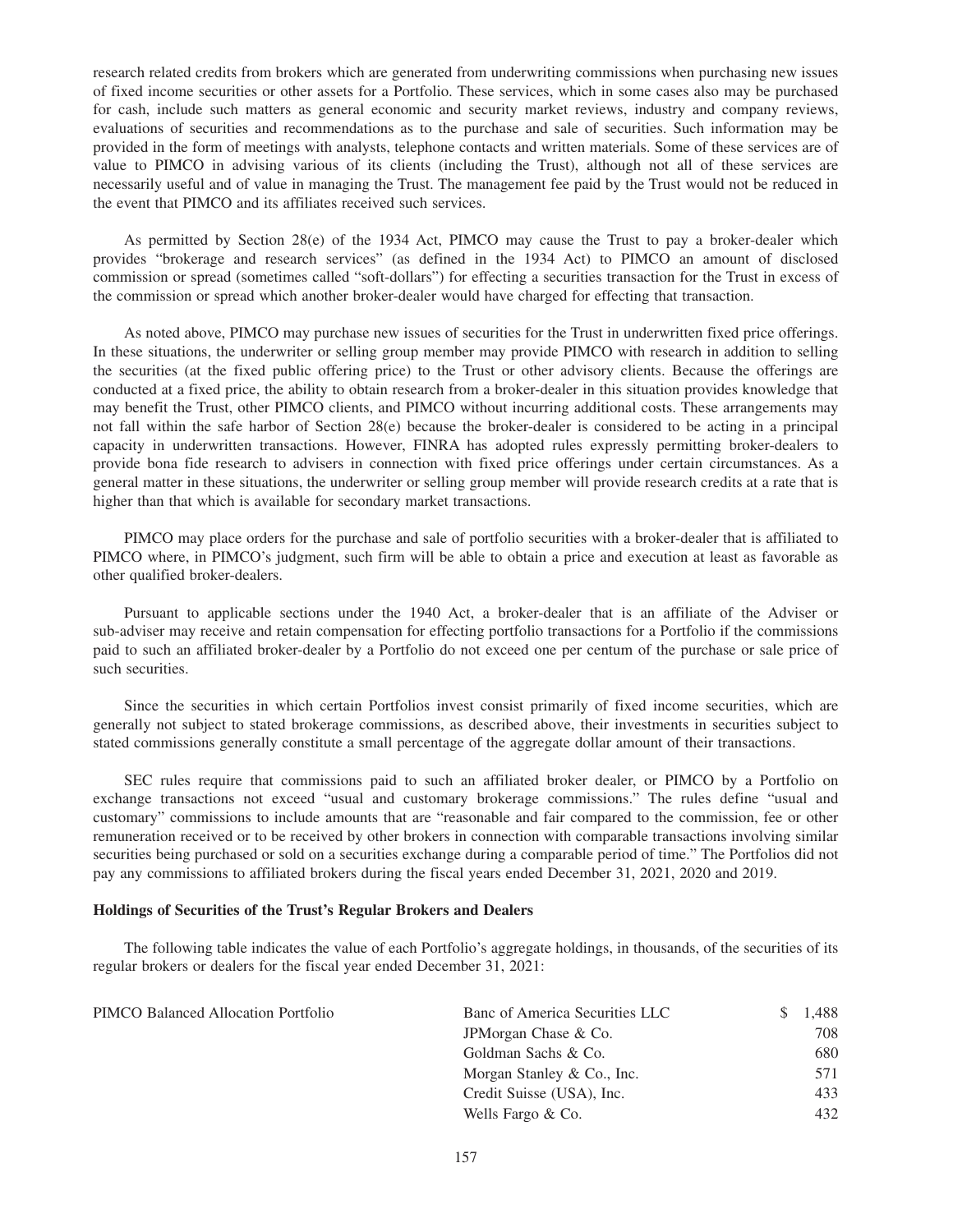research related credits from brokers which are generated from underwriting commissions when purchasing new issues of fixed income securities or other assets for a Portfolio. These services, which in some cases also may be purchased for cash, include such matters as general economic and security market reviews, industry and company reviews, evaluations of securities and recommendations as to the purchase and sale of securities. Such information may be provided in the form of meetings with analysts, telephone contacts and written materials. Some of these services are of value to PIMCO in advising various of its clients (including the Trust), although not all of these services are necessarily useful and of value in managing the Trust. The management fee paid by the Trust would not be reduced in the event that PIMCO and its affiliates received such services.

As permitted by Section 28(e) of the 1934 Act, PIMCO may cause the Trust to pay a broker-dealer which provides "brokerage and research services" (as defined in the 1934 Act) to PIMCO an amount of disclosed commission or spread (sometimes called "soft-dollars") for effecting a securities transaction for the Trust in excess of the commission or spread which another broker-dealer would have charged for effecting that transaction.

As noted above, PIMCO may purchase new issues of securities for the Trust in underwritten fixed price offerings. In these situations, the underwriter or selling group member may provide PIMCO with research in addition to selling the securities (at the fixed public offering price) to the Trust or other advisory clients. Because the offerings are conducted at a fixed price, the ability to obtain research from a broker-dealer in this situation provides knowledge that may benefit the Trust, other PIMCO clients, and PIMCO without incurring additional costs. These arrangements may not fall within the safe harbor of Section 28(e) because the broker-dealer is considered to be acting in a principal capacity in underwritten transactions. However, FINRA has adopted rules expressly permitting broker-dealers to provide bona fide research to advisers in connection with fixed price offerings under certain circumstances. As a general matter in these situations, the underwriter or selling group member will provide research credits at a rate that is higher than that which is available for secondary market transactions.

PIMCO may place orders for the purchase and sale of portfolio securities with a broker-dealer that is affiliated to PIMCO where, in PIMCO's judgment, such firm will be able to obtain a price and execution at least as favorable as other qualified broker-dealers.

Pursuant to applicable sections under the 1940 Act, a broker-dealer that is an affiliate of the Adviser or sub-adviser may receive and retain compensation for effecting portfolio transactions for a Portfolio if the commissions paid to such an affiliated broker-dealer by a Portfolio do not exceed one per centum of the purchase or sale price of such securities.

Since the securities in which certain Portfolios invest consist primarily of fixed income securities, which are generally not subject to stated brokerage commissions, as described above, their investments in securities subject to stated commissions generally constitute a small percentage of the aggregate dollar amount of their transactions.

SEC rules require that commissions paid to such an affiliated broker dealer, or PIMCO by a Portfolio on exchange transactions not exceed "usual and customary brokerage commissions." The rules define "usual and customary" commissions to include amounts that are "reasonable and fair compared to the commission, fee or other remuneration received or to be received by other brokers in connection with comparable transactions involving similar securities being purchased or sold on a securities exchange during a comparable period of time." The Portfolios did not pay any commissions to affiliated brokers during the fiscal years ended December 31, 2021, 2020 and 2019.

**Holdings of Securities of the Trust's Regular Brokers and Dealers**

The following table indicates the value of each Portfolio's aggregate holdings, in thousands, of the securities of its regular brokers or dealers for the fiscal year ended December 31, 2021:

| | | |
|---|---|---|
| PIMCO Balanced Allocation Portfolio | Banc of America Securities LLC | $ 1,488 |
| | JPMorgan Chase & Co. | 708 |
| | Goldman Sachs & Co. | 680 |
| | Morgan Stanley & Co., Inc. | 571 |
| | Credit Suisse (USA), Inc. | 433 |
| | Wells Fargo & Co. | 432 |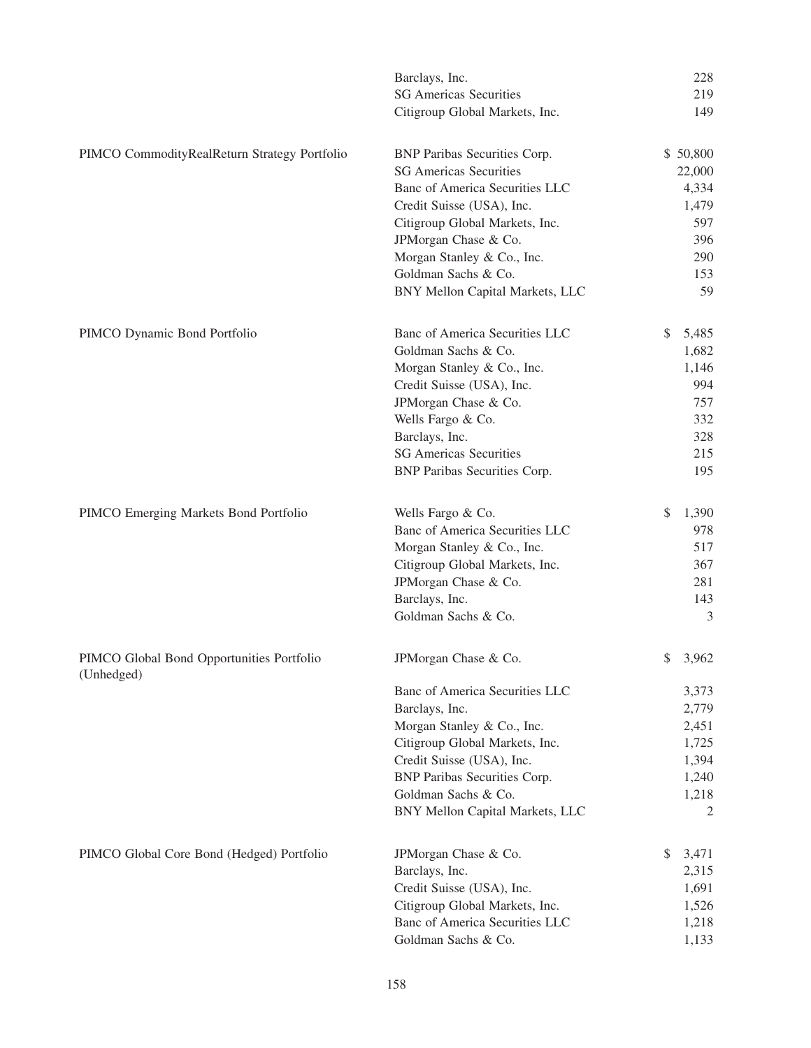| | | |
|---|---|---|
| | Barclays, Inc. | 228 |
| | SG Americas Securities | 219 |
| | Citigroup Global Markets, Inc. | 149 |
| PIMCO CommodityRealReturn Strategy Portfolio | BNP Paribas Securities Corp. | $ 50,800 |
| | SG Americas Securities | 22,000 |
| | Banc of America Securities LLC | 4,334 |
| | Credit Suisse (USA), Inc. | 1,479 |
| | Citigroup Global Markets, Inc. | 597 |
| | JPMorgan Chase & Co. | 396 |
| | Morgan Stanley & Co., Inc. | 290 |
| | Goldman Sachs & Co. | 153 |
| | BNY Mellon Capital Markets, LLC | 59 |
| PIMCO Dynamic Bond Portfolio | Banc of America Securities LLC | $ 5,485 |
| | Goldman Sachs & Co. | 1,682 |
| | Morgan Stanley & Co., Inc. | 1,146 |
| | Credit Suisse (USA), Inc. | 994 |
| | JPMorgan Chase & Co. | 757 |
| | Wells Fargo & Co. | 332 |
| | Barclays, Inc. | 328 |
| | SG Americas Securities | 215 |
| | BNP Paribas Securities Corp. | 195 |
| PIMCO Emerging Markets Bond Portfolio | Wells Fargo & Co. | $ 1,390 |
| | Banc of America Securities LLC | 978 |
| | Morgan Stanley & Co., Inc. | 517 |
| | Citigroup Global Markets, Inc. | 367 |
| | JPMorgan Chase & Co. | 281 |
| | Barclays, Inc. | 143 |
| | Goldman Sachs & Co. | 3 |
| PIMCO Global Bond Opportunities Portfolio (Unhedged) | JPMorgan Chase & Co. | $ 3,962 |
| | Banc of America Securities LLC | 3,373 |
| | Barclays, Inc. | 2,779 |
| | Morgan Stanley & Co., Inc. | 2,451 |
| | Citigroup Global Markets, Inc. | 1,725 |
| | Credit Suisse (USA), Inc. | 1,394 |
| | BNP Paribas Securities Corp. | 1,240 |
| | Goldman Sachs & Co. | 1,218 |
| | BNY Mellon Capital Markets, LLC | 2 |
| PIMCO Global Core Bond (Hedged) Portfolio | JPMorgan Chase & Co. | $ 3,471 |
| | Barclays, Inc. | 2,315 |
| | Credit Suisse (USA), Inc. | 1,691 |
| | Citigroup Global Markets, Inc. | 1,526 |
| | Banc of America Securities LLC | 1,218 |
| | Goldman Sachs & Co. | 1,133 |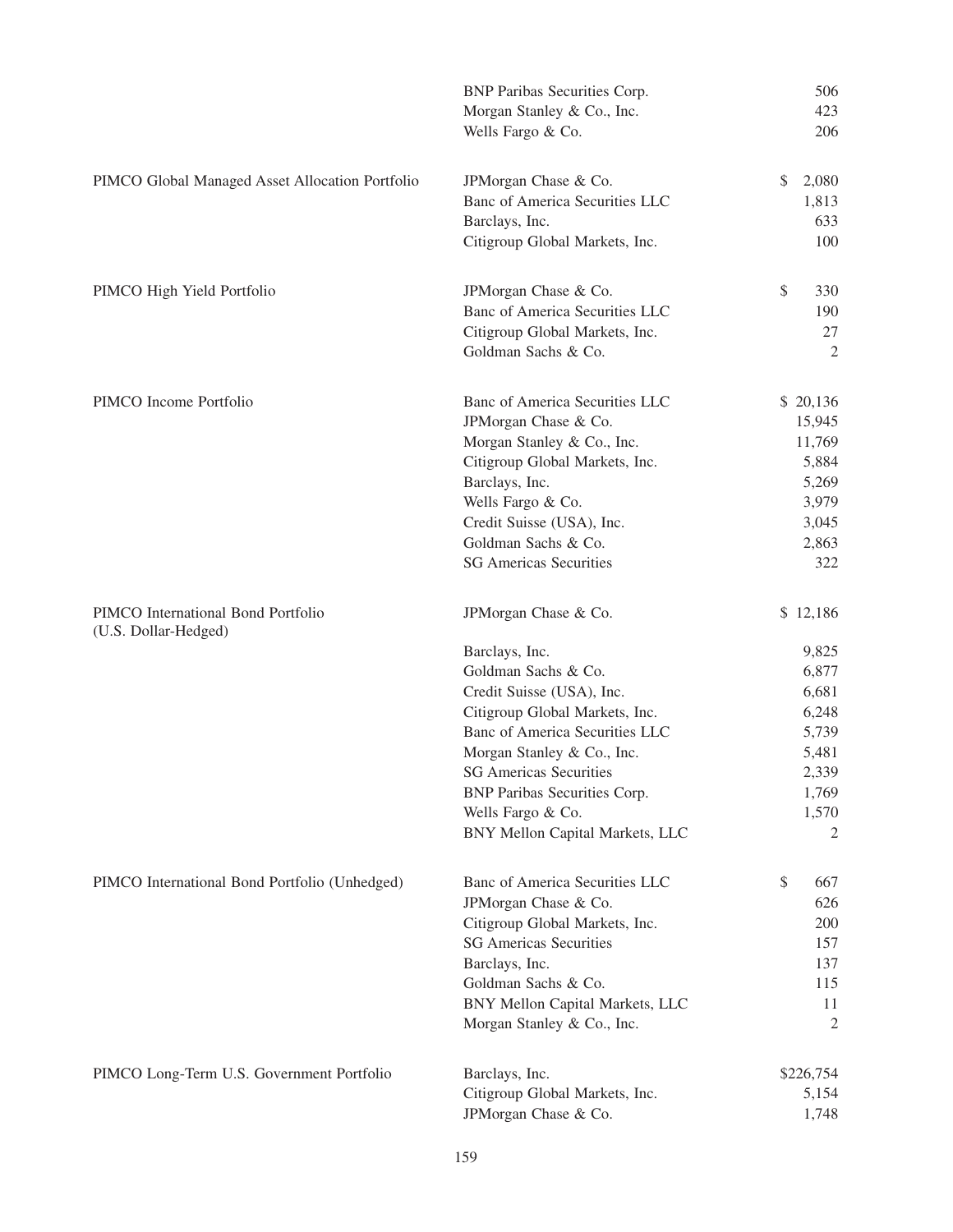| | | |
|---|---|---|
| | BNP Paribas Securities Corp. | 506 |
| | Morgan Stanley & Co., Inc. | 423 |
| | Wells Fargo & Co. | 206 |
| PIMCO Global Managed Asset Allocation Portfolio | JPMorgan Chase & Co. | $ 2,080 |
| | Banc of America Securities LLC | 1,813 |
| | Barclays, Inc. | 633 |
| | Citigroup Global Markets, Inc. | 100 |
| PIMCO High Yield Portfolio | JPMorgan Chase & Co. | $ 330 |
| | Banc of America Securities LLC | 190 |
| | Citigroup Global Markets, Inc. | 27 |
| | Goldman Sachs & Co. | 2 |
| PIMCO Income Portfolio | Banc of America Securities LLC | $ 20,136 |
| | JPMorgan Chase & Co. | 15,945 |
| | Morgan Stanley & Co., Inc. | 11,769 |
| | Citigroup Global Markets, Inc. | 5,884 |
| | Barclays, Inc. | 5,269 |
| | Wells Fargo & Co. | 3,979 |
| | Credit Suisse (USA), Inc. | 3,045 |
| | Goldman Sachs & Co. | 2,863 |
| | SG Americas Securities | 322 |
| PIMCO International Bond Portfolio (U.S. Dollar-Hedged) | JPMorgan Chase & Co. | $ 12,186 |
| | Barclays, Inc. | 9,825 |
| | Goldman Sachs & Co. | 6,877 |
| | Credit Suisse (USA), Inc. | 6,681 |
| | Citigroup Global Markets, Inc. | 6,248 |
| | Banc of America Securities LLC | 5,739 |
| | Morgan Stanley & Co., Inc. | 5,481 |
| | SG Americas Securities | 2,339 |
| | BNP Paribas Securities Corp. | 1,769 |
| | Wells Fargo & Co. | 1,570 |
| | BNY Mellon Capital Markets, LLC | 2 |
| PIMCO International Bond Portfolio (Unhedged) | Banc of America Securities LLC | $ 667 |
| | JPMorgan Chase & Co. | 626 |
| | Citigroup Global Markets, Inc. | 200 |
| | SG Americas Securities | 157 |
| | Barclays, Inc. | 137 |
| | Goldman Sachs & Co. | 115 |
| | BNY Mellon Capital Markets, LLC | 11 |
| | Morgan Stanley & Co., Inc. | 2 |
| PIMCO Long-Term U.S. Government Portfolio | Barclays, Inc. | $226,754 |
| | Citigroup Global Markets, Inc. | 5,154 |
| | JPMorgan Chase & Co. | 1,748 |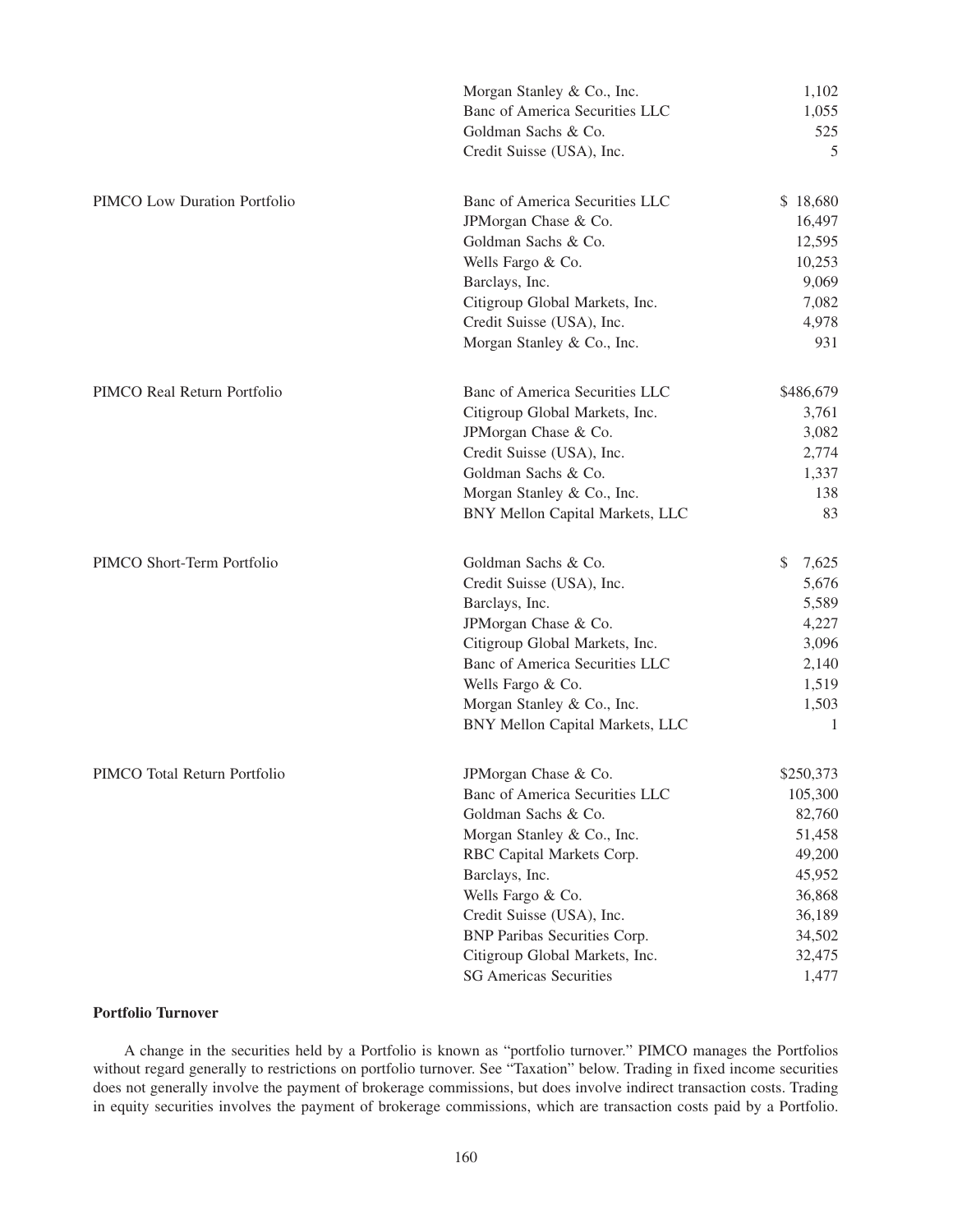| | | |
|---|---|---|
| | Morgan Stanley & Co., Inc. | 1,102 |
| | Banc of America Securities LLC | 1,055 |
| | Goldman Sachs & Co. | 525 |
| | Credit Suisse (USA), Inc. | 5 |
| PIMCO Low Duration Portfolio | Banc of America Securities LLC | $ 18,680 |
| | JPMorgan Chase & Co. | 16,497 |
| | Goldman Sachs & Co. | 12,595 |
| | Wells Fargo & Co. | 10,253 |
| | Barclays, Inc. | 9,069 |
| | Citigroup Global Markets, Inc. | 7,082 |
| | Credit Suisse (USA), Inc. | 4,978 |
| | Morgan Stanley & Co., Inc. | 931 |
| PIMCO Real Return Portfolio | Banc of America Securities LLC | $486,679 |
| | Citigroup Global Markets, Inc. | 3,761 |
| | JPMorgan Chase & Co. | 3,082 |
| | Credit Suisse (USA), Inc. | 2,774 |
| | Goldman Sachs & Co. | 1,337 |
| | Morgan Stanley & Co., Inc. | 138 |
| | BNY Mellon Capital Markets, LLC | 83 |
| PIMCO Short-Term Portfolio | Goldman Sachs & Co. | $ 7,625 |
| | Credit Suisse (USA), Inc. | 5,676 |
| | Barclays, Inc. | 5,589 |
| | JPMorgan Chase & Co. | 4,227 |
| | Citigroup Global Markets, Inc. | 3,096 |
| | Banc of America Securities LLC | 2,140 |
| | Wells Fargo & Co. | 1,519 |
| | Morgan Stanley & Co., Inc. | 1,503 |
| | BNY Mellon Capital Markets, LLC | 1 |
| PIMCO Total Return Portfolio | JPMorgan Chase & Co. | $250,373 |
| | Banc of America Securities LLC | 105,300 |
| | Goldman Sachs & Co. | 82,760 |
| | Morgan Stanley & Co., Inc. | 51,458 |
| | RBC Capital Markets Corp. | 49,200 |
| | Barclays, Inc. | 45,952 |
| | Wells Fargo & Co. | 36,868 |
| | Credit Suisse (USA), Inc. | 36,189 |
| | BNP Paribas Securities Corp. | 34,502 |
| | Citigroup Global Markets, Inc. | 32,475 |
| | SG Americas Securities | 1,477 |

**Portfolio Turnover**

A change in the securities held by a Portfolio is known as "portfolio turnover." PIMCO manages the Portfolios without regard generally to restrictions on portfolio turnover. See "Taxation" below. Trading in fixed income securities does not generally involve the payment of brokerage commissions, but does involve indirect transaction costs. Trading in equity securities involves the payment of brokerage commissions, which are transaction costs paid by a Portfolio.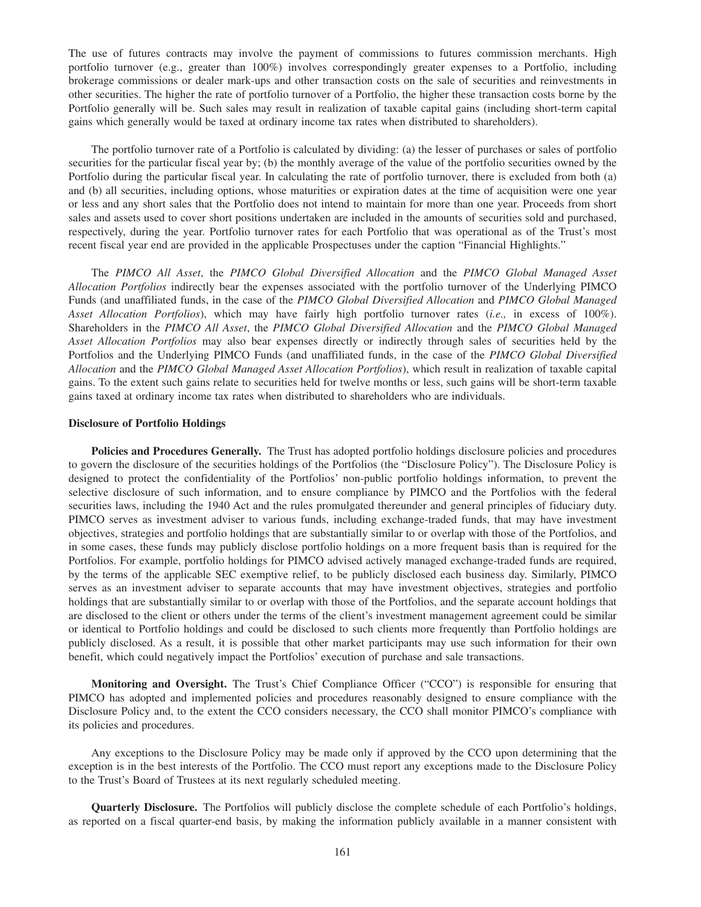The use of futures contracts may involve the payment of commissions to futures commission merchants. High portfolio turnover (e.g., greater than 100%) involves correspondingly greater expenses to a Portfolio, including brokerage commissions or dealer mark-ups and other transaction costs on the sale of securities and reinvestments in other securities. The higher the rate of portfolio turnover of a Portfolio, the higher these transaction costs borne by the Portfolio generally will be. Such sales may result in realization of taxable capital gains (including short-term capital gains which generally would be taxed at ordinary income tax rates when distributed to shareholders).

The portfolio turnover rate of a Portfolio is calculated by dividing: (a) the lesser of purchases or sales of portfolio securities for the particular fiscal year by; (b) the monthly average of the value of the portfolio securities owned by the Portfolio during the particular fiscal year. In calculating the rate of portfolio turnover, there is excluded from both (a) and (b) all securities, including options, whose maturities or expiration dates at the time of acquisition were one year or less and any short sales that the Portfolio does not intend to maintain for more than one year. Proceeds from short sales and assets used to cover short positions undertaken are included in the amounts of securities sold and purchased, respectively, during the year. Portfolio turnover rates for each Portfolio that was operational as of the Trust's most recent fiscal year end are provided in the applicable Prospectuses under the caption "Financial Highlights."

The *PIMCO All Asset*, the *PIMCO Global Diversified Allocation* and the *PIMCO Global Managed Asset Allocation Portfolios* indirectly bear the expenses associated with the portfolio turnover of the Underlying PIMCO Funds (and unaffiliated funds, in the case of the *PIMCO Global Diversified Allocation* and *PIMCO Global Managed Asset Allocation Portfolios*), which may have fairly high portfolio turnover rates (*i.e.,* in excess of 100%). Shareholders in the *PIMCO All Asset*, the *PIMCO Global Diversified Allocation* and the *PIMCO Global Managed Asset Allocation Portfolios* may also bear expenses directly or indirectly through sales of securities held by the Portfolios and the Underlying PIMCO Funds (and unaffiliated funds, in the case of the *PIMCO Global Diversified Allocation* and the *PIMCO Global Managed Asset Allocation Portfolios*), which result in realization of taxable capital gains. To the extent such gains relate to securities held for twelve months or less, such gains will be short-term taxable gains taxed at ordinary income tax rates when distributed to shareholders who are individuals.

### Disclosure of Portfolio Holdings

**Policies and Procedures Generally.** The Trust has adopted portfolio holdings disclosure policies and procedures to govern the disclosure of the securities holdings of the Portfolios (the "Disclosure Policy"). The Disclosure Policy is designed to protect the confidentiality of the Portfolios' non-public portfolio holdings information, to prevent the selective disclosure of such information, and to ensure compliance by PIMCO and the Portfolios with the federal securities laws, including the 1940 Act and the rules promulgated thereunder and general principles of fiduciary duty. PIMCO serves as investment adviser to various funds, including exchange-traded funds, that may have investment objectives, strategies and portfolio holdings that are substantially similar to or overlap with those of the Portfolios, and in some cases, these funds may publicly disclose portfolio holdings on a more frequent basis than is required for the Portfolios. For example, portfolio holdings for PIMCO advised actively managed exchange-traded funds are required, by the terms of the applicable SEC exemptive relief, to be publicly disclosed each business day. Similarly, PIMCO serves as an investment adviser to separate accounts that may have investment objectives, strategies and portfolio holdings that are substantially similar to or overlap with those of the Portfolios, and the separate account holdings that are disclosed to the client or others under the terms of the client's investment management agreement could be similar or identical to Portfolio holdings and could be disclosed to such clients more frequently than Portfolio holdings are publicly disclosed. As a result, it is possible that other market participants may use such information for their own benefit, which could negatively impact the Portfolios' execution of purchase and sale transactions.

**Monitoring and Oversight.** The Trust's Chief Compliance Officer ("CCO") is responsible for ensuring that PIMCO has adopted and implemented policies and procedures reasonably designed to ensure compliance with the Disclosure Policy and, to the extent the CCO considers necessary, the CCO shall monitor PIMCO's compliance with its policies and procedures.

Any exceptions to the Disclosure Policy may be made only if approved by the CCO upon determining that the exception is in the best interests of the Portfolio. The CCO must report any exceptions made to the Disclosure Policy to the Trust's Board of Trustees at its next regularly scheduled meeting.

**Quarterly Disclosure.** The Portfolios will publicly disclose the complete schedule of each Portfolio's holdings, as reported on a fiscal quarter-end basis, by making the information publicly available in a manner consistent with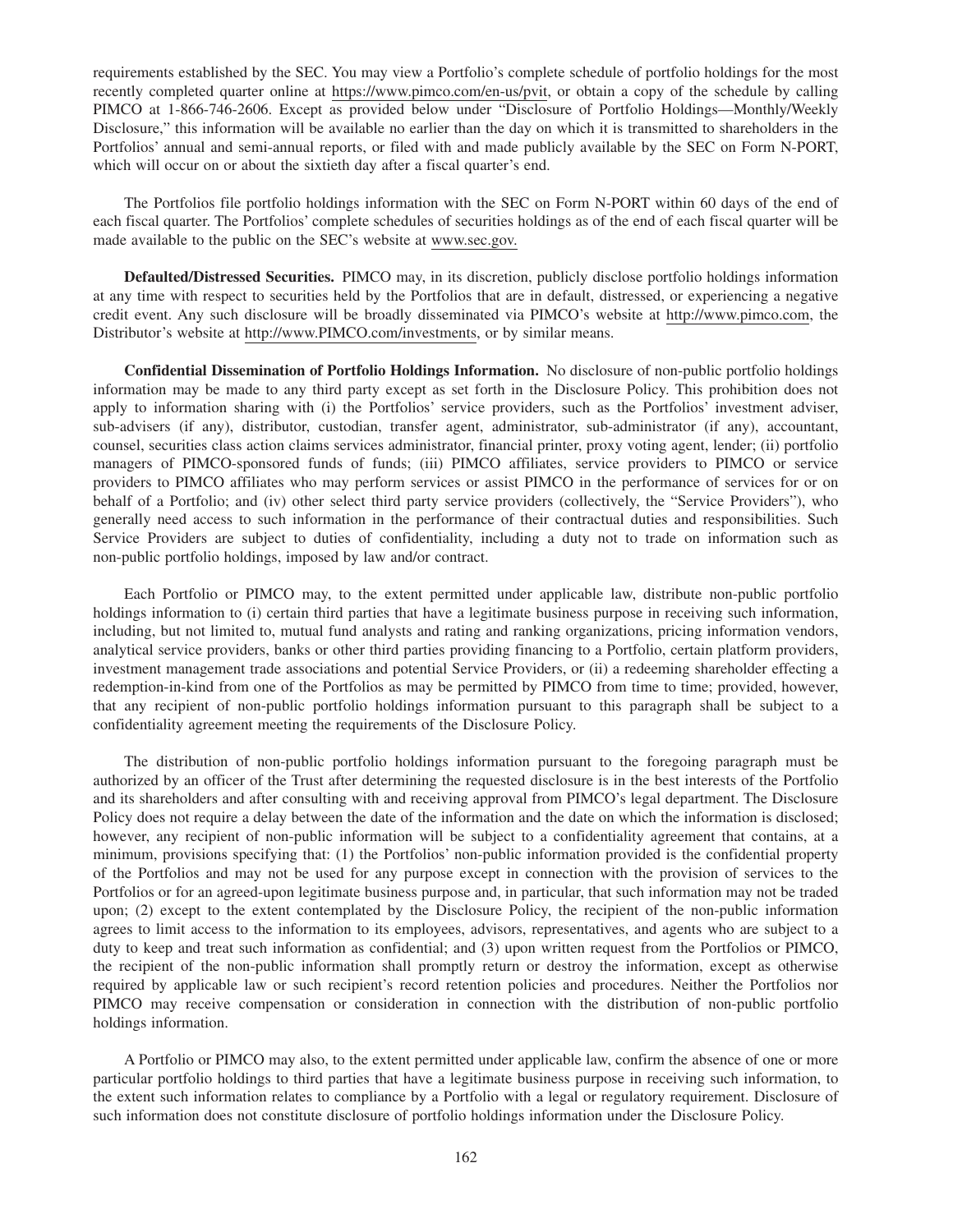requirements established by the SEC. You may view a Portfolio's complete schedule of portfolio holdings for the most recently completed quarter online at https://www.pimco.com/en-us/pvit, or obtain a copy of the schedule by calling PIMCO at 1-866-746-2606. Except as provided below under "Disclosure of Portfolio Holdings—Monthly/Weekly Disclosure," this information will be available no earlier than the day on which it is transmitted to shareholders in the Portfolios' annual and semi-annual reports, or filed with and made publicly available by the SEC on Form N-PORT, which will occur on or about the sixtieth day after a fiscal quarter's end.

The Portfolios file portfolio holdings information with the SEC on Form N-PORT within 60 days of the end of each fiscal quarter. The Portfolios' complete schedules of securities holdings as of the end of each fiscal quarter will be made available to the public on the SEC's website at www.sec.gov.

**Defaulted/Distressed Securities.** PIMCO may, in its discretion, publicly disclose portfolio holdings information at any time with respect to securities held by the Portfolios that are in default, distressed, or experiencing a negative credit event. Any such disclosure will be broadly disseminated via PIMCO's website at http://www.pimco.com, the Distributor's website at http://www.PIMCO.com/investments, or by similar means.

**Confidential Dissemination of Portfolio Holdings Information.** No disclosure of non-public portfolio holdings information may be made to any third party except as set forth in the Disclosure Policy. This prohibition does not apply to information sharing with (i) the Portfolios' service providers, such as the Portfolios' investment adviser, sub-advisers (if any), distributor, custodian, transfer agent, administrator, sub-administrator (if any), accountant, counsel, securities class action claims services administrator, financial printer, proxy voting agent, lender; (ii) portfolio managers of PIMCO-sponsored funds of funds; (iii) PIMCO affiliates, service providers to PIMCO or service providers to PIMCO affiliates who may perform services or assist PIMCO in the performance of services for or on behalf of a Portfolio; and (iv) other select third party service providers (collectively, the "Service Providers"), who generally need access to such information in the performance of their contractual duties and responsibilities. Such Service Providers are subject to duties of confidentiality, including a duty not to trade on information such as non-public portfolio holdings, imposed by law and/or contract.

Each Portfolio or PIMCO may, to the extent permitted under applicable law, distribute non-public portfolio holdings information to (i) certain third parties that have a legitimate business purpose in receiving such information, including, but not limited to, mutual fund analysts and rating and ranking organizations, pricing information vendors, analytical service providers, banks or other third parties providing financing to a Portfolio, certain platform providers, investment management trade associations and potential Service Providers, or (ii) a redeeming shareholder effecting a redemption-in-kind from one of the Portfolios as may be permitted by PIMCO from time to time; provided, however, that any recipient of non-public portfolio holdings information pursuant to this paragraph shall be subject to a confidentiality agreement meeting the requirements of the Disclosure Policy.

The distribution of non-public portfolio holdings information pursuant to the foregoing paragraph must be authorized by an officer of the Trust after determining the requested disclosure is in the best interests of the Portfolio and its shareholders and after consulting with and receiving approval from PIMCO's legal department. The Disclosure Policy does not require a delay between the date of the information and the date on which the information is disclosed; however, any recipient of non-public information will be subject to a confidentiality agreement that contains, at a minimum, provisions specifying that: (1) the Portfolios' non-public information provided is the confidential property of the Portfolios and may not be used for any purpose except in connection with the provision of services to the Portfolios or for an agreed-upon legitimate business purpose and, in particular, that such information may not be traded upon; (2) except to the extent contemplated by the Disclosure Policy, the recipient of the non-public information agrees to limit access to the information to its employees, advisors, representatives, and agents who are subject to a duty to keep and treat such information as confidential; and (3) upon written request from the Portfolios or PIMCO, the recipient of the non-public information shall promptly return or destroy the information, except as otherwise required by applicable law or such recipient's record retention policies and procedures. Neither the Portfolios nor PIMCO may receive compensation or consideration in connection with the distribution of non-public portfolio holdings information.

A Portfolio or PIMCO may also, to the extent permitted under applicable law, confirm the absence of one or more particular portfolio holdings to third parties that have a legitimate business purpose in receiving such information, to the extent such information relates to compliance by a Portfolio with a legal or regulatory requirement. Disclosure of such information does not constitute disclosure of portfolio holdings information under the Disclosure Policy.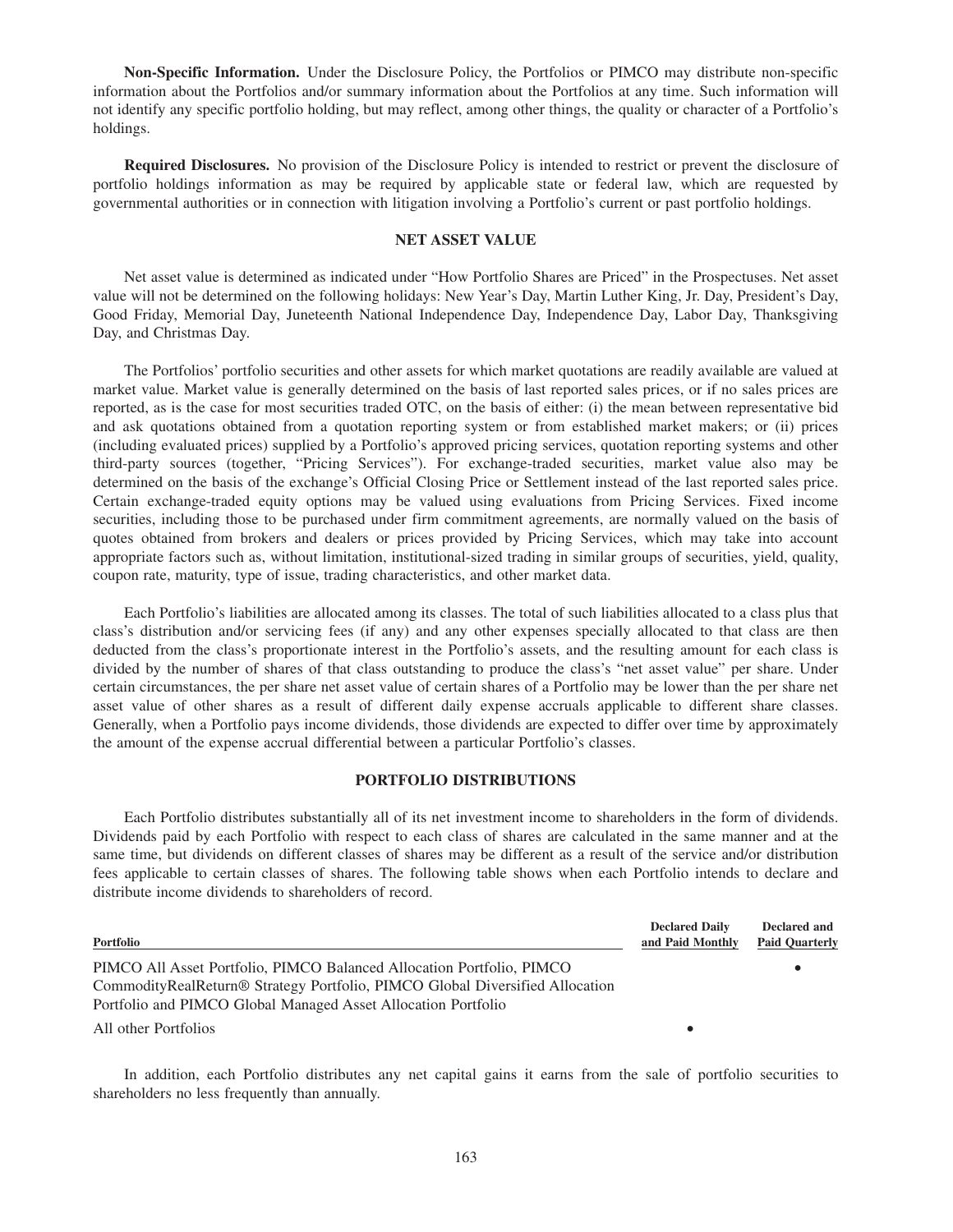**Non-Specific Information.** Under the Disclosure Policy, the Portfolios or PIMCO may distribute non-specific information about the Portfolios and/or summary information about the Portfolios at any time. Such information will not identify any specific portfolio holding, but may reflect, among other things, the quality or character of a Portfolio's holdings.

**Required Disclosures.** No provision of the Disclosure Policy is intended to restrict or prevent the disclosure of portfolio holdings information as may be required by applicable state or federal law, which are requested by governmental authorities or in connection with litigation involving a Portfolio's current or past portfolio holdings.

## NET ASSET VALUE

Net asset value is determined as indicated under "How Portfolio Shares are Priced" in the Prospectuses. Net asset value will not be determined on the following holidays: New Year's Day, Martin Luther King, Jr. Day, President's Day, Good Friday, Memorial Day, Juneteenth National Independence Day, Independence Day, Labor Day, Thanksgiving Day, and Christmas Day.

The Portfolios' portfolio securities and other assets for which market quotations are readily available are valued at market value. Market value is generally determined on the basis of last reported sales prices, or if no sales prices are reported, as is the case for most securities traded OTC, on the basis of either: (i) the mean between representative bid and ask quotations obtained from a quotation reporting system or from established market makers; or (ii) prices (including evaluated prices) supplied by a Portfolio's approved pricing services, quotation reporting systems and other third-party sources (together, "Pricing Services"). For exchange-traded securities, market value also may be determined on the basis of the exchange's Official Closing Price or Settlement instead of the last reported sales price. Certain exchange-traded equity options may be valued using evaluations from Pricing Services. Fixed income securities, including those to be purchased under firm commitment agreements, are normally valued on the basis of quotes obtained from brokers and dealers or prices provided by Pricing Services, which may take into account appropriate factors such as, without limitation, institutional-sized trading in similar groups of securities, yield, quality, coupon rate, maturity, type of issue, trading characteristics, and other market data.

Each Portfolio's liabilities are allocated among its classes. The total of such liabilities allocated to a class plus that class's distribution and/or servicing fees (if any) and any other expenses specially allocated to that class are then deducted from the class's proportionate interest in the Portfolio's assets, and the resulting amount for each class is divided by the number of shares of that class outstanding to produce the class's "net asset value" per share. Under certain circumstances, the per share net asset value of certain shares of a Portfolio may be lower than the per share net asset value of other shares as a result of different daily expense accruals applicable to different share classes. Generally, when a Portfolio pays income dividends, those dividends are expected to differ over time by approximately the amount of the expense accrual differential between a particular Portfolio's classes.

## PORTFOLIO DISTRIBUTIONS

Each Portfolio distributes substantially all of its net investment income to shareholders in the form of dividends. Dividends paid by each Portfolio with respect to each class of shares are calculated in the same manner and at the same time, but dividends on different classes of shares may be different as a result of the service and/or distribution fees applicable to certain classes of shares. The following table shows when each Portfolio intends to declare and distribute income dividends to shareholders of record.

| Portfolio | Declared Daily and Paid Monthly | Declared and Paid Quarterly |
|---|---|---|
| PIMCO All Asset Portfolio, PIMCO Balanced Allocation Portfolio, PIMCO CommodityRealReturn® Strategy Portfolio, PIMCO Global Diversified Allocation Portfolio and PIMCO Global Managed Asset Allocation Portfolio | | • |
| All other Portfolios | • | |

In addition, each Portfolio distributes any net capital gains it earns from the sale of portfolio securities to shareholders no less frequently than annually.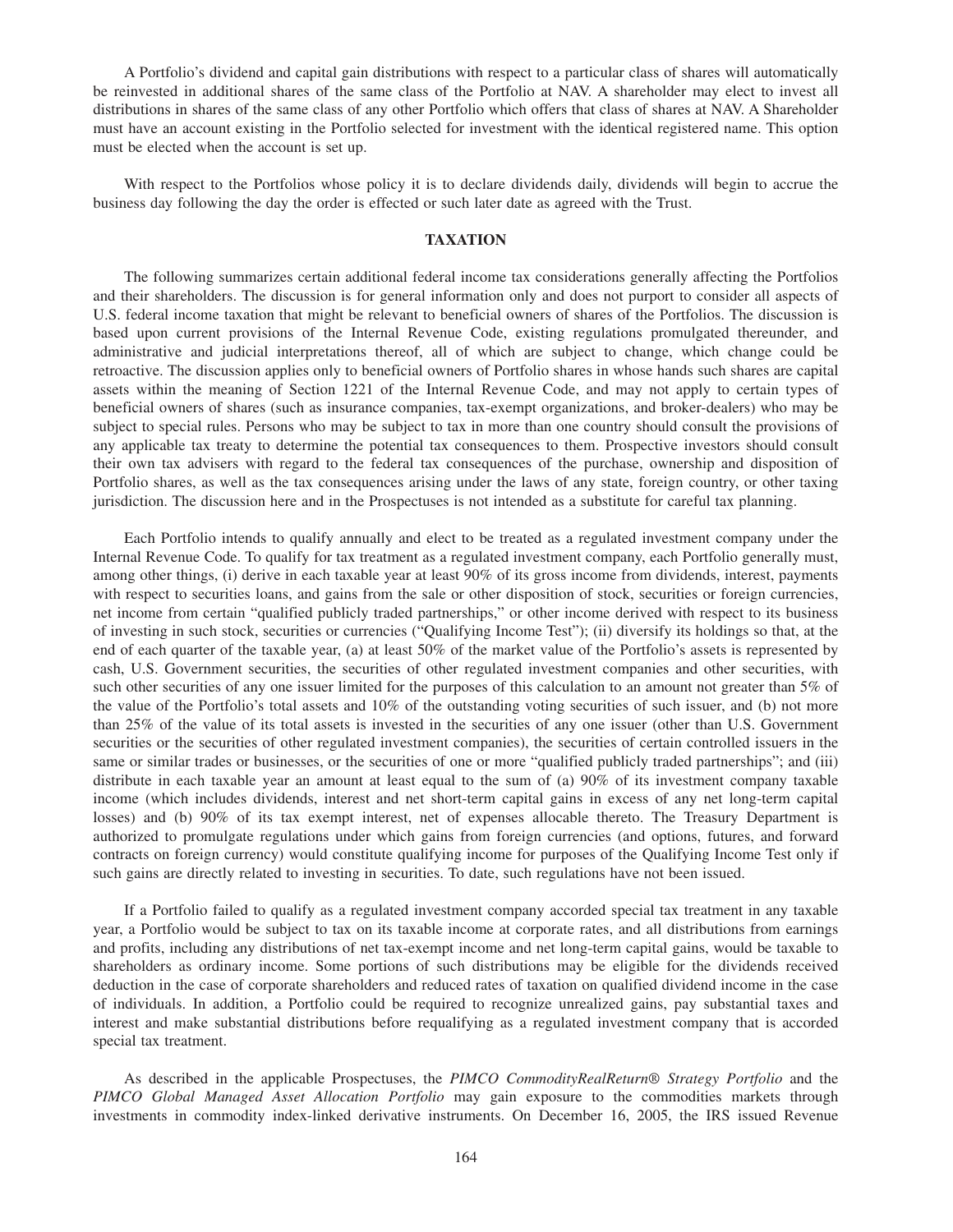A Portfolio's dividend and capital gain distributions with respect to a particular class of shares will automatically be reinvested in additional shares of the same class of the Portfolio at NAV. A shareholder may elect to invest all distributions in shares of the same class of any other Portfolio which offers that class of shares at NAV. A Shareholder must have an account existing in the Portfolio selected for investment with the identical registered name. This option must be elected when the account is set up.

With respect to the Portfolios whose policy it is to declare dividends daily, dividends will begin to accrue the business day following the day the order is effected or such later date as agreed with the Trust.

## TAXATION

The following summarizes certain additional federal income tax considerations generally affecting the Portfolios and their shareholders. The discussion is for general information only and does not purport to consider all aspects of U.S. federal income taxation that might be relevant to beneficial owners of shares of the Portfolios. The discussion is based upon current provisions of the Internal Revenue Code, existing regulations promulgated thereunder, and administrative and judicial interpretations thereof, all of which are subject to change, which change could be retroactive. The discussion applies only to beneficial owners of Portfolio shares in whose hands such shares are capital assets within the meaning of Section 1221 of the Internal Revenue Code, and may not apply to certain types of beneficial owners of shares (such as insurance companies, tax-exempt organizations, and broker-dealers) who may be subject to special rules. Persons who may be subject to tax in more than one country should consult the provisions of any applicable tax treaty to determine the potential tax consequences to them. Prospective investors should consult their own tax advisers with regard to the federal tax consequences of the purchase, ownership and disposition of Portfolio shares, as well as the tax consequences arising under the laws of any state, foreign country, or other taxing jurisdiction. The discussion here and in the Prospectuses is not intended as a substitute for careful tax planning.

Each Portfolio intends to qualify annually and elect to be treated as a regulated investment company under the Internal Revenue Code. To qualify for tax treatment as a regulated investment company, each Portfolio generally must, among other things, (i) derive in each taxable year at least 90% of its gross income from dividends, interest, payments with respect to securities loans, and gains from the sale or other disposition of stock, securities or foreign currencies, net income from certain "qualified publicly traded partnerships," or other income derived with respect to its business of investing in such stock, securities or currencies ("Qualifying Income Test"); (ii) diversify its holdings so that, at the end of each quarter of the taxable year, (a) at least 50% of the market value of the Portfolio's assets is represented by cash, U.S. Government securities, the securities of other regulated investment companies and other securities, with such other securities of any one issuer limited for the purposes of this calculation to an amount not greater than 5% of the value of the Portfolio's total assets and 10% of the outstanding voting securities of such issuer, and (b) not more than 25% of the value of its total assets is invested in the securities of any one issuer (other than U.S. Government securities or the securities of other regulated investment companies), the securities of certain controlled issuers in the same or similar trades or businesses, or the securities of one or more "qualified publicly traded partnerships"; and (iii) distribute in each taxable year an amount at least equal to the sum of (a) 90% of its investment company taxable income (which includes dividends, interest and net short-term capital gains in excess of any net long-term capital losses) and (b) 90% of its tax exempt interest, net of expenses allocable thereto. The Treasury Department is authorized to promulgate regulations under which gains from foreign currencies (and options, futures, and forward contracts on foreign currency) would constitute qualifying income for purposes of the Qualifying Income Test only if such gains are directly related to investing in securities. To date, such regulations have not been issued.

If a Portfolio failed to qualify as a regulated investment company accorded special tax treatment in any taxable year, a Portfolio would be subject to tax on its taxable income at corporate rates, and all distributions from earnings and profits, including any distributions of net tax-exempt income and net long-term capital gains, would be taxable to shareholders as ordinary income. Some portions of such distributions may be eligible for the dividends received deduction in the case of corporate shareholders and reduced rates of taxation on qualified dividend income in the case of individuals. In addition, a Portfolio could be required to recognize unrealized gains, pay substantial taxes and interest and make substantial distributions before requalifying as a regulated investment company that is accorded special tax treatment.

As described in the applicable Prospectuses, the *PIMCO CommodityRealReturn® Strategy Portfolio* and the *PIMCO Global Managed Asset Allocation Portfolio* may gain exposure to the commodities markets through investments in commodity index-linked derivative instruments. On December 16, 2005, the IRS issued Revenue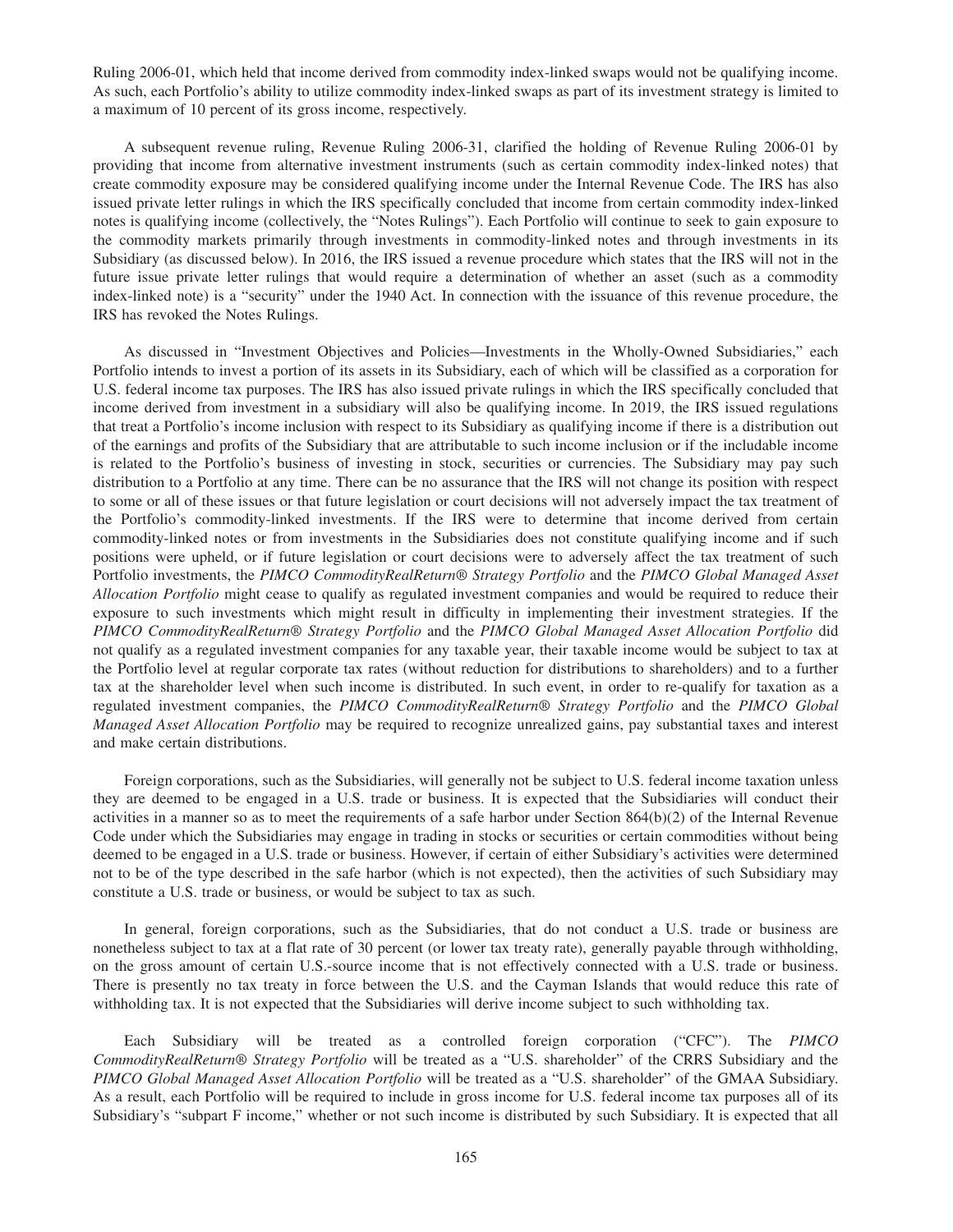Ruling 2006-01, which held that income derived from commodity index-linked swaps would not be qualifying income. As such, each Portfolio's ability to utilize commodity index-linked swaps as part of its investment strategy is limited to a maximum of 10 percent of its gross income, respectively.

A subsequent revenue ruling, Revenue Ruling 2006-31, clarified the holding of Revenue Ruling 2006-01 by providing that income from alternative investment instruments (such as certain commodity index-linked notes) that create commodity exposure may be considered qualifying income under the Internal Revenue Code. The IRS has also issued private letter rulings in which the IRS specifically concluded that income from certain commodity index-linked notes is qualifying income (collectively, the "Notes Rulings"). Each Portfolio will continue to seek to gain exposure to the commodity markets primarily through investments in commodity-linked notes and through investments in its Subsidiary (as discussed below). In 2016, the IRS issued a revenue procedure which states that the IRS will not in the future issue private letter rulings that would require a determination of whether an asset (such as a commodity index-linked note) is a "security" under the 1940 Act. In connection with the issuance of this revenue procedure, the IRS has revoked the Notes Rulings.

As discussed in "Investment Objectives and Policies—Investments in the Wholly-Owned Subsidiaries," each Portfolio intends to invest a portion of its assets in its Subsidiary, each of which will be classified as a corporation for U.S. federal income tax purposes. The IRS has also issued private rulings in which the IRS specifically concluded that income derived from investment in a subsidiary will also be qualifying income. In 2019, the IRS issued regulations that treat a Portfolio's income inclusion with respect to its Subsidiary as qualifying income if there is a distribution out of the earnings and profits of the Subsidiary that are attributable to such income inclusion or if the includable income is related to the Portfolio's business of investing in stock, securities or currencies. The Subsidiary may pay such distribution to a Portfolio at any time. There can be no assurance that the IRS will not change its position with respect to some or all of these issues or that future legislation or court decisions will not adversely impact the tax treatment of the Portfolio's commodity-linked investments. If the IRS were to determine that income derived from certain commodity-linked notes or from investments in the Subsidiaries does not constitute qualifying income and if such positions were upheld, or if future legislation or court decisions were to adversely affect the tax treatment of such Portfolio investments, the *PIMCO CommodityRealReturn® Strategy Portfolio* and the *PIMCO Global Managed Asset Allocation Portfolio* might cease to qualify as regulated investment companies and would be required to reduce their exposure to such investments which might result in difficulty in implementing their investment strategies. If the *PIMCO CommodityRealReturn® Strategy Portfolio* and the *PIMCO Global Managed Asset Allocation Portfolio* did not qualify as a regulated investment companies for any taxable year, their taxable income would be subject to tax at the Portfolio level at regular corporate tax rates (without reduction for distributions to shareholders) and to a further tax at the shareholder level when such income is distributed. In such event, in order to re-qualify for taxation as a regulated investment companies, the *PIMCO CommodityRealReturn® Strategy Portfolio* and the *PIMCO Global Managed Asset Allocation Portfolio* may be required to recognize unrealized gains, pay substantial taxes and interest and make certain distributions.

Foreign corporations, such as the Subsidiaries, will generally not be subject to U.S. federal income taxation unless they are deemed to be engaged in a U.S. trade or business. It is expected that the Subsidiaries will conduct their activities in a manner so as to meet the requirements of a safe harbor under Section 864(b)(2) of the Internal Revenue Code under which the Subsidiaries may engage in trading in stocks or securities or certain commodities without being deemed to be engaged in a U.S. trade or business. However, if certain of either Subsidiary's activities were determined not to be of the type described in the safe harbor (which is not expected), then the activities of such Subsidiary may constitute a U.S. trade or business, or would be subject to tax as such.

In general, foreign corporations, such as the Subsidiaries, that do not conduct a U.S. trade or business are nonetheless subject to tax at a flat rate of 30 percent (or lower tax treaty rate), generally payable through withholding, on the gross amount of certain U.S.-source income that is not effectively connected with a U.S. trade or business. There is presently no tax treaty in force between the U.S. and the Cayman Islands that would reduce this rate of withholding tax. It is not expected that the Subsidiaries will derive income subject to such withholding tax.

Each Subsidiary will be treated as a controlled foreign corporation ("CFC"). The *PIMCO CommodityRealReturn® Strategy Portfolio* will be treated as a "U.S. shareholder" of the CRRS Subsidiary and the *PIMCO Global Managed Asset Allocation Portfolio* will be treated as a "U.S. shareholder" of the GMAA Subsidiary. As a result, each Portfolio will be required to include in gross income for U.S. federal income tax purposes all of its Subsidiary's "subpart F income," whether or not such income is distributed by such Subsidiary. It is expected that all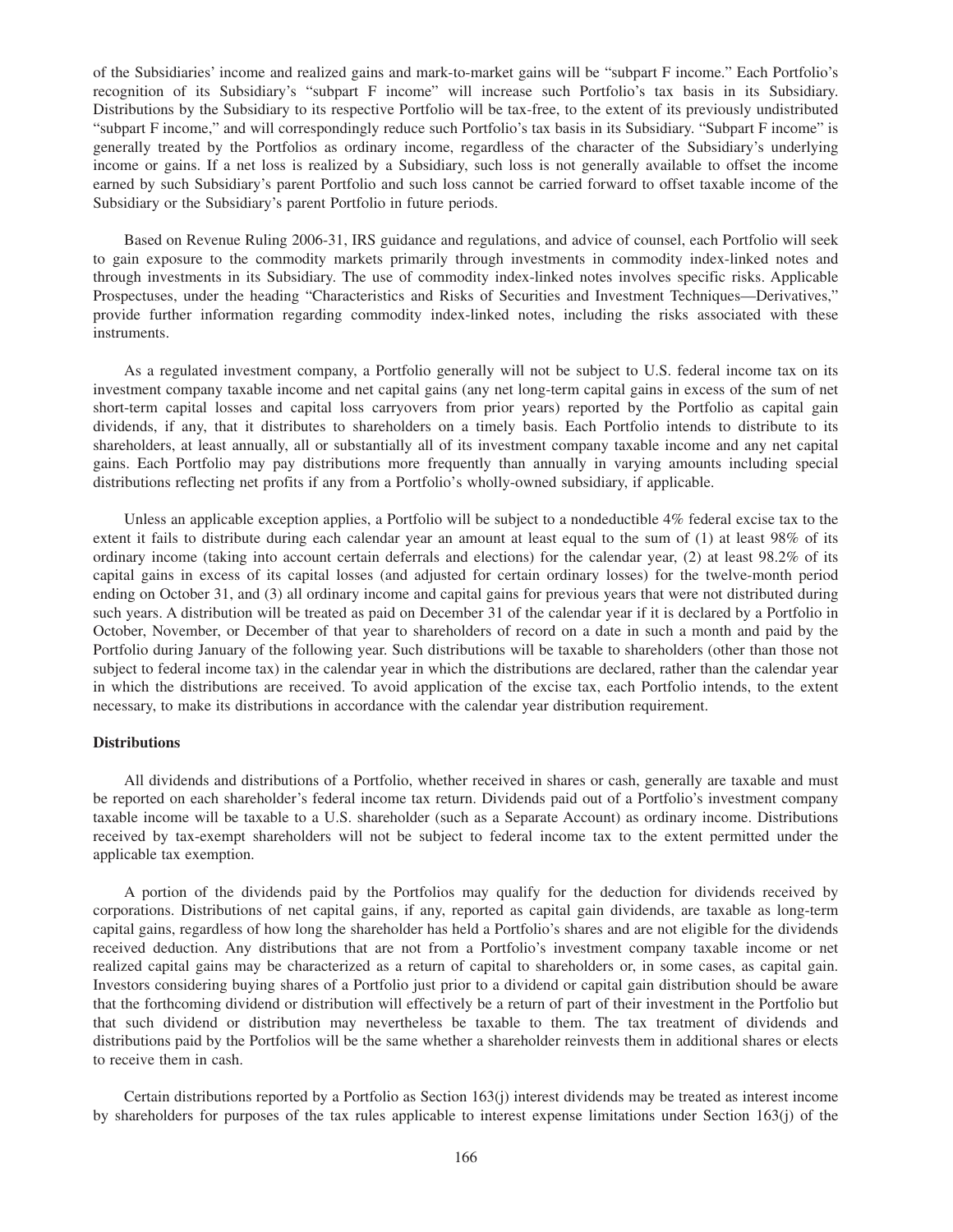of the Subsidiaries' income and realized gains and mark-to-market gains will be "subpart F income." Each Portfolio's recognition of its Subsidiary's "subpart F income" will increase such Portfolio's tax basis in its Subsidiary. Distributions by the Subsidiary to its respective Portfolio will be tax-free, to the extent of its previously undistributed "subpart F income," and will correspondingly reduce such Portfolio's tax basis in its Subsidiary. "Subpart F income" is generally treated by the Portfolios as ordinary income, regardless of the character of the Subsidiary's underlying income or gains. If a net loss is realized by a Subsidiary, such loss is not generally available to offset the income earned by such Subsidiary's parent Portfolio and such loss cannot be carried forward to offset taxable income of the Subsidiary or the Subsidiary's parent Portfolio in future periods.

Based on Revenue Ruling 2006-31, IRS guidance and regulations, and advice of counsel, each Portfolio will seek to gain exposure to the commodity markets primarily through investments in commodity index-linked notes and through investments in its Subsidiary. The use of commodity index-linked notes involves specific risks. Applicable Prospectuses, under the heading "Characteristics and Risks of Securities and Investment Techniques—Derivatives," provide further information regarding commodity index-linked notes, including the risks associated with these instruments.

As a regulated investment company, a Portfolio generally will not be subject to U.S. federal income tax on its investment company taxable income and net capital gains (any net long-term capital gains in excess of the sum of net short-term capital losses and capital loss carryovers from prior years) reported by the Portfolio as capital gain dividends, if any, that it distributes to shareholders on a timely basis. Each Portfolio intends to distribute to its shareholders, at least annually, all or substantially all of its investment company taxable income and any net capital gains. Each Portfolio may pay distributions more frequently than annually in varying amounts including special distributions reflecting net profits if any from a Portfolio's wholly-owned subsidiary, if applicable.

Unless an applicable exception applies, a Portfolio will be subject to a nondeductible 4% federal excise tax to the extent it fails to distribute during each calendar year an amount at least equal to the sum of (1) at least 98% of its ordinary income (taking into account certain deferrals and elections) for the calendar year, (2) at least 98.2% of its capital gains in excess of its capital losses (and adjusted for certain ordinary losses) for the twelve-month period ending on October 31, and (3) all ordinary income and capital gains for previous years that were not distributed during such years. A distribution will be treated as paid on December 31 of the calendar year if it is declared by a Portfolio in October, November, or December of that year to shareholders of record on a date in such a month and paid by the Portfolio during January of the following year. Such distributions will be taxable to shareholders (other than those not subject to federal income tax) in the calendar year in which the distributions are declared, rather than the calendar year in which the distributions are received. To avoid application of the excise tax, each Portfolio intends, to the extent necessary, to make its distributions in accordance with the calendar year distribution requirement.

**Distributions**

All dividends and distributions of a Portfolio, whether received in shares or cash, generally are taxable and must be reported on each shareholder's federal income tax return. Dividends paid out of a Portfolio's investment company taxable income will be taxable to a U.S. shareholder (such as a Separate Account) as ordinary income. Distributions received by tax-exempt shareholders will not be subject to federal income tax to the extent permitted under the applicable tax exemption.

A portion of the dividends paid by the Portfolios may qualify for the deduction for dividends received by corporations. Distributions of net capital gains, if any, reported as capital gain dividends, are taxable as long-term capital gains, regardless of how long the shareholder has held a Portfolio's shares and are not eligible for the dividends received deduction. Any distributions that are not from a Portfolio's investment company taxable income or net realized capital gains may be characterized as a return of capital to shareholders or, in some cases, as capital gain. Investors considering buying shares of a Portfolio just prior to a dividend or capital gain distribution should be aware that the forthcoming dividend or distribution will effectively be a return of part of their investment in the Portfolio but that such dividend or distribution may nevertheless be taxable to them. The tax treatment of dividends and distributions paid by the Portfolios will be the same whether a shareholder reinvests them in additional shares or elects to receive them in cash.

Certain distributions reported by a Portfolio as Section 163(j) interest dividends may be treated as interest income by shareholders for purposes of the tax rules applicable to interest expense limitations under Section 163(j) of the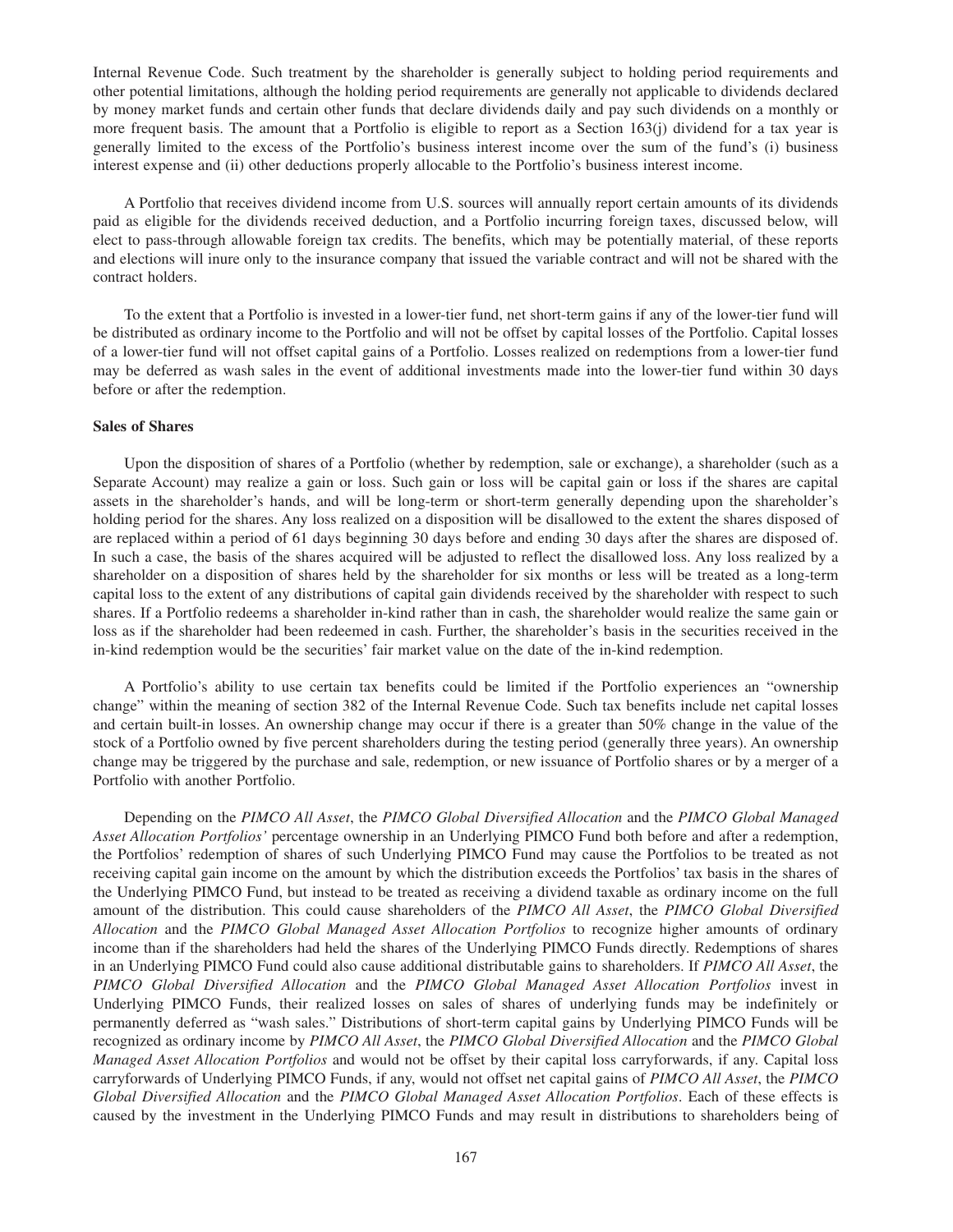Internal Revenue Code. Such treatment by the shareholder is generally subject to holding period requirements and other potential limitations, although the holding period requirements are generally not applicable to dividends declared by money market funds and certain other funds that declare dividends daily and pay such dividends on a monthly or more frequent basis. The amount that a Portfolio is eligible to report as a Section 163(j) dividend for a tax year is generally limited to the excess of the Portfolio's business interest income over the sum of the fund's (i) business interest expense and (ii) other deductions properly allocable to the Portfolio's business interest income.

A Portfolio that receives dividend income from U.S. sources will annually report certain amounts of its dividends paid as eligible for the dividends received deduction, and a Portfolio incurring foreign taxes, discussed below, will elect to pass-through allowable foreign tax credits. The benefits, which may be potentially material, of these reports and elections will inure only to the insurance company that issued the variable contract and will not be shared with the contract holders.

To the extent that a Portfolio is invested in a lower-tier fund, net short-term gains if any of the lower-tier fund will be distributed as ordinary income to the Portfolio and will not be offset by capital losses of the Portfolio. Capital losses of a lower-tier fund will not offset capital gains of a Portfolio. Losses realized on redemptions from a lower-tier fund may be deferred as wash sales in the event of additional investments made into the lower-tier fund within 30 days before or after the redemption.

**Sales of Shares**

Upon the disposition of shares of a Portfolio (whether by redemption, sale or exchange), a shareholder (such as a Separate Account) may realize a gain or loss. Such gain or loss will be capital gain or loss if the shares are capital assets in the shareholder's hands, and will be long-term or short-term generally depending upon the shareholder's holding period for the shares. Any loss realized on a disposition will be disallowed to the extent the shares disposed of are replaced within a period of 61 days beginning 30 days before and ending 30 days after the shares are disposed of. In such a case, the basis of the shares acquired will be adjusted to reflect the disallowed loss. Any loss realized by a shareholder on a disposition of shares held by the shareholder for six months or less will be treated as a long-term capital loss to the extent of any distributions of capital gain dividends received by the shareholder with respect to such shares. If a Portfolio redeems a shareholder in-kind rather than in cash, the shareholder would realize the same gain or loss as if the shareholder had been redeemed in cash. Further, the shareholder's basis in the securities received in the in-kind redemption would be the securities' fair market value on the date of the in-kind redemption.

A Portfolio's ability to use certain tax benefits could be limited if the Portfolio experiences an "ownership change" within the meaning of section 382 of the Internal Revenue Code. Such tax benefits include net capital losses and certain built-in losses. An ownership change may occur if there is a greater than 50% change in the value of the stock of a Portfolio owned by five percent shareholders during the testing period (generally three years). An ownership change may be triggered by the purchase and sale, redemption, or new issuance of Portfolio shares or by a merger of a Portfolio with another Portfolio.

Depending on the *PIMCO All Asset*, the *PIMCO Global Diversified Allocation* and the *PIMCO Global Managed Asset Allocation Portfolios'* percentage ownership in an Underlying PIMCO Fund both before and after a redemption, the Portfolios' redemption of shares of such Underlying PIMCO Fund may cause the Portfolios to be treated as not receiving capital gain income on the amount by which the distribution exceeds the Portfolios' tax basis in the shares of the Underlying PIMCO Fund, but instead to be treated as receiving a dividend taxable as ordinary income on the full amount of the distribution. This could cause shareholders of the *PIMCO All Asset*, the *PIMCO Global Diversified Allocation* and the *PIMCO Global Managed Asset Allocation Portfolios* to recognize higher amounts of ordinary income than if the shareholders had held the shares of the Underlying PIMCO Funds directly. Redemptions of shares in an Underlying PIMCO Fund could also cause additional distributable gains to shareholders. If *PIMCO All Asset*, the *PIMCO Global Diversified Allocation* and the *PIMCO Global Managed Asset Allocation Portfolios* invest in Underlying PIMCO Funds, their realized losses on sales of shares of underlying funds may be indefinitely or permanently deferred as "wash sales." Distributions of short-term capital gains by Underlying PIMCO Funds will be recognized as ordinary income by *PIMCO All Asset*, the *PIMCO Global Diversified Allocation* and the *PIMCO Global Managed Asset Allocation Portfolios* and would not be offset by their capital loss carryforwards, if any. Capital loss carryforwards of Underlying PIMCO Funds, if any, would not offset net capital gains of *PIMCO All Asset*, the *PIMCO Global Diversified Allocation* and the *PIMCO Global Managed Asset Allocation Portfolios*. Each of these effects is caused by the investment in the Underlying PIMCO Funds and may result in distributions to shareholders being of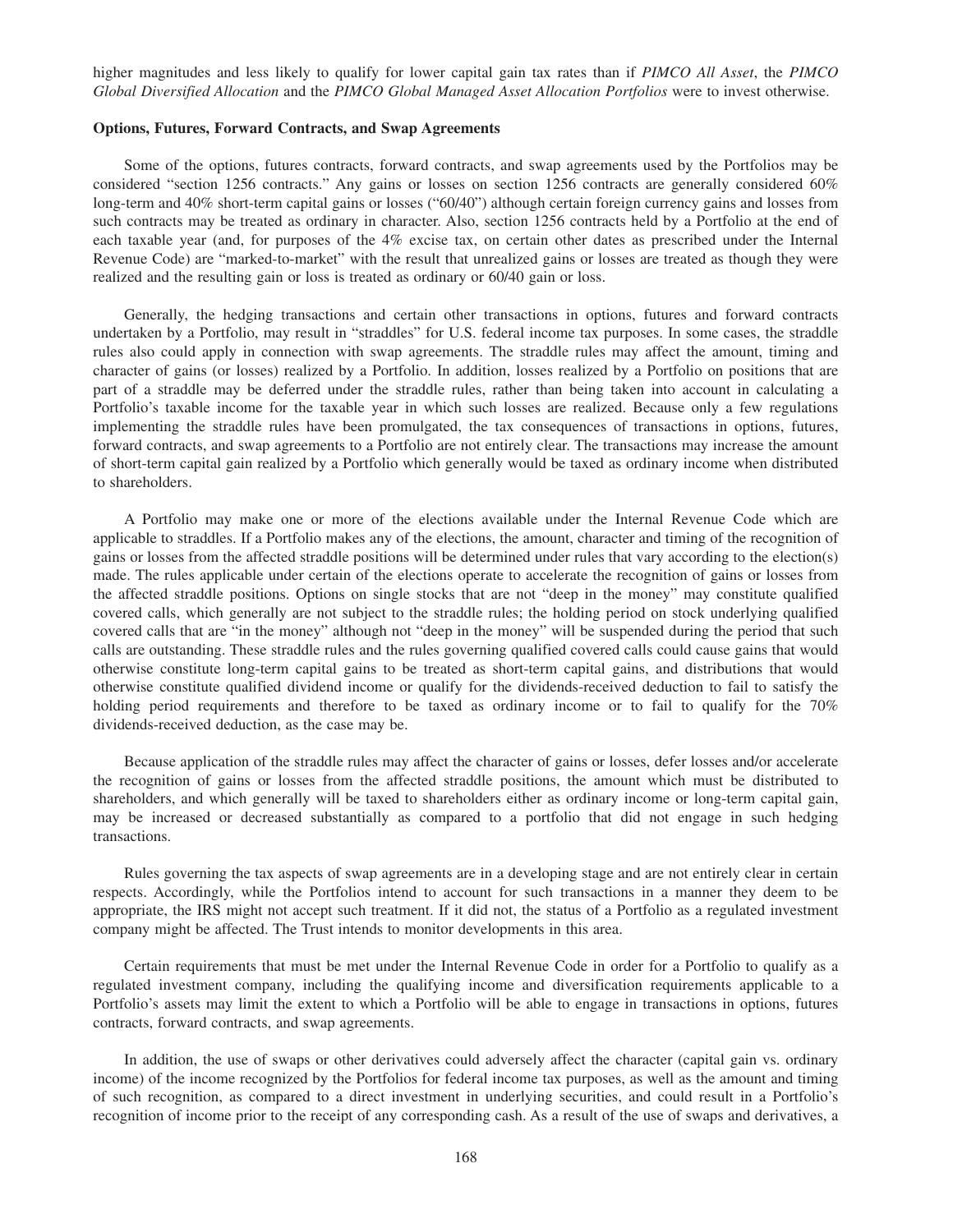higher magnitudes and less likely to qualify for lower capital gain tax rates than if *PIMCO All Asset*, the *PIMCO Global Diversified Allocation* and the *PIMCO Global Managed Asset Allocation Portfolios* were to invest otherwise.

**Options, Futures, Forward Contracts, and Swap Agreements**

Some of the options, futures contracts, forward contracts, and swap agreements used by the Portfolios may be considered "section 1256 contracts." Any gains or losses on section 1256 contracts are generally considered 60% long-term and 40% short-term capital gains or losses ("60/40") although certain foreign currency gains and losses from such contracts may be treated as ordinary in character. Also, section 1256 contracts held by a Portfolio at the end of each taxable year (and, for purposes of the 4% excise tax, on certain other dates as prescribed under the Internal Revenue Code) are "marked-to-market" with the result that unrealized gains or losses are treated as though they were realized and the resulting gain or loss is treated as ordinary or 60/40 gain or loss.

Generally, the hedging transactions and certain other transactions in options, futures and forward contracts undertaken by a Portfolio, may result in "straddles" for U.S. federal income tax purposes. In some cases, the straddle rules also could apply in connection with swap agreements. The straddle rules may affect the amount, timing and character of gains (or losses) realized by a Portfolio. In addition, losses realized by a Portfolio on positions that are part of a straddle may be deferred under the straddle rules, rather than being taken into account in calculating a Portfolio's taxable income for the taxable year in which such losses are realized. Because only a few regulations implementing the straddle rules have been promulgated, the tax consequences of transactions in options, futures, forward contracts, and swap agreements to a Portfolio are not entirely clear. The transactions may increase the amount of short-term capital gain realized by a Portfolio which generally would be taxed as ordinary income when distributed to shareholders.

A Portfolio may make one or more of the elections available under the Internal Revenue Code which are applicable to straddles. If a Portfolio makes any of the elections, the amount, character and timing of the recognition of gains or losses from the affected straddle positions will be determined under rules that vary according to the election(s) made. The rules applicable under certain of the elections operate to accelerate the recognition of gains or losses from the affected straddle positions. Options on single stocks that are not "deep in the money" may constitute qualified covered calls, which generally are not subject to the straddle rules; the holding period on stock underlying qualified covered calls that are "in the money" although not "deep in the money" will be suspended during the period that such calls are outstanding. These straddle rules and the rules governing qualified covered calls could cause gains that would otherwise constitute long-term capital gains to be treated as short-term capital gains, and distributions that would otherwise constitute qualified dividend income or qualify for the dividends-received deduction to fail to satisfy the holding period requirements and therefore to be taxed as ordinary income or to fail to qualify for the 70% dividends-received deduction, as the case may be.

Because application of the straddle rules may affect the character of gains or losses, defer losses and/or accelerate the recognition of gains or losses from the affected straddle positions, the amount which must be distributed to shareholders, and which generally will be taxed to shareholders either as ordinary income or long-term capital gain, may be increased or decreased substantially as compared to a portfolio that did not engage in such hedging transactions.

Rules governing the tax aspects of swap agreements are in a developing stage and are not entirely clear in certain respects. Accordingly, while the Portfolios intend to account for such transactions in a manner they deem to be appropriate, the IRS might not accept such treatment. If it did not, the status of a Portfolio as a regulated investment company might be affected. The Trust intends to monitor developments in this area.

Certain requirements that must be met under the Internal Revenue Code in order for a Portfolio to qualify as a regulated investment company, including the qualifying income and diversification requirements applicable to a Portfolio's assets may limit the extent to which a Portfolio will be able to engage in transactions in options, futures contracts, forward contracts, and swap agreements.

In addition, the use of swaps or other derivatives could adversely affect the character (capital gain vs. ordinary income) of the income recognized by the Portfolios for federal income tax purposes, as well as the amount and timing of such recognition, as compared to a direct investment in underlying securities, and could result in a Portfolio's recognition of income prior to the receipt of any corresponding cash. As a result of the use of swaps and derivatives, a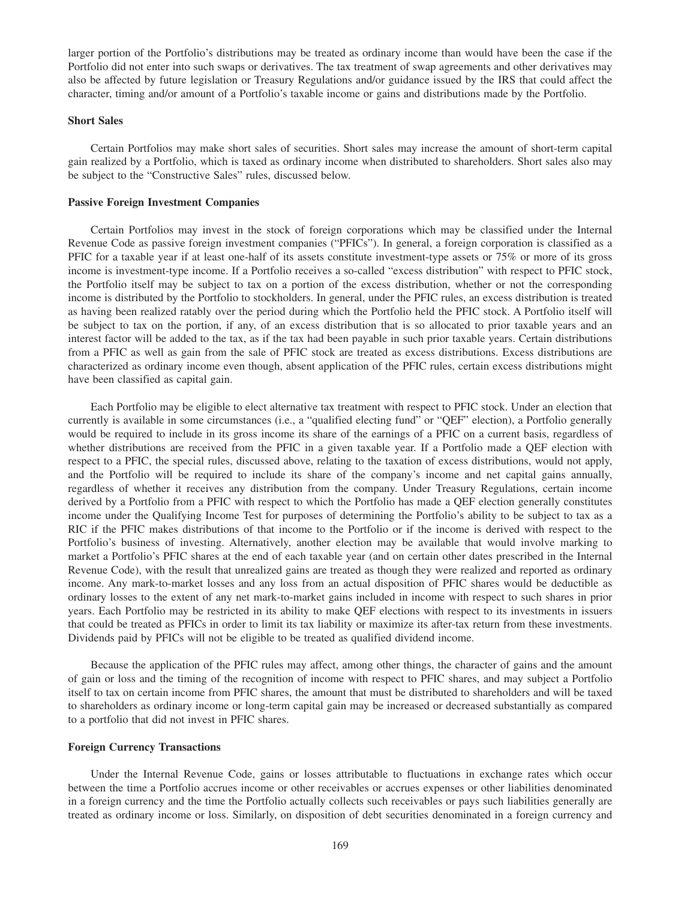larger portion of the Portfolio's distributions may be treated as ordinary income than would have been the case if the Portfolio did not enter into such swaps or derivatives. The tax treatment of swap agreements and other derivatives may also be affected by future legislation or Treasury Regulations and/or guidance issued by the IRS that could affect the character, timing and/or amount of a Portfolio's taxable income or gains and distributions made by the Portfolio.

### Short Sales

Certain Portfolios may make short sales of securities. Short sales may increase the amount of short-term capital gain realized by a Portfolio, which is taxed as ordinary income when distributed to shareholders. Short sales also may be subject to the "Constructive Sales" rules, discussed below.

### Passive Foreign Investment Companies

Certain Portfolios may invest in the stock of foreign corporations which may be classified under the Internal Revenue Code as passive foreign investment companies ("PFICs"). In general, a foreign corporation is classified as a PFIC for a taxable year if at least one-half of its assets constitute investment-type assets or 75% or more of its gross income is investment-type income. If a Portfolio receives a so-called "excess distribution" with respect to PFIC stock, the Portfolio itself may be subject to tax on a portion of the excess distribution, whether or not the corresponding income is distributed by the Portfolio to stockholders. In general, under the PFIC rules, an excess distribution is treated as having been realized ratably over the period during which the Portfolio held the PFIC stock. A Portfolio itself will be subject to tax on the portion, if any, of an excess distribution that is so allocated to prior taxable years and an interest factor will be added to the tax, as if the tax had been payable in such prior taxable years. Certain distributions from a PFIC as well as gain from the sale of PFIC stock are treated as excess distributions. Excess distributions are characterized as ordinary income even though, absent application of the PFIC rules, certain excess distributions might have been classified as capital gain.

Each Portfolio may be eligible to elect alternative tax treatment with respect to PFIC stock. Under an election that currently is available in some circumstances (i.e., a "qualified electing fund" or "QEF" election), a Portfolio generally would be required to include in its gross income its share of the earnings of a PFIC on a current basis, regardless of whether distributions are received from the PFIC in a given taxable year. If a Portfolio made a QEF election with respect to a PFIC, the special rules, discussed above, relating to the taxation of excess distributions, would not apply, and the Portfolio will be required to include its share of the company's income and net capital gains annually, regardless of whether it receives any distribution from the company. Under Treasury Regulations, certain income derived by a Portfolio from a PFIC with respect to which the Portfolio has made a QEF election generally constitutes income under the Qualifying Income Test for purposes of determining the Portfolio's ability to be subject to tax as a RIC if the PFIC makes distributions of that income to the Portfolio or if the income is derived with respect to the Portfolio's business of investing. Alternatively, another election may be available that would involve marking to market a Portfolio's PFIC shares at the end of each taxable year (and on certain other dates prescribed in the Internal Revenue Code), with the result that unrealized gains are treated as though they were realized and reported as ordinary income. Any mark-to-market losses and any loss from an actual disposition of PFIC shares would be deductible as ordinary losses to the extent of any net mark-to-market gains included in income with respect to such shares in prior years. Each Portfolio may be restricted in its ability to make QEF elections with respect to its investments in issuers that could be treated as PFICs in order to limit its tax liability or maximize its after-tax return from these investments. Dividends paid by PFICs will not be eligible to be treated as qualified dividend income.

Because the application of the PFIC rules may affect, among other things, the character of gains and the amount of gain or loss and the timing of the recognition of income with respect to PFIC shares, and may subject a Portfolio itself to tax on certain income from PFIC shares, the amount that must be distributed to shareholders and will be taxed to shareholders as ordinary income or long-term capital gain may be increased or decreased substantially as compared to a portfolio that did not invest in PFIC shares.

### Foreign Currency Transactions

Under the Internal Revenue Code, gains or losses attributable to fluctuations in exchange rates which occur between the time a Portfolio accrues income or other receivables or accrues expenses or other liabilities denominated in a foreign currency and the time the Portfolio actually collects such receivables or pays such liabilities generally are treated as ordinary income or loss. Similarly, on disposition of debt securities denominated in a foreign currency and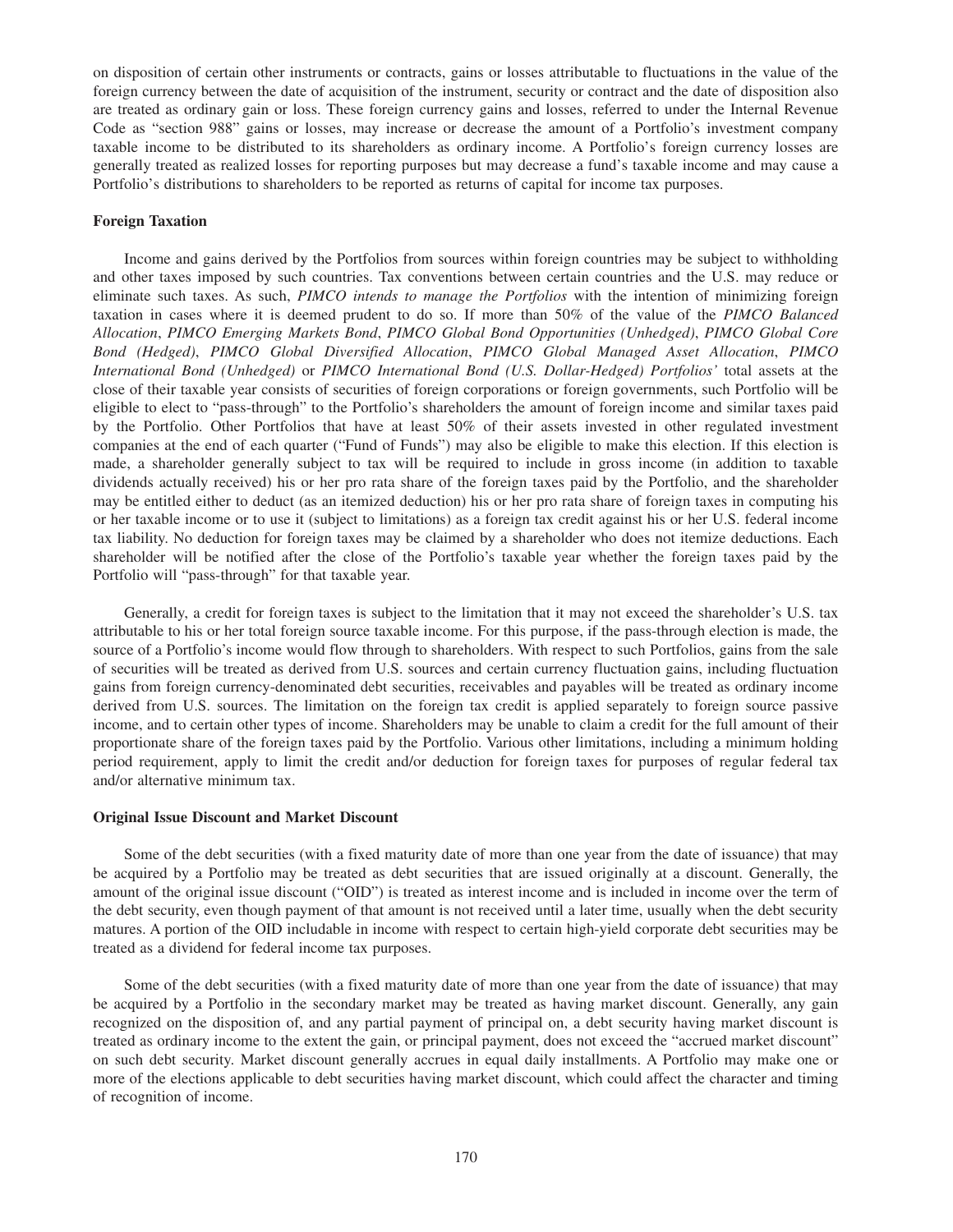on disposition of certain other instruments or contracts, gains or losses attributable to fluctuations in the value of the foreign currency between the date of acquisition of the instrument, security or contract and the date of disposition also are treated as ordinary gain or loss. These foreign currency gains and losses, referred to under the Internal Revenue Code as "section 988" gains or losses, may increase or decrease the amount of a Portfolio's investment company taxable income to be distributed to its shareholders as ordinary income. A Portfolio's foreign currency losses are generally treated as realized losses for reporting purposes but may decrease a fund's taxable income and may cause a Portfolio's distributions to shareholders to be reported as returns of capital for income tax purposes.

**Foreign Taxation**

Income and gains derived by the Portfolios from sources within foreign countries may be subject to withholding and other taxes imposed by such countries. Tax conventions between certain countries and the U.S. may reduce or eliminate such taxes. As such, *PIMCO intends to manage the Portfolios* with the intention of minimizing foreign taxation in cases where it is deemed prudent to do so. If more than 50% of the value of the *PIMCO Balanced Allocation*, *PIMCO Emerging Markets Bond*, *PIMCO Global Bond Opportunities (Unhedged)*, *PIMCO Global Core Bond (Hedged)*, *PIMCO Global Diversified Allocation*, *PIMCO Global Managed Asset Allocation*, *PIMCO International Bond (Unhedged)* or *PIMCO International Bond (U.S. Dollar-Hedged) Portfolios'* total assets at the close of their taxable year consists of securities of foreign corporations or foreign governments, such Portfolio will be eligible to elect to "pass-through" to the Portfolio's shareholders the amount of foreign income and similar taxes paid by the Portfolio. Other Portfolios that have at least 50% of their assets invested in other regulated investment companies at the end of each quarter ("Fund of Funds") may also be eligible to make this election. If this election is made, a shareholder generally subject to tax will be required to include in gross income (in addition to taxable dividends actually received) his or her pro rata share of the foreign taxes paid by the Portfolio, and the shareholder may be entitled either to deduct (as an itemized deduction) his or her pro rata share of foreign taxes in computing his or her taxable income or to use it (subject to limitations) as a foreign tax credit against his or her U.S. federal income tax liability. No deduction for foreign taxes may be claimed by a shareholder who does not itemize deductions. Each shareholder will be notified after the close of the Portfolio's taxable year whether the foreign taxes paid by the Portfolio will "pass-through" for that taxable year.

Generally, a credit for foreign taxes is subject to the limitation that it may not exceed the shareholder's U.S. tax attributable to his or her total foreign source taxable income. For this purpose, if the pass-through election is made, the source of a Portfolio's income would flow through to shareholders. With respect to such Portfolios, gains from the sale of securities will be treated as derived from U.S. sources and certain currency fluctuation gains, including fluctuation gains from foreign currency-denominated debt securities, receivables and payables will be treated as ordinary income derived from U.S. sources. The limitation on the foreign tax credit is applied separately to foreign source passive income, and to certain other types of income. Shareholders may be unable to claim a credit for the full amount of their proportionate share of the foreign taxes paid by the Portfolio. Various other limitations, including a minimum holding period requirement, apply to limit the credit and/or deduction for foreign taxes for purposes of regular federal tax and/or alternative minimum tax.

**Original Issue Discount and Market Discount**

Some of the debt securities (with a fixed maturity date of more than one year from the date of issuance) that may be acquired by a Portfolio may be treated as debt securities that are issued originally at a discount. Generally, the amount of the original issue discount ("OID") is treated as interest income and is included in income over the term of the debt security, even though payment of that amount is not received until a later time, usually when the debt security matures. A portion of the OID includable in income with respect to certain high-yield corporate debt securities may be treated as a dividend for federal income tax purposes.

Some of the debt securities (with a fixed maturity date of more than one year from the date of issuance) that may be acquired by a Portfolio in the secondary market may be treated as having market discount. Generally, any gain recognized on the disposition of, and any partial payment of principal on, a debt security having market discount is treated as ordinary income to the extent the gain, or principal payment, does not exceed the "accrued market discount" on such debt security. Market discount generally accrues in equal daily installments. A Portfolio may make one or more of the elections applicable to debt securities having market discount, which could affect the character and timing of recognition of income.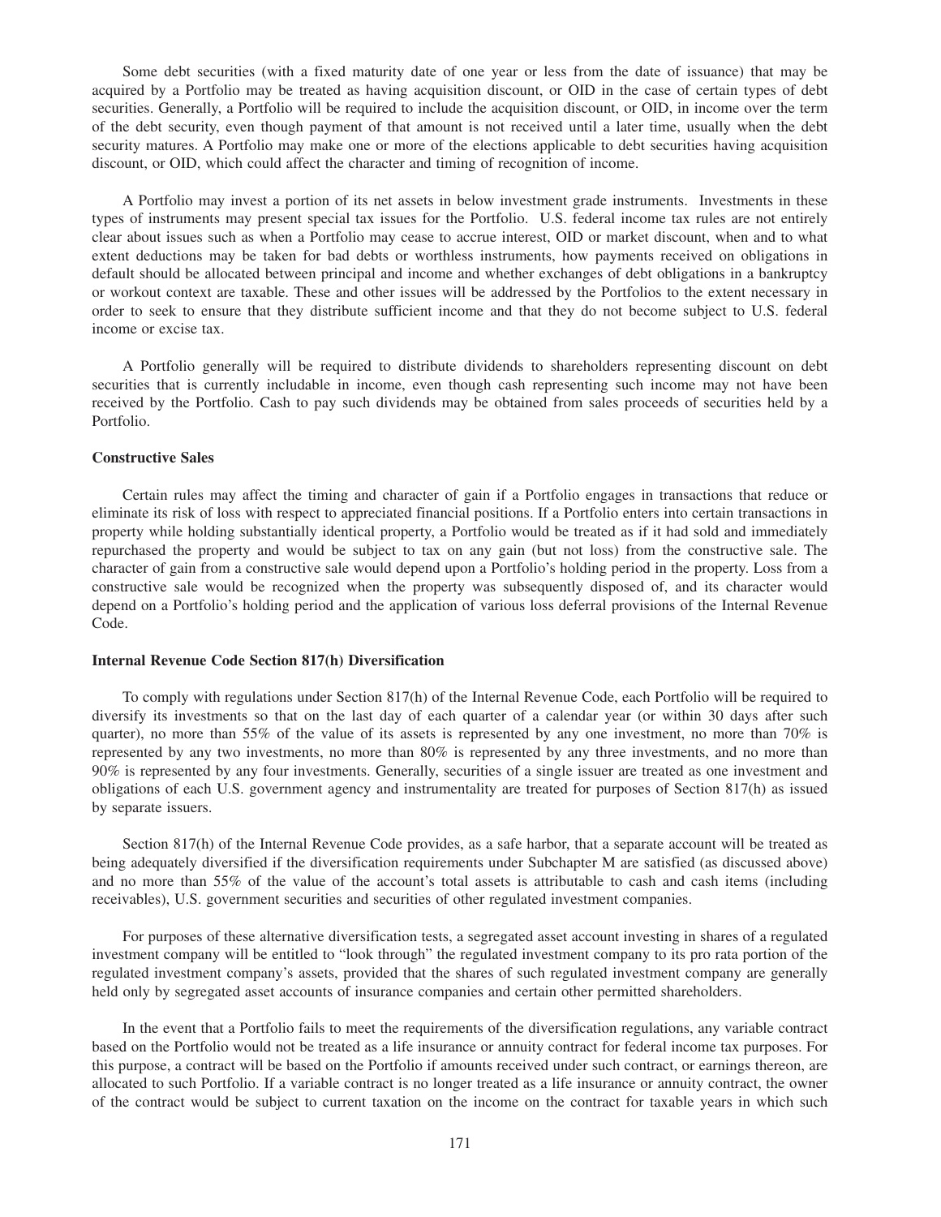Some debt securities (with a fixed maturity date of one year or less from the date of issuance) that may be acquired by a Portfolio may be treated as having acquisition discount, or OID in the case of certain types of debt securities. Generally, a Portfolio will be required to include the acquisition discount, or OID, in income over the term of the debt security, even though payment of that amount is not received until a later time, usually when the debt security matures. A Portfolio may make one or more of the elections applicable to debt securities having acquisition discount, or OID, which could affect the character and timing of recognition of income.

A Portfolio may invest a portion of its net assets in below investment grade instruments. Investments in these types of instruments may present special tax issues for the Portfolio. U.S. federal income tax rules are not entirely clear about issues such as when a Portfolio may cease to accrue interest, OID or market discount, when and to what extent deductions may be taken for bad debts or worthless instruments, how payments received on obligations in default should be allocated between principal and income and whether exchanges of debt obligations in a bankruptcy or workout context are taxable. These and other issues will be addressed by the Portfolios to the extent necessary in order to seek to ensure that they distribute sufficient income and that they do not become subject to U.S. federal income or excise tax.

A Portfolio generally will be required to distribute dividends to shareholders representing discount on debt securities that is currently includable in income, even though cash representing such income may not have been received by the Portfolio. Cash to pay such dividends may be obtained from sales proceeds of securities held by a Portfolio.

**Constructive Sales**

Certain rules may affect the timing and character of gain if a Portfolio engages in transactions that reduce or eliminate its risk of loss with respect to appreciated financial positions. If a Portfolio enters into certain transactions in property while holding substantially identical property, a Portfolio would be treated as if it had sold and immediately repurchased the property and would be subject to tax on any gain (but not loss) from the constructive sale. The character of gain from a constructive sale would depend upon a Portfolio's holding period in the property. Loss from a constructive sale would be recognized when the property was subsequently disposed of, and its character would depend on a Portfolio's holding period and the application of various loss deferral provisions of the Internal Revenue Code.

**Internal Revenue Code Section 817(h) Diversification**

To comply with regulations under Section 817(h) of the Internal Revenue Code, each Portfolio will be required to diversify its investments so that on the last day of each quarter of a calendar year (or within 30 days after such quarter), no more than 55% of the value of its assets is represented by any one investment, no more than 70% is represented by any two investments, no more than 80% is represented by any three investments, and no more than 90% is represented by any four investments. Generally, securities of a single issuer are treated as one investment and obligations of each U.S. government agency and instrumentality are treated for purposes of Section 817(h) as issued by separate issuers.

Section 817(h) of the Internal Revenue Code provides, as a safe harbor, that a separate account will be treated as being adequately diversified if the diversification requirements under Subchapter M are satisfied (as discussed above) and no more than 55% of the value of the account's total assets is attributable to cash and cash items (including receivables), U.S. government securities and securities of other regulated investment companies.

For purposes of these alternative diversification tests, a segregated asset account investing in shares of a regulated investment company will be entitled to "look through" the regulated investment company to its pro rata portion of the regulated investment company's assets, provided that the shares of such regulated investment company are generally held only by segregated asset accounts of insurance companies and certain other permitted shareholders.

In the event that a Portfolio fails to meet the requirements of the diversification regulations, any variable contract based on the Portfolio would not be treated as a life insurance or annuity contract for federal income tax purposes. For this purpose, a contract will be based on the Portfolio if amounts received under such contract, or earnings thereon, are allocated to such Portfolio. If a variable contract is no longer treated as a life insurance or annuity contract, the owner of the contract would be subject to current taxation on the income on the contract for taxable years in which such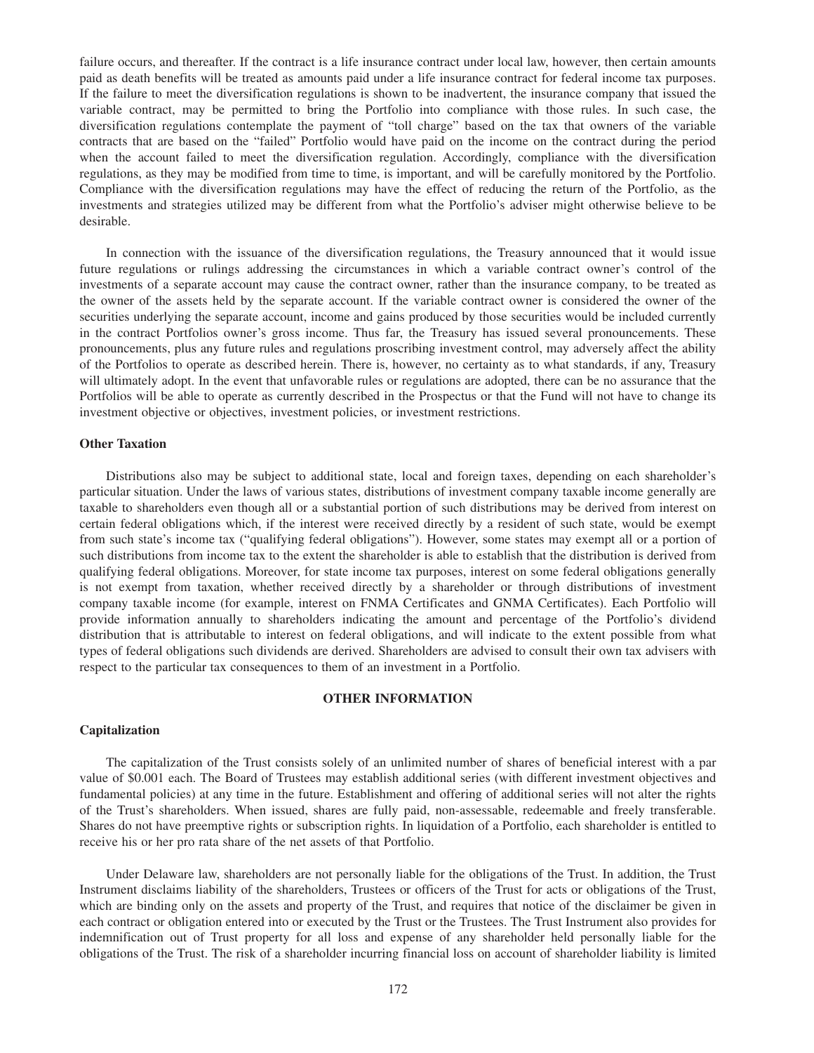failure occurs, and thereafter. If the contract is a life insurance contract under local law, however, then certain amounts paid as death benefits will be treated as amounts paid under a life insurance contract for federal income tax purposes. If the failure to meet the diversification regulations is shown to be inadvertent, the insurance company that issued the variable contract, may be permitted to bring the Portfolio into compliance with those rules. In such case, the diversification regulations contemplate the payment of "toll charge" based on the tax that owners of the variable contracts that are based on the "failed" Portfolio would have paid on the income on the contract during the period when the account failed to meet the diversification regulation. Accordingly, compliance with the diversification regulations, as they may be modified from time to time, is important, and will be carefully monitored by the Portfolio. Compliance with the diversification regulations may have the effect of reducing the return of the Portfolio, as the investments and strategies utilized may be different from what the Portfolio's adviser might otherwise believe to be desirable.

In connection with the issuance of the diversification regulations, the Treasury announced that it would issue future regulations or rulings addressing the circumstances in which a variable contract owner's control of the investments of a separate account may cause the contract owner, rather than the insurance company, to be treated as the owner of the assets held by the separate account. If the variable contract owner is considered the owner of the securities underlying the separate account, income and gains produced by those securities would be included currently in the contract Portfolios owner's gross income. Thus far, the Treasury has issued several pronouncements. These pronouncements, plus any future rules and regulations proscribing investment control, may adversely affect the ability of the Portfolios to operate as described herein. There is, however, no certainty as to what standards, if any, Treasury will ultimately adopt. In the event that unfavorable rules or regulations are adopted, there can be no assurance that the Portfolios will be able to operate as currently described in the Prospectus or that the Fund will not have to change its investment objective or objectives, investment policies, or investment restrictions.

**Other Taxation**

Distributions also may be subject to additional state, local and foreign taxes, depending on each shareholder's particular situation. Under the laws of various states, distributions of investment company taxable income generally are taxable to shareholders even though all or a substantial portion of such distributions may be derived from interest on certain federal obligations which, if the interest were received directly by a resident of such state, would be exempt from such state's income tax ("qualifying federal obligations"). However, some states may exempt all or a portion of such distributions from income tax to the extent the shareholder is able to establish that the distribution is derived from qualifying federal obligations. Moreover, for state income tax purposes, interest on some federal obligations generally is not exempt from taxation, whether received directly by a shareholder or through distributions of investment company taxable income (for example, interest on FNMA Certificates and GNMA Certificates). Each Portfolio will provide information annually to shareholders indicating the amount and percentage of the Portfolio's dividend distribution that is attributable to interest on federal obligations, and will indicate to the extent possible from what types of federal obligations such dividends are derived. Shareholders are advised to consult their own tax advisers with respect to the particular tax consequences to them of an investment in a Portfolio.

## OTHER INFORMATION

**Capitalization**

The capitalization of the Trust consists solely of an unlimited number of shares of beneficial interest with a par value of $0.001 each. The Board of Trustees may establish additional series (with different investment objectives and fundamental policies) at any time in the future. Establishment and offering of additional series will not alter the rights of the Trust's shareholders. When issued, shares are fully paid, non-assessable, redeemable and freely transferable. Shares do not have preemptive rights or subscription rights. In liquidation of a Portfolio, each shareholder is entitled to receive his or her pro rata share of the net assets of that Portfolio.

Under Delaware law, shareholders are not personally liable for the obligations of the Trust. In addition, the Trust Instrument disclaims liability of the shareholders, Trustees or officers of the Trust for acts or obligations of the Trust, which are binding only on the assets and property of the Trust, and requires that notice of the disclaimer be given in each contract or obligation entered into or executed by the Trust or the Trustees. The Trust Instrument also provides for indemnification out of Trust property for all loss and expense of any shareholder held personally liable for the obligations of the Trust. The risk of a shareholder incurring financial loss on account of shareholder liability is limited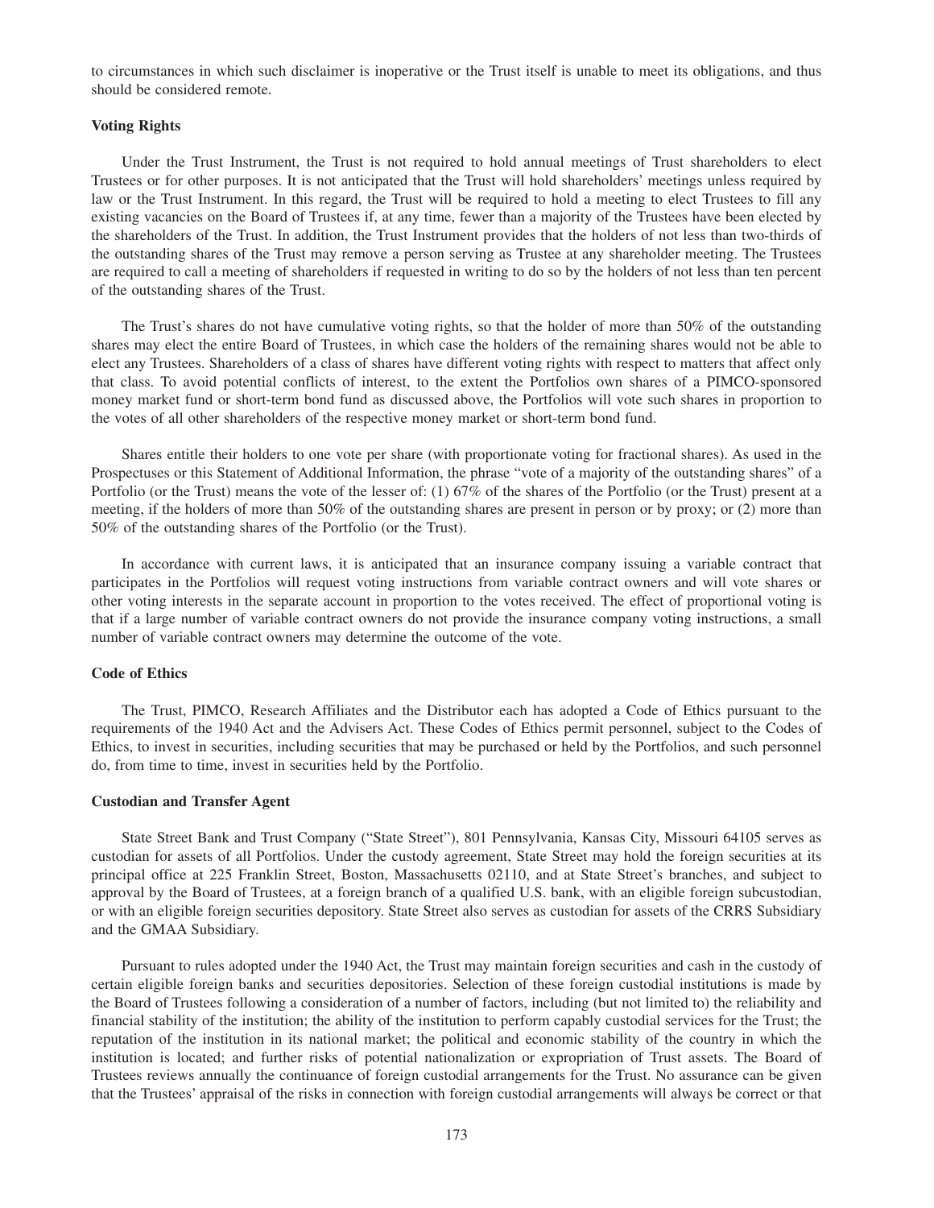to circumstances in which such disclaimer is inoperative or the Trust itself is unable to meet its obligations, and thus should be considered remote.

### Voting Rights

Under the Trust Instrument, the Trust is not required to hold annual meetings of Trust shareholders to elect Trustees or for other purposes. It is not anticipated that the Trust will hold shareholders' meetings unless required by law or the Trust Instrument. In this regard, the Trust will be required to hold a meeting to elect Trustees to fill any existing vacancies on the Board of Trustees if, at any time, fewer than a majority of the Trustees have been elected by the shareholders of the Trust. In addition, the Trust Instrument provides that the holders of not less than two-thirds of the outstanding shares of the Trust may remove a person serving as Trustee at any shareholder meeting. The Trustees are required to call a meeting of shareholders if requested in writing to do so by the holders of not less than ten percent of the outstanding shares of the Trust.

The Trust's shares do not have cumulative voting rights, so that the holder of more than 50% of the outstanding shares may elect the entire Board of Trustees, in which case the holders of the remaining shares would not be able to elect any Trustees. Shareholders of a class of shares have different voting rights with respect to matters that affect only that class. To avoid potential conflicts of interest, to the extent the Portfolios own shares of a PIMCO-sponsored money market fund or short-term bond fund as discussed above, the Portfolios will vote such shares in proportion to the votes of all other shareholders of the respective money market or short-term bond fund.

Shares entitle their holders to one vote per share (with proportionate voting for fractional shares). As used in the Prospectuses or this Statement of Additional Information, the phrase "vote of a majority of the outstanding shares" of a Portfolio (or the Trust) means the vote of the lesser of: (1) 67% of the shares of the Portfolio (or the Trust) present at a meeting, if the holders of more than 50% of the outstanding shares are present in person or by proxy; or (2) more than 50% of the outstanding shares of the Portfolio (or the Trust).

In accordance with current laws, it is anticipated that an insurance company issuing a variable contract that participates in the Portfolios will request voting instructions from variable contract owners and will vote shares or other voting interests in the separate account in proportion to the votes received. The effect of proportional voting is that if a large number of variable contract owners do not provide the insurance company voting instructions, a small number of variable contract owners may determine the outcome of the vote.

### Code of Ethics

The Trust, PIMCO, Research Affiliates and the Distributor each has adopted a Code of Ethics pursuant to the requirements of the 1940 Act and the Advisers Act. These Codes of Ethics permit personnel, subject to the Codes of Ethics, to invest in securities, including securities that may be purchased or held by the Portfolios, and such personnel do, from time to time, invest in securities held by the Portfolio.

### Custodian and Transfer Agent

State Street Bank and Trust Company ("State Street"), 801 Pennsylvania, Kansas City, Missouri 64105 serves as custodian for assets of all Portfolios. Under the custody agreement, State Street may hold the foreign securities at its principal office at 225 Franklin Street, Boston, Massachusetts 02110, and at State Street's branches, and subject to approval by the Board of Trustees, at a foreign branch of a qualified U.S. bank, with an eligible foreign subcustodian, or with an eligible foreign securities depository. State Street also serves as custodian for assets of the CRRS Subsidiary and the GMAA Subsidiary.

Pursuant to rules adopted under the 1940 Act, the Trust may maintain foreign securities and cash in the custody of certain eligible foreign banks and securities depositories. Selection of these foreign custodial institutions is made by the Board of Trustees following a consideration of a number of factors, including (but not limited to) the reliability and financial stability of the institution; the ability of the institution to perform capably custodial services for the Trust; the reputation of the institution in its national market; the political and economic stability of the country in which the institution is located; and further risks of potential nationalization or expropriation of Trust assets. The Board of Trustees reviews annually the continuance of foreign custodial arrangements for the Trust. No assurance can be given that the Trustees' appraisal of the risks in connection with foreign custodial arrangements will always be correct or that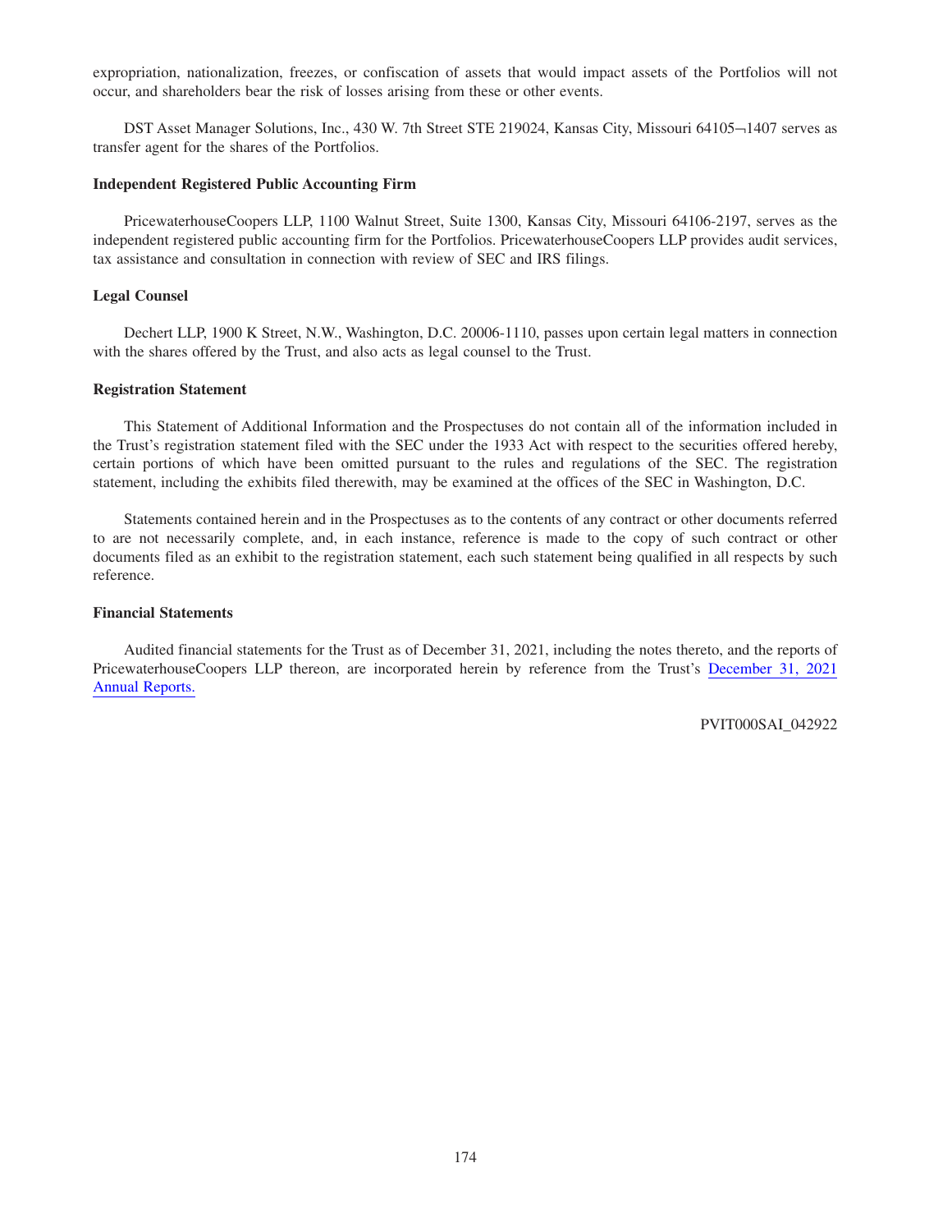expropriation, nationalization, freezes, or confiscation of assets that would impact assets of the Portfolios will not occur, and shareholders bear the risk of losses arising from these or other events.

DST Asset Manager Solutions, Inc., 430 W. 7th Street STE 219024, Kansas City, Missouri 64105¬1407 serves as transfer agent for the shares of the Portfolios.

**Independent Registered Public Accounting Firm**

PricewaterhouseCoopers LLP, 1100 Walnut Street, Suite 1300, Kansas City, Missouri 64106-2197, serves as the independent registered public accounting firm for the Portfolios. PricewaterhouseCoopers LLP provides audit services, tax assistance and consultation in connection with review of SEC and IRS filings.

**Legal Counsel**

Dechert LLP, 1900 K Street, N.W., Washington, D.C. 20006-1110, passes upon certain legal matters in connection with the shares offered by the Trust, and also acts as legal counsel to the Trust.

**Registration Statement**

This Statement of Additional Information and the Prospectuses do not contain all of the information included in the Trust's registration statement filed with the SEC under the 1933 Act with respect to the securities offered hereby, certain portions of which have been omitted pursuant to the rules and regulations of the SEC. The registration statement, including the exhibits filed therewith, may be examined at the offices of the SEC in Washington, D.C.

Statements contained herein and in the Prospectuses as to the contents of any contract or other documents referred to are not necessarily complete, and, in each instance, reference is made to the copy of such contract or other documents filed as an exhibit to the registration statement, each such statement being qualified in all respects by such reference.

**Financial Statements**

Audited financial statements for the Trust as of December 31, 2021, including the notes thereto, and the reports of PricewaterhouseCoopers LLP thereon, are incorporated herein by reference from the Trust's December 31, 2021 Annual Reports.

PVIT000SAI_042922